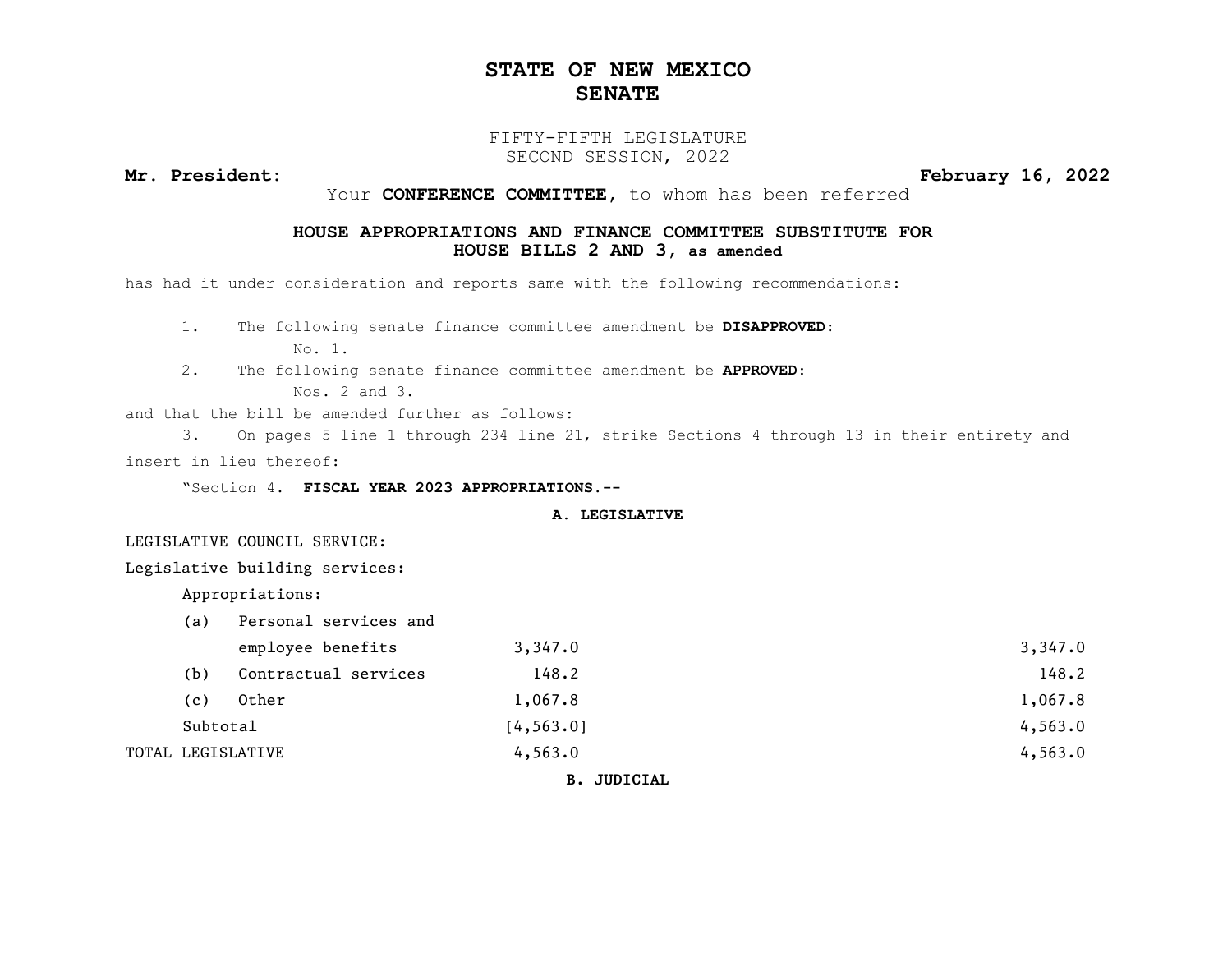# STATE OF NEW MEXICO
# SENATE

FIFTY-FIFTH LEGISLATURE
SECOND SESSION, 2022

**Mr. President:** **February 16, 2022**

Your **CONFERENCE COMMITTEE,** to whom has been referred

**HOUSE APPROPRIATIONS AND FINANCE COMMITTEE SUBSTITUTE FOR HOUSE BILLS 2 AND 3, as amended**

has had it under consideration and reports same with the following recommendations:

1. The following senate finance committee amendment be **DISAPPROVED:**
   No. 1.
2. The following senate finance committee amendment be **APPROVED:**
   Nos. 2 and 3.

and that the bill be amended further as follows:

3. On pages 5 line 1 through 234 line 21, strike Sections 4 through 13 in their entirety and insert in lieu thereof:

"Section 4. **FISCAL YEAR 2023 APPROPRIATIONS.--**

**A. LEGISLATIVE**

LEGISLATIVE COUNCIL SERVICE:

Legislative building services:

Appropriations:

| | | |
|---|---|---|
| (a) Personal services and employee benefits | 3,347.0 | 3,347.0 |
| (b) Contractual services | 148.2 | 148.2 |
| (c) Other | 1,067.8 | 1,067.8 |
| Subtotal | [4,563.0] | 4,563.0 |
| TOTAL LEGISLATIVE | 4,563.0 | 4,563.0 |

**B. JUDICIAL**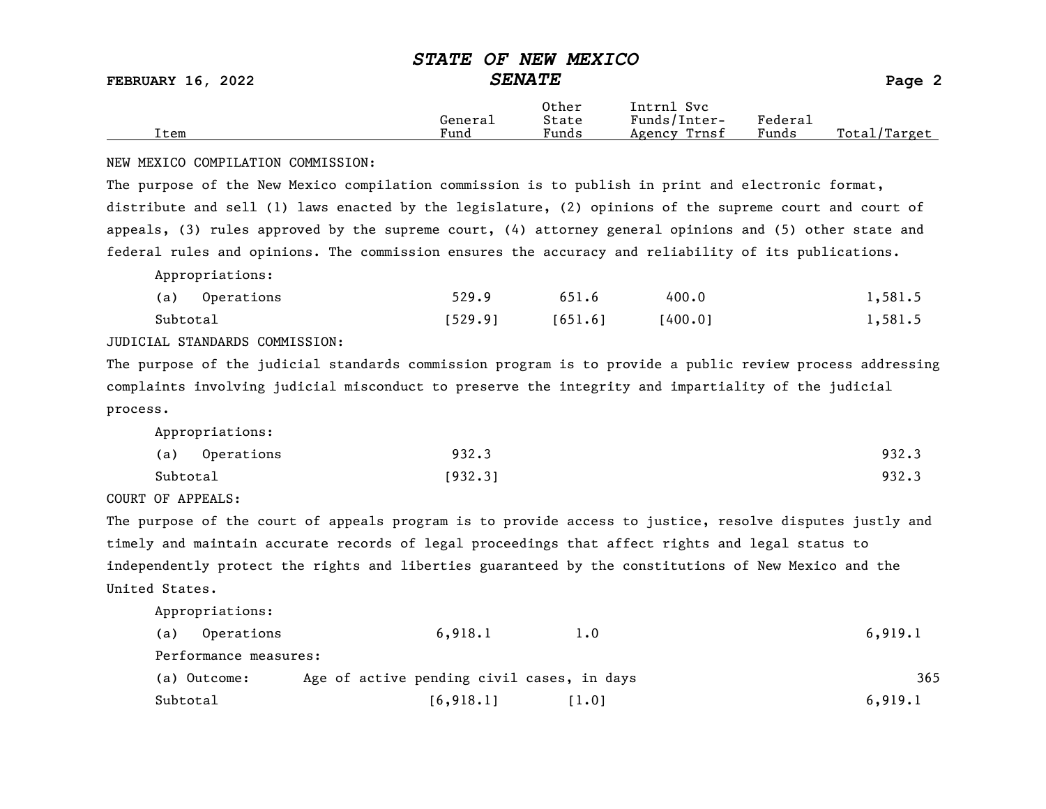| Item | General Fund | Other State Funds | Intrnl Svc Funds/Inter-Agency Trnsf | Federal Funds | Total/Target |
|---|---|---|---|---|---|

NEW MEXICO COMPILATION COMMISSION:

The purpose of the New Mexico compilation commission is to publish in print and electronic format, distribute and sell (1) laws enacted by the legislature, (2) opinions of the supreme court and court of appeals, (3) rules approved by the supreme court, (4) attorney general opinions and (5) other state and federal rules and opinions. The commission ensures the accuracy and reliability of its publications.

| Item | General Fund | Other State Funds | Intrnl Svc Funds/Inter-Agency Trnsf | Federal Funds | Total/Target |
|---|---|---|---|---|---|
| Appropriations: | | | | | |
| (a) Operations | 529.9 | 651.6 | 400.0 | | 1,581.5 |
| Subtotal | [529.9] | [651.6] | [400.0] | | 1,581.5 |

JUDICIAL STANDARDS COMMISSION:

The purpose of the judicial standards commission program is to provide a public review process addressing complaints involving judicial misconduct to preserve the integrity and impartiality of the judicial process.

| Item | General Fund | Other State Funds | Intrnl Svc Funds/Inter-Agency Trnsf | Federal Funds | Total/Target |
|---|---|---|---|---|---|
| Appropriations: | | | | | |
| (a) Operations | 932.3 | | | | 932.3 |
| Subtotal | [932.3] | | | | 932.3 |

COURT OF APPEALS:

The purpose of the court of appeals program is to provide access to justice, resolve disputes justly and timely and maintain accurate records of legal proceedings that affect rights and legal status to independently protect the rights and liberties guaranteed by the constitutions of New Mexico and the United States.

| Item | General Fund | Other State Funds | Intrnl Svc Funds/Inter-Agency Trnsf | Federal Funds | Total/Target |
|---|---|---|---|---|---|
| Appropriations: | | | | | |
| (a) Operations | 6,918.1 | 1.0 | | | 6,919.1 |
| Performance measures: | | | | | |
| (a) Outcome: Age of active pending civil cases, in days | | | | | 365 |
| Subtotal | [6,918.1] | [1.0] | | | 6,919.1 |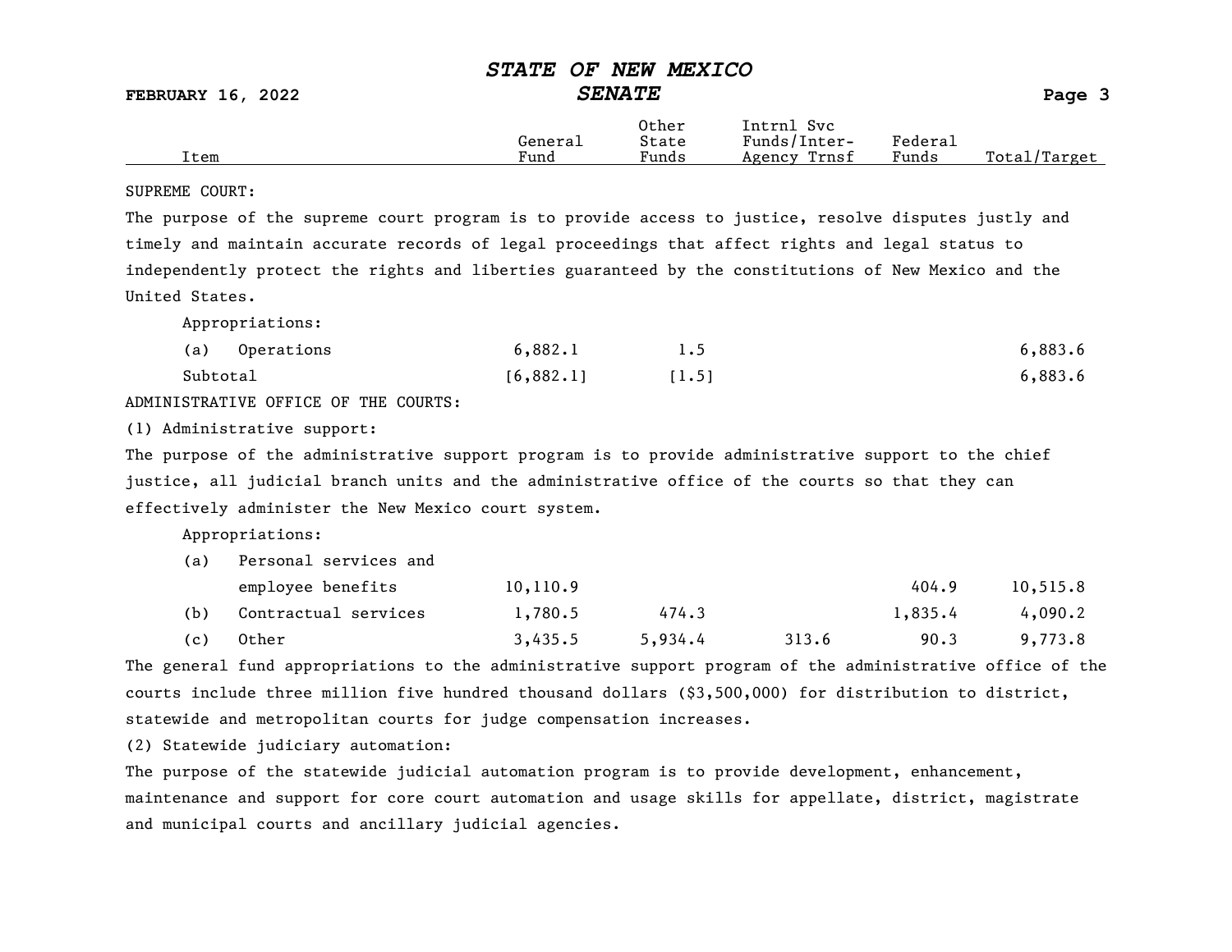| Item | General Fund | Other State Funds | Intrnl Svc Funds/Inter-Agency Trnsf | Federal Funds | Total/Target |
|---|---|---|---|---|---|

SUPREME COURT:

The purpose of the supreme court program is to provide access to justice, resolve disputes justly and timely and maintain accurate records of legal proceedings that affect rights and legal status to independently protect the rights and liberties guaranteed by the constitutions of New Mexico and the United States.

Appropriations:

| Item | General Fund | Other State Funds | Intrnl Svc Funds/Inter-Agency Trnsf | Federal Funds | Total/Target |
|---|---|---|---|---|---|
| (a) Operations | 6,882.1 | 1.5 | | | 6,883.6 |
| Subtotal | [6,882.1] | [1.5] | | | 6,883.6 |

ADMINISTRATIVE OFFICE OF THE COURTS:

(1) Administrative support:

The purpose of the administrative support program is to provide administrative support to the chief justice, all judicial branch units and the administrative office of the courts so that they can effectively administer the New Mexico court system.

Appropriations:

| Item | General Fund | Other State Funds | Intrnl Svc Funds/Inter-Agency Trnsf | Federal Funds | Total/Target |
|---|---|---|---|---|---|
| (a) Personal services and employee benefits | 10,110.9 | | | 404.9 | 10,515.8 |
| (b) Contractual services | 1,780.5 | 474.3 | | 1,835.4 | 4,090.2 |
| (c) Other | 3,435.5 | 5,934.4 | 313.6 | 90.3 | 9,773.8 |

The general fund appropriations to the administrative support program of the administrative office of the courts include three million five hundred thousand dollars ($3,500,000) for distribution to district, statewide and metropolitan courts for judge compensation increases.

(2) Statewide judiciary automation:

The purpose of the statewide judicial automation program is to provide development, enhancement, maintenance and support for core court automation and usage skills for appellate, district, magistrate and municipal courts and ancillary judicial agencies.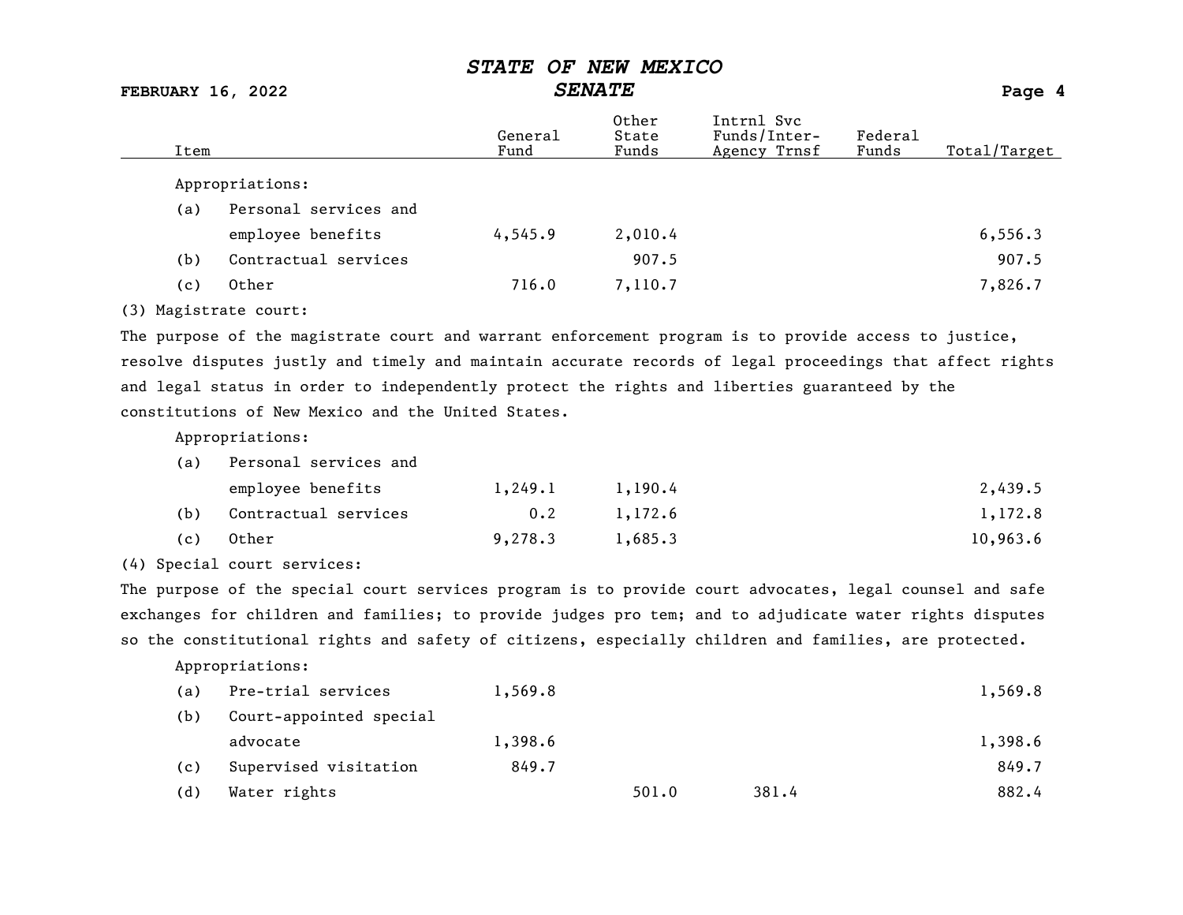| Item | General Fund | Other State Funds | Intrnl Svc Funds/Inter-Agency Trnsf | Federal Funds | Total/Target |
|---|---|---|---|---|---|
| Appropriations: | | | | | |
| (a) Personal services and employee benefits | 4,545.9 | 2,010.4 | | | 6,556.3 |
| (b) Contractual services | | 907.5 | | | 907.5 |
| (c) Other | 716.0 | 7,110.7 | | | 7,826.7 |

(3) Magistrate court:

The purpose of the magistrate court and warrant enforcement program is to provide access to justice, resolve disputes justly and timely and maintain accurate records of legal proceedings that affect rights and legal status in order to independently protect the rights and liberties guaranteed by the constitutions of New Mexico and the United States.

| Item | General Fund | Other State Funds | Intrnl Svc Funds/Inter-Agency Trnsf | Federal Funds | Total/Target |
|---|---|---|---|---|---|
| Appropriations: | | | | | |
| (a) Personal services and employee benefits | 1,249.1 | 1,190.4 | | | 2,439.5 |
| (b) Contractual services | 0.2 | 1,172.6 | | | 1,172.8 |
| (c) Other | 9,278.3 | 1,685.3 | | | 10,963.6 |

(4) Special court services:

The purpose of the special court services program is to provide court advocates, legal counsel and safe exchanges for children and families; to provide judges pro tem; and to adjudicate water rights disputes so the constitutional rights and safety of citizens, especially children and families, are protected.

| Item | General Fund | Other State Funds | Intrnl Svc Funds/Inter-Agency Trnsf | Federal Funds | Total/Target |
|---|---|---|---|---|---|
| Appropriations: | | | | | |
| (a) Pre-trial services | 1,569.8 | | | | 1,569.8 |
| (b) Court-appointed special advocate | 1,398.6 | | | | 1,398.6 |
| (c) Supervised visitation | 849.7 | | | | 849.7 |
| (d) Water rights | | 501.0 | 381.4 | | 882.4 |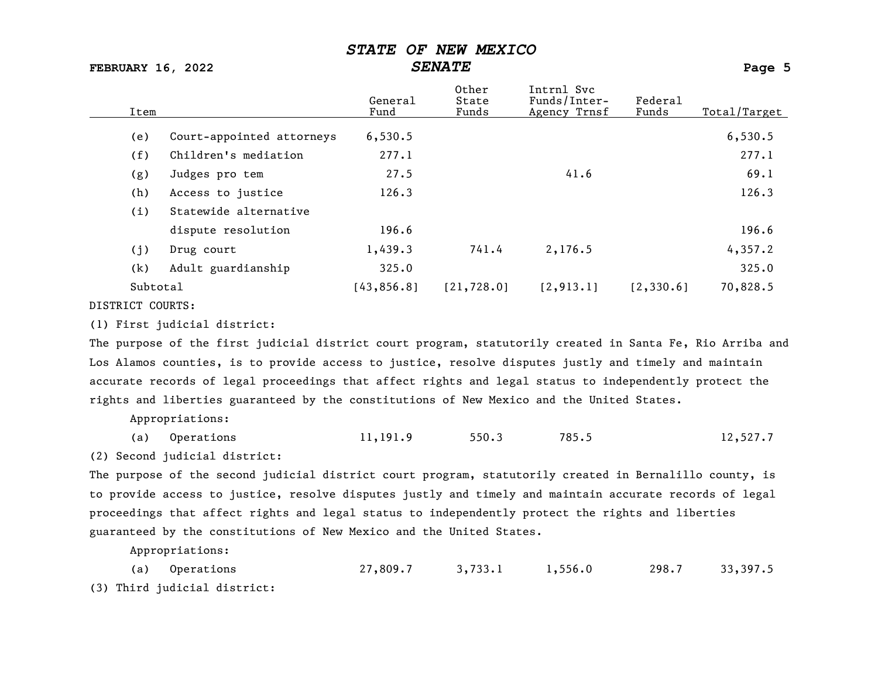| Item | General Fund | Other State Funds | Intrnl Svc Funds/Inter-Agency Trnsf | Federal Funds | Total/Target |
|---|---|---|---|---|---|
| (e) Court-appointed attorneys | 6,530.5 | | | | 6,530.5 |
| (f) Children's mediation | 277.1 | | | | 277.1 |
| (g) Judges pro tem | 27.5 | | 41.6 | | 69.1 |
| (h) Access to justice | 126.3 | | | | 126.3 |
| (i) Statewide alternative dispute resolution | 196.6 | | | | 196.6 |
| (j) Drug court | 1,439.3 | 741.4 | 2,176.5 | | 4,357.2 |
| (k) Adult guardianship | 325.0 | | | | 325.0 |
| Subtotal | [43,856.8] | [21,728.0] | [2,913.1] | [2,330.6] | 70,828.5 |

DISTRICT COURTS:

(1) First judicial district:

The purpose of the first judicial district court program, statutorily created in Santa Fe, Rio Arriba and Los Alamos counties, is to provide access to justice, resolve disputes justly and timely and maintain accurate records of legal proceedings that affect rights and legal status to independently protect the rights and liberties guaranteed by the constitutions of New Mexico and the United States.

Appropriations:

| Item | General Fund | Other State Funds | Intrnl Svc Funds/Inter-Agency Trnsf | Federal Funds | Total/Target |
|---|---|---|---|---|---|
| (a) Operations | 11,191.9 | 550.3 | 785.5 | | 12,527.7 |

(2) Second judicial district:

The purpose of the second judicial district court program, statutorily created in Bernalillo county, is to provide access to justice, resolve disputes justly and timely and maintain accurate records of legal proceedings that affect rights and legal status to independently protect the rights and liberties guaranteed by the constitutions of New Mexico and the United States.

Appropriations:

| Item | General Fund | Other State Funds | Intrnl Svc Funds/Inter-Agency Trnsf | Federal Funds | Total/Target |
|---|---|---|---|---|---|
| (a) Operations | 27,809.7 | 3,733.1 | 1,556.0 | 298.7 | 33,397.5 |

(3) Third judicial district: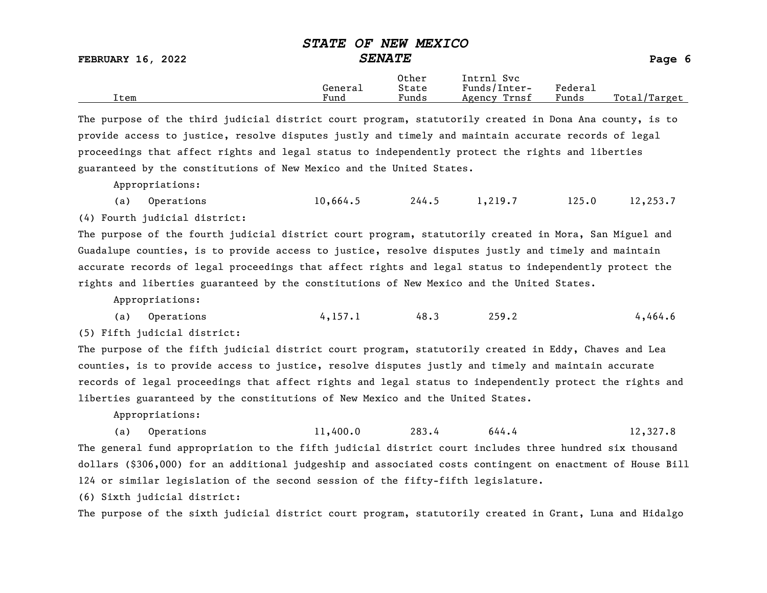| Item | General Fund | Other State Funds | Intrnl Svc Funds/Inter-Agency Trnsf | Federal Funds | Total/Target |
|---|---|---|---|---|---|

The purpose of the third judicial district court program, statutorily created in Dona Ana county, is to provide access to justice, resolve disputes justly and timely and maintain accurate records of legal proceedings that affect rights and legal status to independently protect the rights and liberties guaranteed by the constitutions of New Mexico and the United States.

Appropriations:

| Item | General Fund | Other State Funds | Intrnl Svc Funds/Inter-Agency Trnsf | Federal Funds | Total/Target |
|---|---|---|---|---|---|
| (a) Operations | 10,664.5 | 244.5 | 1,219.7 | 125.0 | 12,253.7 |

(4) Fourth judicial district:

The purpose of the fourth judicial district court program, statutorily created in Mora, San Miguel and Guadalupe counties, is to provide access to justice, resolve disputes justly and timely and maintain accurate records of legal proceedings that affect rights and legal status to independently protect the rights and liberties guaranteed by the constitutions of New Mexico and the United States.

Appropriations:

| Item | General Fund | Other State Funds | Intrnl Svc Funds/Inter-Agency Trnsf | Federal Funds | Total/Target |
|---|---|---|---|---|---|
| (a) Operations | 4,157.1 | 48.3 | 259.2 | | 4,464.6 |

(5) Fifth judicial district:

The purpose of the fifth judicial district court program, statutorily created in Eddy, Chaves and Lea counties, is to provide access to justice, resolve disputes justly and timely and maintain accurate records of legal proceedings that affect rights and legal status to independently protect the rights and liberties guaranteed by the constitutions of New Mexico and the United States.

Appropriations:

| Item | General Fund | Other State Funds | Intrnl Svc Funds/Inter-Agency Trnsf | Federal Funds | Total/Target |
|---|---|---|---|---|---|
| (a) Operations | 11,400.0 | 283.4 | 644.4 | | 12,327.8 |

The general fund appropriation to the fifth judicial district court includes three hundred six thousand dollars ($306,000) for an additional judgeship and associated costs contingent on enactment of House Bill 124 or similar legislation of the second session of the fifty-fifth legislature.

(6) Sixth judicial district:

The purpose of the sixth judicial district court program, statutorily created in Grant, Luna and Hidalgo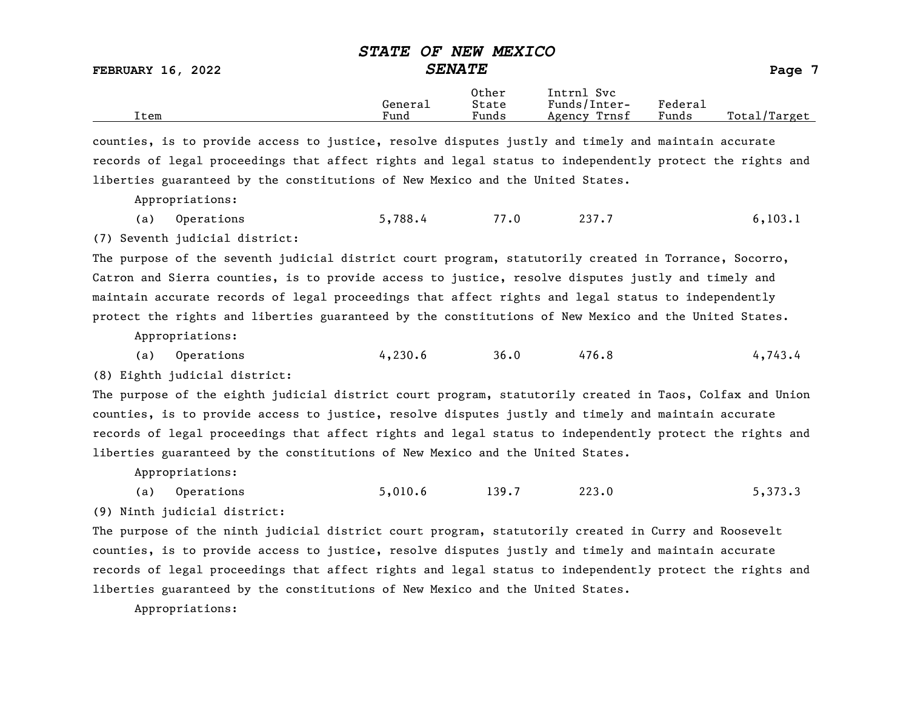| Item | General Fund | Other State Funds | Intrnl Svc Funds/Inter-Agency Trnsf | Federal Funds | Total/Target |
|---|---|---|---|---|---|

counties, is to provide access to justice, resolve disputes justly and timely and maintain accurate records of legal proceedings that affect rights and legal status to independently protect the rights and liberties guaranteed by the constitutions of New Mexico and the United States.

Appropriations:

| Item | General Fund | Other State Funds | Intrnl Svc Funds/Inter-Agency Trnsf | Federal Funds | Total/Target |
|---|---|---|---|---|---|
| (a) Operations | 5,788.4 | 77.0 | 237.7 | | 6,103.1 |

(7) Seventh judicial district:

The purpose of the seventh judicial district court program, statutorily created in Torrance, Socorro, Catron and Sierra counties, is to provide access to justice, resolve disputes justly and timely and maintain accurate records of legal proceedings that affect rights and legal status to independently protect the rights and liberties guaranteed by the constitutions of New Mexico and the United States.

Appropriations:

| Item | General Fund | Other State Funds | Intrnl Svc Funds/Inter-Agency Trnsf | Federal Funds | Total/Target |
|---|---|---|---|---|---|
| (a) Operations | 4,230.6 | 36.0 | 476.8 | | 4,743.4 |

(8) Eighth judicial district:

The purpose of the eighth judicial district court program, statutorily created in Taos, Colfax and Union counties, is to provide access to justice, resolve disputes justly and timely and maintain accurate records of legal proceedings that affect rights and legal status to independently protect the rights and liberties guaranteed by the constitutions of New Mexico and the United States.

Appropriations:

| Item | General Fund | Other State Funds | Intrnl Svc Funds/Inter-Agency Trnsf | Federal Funds | Total/Target |
|---|---|---|---|---|---|
| (a) Operations | 5,010.6 | 139.7 | 223.0 | | 5,373.3 |

(9) Ninth judicial district:

The purpose of the ninth judicial district court program, statutorily created in Curry and Roosevelt counties, is to provide access to justice, resolve disputes justly and timely and maintain accurate records of legal proceedings that affect rights and legal status to independently protect the rights and liberties guaranteed by the constitutions of New Mexico and the United States.

Appropriations: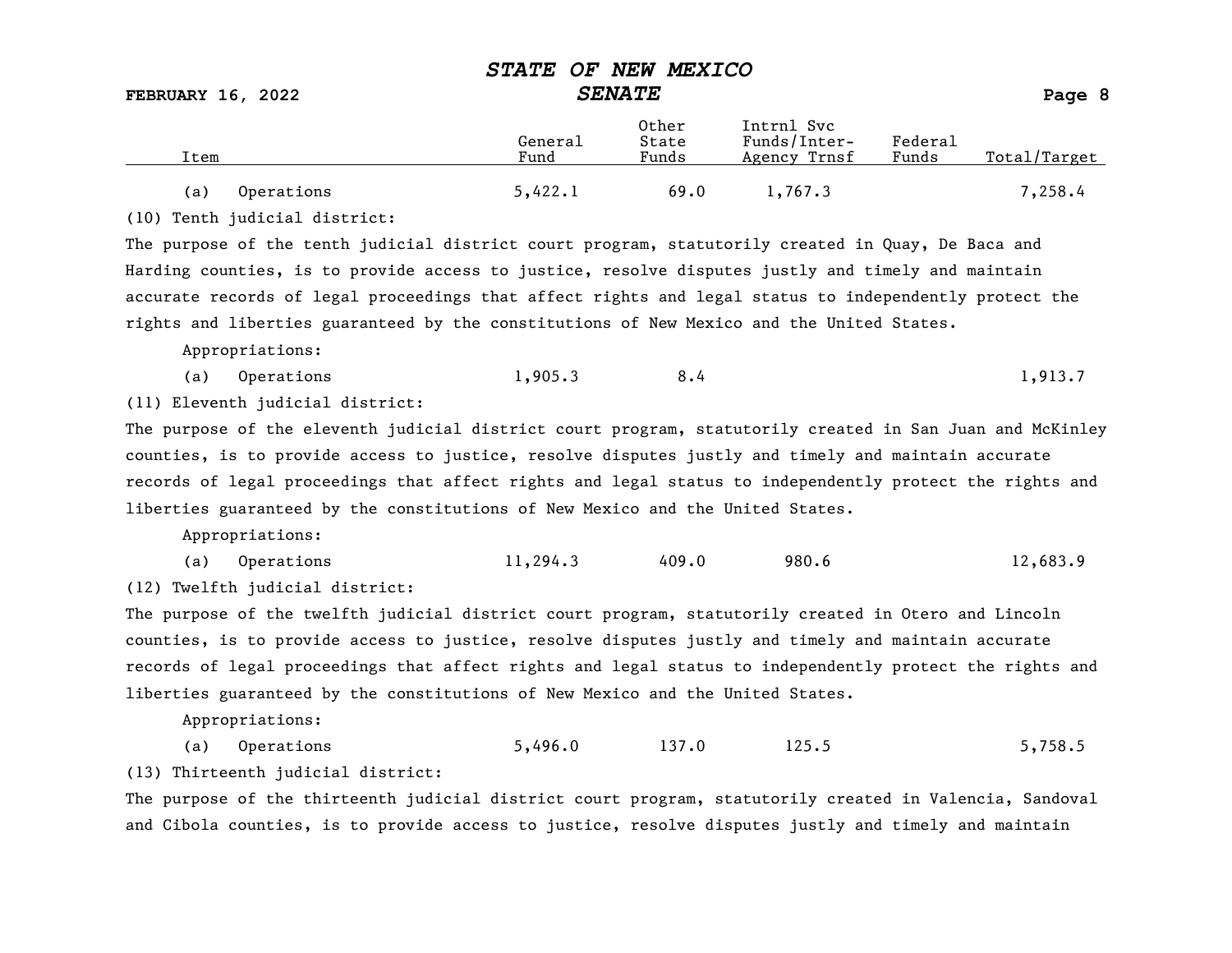| Item | General Fund | Other State Funds | Intrnl Svc Funds/Inter-Agency Trnsf | Federal Funds | Total/Target |
|---|---|---|---|---|---|
| (a) Operations | 5,422.1 | 69.0 | 1,767.3 | | 7,258.4 |

(10) Tenth judicial district:

The purpose of the tenth judicial district court program, statutorily created in Quay, De Baca and Harding counties, is to provide access to justice, resolve disputes justly and timely and maintain accurate records of legal proceedings that affect rights and legal status to independently protect the rights and liberties guaranteed by the constitutions of New Mexico and the United States.

Appropriations:

| Item | General Fund | Other State Funds | Intrnl Svc Funds/Inter-Agency Trnsf | Federal Funds | Total/Target |
|---|---|---|---|---|---|
| (a) Operations | 1,905.3 | 8.4 | | | 1,913.7 |

(11) Eleventh judicial district:

The purpose of the eleventh judicial district court program, statutorily created in San Juan and McKinley counties, is to provide access to justice, resolve disputes justly and timely and maintain accurate records of legal proceedings that affect rights and legal status to independently protect the rights and liberties guaranteed by the constitutions of New Mexico and the United States.

Appropriations:

| Item | General Fund | Other State Funds | Intrnl Svc Funds/Inter-Agency Trnsf | Federal Funds | Total/Target |
|---|---|---|---|---|---|
| (a) Operations | 11,294.3 | 409.0 | 980.6 | | 12,683.9 |

(12) Twelfth judicial district:

The purpose of the twelfth judicial district court program, statutorily created in Otero and Lincoln counties, is to provide access to justice, resolve disputes justly and timely and maintain accurate records of legal proceedings that affect rights and legal status to independently protect the rights and liberties guaranteed by the constitutions of New Mexico and the United States.

Appropriations:

| Item | General Fund | Other State Funds | Intrnl Svc Funds/Inter-Agency Trnsf | Federal Funds | Total/Target |
|---|---|---|---|---|---|
| (a) Operations | 5,496.0 | 137.0 | 125.5 | | 5,758.5 |

(13) Thirteenth judicial district:

The purpose of the thirteenth judicial district court program, statutorily created in Valencia, Sandoval and Cibola counties, is to provide access to justice, resolve disputes justly and timely and maintain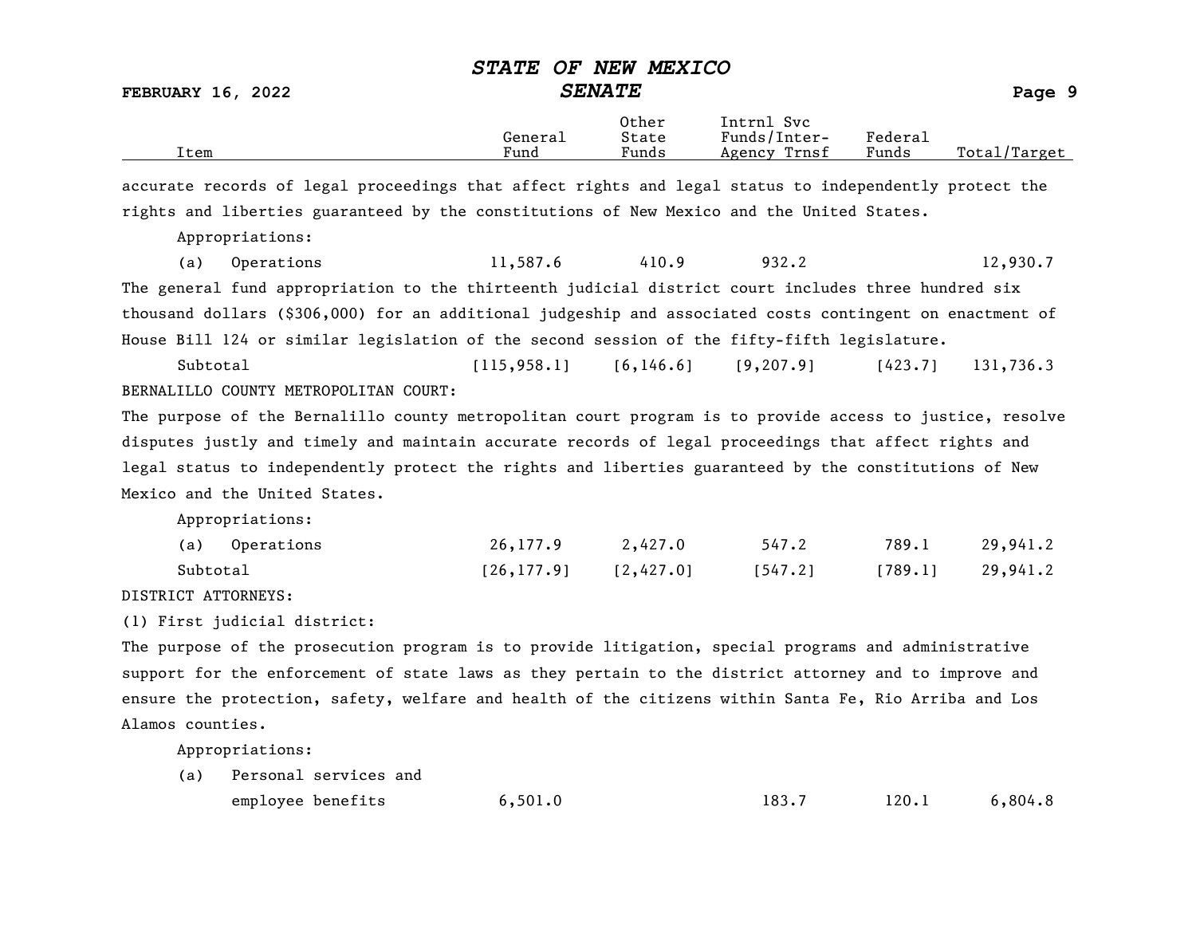| Item | General Fund | Other State Funds | Intrnl Svc Funds/Inter-Agency Trnsf | Federal Funds | Total/Target |
|---|---|---|---|---|---|

accurate records of legal proceedings that affect rights and legal status to independently protect the rights and liberties guaranteed by the constitutions of New Mexico and the United States.

Appropriations:

| Item | General Fund | Other State Funds | Intrnl Svc Funds/Inter-Agency Trnsf | Federal Funds | Total/Target |
|---|---|---|---|---|---|
| (a) Operations | 11,587.6 | 410.9 | 932.2 | | 12,930.7 |

The general fund appropriation to the thirteenth judicial district court includes three hundred six thousand dollars ($306,000) for an additional judgeship and associated costs contingent on enactment of House Bill 124 or similar legislation of the second session of the fifty-fifth legislature.

| Item | General Fund | Other State Funds | Intrnl Svc Funds/Inter-Agency Trnsf | Federal Funds | Total/Target |
|---|---|---|---|---|---|
| Subtotal | [115,958.1] | [6,146.6] | [9,207.9] | [423.7] | 131,736.3 |

BERNALILLO COUNTY METROPOLITAN COURT:

The purpose of the Bernalillo county metropolitan court program is to provide access to justice, resolve disputes justly and timely and maintain accurate records of legal proceedings that affect rights and legal status to independently protect the rights and liberties guaranteed by the constitutions of New Mexico and the United States.

Appropriations:

| Item | General Fund | Other State Funds | Intrnl Svc Funds/Inter-Agency Trnsf | Federal Funds | Total/Target |
|---|---|---|---|---|---|
| (a) Operations | 26,177.9 | 2,427.0 | 547.2 | 789.1 | 29,941.2 |
| Subtotal | [26,177.9] | [2,427.0] | [547.2] | [789.1] | 29,941.2 |

DISTRICT ATTORNEYS:

(1) First judicial district:

The purpose of the prosecution program is to provide litigation, special programs and administrative support for the enforcement of state laws as they pertain to the district attorney and to improve and ensure the protection, safety, welfare and health of the citizens within Santa Fe, Rio Arriba and Los Alamos counties.

Appropriations:

| Item | General Fund | Other State Funds | Intrnl Svc Funds/Inter-Agency Trnsf | Federal Funds | Total/Target |
|---|---|---|---|---|---|
| (a) Personal services and employee benefits | 6,501.0 | | 183.7 | 120.1 | 6,804.8 |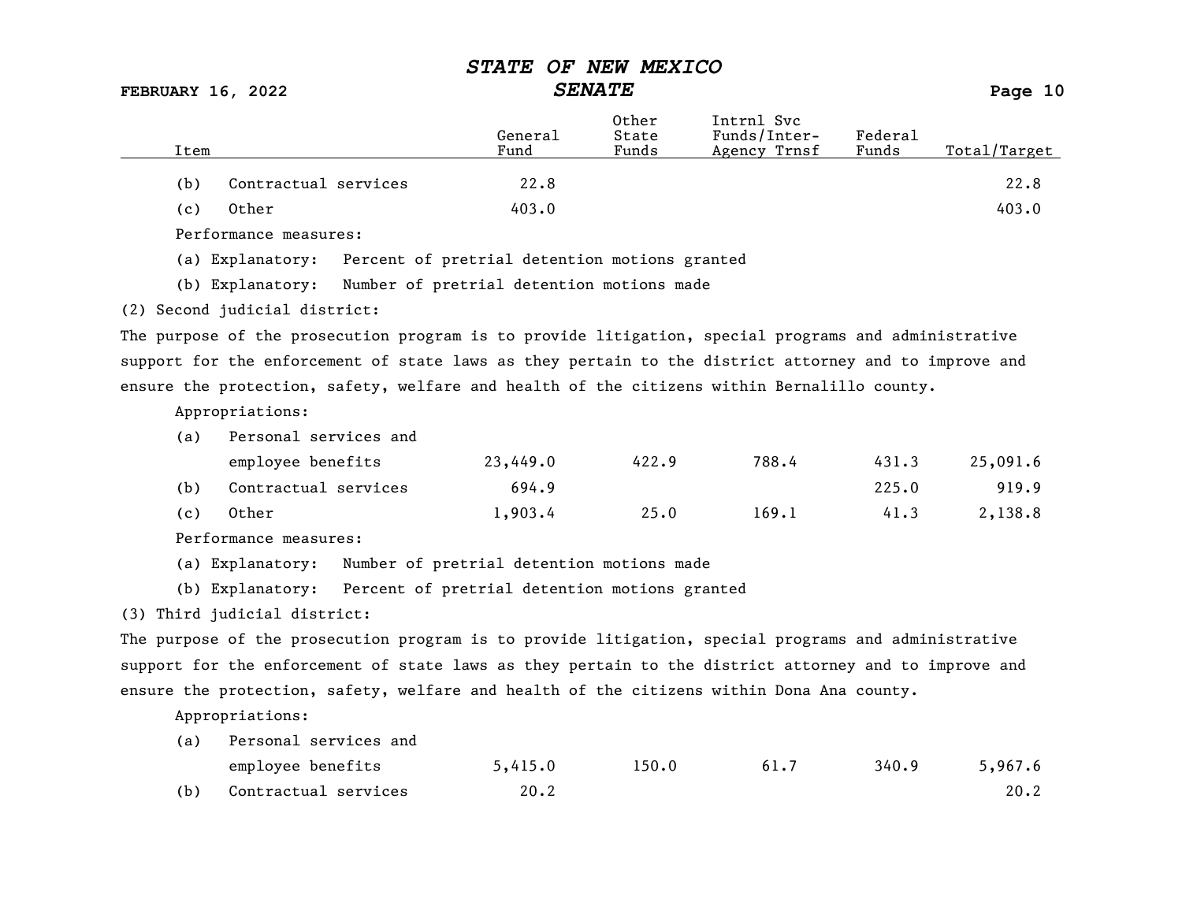| Item | General Fund | Other State Funds | Intrnl Svc Funds/Inter-Agency Trnsf | Federal Funds | Total/Target |
|---|---|---|---|---|---|
| (b) Contractual services | 22.8 | | | | 22.8 |
| (c) Other | 403.0 | | | | 403.0 |

Performance measures:

(a) Explanatory: Percent of pretrial detention motions granted

(b) Explanatory: Number of pretrial detention motions made

(2) Second judicial district:

The purpose of the prosecution program is to provide litigation, special programs and administrative support for the enforcement of state laws as they pertain to the district attorney and to improve and ensure the protection, safety, welfare and health of the citizens within Bernalillo county.

Appropriations:

| Item | General Fund | Other State Funds | Intrnl Svc Funds/Inter-Agency Trnsf | Federal Funds | Total/Target |
|---|---|---|---|---|---|
| (a) Personal services and employee benefits | 23,449.0 | 422.9 | 788.4 | 431.3 | 25,091.6 |
| (b) Contractual services | 694.9 | | | 225.0 | 919.9 |
| (c) Other | 1,903.4 | 25.0 | 169.1 | 41.3 | 2,138.8 |

Performance measures:

(a) Explanatory: Number of pretrial detention motions made

(b) Explanatory: Percent of pretrial detention motions granted

(3) Third judicial district:

The purpose of the prosecution program is to provide litigation, special programs and administrative support for the enforcement of state laws as they pertain to the district attorney and to improve and ensure the protection, safety, welfare and health of the citizens within Dona Ana county.

Appropriations:

| Item | General Fund | Other State Funds | Intrnl Svc Funds/Inter-Agency Trnsf | Federal Funds | Total/Target |
|---|---|---|---|---|---|
| (a) Personal services and employee benefits | 5,415.0 | 150.0 | 61.7 | 340.9 | 5,967.6 |
| (b) Contractual services | 20.2 | | | | 20.2 |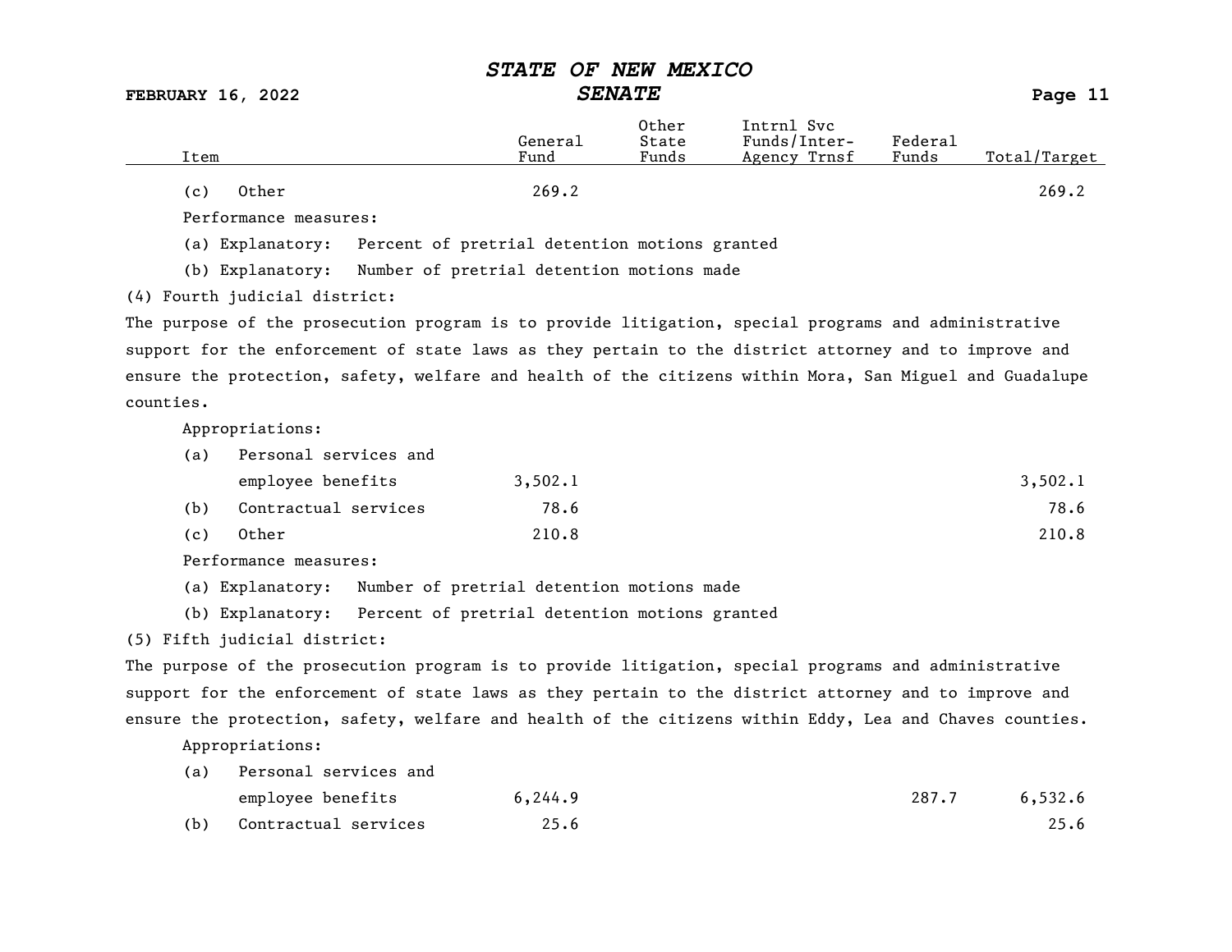| Item | General Fund | Other State Funds | Intrnl Svc Funds/Inter-Agency Trnsf | Federal Funds | Total/Target |
|---|---|---|---|---|---|
| (c) Other | 269.2 | | | | 269.2 |

Performance measures:

(a) Explanatory: Percent of pretrial detention motions granted

(b) Explanatory: Number of pretrial detention motions made

(4) Fourth judicial district:

The purpose of the prosecution program is to provide litigation, special programs and administrative support for the enforcement of state laws as they pertain to the district attorney and to improve and ensure the protection, safety, welfare and health of the citizens within Mora, San Miguel and Guadalupe counties.

Appropriations:

| Item | General Fund | Other State Funds | Intrnl Svc Funds/Inter-Agency Trnsf | Federal Funds | Total/Target |
|---|---|---|---|---|---|
| (a) Personal services and employee benefits | 3,502.1 | | | | 3,502.1 |
| (b) Contractual services | 78.6 | | | | 78.6 |
| (c) Other | 210.8 | | | | 210.8 |

Performance measures:

(a) Explanatory: Number of pretrial detention motions made

(b) Explanatory: Percent of pretrial detention motions granted

(5) Fifth judicial district:

The purpose of the prosecution program is to provide litigation, special programs and administrative support for the enforcement of state laws as they pertain to the district attorney and to improve and ensure the protection, safety, welfare and health of the citizens within Eddy, Lea and Chaves counties.

Appropriations:

| Item | General Fund | Other State Funds | Intrnl Svc Funds/Inter-Agency Trnsf | Federal Funds | Total/Target |
|---|---|---|---|---|---|
| (a) Personal services and employee benefits | 6,244.9 | | | 287.7 | 6,532.6 |
| (b) Contractual services | 25.6 | | | | 25.6 |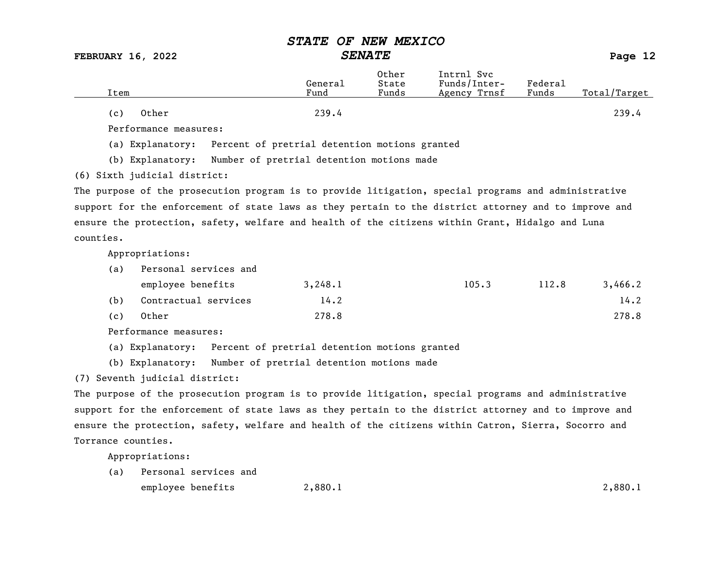| Item | General Fund | Other State Funds | Intrnl Svc Funds/Inter-Agency Trnsf | Federal Funds | Total/Target |
|---|---|---|---|---|---|
| (c) Other | 239.4 | | | | 239.4 |

Performance measures:

(a) Explanatory: Percent of pretrial detention motions granted

(b) Explanatory: Number of pretrial detention motions made

(6) Sixth judicial district:

The purpose of the prosecution program is to provide litigation, special programs and administrative support for the enforcement of state laws as they pertain to the district attorney and to improve and ensure the protection, safety, welfare and health of the citizens within Grant, Hidalgo and Luna counties.

Appropriations:

| Item | General Fund | Other State Funds | Intrnl Svc Funds/Inter-Agency Trnsf | Federal Funds | Total/Target |
|---|---|---|---|---|---|
| (a) Personal services and employee benefits | 3,248.1 | | 105.3 | 112.8 | 3,466.2 |
| (b) Contractual services | 14.2 | | | | 14.2 |
| (c) Other | 278.8 | | | | 278.8 |

Performance measures:

(a) Explanatory: Percent of pretrial detention motions granted

(b) Explanatory: Number of pretrial detention motions made

(7) Seventh judicial district:

The purpose of the prosecution program is to provide litigation, special programs and administrative support for the enforcement of state laws as they pertain to the district attorney and to improve and ensure the protection, safety, welfare and health of the citizens within Catron, Sierra, Socorro and Torrance counties.

Appropriations:

| Item | General Fund | Other State Funds | Intrnl Svc Funds/Inter-Agency Trnsf | Federal Funds | Total/Target |
|---|---|---|---|---|---|
| (a) Personal services and employee benefits | 2,880.1 | | | | 2,880.1 |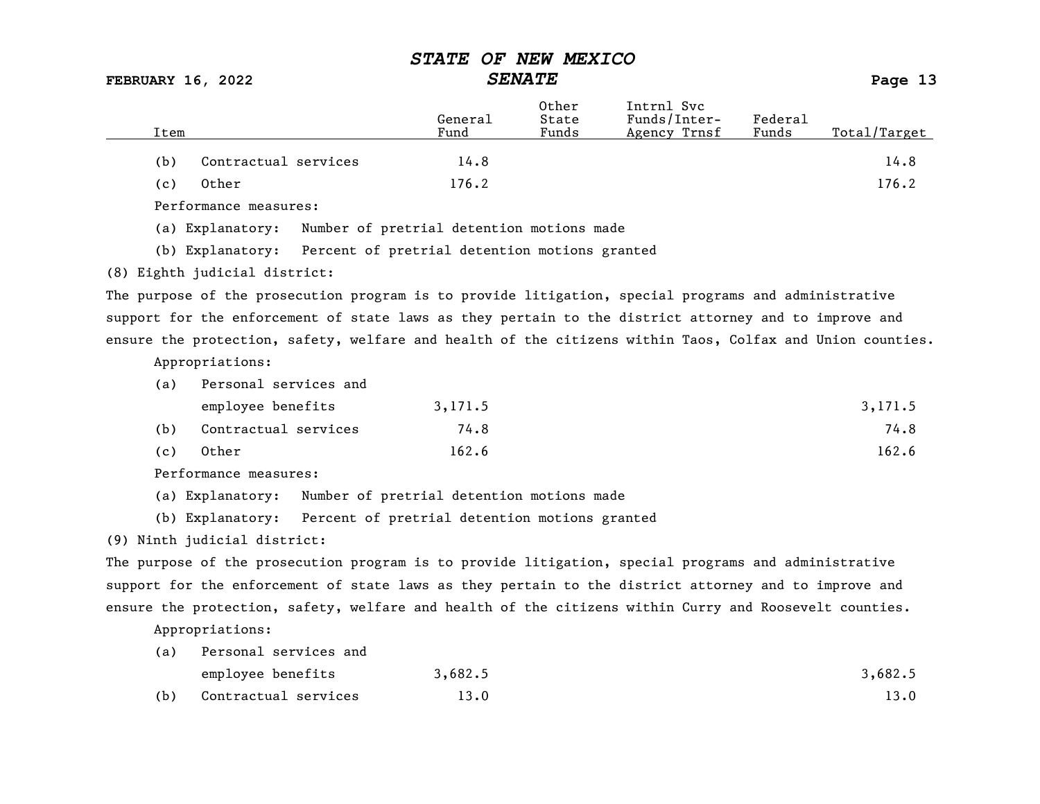| Item | General Fund | Other State Funds | Intrnl Svc Funds/Inter-Agency Trnsf | Federal Funds | Total/Target |
|---|---|---|---|---|---|
| (b) Contractual services | 14.8 | | | | 14.8 |
| (c) Other | 176.2 | | | | 176.2 |

Performance measures:

(a) Explanatory: Number of pretrial detention motions made

(b) Explanatory: Percent of pretrial detention motions granted

(8) Eighth judicial district:

The purpose of the prosecution program is to provide litigation, special programs and administrative support for the enforcement of state laws as they pertain to the district attorney and to improve and ensure the protection, safety, welfare and health of the citizens within Taos, Colfax and Union counties.

Appropriations:

| Item | General Fund | Other State Funds | Intrnl Svc Funds/Inter-Agency Trnsf | Federal Funds | Total/Target |
|---|---|---|---|---|---|
| (a) Personal services and employee benefits | 3,171.5 | | | | 3,171.5 |
| (b) Contractual services | 74.8 | | | | 74.8 |
| (c) Other | 162.6 | | | | 162.6 |

Performance measures:

(a) Explanatory: Number of pretrial detention motions made

(b) Explanatory: Percent of pretrial detention motions granted

(9) Ninth judicial district:

The purpose of the prosecution program is to provide litigation, special programs and administrative support for the enforcement of state laws as they pertain to the district attorney and to improve and ensure the protection, safety, welfare and health of the citizens within Curry and Roosevelt counties.

Appropriations:

| Item | General Fund | Other State Funds | Intrnl Svc Funds/Inter-Agency Trnsf | Federal Funds | Total/Target |
|---|---|---|---|---|---|
| (a) Personal services and employee benefits | 3,682.5 | | | | 3,682.5 |
| (b) Contractual services | 13.0 | | | | 13.0 |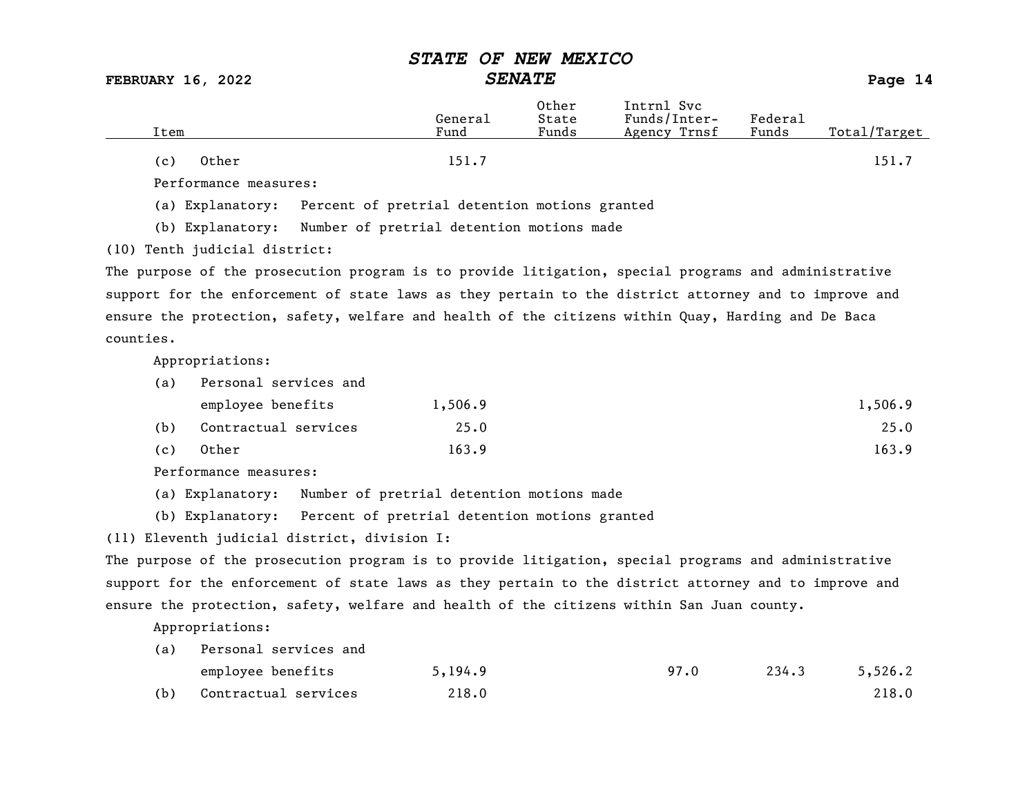| Item | General Fund | Other State Funds | Intrnl Svc Funds/Inter-Agency Trnsf | Federal Funds | Total/Target |
|---|---|---|---|---|---|
| (c) Other | 151.7 | | | | 151.7 |

Performance measures:

(a) Explanatory: Percent of pretrial detention motions granted

(b) Explanatory: Number of pretrial detention motions made

(10) Tenth judicial district:

The purpose of the prosecution program is to provide litigation, special programs and administrative support for the enforcement of state laws as they pertain to the district attorney and to improve and ensure the protection, safety, welfare and health of the citizens within Quay, Harding and De Baca counties.

Appropriations:

| Item | General Fund | Other State Funds | Intrnl Svc Funds/Inter-Agency Trnsf | Federal Funds | Total/Target |
|---|---|---|---|---|---|
| (a) Personal services and employee benefits | 1,506.9 | | | | 1,506.9 |
| (b) Contractual services | 25.0 | | | | 25.0 |
| (c) Other | 163.9 | | | | 163.9 |

Performance measures:

(a) Explanatory: Number of pretrial detention motions made

(b) Explanatory: Percent of pretrial detention motions granted

(11) Eleventh judicial district, division I:

The purpose of the prosecution program is to provide litigation, special programs and administrative support for the enforcement of state laws as they pertain to the district attorney and to improve and ensure the protection, safety, welfare and health of the citizens within San Juan county.

Appropriations:

| Item | General Fund | Other State Funds | Intrnl Svc Funds/Inter-Agency Trnsf | Federal Funds | Total/Target |
|---|---|---|---|---|---|
| (a) Personal services and employee benefits | 5,194.9 | | 97.0 | 234.3 | 5,526.2 |
| (b) Contractual services | 218.0 | | | | 218.0 |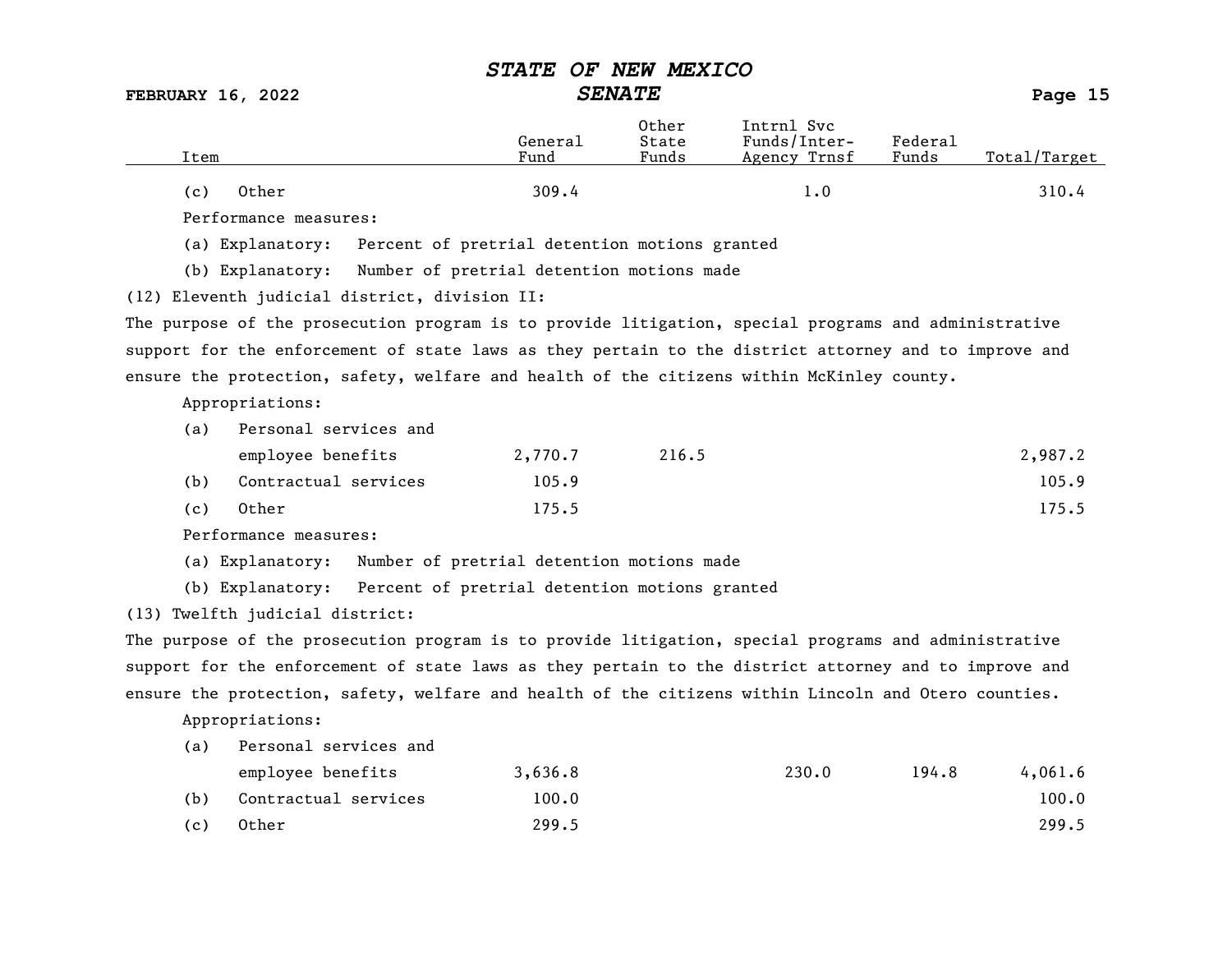| Item | General Fund | Other State Funds | Intrnl Svc Funds/Inter-Agency Trnsf | Federal Funds | Total/Target |
|---|---|---|---|---|---|
| (c) Other | 309.4 | | 1.0 | | 310.4 |

Performance measures:

(a) Explanatory: Percent of pretrial detention motions granted

(b) Explanatory: Number of pretrial detention motions made

(12) Eleventh judicial district, division II:

The purpose of the prosecution program is to provide litigation, special programs and administrative support for the enforcement of state laws as they pertain to the district attorney and to improve and ensure the protection, safety, welfare and health of the citizens within McKinley county.

Appropriations:

| Item | General Fund | Other State Funds | Intrnl Svc Funds/Inter-Agency Trnsf | Federal Funds | Total/Target |
|---|---|---|---|---|---|
| (a) Personal services and employee benefits | 2,770.7 | 216.5 | | | 2,987.2 |
| (b) Contractual services | 105.9 | | | | 105.9 |
| (c) Other | 175.5 | | | | 175.5 |

Performance measures:

(a) Explanatory: Number of pretrial detention motions made

(b) Explanatory: Percent of pretrial detention motions granted

(13) Twelfth judicial district:

The purpose of the prosecution program is to provide litigation, special programs and administrative support for the enforcement of state laws as they pertain to the district attorney and to improve and ensure the protection, safety, welfare and health of the citizens within Lincoln and Otero counties.

Appropriations:

| Item | General Fund | Other State Funds | Intrnl Svc Funds/Inter-Agency Trnsf | Federal Funds | Total/Target |
|---|---|---|---|---|---|
| (a) Personal services and employee benefits | 3,636.8 | | 230.0 | 194.8 | 4,061.6 |
| (b) Contractual services | 100.0 | | | | 100.0 |
| (c) Other | 299.5 | | | | 299.5 |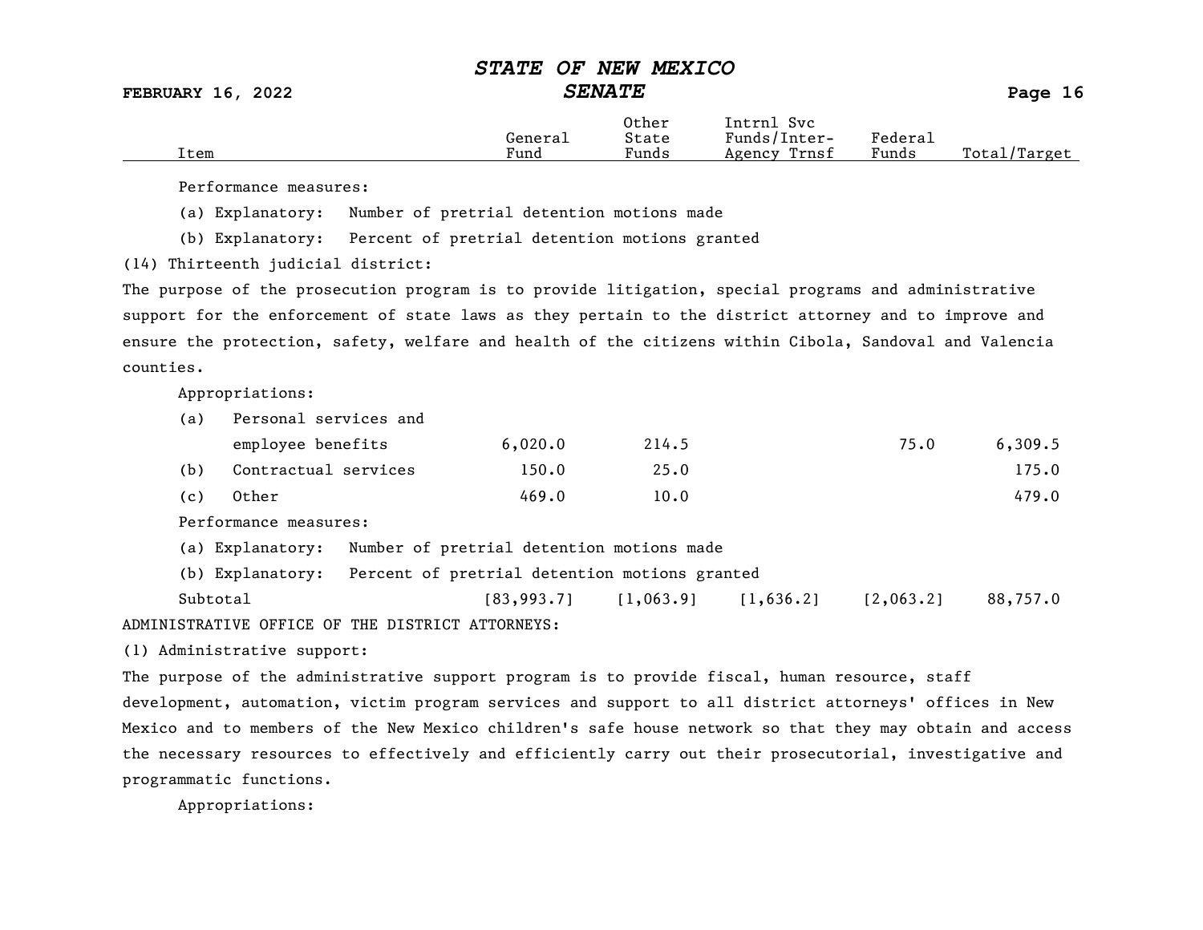| Item | General Fund | Other State Funds | Intrnl Svc Funds/Inter-Agency Trnsf | Federal Funds | Total/Target |
|---|---|---|---|---|---|

Performance measures:

(a) Explanatory: Number of pretrial detention motions made

(b) Explanatory: Percent of pretrial detention motions granted

(14) Thirteenth judicial district:

The purpose of the prosecution program is to provide litigation, special programs and administrative support for the enforcement of state laws as they pertain to the district attorney and to improve and ensure the protection, safety, welfare and health of the citizens within Cibola, Sandoval and Valencia counties.

Appropriations:

| Item | General Fund | Other State Funds | Intrnl Svc Funds/Inter-Agency Trnsf | Federal Funds | Total/Target |
|---|---|---|---|---|---|
| (a) Personal services and employee benefits | 6,020.0 | 214.5 | | 75.0 | 6,309.5 |
| (b) Contractual services | 150.0 | 25.0 | | | 175.0 |
| (c) Other | 469.0 | 10.0 | | | 479.0 |

Performance measures:

(a) Explanatory: Number of pretrial detention motions made

(b) Explanatory: Percent of pretrial detention motions granted

| Item | General Fund | Other State Funds | Intrnl Svc Funds/Inter-Agency Trnsf | Federal Funds | Total/Target |
|---|---|---|---|---|---|
| Subtotal | [83,993.7] | [1,063.9] | [1,636.2] | [2,063.2] | 88,757.0 |

ADMINISTRATIVE OFFICE OF THE DISTRICT ATTORNEYS:

(1) Administrative support:

The purpose of the administrative support program is to provide fiscal, human resource, staff development, automation, victim program services and support to all district attorneys' offices in New Mexico and to members of the New Mexico children's safe house network so that they may obtain and access the necessary resources to effectively and efficiently carry out their prosecutorial, investigative and programmatic functions.

Appropriations: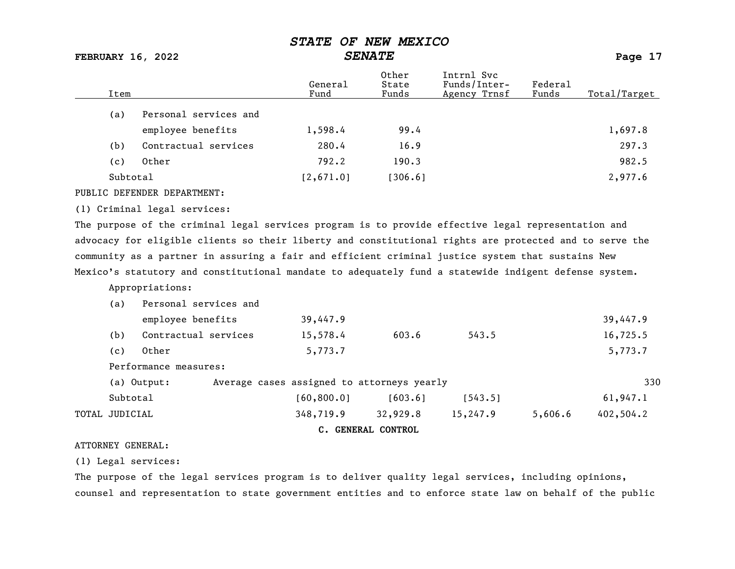| Item | General Fund | Other State Funds | Intrnl Svc Funds/Inter-Agency Trnsf | Federal Funds | Total/Target |
|---|---|---|---|---|---|
| (a) Personal services and employee benefits | 1,598.4 | 99.4 | | | 1,697.8 |
| (b) Contractual services | 280.4 | 16.9 | | | 297.3 |
| (c) Other | 792.2 | 190.3 | | | 982.5 |
| Subtotal | [2,671.0] | [306.6] | | | 2,977.6 |

PUBLIC DEFENDER DEPARTMENT:

(1) Criminal legal services:

The purpose of the criminal legal services program is to provide effective legal representation and advocacy for eligible clients so their liberty and constitutional rights are protected and to serve the community as a partner in assuring a fair and efficient criminal justice system that sustains New Mexico's statutory and constitutional mandate to adequately fund a statewide indigent defense system.

Appropriations:

| Item | General Fund | Other State Funds | Intrnl Svc Funds/Inter-Agency Trnsf | Federal Funds | Total/Target |
|---|---|---|---|---|---|
| (a) Personal services and employee benefits | 39,447.9 | | | | 39,447.9 |
| (b) Contractual services | 15,578.4 | 603.6 | 543.5 | | 16,725.5 |
| (c) Other | 5,773.7 | | | | 5,773.7 |

Performance measures:

| Measure | Description | Target |
|---|---|---|
| (a) Output: | Average cases assigned to attorneys yearly | 330 |

| Item | General Fund | Other State Funds | Intrnl Svc Funds/Inter-Agency Trnsf | Federal Funds | Total/Target |
|---|---|---|---|---|---|
| Subtotal | [60,800.0] | [603.6] | [543.5] | | 61,947.1 |
| TOTAL JUDICIAL | 348,719.9 | 32,929.8 | 15,247.9 | 5,606.6 | 402,504.2 |

## C. GENERAL CONTROL

ATTORNEY GENERAL:

(1) Legal services:

The purpose of the legal services program is to deliver quality legal services, including opinions, counsel and representation to state government entities and to enforce state law on behalf of the public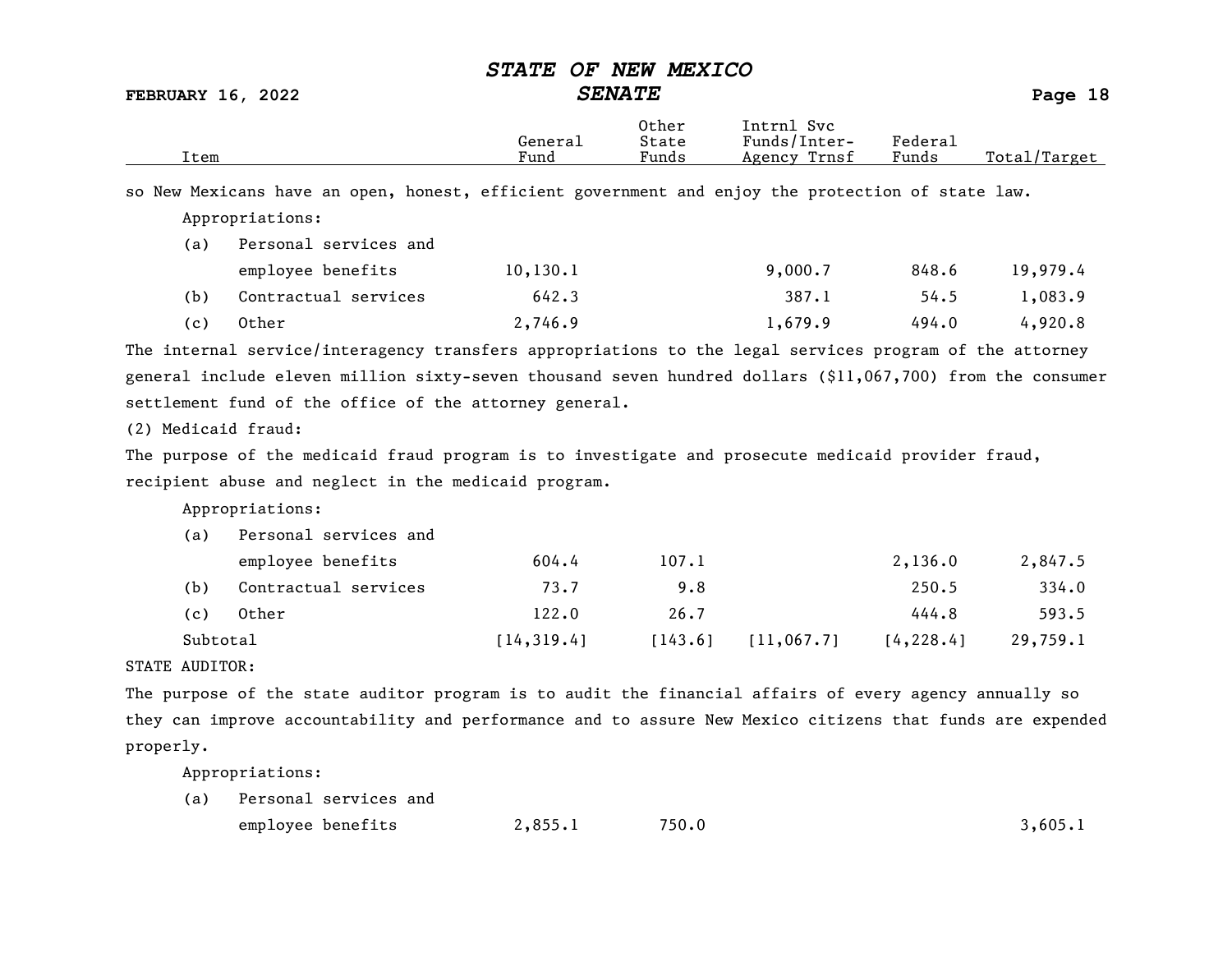| Item | General Fund | Other State Funds | Intrnl Svc Funds/Inter-Agency Trnsf | Federal Funds | Total/Target |
|---|---|---|---|---|---|

so New Mexicans have an open, honest, efficient government and enjoy the protection of state law.

Appropriations:

| Item | General Fund | Other State Funds | Intrnl Svc Funds/Inter-Agency Trnsf | Federal Funds | Total/Target |
|---|---|---|---|---|---|
| (a) Personal services and employee benefits | 10,130.1 | | 9,000.7 | 848.6 | 19,979.4 |
| (b) Contractual services | 642.3 | | 387.1 | 54.5 | 1,083.9 |
| (c) Other | 2,746.9 | | 1,679.9 | 494.0 | 4,920.8 |

The internal service/interagency transfers appropriations to the legal services program of the attorney general include eleven million sixty-seven thousand seven hundred dollars ($11,067,700) from the consumer settlement fund of the office of the attorney general.

(2) Medicaid fraud:

The purpose of the medicaid fraud program is to investigate and prosecute medicaid provider fraud, recipient abuse and neglect in the medicaid program.

Appropriations:

| Item | General Fund | Other State Funds | Intrnl Svc Funds/Inter-Agency Trnsf | Federal Funds | Total/Target |
|---|---|---|---|---|---|
| (a) Personal services and employee benefits | 604.4 | 107.1 | | 2,136.0 | 2,847.5 |
| (b) Contractual services | 73.7 | 9.8 | | 250.5 | 334.0 |
| (c) Other | 122.0 | 26.7 | | 444.8 | 593.5 |
| Subtotal | [14,319.4] | [143.6] | [11,067.7] | [4,228.4] | 29,759.1 |

STATE AUDITOR:

The purpose of the state auditor program is to audit the financial affairs of every agency annually so they can improve accountability and performance and to assure New Mexico citizens that funds are expended properly.

Appropriations:

| Item | General Fund | Other State Funds | Intrnl Svc Funds/Inter-Agency Trnsf | Federal Funds | Total/Target |
|---|---|---|---|---|---|
| (a) Personal services and employee benefits | 2,855.1 | 750.0 | | | 3,605.1 |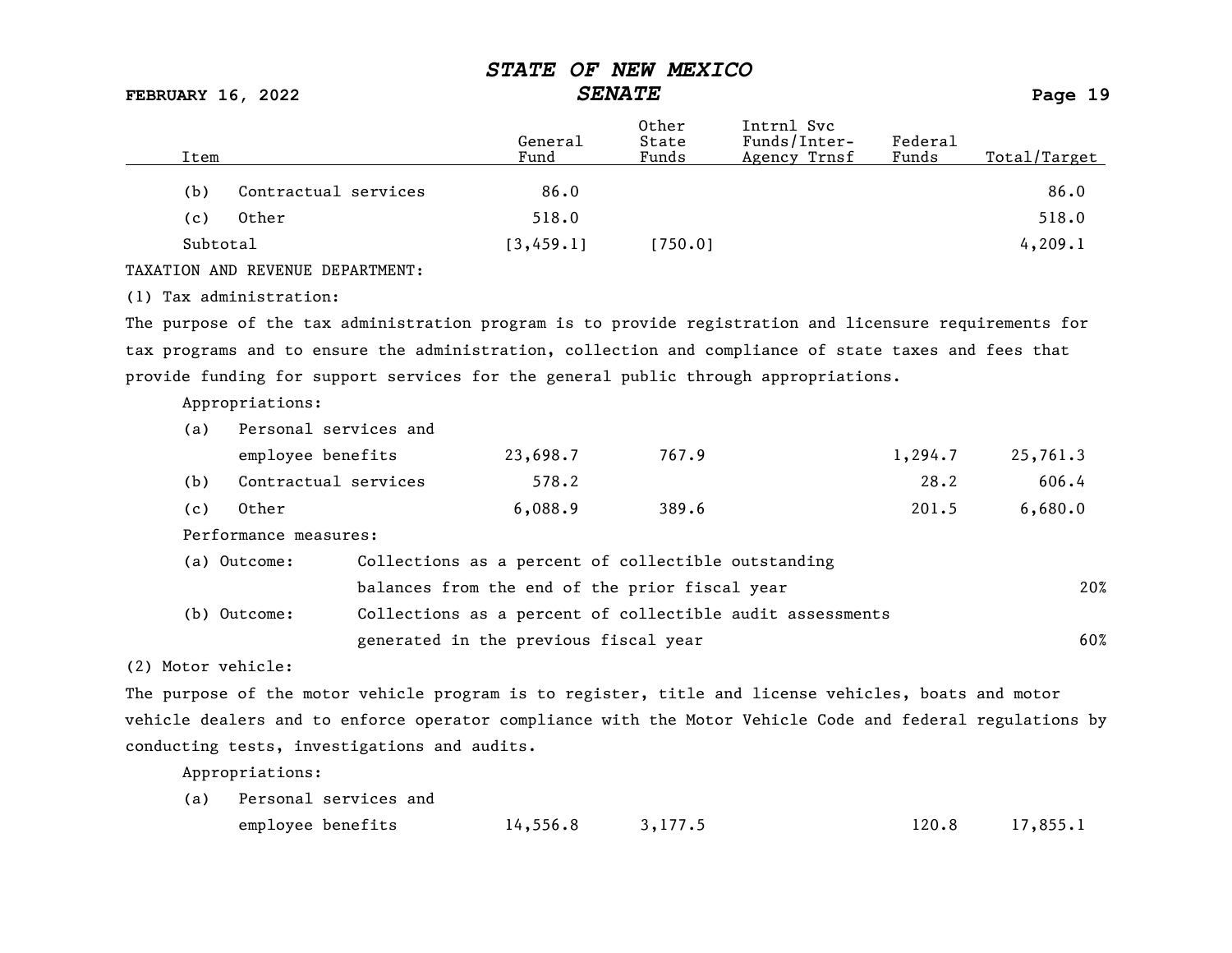| Item | General Fund | Other State Funds | Intrnl Svc Funds/Inter-Agency Trnsf | Federal Funds | Total/Target |
|---|---|---|---|---|---|
| (b) Contractual services | 86.0 | | | | 86.0 |
| (c) Other | 518.0 | | | | 518.0 |
| Subtotal | [3,459.1] | [750.0] | | | 4,209.1 |

TAXATION AND REVENUE DEPARTMENT:

(1) Tax administration:

The purpose of the tax administration program is to provide registration and licensure requirements for tax programs and to ensure the administration, collection and compliance of state taxes and fees that provide funding for support services for the general public through appropriations.

Appropriations:

| Item | General Fund | Other State Funds | Intrnl Svc Funds/Inter-Agency Trnsf | Federal Funds | Total/Target |
|---|---|---|---|---|---|
| (a) Personal services and employee benefits | 23,698.7 | 767.9 | | 1,294.7 | 25,761.3 |
| (b) Contractual services | 578.2 | | | 28.2 | 606.4 |
| (c) Other | 6,088.9 | 389.6 | | 201.5 | 6,680.0 |

Performance measures:

| Measure | Description | Target |
|---|---|---|
| (a) Outcome: | Collections as a percent of collectible outstanding balances from the end of the prior fiscal year | 20% |
| (b) Outcome: | Collections as a percent of collectible audit assessments generated in the previous fiscal year | 60% |

(2) Motor vehicle:

The purpose of the motor vehicle program is to register, title and license vehicles, boats and motor vehicle dealers and to enforce operator compliance with the Motor Vehicle Code and federal regulations by conducting tests, investigations and audits.

Appropriations:

| Item | General Fund | Other State Funds | Intrnl Svc Funds/Inter-Agency Trnsf | Federal Funds | Total/Target |
|---|---|---|---|---|---|
| (a) Personal services and employee benefits | 14,556.8 | 3,177.5 | | 120.8 | 17,855.1 |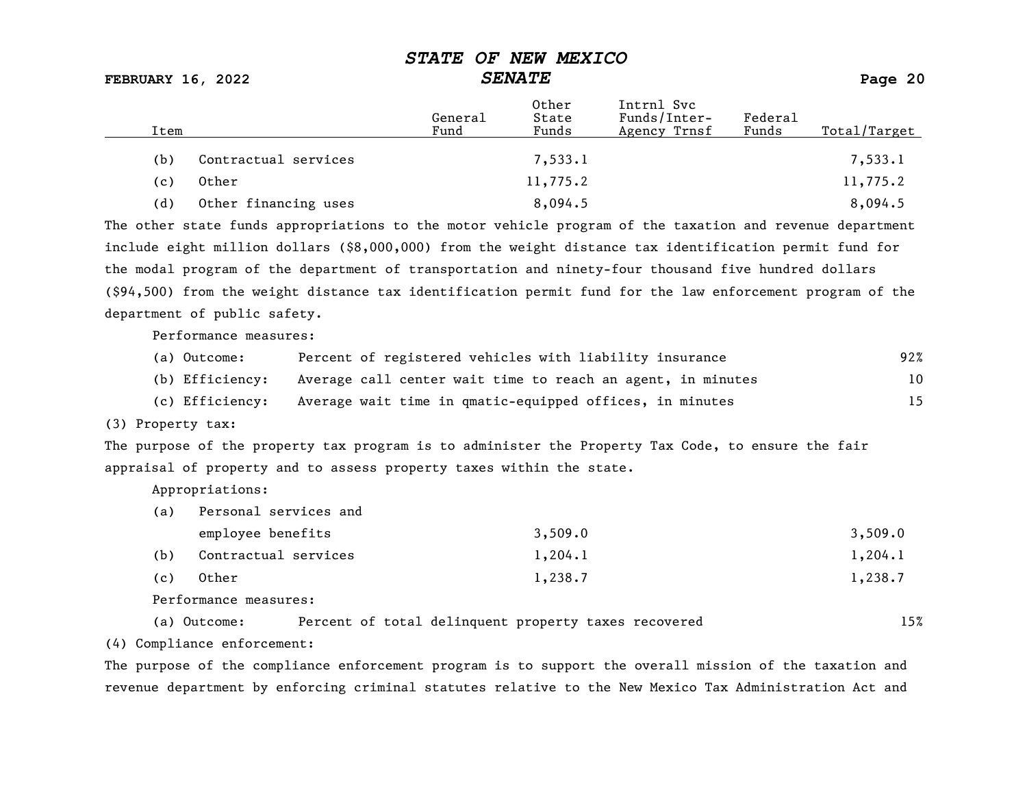| Item | General Fund | Other State Funds | Intrnl Svc Funds/Inter-Agency Trnsf | Federal Funds | Total/Target |
|---|---|---|---|---|---|
| (b) Contractual services | | 7,533.1 | | | 7,533.1 |
| (c) Other | | 11,775.2 | | | 11,775.2 |
| (d) Other financing uses | | 8,094.5 | | | 8,094.5 |

The other state funds appropriations to the motor vehicle program of the taxation and revenue department include eight million dollars ($8,000,000) from the weight distance tax identification permit fund for the modal program of the department of transportation and ninety-four thousand five hundred dollars ($94,500) from the weight distance tax identification permit fund for the law enforcement program of the department of public safety.

Performance measures:

| | | |
|---|---|---|
| (a) Outcome: | Percent of registered vehicles with liability insurance | 92% |
| (b) Efficiency: | Average call center wait time to reach an agent, in minutes | 10 |
| (c) Efficiency: | Average wait time in qmatic-equipped offices, in minutes | 15 |

(3) Property tax:

The purpose of the property tax program is to administer the Property Tax Code, to ensure the fair appraisal of property and to assess property taxes within the state.

Appropriations:

| Item | General Fund | Other State Funds | Intrnl Svc Funds/Inter-Agency Trnsf | Federal Funds | Total/Target |
|---|---|---|---|---|---|
| (a) Personal services and employee benefits | | 3,509.0 | | | 3,509.0 |
| (b) Contractual services | | 1,204.1 | | | 1,204.1 |
| (c) Other | | 1,238.7 | | | 1,238.7 |

Performance measures:

| | | |
|---|---|---|
| (a) Outcome: | Percent of total delinquent property taxes recovered | 15% |

(4) Compliance enforcement:

The purpose of the compliance enforcement program is to support the overall mission of the taxation and revenue department by enforcing criminal statutes relative to the New Mexico Tax Administration Act and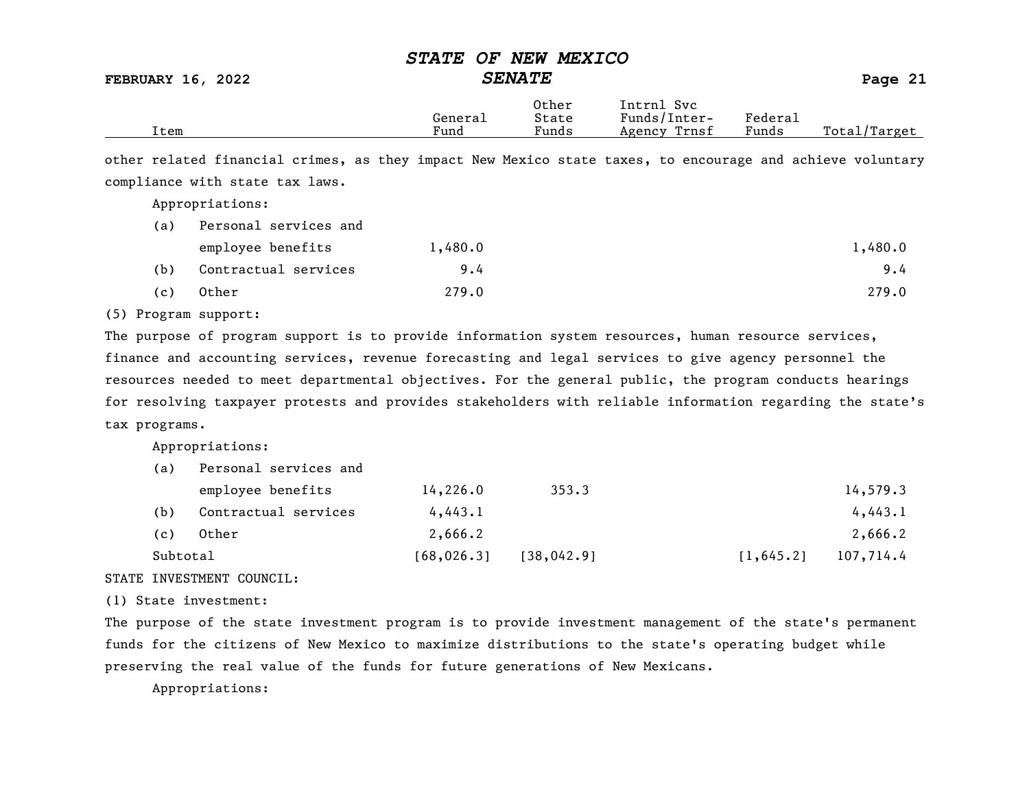| Item | General Fund | Other State Funds | Intrnl Svc Funds/Inter-Agency Trnsf | Federal Funds | Total/Target |
|---|---|---|---|---|---|

other related financial crimes, as they impact New Mexico state taxes, to encourage and achieve voluntary compliance with state tax laws.

Appropriations:

| Item | General Fund | Other State Funds | Intrnl Svc Funds/Inter-Agency Trnsf | Federal Funds | Total/Target |
|---|---|---|---|---|---|
| (a) Personal services and employee benefits | 1,480.0 | | | | 1,480.0 |
| (b) Contractual services | 9.4 | | | | 9.4 |
| (c) Other | 279.0 | | | | 279.0 |

(5) Program support:

The purpose of program support is to provide information system resources, human resource services, finance and accounting services, revenue forecasting and legal services to give agency personnel the resources needed to meet departmental objectives. For the general public, the program conducts hearings for resolving taxpayer protests and provides stakeholders with reliable information regarding the state's tax programs.

Appropriations:

| Item | General Fund | Other State Funds | Intrnl Svc Funds/Inter-Agency Trnsf | Federal Funds | Total/Target |
|---|---|---|---|---|---|
| (a) Personal services and employee benefits | 14,226.0 | 353.3 | | | 14,579.3 |
| (b) Contractual services | 4,443.1 | | | | 4,443.1 |
| (c) Other | 2,666.2 | | | | 2,666.2 |
| Subtotal | [68,026.3] | [38,042.9] | | [1,645.2] | 107,714.4 |

STATE INVESTMENT COUNCIL:

(1) State investment:

The purpose of the state investment program is to provide investment management of the state's permanent funds for the citizens of New Mexico to maximize distributions to the state's operating budget while preserving the real value of the funds for future generations of New Mexicans.

Appropriations: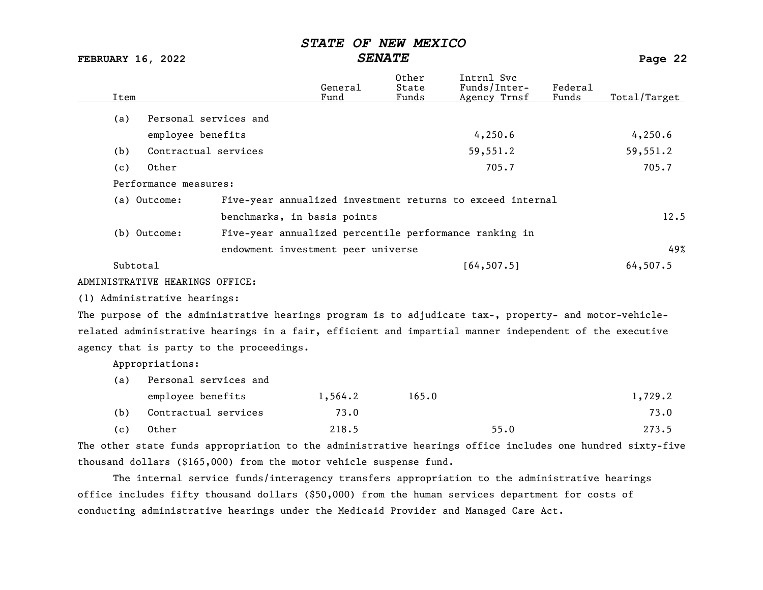| Item | General Fund | Other State Funds | Intrnl Svc Funds/Inter-Agency Trnsf | Federal Funds | Total/Target |
|---|---|---|---|---|---|
| (a) Personal services and employee benefits | | | 4,250.6 | | 4,250.6 |
| (b) Contractual services | | | 59,551.2 | | 59,551.2 |
| (c) Other | | | 705.7 | | 705.7 |

Performance measures:

| | | |
|---|---|---|
| (a) Outcome: | Five-year annualized investment returns to exceed internal benchmarks, in basis points | 12.5 |
| (b) Outcome: | Five-year annualized percentile performance ranking in endowment investment peer universe | 49% |

| Item | General Fund | Other State Funds | Intrnl Svc Funds/Inter-Agency Trnsf | Federal Funds | Total/Target |
|---|---|---|---|---|---|
| Subtotal | | | [64,507.5] | | 64,507.5 |

ADMINISTRATIVE HEARINGS OFFICE:

(1) Administrative hearings:

The purpose of the administrative hearings program is to adjudicate tax-, property- and motor-vehicle-related administrative hearings in a fair, efficient and impartial manner independent of the executive agency that is party to the proceedings.

Appropriations:

| Item | General Fund | Other State Funds | Intrnl Svc Funds/Inter-Agency Trnsf | Federal Funds | Total/Target |
|---|---|---|---|---|---|
| (a) Personal services and employee benefits | 1,564.2 | 165.0 | | | 1,729.2 |
| (b) Contractual services | 73.0 | | | | 73.0 |
| (c) Other | 218.5 | | 55.0 | | 273.5 |

The other state funds appropriation to the administrative hearings office includes one hundred sixty-five thousand dollars ($165,000) from the motor vehicle suspense fund.

The internal service funds/interagency transfers appropriation to the administrative hearings office includes fifty thousand dollars ($50,000) from the human services department for costs of conducting administrative hearings under the Medicaid Provider and Managed Care Act.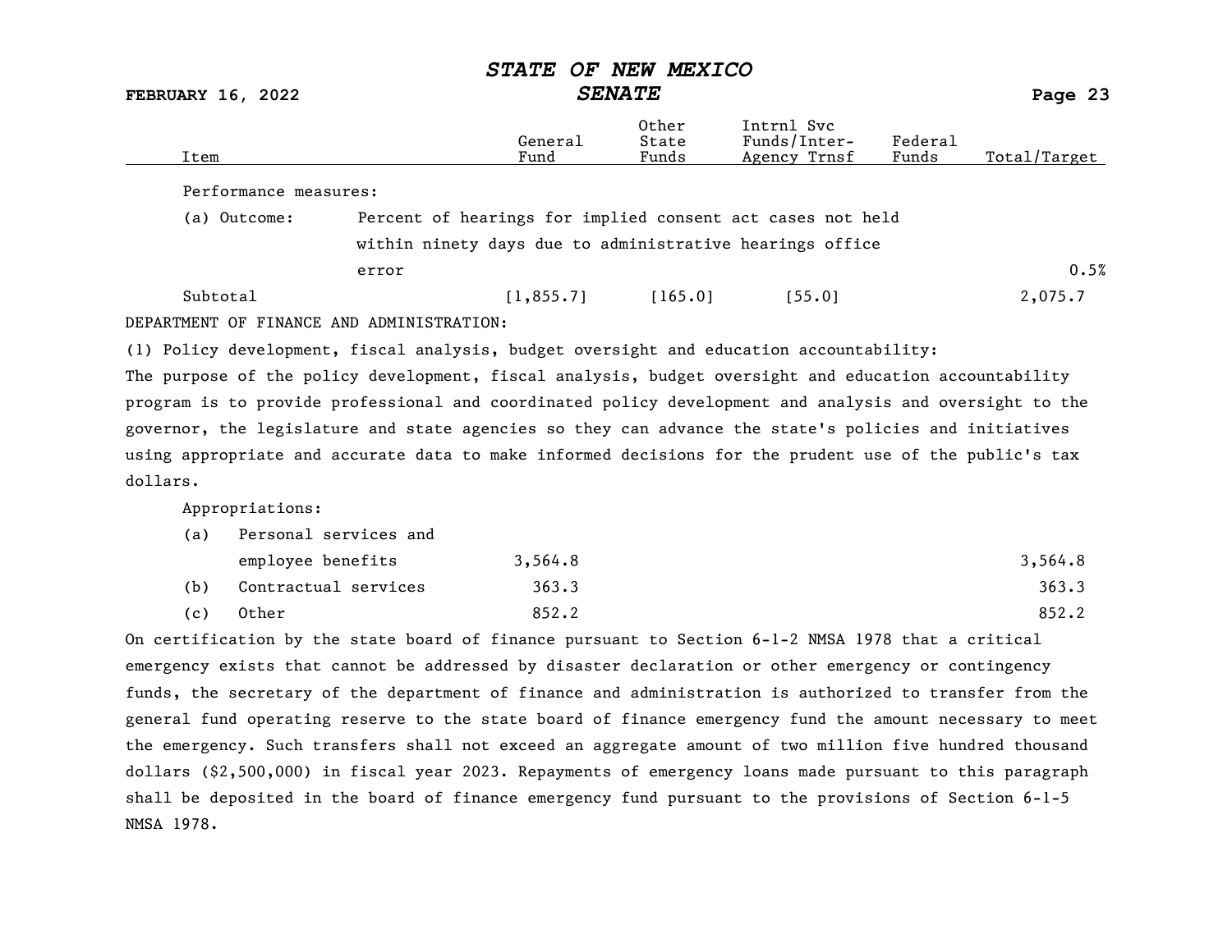| Item | General Fund | Other State Funds | Intrnl Svc Funds/Inter-Agency Trnsf | Federal Funds | Total/Target |
|---|---|---|---|---|---|
| Performance measures: | | | | | |
| (a) Outcome: Percent of hearings for implied consent act cases not held within ninety days due to administrative hearings office error | | | | | 0.5% |
| Subtotal | [1,855.7] | [165.0] | [55.0] | | 2,075.7 |

DEPARTMENT OF FINANCE AND ADMINISTRATION:

(1) Policy development, fiscal analysis, budget oversight and education accountability:

The purpose of the policy development, fiscal analysis, budget oversight and education accountability program is to provide professional and coordinated policy development and analysis and oversight to the governor, the legislature and state agencies so they can advance the state's policies and initiatives using appropriate and accurate data to make informed decisions for the prudent use of the public's tax dollars.

| Item | General Fund | Other State Funds | Intrnl Svc Funds/Inter-Agency Trnsf | Federal Funds | Total/Target |
|---|---|---|---|---|---|
| Appropriations: | | | | | |
| (a) Personal services and employee benefits | 3,564.8 | | | | 3,564.8 |
| (b) Contractual services | 363.3 | | | | 363.3 |
| (c) Other | 852.2 | | | | 852.2 |

On certification by the state board of finance pursuant to Section 6-1-2 NMSA 1978 that a critical emergency exists that cannot be addressed by disaster declaration or other emergency or contingency funds, the secretary of the department of finance and administration is authorized to transfer from the general fund operating reserve to the state board of finance emergency fund the amount necessary to meet the emergency. Such transfers shall not exceed an aggregate amount of two million five hundred thousand dollars ($2,500,000) in fiscal year 2023. Repayments of emergency loans made pursuant to this paragraph shall be deposited in the board of finance emergency fund pursuant to the provisions of Section 6-1-5 NMSA 1978.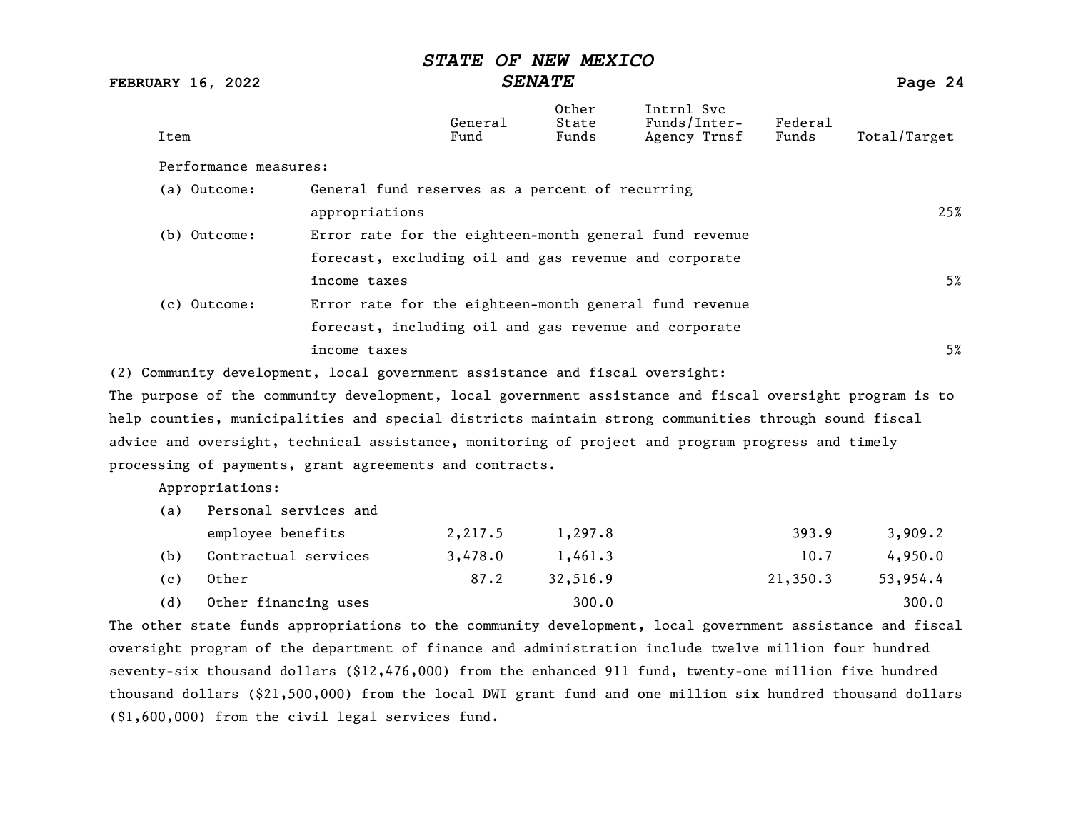| Item | General Fund | Other State Funds | Intrnl Svc Funds/Inter-Agency Trnsf | Federal Funds | Total/Target |
|---|---|---|---|---|---|
| Performance measures: | | | | | |
| (a) Outcome: General fund reserves as a percent of recurring appropriations | | | | | 25% |
| (b) Outcome: Error rate for the eighteen-month general fund revenue forecast, excluding oil and gas revenue and corporate income taxes | | | | | 5% |
| (c) Outcome: Error rate for the eighteen-month general fund revenue forecast, including oil and gas revenue and corporate income taxes | | | | | 5% |

(2) Community development, local government assistance and fiscal oversight:

The purpose of the community development, local government assistance and fiscal oversight program is to help counties, municipalities and special districts maintain strong communities through sound fiscal advice and oversight, technical assistance, monitoring of project and program progress and timely processing of payments, grant agreements and contracts.

| Item | General Fund | Other State Funds | Intrnl Svc Funds/Inter-Agency Trnsf | Federal Funds | Total/Target |
|---|---|---|---|---|---|
| Appropriations: | | | | | |
| (a) Personal services and employee benefits | 2,217.5 | 1,297.8 | | 393.9 | 3,909.2 |
| (b) Contractual services | 3,478.0 | 1,461.3 | | 10.7 | 4,950.0 |
| (c) Other | 87.2 | 32,516.9 | | 21,350.3 | 53,954.4 |
| (d) Other financing uses | | 300.0 | | | 300.0 |

The other state funds appropriations to the community development, local government assistance and fiscal oversight program of the department of finance and administration include twelve million four hundred seventy-six thousand dollars ($12,476,000) from the enhanced 911 fund, twenty-one million five hundred thousand dollars ($21,500,000) from the local DWI grant fund and one million six hundred thousand dollars ($1,600,000) from the civil legal services fund.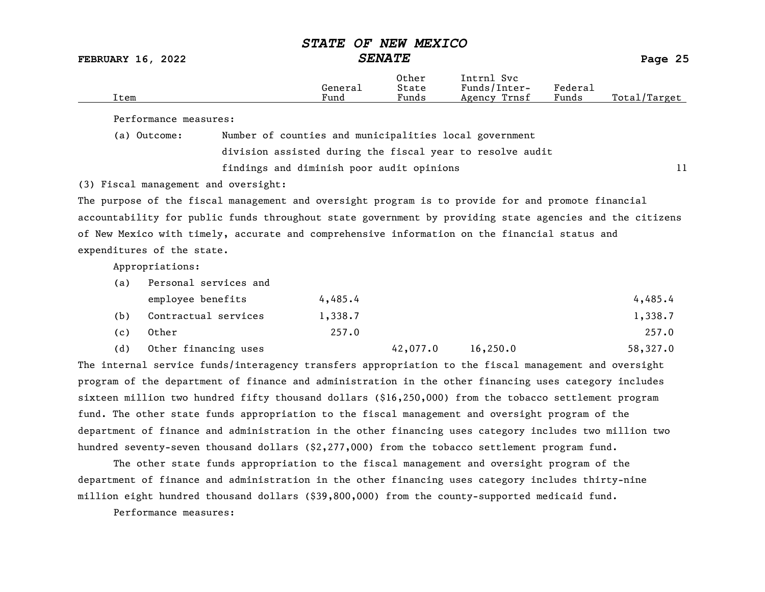| Item | General Fund | Other State Funds | Intrnl Svc Funds/Inter-Agency Trnsf | Federal Funds | Total/Target |
|---|---|---|---|---|---|

Performance measures:

(a) Outcome: Number of counties and municipalities local government division assisted during the fiscal year to resolve audit findings and diminish poor audit opinions — 11

(3) Fiscal management and oversight:

The purpose of the fiscal management and oversight program is to provide for and promote financial accountability for public funds throughout state government by providing state agencies and the citizens of New Mexico with timely, accurate and comprehensive information on the financial status and expenditures of the state.

Appropriations:

| Item | General Fund | Other State Funds | Intrnl Svc Funds/Inter-Agency Trnsf | Federal Funds | Total/Target |
|---|---|---|---|---|---|
| (a) Personal services and employee benefits | 4,485.4 | | | | 4,485.4 |
| (b) Contractual services | 1,338.7 | | | | 1,338.7 |
| (c) Other | 257.0 | | | | 257.0 |
| (d) Other financing uses | | 42,077.0 | 16,250.0 | | 58,327.0 |

The internal service funds/interagency transfers appropriation to the fiscal management and oversight program of the department of finance and administration in the other financing uses category includes sixteen million two hundred fifty thousand dollars ($16,250,000) from the tobacco settlement program fund. The other state funds appropriation to the fiscal management and oversight program of the department of finance and administration in the other financing uses category includes two million two hundred seventy-seven thousand dollars ($2,277,000) from the tobacco settlement program fund.

The other state funds appropriation to the fiscal management and oversight program of the department of finance and administration in the other financing uses category includes thirty-nine million eight hundred thousand dollars ($39,800,000) from the county-supported medicaid fund.

Performance measures: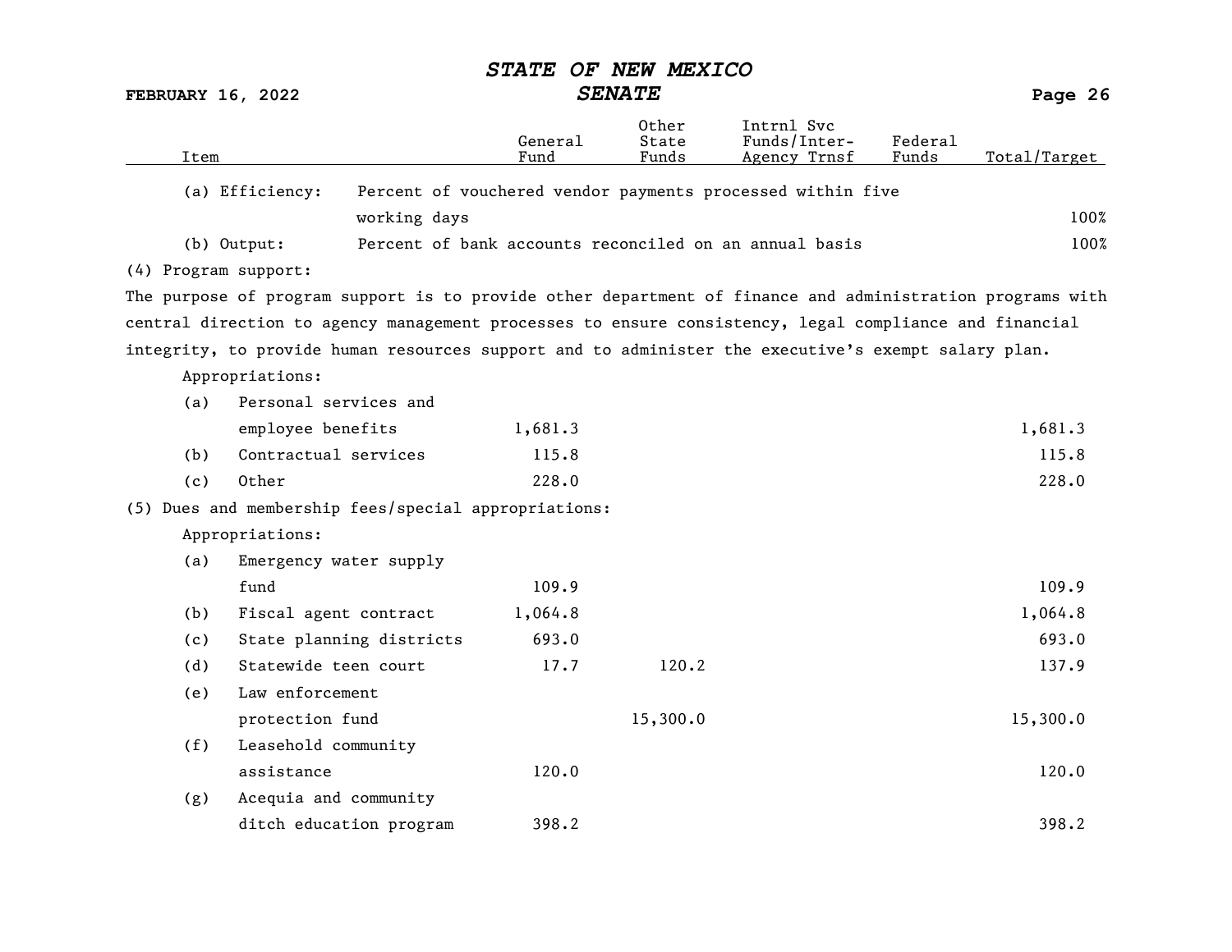| Item | | General Fund | Other State Funds | Intrnl Svc Funds/Inter-Agency Trnsf | Federal Funds | Total/Target |
|---|---|---|---|---|---|---|
| (a) Efficiency: | Percent of vouchered vendor payments processed within five working days | | | | | 100% |
| (b) Output: | Percent of bank accounts reconciled on an annual basis | | | | | 100% |

(4) Program support:

The purpose of program support is to provide other department of finance and administration programs with central direction to agency management processes to ensure consistency, legal compliance and financial integrity, to provide human resources support and to administer the executive's exempt salary plan.

Appropriations:

| Item | General Fund | Other State Funds | Intrnl Svc Funds/Inter-Agency Trnsf | Federal Funds | Total/Target |
|---|---|---|---|---|---|
| (a) Personal services and employee benefits | 1,681.3 | | | | 1,681.3 |
| (b) Contractual services | 115.8 | | | | 115.8 |
| (c) Other | 228.0 | | | | 228.0 |

(5) Dues and membership fees/special appropriations:

Appropriations:

| Item | General Fund | Other State Funds | Intrnl Svc Funds/Inter-Agency Trnsf | Federal Funds | Total/Target |
|---|---|---|---|---|---|
| (a) Emergency water supply fund | 109.9 | | | | 109.9 |
| (b) Fiscal agent contract | 1,064.8 | | | | 1,064.8 |
| (c) State planning districts | 693.0 | | | | 693.0 |
| (d) Statewide teen court | 17.7 | 120.2 | | | 137.9 |
| (e) Law enforcement protection fund | | 15,300.0 | | | 15,300.0 |
| (f) Leasehold community assistance | 120.0 | | | | 120.0 |
| (g) Acequia and community ditch education program | 398.2 | | | | 398.2 |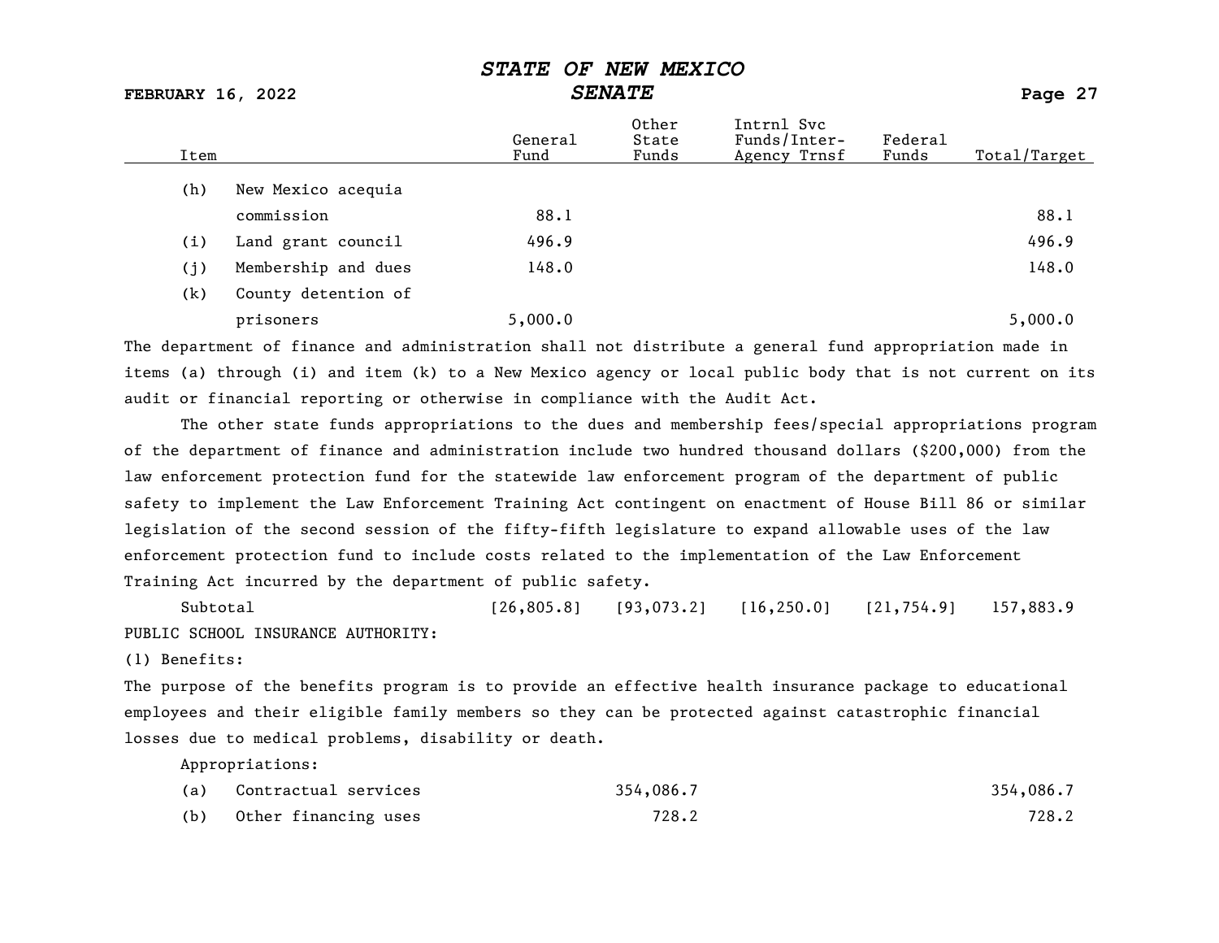| Item | | General Fund | Other State Funds | Intrnl Svc Funds/Inter-Agency Trnsf | Federal Funds | Total/Target |
|---|---|---|---|---|---|---|
| (h) | New Mexico acequia commission | 88.1 | | | | 88.1 |
| (i) | Land grant council | 496.9 | | | | 496.9 |
| (j) | Membership and dues | 148.0 | | | | 148.0 |
| (k) | County detention of prisoners | 5,000.0 | | | | 5,000.0 |

The department of finance and administration shall not distribute a general fund appropriation made in items (a) through (i) and item (k) to a New Mexico agency or local public body that is not current on its audit or financial reporting or otherwise in compliance with the Audit Act.

The other state funds appropriations to the dues and membership fees/special appropriations program of the department of finance and administration include two hundred thousand dollars ($200,000) from the law enforcement protection fund for the statewide law enforcement program of the department of public safety to implement the Law Enforcement Training Act contingent on enactment of House Bill 86 or similar legislation of the second session of the fifty-fifth legislature to expand allowable uses of the law enforcement protection fund to include costs related to the implementation of the Law Enforcement Training Act incurred by the department of public safety.

| | General Fund | Other State Funds | Intrnl Svc Funds/Inter-Agency Trnsf | Federal Funds | Total/Target |
|---|---|---|---|---|---|
| Subtotal | [26,805.8] | [93,073.2] | [16,250.0] | [21,754.9] | 157,883.9 |

PUBLIC SCHOOL INSURANCE AUTHORITY:

(1) Benefits:

The purpose of the benefits program is to provide an effective health insurance package to educational employees and their eligible family members so they can be protected against catastrophic financial losses due to medical problems, disability or death.

Appropriations:

| Item | | General Fund | Other State Funds | Intrnl Svc Funds/Inter-Agency Trnsf | Federal Funds | Total/Target |
|---|---|---|---|---|---|---|
| (a) | Contractual services | | 354,086.7 | | | 354,086.7 |
| (b) | Other financing uses | | 728.2 | | | 728.2 |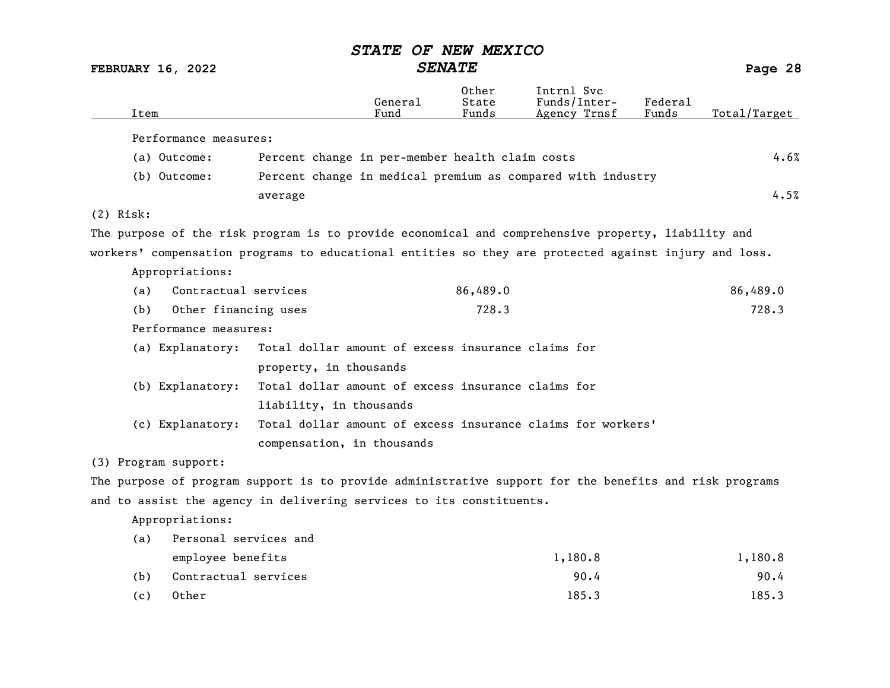| Item | General Fund | Other State Funds | Intrnl Svc Funds/Inter-Agency Trnsf | Federal Funds | Total/Target |
|---|---|---|---|---|---|
| Performance measures: | | | | | |
| (a) Outcome: Percent change in per-member health claim costs | | | | | 4.6% |
| (b) Outcome: Percent change in medical premium as compared with industry average | | | | | 4.5% |

(2) Risk:

The purpose of the risk program is to provide economical and comprehensive property, liability and workers' compensation programs to educational entities so they are protected against injury and loss.

| Item | General Fund | Other State Funds | Intrnl Svc Funds/Inter-Agency Trnsf | Federal Funds | Total/Target |
|---|---|---|---|---|---|
| Appropriations: | | | | | |
| (a) Contractual services | | 86,489.0 | | | 86,489.0 |
| (b) Other financing uses | | 728.3 | | | 728.3 |
| Performance measures: | | | | | |
| (a) Explanatory: Total dollar amount of excess insurance claims for property, in thousands | | | | | |
| (b) Explanatory: Total dollar amount of excess insurance claims for liability, in thousands | | | | | |
| (c) Explanatory: Total dollar amount of excess insurance claims for workers' compensation, in thousands | | | | | |

(3) Program support:

The purpose of program support is to provide administrative support for the benefits and risk programs and to assist the agency in delivering services to its constituents.

| Item | General Fund | Other State Funds | Intrnl Svc Funds/Inter-Agency Trnsf | Federal Funds | Total/Target |
|---|---|---|---|---|---|
| Appropriations: | | | | | |
| (a) Personal services and employee benefits | | | 1,180.8 | | 1,180.8 |
| (b) Contractual services | | | 90.4 | | 90.4 |
| (c) Other | | | 185.3 | | 185.3 |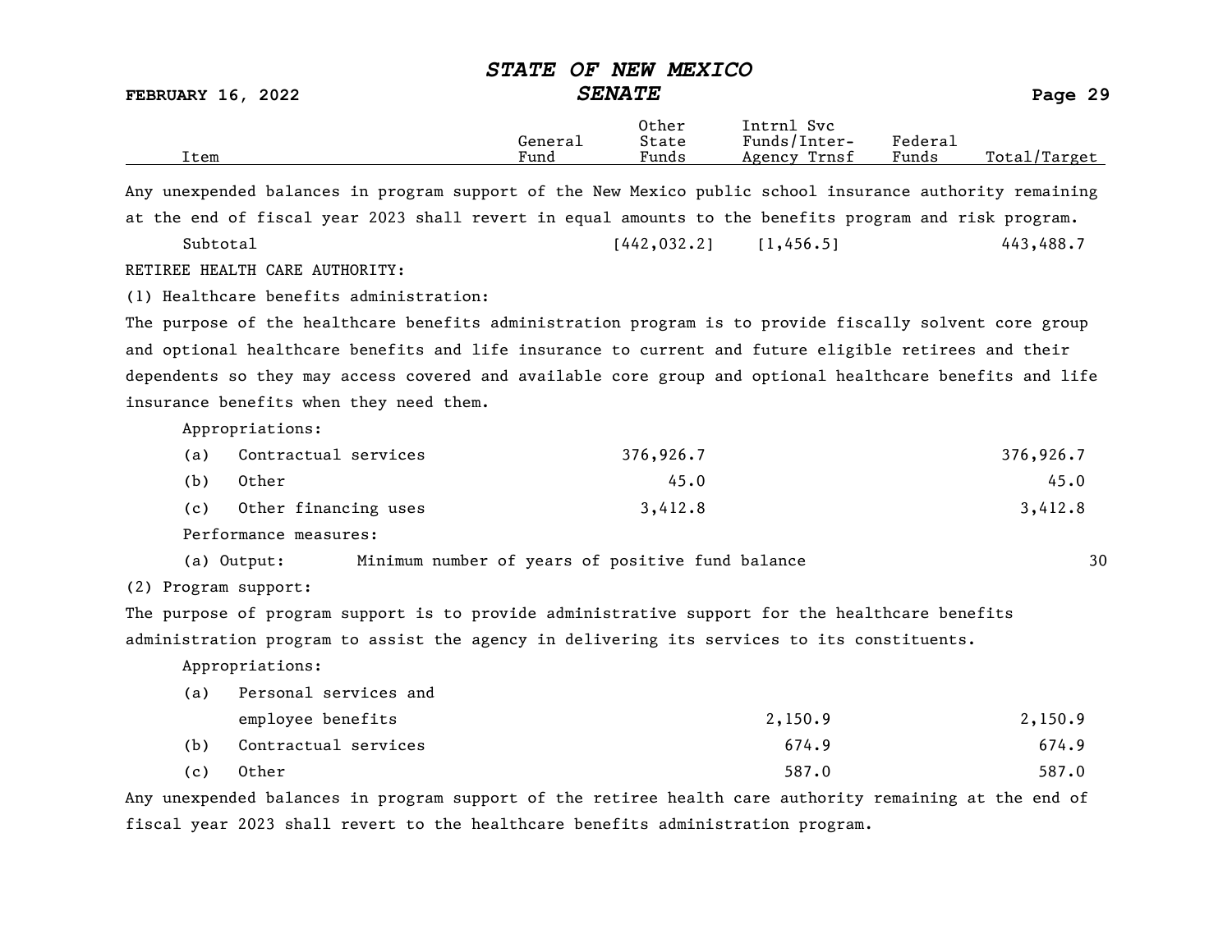| Item | General Fund | Other State Funds | Intrnl Svc Funds/Inter-Agency Trnsf | Federal Funds | Total/Target |
|---|---|---|---|---|---|

Any unexpended balances in program support of the New Mexico public school insurance authority remaining at the end of fiscal year 2023 shall revert in equal amounts to the benefits program and risk program.

| Item | General Fund | Other State Funds | Intrnl Svc Funds/Inter-Agency Trnsf | Federal Funds | Total/Target |
|---|---|---|---|---|---|
| Subtotal | | [442,032.2] | [1,456.5] | | 443,488.7 |

RETIREE HEALTH CARE AUTHORITY:

(1) Healthcare benefits administration:

The purpose of the healthcare benefits administration program is to provide fiscally solvent core group and optional healthcare benefits and life insurance to current and future eligible retirees and their dependents so they may access covered and available core group and optional healthcare benefits and life insurance benefits when they need them.

| Item | General Fund | Other State Funds | Intrnl Svc Funds/Inter-Agency Trnsf | Federal Funds | Total/Target |
|---|---|---|---|---|---|
| Appropriations: | | | | | |
| (a) Contractual services | | 376,926.7 | | | 376,926.7 |
| (b) Other | | 45.0 | | | 45.0 |
| (c) Other financing uses | | 3,412.8 | | | 3,412.8 |
| Performance measures: | | | | | |
| (a) Output: Minimum number of years of positive fund balance | | | | | 30 |

(2) Program support:

The purpose of program support is to provide administrative support for the healthcare benefits administration program to assist the agency in delivering its services to its constituents.

| Item | General Fund | Other State Funds | Intrnl Svc Funds/Inter-Agency Trnsf | Federal Funds | Total/Target |
|---|---|---|---|---|---|
| Appropriations: | | | | | |
| (a) Personal services and employee benefits | | | 2,150.9 | | 2,150.9 |
| (b) Contractual services | | | 674.9 | | 674.9 |
| (c) Other | | | 587.0 | | 587.0 |

Any unexpended balances in program support of the retiree health care authority remaining at the end of fiscal year 2023 shall revert to the healthcare benefits administration program.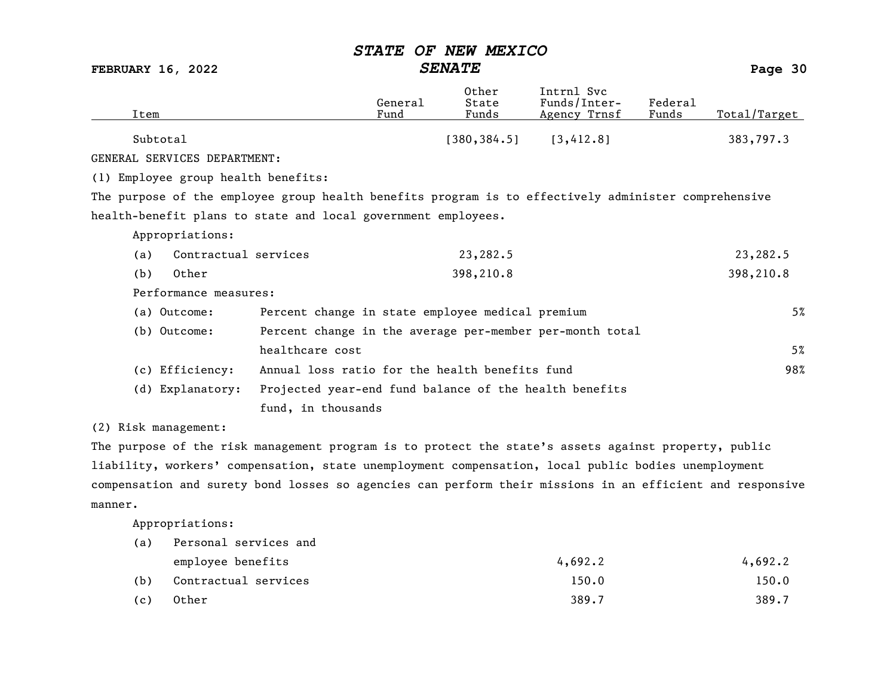| Item | General Fund | Other State Funds | Intrnl Svc Funds/Inter-Agency Trnsf | Federal Funds | Total/Target |
|---|---|---|---|---|---|
| Subtotal | | [380,384.5] | [3,412.8] | | 383,797.3 |

GENERAL SERVICES DEPARTMENT:

(1) Employee group health benefits:

The purpose of the employee group health benefits program is to effectively administer comprehensive health-benefit plans to state and local government employees.

Appropriations:

| Item | General Fund | Other State Funds | Intrnl Svc Funds/Inter-Agency Trnsf | Federal Funds | Total/Target |
|---|---|---|---|---|---|
| (a) Contractual services | | 23,282.5 | | | 23,282.5 |
| (b) Other | | 398,210.8 | | | 398,210.8 |

Performance measures:

| Measure | Description | Target |
|---|---|---|
| (a) Outcome: | Percent change in state employee medical premium | 5% |
| (b) Outcome: | Percent change in the average per-member per-month total healthcare cost | 5% |
| (c) Efficiency: | Annual loss ratio for the health benefits fund | 98% |
| (d) Explanatory: | Projected year-end fund balance of the health benefits fund, in thousands | |

(2) Risk management:

The purpose of the risk management program is to protect the state's assets against property, public liability, workers' compensation, state unemployment compensation, local public bodies unemployment compensation and surety bond losses so agencies can perform their missions in an efficient and responsive manner.

Appropriations:

| Item | General Fund | Other State Funds | Intrnl Svc Funds/Inter-Agency Trnsf | Federal Funds | Total/Target |
|---|---|---|---|---|---|
| (a) Personal services and employee benefits | | | 4,692.2 | | 4,692.2 |
| (b) Contractual services | | | 150.0 | | 150.0 |
| (c) Other | | | 389.7 | | 389.7 |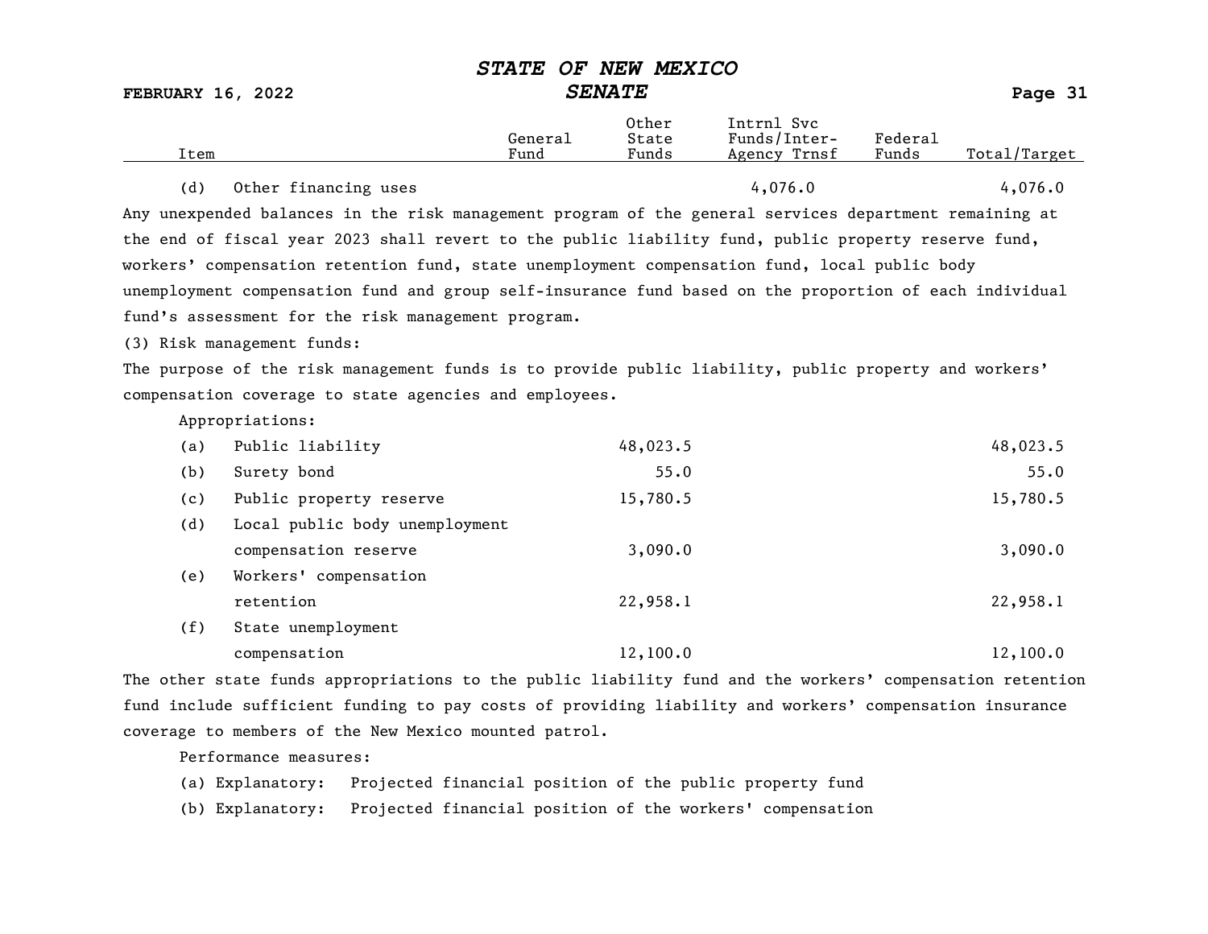| Item | General Fund | Other State Funds | Intrnl Svc Funds/Inter-Agency Trnsf | Federal Funds | Total/Target |
|---|---|---|---|---|---|
| (d) Other financing uses | | | 4,076.0 | | 4,076.0 |

Any unexpended balances in the risk management program of the general services department remaining at the end of fiscal year 2023 shall revert to the public liability fund, public property reserve fund, workers' compensation retention fund, state unemployment compensation fund, local public body unemployment compensation fund and group self-insurance fund based on the proportion of each individual fund's assessment for the risk management program.

(3) Risk management funds:

The purpose of the risk management funds is to provide public liability, public property and workers' compensation coverage to state agencies and employees.

Appropriations:

| Item | General Fund | Other State Funds | Intrnl Svc Funds/Inter-Agency Trnsf | Federal Funds | Total/Target |
|---|---|---|---|---|---|
| (a) Public liability | | 48,023.5 | | | 48,023.5 |
| (b) Surety bond | | 55.0 | | | 55.0 |
| (c) Public property reserve | | 15,780.5 | | | 15,780.5 |
| (d) Local public body unemployment compensation reserve | | 3,090.0 | | | 3,090.0 |
| (e) Workers' compensation retention | | 22,958.1 | | | 22,958.1 |
| (f) State unemployment compensation | | 12,100.0 | | | 12,100.0 |

The other state funds appropriations to the public liability fund and the workers' compensation retention fund include sufficient funding to pay costs of providing liability and workers' compensation insurance coverage to members of the New Mexico mounted patrol.

Performance measures:

(a) Explanatory: Projected financial position of the public property fund

(b) Explanatory: Projected financial position of the workers' compensation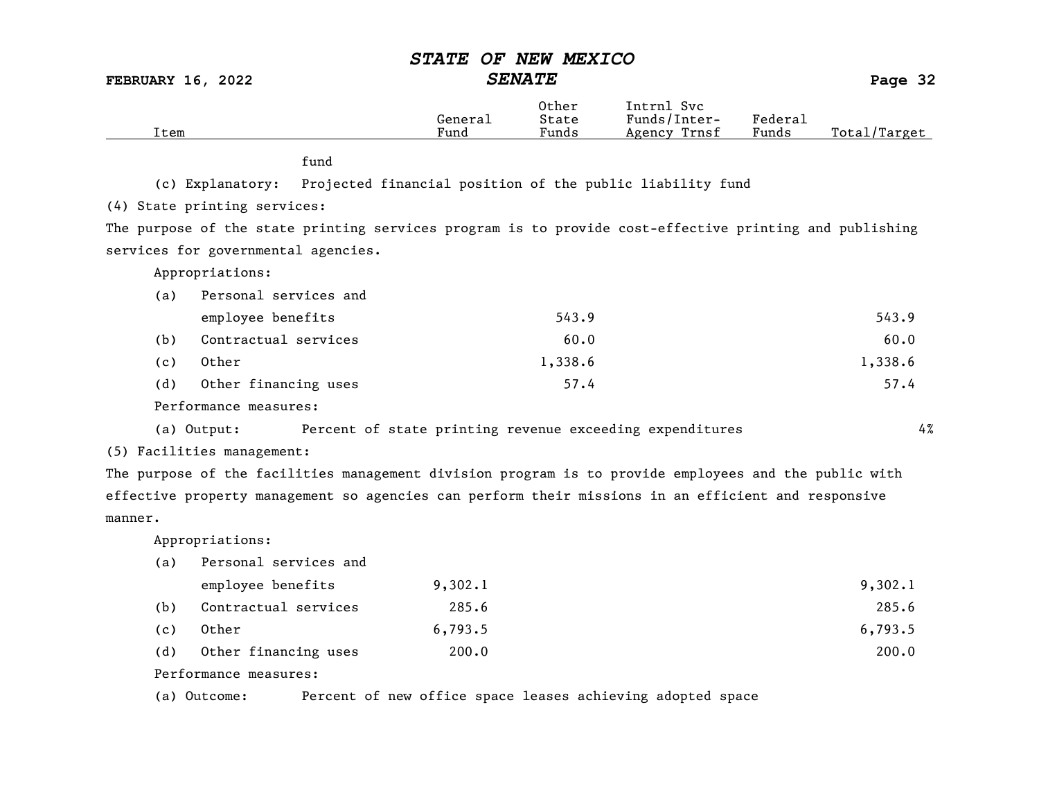| Item | General Fund | Other State Funds | Intrnl Svc Funds/Inter-Agency Trnsf | Federal Funds | Total/Target |
|---|---|---|---|---|---|
| fund | | | | | |
| (c) Explanatory: Projected financial position of the public liability fund | | | | | |
| (4) State printing services: | | | | | |
| The purpose of the state printing services program is to provide cost-effective printing and publishing services for governmental agencies. | | | | | |
| Appropriations: | | | | | |
| (a) Personal services and employee benefits | | 543.9 | | | 543.9 |
| (b) Contractual services | | 60.0 | | | 60.0 |
| (c) Other | | 1,338.6 | | | 1,338.6 |
| (d) Other financing uses | | 57.4 | | | 57.4 |
| Performance measures: | | | | | |
| (a) Output: Percent of state printing revenue exceeding expenditures | | | | | 4% |
| (5) Facilities management: | | | | | |
| The purpose of the facilities management division program is to provide employees and the public with effective property management so agencies can perform their missions in an efficient and responsive manner. | | | | | |
| Appropriations: | | | | | |
| (a) Personal services and employee benefits | 9,302.1 | | | | 9,302.1 |
| (b) Contractual services | 285.6 | | | | 285.6 |
| (c) Other | 6,793.5 | | | | 6,793.5 |
| (d) Other financing uses | 200.0 | | | | 200.0 |
| Performance measures: | | | | | |
| (a) Outcome: Percent of new office space leases achieving adopted space | | | | | |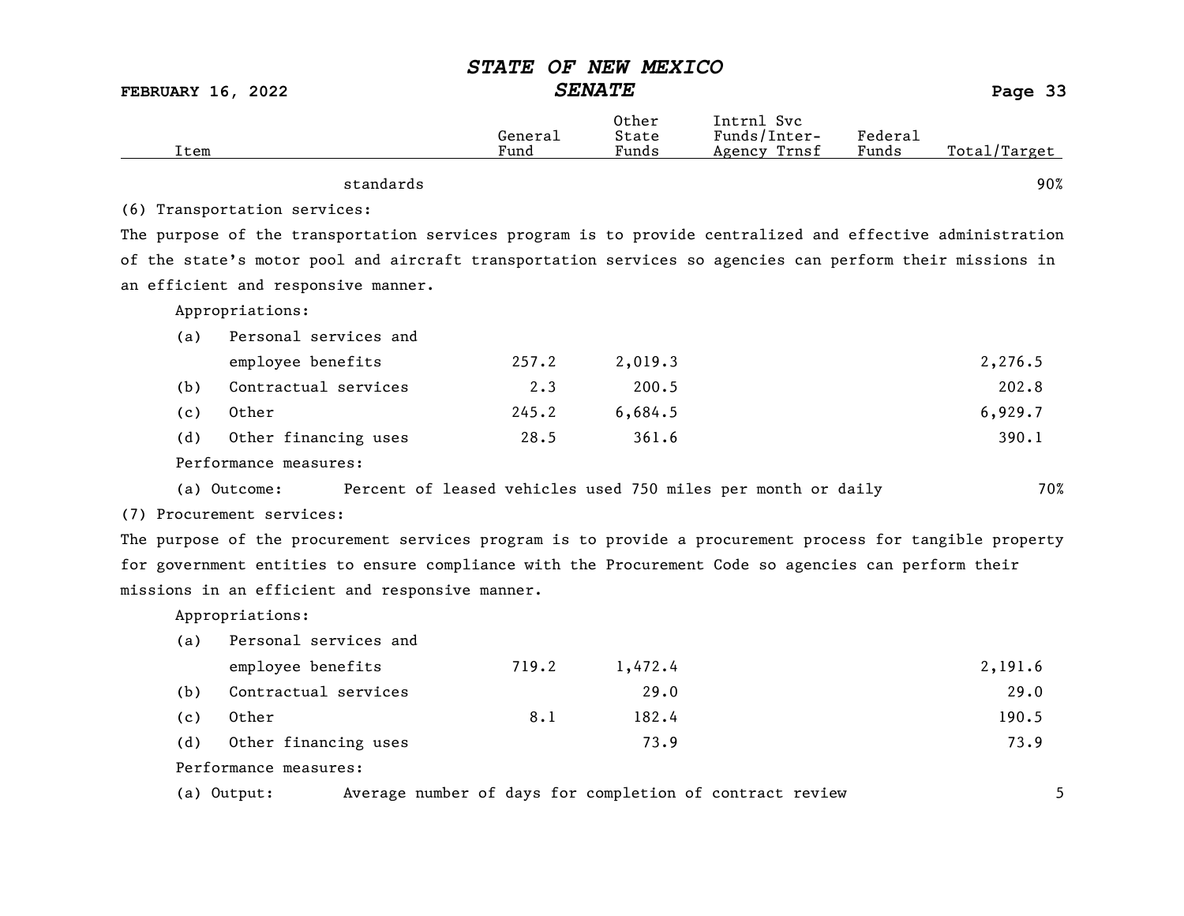| Item | General Fund | Other State Funds | Intrnl Svc Funds/Inter-Agency Trnsf | Federal Funds | Total/Target |
|---|---|---|---|---|---|
| standards | | | | | 90% |

(6) Transportation services:

The purpose of the transportation services program is to provide centralized and effective administration of the state's motor pool and aircraft transportation services so agencies can perform their missions in an efficient and responsive manner.

| Item | General Fund | Other State Funds | Intrnl Svc Funds/Inter-Agency Trnsf | Federal Funds | Total/Target |
|---|---|---|---|---|---|
| Appropriations: | | | | | |
| (a) Personal services and employee benefits | 257.2 | 2,019.3 | | | 2,276.5 |
| (b) Contractual services | 2.3 | 200.5 | | | 202.8 |
| (c) Other | 245.2 | 6,684.5 | | | 6,929.7 |
| (d) Other financing uses | 28.5 | 361.6 | | | 390.1 |
| Performance measures: | | | | | |
| (a) Outcome: Percent of leased vehicles used 750 miles per month or daily | | | | | 70% |

(7) Procurement services:

The purpose of the procurement services program is to provide a procurement process for tangible property for government entities to ensure compliance with the Procurement Code so agencies can perform their missions in an efficient and responsive manner.

| Item | General Fund | Other State Funds | Intrnl Svc Funds/Inter-Agency Trnsf | Federal Funds | Total/Target |
|---|---|---|---|---|---|
| Appropriations: | | | | | |
| (a) Personal services and employee benefits | 719.2 | 1,472.4 | | | 2,191.6 |
| (b) Contractual services | | 29.0 | | | 29.0 |
| (c) Other | 8.1 | 182.4 | | | 190.5 |
| (d) Other financing uses | | 73.9 | | | 73.9 |
| Performance measures: | | | | | |
| (a) Output: Average number of days for completion of contract review | | | | | 5 |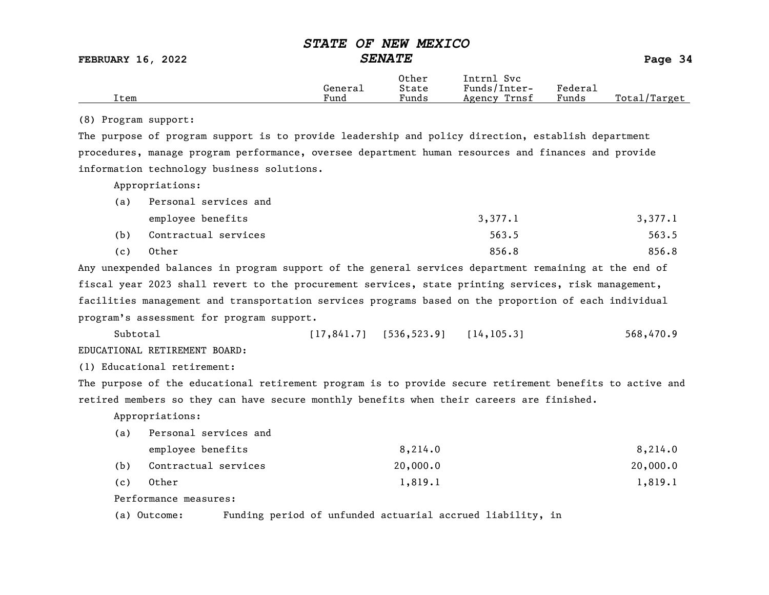| Item | General Fund | Other State Funds | Intrnl Svc Funds/Inter-Agency Trnsf | Federal Funds | Total/Target |
|---|---|---|---|---|---|

(8) Program support:

The purpose of program support is to provide leadership and policy direction, establish department procedures, manage program performance, oversee department human resources and finances and provide information technology business solutions.

Appropriations:

| Item | General Fund | Other State Funds | Intrnl Svc Funds/Inter-Agency Trnsf | Federal Funds | Total/Target |
|---|---|---|---|---|---|
| (a) Personal services and employee benefits | | | 3,377.1 | | 3,377.1 |
| (b) Contractual services | | | 563.5 | | 563.5 |
| (c) Other | | | 856.8 | | 856.8 |

Any unexpended balances in program support of the general services department remaining at the end of fiscal year 2023 shall revert to the procurement services, state printing services, risk management, facilities management and transportation services programs based on the proportion of each individual program's assessment for program support.

| Item | General Fund | Other State Funds | Intrnl Svc Funds/Inter-Agency Trnsf | Federal Funds | Total/Target |
|---|---|---|---|---|---|
| Subtotal | [17,841.7] | [536,523.9] | [14,105.3] | | 568,470.9 |

EDUCATIONAL RETIREMENT BOARD:

(1) Educational retirement:

The purpose of the educational retirement program is to provide secure retirement benefits to active and retired members so they can have secure monthly benefits when their careers are finished.

Appropriations:

| Item | General Fund | Other State Funds | Intrnl Svc Funds/Inter-Agency Trnsf | Federal Funds | Total/Target |
|---|---|---|---|---|---|
| (a) Personal services and employee benefits | | 8,214.0 | | | 8,214.0 |
| (b) Contractual services | | 20,000.0 | | | 20,000.0 |
| (c) Other | | 1,819.1 | | | 1,819.1 |

Performance measures:

(a) Outcome: Funding period of unfunded actuarial accrued liability, in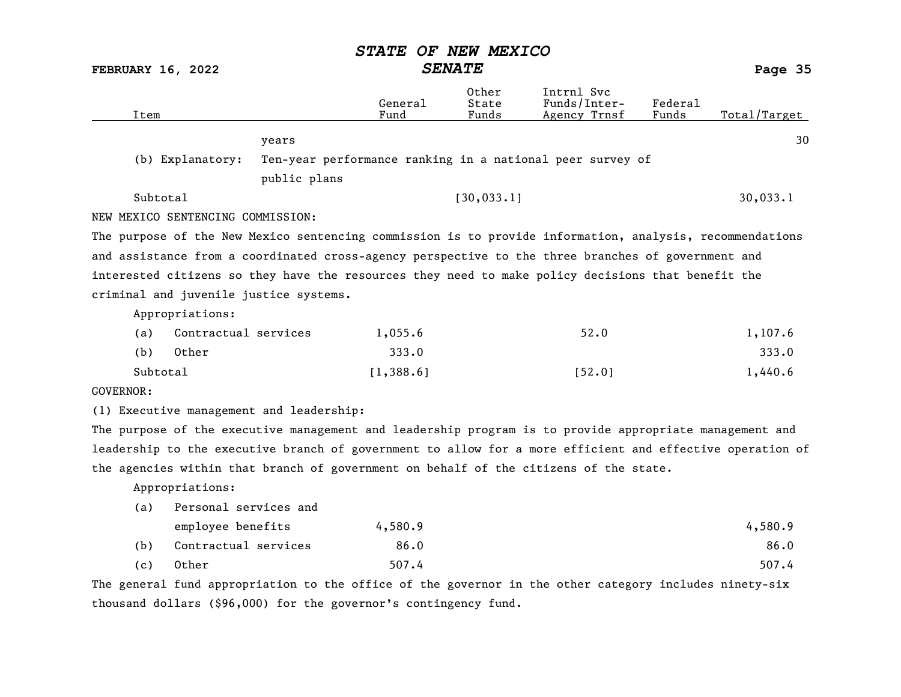| Item | | General Fund | Other State Funds | Intrnl Svc Funds/Inter-Agency Trnsf | Federal Funds | Total/Target |
|---|---|---|---|---|---|---|
| | years | | | | | 30 |
| (b) Explanatory: | Ten-year performance ranking in a national peer survey of public plans | | | | | |
| Subtotal | | | [30,033.1] | | | 30,033.1 |

NEW MEXICO SENTENCING COMMISSION:

The purpose of the New Mexico sentencing commission is to provide information, analysis, recommendations and assistance from a coordinated cross-agency perspective to the three branches of government and interested citizens so they have the resources they need to make policy decisions that benefit the criminal and juvenile justice systems.

| Item | General Fund | Other State Funds | Intrnl Svc Funds/Inter-Agency Trnsf | Federal Funds | Total/Target |
|---|---|---|---|---|---|
| Appropriations: | | | | | |
| (a) Contractual services | 1,055.6 | | 52.0 | | 1,107.6 |
| (b) Other | 333.0 | | | | 333.0 |
| Subtotal | [1,388.6] | | [52.0] | | 1,440.6 |

GOVERNOR:

(1) Executive management and leadership:

The purpose of the executive management and leadership program is to provide appropriate management and leadership to the executive branch of government to allow for a more efficient and effective operation of the agencies within that branch of government on behalf of the citizens of the state.

| Item | General Fund | Other State Funds | Intrnl Svc Funds/Inter-Agency Trnsf | Federal Funds | Total/Target |
|---|---|---|---|---|---|
| Appropriations: | | | | | |
| (a) Personal services and employee benefits | 4,580.9 | | | | 4,580.9 |
| (b) Contractual services | 86.0 | | | | 86.0 |
| (c) Other | 507.4 | | | | 507.4 |

The general fund appropriation to the office of the governor in the other category includes ninety-six thousand dollars ($96,000) for the governor's contingency fund.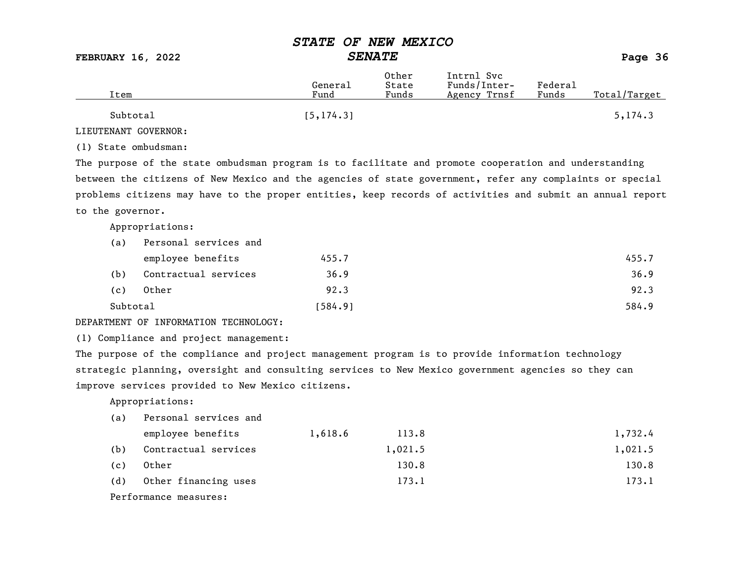| Item | General Fund | Other State Funds | Intrnl Svc Funds/Inter-Agency Trnsf | Federal Funds | Total/Target |
|---|---|---|---|---|---|
| Subtotal | [5,174.3] | | | | 5,174.3 |

LIEUTENANT GOVERNOR:

(1) State ombudsman:

The purpose of the state ombudsman program is to facilitate and promote cooperation and understanding between the citizens of New Mexico and the agencies of state government, refer any complaints or special problems citizens may have to the proper entities, keep records of activities and submit an annual report to the governor.

Appropriations:

| Item | General Fund | Other State Funds | Intrnl Svc Funds/Inter-Agency Trnsf | Federal Funds | Total/Target |
|---|---|---|---|---|---|
| (a) Personal services and employee benefits | 455.7 | | | | 455.7 |
| (b) Contractual services | 36.9 | | | | 36.9 |
| (c) Other | 92.3 | | | | 92.3 |
| Subtotal | [584.9] | | | | 584.9 |

DEPARTMENT OF INFORMATION TECHNOLOGY:

(1) Compliance and project management:

The purpose of the compliance and project management program is to provide information technology strategic planning, oversight and consulting services to New Mexico government agencies so they can improve services provided to New Mexico citizens.

Appropriations:

| Item | General Fund | Other State Funds | Intrnl Svc Funds/Inter-Agency Trnsf | Federal Funds | Total/Target |
|---|---|---|---|---|---|
| (a) Personal services and employee benefits | 1,618.6 | 113.8 | | | 1,732.4 |
| (b) Contractual services | | 1,021.5 | | | 1,021.5 |
| (c) Other | | 130.8 | | | 130.8 |
| (d) Other financing uses | | 173.1 | | | 173.1 |

Performance measures: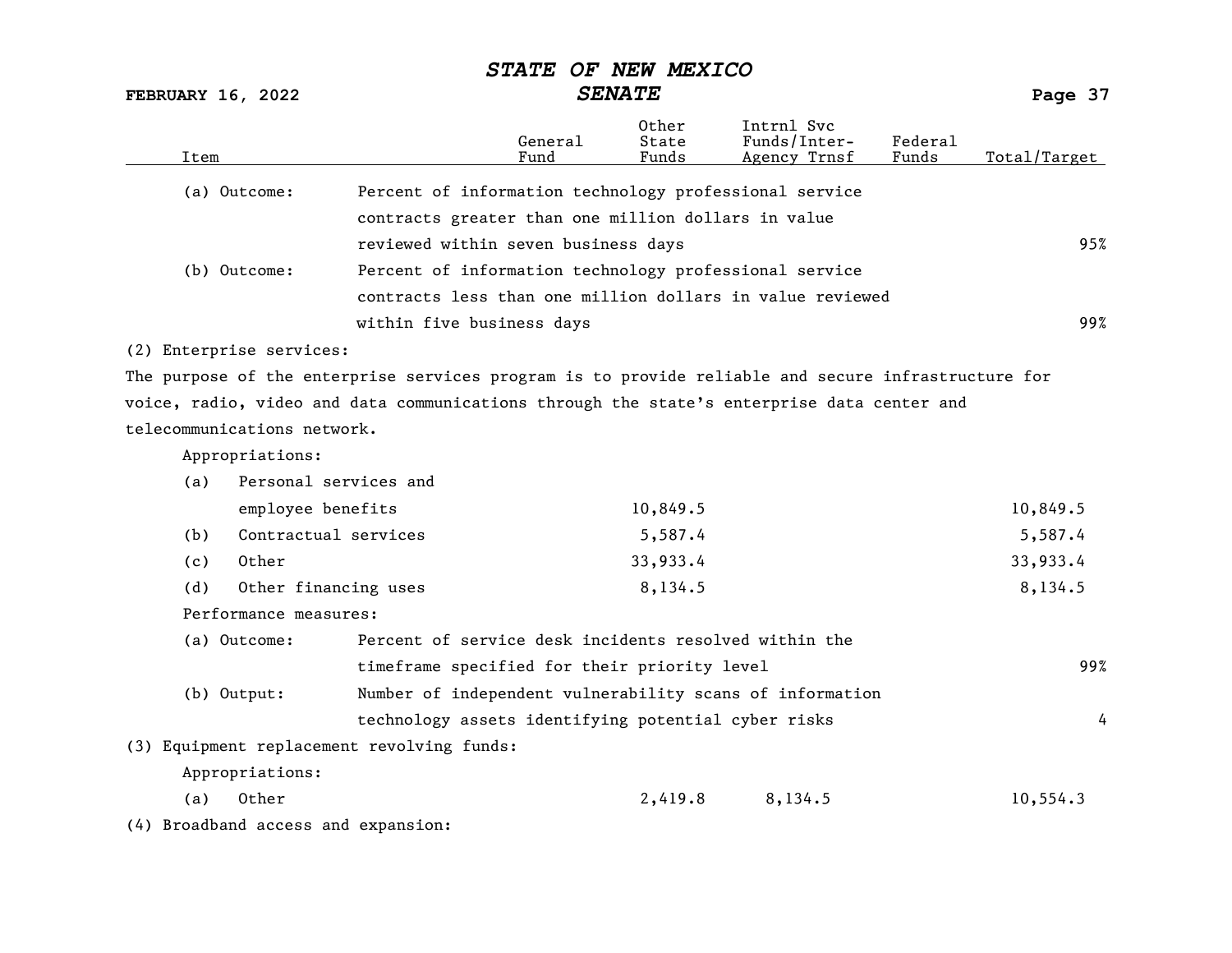| Item | | General Fund | Other State Funds | Intrnl Svc Funds/Inter-Agency Trnsf | Federal Funds | Total/Target |
|---|---|---|---|---|---|---|
| (a) Outcome: | Percent of information technology professional service contracts greater than one million dollars in value reviewed within seven business days | | | | | 95% |
| (b) Outcome: | Percent of information technology professional service contracts less than one million dollars in value reviewed within five business days | | | | | 99% |

(2) Enterprise services:

The purpose of the enterprise services program is to provide reliable and secure infrastructure for voice, radio, video and data communications through the state's enterprise data center and telecommunications network.

| Item | General Fund | Other State Funds | Intrnl Svc Funds/Inter-Agency Trnsf | Federal Funds | Total/Target |
|---|---|---|---|---|---|
| Appropriations: | | | | | |
| (a) Personal services and employee benefits | | 10,849.5 | | | 10,849.5 |
| (b) Contractual services | | 5,587.4 | | | 5,587.4 |
| (c) Other | | 33,933.4 | | | 33,933.4 |
| (d) Other financing uses | | 8,134.5 | | | 8,134.5 |

Performance measures:

| Item | | Total/Target |
|---|---|---|
| (a) Outcome: | Percent of service desk incidents resolved within the timeframe specified for their priority level | 99% |
| (b) Output: | Number of independent vulnerability scans of information technology assets identifying potential cyber risks | 4 |

(3) Equipment replacement revolving funds:

| Item | General Fund | Other State Funds | Intrnl Svc Funds/Inter-Agency Trnsf | Federal Funds | Total/Target |
|---|---|---|---|---|---|
| Appropriations: | | | | | |
| (a) Other | | 2,419.8 | 8,134.5 | | 10,554.3 |

(4) Broadband access and expansion: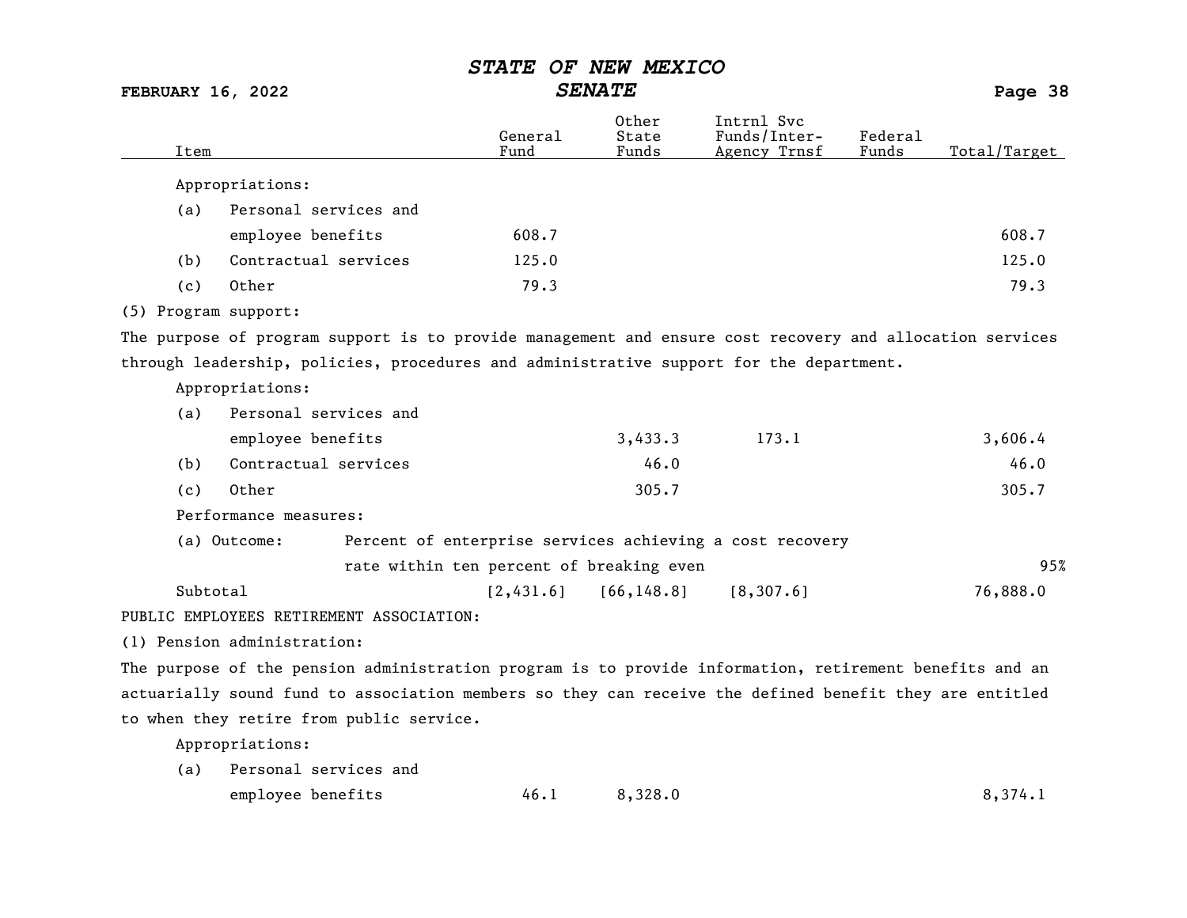| Item | General Fund | Other State Funds | Intrnl Svc Funds/Inter-Agency Trnsf | Federal Funds | Total/Target |
|---|---|---|---|---|---|
| Appropriations: | | | | | |
| (a) Personal services and employee benefits | 608.7 | | | | 608.7 |
| (b) Contractual services | 125.0 | | | | 125.0 |
| (c) Other | 79.3 | | | | 79.3 |

(5) Program support:

The purpose of program support is to provide management and ensure cost recovery and allocation services through leadership, policies, procedures and administrative support for the department.

| Item | General Fund | Other State Funds | Intrnl Svc Funds/Inter-Agency Trnsf | Federal Funds | Total/Target |
|---|---|---|---|---|---|
| Appropriations: | | | | | |
| (a) Personal services and employee benefits | | 3,433.3 | 173.1 | | 3,606.4 |
| (b) Contractual services | | 46.0 | | | 46.0 |
| (c) Other | | 305.7 | | | 305.7 |
| Performance measures: | | | | | |
| (a) Outcome: Percent of enterprise services achieving a cost recovery rate within ten percent of breaking even | | | | | 95% |
| Subtotal | [2,431.6] | [66,148.8] | [8,307.6] | | 76,888.0 |

PUBLIC EMPLOYEES RETIREMENT ASSOCIATION:

(1) Pension administration:

The purpose of the pension administration program is to provide information, retirement benefits and an actuarially sound fund to association members so they can receive the defined benefit they are entitled to when they retire from public service.

| Item | General Fund | Other State Funds | Intrnl Svc Funds/Inter-Agency Trnsf | Federal Funds | Total/Target |
|---|---|---|---|---|---|
| Appropriations: | | | | | |
| (a) Personal services and employee benefits | 46.1 | 8,328.0 | | | 8,374.1 |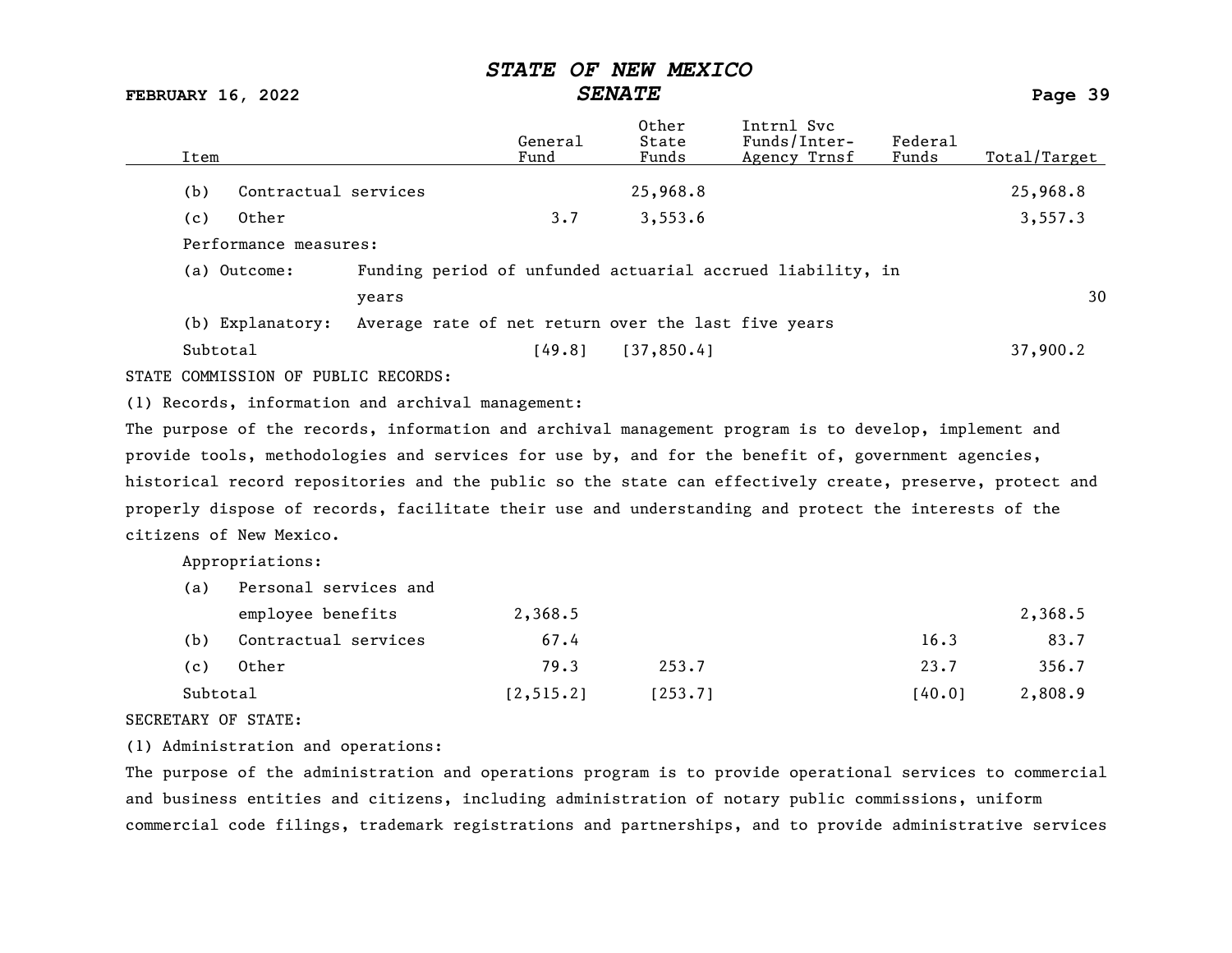| Item | General Fund | Other State Funds | Intrnl Svc Funds/Inter-Agency Trnsf | Federal Funds | Total/Target |
|---|---|---|---|---|---|
| (b) Contractual services | | 25,968.8 | | | 25,968.8 |
| (c) Other | 3.7 | 3,553.6 | | | 3,557.3 |
| Performance measures: | | | | | |
| (a) Outcome: Funding period of unfunded actuarial accrued liability, in years | | | | | 30 |
| (b) Explanatory: Average rate of net return over the last five years | | | | | |
| Subtotal | [49.8] | [37,850.4] | | | 37,900.2 |

STATE COMMISSION OF PUBLIC RECORDS:

(1) Records, information and archival management:

The purpose of the records, information and archival management program is to develop, implement and provide tools, methodologies and services for use by, and for the benefit of, government agencies, historical record repositories and the public so the state can effectively create, preserve, protect and properly dispose of records, facilitate their use and understanding and protect the interests of the citizens of New Mexico.

| Item | General Fund | Other State Funds | Intrnl Svc Funds/Inter-Agency Trnsf | Federal Funds | Total/Target |
|---|---|---|---|---|---|
| Appropriations: | | | | | |
| (a) Personal services and employee benefits | 2,368.5 | | | | 2,368.5 |
| (b) Contractual services | 67.4 | | | 16.3 | 83.7 |
| (c) Other | 79.3 | 253.7 | | 23.7 | 356.7 |
| Subtotal | [2,515.2] | [253.7] | | [40.0] | 2,808.9 |

SECRETARY OF STATE:

(1) Administration and operations:

The purpose of the administration and operations program is to provide operational services to commercial and business entities and citizens, including administration of notary public commissions, uniform commercial code filings, trademark registrations and partnerships, and to provide administrative services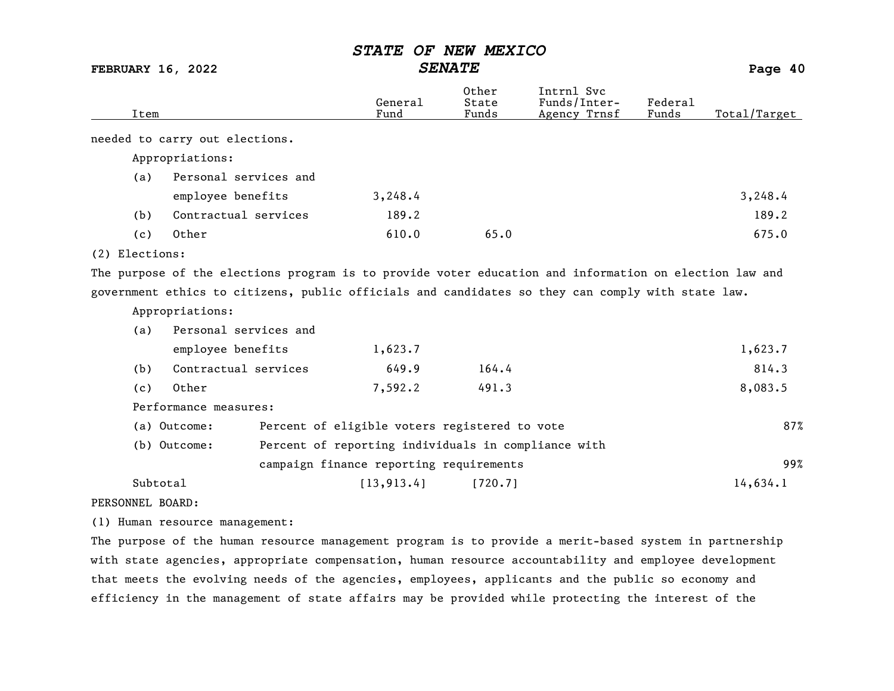| Item | General Fund | Other State Funds | Intrnl Svc Funds/Inter-Agency Trnsf | Federal Funds | Total/Target |
|---|---|---|---|---|---|
| needed to carry out elections. | | | | | |
| Appropriations: | | | | | |
| (a) Personal services and employee benefits | 3,248.4 | | | | 3,248.4 |
| (b) Contractual services | 189.2 | | | | 189.2 |
| (c) Other | 610.0 | 65.0 | | | 675.0 |
| (2) Elections: | | | | | |
| The purpose of the elections program is to provide voter education and information on election law and government ethics to citizens, public officials and candidates so they can comply with state law. | | | | | |
| Appropriations: | | | | | |
| (a) Personal services and employee benefits | 1,623.7 | | | | 1,623.7 |
| (b) Contractual services | 649.9 | 164.4 | | | 814.3 |
| (c) Other | 7,592.2 | 491.3 | | | 8,083.5 |
| Performance measures: | | | | | |
| (a) Outcome: Percent of eligible voters registered to vote | | | | | 87% |
| (b) Outcome: Percent of reporting individuals in compliance with campaign finance reporting requirements | | | | | 99% |
| Subtotal | [13,913.4] | [720.7] | | | 14,634.1 |

PERSONNEL BOARD:

(1) Human resource management:

The purpose of the human resource management program is to provide a merit-based system in partnership with state agencies, appropriate compensation, human resource accountability and employee development that meets the evolving needs of the agencies, employees, applicants and the public so economy and efficiency in the management of state affairs may be provided while protecting the interest of the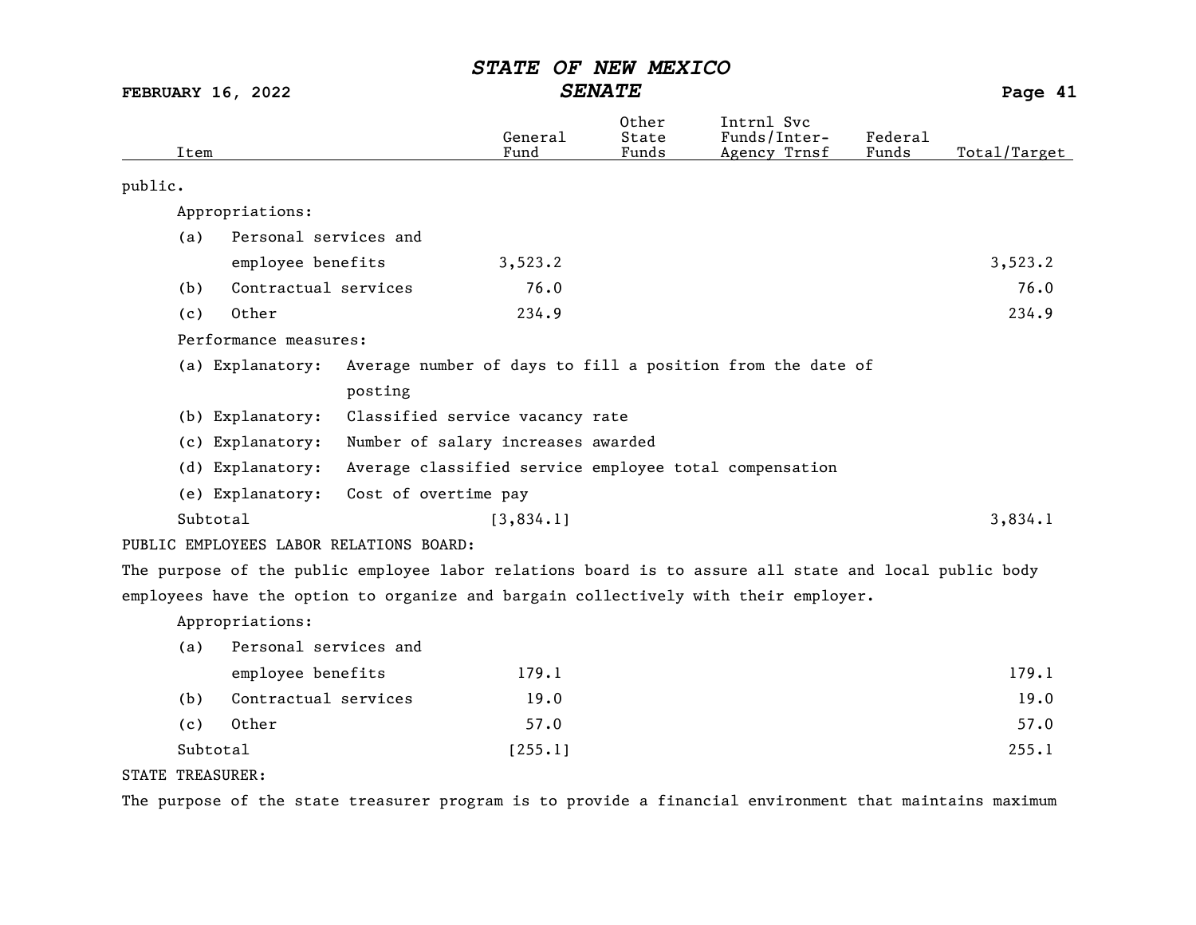| Item | General Fund | Other State Funds | Intrnl Svc Funds/Inter-Agency Trnsf | Federal Funds | Total/Target |
|---|---|---|---|---|---|
| public. | | | | | |
| Appropriations: | | | | | |
| (a) Personal services and employee benefits | 3,523.2 | | | | 3,523.2 |
| (b) Contractual services | 76.0 | | | | 76.0 |
| (c) Other | 234.9 | | | | 234.9 |
| Performance measures: | | | | | |
| (a) Explanatory: Average number of days to fill a position from the date of posting | | | | | |
| (b) Explanatory: Classified service vacancy rate | | | | | |
| (c) Explanatory: Number of salary increases awarded | | | | | |
| (d) Explanatory: Average classified service employee total compensation | | | | | |
| (e) Explanatory: Cost of overtime pay | | | | | |
| Subtotal | [3,834.1] | | | | 3,834.1 |
| PUBLIC EMPLOYEES LABOR RELATIONS BOARD: | | | | | |
| The purpose of the public employee labor relations board is to assure all state and local public body employees have the option to organize and bargain collectively with their employer. | | | | | |
| Appropriations: | | | | | |
| (a) Personal services and employee benefits | 179.1 | | | | 179.1 |
| (b) Contractual services | 19.0 | | | | 19.0 |
| (c) Other | 57.0 | | | | 57.0 |
| Subtotal | [255.1] | | | | 255.1 |
| STATE TREASURER: | | | | | |
| The purpose of the state treasurer program is to provide a financial environment that maintains maximum | | | | | |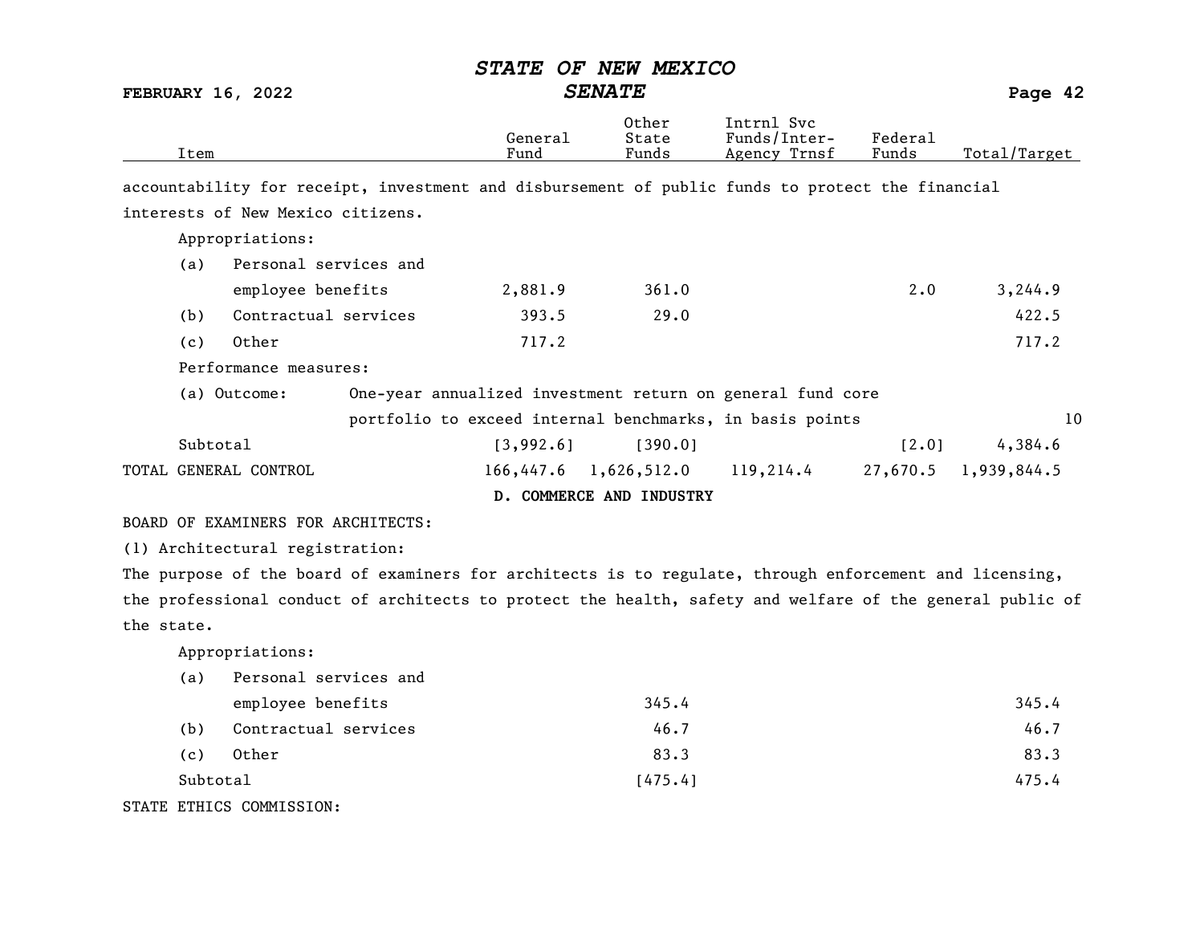| Item | General Fund | Other State Funds | Intrnl Svc Funds/Inter-Agency Trnsf | Federal Funds | Total/Target |
|---|---|---|---|---|---|
| accountability for receipt, investment and disbursement of public funds to protect the financial interests of New Mexico citizens. | | | | | |
| Appropriations: | | | | | |
| (a) Personal services and employee benefits | 2,881.9 | 361.0 | | 2.0 | 3,244.9 |
| (b) Contractual services | 393.5 | 29.0 | | | 422.5 |
| (c) Other | 717.2 | | | | 717.2 |
| Performance measures: | | | | | |
| (a) Outcome: One-year annualized investment return on general fund core portfolio to exceed internal benchmarks, in basis points | | | | | 10 |
| Subtotal | [3,992.6] | [390.0] | | [2.0] | 4,384.6 |
| TOTAL GENERAL CONTROL | 166,447.6 | 1,626,512.0 | 119,214.4 | 27,670.5 | 1,939,844.5 |

## D. COMMERCE AND INDUSTRY

BOARD OF EXAMINERS FOR ARCHITECTS:

(1) Architectural registration:

The purpose of the board of examiners for architects is to regulate, through enforcement and licensing, the professional conduct of architects to protect the health, safety and welfare of the general public of the state.

| Item | General Fund | Other State Funds | Intrnl Svc Funds/Inter-Agency Trnsf | Federal Funds | Total/Target |
|---|---|---|---|---|---|
| Appropriations: | | | | | |
| (a) Personal services and employee benefits | | 345.4 | | | 345.4 |
| (b) Contractual services | | 46.7 | | | 46.7 |
| (c) Other | | 83.3 | | | 83.3 |
| Subtotal | | [475.4] | | | 475.4 |

STATE ETHICS COMMISSION: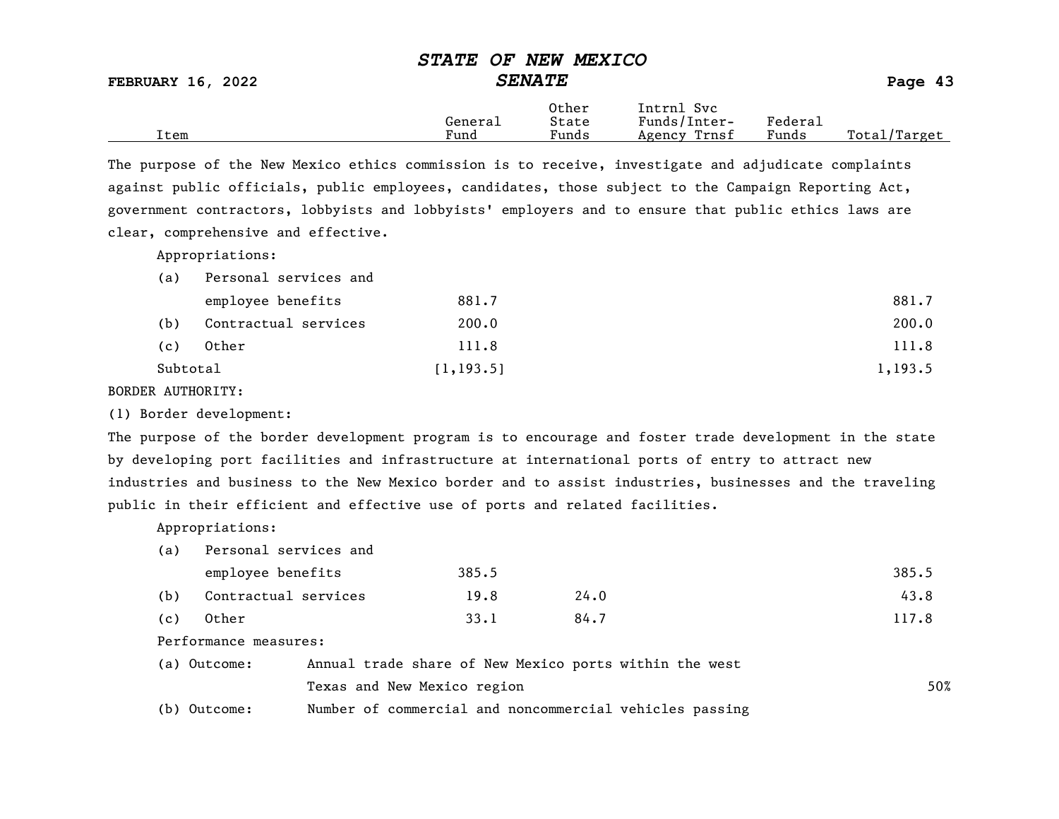| Item | General Fund | Other State Funds | Intrnl Svc Funds/Inter-Agency Trnsf | Federal Funds | Total/Target |
|---|---|---|---|---|---|

The purpose of the New Mexico ethics commission is to receive, investigate and adjudicate complaints against public officials, public employees, candidates, those subject to the Campaign Reporting Act, government contractors, lobbyists and lobbyists' employers and to ensure that public ethics laws are clear, comprehensive and effective.

Appropriations:

| Item | General Fund | Other State Funds | Intrnl Svc Funds/Inter-Agency Trnsf | Federal Funds | Total/Target |
|---|---|---|---|---|---|
| (a) Personal services and employee benefits | 881.7 | | | | 881.7 |
| (b) Contractual services | 200.0 | | | | 200.0 |
| (c) Other | 111.8 | | | | 111.8 |
| Subtotal | [1,193.5] | | | | 1,193.5 |

BORDER AUTHORITY:

(1) Border development:

The purpose of the border development program is to encourage and foster trade development in the state by developing port facilities and infrastructure at international ports of entry to attract new industries and business to the New Mexico border and to assist industries, businesses and the traveling public in their efficient and effective use of ports and related facilities.

Appropriations:

| Item | General Fund | Other State Funds | Intrnl Svc Funds/Inter-Agency Trnsf | Federal Funds | Total/Target |
|---|---|---|---|---|---|
| (a) Personal services and employee benefits | 385.5 | | | | 385.5 |
| (b) Contractual services | 19.8 | 24.0 | | | 43.8 |
| (c) Other | 33.1 | 84.7 | | | 117.8 |

Performance measures:

| Measure | Description | Target |
|---|---|---|
| (a) Outcome: | Annual trade share of New Mexico ports within the west Texas and New Mexico region | 50% |
| (b) Outcome: | Number of commercial and noncommercial vehicles passing | |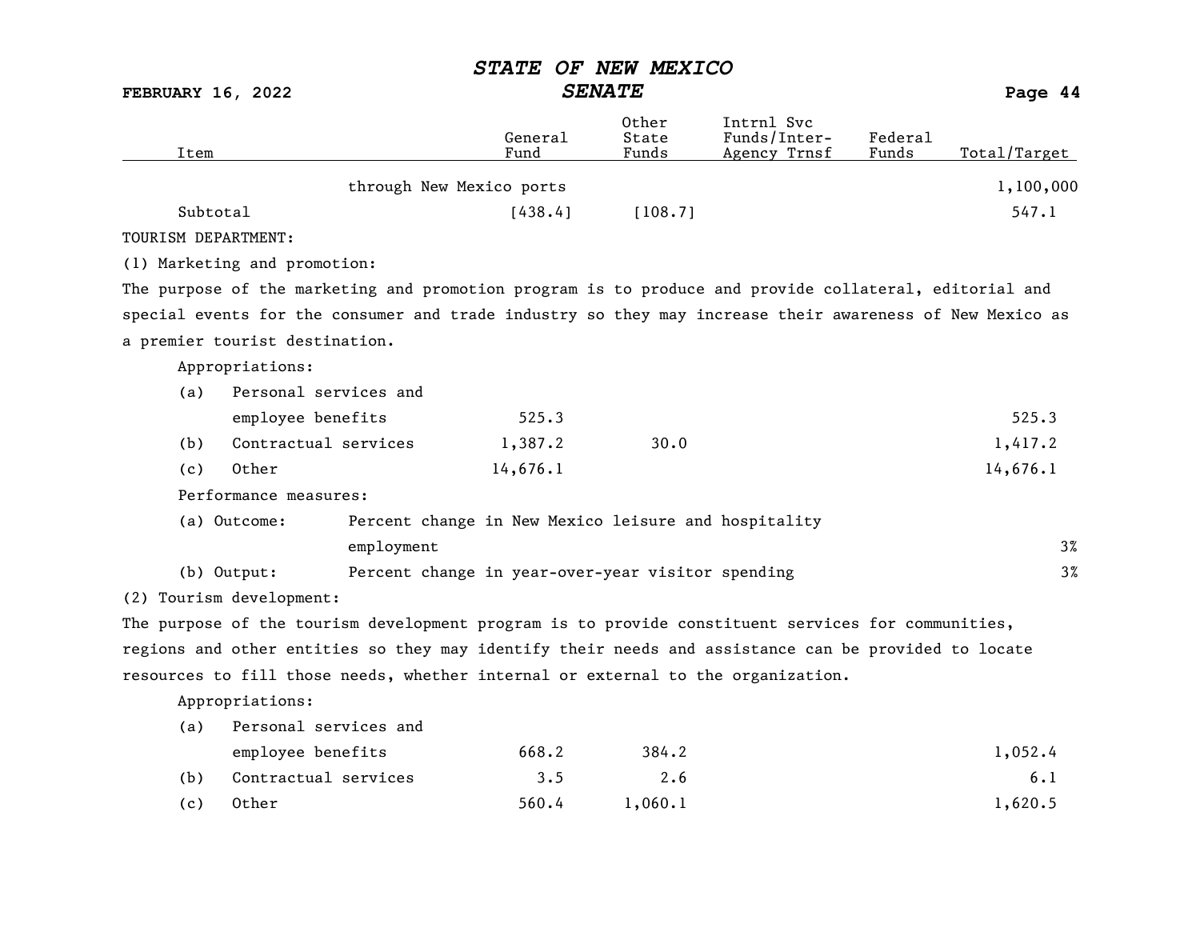| Item | General Fund | Other State Funds | Intrnl Svc Funds/Inter-Agency Trnsf | Federal Funds | Total/Target |
|---|---|---|---|---|---|
| through New Mexico ports | | | | | 1,100,000 |
| Subtotal | [438.4] | [108.7] | | | 547.1 |

TOURISM DEPARTMENT:

(1) Marketing and promotion:

The purpose of the marketing and promotion program is to produce and provide collateral, editorial and special events for the consumer and trade industry so they may increase their awareness of New Mexico as a premier tourist destination.

| Item | General Fund | Other State Funds | Intrnl Svc Funds/Inter-Agency Trnsf | Federal Funds | Total/Target |
|---|---|---|---|---|---|
| Appropriations: | | | | | |
| (a) Personal services and employee benefits | 525.3 | | | | 525.3 |
| (b) Contractual services | 1,387.2 | 30.0 | | | 1,417.2 |
| (c) Other | 14,676.1 | | | | 14,676.1 |
| Performance measures: | | | | | |
| (a) Outcome: Percent change in New Mexico leisure and hospitality employment | | | | | 3% |
| (b) Output: Percent change in year-over-year visitor spending | | | | | 3% |

(2) Tourism development:

The purpose of the tourism development program is to provide constituent services for communities, regions and other entities so they may identify their needs and assistance can be provided to locate resources to fill those needs, whether internal or external to the organization.

| Item | General Fund | Other State Funds | Intrnl Svc Funds/Inter-Agency Trnsf | Federal Funds | Total/Target |
|---|---|---|---|---|---|
| Appropriations: | | | | | |
| (a) Personal services and employee benefits | 668.2 | 384.2 | | | 1,052.4 |
| (b) Contractual services | 3.5 | 2.6 | | | 6.1 |
| (c) Other | 560.4 | 1,060.1 | | | 1,620.5 |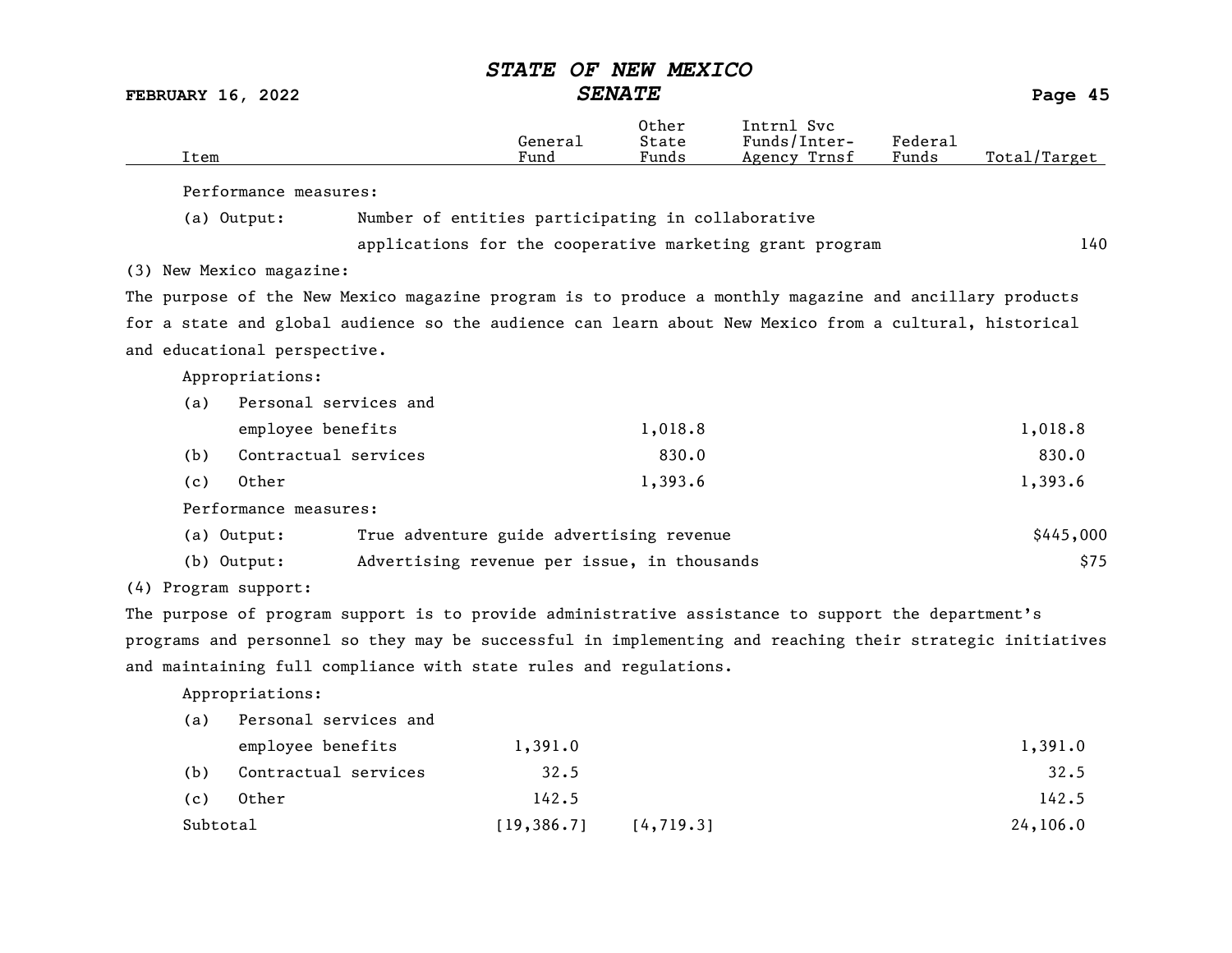| Item | General Fund | Other State Funds | Intrnl Svc Funds/Inter-Agency Trnsf | Federal Funds | Total/Target |
|---|---|---|---|---|---|
| Performance measures: | | | | | |
| (a) Output: Number of entities participating in collaborative applications for the cooperative marketing grant program | | | | | 140 |
| (3) New Mexico magazine: | | | | | |
| The purpose of the New Mexico magazine program is to produce a monthly magazine and ancillary products for a state and global audience so the audience can learn about New Mexico from a cultural, historical and educational perspective. | | | | | |
| Appropriations: | | | | | |
| (a) Personal services and employee benefits | | 1,018.8 | | | 1,018.8 |
| (b) Contractual services | | 830.0 | | | 830.0 |
| (c) Other | | 1,393.6 | | | 1,393.6 |
| Performance measures: | | | | | |
| (a) Output: True adventure guide advertising revenue | | | | | $445,000 |
| (b) Output: Advertising revenue per issue, in thousands | | | | | $75 |
| (4) Program support: | | | | | |
| The purpose of program support is to provide administrative assistance to support the department's programs and personnel so they may be successful in implementing and reaching their strategic initiatives and maintaining full compliance with state rules and regulations. | | | | | |
| Appropriations: | | | | | |
| (a) Personal services and employee benefits | 1,391.0 | | | | 1,391.0 |
| (b) Contractual services | 32.5 | | | | 32.5 |
| (c) Other | 142.5 | | | | 142.5 |
| Subtotal | [19,386.7] | [4,719.3] | | | 24,106.0 |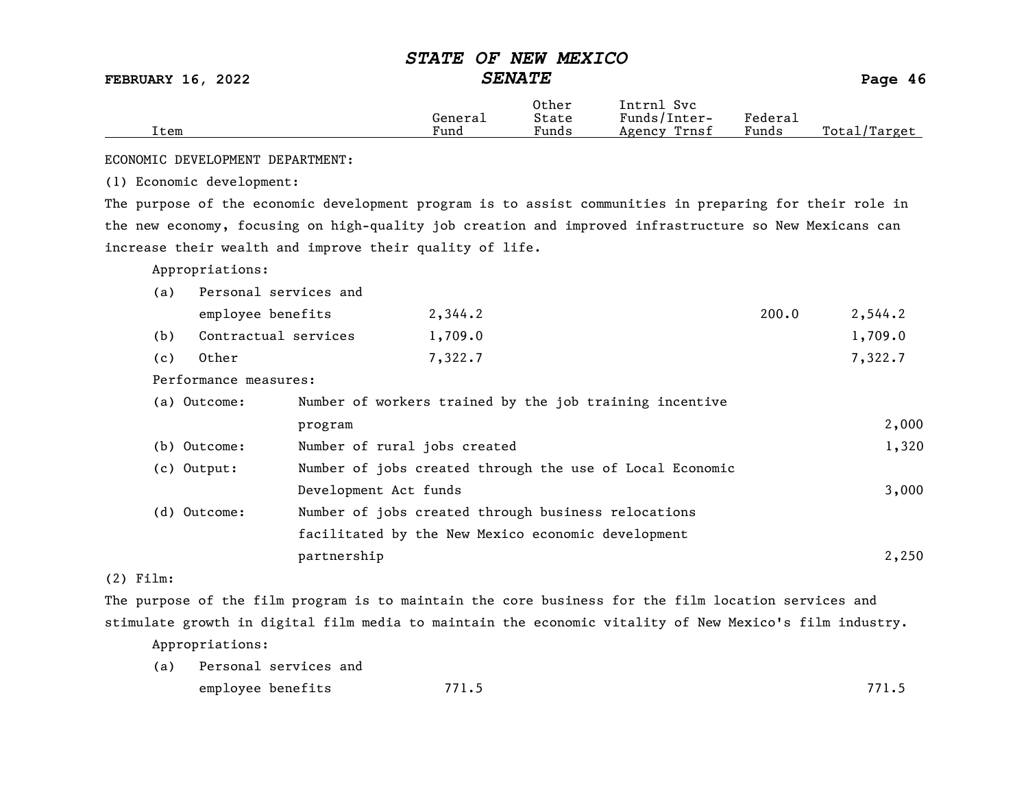| Item | General Fund | Other State Funds | Intrnl Svc Funds/Inter-Agency Trnsf | Federal Funds | Total/Target |
|---|---|---|---|---|---|

ECONOMIC DEVELOPMENT DEPARTMENT:

(1) Economic development:

The purpose of the economic development program is to assist communities in preparing for their role in the new economy, focusing on high-quality job creation and improved infrastructure so New Mexicans can increase their wealth and improve their quality of life.

Appropriations:

| Item | General Fund | Other State Funds | Intrnl Svc Funds/Inter-Agency Trnsf | Federal Funds | Total/Target |
|---|---|---|---|---|---|
| (a) Personal services and employee benefits | 2,344.2 | | | 200.0 | 2,544.2 |
| (b) Contractual services | 1,709.0 | | | | 1,709.0 |
| (c) Other | 7,322.7 | | | | 7,322.7 |

Performance measures:

| Measure | Description | Target |
|---|---|---|
| (a) Outcome: | Number of workers trained by the job training incentive program | 2,000 |
| (b) Outcome: | Number of rural jobs created | 1,320 |
| (c) Output: | Number of jobs created through the use of Local Economic Development Act funds | 3,000 |
| (d) Outcome: | Number of jobs created through business relocations facilitated by the New Mexico economic development partnership | 2,250 |

(2) Film:

The purpose of the film program is to maintain the core business for the film location services and stimulate growth in digital film media to maintain the economic vitality of New Mexico's film industry.

Appropriations:

| Item | General Fund | Other State Funds | Intrnl Svc Funds/Inter-Agency Trnsf | Federal Funds | Total/Target |
|---|---|---|---|---|---|
| (a) Personal services and employee benefits | 771.5 | | | | 771.5 |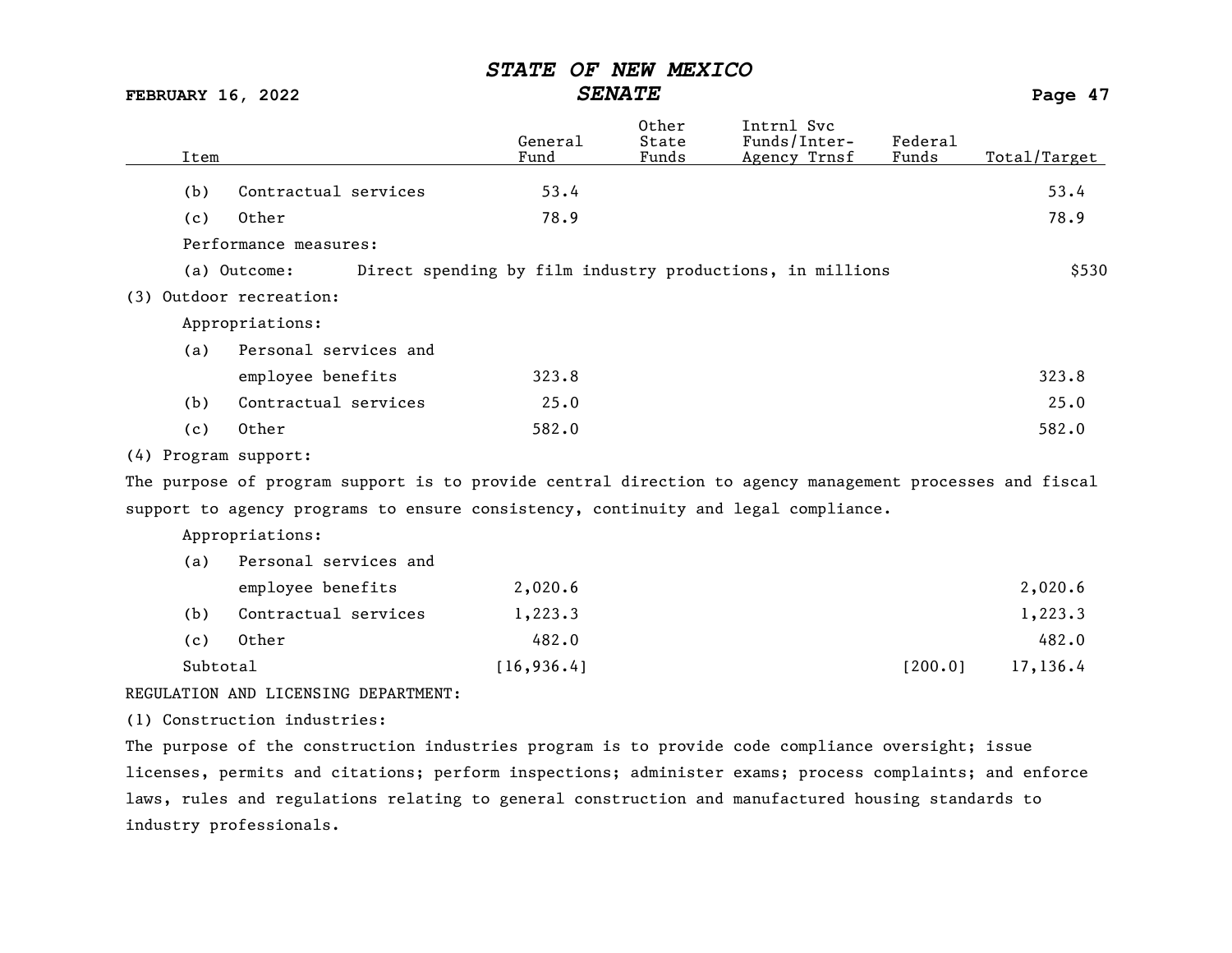| Item | General Fund | Other State Funds | Intrnl Svc Funds/Inter-Agency Trnsf | Federal Funds | Total/Target |
|---|---|---|---|---|---|
| (b) Contractual services | 53.4 | | | | 53.4 |
| (c) Other | 78.9 | | | | 78.9 |
| Performance measures: | | | | | |
| (a) Outcome: Direct spending by film industry productions, in millions | | | | | $530 |
| (3) Outdoor recreation: | | | | | |
| Appropriations: | | | | | |
| (a) Personal services and employee benefits | 323.8 | | | | 323.8 |
| (b) Contractual services | 25.0 | | | | 25.0 |
| (c) Other | 582.0 | | | | 582.0 |

(4) Program support:

The purpose of program support is to provide central direction to agency management processes and fiscal support to agency programs to ensure consistency, continuity and legal compliance.

| Item | General Fund | Other State Funds | Intrnl Svc Funds/Inter-Agency Trnsf | Federal Funds | Total/Target |
|---|---|---|---|---|---|
| Appropriations: | | | | | |
| (a) Personal services and employee benefits | 2,020.6 | | | | 2,020.6 |
| (b) Contractual services | 1,223.3 | | | | 1,223.3 |
| (c) Other | 482.0 | | | | 482.0 |
| Subtotal | [16,936.4] | | | [200.0] | 17,136.4 |

REGULATION AND LICENSING DEPARTMENT:

(1) Construction industries:

The purpose of the construction industries program is to provide code compliance oversight; issue licenses, permits and citations; perform inspections; administer exams; process complaints; and enforce laws, rules and regulations relating to general construction and manufactured housing standards to industry professionals.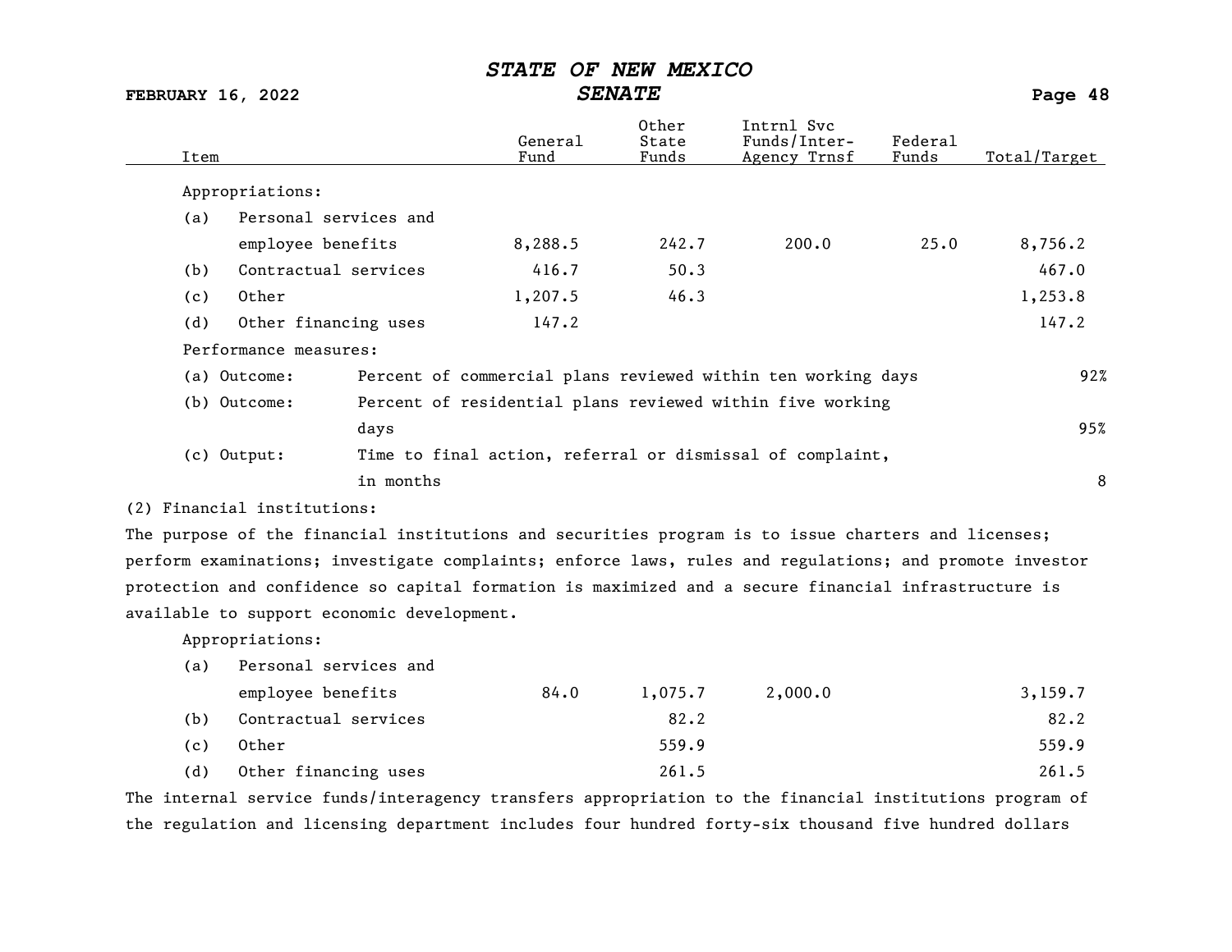| Item | General Fund | Other State Funds | Intrnl Svc Funds/Inter-Agency Trnsf | Federal Funds | Total/Target |
|---|---|---|---|---|---|
| Appropriations: | | | | | |
| (a) Personal services and employee benefits | 8,288.5 | 242.7 | 200.0 | 25.0 | 8,756.2 |
| (b) Contractual services | 416.7 | 50.3 | | | 467.0 |
| (c) Other | 1,207.5 | 46.3 | | | 1,253.8 |
| (d) Other financing uses | 147.2 | | | | 147.2 |

Performance measures:

| Measure | Description | Target |
|---|---|---|
| (a) Outcome: | Percent of commercial plans reviewed within ten working days | 92% |
| (b) Outcome: | Percent of residential plans reviewed within five working days | 95% |
| (c) Output: | Time to final action, referral or dismissal of complaint, in months | 8 |

(2) Financial institutions:

The purpose of the financial institutions and securities program is to issue charters and licenses; perform examinations; investigate complaints; enforce laws, rules and regulations; and promote investor protection and confidence so capital formation is maximized and a secure financial infrastructure is available to support economic development.

| Item | General Fund | Other State Funds | Intrnl Svc Funds/Inter-Agency Trnsf | Federal Funds | Total/Target |
|---|---|---|---|---|---|
| Appropriations: | | | | | |
| (a) Personal services and employee benefits | 84.0 | 1,075.7 | 2,000.0 | | 3,159.7 |
| (b) Contractual services | | 82.2 | | | 82.2 |
| (c) Other | | 559.9 | | | 559.9 |
| (d) Other financing uses | | 261.5 | | | 261.5 |

The internal service funds/interagency transfers appropriation to the financial institutions program of the regulation and licensing department includes four hundred forty-six thousand five hundred dollars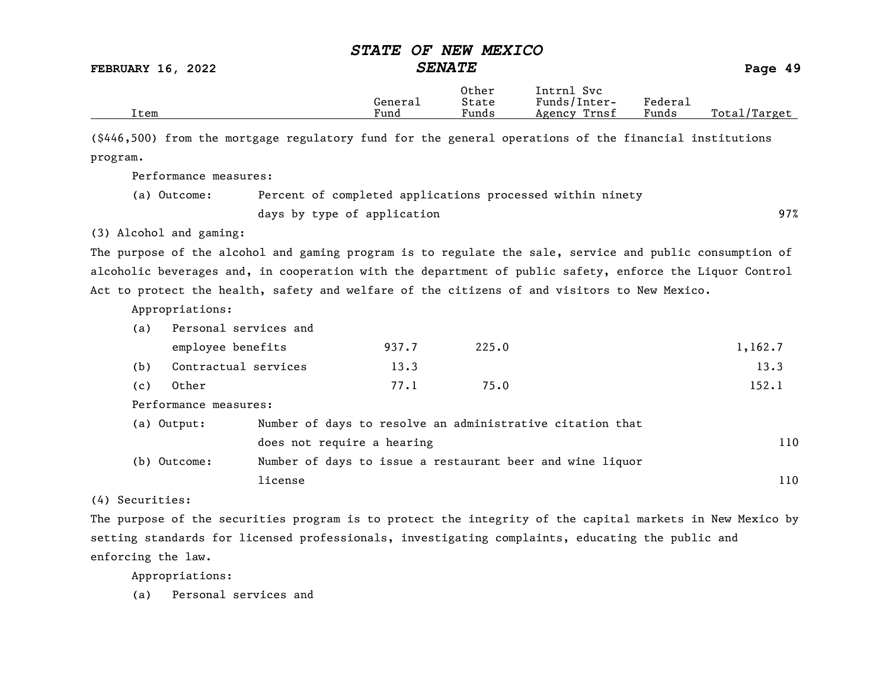| Item | General Fund | Other State Funds | Intrnl Svc Funds/Inter-Agency Trnsf | Federal Funds | Total/Target |
|---|---|---|---|---|---|

($446,500) from the mortgage regulatory fund for the general operations of the financial institutions program.

Performance measures:

| | | |
|---|---|---|
| (a) Outcome: | Percent of completed applications processed within ninety days by type of application | 97% |

(3) Alcohol and gaming:

The purpose of the alcohol and gaming program is to regulate the sale, service and public consumption of alcoholic beverages and, in cooperation with the department of public safety, enforce the Liquor Control Act to protect the health, safety and welfare of the citizens of and visitors to New Mexico.

Appropriations:

| Item | General Fund | Other State Funds | Intrnl Svc Funds/Inter-Agency Trnsf | Federal Funds | Total/Target |
|---|---|---|---|---|---|
| (a) Personal services and employee benefits | 937.7 | 225.0 | | | 1,162.7 |
| (b) Contractual services | 13.3 | | | | 13.3 |
| (c) Other | 77.1 | 75.0 | | | 152.1 |

Performance measures:

| | | |
|---|---|---|
| (a) Output: | Number of days to resolve an administrative citation that does not require a hearing | 110 |
| (b) Outcome: | Number of days to issue a restaurant beer and wine liquor license | 110 |

(4) Securities:

The purpose of the securities program is to protect the integrity of the capital markets in New Mexico by setting standards for licensed professionals, investigating complaints, educating the public and enforcing the law.

Appropriations:

(a) Personal services and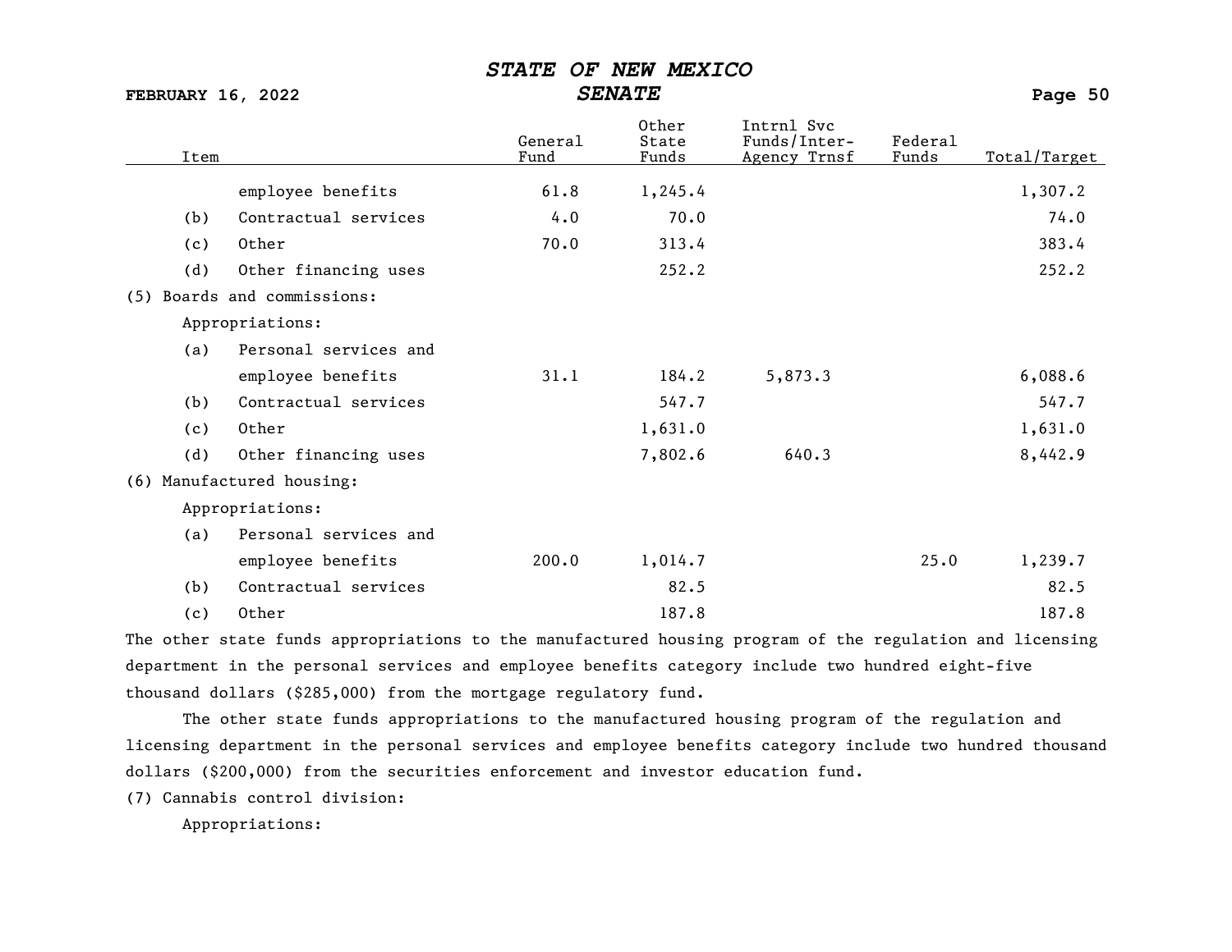| Item | General Fund | Other State Funds | Intrnl Svc Funds/Inter-Agency Trnsf | Federal Funds | Total/Target |
|---|---|---|---|---|---|
| employee benefits | 61.8 | 1,245.4 | | | 1,307.2 |
| (b) Contractual services | 4.0 | 70.0 | | | 74.0 |
| (c) Other | 70.0 | 313.4 | | | 383.4 |
| (d) Other financing uses | | 252.2 | | | 252.2 |
| (5) Boards and commissions: | | | | | |
| Appropriations: | | | | | |
| (a) Personal services and employee benefits | 31.1 | 184.2 | 5,873.3 | | 6,088.6 |
| (b) Contractual services | | 547.7 | | | 547.7 |
| (c) Other | | 1,631.0 | | | 1,631.0 |
| (d) Other financing uses | | 7,802.6 | 640.3 | | 8,442.9 |
| (6) Manufactured housing: | | | | | |
| Appropriations: | | | | | |
| (a) Personal services and employee benefits | 200.0 | 1,014.7 | | 25.0 | 1,239.7 |
| (b) Contractual services | | 82.5 | | | 82.5 |
| (c) Other | | 187.8 | | | 187.8 |

The other state funds appropriations to the manufactured housing program of the regulation and licensing department in the personal services and employee benefits category include two hundred eight-five thousand dollars ($285,000) from the mortgage regulatory fund.

The other state funds appropriations to the manufactured housing program of the regulation and licensing department in the personal services and employee benefits category include two hundred thousand dollars ($200,000) from the securities enforcement and investor education fund.

(7) Cannabis control division:

Appropriations: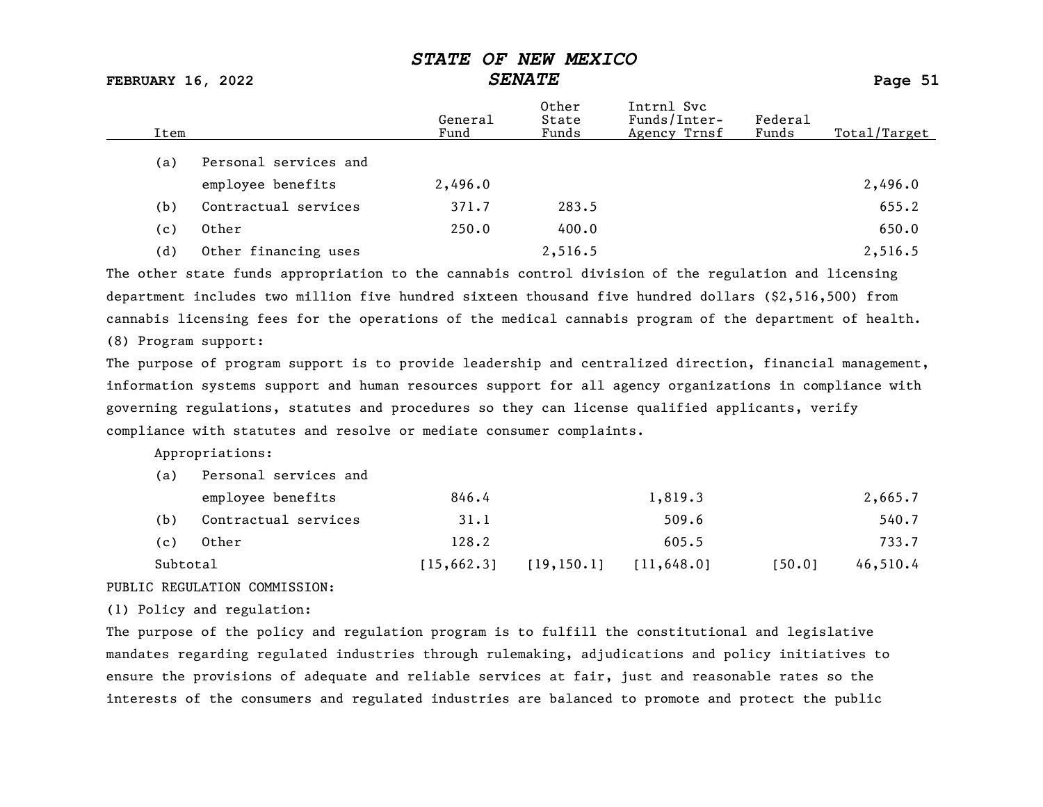| Item | General Fund | Other State Funds | Intrnl Svc Funds/Inter-Agency Trnsf | Federal Funds | Total/Target |
|---|---|---|---|---|---|
| (a) Personal services and employee benefits | 2,496.0 | | | | 2,496.0 |
| (b) Contractual services | 371.7 | 283.5 | | | 655.2 |
| (c) Other | 250.0 | 400.0 | | | 650.0 |
| (d) Other financing uses | | 2,516.5 | | | 2,516.5 |

The other state funds appropriation to the cannabis control division of the regulation and licensing department includes two million five hundred sixteen thousand five hundred dollars ($2,516,500) from cannabis licensing fees for the operations of the medical cannabis program of the department of health.

(8) Program support:

The purpose of program support is to provide leadership and centralized direction, financial management, information systems support and human resources support for all agency organizations in compliance with governing regulations, statutes and procedures so they can license qualified applicants, verify compliance with statutes and resolve or mediate consumer complaints.

Appropriations:

| Item | General Fund | Other State Funds | Intrnl Svc Funds/Inter-Agency Trnsf | Federal Funds | Total/Target |
|---|---|---|---|---|---|
| (a) Personal services and employee benefits | 846.4 | | 1,819.3 | | 2,665.7 |
| (b) Contractual services | 31.1 | | 509.6 | | 540.7 |
| (c) Other | 128.2 | | 605.5 | | 733.7 |
| Subtotal | [15,662.3] | [19,150.1] | [11,648.0] | [50.0] | 46,510.4 |

PUBLIC REGULATION COMMISSION:

(1) Policy and regulation:

The purpose of the policy and regulation program is to fulfill the constitutional and legislative mandates regarding regulated industries through rulemaking, adjudications and policy initiatives to ensure the provisions of adequate and reliable services at fair, just and reasonable rates so the interests of the consumers and regulated industries are balanced to promote and protect the public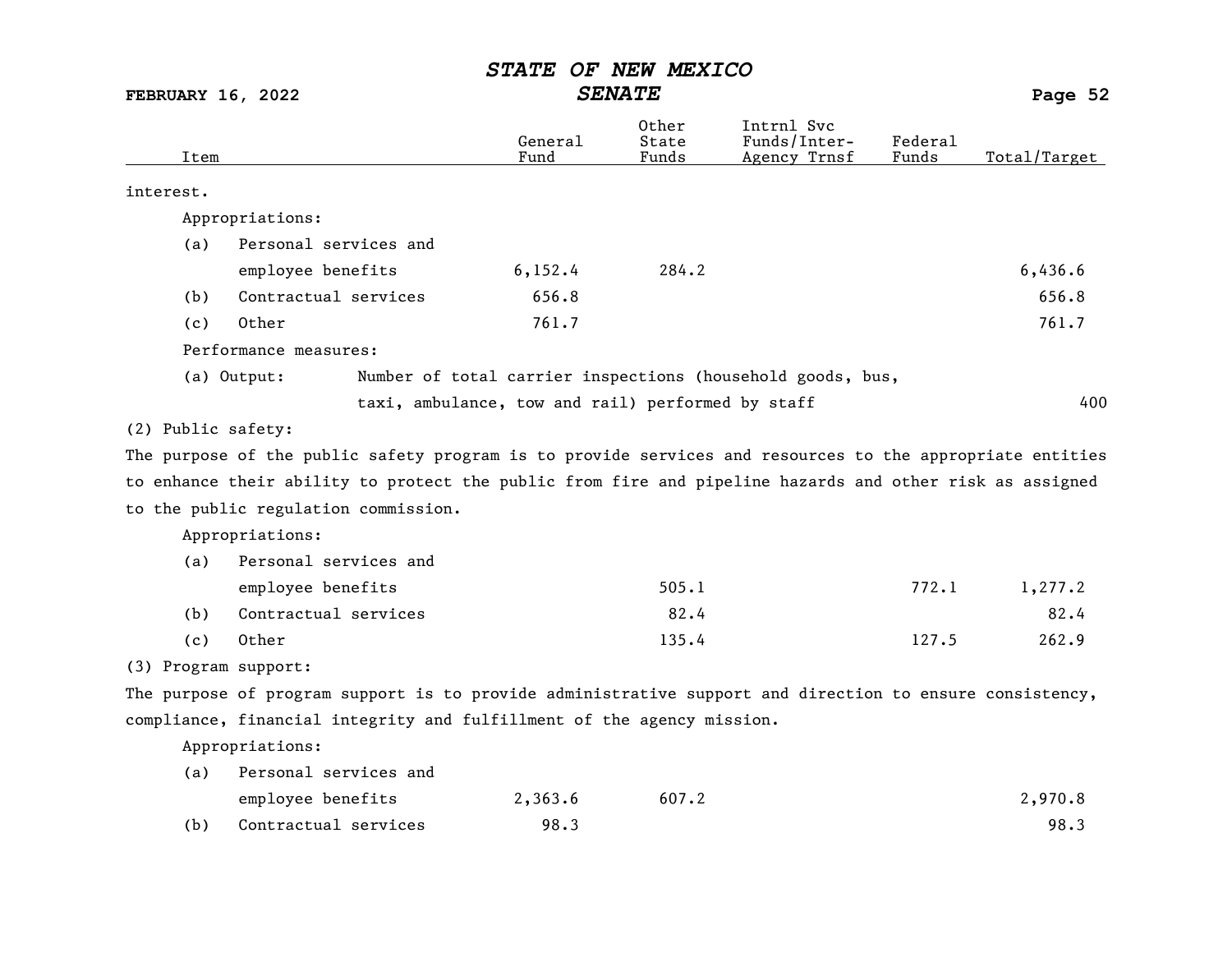| Item | General Fund | Other State Funds | Intrnl Svc Funds/Inter-Agency Trnsf | Federal Funds | Total/Target |
|---|---|---|---|---|---|
| interest. | | | | | |
| Appropriations: | | | | | |
| (a) Personal services and employee benefits | 6,152.4 | 284.2 | | | 6,436.6 |
| (b) Contractual services | 656.8 | | | | 656.8 |
| (c) Other | 761.7 | | | | 761.7 |
| Performance measures: | | | | | |
| (a) Output: Number of total carrier inspections (household goods, bus, taxi, ambulance, tow and rail) performed by staff | | | | | 400 |
| (2) Public safety: | | | | | |
| The purpose of the public safety program is to provide services and resources to the appropriate entities to enhance their ability to protect the public from fire and pipeline hazards and other risk as assigned to the public regulation commission. | | | | | |
| Appropriations: | | | | | |
| (a) Personal services and employee benefits | | 505.1 | | 772.1 | 1,277.2 |
| (b) Contractual services | | 82.4 | | | 82.4 |
| (c) Other | | 135.4 | | 127.5 | 262.9 |
| (3) Program support: | | | | | |
| The purpose of program support is to provide administrative support and direction to ensure consistency, compliance, financial integrity and fulfillment of the agency mission. | | | | | |
| Appropriations: | | | | | |
| (a) Personal services and employee benefits | 2,363.6 | 607.2 | | | 2,970.8 |
| (b) Contractual services | 98.3 | | | | 98.3 |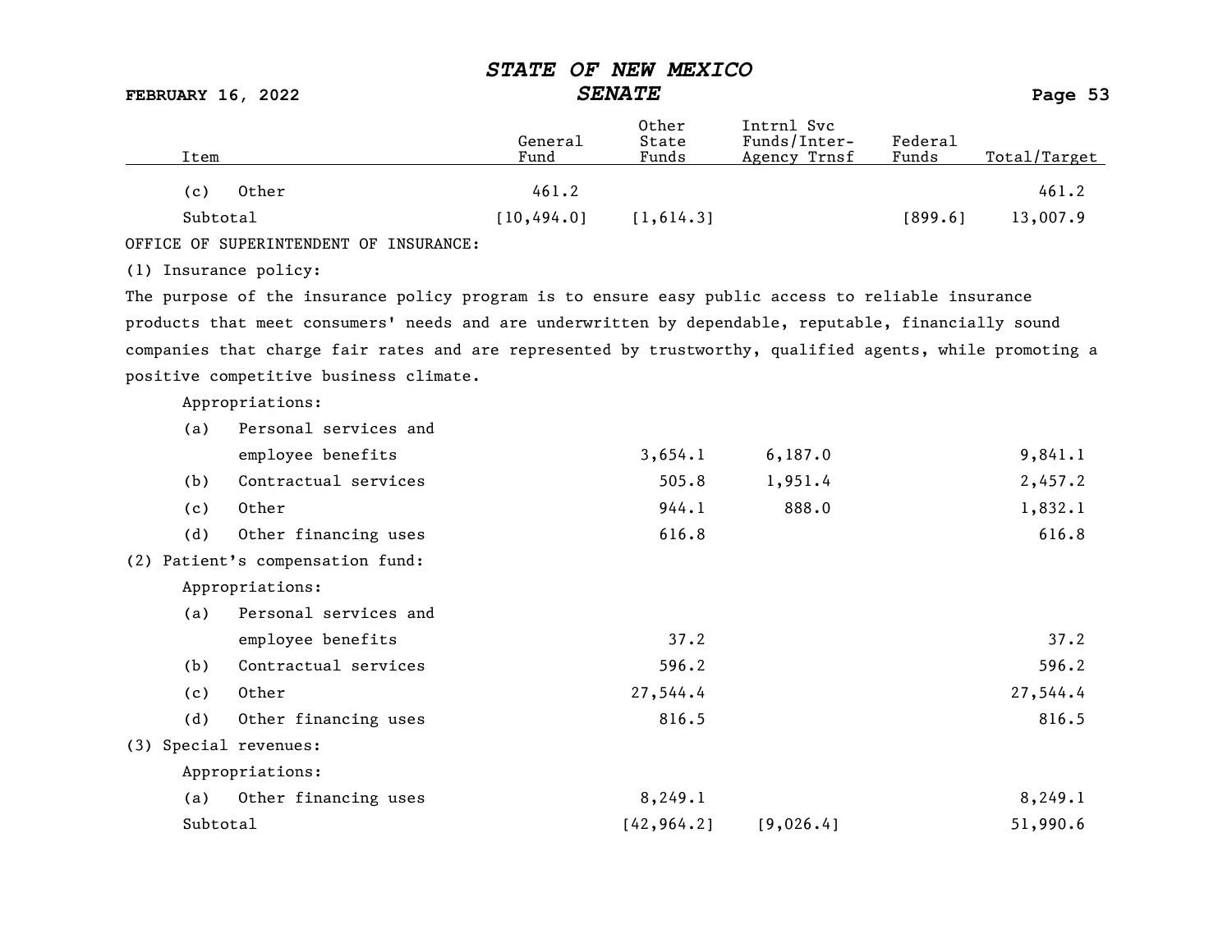| Item | General Fund | Other State Funds | Intrnl Svc Funds/Inter-Agency Trnsf | Federal Funds | Total/Target |
|---|---|---|---|---|---|
| (c) Other | 461.2 | | | | 461.2 |
| Subtotal | [10,494.0] | [1,614.3] | | [899.6] | 13,007.9 |

OFFICE OF SUPERINTENDENT OF INSURANCE:

(1) Insurance policy:

The purpose of the insurance policy program is to ensure easy public access to reliable insurance products that meet consumers' needs and are underwritten by dependable, reputable, financially sound companies that charge fair rates and are represented by trustworthy, qualified agents, while promoting a positive competitive business climate.

| Item | General Fund | Other State Funds | Intrnl Svc Funds/Inter-Agency Trnsf | Federal Funds | Total/Target |
|---|---|---|---|---|---|
| Appropriations: | | | | | |
| (a) Personal services and employee benefits | | 3,654.1 | 6,187.0 | | 9,841.1 |
| (b) Contractual services | | 505.8 | 1,951.4 | | 2,457.2 |
| (c) Other | | 944.1 | 888.0 | | 1,832.1 |
| (d) Other financing uses | | 616.8 | | | 616.8 |

(2) Patient's compensation fund:

| Item | General Fund | Other State Funds | Intrnl Svc Funds/Inter-Agency Trnsf | Federal Funds | Total/Target |
|---|---|---|---|---|---|
| Appropriations: | | | | | |
| (a) Personal services and employee benefits | | 37.2 | | | 37.2 |
| (b) Contractual services | | 596.2 | | | 596.2 |
| (c) Other | | 27,544.4 | | | 27,544.4 |
| (d) Other financing uses | | 816.5 | | | 816.5 |

(3) Special revenues:

| Item | General Fund | Other State Funds | Intrnl Svc Funds/Inter-Agency Trnsf | Federal Funds | Total/Target |
|---|---|---|---|---|---|
| Appropriations: | | | | | |
| (a) Other financing uses | | 8,249.1 | | | 8,249.1 |
| Subtotal | | [42,964.2] | [9,026.4] | | 51,990.6 |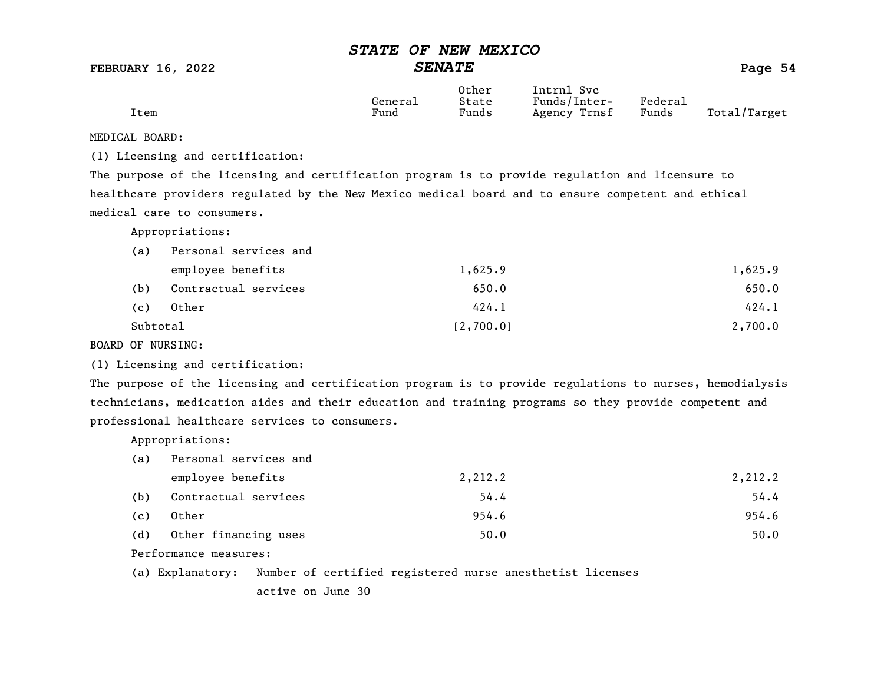| Item | General Fund | Other State Funds | Intrnl Svc Funds/Inter-Agency Trnsf | Federal Funds | Total/Target |
|---|---|---|---|---|---|

MEDICAL BOARD:

(1) Licensing and certification:

The purpose of the licensing and certification program is to provide regulation and licensure to healthcare providers regulated by the New Mexico medical board and to ensure competent and ethical medical care to consumers.

Appropriations:

| Item | General Fund | Other State Funds | Intrnl Svc Funds/Inter-Agency Trnsf | Federal Funds | Total/Target |
|---|---|---|---|---|---|
| (a) Personal services and employee benefits | | 1,625.9 | | | 1,625.9 |
| (b) Contractual services | | 650.0 | | | 650.0 |
| (c) Other | | 424.1 | | | 424.1 |
| Subtotal | | [2,700.0] | | | 2,700.0 |

BOARD OF NURSING:

(1) Licensing and certification:

The purpose of the licensing and certification program is to provide regulations to nurses, hemodialysis technicians, medication aides and their education and training programs so they provide competent and professional healthcare services to consumers.

Appropriations:

| Item | General Fund | Other State Funds | Intrnl Svc Funds/Inter-Agency Trnsf | Federal Funds | Total/Target |
|---|---|---|---|---|---|
| (a) Personal services and employee benefits | | 2,212.2 | | | 2,212.2 |
| (b) Contractual services | | 54.4 | | | 54.4 |
| (c) Other | | 954.6 | | | 954.6 |
| (d) Other financing uses | | 50.0 | | | 50.0 |

Performance measures:

(a) Explanatory: Number of certified registered nurse anesthetist licenses active on June 30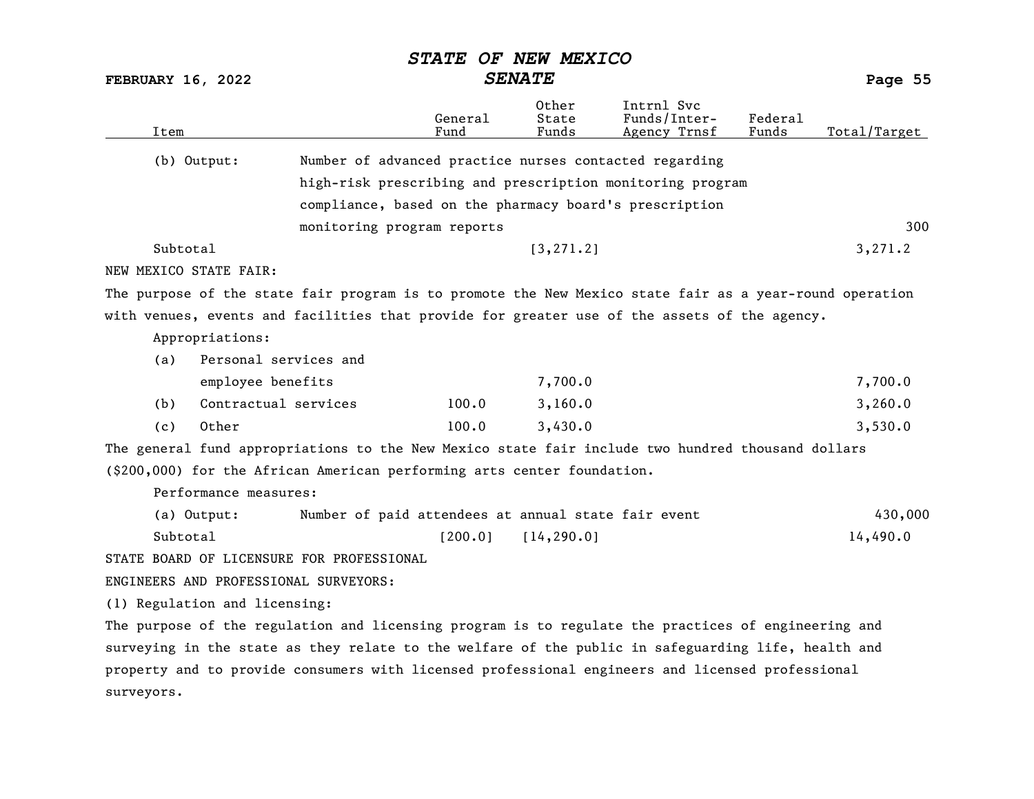| Item | | General Fund | Other State Funds | Intrnl Svc Funds/Inter-Agency Trnsf | Federal Funds | Total/Target |
|---|---|---|---|---|---|---|
| (b) Output: | Number of advanced practice nurses contacted regarding high-risk prescribing and prescription monitoring program compliance, based on the pharmacy board's prescription monitoring program reports | | | | | 300 |
| Subtotal | | | [3,271.2] | | | 3,271.2 |

NEW MEXICO STATE FAIR:

The purpose of the state fair program is to promote the New Mexico state fair as a year-round operation with venues, events and facilities that provide for greater use of the assets of the agency.

Appropriations:

| Item | General Fund | Other State Funds | Intrnl Svc Funds/Inter-Agency Trnsf | Federal Funds | Total/Target |
|---|---|---|---|---|---|
| (a) Personal services and employee benefits | | 7,700.0 | | | 7,700.0 |
| (b) Contractual services | 100.0 | 3,160.0 | | | 3,260.0 |
| (c) Other | 100.0 | 3,430.0 | | | 3,530.0 |

The general fund appropriations to the New Mexico state fair include two hundred thousand dollars ($200,000) for the African American performing arts center foundation.

Performance measures:

| Item | | General Fund | Other State Funds | Intrnl Svc Funds/Inter-Agency Trnsf | Federal Funds | Total/Target |
|---|---|---|---|---|---|---|
| (a) Output: | Number of paid attendees at annual state fair event | | | | | 430,000 |
| Subtotal | | [200.0] | [14,290.0] | | | 14,490.0 |

STATE BOARD OF LICENSURE FOR PROFESSIONAL ENGINEERS AND PROFESSIONAL SURVEYORS:

(1) Regulation and licensing:

The purpose of the regulation and licensing program is to regulate the practices of engineering and surveying in the state as they relate to the welfare of the public in safeguarding life, health and property and to provide consumers with licensed professional engineers and licensed professional surveyors.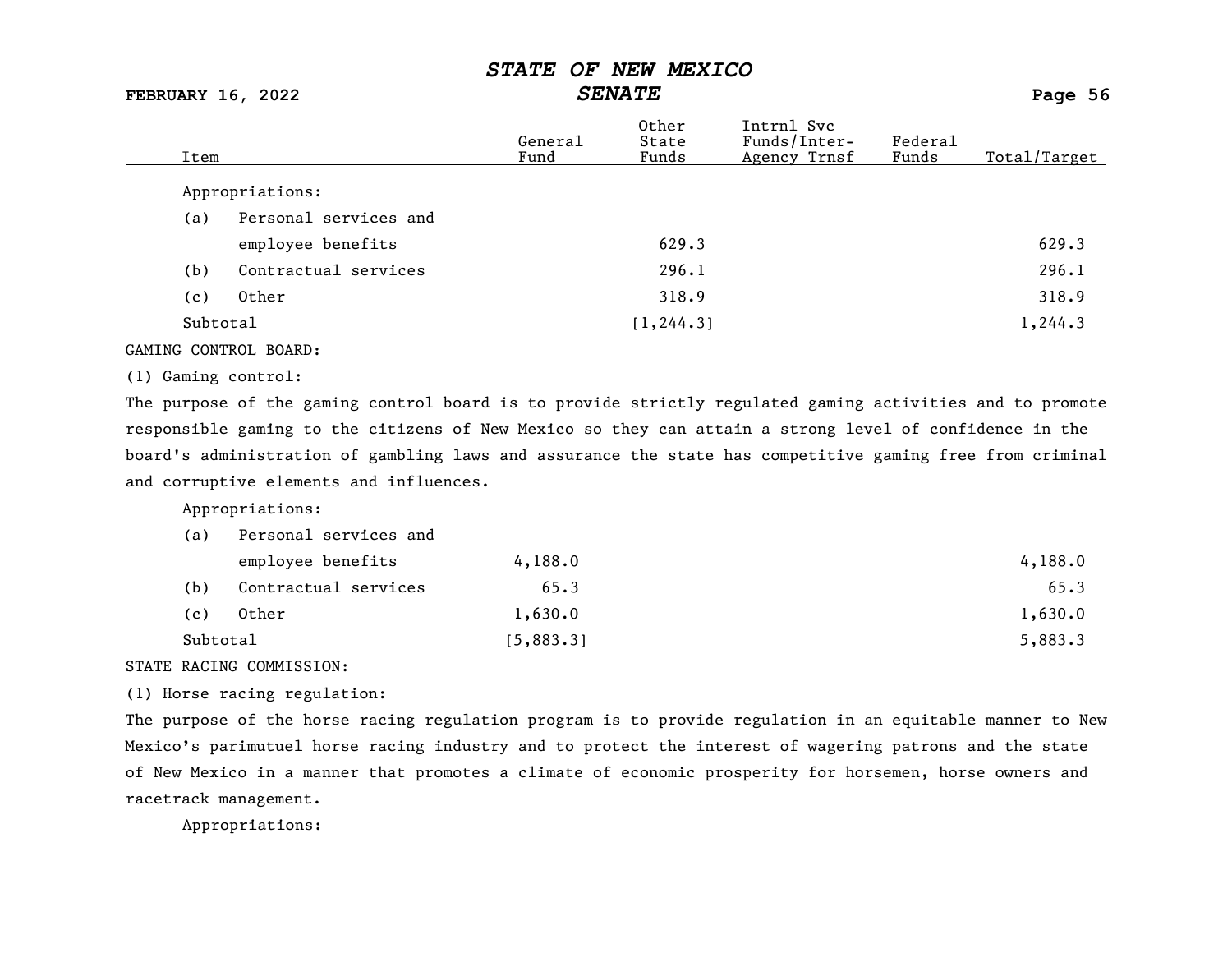| Item | General Fund | Other State Funds | Intrnl Svc Funds/Inter-Agency Trnsf | Federal Funds | Total/Target |
|---|---|---|---|---|---|
| Appropriations: | | | | | |
| (a) Personal services and employee benefits | | 629.3 | | | 629.3 |
| (b) Contractual services | | 296.1 | | | 296.1 |
| (c) Other | | 318.9 | | | 318.9 |
| Subtotal | | [1,244.3] | | | 1,244.3 |

GAMING CONTROL BOARD:

(1) Gaming control:

The purpose of the gaming control board is to provide strictly regulated gaming activities and to promote responsible gaming to the citizens of New Mexico so they can attain a strong level of confidence in the board's administration of gambling laws and assurance the state has competitive gaming free from criminal and corruptive elements and influences.

| Item | General Fund | Other State Funds | Intrnl Svc Funds/Inter-Agency Trnsf | Federal Funds | Total/Target |
|---|---|---|---|---|---|
| Appropriations: | | | | | |
| (a) Personal services and employee benefits | 4,188.0 | | | | 4,188.0 |
| (b) Contractual services | 65.3 | | | | 65.3 |
| (c) Other | 1,630.0 | | | | 1,630.0 |
| Subtotal | [5,883.3] | | | | 5,883.3 |

STATE RACING COMMISSION:

(1) Horse racing regulation:

The purpose of the horse racing regulation program is to provide regulation in an equitable manner to New Mexico's parimutuel horse racing industry and to protect the interest of wagering patrons and the state of New Mexico in a manner that promotes a climate of economic prosperity for horsemen, horse owners and racetrack management.

Appropriations: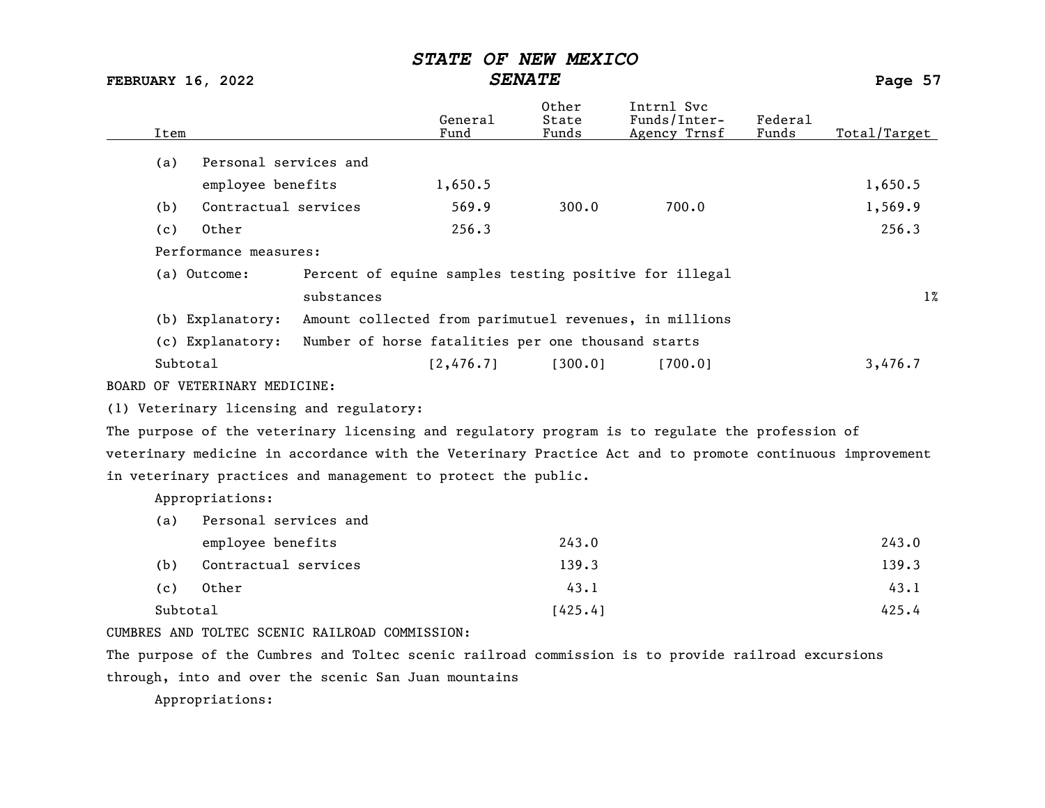| Item | General Fund | Other State Funds | Intrnl Svc Funds/Inter-Agency Trnsf | Federal Funds | Total/Target |
|---|---|---|---|---|---|
| (a) Personal services and employee benefits | 1,650.5 | | | | 1,650.5 |
| (b) Contractual services | 569.9 | 300.0 | 700.0 | | 1,569.9 |
| (c) Other | 256.3 | | | | 256.3 |

Performance measures:

| | | |
|---|---|---|
| (a) Outcome: | Percent of equine samples testing positive for illegal substances | 1% |
| (b) Explanatory: | Amount collected from parimutuel revenues, in millions | |
| (c) Explanatory: | Number of horse fatalities per one thousand starts | |

| Item | General Fund | Other State Funds | Intrnl Svc Funds/Inter-Agency Trnsf | Federal Funds | Total/Target |
|---|---|---|---|---|---|
| Subtotal | [2,476.7] | [300.0] | [700.0] | | 3,476.7 |

BOARD OF VETERINARY MEDICINE:

(1) Veterinary licensing and regulatory:

The purpose of the veterinary licensing and regulatory program is to regulate the profession of veterinary medicine in accordance with the Veterinary Practice Act and to promote continuous improvement in veterinary practices and management to protect the public.

Appropriations:

| Item | General Fund | Other State Funds | Intrnl Svc Funds/Inter-Agency Trnsf | Federal Funds | Total/Target |
|---|---|---|---|---|---|
| (a) Personal services and employee benefits | | 243.0 | | | 243.0 |
| (b) Contractual services | | 139.3 | | | 139.3 |
| (c) Other | | 43.1 | | | 43.1 |
| Subtotal | | [425.4] | | | 425.4 |

CUMBRES AND TOLTEC SCENIC RAILROAD COMMISSION:

The purpose of the Cumbres and Toltec scenic railroad commission is to provide railroad excursions through, into and over the scenic San Juan mountains

Appropriations: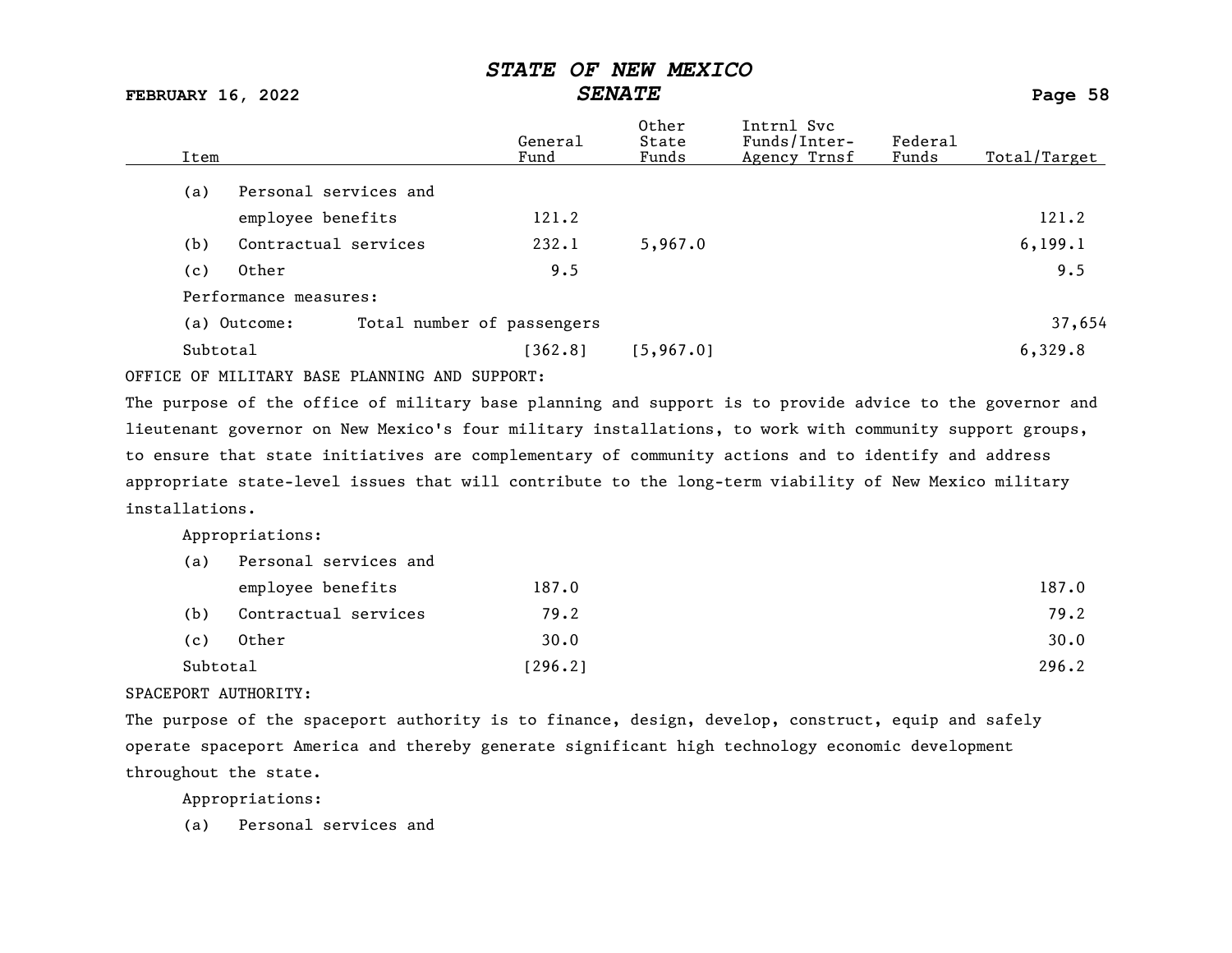| Item | General Fund | Other State Funds | Intrnl Svc Funds/Inter-Agency Trnsf | Federal Funds | Total/Target |
|---|---|---|---|---|---|
| (a) Personal services and employee benefits | 121.2 | | | | 121.2 |
| (b) Contractual services | 232.1 | 5,967.0 | | | 6,199.1 |
| (c) Other | 9.5 | | | | 9.5 |
| Performance measures: | | | | | |
| (a) Outcome: Total number of passengers | | | | | 37,654 |
| Subtotal | [362.8] | [5,967.0] | | | 6,329.8 |

OFFICE OF MILITARY BASE PLANNING AND SUPPORT:

The purpose of the office of military base planning and support is to provide advice to the governor and lieutenant governor on New Mexico's four military installations, to work with community support groups, to ensure that state initiatives are complementary of community actions and to identify and address appropriate state-level issues that will contribute to the long-term viability of New Mexico military installations.

| Item | General Fund | Other State Funds | Intrnl Svc Funds/Inter-Agency Trnsf | Federal Funds | Total/Target |
|---|---|---|---|---|---|
| Appropriations: | | | | | |
| (a) Personal services and employee benefits | 187.0 | | | | 187.0 |
| (b) Contractual services | 79.2 | | | | 79.2 |
| (c) Other | 30.0 | | | | 30.0 |
| Subtotal | [296.2] | | | | 296.2 |

SPACEPORT AUTHORITY:

The purpose of the spaceport authority is to finance, design, develop, construct, equip and safely operate spaceport America and thereby generate significant high technology economic development throughout the state.

Appropriations:

(a) Personal services and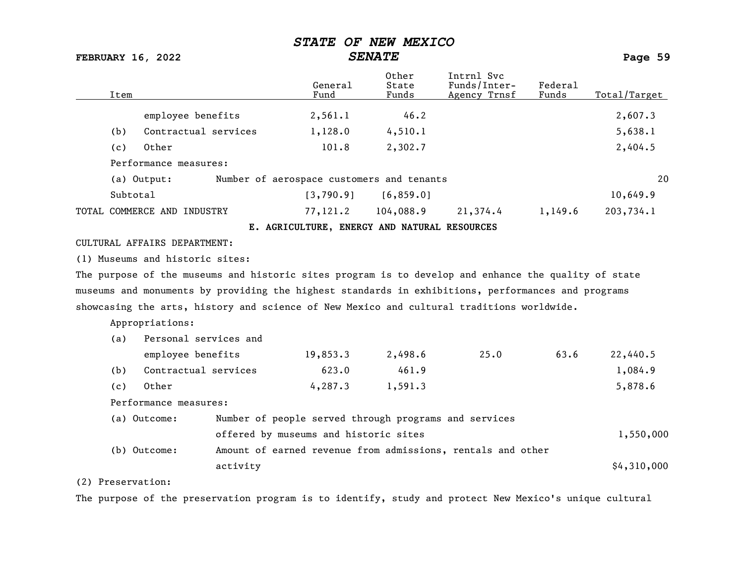| Item | General Fund | Other State Funds | Intrnl Svc Funds/Inter-Agency Trnsf | Federal Funds | Total/Target |
|---|---|---|---|---|---|
| employee benefits | 2,561.1 | 46.2 | | | 2,607.3 |
| (b) Contractual services | 1,128.0 | 4,510.1 | | | 5,638.1 |
| (c) Other | 101.8 | 2,302.7 | | | 2,404.5 |
| Performance measures: | | | | | |
| (a) Output: Number of aerospace customers and tenants | | | | | 20 |
| Subtotal | [3,790.9] | [6,859.0] | | | 10,649.9 |
| TOTAL COMMERCE AND INDUSTRY | 77,121.2 | 104,088.9 | 21,374.4 | 1,149.6 | 203,734.1 |

**E. AGRICULTURE, ENERGY AND NATURAL RESOURCES**

CULTURAL AFFAIRS DEPARTMENT:

(1) Museums and historic sites:

The purpose of the museums and historic sites program is to develop and enhance the quality of state museums and monuments by providing the highest standards in exhibitions, performances and programs showcasing the arts, history and science of New Mexico and cultural traditions worldwide.

| Item | General Fund | Other State Funds | Intrnl Svc Funds/Inter-Agency Trnsf | Federal Funds | Total/Target |
|---|---|---|---|---|---|
| Appropriations: | | | | | |
| (a) Personal services and employee benefits | 19,853.3 | 2,498.6 | 25.0 | 63.6 | 22,440.5 |
| (b) Contractual services | 623.0 | 461.9 | | | 1,084.9 |
| (c) Other | 4,287.3 | 1,591.3 | | | 5,878.6 |
| Performance measures: | | | | | |
| (a) Outcome: Number of people served through programs and services offered by museums and historic sites | | | | | 1,550,000 |
| (b) Outcome: Amount of earned revenue from admissions, rentals and other activity | | | | | $4,310,000 |

(2) Preservation:

The purpose of the preservation program is to identify, study and protect New Mexico's unique cultural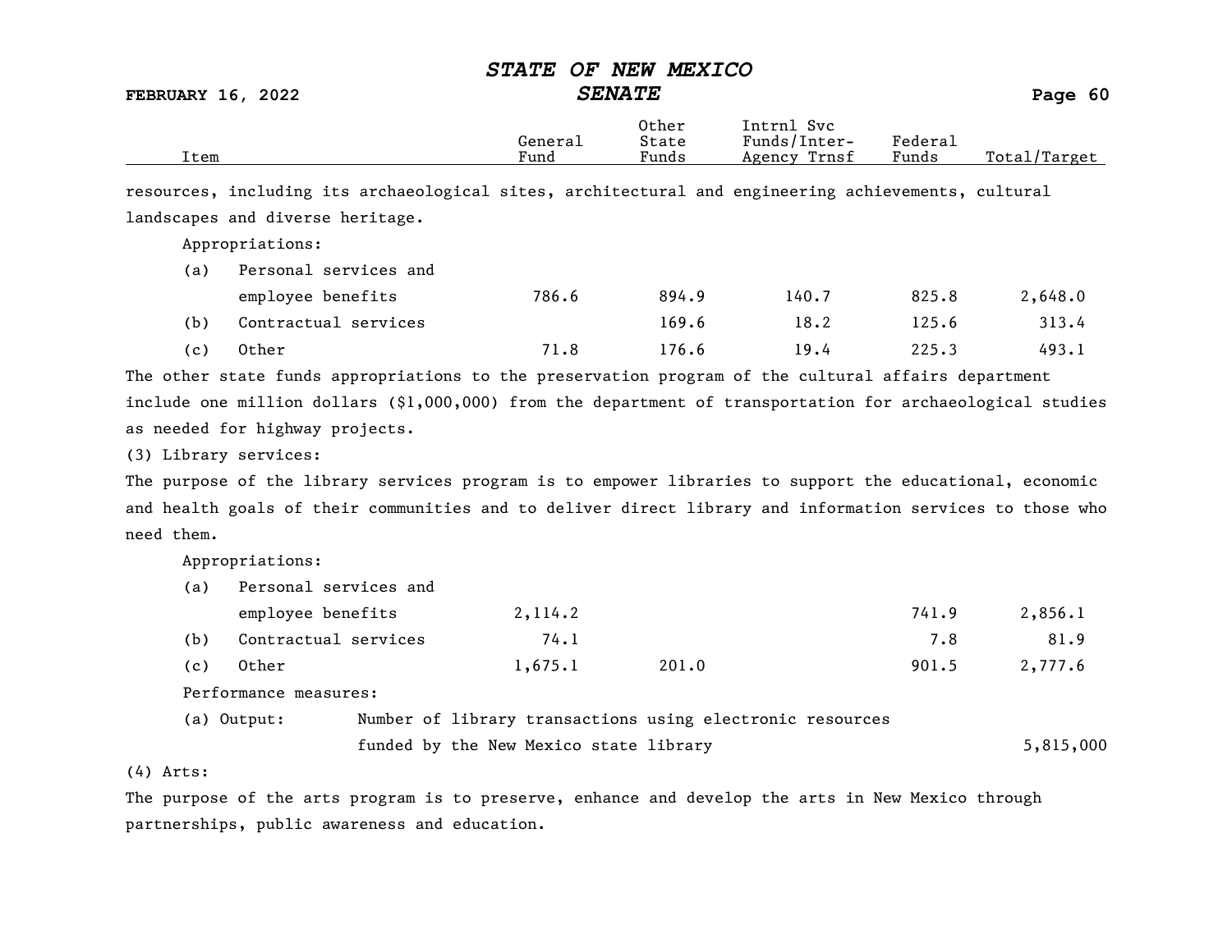| Item | General Fund | Other State Funds | Intrnl Svc Funds/Inter-Agency Trnsf | Federal Funds | Total/Target |
|---|---|---|---|---|---|

resources, including its archaeological sites, architectural and engineering achievements, cultural landscapes and diverse heritage.

Appropriations:

| Item | General Fund | Other State Funds | Intrnl Svc Funds/Inter-Agency Trnsf | Federal Funds | Total/Target |
|---|---|---|---|---|---|
| (a) Personal services and employee benefits | 786.6 | 894.9 | 140.7 | 825.8 | 2,648.0 |
| (b) Contractual services | | 169.6 | 18.2 | 125.6 | 313.4 |
| (c) Other | 71.8 | 176.6 | 19.4 | 225.3 | 493.1 |

The other state funds appropriations to the preservation program of the cultural affairs department include one million dollars ($1,000,000) from the department of transportation for archaeological studies as needed for highway projects.

(3) Library services:

The purpose of the library services program is to empower libraries to support the educational, economic and health goals of their communities and to deliver direct library and information services to those who need them.

Appropriations:

| Item | General Fund | Other State Funds | Intrnl Svc Funds/Inter-Agency Trnsf | Federal Funds | Total/Target |
|---|---|---|---|---|---|
| (a) Personal services and employee benefits | 2,114.2 | | | 741.9 | 2,856.1 |
| (b) Contractual services | 74.1 | | | 7.8 | 81.9 |
| (c) Other | 1,675.1 | 201.0 | | 901.5 | 2,777.6 |

Performance measures:

| Item | | Total/Target |
|---|---|---|
| (a) Output: | Number of library transactions using electronic resources funded by the New Mexico state library | 5,815,000 |

(4) Arts:

The purpose of the arts program is to preserve, enhance and develop the arts in New Mexico through partnerships, public awareness and education.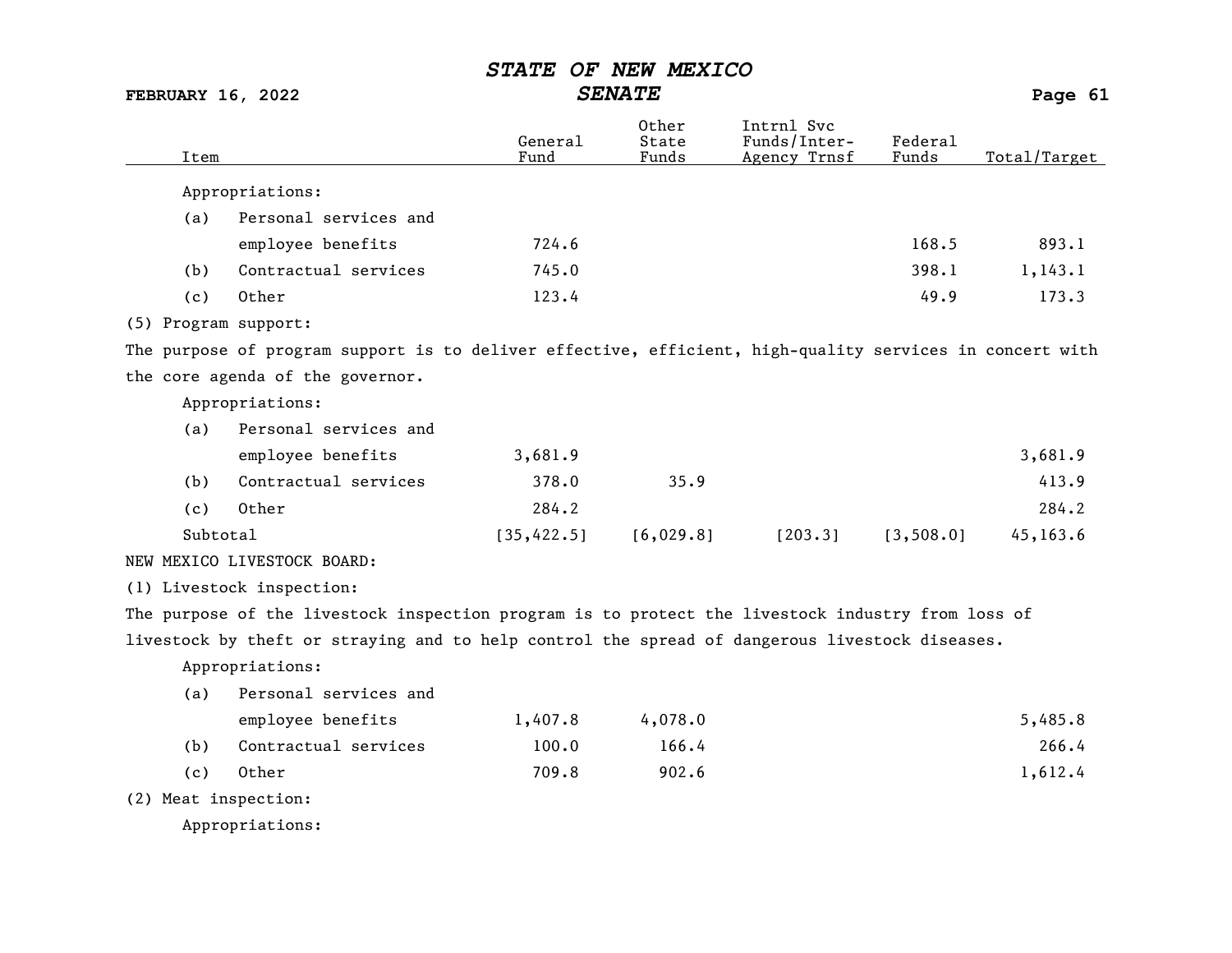| Item | General Fund | Other State Funds | Intrnl Svc Funds/Inter-Agency Trnsf | Federal Funds | Total/Target |
|---|---|---|---|---|---|
| Appropriations: | | | | | |
| (a) Personal services and employee benefits | 724.6 | | | 168.5 | 893.1 |
| (b) Contractual services | 745.0 | | | 398.1 | 1,143.1 |
| (c) Other | 123.4 | | | 49.9 | 173.3 |

(5) Program support:

The purpose of program support is to deliver effective, efficient, high-quality services in concert with the core agenda of the governor.

| Item | General Fund | Other State Funds | Intrnl Svc Funds/Inter-Agency Trnsf | Federal Funds | Total/Target |
|---|---|---|---|---|---|
| Appropriations: | | | | | |
| (a) Personal services and employee benefits | 3,681.9 | | | | 3,681.9 |
| (b) Contractual services | 378.0 | 35.9 | | | 413.9 |
| (c) Other | 284.2 | | | | 284.2 |
| Subtotal | [35,422.5] | [6,029.8] | [203.3] | [3,508.0] | 45,163.6 |

NEW MEXICO LIVESTOCK BOARD:

(1) Livestock inspection:

The purpose of the livestock inspection program is to protect the livestock industry from loss of livestock by theft or straying and to help control the spread of dangerous livestock diseases.

| Item | General Fund | Other State Funds | Intrnl Svc Funds/Inter-Agency Trnsf | Federal Funds | Total/Target |
|---|---|---|---|---|---|
| Appropriations: | | | | | |
| (a) Personal services and employee benefits | 1,407.8 | 4,078.0 | | | 5,485.8 |
| (b) Contractual services | 100.0 | 166.4 | | | 266.4 |
| (c) Other | 709.8 | 902.6 | | | 1,612.4 |

(2) Meat inspection:

Appropriations: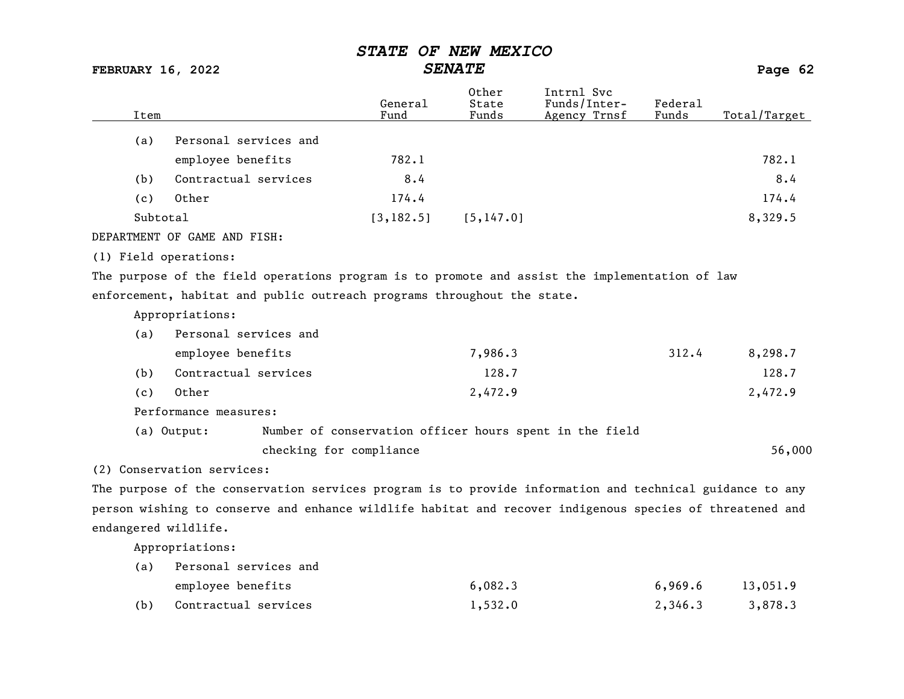| Item | General Fund | Other State Funds | Intrnl Svc Funds/Inter-Agency Trnsf | Federal Funds | Total/Target |
|---|---|---|---|---|---|
| (a) Personal services and employee benefits | 782.1 | | | | 782.1 |
| (b) Contractual services | 8.4 | | | | 8.4 |
| (c) Other | 174.4 | | | | 174.4 |
| Subtotal | [3,182.5] | [5,147.0] | | | 8,329.5 |

DEPARTMENT OF GAME AND FISH:

(1) Field operations:

The purpose of the field operations program is to promote and assist the implementation of law enforcement, habitat and public outreach programs throughout the state.

Appropriations:

| Item | General Fund | Other State Funds | Intrnl Svc Funds/Inter-Agency Trnsf | Federal Funds | Total/Target |
|---|---|---|---|---|---|
| (a) Personal services and employee benefits | | 7,986.3 | | 312.4 | 8,298.7 |
| (b) Contractual services | | 128.7 | | | 128.7 |
| (c) Other | | 2,472.9 | | | 2,472.9 |

Performance measures:

| | | Total/Target |
|---|---|---|
| (a) Output: | Number of conservation officer hours spent in the field checking for compliance | 56,000 |

(2) Conservation services:

The purpose of the conservation services program is to provide information and technical guidance to any person wishing to conserve and enhance wildlife habitat and recover indigenous species of threatened and endangered wildlife.

Appropriations:

| Item | General Fund | Other State Funds | Intrnl Svc Funds/Inter-Agency Trnsf | Federal Funds | Total/Target |
|---|---|---|---|---|---|
| (a) Personal services and employee benefits | | 6,082.3 | | 6,969.6 | 13,051.9 |
| (b) Contractual services | | 1,532.0 | | 2,346.3 | 3,878.3 |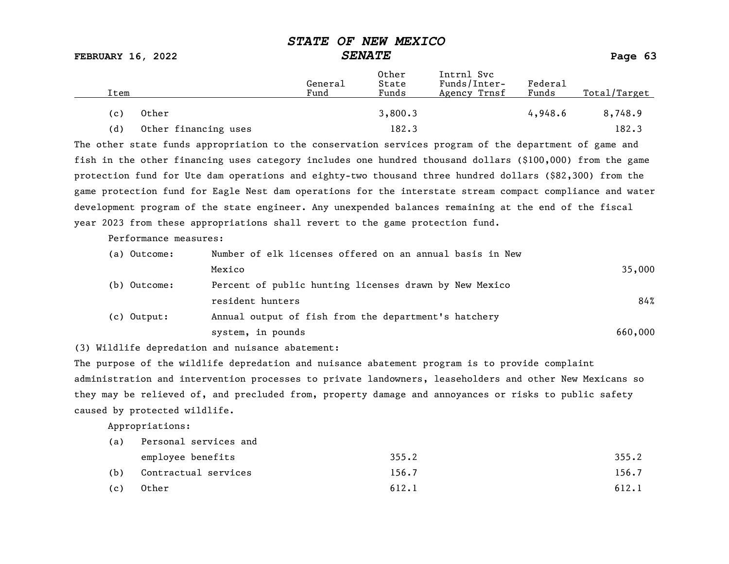| Item | General Fund | Other State Funds | Intrnl Svc Funds/Inter-Agency Trnsf | Federal Funds | Total/Target |
|---|---|---|---|---|---|
| (c) Other | | 3,800.3 | | 4,948.6 | 8,748.9 |
| (d) Other financing uses | | 182.3 | | | 182.3 |

The other state funds appropriation to the conservation services program of the department of game and fish in the other financing uses category includes one hundred thousand dollars ($100,000) from the game protection fund for Ute dam operations and eighty-two thousand three hundred dollars ($82,300) from the game protection fund for Eagle Nest dam operations for the interstate stream compact compliance and water development program of the state engineer. Any unexpended balances remaining at the end of the fiscal year 2023 from these appropriations shall revert to the game protection fund.

Performance measures:

| Measure | Description | Target |
|---|---|---|
| (a) Outcome: | Number of elk licenses offered on an annual basis in New Mexico | 35,000 |
| (b) Outcome: | Percent of public hunting licenses drawn by New Mexico resident hunters | 84% |
| (c) Output: | Annual output of fish from the department's hatchery system, in pounds | 660,000 |

(3) Wildlife depredation and nuisance abatement:

The purpose of the wildlife depredation and nuisance abatement program is to provide complaint administration and intervention processes to private landowners, leaseholders and other New Mexicans so they may be relieved of, and precluded from, property damage and annoyances or risks to public safety caused by protected wildlife.

Appropriations:

| Item | General Fund | Other State Funds | Intrnl Svc Funds/Inter-Agency Trnsf | Federal Funds | Total/Target |
|---|---|---|---|---|---|
| (a) Personal services and employee benefits | | 355.2 | | | 355.2 |
| (b) Contractual services | | 156.7 | | | 156.7 |
| (c) Other | | 612.1 | | | 612.1 |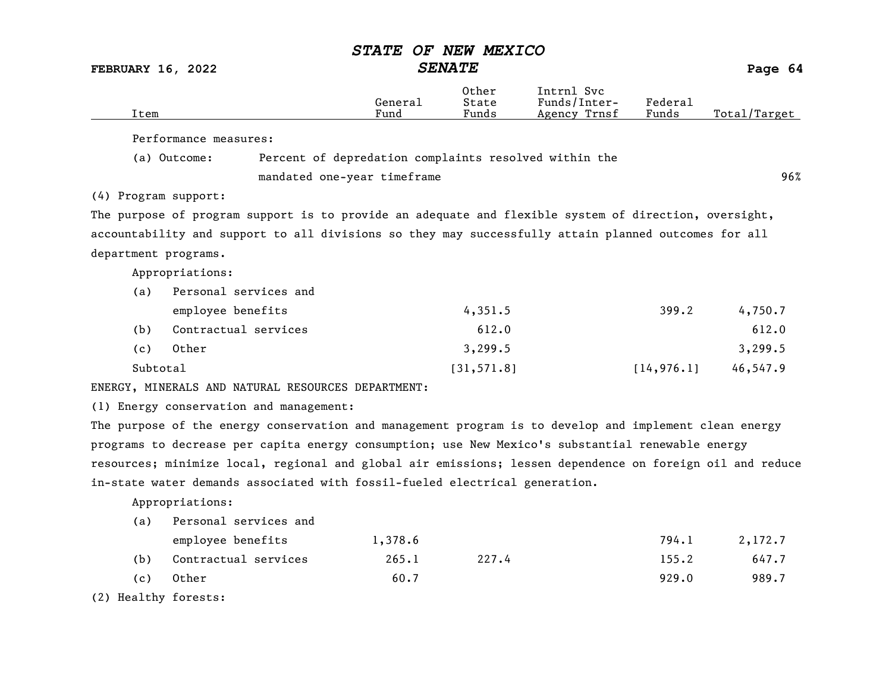| Item | General Fund | Other State Funds | Intrnl Svc Funds/Inter-Agency Trnsf | Federal Funds | Total/Target |
|---|---|---|---|---|---|
| Performance measures: | | | | | |
| (a) Outcome: Percent of depredation complaints resolved within the mandated one-year timeframe | | | | | 96% |
| (4) Program support: | | | | | |
| The purpose of program support is to provide an adequate and flexible system of direction, oversight, accountability and support to all divisions so they may successfully attain planned outcomes for all department programs. | | | | | |
| Appropriations: | | | | | |
| (a) Personal services and employee benefits | | 4,351.5 | | 399.2 | 4,750.7 |
| (b) Contractual services | | 612.0 | | | 612.0 |
| (c) Other | | 3,299.5 | | | 3,299.5 |
| Subtotal | | [31,571.8] | | [14,976.1] | 46,547.9 |
| ENERGY, MINERALS AND NATURAL RESOURCES DEPARTMENT: | | | | | |
| (1) Energy conservation and management: | | | | | |
| The purpose of the energy conservation and management program is to develop and implement clean energy programs to decrease per capita energy consumption; use New Mexico's substantial renewable energy resources; minimize local, regional and global air emissions; lessen dependence on foreign oil and reduce in-state water demands associated with fossil-fueled electrical generation. | | | | | |
| Appropriations: | | | | | |
| (a) Personal services and employee benefits | 1,378.6 | | | 794.1 | 2,172.7 |
| (b) Contractual services | 265.1 | 227.4 | | 155.2 | 647.7 |
| (c) Other | 60.7 | | | 929.0 | 989.7 |
| (2) Healthy forests: | | | | | |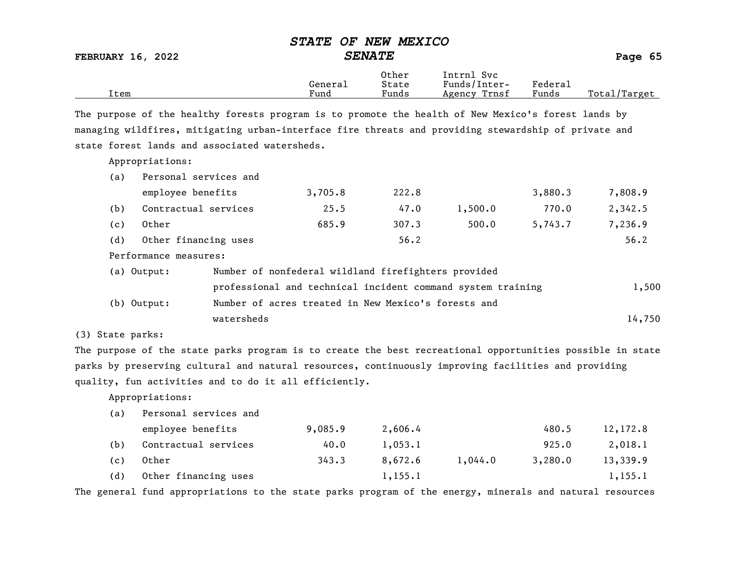| Item | General Fund | Other State Funds | Intrnl Svc Funds/Inter-Agency Trnsf | Federal Funds | Total/Target |
|---|---|---|---|---|---|

The purpose of the healthy forests program is to promote the health of New Mexico's forest lands by managing wildfires, mitigating urban-interface fire threats and providing stewardship of private and state forest lands and associated watersheds.

Appropriations:

| Item | General Fund | Other State Funds | Intrnl Svc Funds/Inter-Agency Trnsf | Federal Funds | Total/Target |
|---|---|---|---|---|---|
| (a) Personal services and employee benefits | 3,705.8 | 222.8 | | 3,880.3 | 7,808.9 |
| (b) Contractual services | 25.5 | 47.0 | 1,500.0 | 770.0 | 2,342.5 |
| (c) Other | 685.9 | 307.3 | 500.0 | 5,743.7 | 7,236.9 |
| (d) Other financing uses | | 56.2 | | | 56.2 |

Performance measures:

| Measure | Description | Target |
|---|---|---|
| (a) Output: | Number of nonfederal wildland firefighters provided professional and technical incident command system training | 1,500 |
| (b) Output: | Number of acres treated in New Mexico's forests and watersheds | 14,750 |

(3) State parks:

The purpose of the state parks program is to create the best recreational opportunities possible in state parks by preserving cultural and natural resources, continuously improving facilities and providing quality, fun activities and to do it all efficiently.

Appropriations:

| Item | General Fund | Other State Funds | Intrnl Svc Funds/Inter-Agency Trnsf | Federal Funds | Total/Target |
|---|---|---|---|---|---|
| (a) Personal services and employee benefits | 9,085.9 | 2,606.4 | | 480.5 | 12,172.8 |
| (b) Contractual services | 40.0 | 1,053.1 | | 925.0 | 2,018.1 |
| (c) Other | 343.3 | 8,672.6 | 1,044.0 | 3,280.0 | 13,339.9 |
| (d) Other financing uses | | 1,155.1 | | | 1,155.1 |

The general fund appropriations to the state parks program of the energy, minerals and natural resources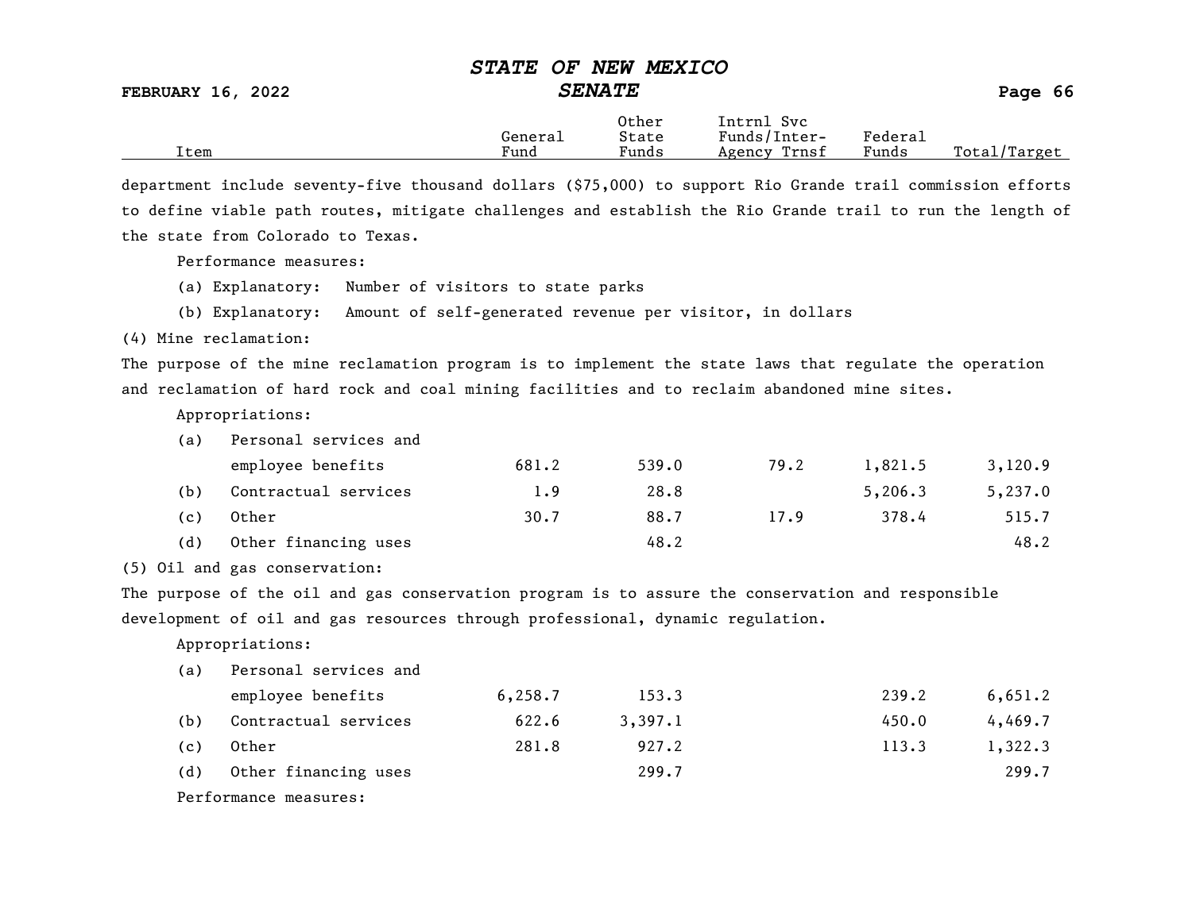| Item | General Fund | Other State Funds | Intrnl Svc Funds/Inter-Agency Trnsf | Federal Funds | Total/Target |
|---|---|---|---|---|---|

department include seventy-five thousand dollars ($75,000) to support Rio Grande trail commission efforts to define viable path routes, mitigate challenges and establish the Rio Grande trail to run the length of the state from Colorado to Texas.

Performance measures:

(a) Explanatory: Number of visitors to state parks

(b) Explanatory: Amount of self-generated revenue per visitor, in dollars

(4) Mine reclamation:

The purpose of the mine reclamation program is to implement the state laws that regulate the operation and reclamation of hard rock and coal mining facilities and to reclaim abandoned mine sites.

Appropriations:

| Item | General Fund | Other State Funds | Intrnl Svc Funds/Inter-Agency Trnsf | Federal Funds | Total/Target |
|---|---|---|---|---|---|
| (a) Personal services and employee benefits | 681.2 | 539.0 | 79.2 | 1,821.5 | 3,120.9 |
| (b) Contractual services | 1.9 | 28.8 | | 5,206.3 | 5,237.0 |
| (c) Other | 30.7 | 88.7 | 17.9 | 378.4 | 515.7 |
| (d) Other financing uses | | 48.2 | | | 48.2 |

(5) Oil and gas conservation:

The purpose of the oil and gas conservation program is to assure the conservation and responsible development of oil and gas resources through professional, dynamic regulation.

Appropriations:

| Item | General Fund | Other State Funds | Intrnl Svc Funds/Inter-Agency Trnsf | Federal Funds | Total/Target |
|---|---|---|---|---|---|
| (a) Personal services and employee benefits | 6,258.7 | 153.3 | | 239.2 | 6,651.2 |
| (b) Contractual services | 622.6 | 3,397.1 | | 450.0 | 4,469.7 |
| (c) Other | 281.8 | 927.2 | | 113.3 | 1,322.3 |
| (d) Other financing uses | | 299.7 | | | 299.7 |

Performance measures: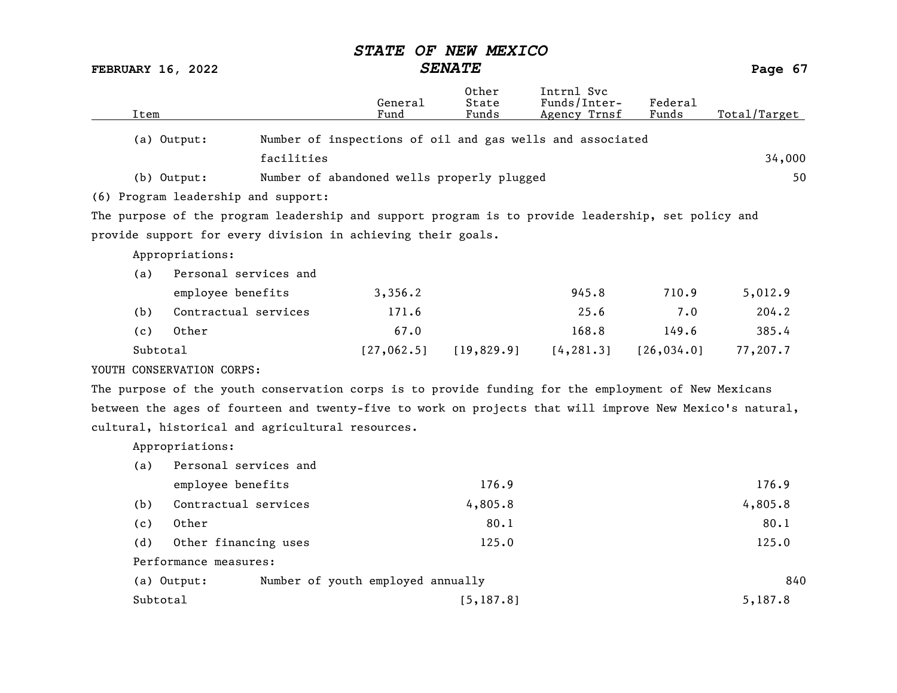| Item | | General Fund | Other State Funds | Intrnl Svc Funds/Inter-Agency Trnsf | Federal Funds | Total/Target |
|---|---|---|---|---|---|---|
| (a) Output: | Number of inspections of oil and gas wells and associated facilities | | | | | 34,000 |
| (b) Output: | Number of abandoned wells properly plugged | | | | | 50 |

(6) Program leadership and support:

The purpose of the program leadership and support program is to provide leadership, set policy and provide support for every division in achieving their goals.

Appropriations:

| Item | General Fund | Other State Funds | Intrnl Svc Funds/Inter-Agency Trnsf | Federal Funds | Total/Target |
|---|---|---|---|---|---|
| (a) Personal services and employee benefits | 3,356.2 | | 945.8 | 710.9 | 5,012.9 |
| (b) Contractual services | 171.6 | | 25.6 | 7.0 | 204.2 |
| (c) Other | 67.0 | | 168.8 | 149.6 | 385.4 |
| Subtotal | [27,062.5] | [19,829.9] | [4,281.3] | [26,034.0] | 77,207.7 |

YOUTH CONSERVATION CORPS:

The purpose of the youth conservation corps is to provide funding for the employment of New Mexicans between the ages of fourteen and twenty-five to work on projects that will improve New Mexico's natural, cultural, historical and agricultural resources.

Appropriations:

| Item | General Fund | Other State Funds | Intrnl Svc Funds/Inter-Agency Trnsf | Federal Funds | Total/Target |
|---|---|---|---|---|---|
| (a) Personal services and employee benefits | | 176.9 | | | 176.9 |
| (b) Contractual services | | 4,805.8 | | | 4,805.8 |
| (c) Other | | 80.1 | | | 80.1 |
| (d) Other financing uses | | 125.0 | | | 125.0 |

Performance measures:

| | | Total/Target |
|---|---|---|
| (a) Output: | Number of youth employed annually | 840 |

| Item | General Fund | Other State Funds | Intrnl Svc Funds/Inter-Agency Trnsf | Federal Funds | Total/Target |
|---|---|---|---|---|---|
| Subtotal | | [5,187.8] | | | 5,187.8 |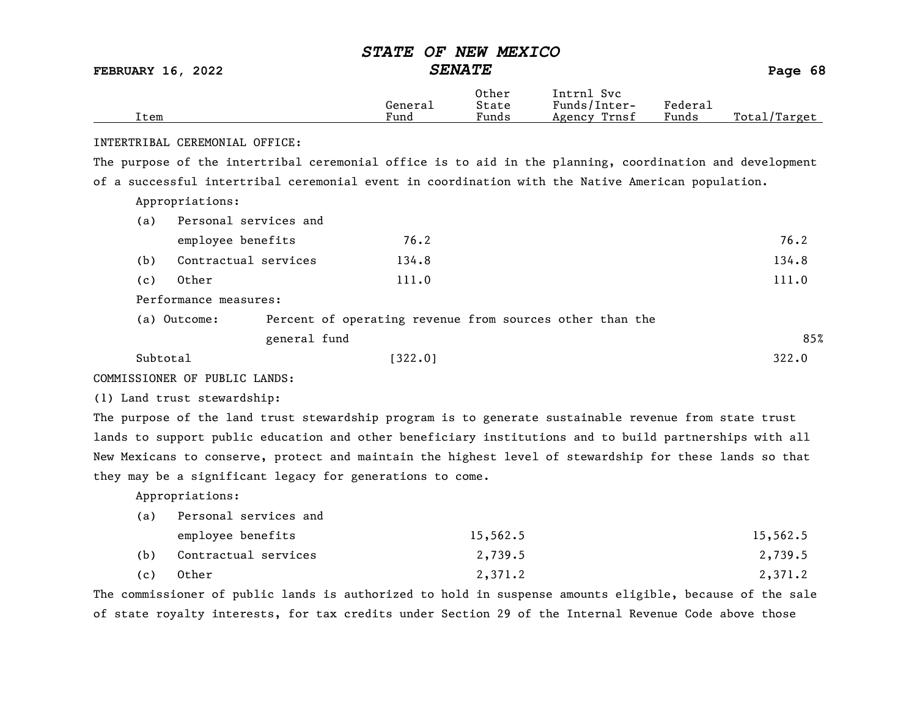| Item | General Fund | Other State Funds | Intrnl Svc Funds/Inter-Agency Trnsf | Federal Funds | Total/Target |
|---|---|---|---|---|---|

INTERTRIBAL CEREMONIAL OFFICE:

The purpose of the intertribal ceremonial office is to aid in the planning, coordination and development of a successful intertribal ceremonial event in coordination with the Native American population.

Appropriations:

| Item | General Fund | Other State Funds | Intrnl Svc Funds/Inter-Agency Trnsf | Federal Funds | Total/Target |
|---|---|---|---|---|---|
| (a) Personal services and employee benefits | 76.2 | | | | 76.2 |
| (b) Contractual services | 134.8 | | | | 134.8 |
| (c) Other | 111.0 | | | | 111.0 |

Performance measures:

| Item | | Total/Target |
|---|---|---|
| (a) Outcome: | Percent of operating revenue from sources other than the general fund | 85% |

| Item | General Fund | Other State Funds | Intrnl Svc Funds/Inter-Agency Trnsf | Federal Funds | Total/Target |
|---|---|---|---|---|---|
| Subtotal | [322.0] | | | | 322.0 |

COMMISSIONER OF PUBLIC LANDS:

(1) Land trust stewardship:

The purpose of the land trust stewardship program is to generate sustainable revenue from state trust lands to support public education and other beneficiary institutions and to build partnerships with all New Mexicans to conserve, protect and maintain the highest level of stewardship for these lands so that they may be a significant legacy for generations to come.

Appropriations:

| Item | General Fund | Other State Funds | Intrnl Svc Funds/Inter-Agency Trnsf | Federal Funds | Total/Target |
|---|---|---|---|---|---|
| (a) Personal services and employee benefits | | 15,562.5 | | | 15,562.5 |
| (b) Contractual services | | 2,739.5 | | | 2,739.5 |
| (c) Other | | 2,371.2 | | | 2,371.2 |

The commissioner of public lands is authorized to hold in suspense amounts eligible, because of the sale of state royalty interests, for tax credits under Section 29 of the Internal Revenue Code above those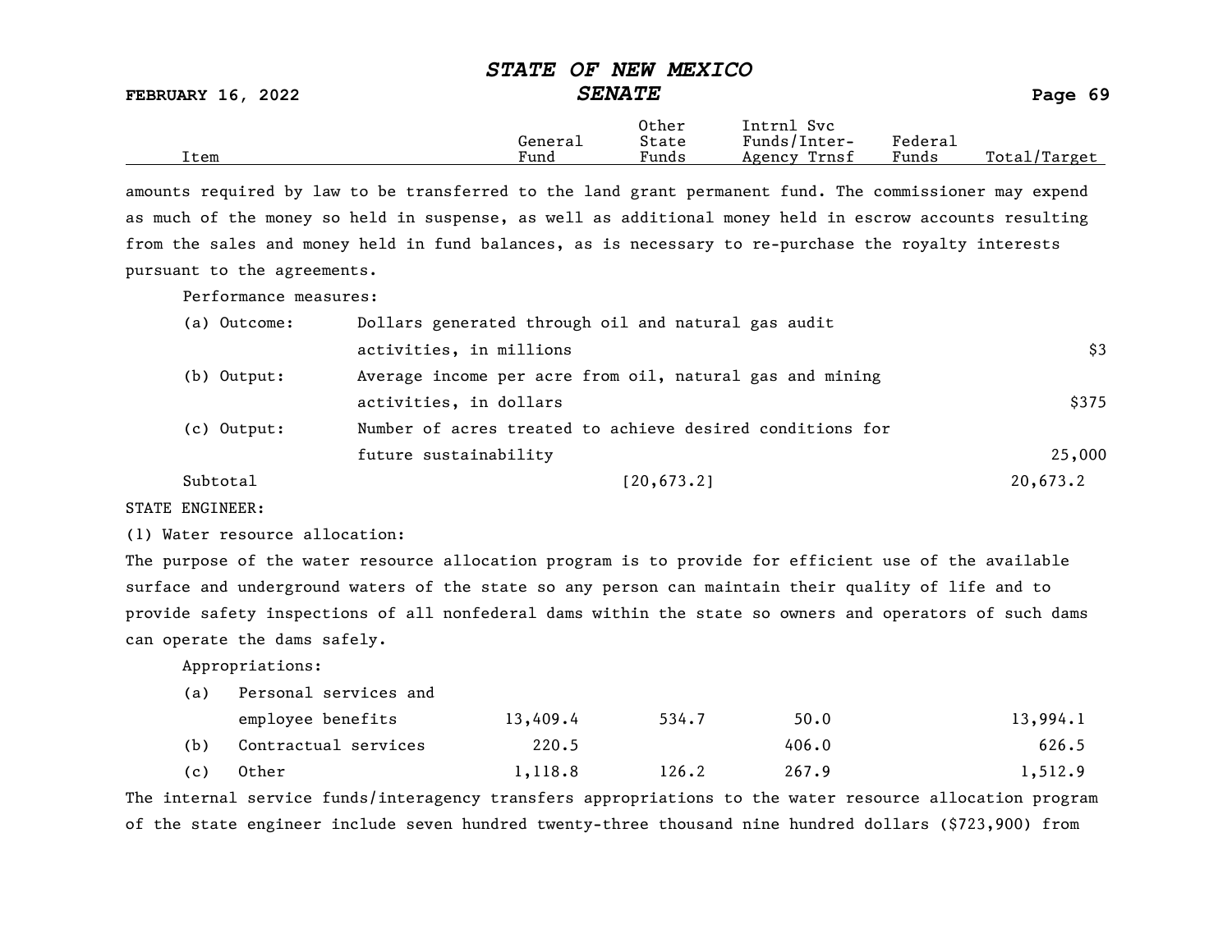| Item | General Fund | Other State Funds | Intrnl Svc Funds/Inter-Agency Trnsf | Federal Funds | Total/Target |
|---|---|---|---|---|---|

amounts required by law to be transferred to the land grant permanent fund. The commissioner may expend as much of the money so held in suspense, as well as additional money held in escrow accounts resulting from the sales and money held in fund balances, as is necessary to re-purchase the royalty interests pursuant to the agreements.

Performance measures:

| | | | | | | |
|---|---|---|---|---|---|---|
| (a) Outcome: | Dollars generated through oil and natural gas audit activities, in millions | | | | | $3 |
| (b) Output: | Average income per acre from oil, natural gas and mining activities, in dollars | | | | | $375 |
| (c) Output: | Number of acres treated to achieve desired conditions for future sustainability | | | | | 25,000 |

| Item | General Fund | Other State Funds | Intrnl Svc Funds/Inter-Agency Trnsf | Federal Funds | Total/Target |
|---|---|---|---|---|---|
| Subtotal | | [20,673.2] | | | 20,673.2 |

STATE ENGINEER:

(1) Water resource allocation:

The purpose of the water resource allocation program is to provide for efficient use of the available surface and underground waters of the state so any person can maintain their quality of life and to provide safety inspections of all nonfederal dams within the state so owners and operators of such dams can operate the dams safely.

Appropriations:

| Item | General Fund | Other State Funds | Intrnl Svc Funds/Inter-Agency Trnsf | Federal Funds | Total/Target |
|---|---|---|---|---|---|
| (a) Personal services and employee benefits | 13,409.4 | 534.7 | 50.0 | | 13,994.1 |
| (b) Contractual services | 220.5 | | 406.0 | | 626.5 |
| (c) Other | 1,118.8 | 126.2 | 267.9 | | 1,512.9 |

The internal service funds/interagency transfers appropriations to the water resource allocation program of the state engineer include seven hundred twenty-three thousand nine hundred dollars ($723,900) from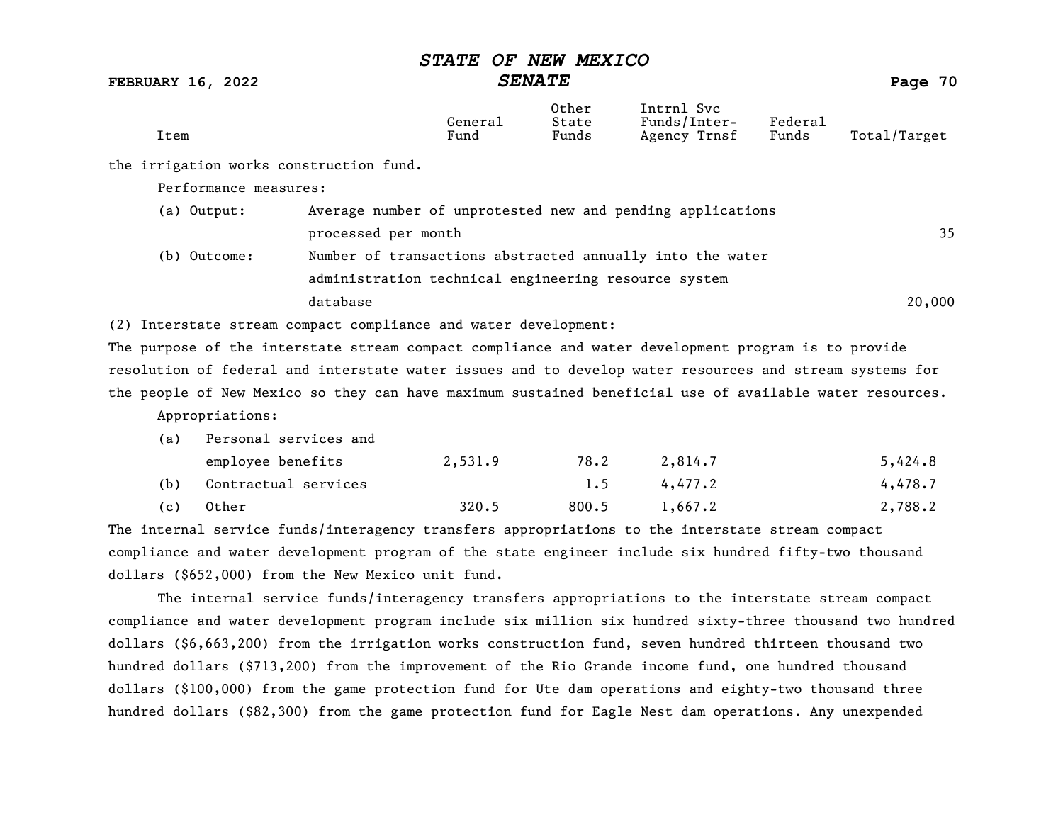| Item | General Fund | Other State Funds | Intrnl Svc Funds/Inter-Agency Trnsf | Federal Funds | Total/Target |
|---|---|---|---|---|---|

the irrigation works construction fund.

Performance measures:

| | | |
|---|---|---|
| (a) Output: | Average number of unprotested new and pending applications processed per month | 35 |
| (b) Outcome: | Number of transactions abstracted annually into the water administration technical engineering resource system database | 20,000 |

(2) Interstate stream compact compliance and water development:

The purpose of the interstate stream compact compliance and water development program is to provide resolution of federal and interstate water issues and to develop water resources and stream systems for the people of New Mexico so they can have maximum sustained beneficial use of available water resources.

Appropriations:

| Item | General Fund | Other State Funds | Intrnl Svc Funds/Inter-Agency Trnsf | Federal Funds | Total/Target |
|---|---|---|---|---|---|
| (a) Personal services and employee benefits | 2,531.9 | 78.2 | 2,814.7 | | 5,424.8 |
| (b) Contractual services | | 1.5 | 4,477.2 | | 4,478.7 |
| (c) Other | 320.5 | 800.5 | 1,667.2 | | 2,788.2 |

The internal service funds/interagency transfers appropriations to the interstate stream compact compliance and water development program of the state engineer include six hundred fifty-two thousand dollars ($652,000) from the New Mexico unit fund.

The internal service funds/interagency transfers appropriations to the interstate stream compact compliance and water development program include six million six hundred sixty-three thousand two hundred dollars ($6,663,200) from the irrigation works construction fund, seven hundred thirteen thousand two hundred dollars ($713,200) from the improvement of the Rio Grande income fund, one hundred thousand dollars ($100,000) from the game protection fund for Ute dam operations and eighty-two thousand three hundred dollars ($82,300) from the game protection fund for Eagle Nest dam operations. Any unexpended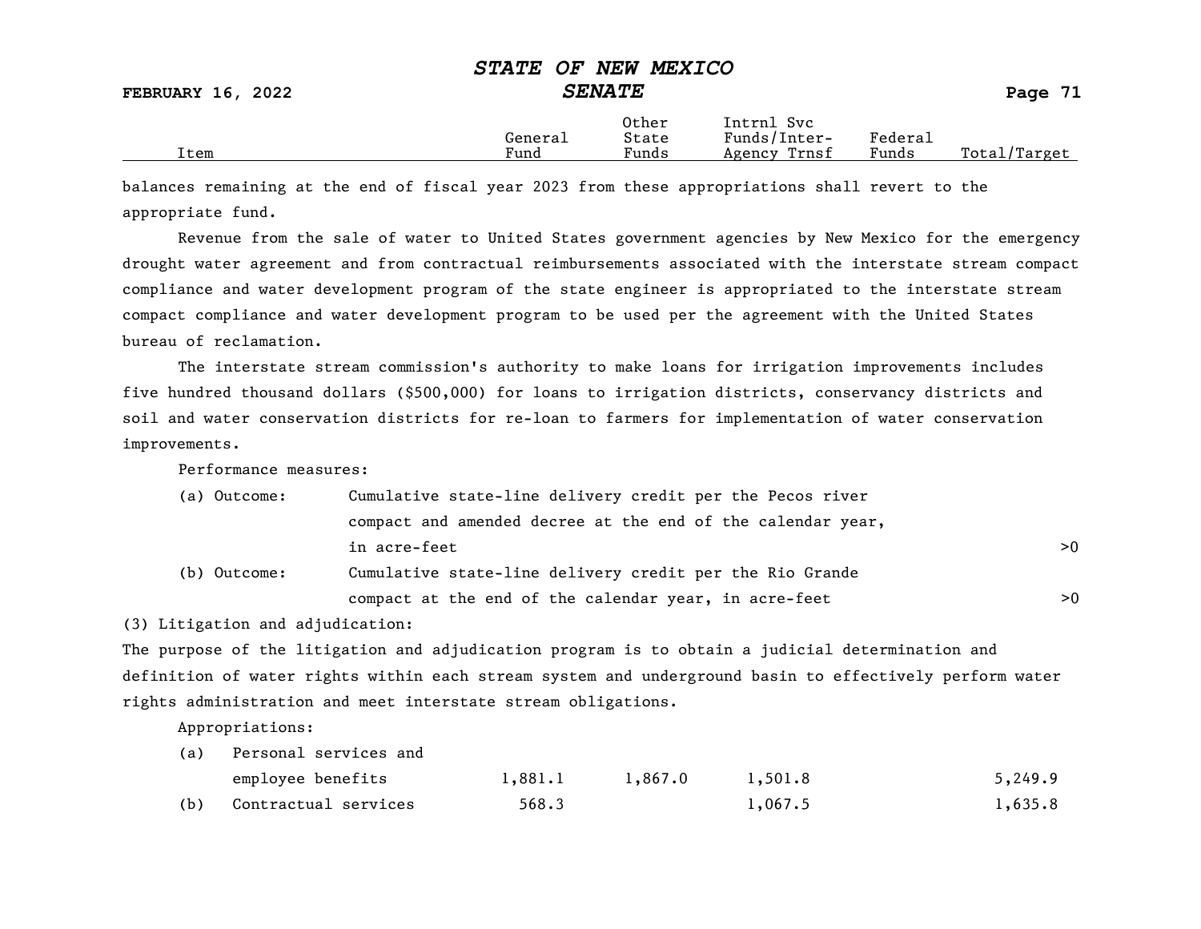| Item | General Fund | Other State Funds | Intrnl Svc Funds/Inter-Agency Trnsf | Federal Funds | Total/Target |
|---|---|---|---|---|---|

balances remaining at the end of fiscal year 2023 from these appropriations shall revert to the appropriate fund.

Revenue from the sale of water to United States government agencies by New Mexico for the emergency drought water agreement and from contractual reimbursements associated with the interstate stream compact compliance and water development program of the state engineer is appropriated to the interstate stream compact compliance and water development program to be used per the agreement with the United States bureau of reclamation.

The interstate stream commission's authority to make loans for irrigation improvements includes five hundred thousand dollars ($500,000) for loans to irrigation districts, conservancy districts and soil and water conservation districts for re-loan to farmers for implementation of water conservation improvements.

Performance measures:

| | | Total/Target |
|---|---|---|
| (a) Outcome: | Cumulative state-line delivery credit per the Pecos river compact and amended decree at the end of the calendar year, in acre-feet | >0 |
| (b) Outcome: | Cumulative state-line delivery credit per the Rio Grande compact at the end of the calendar year, in acre-feet | >0 |

(3) Litigation and adjudication:

The purpose of the litigation and adjudication program is to obtain a judicial determination and definition of water rights within each stream system and underground basin to effectively perform water rights administration and meet interstate stream obligations.

Appropriations:

| Item | General Fund | Other State Funds | Intrnl Svc Funds/Inter-Agency Trnsf | Federal Funds | Total/Target |
|---|---|---|---|---|---|
| (a) Personal services and employee benefits | 1,881.1 | 1,867.0 | 1,501.8 | | 5,249.9 |
| (b) Contractual services | 568.3 | | 1,067.5 | | 1,635.8 |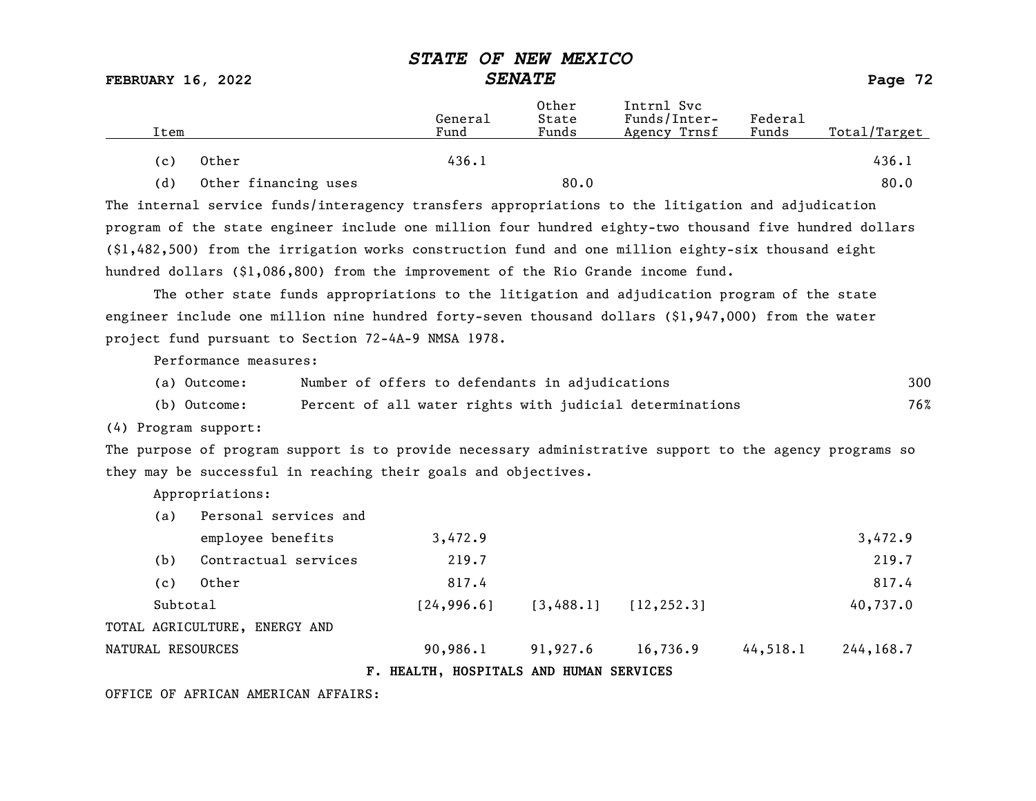| Item | General Fund | Other State Funds | Intrnl Svc Funds/Inter-Agency Trnsf | Federal Funds | Total/Target |
|---|---|---|---|---|---|
| (c) Other | 436.1 | | | | 436.1 |
| (d) Other financing uses | | 80.0 | | | 80.0 |

The internal service funds/interagency transfers appropriations to the litigation and adjudication program of the state engineer include one million four hundred eighty-two thousand five hundred dollars ($1,482,500) from the irrigation works construction fund and one million eighty-six thousand eight hundred dollars ($1,086,800) from the improvement of the Rio Grande income fund.

The other state funds appropriations to the litigation and adjudication program of the state engineer include one million nine hundred forty-seven thousand dollars ($1,947,000) from the water project fund pursuant to Section 72-4A-9 NMSA 1978.

Performance measures:

| | | |
|---|---|---|
| (a) Outcome: | Number of offers to defendants in adjudications | 300 |
| (b) Outcome: | Percent of all water rights with judicial determinations | 76% |

(4) Program support:

The purpose of program support is to provide necessary administrative support to the agency programs so they may be successful in reaching their goals and objectives.

Appropriations:

| Item | General Fund | Other State Funds | Intrnl Svc Funds/Inter-Agency Trnsf | Federal Funds | Total/Target |
|---|---|---|---|---|---|
| (a) Personal services and employee benefits | 3,472.9 | | | | 3,472.9 |
| (b) Contractual services | 219.7 | | | | 219.7 |
| (c) Other | 817.4 | | | | 817.4 |
| Subtotal | [24,996.6] | [3,488.1] | [12,252.3] | | 40,737.0 |
| TOTAL AGRICULTURE, ENERGY AND NATURAL RESOURCES | 90,986.1 | 91,927.6 | 16,736.9 | 44,518.1 | 244,168.7 |

F. HEALTH, HOSPITALS AND HUMAN SERVICES

OFFICE OF AFRICAN AMERICAN AFFAIRS: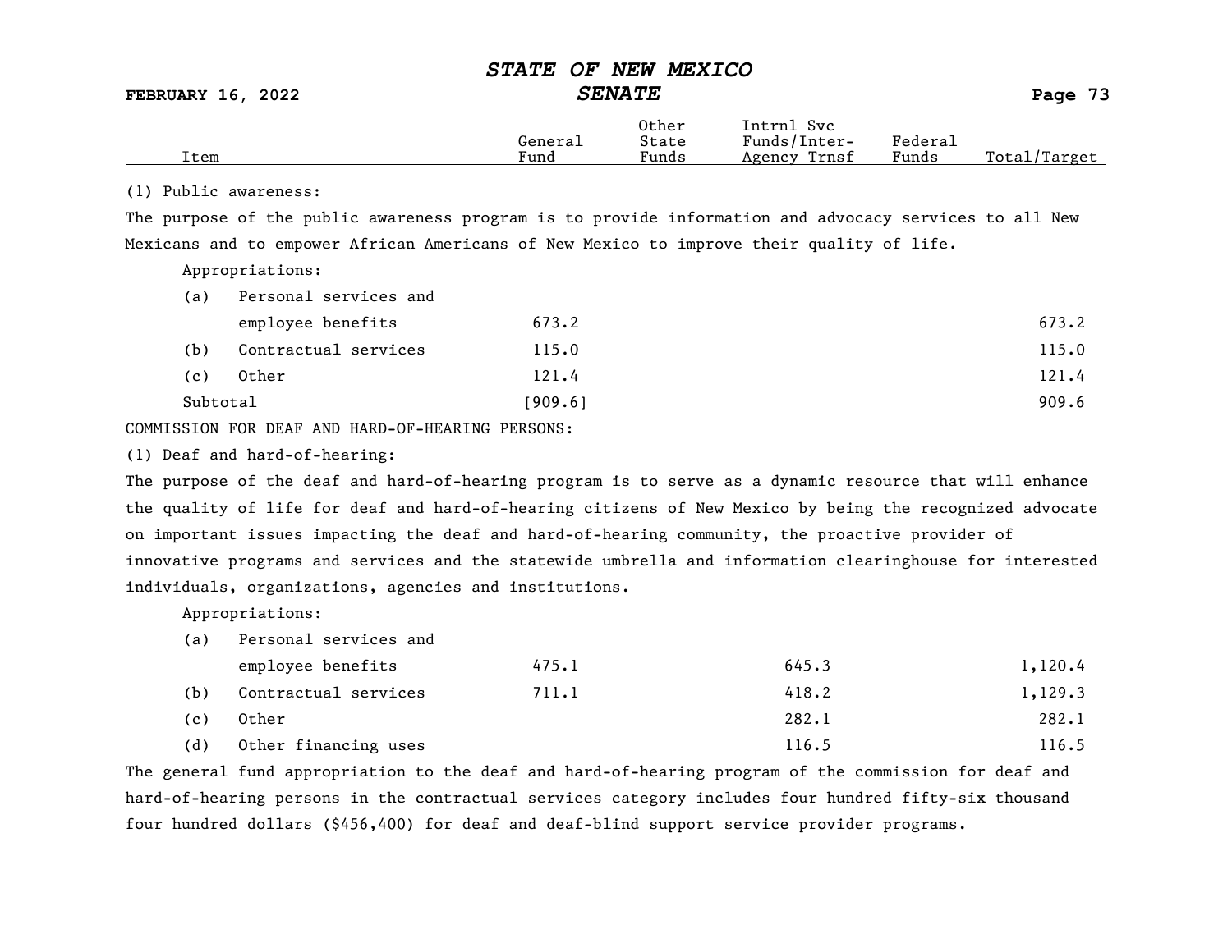| Item | General Fund | Other State Funds | Intrnl Svc Funds/Inter-Agency Trnsf | Federal Funds | Total/Target |
|---|---|---|---|---|---|

(1) Public awareness:

The purpose of the public awareness program is to provide information and advocacy services to all New Mexicans and to empower African Americans of New Mexico to improve their quality of life.

Appropriations:

| Item | General Fund | Other State Funds | Intrnl Svc Funds/Inter-Agency Trnsf | Federal Funds | Total/Target |
|---|---|---|---|---|---|
| (a) Personal services and employee benefits | 673.2 | | | | 673.2 |
| (b) Contractual services | 115.0 | | | | 115.0 |
| (c) Other | 121.4 | | | | 121.4 |
| Subtotal | [909.6] | | | | 909.6 |

COMMISSION FOR DEAF AND HARD-OF-HEARING PERSONS:

(1) Deaf and hard-of-hearing:

The purpose of the deaf and hard-of-hearing program is to serve as a dynamic resource that will enhance the quality of life for deaf and hard-of-hearing citizens of New Mexico by being the recognized advocate on important issues impacting the deaf and hard-of-hearing community, the proactive provider of innovative programs and services and the statewide umbrella and information clearinghouse for interested individuals, organizations, agencies and institutions.

Appropriations:

| Item | General Fund | Other State Funds | Intrnl Svc Funds/Inter-Agency Trnsf | Federal Funds | Total/Target |
|---|---|---|---|---|---|
| (a) Personal services and employee benefits | 475.1 | | 645.3 | | 1,120.4 |
| (b) Contractual services | 711.1 | | 418.2 | | 1,129.3 |
| (c) Other | | | 282.1 | | 282.1 |
| (d) Other financing uses | | | 116.5 | | 116.5 |

The general fund appropriation to the deaf and hard-of-hearing program of the commission for deaf and hard-of-hearing persons in the contractual services category includes four hundred fifty-six thousand four hundred dollars ($456,400) for deaf and deaf-blind support service provider programs.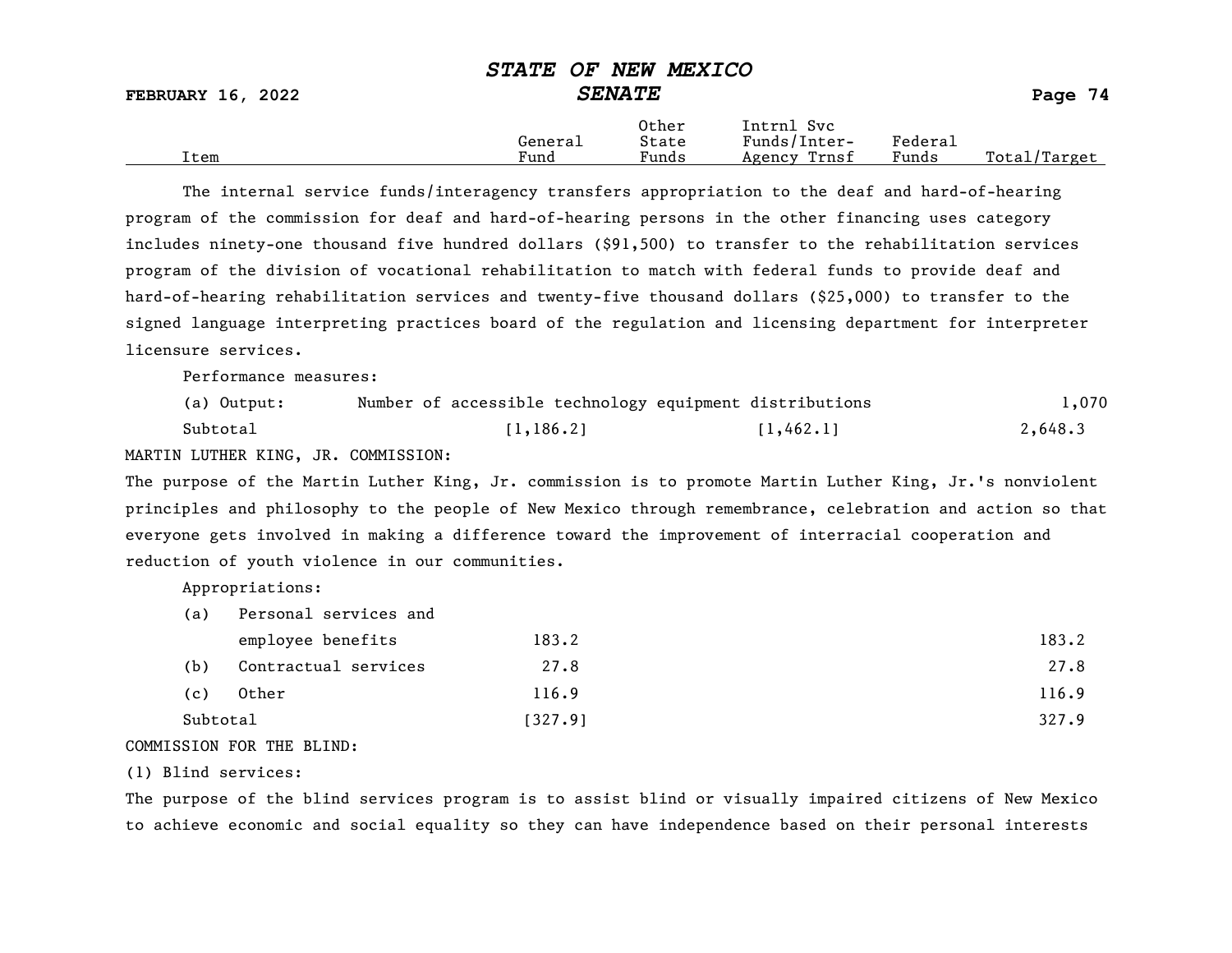| Item | General Fund | Other State Funds | Intrnl Svc Funds/Inter-Agency Trnsf | Federal Funds | Total/Target |
|---|---|---|---|---|---|

The internal service funds/interagency transfers appropriation to the deaf and hard-of-hearing program of the commission for deaf and hard-of-hearing persons in the other financing uses category includes ninety-one thousand five hundred dollars ($91,500) to transfer to the rehabilitation services program of the division of vocational rehabilitation to match with federal funds to provide deaf and hard-of-hearing rehabilitation services and twenty-five thousand dollars ($25,000) to transfer to the signed language interpreting practices board of the regulation and licensing department for interpreter licensure services.

Performance measures:

| Item | General Fund | Other State Funds | Intrnl Svc Funds/Inter-Agency Trnsf | Federal Funds | Total/Target |
|---|---|---|---|---|---|
| (a) Output: Number of accessible technology equipment distributions | | | | | 1,070 |
| Subtotal | [1,186.2] | | [1,462.1] | | 2,648.3 |

MARTIN LUTHER KING, JR. COMMISSION:

The purpose of the Martin Luther King, Jr. commission is to promote Martin Luther King, Jr.'s nonviolent principles and philosophy to the people of New Mexico through remembrance, celebration and action so that everyone gets involved in making a difference toward the improvement of interracial cooperation and reduction of youth violence in our communities.

Appropriations:

| Item | General Fund | Other State Funds | Intrnl Svc Funds/Inter-Agency Trnsf | Federal Funds | Total/Target |
|---|---|---|---|---|---|
| (a) Personal services and employee benefits | 183.2 | | | | 183.2 |
| (b) Contractual services | 27.8 | | | | 27.8 |
| (c) Other | 116.9 | | | | 116.9 |
| Subtotal | [327.9] | | | | 327.9 |

COMMISSION FOR THE BLIND:

(1) Blind services:

The purpose of the blind services program is to assist blind or visually impaired citizens of New Mexico to achieve economic and social equality so they can have independence based on their personal interests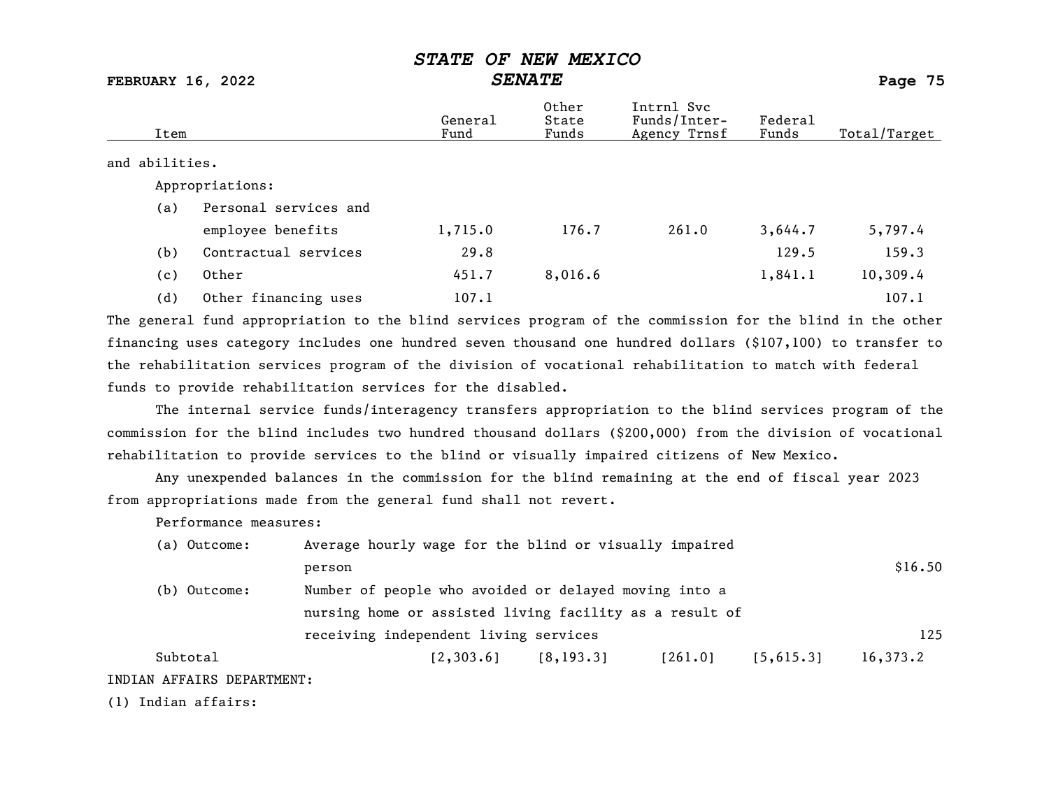and abilities.

Appropriations:

| Item | General Fund | Other State Funds | Intrnl Svc Funds/Inter-Agency Trnsf | Federal Funds | Total/Target |
|---|---|---|---|---|---|
| (a) Personal services and employee benefits | 1,715.0 | 176.7 | 261.0 | 3,644.7 | 5,797.4 |
| (b) Contractual services | 29.8 | | | 129.5 | 159.3 |
| (c) Other | 451.7 | 8,016.6 | | 1,841.1 | 10,309.4 |
| (d) Other financing uses | 107.1 | | | | 107.1 |

The general fund appropriation to the blind services program of the commission for the blind in the other financing uses category includes one hundred seven thousand one hundred dollars ($107,100) to transfer to the rehabilitation services program of the division of vocational rehabilitation to match with federal funds to provide rehabilitation services for the disabled.

The internal service funds/interagency transfers appropriation to the blind services program of the commission for the blind includes two hundred thousand dollars ($200,000) from the division of vocational rehabilitation to provide services to the blind or visually impaired citizens of New Mexico.

Any unexpended balances in the commission for the blind remaining at the end of fiscal year 2023 from appropriations made from the general fund shall not revert.

Performance measures:

| Measure | Description | Total/Target |
|---|---|---|
| (a) Outcome: | Average hourly wage for the blind or visually impaired person | $16.50 |
| (b) Outcome: | Number of people who avoided or delayed moving into a nursing home or assisted living facility as a result of receiving independent living services | 125 |

| | General Fund | Other State Funds | Intrnl Svc Funds/Inter-Agency Trnsf | Federal Funds | Total/Target |
|---|---|---|---|---|---|
| Subtotal | [2,303.6] | [8,193.3] | [261.0] | [5,615.3] | 16,373.2 |

INDIAN AFFAIRS DEPARTMENT:

(1) Indian affairs: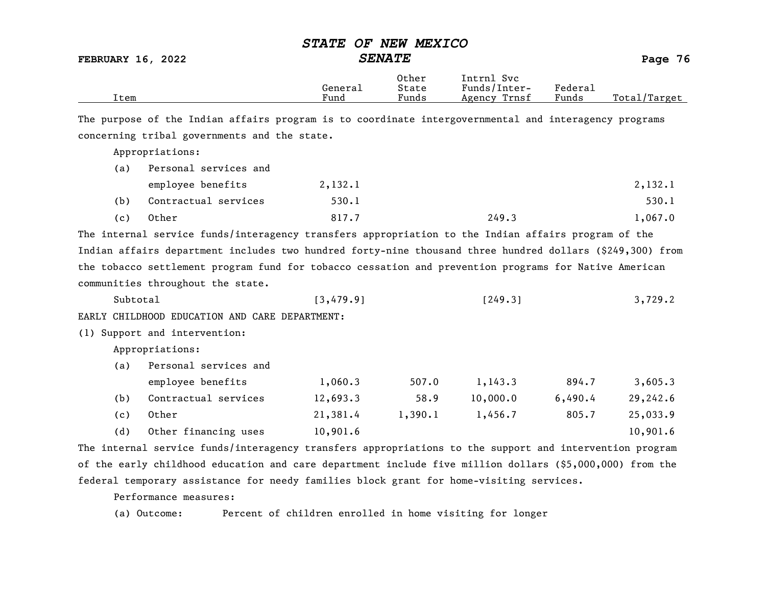| Item | General Fund | Other State Funds | Intrnl Svc Funds/Inter-Agency Trnsf | Federal Funds | Total/Target |
|---|---|---|---|---|---|

The purpose of the Indian affairs program is to coordinate intergovernmental and interagency programs concerning tribal governments and the state.

Appropriations:

| Item | General Fund | Other State Funds | Intrnl Svc Funds/Inter-Agency Trnsf | Federal Funds | Total/Target |
|---|---|---|---|---|---|
| (a) Personal services and employee benefits | 2,132.1 | | | | 2,132.1 |
| (b) Contractual services | 530.1 | | | | 530.1 |
| (c) Other | 817.7 | | 249.3 | | 1,067.0 |

The internal service funds/interagency transfers appropriation to the Indian affairs program of the Indian affairs department includes two hundred forty-nine thousand three hundred dollars ($249,300) from the tobacco settlement program fund for tobacco cessation and prevention programs for Native American communities throughout the state.

| Item | General Fund | Other State Funds | Intrnl Svc Funds/Inter-Agency Trnsf | Federal Funds | Total/Target |
|---|---|---|---|---|---|
| Subtotal | [3,479.9] | | [249.3] | | 3,729.2 |

EARLY CHILDHOOD EDUCATION AND CARE DEPARTMENT:

(1) Support and intervention:

Appropriations:

| Item | General Fund | Other State Funds | Intrnl Svc Funds/Inter-Agency Trnsf | Federal Funds | Total/Target |
|---|---|---|---|---|---|
| (a) Personal services and employee benefits | 1,060.3 | 507.0 | 1,143.3 | 894.7 | 3,605.3 |
| (b) Contractual services | 12,693.3 | 58.9 | 10,000.0 | 6,490.4 | 29,242.6 |
| (c) Other | 21,381.4 | 1,390.1 | 1,456.7 | 805.7 | 25,033.9 |
| (d) Other financing uses | 10,901.6 | | | | 10,901.6 |

The internal service funds/interagency transfers appropriations to the support and intervention program of the early childhood education and care department include five million dollars ($5,000,000) from the federal temporary assistance for needy families block grant for home-visiting services.

Performance measures:

(a) Outcome: Percent of children enrolled in home visiting for longer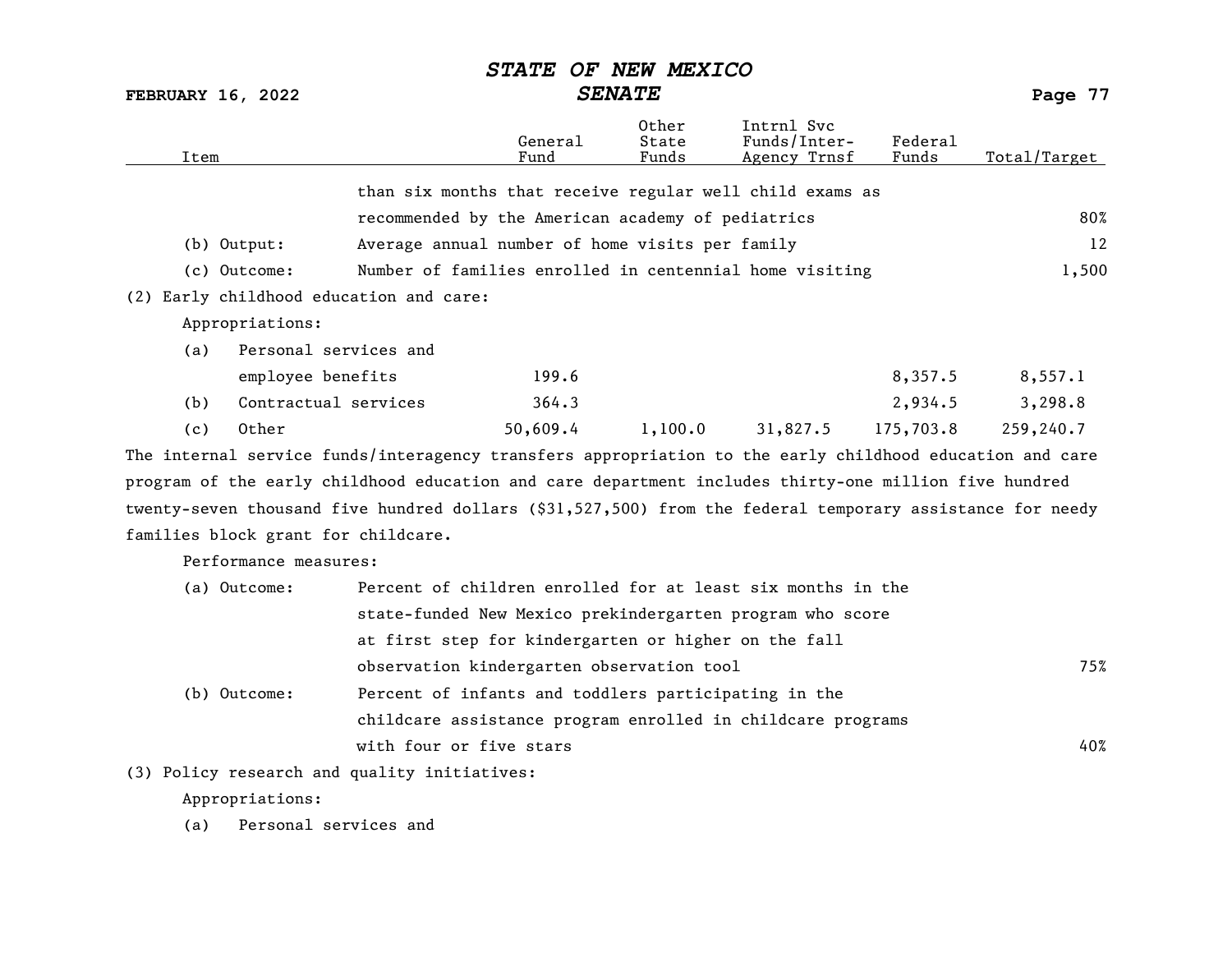| Item | | General Fund | Other State Funds | Intrnl Svc Funds/Inter-Agency Trnsf | Federal Funds | Total/Target |
|---|---|---|---|---|---|---|
| | than six months that receive regular well child exams as recommended by the American academy of pediatrics | | | | | 80% |
| (b) Output: | Average annual number of home visits per family | | | | | 12 |
| (c) Outcome: | Number of families enrolled in centennial home visiting | | | | | 1,500 |

(2) Early childhood education and care:

Appropriations:

| Item | General Fund | Other State Funds | Intrnl Svc Funds/Inter-Agency Trnsf | Federal Funds | Total/Target |
|---|---|---|---|---|---|
| (a) Personal services and employee benefits | 199.6 | | | 8,357.5 | 8,557.1 |
| (b) Contractual services | 364.3 | | | 2,934.5 | 3,298.8 |
| (c) Other | 50,609.4 | 1,100.0 | 31,827.5 | 175,703.8 | 259,240.7 |

The internal service funds/interagency transfers appropriation to the early childhood education and care program of the early childhood education and care department includes thirty-one million five hundred twenty-seven thousand five hundred dollars ($31,527,500) from the federal temporary assistance for needy families block grant for childcare.

Performance measures:

| Measure | Description | Target |
|---|---|---|
| (a) Outcome: | Percent of children enrolled for at least six months in the state-funded New Mexico prekindergarten program who score at first step for kindergarten or higher on the fall observation kindergarten observation tool | 75% |
| (b) Outcome: | Percent of infants and toddlers participating in the childcare assistance program enrolled in childcare programs with four or five stars | 40% |

(3) Policy research and quality initiatives:

Appropriations:

(a) Personal services and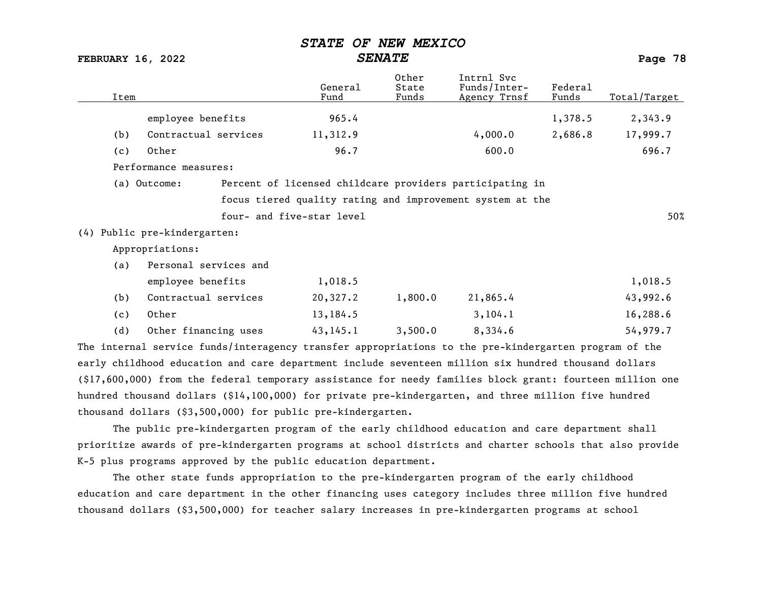| Item | General Fund | Other State Funds | Intrnl Svc Funds/Inter-Agency Trnsf | Federal Funds | Total/Target |
|---|---|---|---|---|---|
| employee benefits | 965.4 | | | 1,378.5 | 2,343.9 |
| (b) Contractual services | 11,312.9 | | 4,000.0 | 2,686.8 | 17,999.7 |
| (c) Other | 96.7 | | 600.0 | | 696.7 |

Performance measures:

| | | |
|---|---|---|
| (a) Outcome: | Percent of licensed childcare providers participating in focus tiered quality rating and improvement system at the four- and five-star level | 50% |

(4) Public pre-kindergarten:

Appropriations:

| Item | General Fund | Other State Funds | Intrnl Svc Funds/Inter-Agency Trnsf | Federal Funds | Total/Target |
|---|---|---|---|---|---|
| (a) Personal services and employee benefits | 1,018.5 | | | | 1,018.5 |
| (b) Contractual services | 20,327.2 | 1,800.0 | 21,865.4 | | 43,992.6 |
| (c) Other | 13,184.5 | | 3,104.1 | | 16,288.6 |
| (d) Other financing uses | 43,145.1 | 3,500.0 | 8,334.6 | | 54,979.7 |

The internal service funds/interagency transfer appropriations to the pre-kindergarten program of the early childhood education and care department include seventeen million six hundred thousand dollars ($17,600,000) from the federal temporary assistance for needy families block grant: fourteen million one hundred thousand dollars ($14,100,000) for private pre-kindergarten, and three million five hundred thousand dollars ($3,500,000) for public pre-kindergarten.

The public pre-kindergarten program of the early childhood education and care department shall prioritize awards of pre-kindergarten programs at school districts and charter schools that also provide K-5 plus programs approved by the public education department.

The other state funds appropriation to the pre-kindergarten program of the early childhood education and care department in the other financing uses category includes three million five hundred thousand dollars ($3,500,000) for teacher salary increases in pre-kindergarten programs at school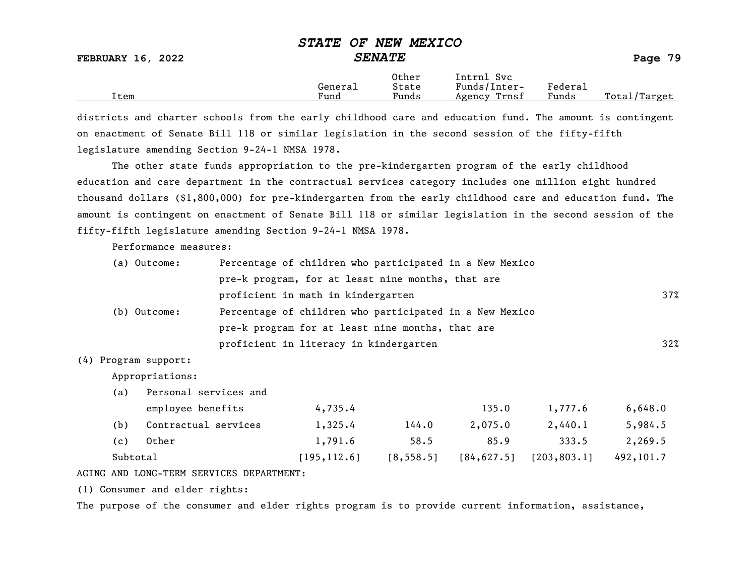districts and charter schools from the early childhood care and education fund. The amount is contingent on enactment of Senate Bill 118 or similar legislation in the second session of the fifty-fifth legislature amending Section 9-24-1 NMSA 1978.

The other state funds appropriation to the pre-kindergarten program of the early childhood education and care department in the contractual services category includes one million eight hundred thousand dollars ($1,800,000) for pre-kindergarten from the early childhood care and education fund. The amount is contingent on enactment of Senate Bill 118 or similar legislation in the second session of the fifty-fifth legislature amending Section 9-24-1 NMSA 1978.

Performance measures:

| Item | | Total/Target |
|---|---|---|
| (a) Outcome: | Percentage of children who participated in a New Mexico pre-k program, for at least nine months, that are proficient in math in kindergarten | 37% |
| (b) Outcome: | Percentage of children who participated in a New Mexico pre-k program for at least nine months, that are proficient in literacy in kindergarten | 32% |

(4) Program support:

Appropriations:

| Item | General Fund | Other State Funds | Intrnl Svc Funds/Inter-Agency Trnsf | Federal Funds | Total/Target |
|---|---|---|---|---|---|
| (a) Personal services and employee benefits | 4,735.4 | | 135.0 | 1,777.6 | 6,648.0 |
| (b) Contractual services | 1,325.4 | 144.0 | 2,075.0 | 2,440.1 | 5,984.5 |
| (c) Other | 1,791.6 | 58.5 | 85.9 | 333.5 | 2,269.5 |
| Subtotal | [195,112.6] | [8,558.5] | [84,627.5] | [203,803.1] | 492,101.7 |

AGING AND LONG-TERM SERVICES DEPARTMENT:

(1) Consumer and elder rights:

The purpose of the consumer and elder rights program is to provide current information, assistance,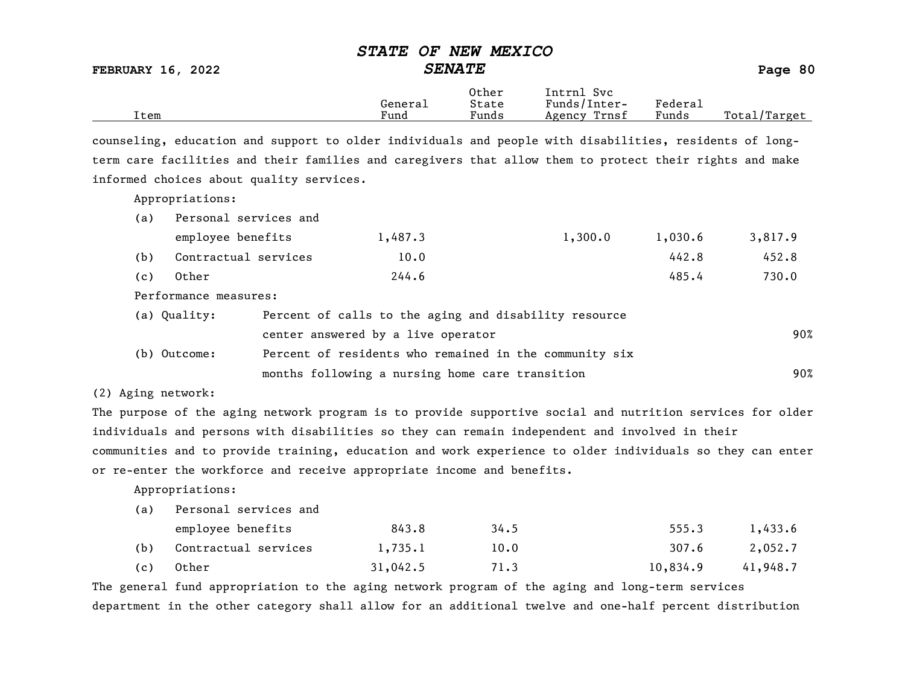counseling, education and support to older individuals and people with disabilities, residents of long-term care facilities and their families and caregivers that allow them to protect their rights and make informed choices about quality services.

| Item | General Fund | Other State Funds | Intrnl Svc Funds/Inter-Agency Trnsf | Federal Funds | Total/Target |
|---|---|---|---|---|---|
| Appropriations: | | | | | |
| (a) Personal services and employee benefits | 1,487.3 | | 1,300.0 | 1,030.6 | 3,817.9 |
| (b) Contractual services | 10.0 | | | 442.8 | 452.8 |
| (c) Other | 244.6 | | | 485.4 | 730.0 |

Performance measures:

| | | |
|---|---|---|
| (a) Quality: | Percent of calls to the aging and disability resource center answered by a live operator | 90% |
| (b) Outcome: | Percent of residents who remained in the community six months following a nursing home care transition | 90% |

(2) Aging network:

The purpose of the aging network program is to provide supportive social and nutrition services for older individuals and persons with disabilities so they can remain independent and involved in their communities and to provide training, education and work experience to older individuals so they can enter or re-enter the workforce and receive appropriate income and benefits.

| Item | General Fund | Other State Funds | Intrnl Svc Funds/Inter-Agency Trnsf | Federal Funds | Total/Target |
|---|---|---|---|---|---|
| Appropriations: | | | | | |
| (a) Personal services and employee benefits | 843.8 | 34.5 | | 555.3 | 1,433.6 |
| (b) Contractual services | 1,735.1 | 10.0 | | 307.6 | 2,052.7 |
| (c) Other | 31,042.5 | 71.3 | | 10,834.9 | 41,948.7 |

The general fund appropriation to the aging network program of the aging and long-term services department in the other category shall allow for an additional twelve and one-half percent distribution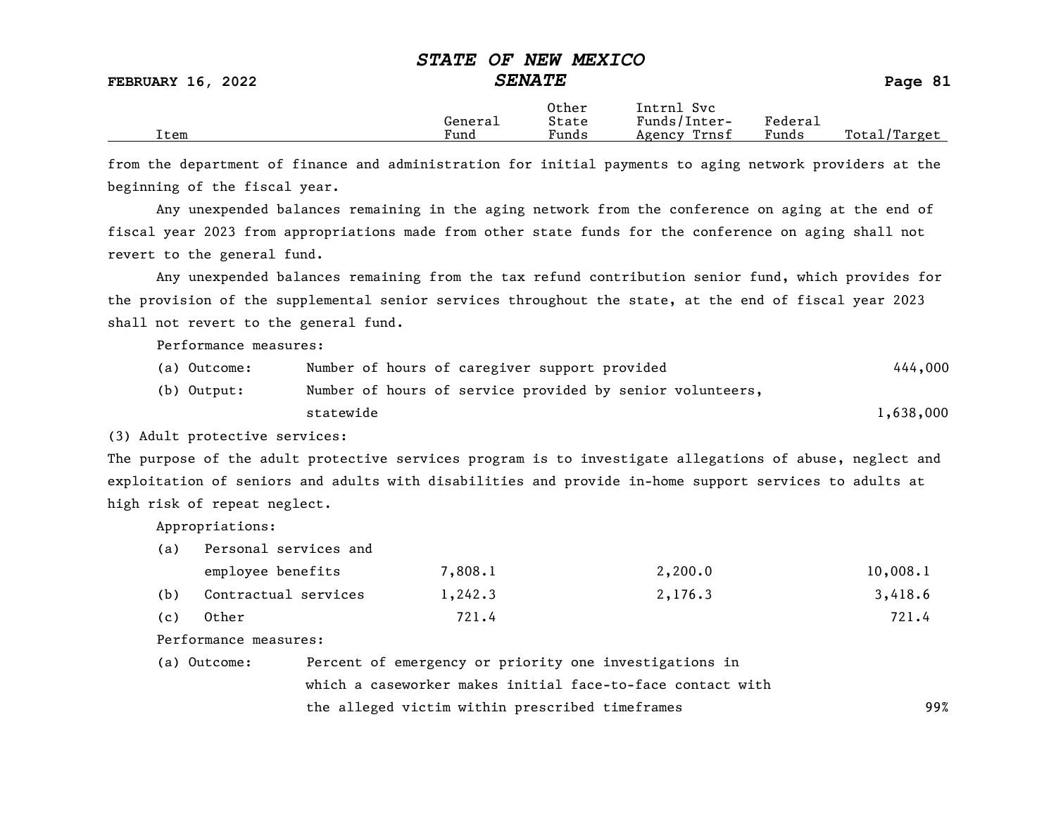| Item | General Fund | Other State Funds | Intrnl Svc Funds/Inter-Agency Trnsf | Federal Funds | Total/Target |
|---|---|---|---|---|---|

from the department of finance and administration for initial payments to aging network providers at the beginning of the fiscal year.

Any unexpended balances remaining in the aging network from the conference on aging at the end of fiscal year 2023 from appropriations made from other state funds for the conference on aging shall not revert to the general fund.

Any unexpended balances remaining from the tax refund contribution senior fund, which provides for the provision of the supplemental senior services throughout the state, at the end of fiscal year 2023 shall not revert to the general fund.

Performance measures:

| | | |
|---|---|---|
| (a) Outcome: | Number of hours of caregiver support provided | 444,000 |
| (b) Output: | Number of hours of service provided by senior volunteers, statewide | 1,638,000 |

(3) Adult protective services:

The purpose of the adult protective services program is to investigate allegations of abuse, neglect and exploitation of seniors and adults with disabilities and provide in-home support services to adults at high risk of repeat neglect.

Appropriations:

| Item | General Fund | Other State Funds | Intrnl Svc Funds/Inter-Agency Trnsf | Federal Funds | Total/Target |
|---|---|---|---|---|---|
| (a) Personal services and employee benefits | 7,808.1 | | 2,200.0 | | 10,008.1 |
| (b) Contractual services | 1,242.3 | | 2,176.3 | | 3,418.6 |
| (c) Other | 721.4 | | | | 721.4 |

Performance measures:

| | | |
|---|---|---|
| (a) Outcome: | Percent of emergency or priority one investigations in which a caseworker makes initial face-to-face contact with the alleged victim within prescribed timeframes | 99% |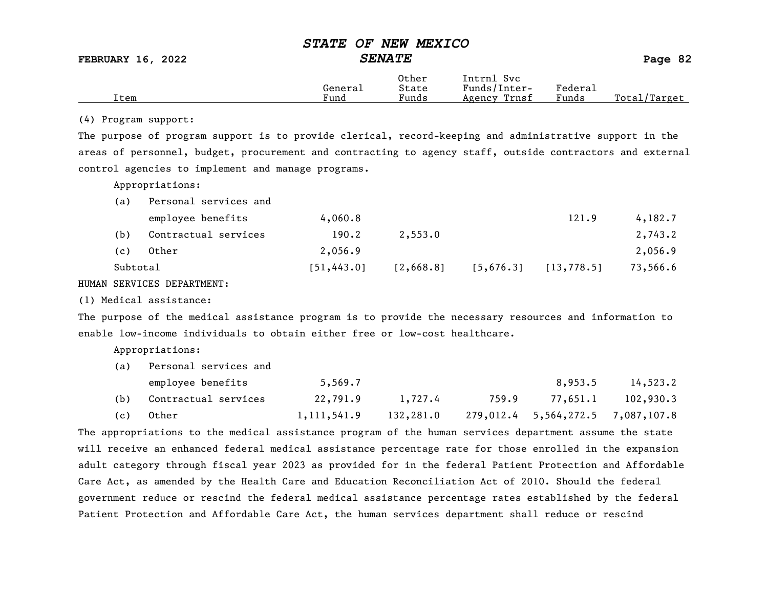| Item | General Fund | Other State Funds | Intrnl Svc Funds/Inter-Agency Trnsf | Federal Funds | Total/Target |
|---|---|---|---|---|---|

(4) Program support:

The purpose of program support is to provide clerical, record-keeping and administrative support in the areas of personnel, budget, procurement and contracting to agency staff, outside contractors and external control agencies to implement and manage programs.

| Item | General Fund | Other State Funds | Intrnl Svc Funds/Inter-Agency Trnsf | Federal Funds | Total/Target |
|---|---|---|---|---|---|
| Appropriations: | | | | | |
| (a) Personal services and employee benefits | 4,060.8 | | | 121.9 | 4,182.7 |
| (b) Contractual services | 190.2 | 2,553.0 | | | 2,743.2 |
| (c) Other | 2,056.9 | | | | 2,056.9 |
| Subtotal | [51,443.0] | [2,668.8] | [5,676.3] | [13,778.5] | 73,566.6 |

HUMAN SERVICES DEPARTMENT:

(1) Medical assistance:

The purpose of the medical assistance program is to provide the necessary resources and information to enable low-income individuals to obtain either free or low-cost healthcare.

| Item | General Fund | Other State Funds | Intrnl Svc Funds/Inter-Agency Trnsf | Federal Funds | Total/Target |
|---|---|---|---|---|---|
| Appropriations: | | | | | |
| (a) Personal services and employee benefits | 5,569.7 | | | 8,953.5 | 14,523.2 |
| (b) Contractual services | 22,791.9 | 1,727.4 | 759.9 | 77,651.1 | 102,930.3 |
| (c) Other | 1,111,541.9 | 132,281.0 | 279,012.4 | 5,564,272.5 | 7,087,107.8 |

The appropriations to the medical assistance program of the human services department assume the state will receive an enhanced federal medical assistance percentage rate for those enrolled in the expansion adult category through fiscal year 2023 as provided for in the federal Patient Protection and Affordable Care Act, as amended by the Health Care and Education Reconciliation Act of 2010. Should the federal government reduce or rescind the federal medical assistance percentage rates established by the federal Patient Protection and Affordable Care Act, the human services department shall reduce or rescind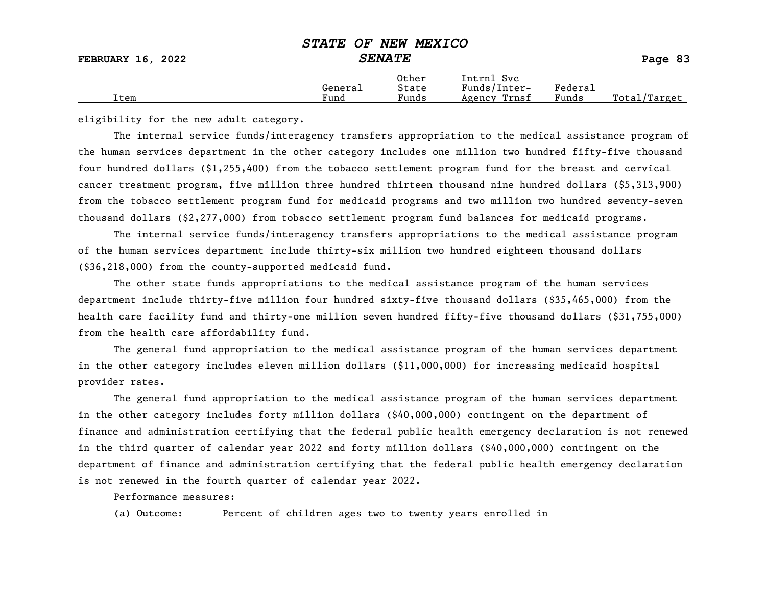| Item | General Fund | Other State Funds | Intrnl Svc Funds/Inter-Agency Trnsf | Federal Funds | Total/Target |
|---|---|---|---|---|---|

eligibility for the new adult category.

The internal service funds/interagency transfers appropriation to the medical assistance program of the human services department in the other category includes one million two hundred fifty-five thousand four hundred dollars ($1,255,400) from the tobacco settlement program fund for the breast and cervical cancer treatment program, five million three hundred thirteen thousand nine hundred dollars ($5,313,900) from the tobacco settlement program fund for medicaid programs and two million two hundred seventy-seven thousand dollars ($2,277,000) from tobacco settlement program fund balances for medicaid programs.

The internal service funds/interagency transfers appropriations to the medical assistance program of the human services department include thirty-six million two hundred eighteen thousand dollars ($36,218,000) from the county-supported medicaid fund.

The other state funds appropriations to the medical assistance program of the human services department include thirty-five million four hundred sixty-five thousand dollars ($35,465,000) from the health care facility fund and thirty-one million seven hundred fifty-five thousand dollars ($31,755,000) from the health care affordability fund.

The general fund appropriation to the medical assistance program of the human services department in the other category includes eleven million dollars ($11,000,000) for increasing medicaid hospital provider rates.

The general fund appropriation to the medical assistance program of the human services department in the other category includes forty million dollars ($40,000,000) contingent on the department of finance and administration certifying that the federal public health emergency declaration is not renewed in the third quarter of calendar year 2022 and forty million dollars ($40,000,000) contingent on the department of finance and administration certifying that the federal public health emergency declaration is not renewed in the fourth quarter of calendar year 2022.

Performance measures:

(a) Outcome: Percent of children ages two to twenty years enrolled in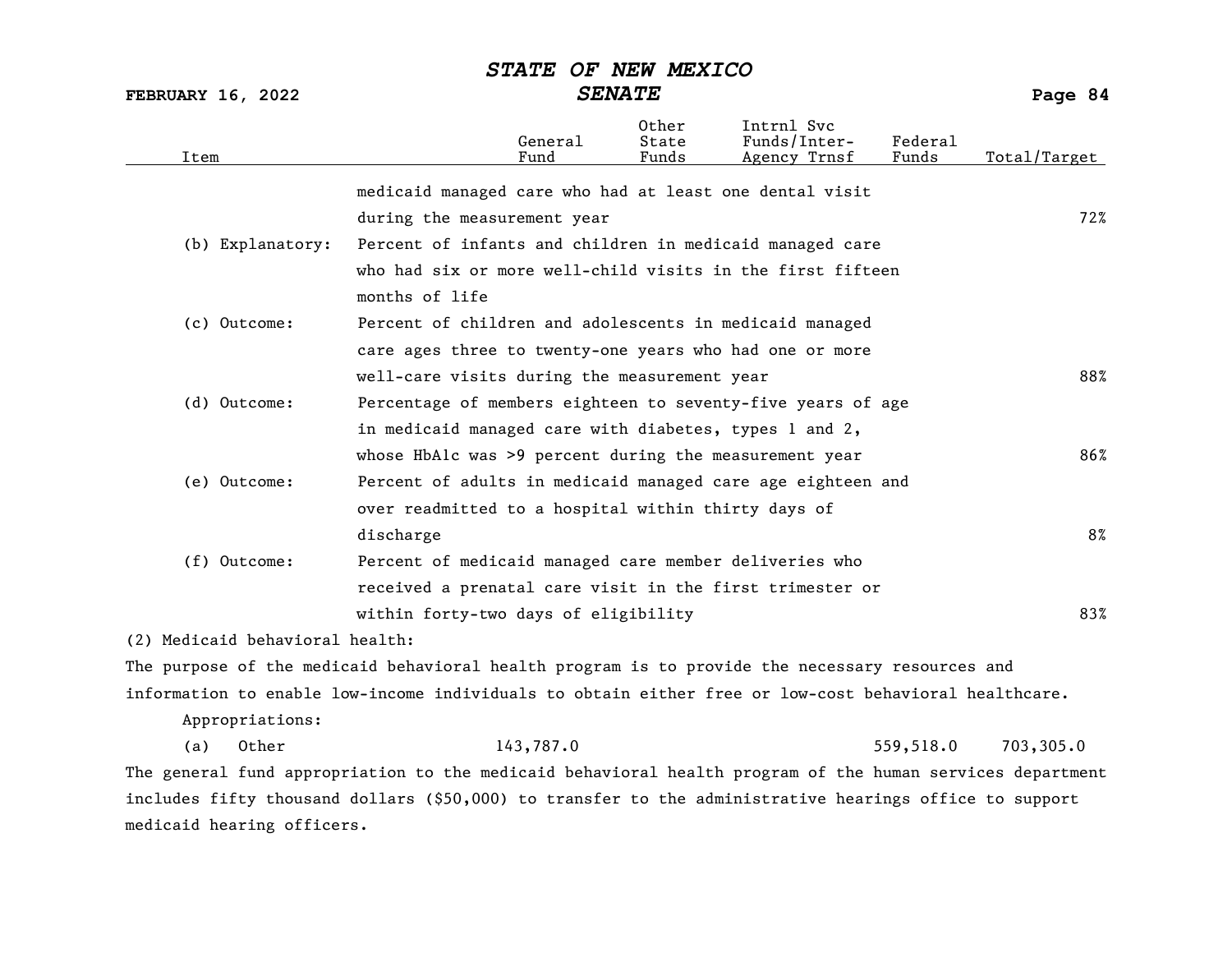| Item | | General Fund | Other State Funds | Intrnl Svc Funds/Inter-Agency Trnsf | Federal Funds | Total/Target |
|---|---|---|---|---|---|---|
| | medicaid managed care who had at least one dental visit during the measurement year | | | | | 72% |
| (b) Explanatory: | Percent of infants and children in medicaid managed care who had six or more well-child visits in the first fifteen months of life | | | | | |
| (c) Outcome: | Percent of children and adolescents in medicaid managed care ages three to twenty-one years who had one or more well-care visits during the measurement year | | | | | 88% |
| (d) Outcome: | Percentage of members eighteen to seventy-five years of age in medicaid managed care with diabetes, types 1 and 2, whose HbA1c was >9 percent during the measurement year | | | | | 86% |
| (e) Outcome: | Percent of adults in medicaid managed care age eighteen and over readmitted to a hospital within thirty days of discharge | | | | | 8% |
| (f) Outcome: | Percent of medicaid managed care member deliveries who received a prenatal care visit in the first trimester or within forty-two days of eligibility | | | | | 83% |

(2) Medicaid behavioral health:

The purpose of the medicaid behavioral health program is to provide the necessary resources and information to enable low-income individuals to obtain either free or low-cost behavioral healthcare.

Appropriations:

| Item | General Fund | Other State Funds | Intrnl Svc Funds/Inter-Agency Trnsf | Federal Funds | Total/Target |
|---|---|---|---|---|---|
| (a) Other | 143,787.0 | | | 559,518.0 | 703,305.0 |

The general fund appropriation to the medicaid behavioral health program of the human services department includes fifty thousand dollars ($50,000) to transfer to the administrative hearings office to support medicaid hearing officers.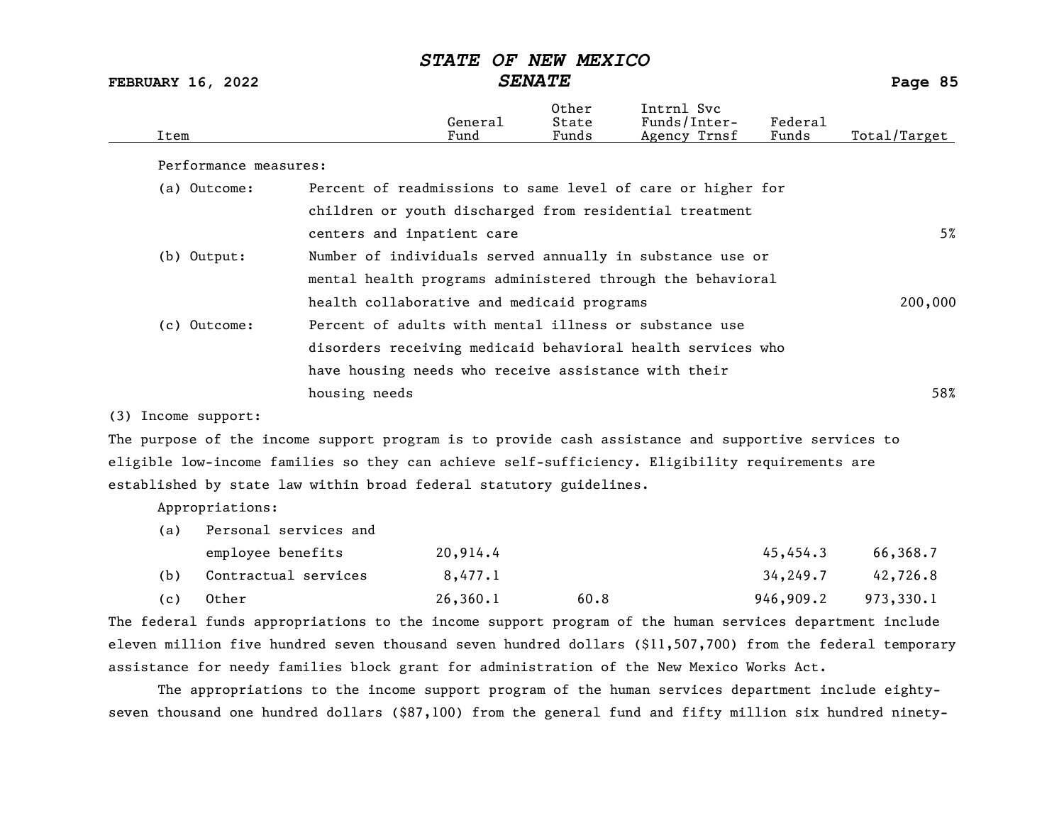| Item | General Fund | Other State Funds | Intrnl Svc Funds/Inter-Agency Trnsf | Federal Funds | Total/Target |
|---|---|---|---|---|---|

Performance measures:

| | | Total/Target |
|---|---|---|
| (a) Outcome: | Percent of readmissions to same level of care or higher for children or youth discharged from residential treatment centers and inpatient care | 5% |
| (b) Output: | Number of individuals served annually in substance use or mental health programs administered through the behavioral health collaborative and medicaid programs | 200,000 |
| (c) Outcome: | Percent of adults with mental illness or substance use disorders receiving medicaid behavioral health services who have housing needs who receive assistance with their housing needs | 58% |

(3) Income support:

The purpose of the income support program is to provide cash assistance and supportive services to eligible low-income families so they can achieve self-sufficiency. Eligibility requirements are established by state law within broad federal statutory guidelines.

Appropriations:

| Item | General Fund | Other State Funds | Intrnl Svc Funds/Inter-Agency Trnsf | Federal Funds | Total/Target |
|---|---|---|---|---|---|
| (a) Personal services and employee benefits | 20,914.4 | | | 45,454.3 | 66,368.7 |
| (b) Contractual services | 8,477.1 | | | 34,249.7 | 42,726.8 |
| (c) Other | 26,360.1 | 60.8 | | 946,909.2 | 973,330.1 |

The federal funds appropriations to the income support program of the human services department include eleven million five hundred seven thousand seven hundred dollars ($11,507,700) from the federal temporary assistance for needy families block grant for administration of the New Mexico Works Act.

The appropriations to the income support program of the human services department include eighty-seven thousand one hundred dollars ($87,100) from the general fund and fifty million six hundred ninety-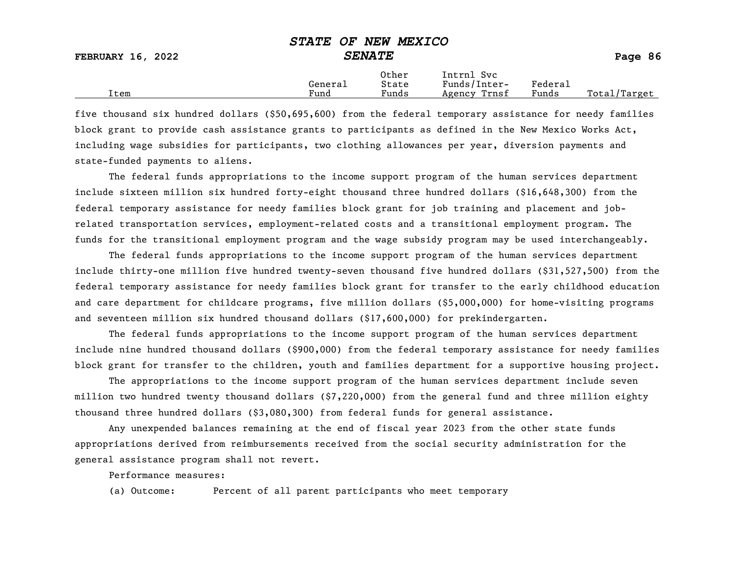| Item | General Fund | Other State Funds | Intrnl Svc Funds/Inter-Agency Trnsf | Federal Funds | Total/Target |
|---|---|---|---|---|---|

five thousand six hundred dollars ($50,695,600) from the federal temporary assistance for needy families block grant to provide cash assistance grants to participants as defined in the New Mexico Works Act, including wage subsidies for participants, two clothing allowances per year, diversion payments and state-funded payments to aliens.

The federal funds appropriations to the income support program of the human services department include sixteen million six hundred forty-eight thousand three hundred dollars ($16,648,300) from the federal temporary assistance for needy families block grant for job training and placement and job-related transportation services, employment-related costs and a transitional employment program. The funds for the transitional employment program and the wage subsidy program may be used interchangeably.

The federal funds appropriations to the income support program of the human services department include thirty-one million five hundred twenty-seven thousand five hundred dollars ($31,527,500) from the federal temporary assistance for needy families block grant for transfer to the early childhood education and care department for childcare programs, five million dollars ($5,000,000) for home-visiting programs and seventeen million six hundred thousand dollars ($17,600,000) for prekindergarten.

The federal funds appropriations to the income support program of the human services department include nine hundred thousand dollars ($900,000) from the federal temporary assistance for needy families block grant for transfer to the children, youth and families department for a supportive housing project.

The appropriations to the income support program of the human services department include seven million two hundred twenty thousand dollars ($7,220,000) from the general fund and three million eighty thousand three hundred dollars ($3,080,300) from federal funds for general assistance.

Any unexpended balances remaining at the end of fiscal year 2023 from the other state funds appropriations derived from reimbursements received from the social security administration for the general assistance program shall not revert.

Performance measures:

(a) Outcome: Percent of all parent participants who meet temporary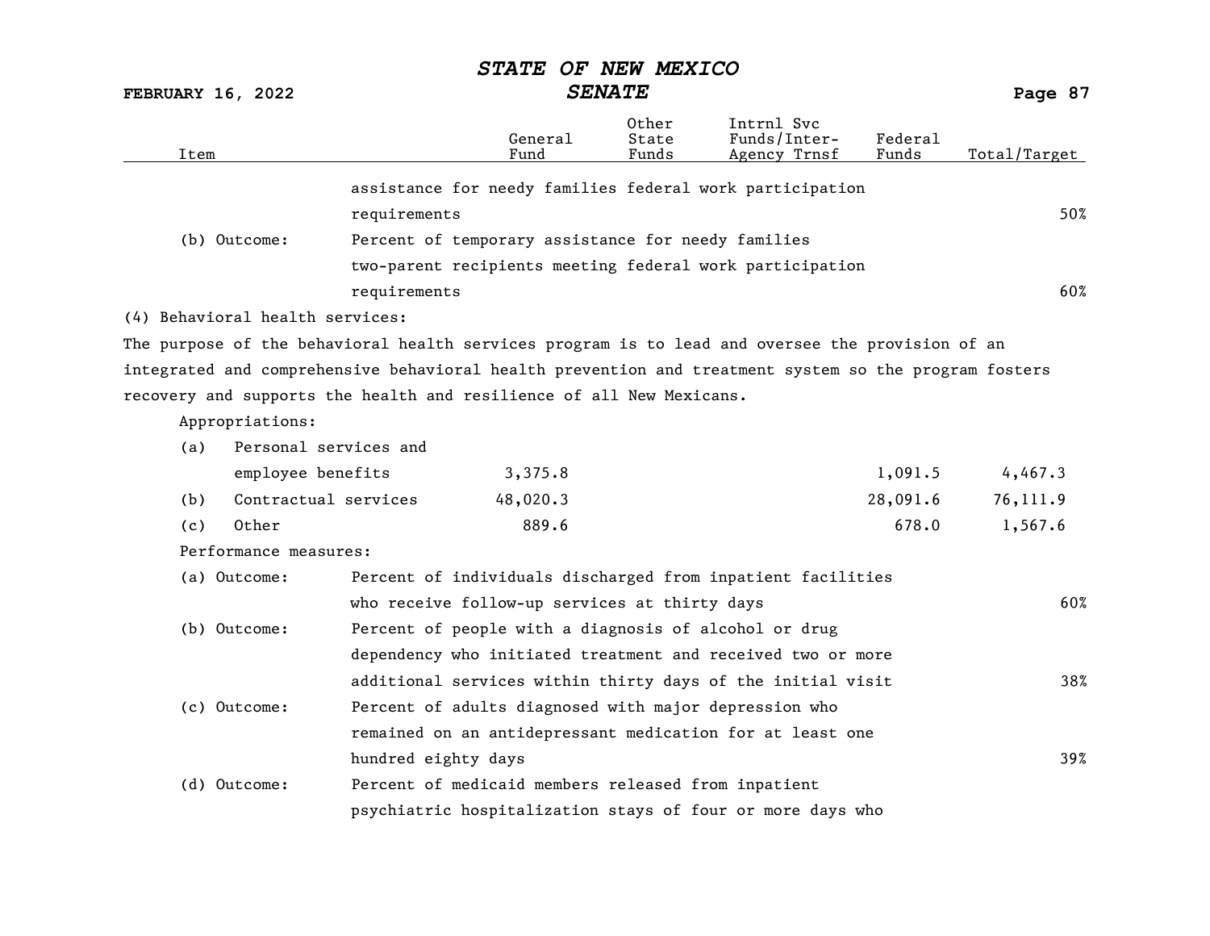| Item | | General Fund | Other State Funds | Intrnl Svc Funds/Inter-Agency Trnsf | Federal Funds | Total/Target |
|---|---|---|---|---|---|---|
| | assistance for needy families federal work participation requirements | | | | | 50% |
| (b) Outcome: | Percent of temporary assistance for needy families two-parent recipients meeting federal work participation requirements | | | | | 60% |

(4) Behavioral health services:

The purpose of the behavioral health services program is to lead and oversee the provision of an integrated and comprehensive behavioral health prevention and treatment system so the program fosters recovery and supports the health and resilience of all New Mexicans.

Appropriations:

| Item | General Fund | Other State Funds | Intrnl Svc Funds/Inter-Agency Trnsf | Federal Funds | Total/Target |
|---|---|---|---|---|---|
| (a) Personal services and employee benefits | 3,375.8 | | | 1,091.5 | 4,467.3 |
| (b) Contractual services | 48,020.3 | | | 28,091.6 | 76,111.9 |
| (c) Other | 889.6 | | | 678.0 | 1,567.6 |

Performance measures:

| Item | Measure | Total/Target |
|---|---|---|
| (a) Outcome: | Percent of individuals discharged from inpatient facilities who receive follow-up services at thirty days | 60% |
| (b) Outcome: | Percent of people with a diagnosis of alcohol or drug dependency who initiated treatment and received two or more additional services within thirty days of the initial visit | 38% |
| (c) Outcome: | Percent of adults diagnosed with major depression who remained on an antidepressant medication for at least one hundred eighty days | 39% |
| (d) Outcome: | Percent of medicaid members released from inpatient psychiatric hospitalization stays of four or more days who | |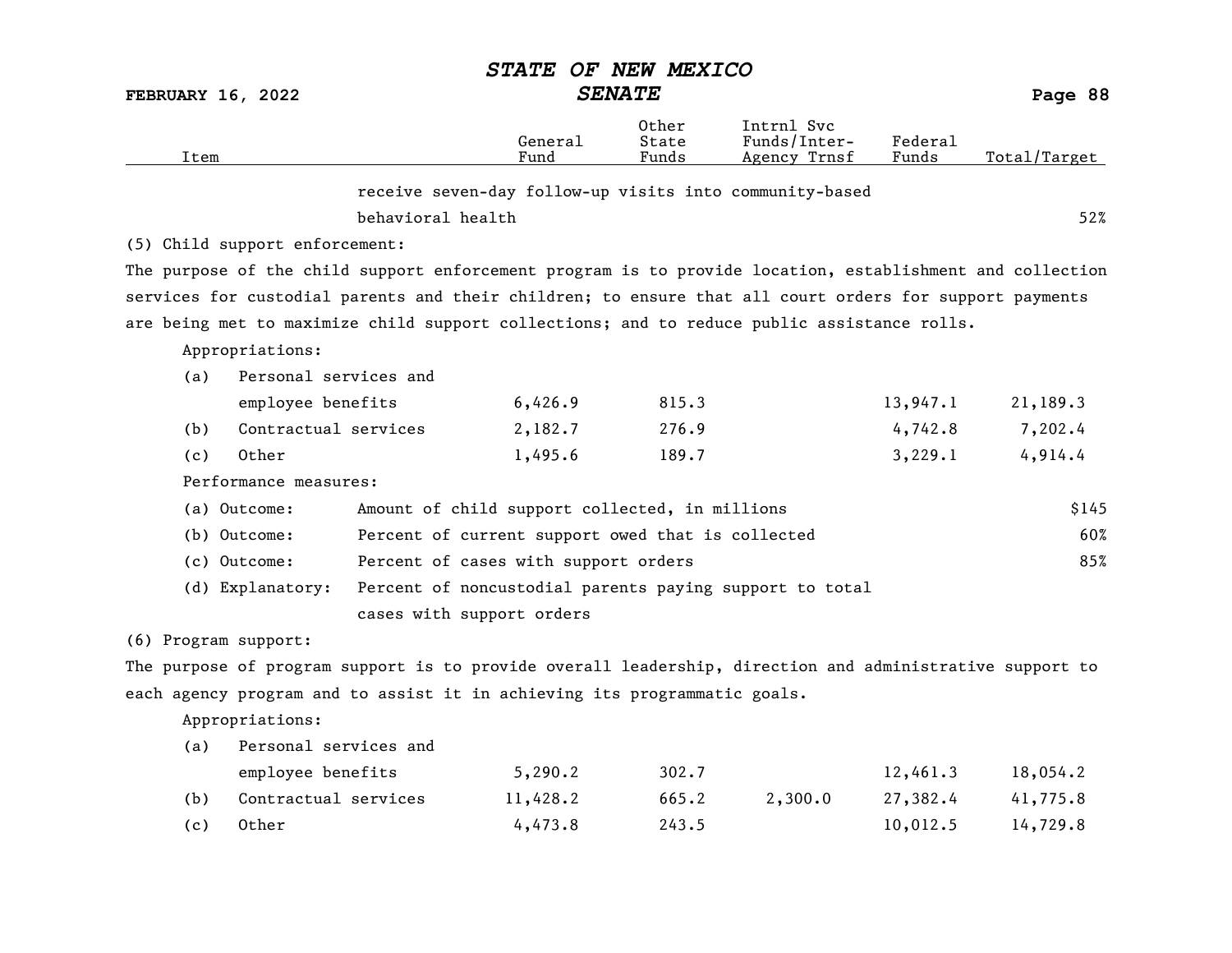| Item | General Fund | Other State Funds | Intrnl Svc Funds/Inter-Agency Trnsf | Federal Funds | Total/Target |
|---|---|---|---|---|---|
| receive seven-day follow-up visits into community-based behavioral health | | | | | 52% |

(5) Child support enforcement:

The purpose of the child support enforcement program is to provide location, establishment and collection services for custodial parents and their children; to ensure that all court orders for support payments are being met to maximize child support collections; and to reduce public assistance rolls.

Appropriations:

| Item | General Fund | Other State Funds | Intrnl Svc Funds/Inter-Agency Trnsf | Federal Funds | Total/Target |
|---|---|---|---|---|---|
| (a) Personal services and employee benefits | 6,426.9 | 815.3 | | 13,947.1 | 21,189.3 |
| (b) Contractual services | 2,182.7 | 276.9 | | 4,742.8 | 7,202.4 |
| (c) Other | 1,495.6 | 189.7 | | 3,229.1 | 4,914.4 |

Performance measures:

| Measure | Description | Target |
|---|---|---|
| (a) Outcome: | Amount of child support collected, in millions | $145 |
| (b) Outcome: | Percent of current support owed that is collected | 60% |
| (c) Outcome: | Percent of cases with support orders | 85% |
| (d) Explanatory: | Percent of noncustodial parents paying support to total cases with support orders | |

(6) Program support:

The purpose of program support is to provide overall leadership, direction and administrative support to each agency program and to assist it in achieving its programmatic goals.

Appropriations:

| Item | General Fund | Other State Funds | Intrnl Svc Funds/Inter-Agency Trnsf | Federal Funds | Total/Target |
|---|---|---|---|---|---|
| (a) Personal services and employee benefits | 5,290.2 | 302.7 | | 12,461.3 | 18,054.2 |
| (b) Contractual services | 11,428.2 | 665.2 | 2,300.0 | 27,382.4 | 41,775.8 |
| (c) Other | 4,473.8 | 243.5 | | 10,012.5 | 14,729.8 |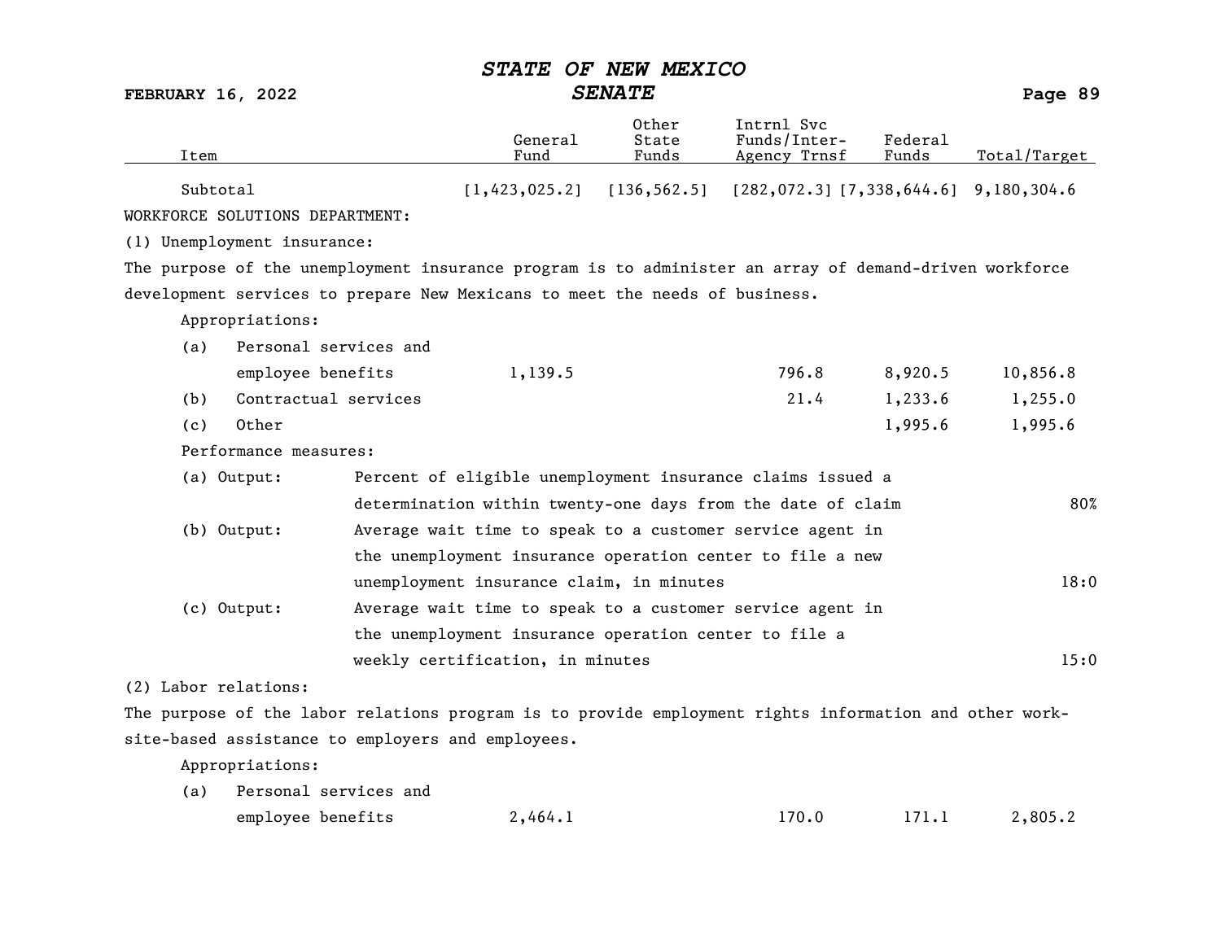| Item | General Fund | Other State Funds | Intrnl Svc Funds/Inter-Agency Trnsf | Federal Funds | Total/Target |
|---|---|---|---|---|---|
| Subtotal | [1,423,025.2] | [136,562.5] | [282,072.3] | [7,338,644.6] | 9,180,304.6 |

WORKFORCE SOLUTIONS DEPARTMENT:

(1) Unemployment insurance:

The purpose of the unemployment insurance program is to administer an array of demand-driven workforce development services to prepare New Mexicans to meet the needs of business.

Appropriations:

| Item | General Fund | Other State Funds | Intrnl Svc Funds/Inter-Agency Trnsf | Federal Funds | Total/Target |
|---|---|---|---|---|---|
| (a) Personal services and employee benefits | 1,139.5 | | 796.8 | 8,920.5 | 10,856.8 |
| (b) Contractual services | | | 21.4 | 1,233.6 | 1,255.0 |
| (c) Other | | | | 1,995.6 | 1,995.6 |

Performance measures:

| Measure | Description | Target |
|---|---|---|
| (a) Output: | Percent of eligible unemployment insurance claims issued a determination within twenty-one days from the date of claim | 80% |
| (b) Output: | Average wait time to speak to a customer service agent in the unemployment insurance operation center to file a new unemployment insurance claim, in minutes | 18:0 |
| (c) Output: | Average wait time to speak to a customer service agent in the unemployment insurance operation center to file a weekly certification, in minutes | 15:0 |

(2) Labor relations:

The purpose of the labor relations program is to provide employment rights information and other work-site-based assistance to employers and employees.

Appropriations:

| Item | General Fund | Other State Funds | Intrnl Svc Funds/Inter-Agency Trnsf | Federal Funds | Total/Target |
|---|---|---|---|---|---|
| (a) Personal services and employee benefits | 2,464.1 | | 170.0 | 171.1 | 2,805.2 |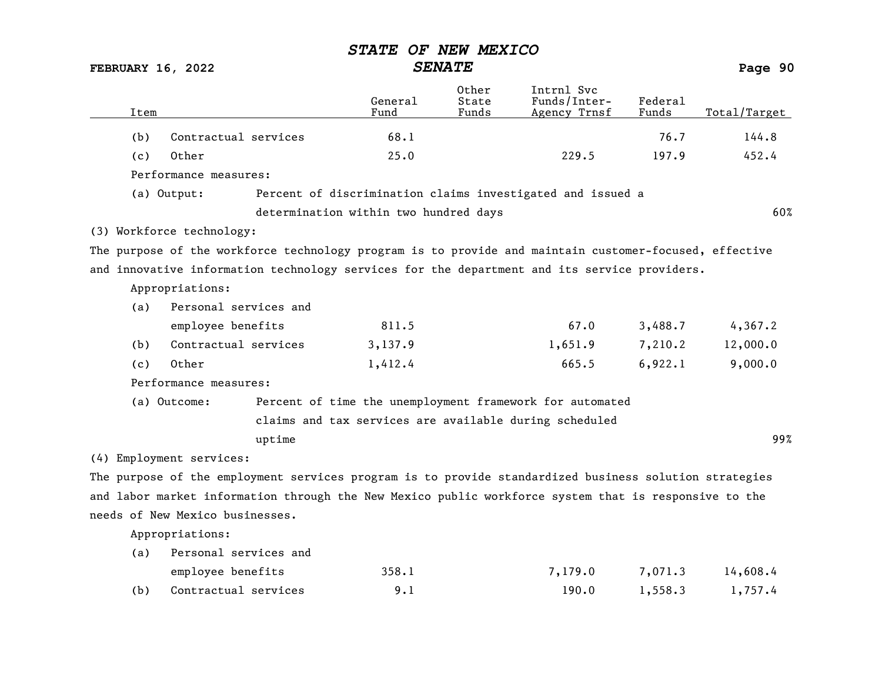| Item | General Fund | Other State Funds | Intrnl Svc Funds/Inter-Agency Trnsf | Federal Funds | Total/Target |
|---|---|---|---|---|---|
| (b) Contractual services | 68.1 | | | 76.7 | 144.8 |
| (c) Other | 25.0 | | 229.5 | 197.9 | 452.4 |

Performance measures:

| | | |
|---|---|---|
| (a) Output: | Percent of discrimination claims investigated and issued a determination within two hundred days | 60% |

(3) Workforce technology:

The purpose of the workforce technology program is to provide and maintain customer-focused, effective and innovative information technology services for the department and its service providers.

Appropriations:

| Item | General Fund | Other State Funds | Intrnl Svc Funds/Inter-Agency Trnsf | Federal Funds | Total/Target |
|---|---|---|---|---|---|
| (a) Personal services and employee benefits | 811.5 | | 67.0 | 3,488.7 | 4,367.2 |
| (b) Contractual services | 3,137.9 | | 1,651.9 | 7,210.2 | 12,000.0 |
| (c) Other | 1,412.4 | | 665.5 | 6,922.1 | 9,000.0 |

Performance measures:

| | | |
|---|---|---|
| (a) Outcome: | Percent of time the unemployment framework for automated claims and tax services are available during scheduled uptime | 99% |

(4) Employment services:

The purpose of the employment services program is to provide standardized business solution strategies and labor market information through the New Mexico public workforce system that is responsive to the needs of New Mexico businesses.

Appropriations:

| Item | General Fund | Other State Funds | Intrnl Svc Funds/Inter-Agency Trnsf | Federal Funds | Total/Target |
|---|---|---|---|---|---|
| (a) Personal services and employee benefits | 358.1 | | 7,179.0 | 7,071.3 | 14,608.4 |
| (b) Contractual services | 9.1 | | 190.0 | 1,558.3 | 1,757.4 |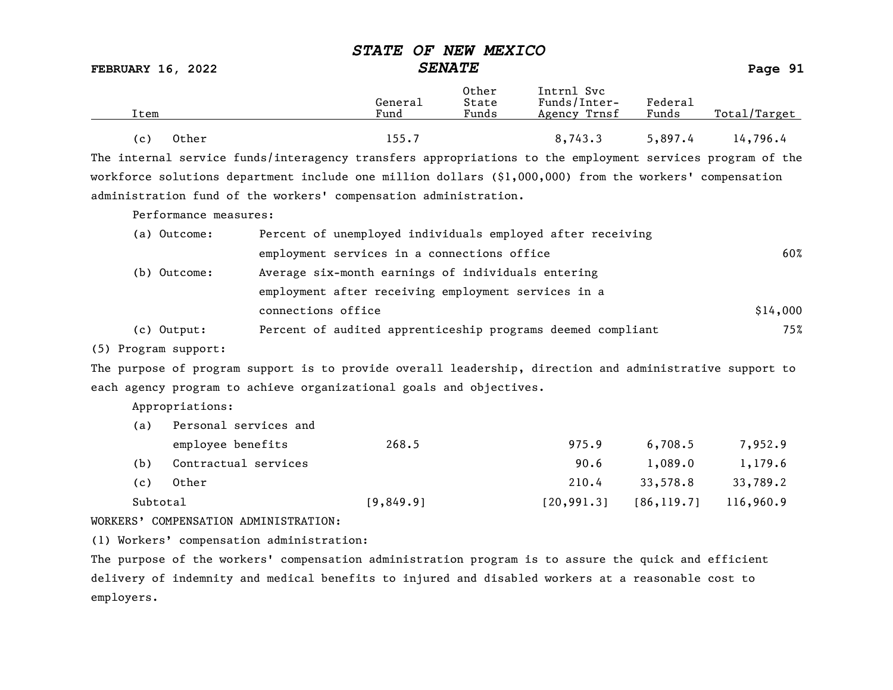| Item | General Fund | Other State Funds | Intrnl Svc Funds/Inter-Agency Trnsf | Federal Funds | Total/Target |
|---|---|---|---|---|---|
| (c) Other | 155.7 | | 8,743.3 | 5,897.4 | 14,796.4 |

The internal service funds/interagency transfers appropriations to the employment services program of the workforce solutions department include one million dollars ($1,000,000) from the workers' compensation administration fund of the workers' compensation administration.

Performance measures:

| | | |
|---|---|---|
| (a) Outcome: | Percent of unemployed individuals employed after receiving employment services in a connections office | 60% |
| (b) Outcome: | Average six-month earnings of individuals entering employment after receiving employment services in a connections office | $14,000 |
| (c) Output: | Percent of audited apprenticeship programs deemed compliant | 75% |

(5) Program support:

The purpose of program support is to provide overall leadership, direction and administrative support to each agency program to achieve organizational goals and objectives.

Appropriations:

| Item | General Fund | Other State Funds | Intrnl Svc Funds/Inter-Agency Trnsf | Federal Funds | Total/Target |
|---|---|---|---|---|---|
| (a) Personal services and employee benefits | 268.5 | | 975.9 | 6,708.5 | 7,952.9 |
| (b) Contractual services | | | 90.6 | 1,089.0 | 1,179.6 |
| (c) Other | | | 210.4 | 33,578.8 | 33,789.2 |
| Subtotal | [9,849.9] | | [20,991.3] | [86,119.7] | 116,960.9 |

WORKERS' COMPENSATION ADMINISTRATION:

(1) Workers' compensation administration:

The purpose of the workers' compensation administration program is to assure the quick and efficient delivery of indemnity and medical benefits to injured and disabled workers at a reasonable cost to employers.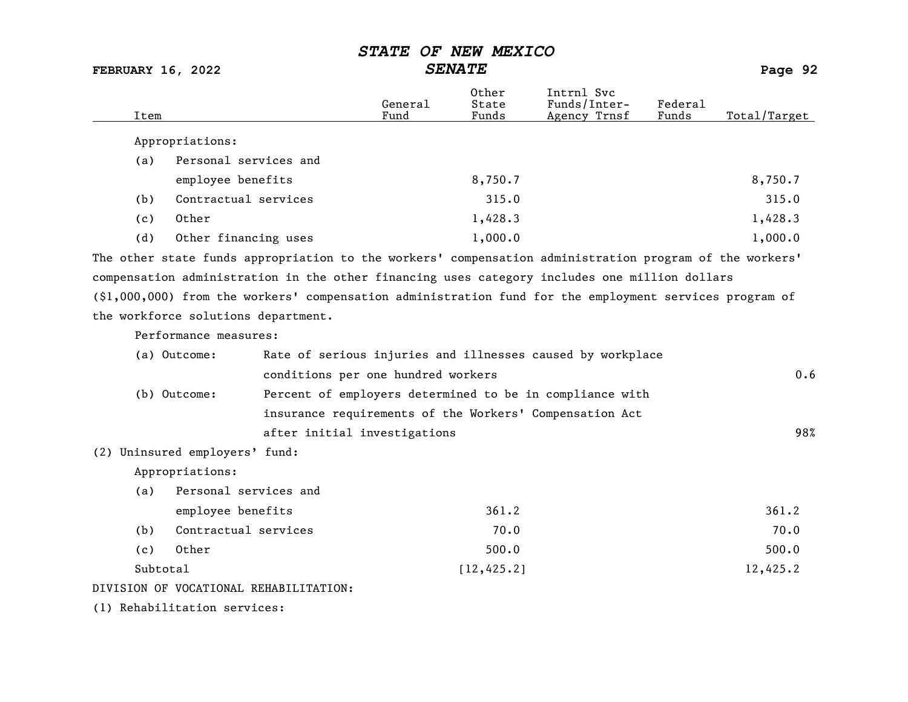| Item | General Fund | Other State Funds | Intrnl Svc Funds/Inter-Agency Trnsf | Federal Funds | Total/Target |
|---|---|---|---|---|---|
| Appropriations: | | | | | |
| (a) Personal services and employee benefits | | 8,750.7 | | | 8,750.7 |
| (b) Contractual services | | 315.0 | | | 315.0 |
| (c) Other | | 1,428.3 | | | 1,428.3 |
| (d) Other financing uses | | 1,000.0 | | | 1,000.0 |

The other state funds appropriation to the workers' compensation administration program of the workers' compensation administration in the other financing uses category includes one million dollars ($1,000,000) from the workers' compensation administration fund for the employment services program of the workforce solutions department.

Performance measures:

| Item | Total/Target |
|---|---|
| (a) Outcome: Rate of serious injuries and illnesses caused by workplace conditions per one hundred workers | 0.6 |
| (b) Outcome: Percent of employers determined to be in compliance with insurance requirements of the Workers' Compensation Act after initial investigations | 98% |

(2) Uninsured employers' fund:

| Item | General Fund | Other State Funds | Intrnl Svc Funds/Inter-Agency Trnsf | Federal Funds | Total/Target |
|---|---|---|---|---|---|
| Appropriations: | | | | | |
| (a) Personal services and employee benefits | | 361.2 | | | 361.2 |
| (b) Contractual services | | 70.0 | | | 70.0 |
| (c) Other | | 500.0 | | | 500.0 |
| Subtotal | | [12,425.2] | | | 12,425.2 |

DIVISION OF VOCATIONAL REHABILITATION:

(1) Rehabilitation services: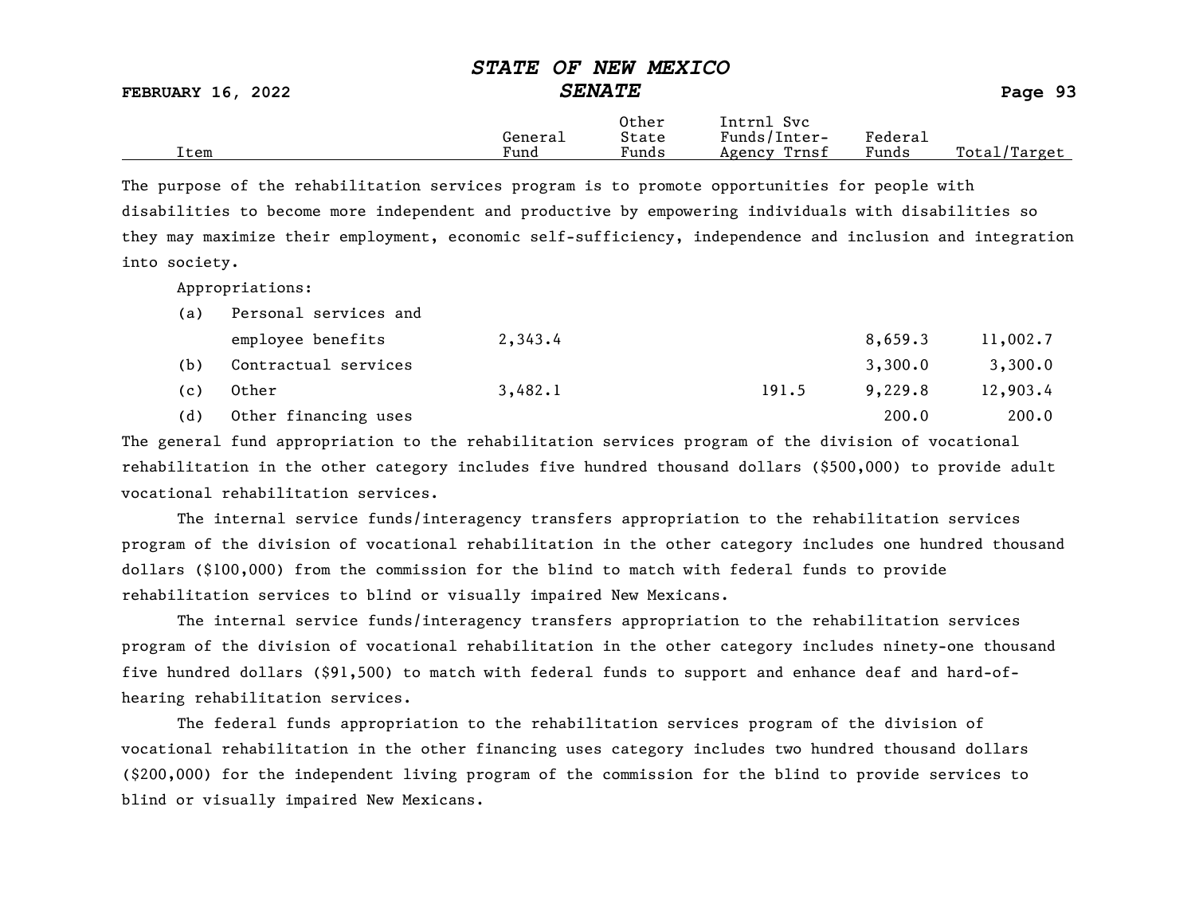The purpose of the rehabilitation services program is to promote opportunities for people with disabilities to become more independent and productive by empowering individuals with disabilities so they may maximize their employment, economic self-sufficiency, independence and inclusion and integration into society.

| Item | General Fund | Other State Funds | Intrnl Svc Funds/Inter-Agency Trnsf | Federal Funds | Total/Target |
|---|---|---|---|---|---|
| Appropriations: | | | | | |
| (a) Personal services and employee benefits | 2,343.4 | | | 8,659.3 | 11,002.7 |
| (b) Contractual services | | | | 3,300.0 | 3,300.0 |
| (c) Other | 3,482.1 | | 191.5 | 9,229.8 | 12,903.4 |
| (d) Other financing uses | | | | 200.0 | 200.0 |

The general fund appropriation to the rehabilitation services program of the division of vocational rehabilitation in the other category includes five hundred thousand dollars ($500,000) to provide adult vocational rehabilitation services.

The internal service funds/interagency transfers appropriation to the rehabilitation services program of the division of vocational rehabilitation in the other category includes one hundred thousand dollars ($100,000) from the commission for the blind to match with federal funds to provide rehabilitation services to blind or visually impaired New Mexicans.

The internal service funds/interagency transfers appropriation to the rehabilitation services program of the division of vocational rehabilitation in the other category includes ninety-one thousand five hundred dollars ($91,500) to match with federal funds to support and enhance deaf and hard-of-hearing rehabilitation services.

The federal funds appropriation to the rehabilitation services program of the division of vocational rehabilitation in the other financing uses category includes two hundred thousand dollars ($200,000) for the independent living program of the commission for the blind to provide services to blind or visually impaired New Mexicans.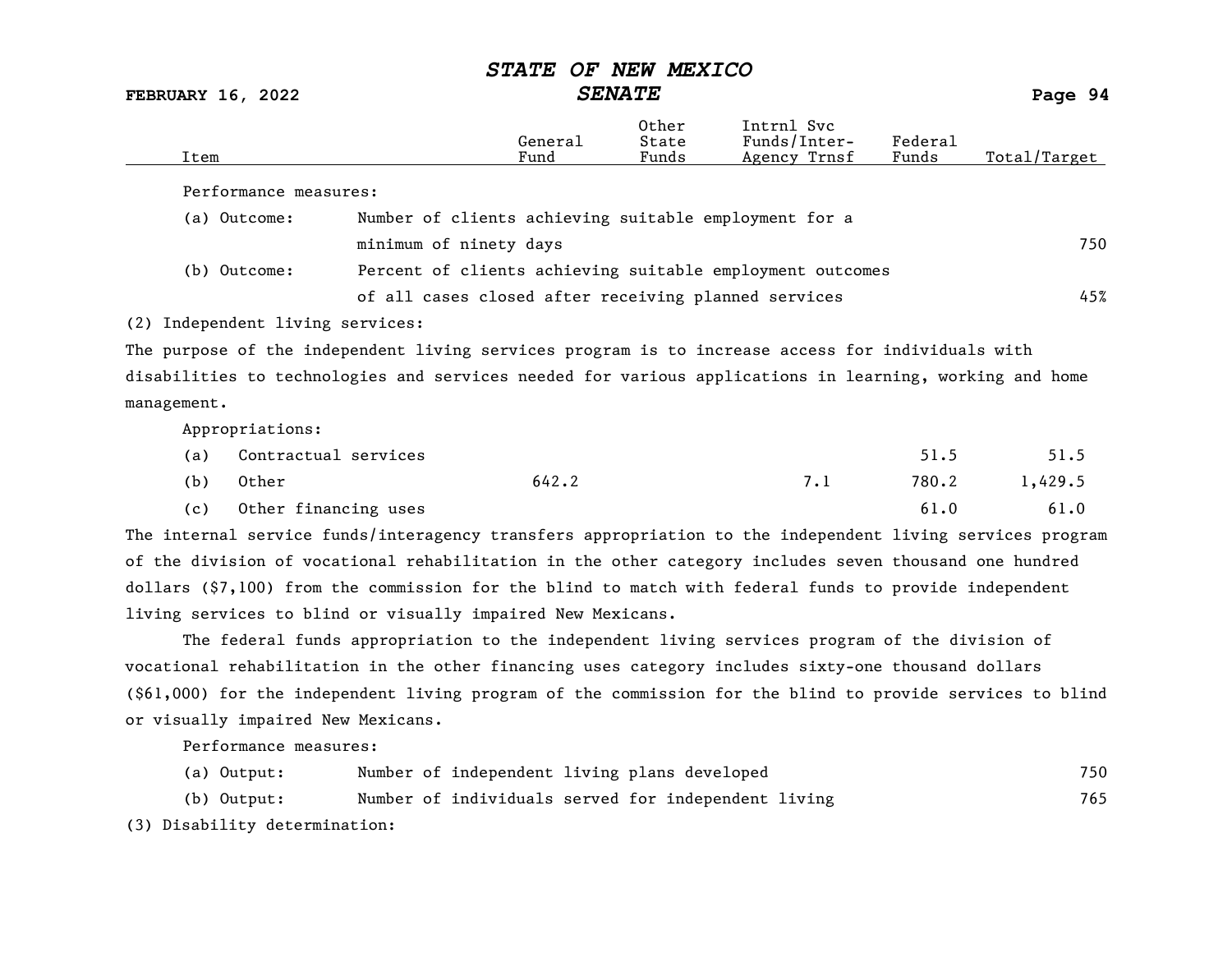| Item | General Fund | Other State Funds | Intrnl Svc Funds/Inter-Agency Trnsf | Federal Funds | Total/Target |
|---|---|---|---|---|---|

Performance measures:

| | | |
|---|---|---|
| (a) Outcome: | Number of clients achieving suitable employment for a minimum of ninety days | 750 |
| (b) Outcome: | Percent of clients achieving suitable employment outcomes of all cases closed after receiving planned services | 45% |

(2) Independent living services:

The purpose of the independent living services program is to increase access for individuals with disabilities to technologies and services needed for various applications in learning, working and home management.

Appropriations:

| Item | General Fund | Other State Funds | Intrnl Svc Funds/Inter-Agency Trnsf | Federal Funds | Total/Target |
|---|---|---|---|---|---|
| (a) Contractual services | | | | 51.5 | 51.5 |
| (b) Other | 642.2 | | 7.1 | 780.2 | 1,429.5 |
| (c) Other financing uses | | | | 61.0 | 61.0 |

The internal service funds/interagency transfers appropriation to the independent living services program of the division of vocational rehabilitation in the other category includes seven thousand one hundred dollars ($7,100) from the commission for the blind to match with federal funds to provide independent living services to blind or visually impaired New Mexicans.

The federal funds appropriation to the independent living services program of the division of vocational rehabilitation in the other financing uses category includes sixty-one thousand dollars ($61,000) for the independent living program of the commission for the blind to provide services to blind or visually impaired New Mexicans.

Performance measures:

| | | |
|---|---|---|
| (a) Output: | Number of independent living plans developed | 750 |
| (b) Output: | Number of individuals served for independent living | 765 |

(3) Disability determination: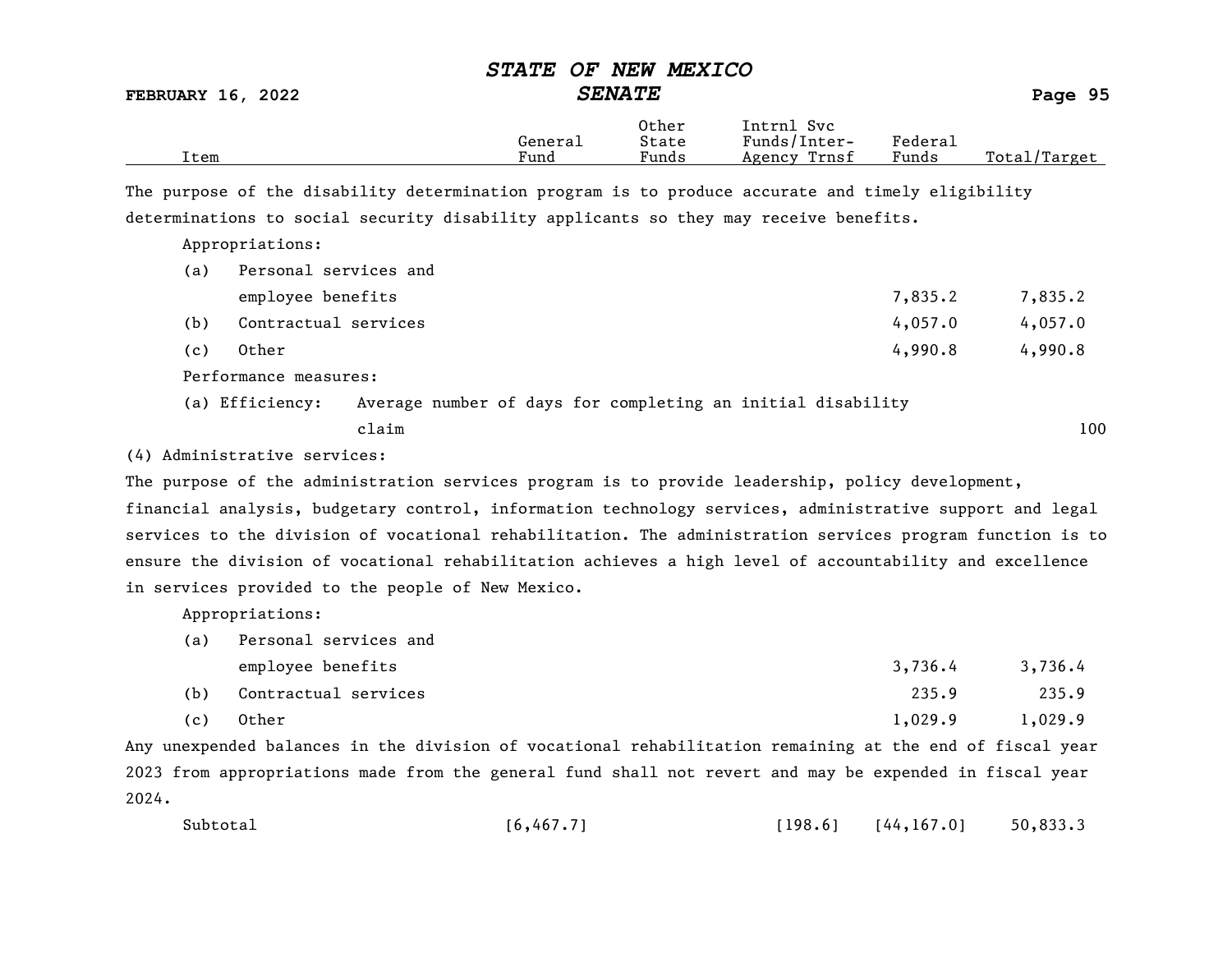| Item | General Fund | Other State Funds | Intrnl Svc Funds/Inter-Agency Trnsf | Federal Funds | Total/Target |
|---|---|---|---|---|---|

The purpose of the disability determination program is to produce accurate and timely eligibility determinations to social security disability applicants so they may receive benefits.

Appropriations:

| Item | General Fund | Other State Funds | Intrnl Svc Funds/Inter-Agency Trnsf | Federal Funds | Total/Target |
|---|---|---|---|---|---|
| (a) Personal services and employee benefits | | | | 7,835.2 | 7,835.2 |
| (b) Contractual services | | | | 4,057.0 | 4,057.0 |
| (c) Other | | | | 4,990.8 | 4,990.8 |

Performance measures:

| Item | Total/Target |
|---|---|
| (a) Efficiency: Average number of days for completing an initial disability claim | 100 |

(4) Administrative services:

The purpose of the administration services program is to provide leadership, policy development, financial analysis, budgetary control, information technology services, administrative support and legal services to the division of vocational rehabilitation. The administration services program function is to ensure the division of vocational rehabilitation achieves a high level of accountability and excellence in services provided to the people of New Mexico.

Appropriations:

| Item | General Fund | Other State Funds | Intrnl Svc Funds/Inter-Agency Trnsf | Federal Funds | Total/Target |
|---|---|---|---|---|---|
| (a) Personal services and employee benefits | | | | 3,736.4 | 3,736.4 |
| (b) Contractual services | | | | 235.9 | 235.9 |
| (c) Other | | | | 1,029.9 | 1,029.9 |

Any unexpended balances in the division of vocational rehabilitation remaining at the end of fiscal year 2023 from appropriations made from the general fund shall not revert and may be expended in fiscal year 2024.

| Item | General Fund | Other State Funds | Intrnl Svc Funds/Inter-Agency Trnsf | Federal Funds | Total/Target |
|---|---|---|---|---|---|
| Subtotal | [6,467.7] | | [198.6] | [44,167.0] | 50,833.3 |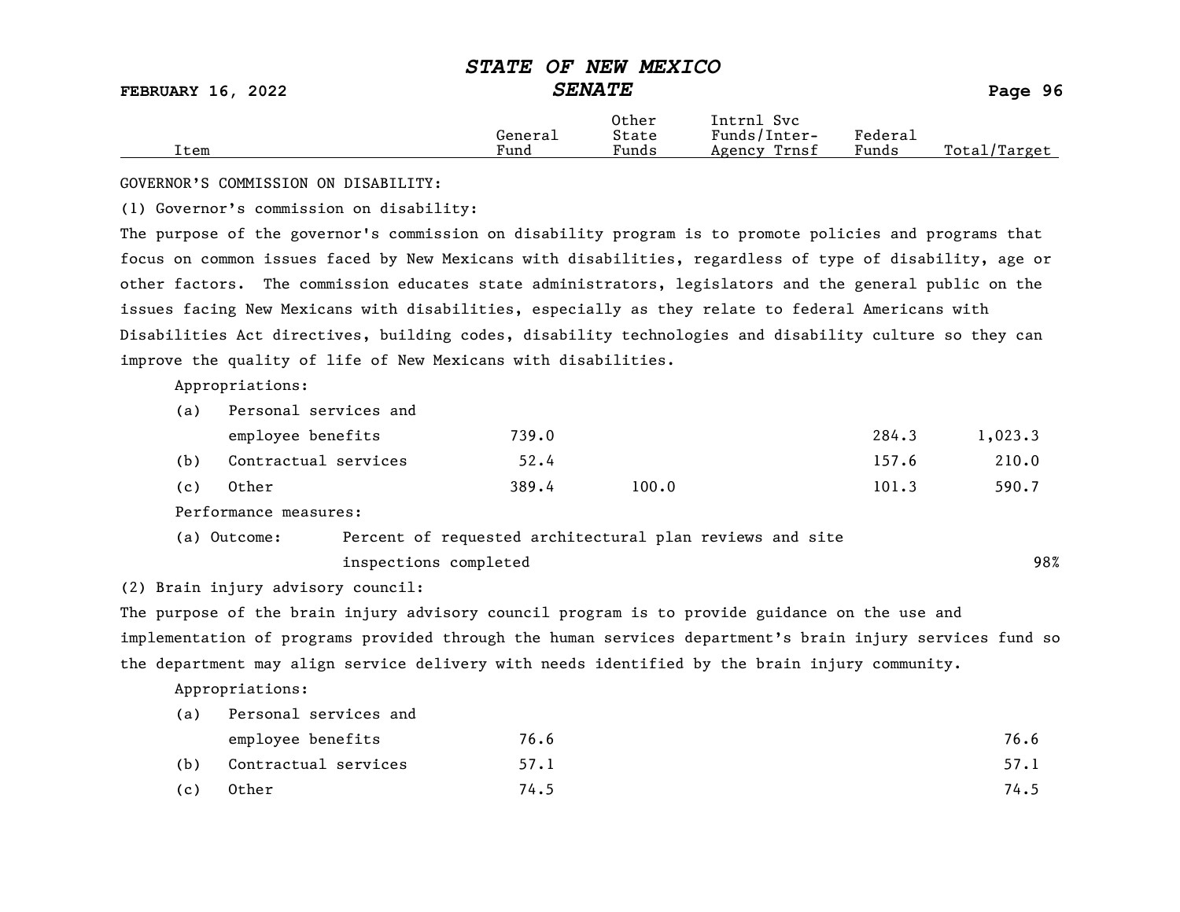| Item | General Fund | Other State Funds | Intrnl Svc Funds/Inter-Agency Trnsf | Federal Funds | Total/Target |
|---|---|---|---|---|---|

GOVERNOR'S COMMISSION ON DISABILITY:

(1) Governor's commission on disability:

The purpose of the governor's commission on disability program is to promote policies and programs that focus on common issues faced by New Mexicans with disabilities, regardless of type of disability, age or other factors. The commission educates state administrators, legislators and the general public on the issues facing New Mexicans with disabilities, especially as they relate to federal Americans with Disabilities Act directives, building codes, disability technologies and disability culture so they can improve the quality of life of New Mexicans with disabilities.

Appropriations:

| Item | General Fund | Other State Funds | Intrnl Svc Funds/Inter-Agency Trnsf | Federal Funds | Total/Target |
|---|---|---|---|---|---|
| (a) Personal services and employee benefits | 739.0 | | | 284.3 | 1,023.3 |
| (b) Contractual services | 52.4 | | | 157.6 | 210.0 |
| (c) Other | 389.4 | 100.0 | | 101.3 | 590.7 |

Performance measures:

| Measure | Description | Target |
|---|---|---|
| (a) Outcome: | Percent of requested architectural plan reviews and site inspections completed | 98% |

(2) Brain injury advisory council:

The purpose of the brain injury advisory council program is to provide guidance on the use and implementation of programs provided through the human services department's brain injury services fund so the department may align service delivery with needs identified by the brain injury community.

Appropriations:

| Item | General Fund | Other State Funds | Intrnl Svc Funds/Inter-Agency Trnsf | Federal Funds | Total/Target |
|---|---|---|---|---|---|
| (a) Personal services and employee benefits | 76.6 | | | | 76.6 |
| (b) Contractual services | 57.1 | | | | 57.1 |
| (c) Other | 74.5 | | | | 74.5 |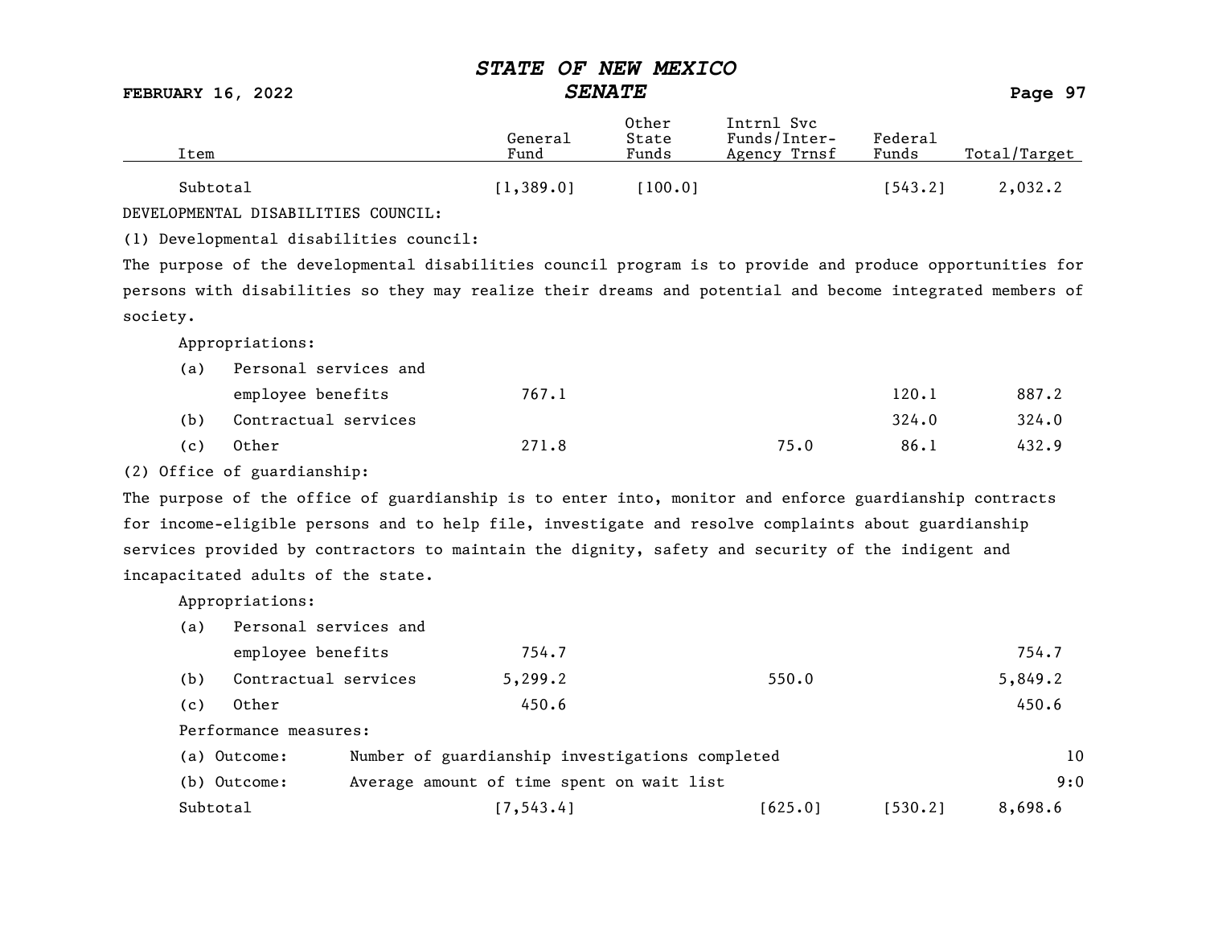| Item | General Fund | Other State Funds | Intrnl Svc Funds/Inter-Agency Trnsf | Federal Funds | Total/Target |
|---|---|---|---|---|---|
| Subtotal | [1,389.0] | [100.0] | | [543.2] | 2,032.2 |

DEVELOPMENTAL DISABILITIES COUNCIL:

(1) Developmental disabilities council:

The purpose of the developmental disabilities council program is to provide and produce opportunities for persons with disabilities so they may realize their dreams and potential and become integrated members of society.

Appropriations:

| Item | General Fund | Other State Funds | Intrnl Svc Funds/Inter-Agency Trnsf | Federal Funds | Total/Target |
|---|---|---|---|---|---|
| (a) Personal services and employee benefits | 767.1 | | | 120.1 | 887.2 |
| (b) Contractual services | | | | 324.0 | 324.0 |
| (c) Other | 271.8 | | 75.0 | 86.1 | 432.9 |

(2) Office of guardianship:

The purpose of the office of guardianship is to enter into, monitor and enforce guardianship contracts for income-eligible persons and to help file, investigate and resolve complaints about guardianship services provided by contractors to maintain the dignity, safety and security of the indigent and incapacitated adults of the state.

Appropriations:

| Item | General Fund | Other State Funds | Intrnl Svc Funds/Inter-Agency Trnsf | Federal Funds | Total/Target |
|---|---|---|---|---|---|
| (a) Personal services and employee benefits | 754.7 | | | | 754.7 |
| (b) Contractual services | 5,299.2 | | 550.0 | | 5,849.2 |
| (c) Other | 450.6 | | | | 450.6 |

Performance measures:

| Measure | Description | Target |
|---|---|---|
| (a) Outcome: | Number of guardianship investigations completed | 10 |
| (b) Outcome: | Average amount of time spent on wait list | 9:0 |

| Item | General Fund | Other State Funds | Intrnl Svc Funds/Inter-Agency Trnsf | Federal Funds | Total/Target |
|---|---|---|---|---|---|
| Subtotal | [7,543.4] | | [625.0] | [530.2] | 8,698.6 |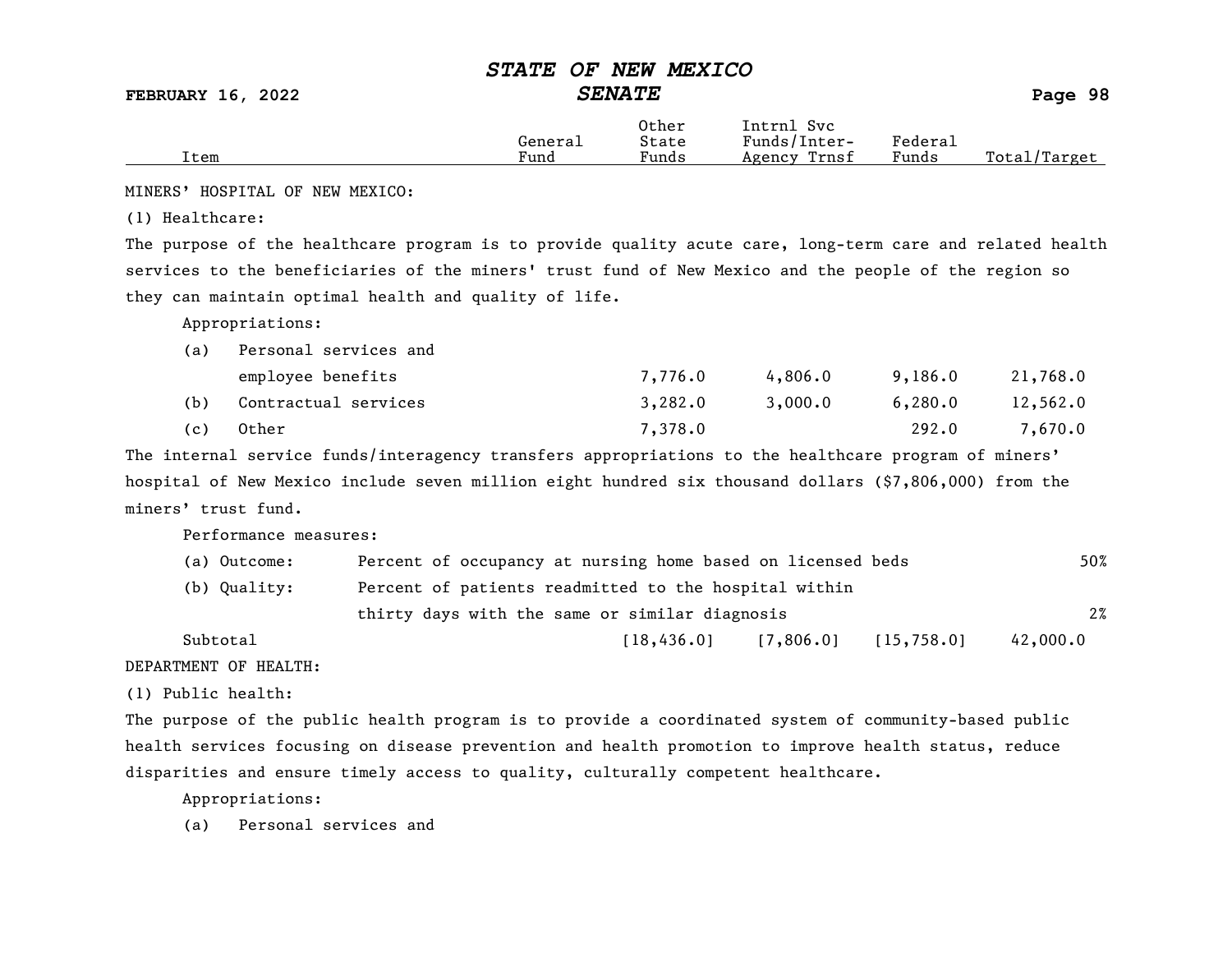| Item | General Fund | Other State Funds | Intrnl Svc Funds/Inter-Agency Trnsf | Federal Funds | Total/Target |
|---|---|---|---|---|---|
| MINERS' HOSPITAL OF NEW MEXICO: | | | | | |
| (1) Healthcare: | | | | | |

The purpose of the healthcare program is to provide quality acute care, long-term care and related health services to the beneficiaries of the miners' trust fund of New Mexico and the people of the region so they can maintain optimal health and quality of life.

Appropriations:

| Item | General Fund | Other State Funds | Intrnl Svc Funds/Inter-Agency Trnsf | Federal Funds | Total/Target |
|---|---|---|---|---|---|
| (a) Personal services and employee benefits | | 7,776.0 | 4,806.0 | 9,186.0 | 21,768.0 |
| (b) Contractual services | | 3,282.0 | 3,000.0 | 6,280.0 | 12,562.0 |
| (c) Other | | 7,378.0 | | 292.0 | 7,670.0 |

The internal service funds/interagency transfers appropriations to the healthcare program of miners' hospital of New Mexico include seven million eight hundred six thousand dollars ($7,806,000) from the miners' trust fund.

Performance measures:

| Measure | Description | Target |
|---|---|---|
| (a) Outcome: | Percent of occupancy at nursing home based on licensed beds | 50% |
| (b) Quality: | Percent of patients readmitted to the hospital within thirty days with the same or similar diagnosis | 2% |

| Item | General Fund | Other State Funds | Intrnl Svc Funds/Inter-Agency Trnsf | Federal Funds | Total/Target |
|---|---|---|---|---|---|
| Subtotal | | [18,436.0] | [7,806.0] | [15,758.0] | 42,000.0 |

DEPARTMENT OF HEALTH:

(1) Public health:

The purpose of the public health program is to provide a coordinated system of community-based public health services focusing on disease prevention and health promotion to improve health status, reduce disparities and ensure timely access to quality, culturally competent healthcare.

Appropriations:

(a) Personal services and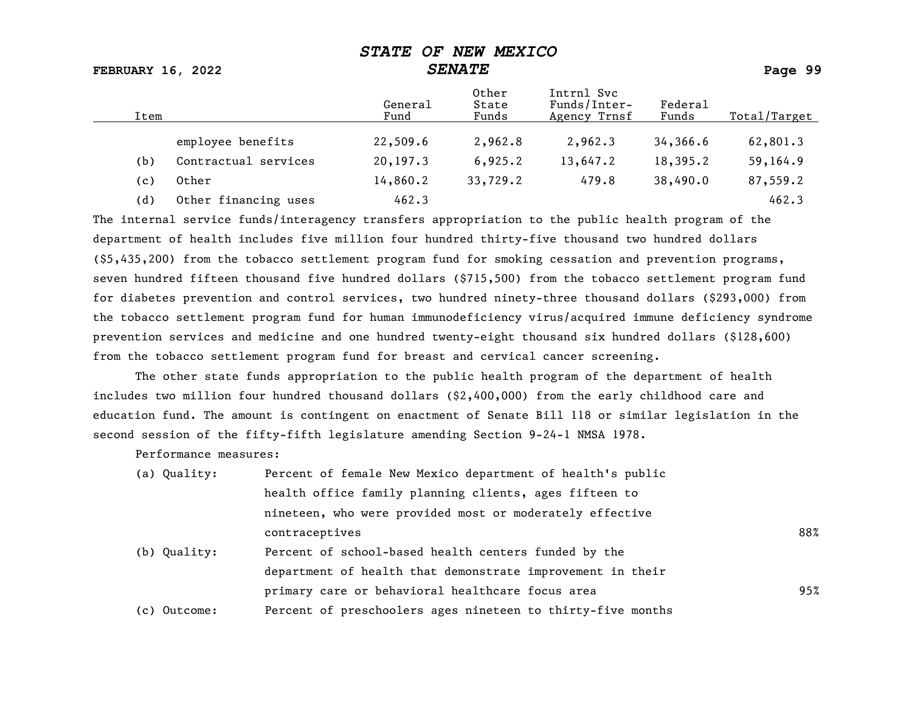| Item | | General Fund | Other State Funds | Intrnl Svc Funds/Inter-Agency Trnsf | Federal Funds | Total/Target |
|---|---|---|---|---|---|---|
| | employee benefits | 22,509.6 | 2,962.8 | 2,962.3 | 34,366.6 | 62,801.3 |
| (b) | Contractual services | 20,197.3 | 6,925.2 | 13,647.2 | 18,395.2 | 59,164.9 |
| (c) | Other | 14,860.2 | 33,729.2 | 479.8 | 38,490.0 | 87,559.2 |
| (d) | Other financing uses | 462.3 | | | | 462.3 |

The internal service funds/interagency transfers appropriation to the public health program of the department of health includes five million four hundred thirty-five thousand two hundred dollars ($5,435,200) from the tobacco settlement program fund for smoking cessation and prevention programs, seven hundred fifteen thousand five hundred dollars ($715,500) from the tobacco settlement program fund for diabetes prevention and control services, two hundred ninety-three thousand dollars ($293,000) from the tobacco settlement program fund for human immunodeficiency virus/acquired immune deficiency syndrome prevention services and medicine and one hundred twenty-eight thousand six hundred dollars ($128,600) from the tobacco settlement program fund for breast and cervical cancer screening.

The other state funds appropriation to the public health program of the department of health includes two million four hundred thousand dollars ($2,400,000) from the early childhood care and education fund. The amount is contingent on enactment of Senate Bill 118 or similar legislation in the second session of the fifty-fifth legislature amending Section 9-24-1 NMSA 1978.

Performance measures:

| | | |
|---|---|---|
| (a) Quality: | Percent of female New Mexico department of health's public health office family planning clients, ages fifteen to nineteen, who were provided most or moderately effective contraceptives | 88% |
| (b) Quality: | Percent of school-based health centers funded by the department of health that demonstrate improvement in their primary care or behavioral healthcare focus area | 95% |
| (c) Outcome: | Percent of preschoolers ages nineteen to thirty-five months | |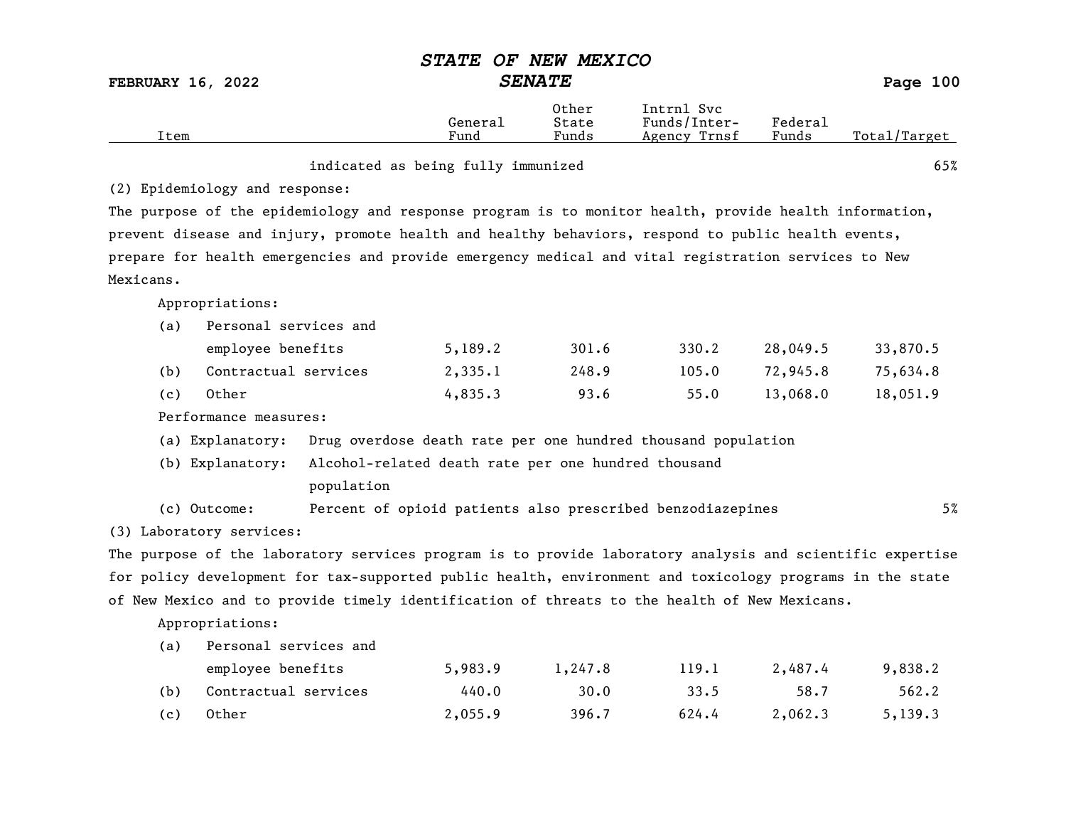| Item | General Fund | Other State Funds | Intrnl Svc Funds/Inter-Agency Trnsf | Federal Funds | Total/Target |
|---|---|---|---|---|---|
| indicated as being fully immunized | | | | | 65% |

(2) Epidemiology and response:

The purpose of the epidemiology and response program is to monitor health, provide health information, prevent disease and injury, promote health and healthy behaviors, respond to public health events, prepare for health emergencies and provide emergency medical and vital registration services to New Mexicans.

| Item | General Fund | Other State Funds | Intrnl Svc Funds/Inter-Agency Trnsf | Federal Funds | Total/Target |
|---|---|---|---|---|---|
| Appropriations: | | | | | |
| (a) Personal services and employee benefits | 5,189.2 | 301.6 | 330.2 | 28,049.5 | 33,870.5 |
| (b) Contractual services | 2,335.1 | 248.9 | 105.0 | 72,945.8 | 75,634.8 |
| (c) Other | 4,835.3 | 93.6 | 55.0 | 13,068.0 | 18,051.9 |
| Performance measures: | | | | | |
| (a) Explanatory: Drug overdose death rate per one hundred thousand population | | | | | |
| (b) Explanatory: Alcohol-related death rate per one hundred thousand population | | | | | |
| (c) Outcome: Percent of opioid patients also prescribed benzodiazepines | | | | | 5% |

(3) Laboratory services:

The purpose of the laboratory services program is to provide laboratory analysis and scientific expertise for policy development for tax-supported public health, environment and toxicology programs in the state of New Mexico and to provide timely identification of threats to the health of New Mexicans.

| Item | General Fund | Other State Funds | Intrnl Svc Funds/Inter-Agency Trnsf | Federal Funds | Total/Target |
|---|---|---|---|---|---|
| Appropriations: | | | | | |
| (a) Personal services and employee benefits | 5,983.9 | 1,247.8 | 119.1 | 2,487.4 | 9,838.2 |
| (b) Contractual services | 440.0 | 30.0 | 33.5 | 58.7 | 562.2 |
| (c) Other | 2,055.9 | 396.7 | 624.4 | 2,062.3 | 5,139.3 |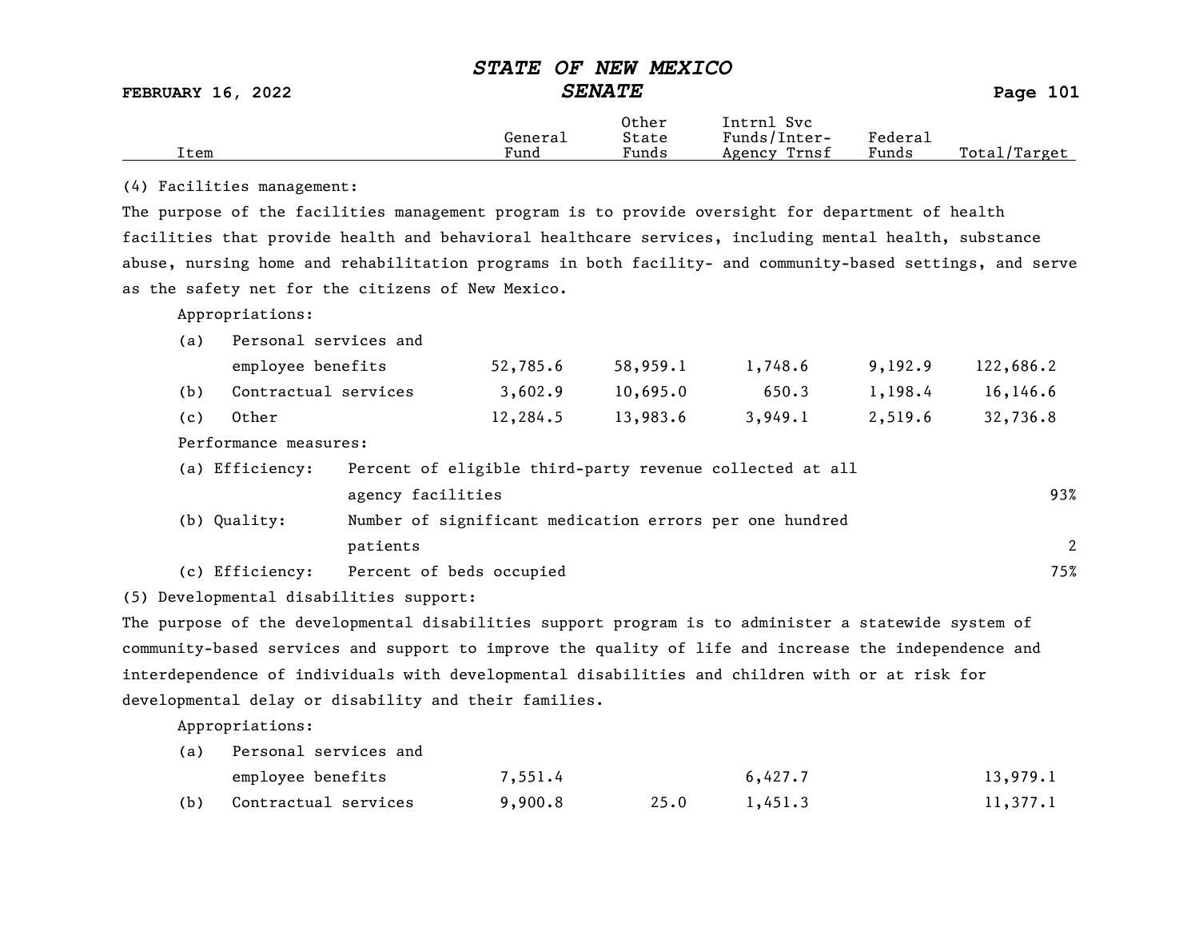| Item | General Fund | Other State Funds | Intrnl Svc Funds/Inter-Agency Trnsf | Federal Funds | Total/Target |
|---|---|---|---|---|---|

(4) Facilities management:

The purpose of the facilities management program is to provide oversight for department of health facilities that provide health and behavioral healthcare services, including mental health, substance abuse, nursing home and rehabilitation programs in both facility- and community-based settings, and serve as the safety net for the citizens of New Mexico.

Appropriations:

| Item | General Fund | Other State Funds | Intrnl Svc Funds/Inter-Agency Trnsf | Federal Funds | Total/Target |
|---|---|---|---|---|---|
| (a) Personal services and employee benefits | 52,785.6 | 58,959.1 | 1,748.6 | 9,192.9 | 122,686.2 |
| (b) Contractual services | 3,602.9 | 10,695.0 | 650.3 | 1,198.4 | 16,146.6 |
| (c) Other | 12,284.5 | 13,983.6 | 3,949.1 | 2,519.6 | 32,736.8 |

Performance measures:

| Measure | Description | Target |
|---|---|---|
| (a) Efficiency: | Percent of eligible third-party revenue collected at all agency facilities | 93% |
| (b) Quality: | Number of significant medication errors per one hundred patients | 2 |
| (c) Efficiency: | Percent of beds occupied | 75% |

(5) Developmental disabilities support:

The purpose of the developmental disabilities support program is to administer a statewide system of community-based services and support to improve the quality of life and increase the independence and interdependence of individuals with developmental disabilities and children with or at risk for developmental delay or disability and their families.

Appropriations:

| Item | General Fund | Other State Funds | Intrnl Svc Funds/Inter-Agency Trnsf | Federal Funds | Total/Target |
|---|---|---|---|---|---|
| (a) Personal services and employee benefits | 7,551.4 | | 6,427.7 | | 13,979.1 |
| (b) Contractual services | 9,900.8 | 25.0 | 1,451.3 | | 11,377.1 |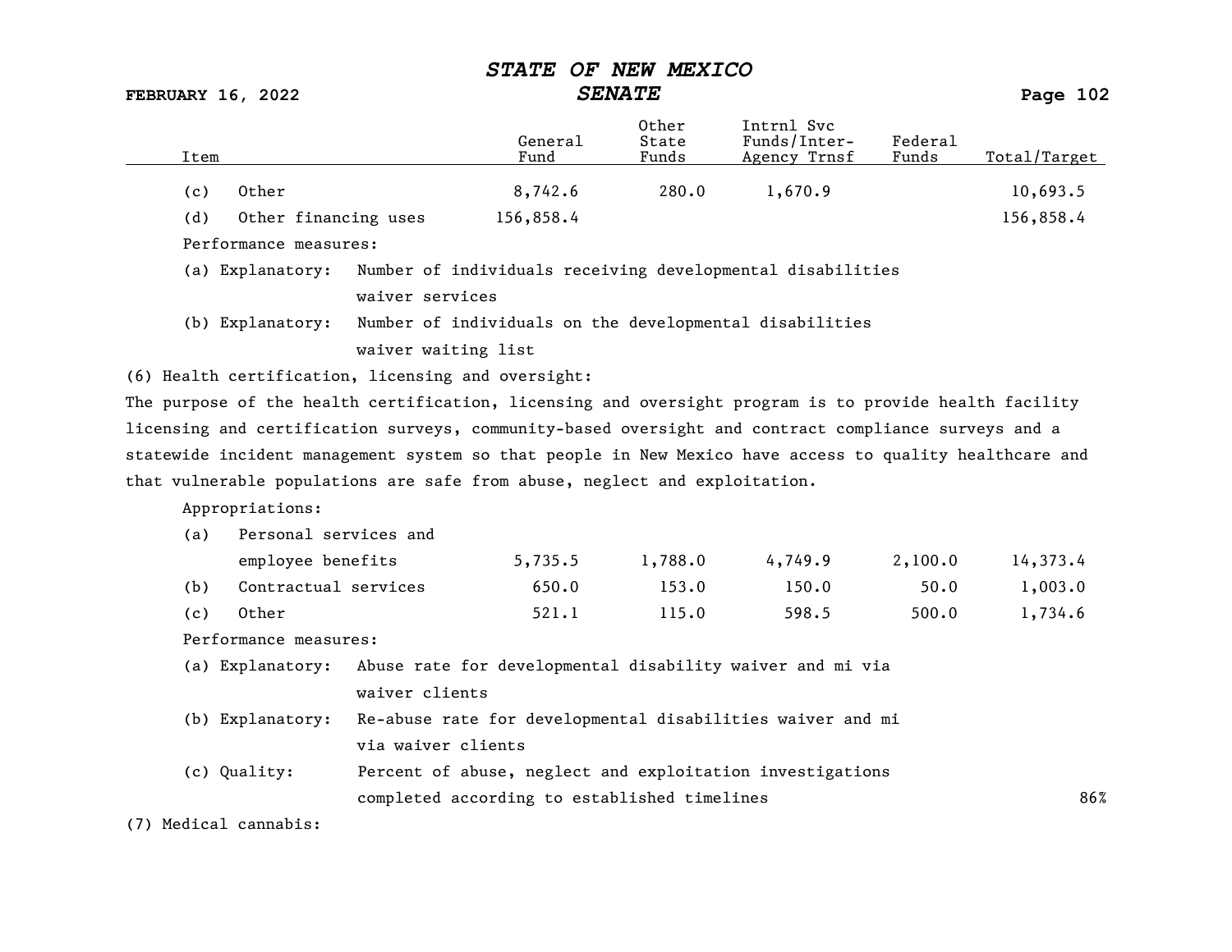| Item | General Fund | Other State Funds | Intrnl Svc Funds/Inter-Agency Trnsf | Federal Funds | Total/Target |
|---|---|---|---|---|---|
| (c) Other | 8,742.6 | 280.0 | 1,670.9 | | 10,693.5 |
| (d) Other financing uses | 156,858.4 | | | | 156,858.4 |

Performance measures:

(a) Explanatory: Number of individuals receiving developmental disabilities waiver services

(b) Explanatory: Number of individuals on the developmental disabilities waiver waiting list

(6) Health certification, licensing and oversight:

The purpose of the health certification, licensing and oversight program is to provide health facility licensing and certification surveys, community-based oversight and contract compliance surveys and a statewide incident management system so that people in New Mexico have access to quality healthcare and that vulnerable populations are safe from abuse, neglect and exploitation.

Appropriations:

| Item | General Fund | Other State Funds | Intrnl Svc Funds/Inter-Agency Trnsf | Federal Funds | Total/Target |
|---|---|---|---|---|---|
| (a) Personal services and employee benefits | 5,735.5 | 1,788.0 | 4,749.9 | 2,100.0 | 14,373.4 |
| (b) Contractual services | 650.0 | 153.0 | 150.0 | 50.0 | 1,003.0 |
| (c) Other | 521.1 | 115.0 | 598.5 | 500.0 | 1,734.6 |

Performance measures:

| Measure | Description | Target |
|---|---|---|
| (a) Explanatory: | Abuse rate for developmental disability waiver and mi via waiver clients | |
| (b) Explanatory: | Re-abuse rate for developmental disabilities waiver and mi via waiver clients | |
| (c) Quality: | Percent of abuse, neglect and exploitation investigations completed according to established timelines | 86% |

(7) Medical cannabis: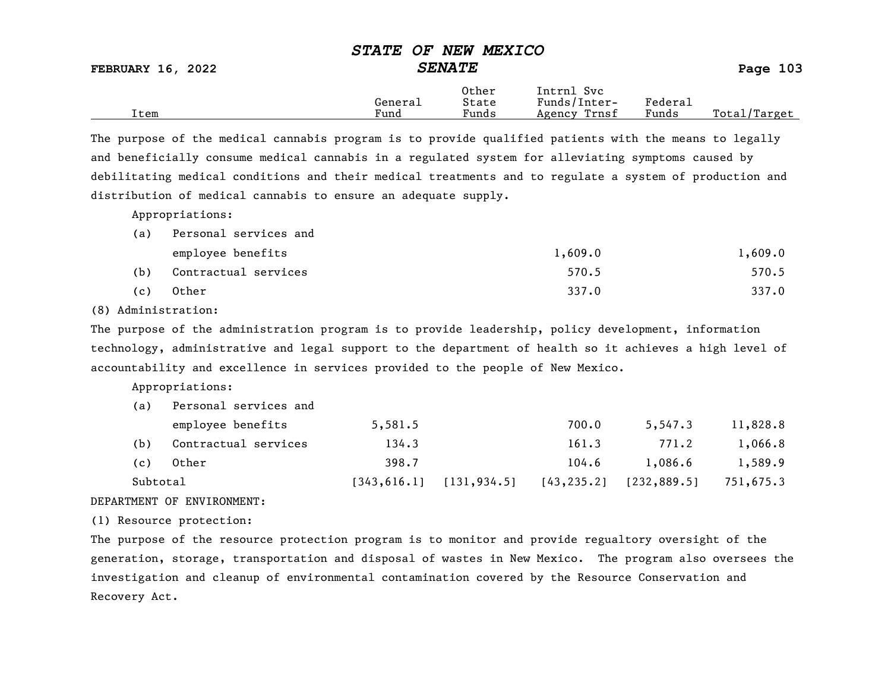| Item | General Fund | Other State Funds | Intrnl Svc Funds/Inter-Agency Trnsf | Federal Funds | Total/Target |
|---|---|---|---|---|---|

The purpose of the medical cannabis program is to provide qualified patients with the means to legally and beneficially consume medical cannabis in a regulated system for alleviating symptoms caused by debilitating medical conditions and their medical treatments and to regulate a system of production and distribution of medical cannabis to ensure an adequate supply.

Appropriations:

| Item | General Fund | Other State Funds | Intrnl Svc Funds/Inter-Agency Trnsf | Federal Funds | Total/Target |
|---|---|---|---|---|---|
| (a) Personal services and employee benefits | | | 1,609.0 | | 1,609.0 |
| (b) Contractual services | | | 570.5 | | 570.5 |
| (c) Other | | | 337.0 | | 337.0 |

(8) Administration:

The purpose of the administration program is to provide leadership, policy development, information technology, administrative and legal support to the department of health so it achieves a high level of accountability and excellence in services provided to the people of New Mexico.

Appropriations:

| Item | General Fund | Other State Funds | Intrnl Svc Funds/Inter-Agency Trnsf | Federal Funds | Total/Target |
|---|---|---|---|---|---|
| (a) Personal services and employee benefits | 5,581.5 | | 700.0 | 5,547.3 | 11,828.8 |
| (b) Contractual services | 134.3 | | 161.3 | 771.2 | 1,066.8 |
| (c) Other | 398.7 | | 104.6 | 1,086.6 | 1,589.9 |
| Subtotal | [343,616.1] | [131,934.5] | [43,235.2] | [232,889.5] | 751,675.3 |

DEPARTMENT OF ENVIRONMENT:

(1) Resource protection:

The purpose of the resource protection program is to monitor and provide regualtory oversight of the generation, storage, transportation and disposal of wastes in New Mexico. The program also oversees the investigation and cleanup of environmental contamination covered by the Resource Conservation and Recovery Act.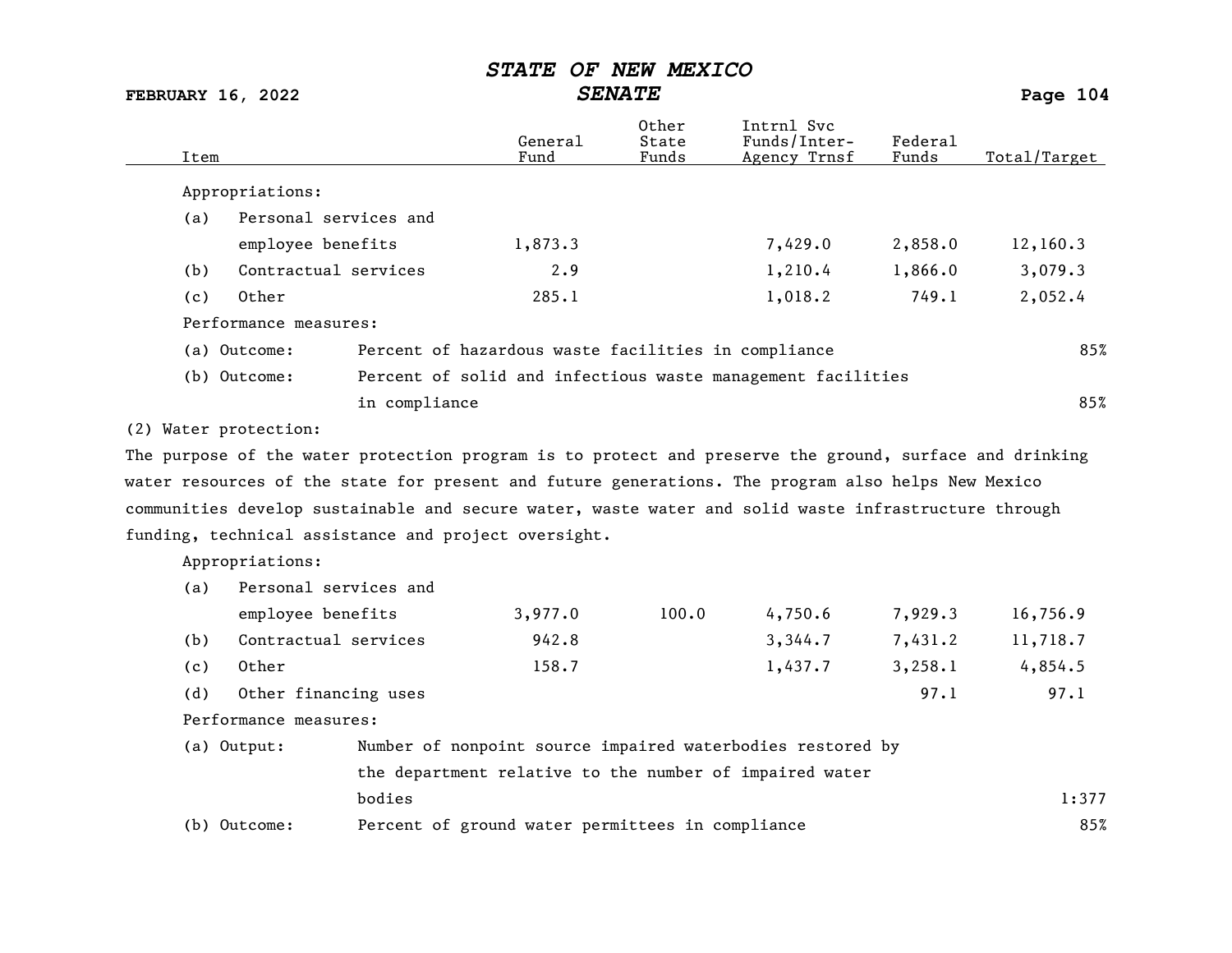| Item | General Fund | Other State Funds | Intrnl Svc Funds/Inter-Agency Trnsf | Federal Funds | Total/Target |
|---|---|---|---|---|---|
| Appropriations: | | | | | |
| (a) Personal services and employee benefits | 1,873.3 | | 7,429.0 | 2,858.0 | 12,160.3 |
| (b) Contractual services | 2.9 | | 1,210.4 | 1,866.0 | 3,079.3 |
| (c) Other | 285.1 | | 1,018.2 | 749.1 | 2,052.4 |

Performance measures:

| Measure | Description | Target |
|---|---|---|
| (a) Outcome: | Percent of hazardous waste facilities in compliance | 85% |
| (b) Outcome: | Percent of solid and infectious waste management facilities in compliance | 85% |

(2) Water protection:

The purpose of the water protection program is to protect and preserve the ground, surface and drinking water resources of the state for present and future generations. The program also helps New Mexico communities develop sustainable and secure water, waste water and solid waste infrastructure through funding, technical assistance and project oversight.

| Item | General Fund | Other State Funds | Intrnl Svc Funds/Inter-Agency Trnsf | Federal Funds | Total/Target |
|---|---|---|---|---|---|
| Appropriations: | | | | | |
| (a) Personal services and employee benefits | 3,977.0 | 100.0 | 4,750.6 | 7,929.3 | 16,756.9 |
| (b) Contractual services | 942.8 | | 3,344.7 | 7,431.2 | 11,718.7 |
| (c) Other | 158.7 | | 1,437.7 | 3,258.1 | 4,854.5 |
| (d) Other financing uses | | | | 97.1 | 97.1 |

Performance measures:

| Measure | Description | Target |
|---|---|---|
| (a) Output: | Number of nonpoint source impaired waterbodies restored by the department relative to the number of impaired water bodies | 1:377 |
| (b) Outcome: | Percent of ground water permittees in compliance | 85% |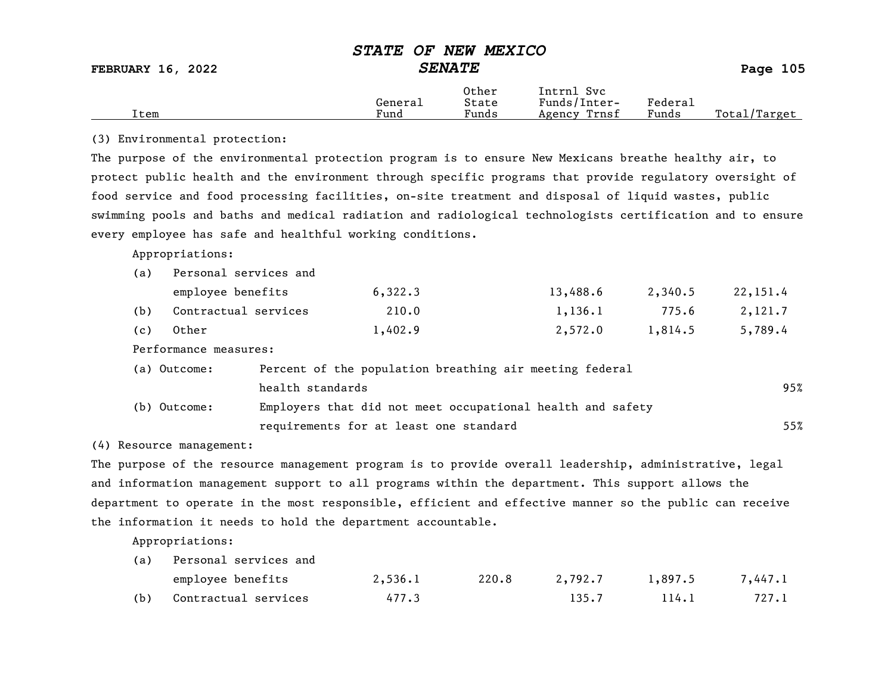| Item | General Fund | Other State Funds | Intrnl Svc Funds/Inter-Agency Trnsf | Federal Funds | Total/Target |
|---|---|---|---|---|---|

(3) Environmental protection:

The purpose of the environmental protection program is to ensure New Mexicans breathe healthy air, to protect public health and the environment through specific programs that provide regulatory oversight of food service and food processing facilities, on-site treatment and disposal of liquid wastes, public swimming pools and baths and medical radiation and radiological technologists certification and to ensure every employee has safe and healthful working conditions.

Appropriations:

| Item | General Fund | Other State Funds | Intrnl Svc Funds/Inter-Agency Trnsf | Federal Funds | Total/Target |
|---|---|---|---|---|---|
| (a) Personal services and employee benefits | 6,322.3 | | 13,488.6 | 2,340.5 | 22,151.4 |
| (b) Contractual services | 210.0 | | 1,136.1 | 775.6 | 2,121.7 |
| (c) Other | 1,402.9 | | 2,572.0 | 1,814.5 | 5,789.4 |

Performance measures:

| Measure | Description | Target |
|---|---|---|
| (a) Outcome: | Percent of the population breathing air meeting federal health standards | 95% |
| (b) Outcome: | Employers that did not meet occupational health and safety requirements for at least one standard | 55% |

(4) Resource management:

The purpose of the resource management program is to provide overall leadership, administrative, legal and information management support to all programs within the department. This support allows the department to operate in the most responsible, efficient and effective manner so the public can receive the information it needs to hold the department accountable.

Appropriations:

| Item | General Fund | Other State Funds | Intrnl Svc Funds/Inter-Agency Trnsf | Federal Funds | Total/Target |
|---|---|---|---|---|---|
| (a) Personal services and employee benefits | 2,536.1 | 220.8 | 2,792.7 | 1,897.5 | 7,447.1 |
| (b) Contractual services | 477.3 | | 135.7 | 114.1 | 727.1 |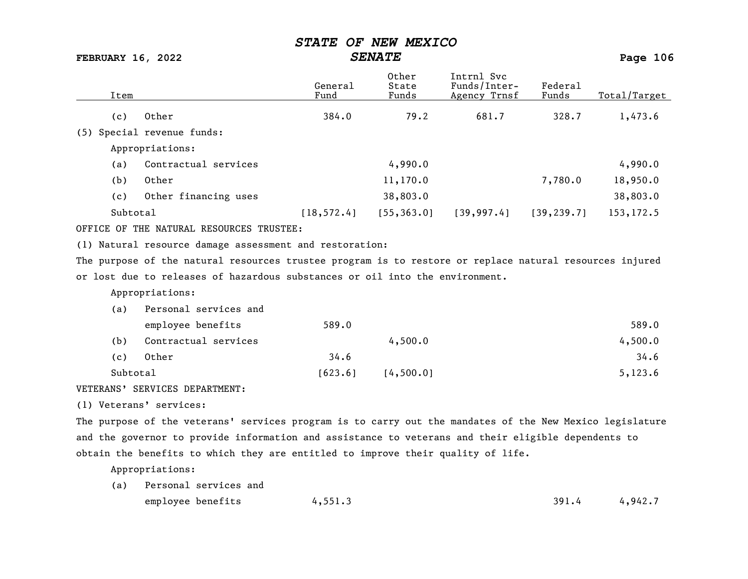| Item | General Fund | Other State Funds | Intrnl Svc Funds/Inter-Agency Trnsf | Federal Funds | Total/Target |
|---|---|---|---|---|---|
| (c) Other | 384.0 | 79.2 | 681.7 | 328.7 | 1,473.6 |
| (5) Special revenue funds: | | | | | |
| Appropriations: | | | | | |
| (a) Contractual services | | 4,990.0 | | | 4,990.0 |
| (b) Other | | 11,170.0 | | 7,780.0 | 18,950.0 |
| (c) Other financing uses | | 38,803.0 | | | 38,803.0 |
| Subtotal | [18,572.4] | [55,363.0] | [39,997.4] | [39,239.7] | 153,172.5 |

OFFICE OF THE NATURAL RESOURCES TRUSTEE:

(1) Natural resource damage assessment and restoration:

The purpose of the natural resources trustee program is to restore or replace natural resources injured or lost due to releases of hazardous substances or oil into the environment.

| Item | General Fund | Other State Funds | Intrnl Svc Funds/Inter-Agency Trnsf | Federal Funds | Total/Target |
|---|---|---|---|---|---|
| Appropriations: | | | | | |
| (a) Personal services and employee benefits | 589.0 | | | | 589.0 |
| (b) Contractual services | | 4,500.0 | | | 4,500.0 |
| (c) Other | 34.6 | | | | 34.6 |
| Subtotal | [623.6] | [4,500.0] | | | 5,123.6 |

VETERANS' SERVICES DEPARTMENT:

(1) Veterans' services:

The purpose of the veterans' services program is to carry out the mandates of the New Mexico legislature and the governor to provide information and assistance to veterans and their eligible dependents to obtain the benefits to which they are entitled to improve their quality of life.

| Item | General Fund | Other State Funds | Intrnl Svc Funds/Inter-Agency Trnsf | Federal Funds | Total/Target |
|---|---|---|---|---|---|
| Appropriations: | | | | | |
| (a) Personal services and employee benefits | 4,551.3 | | | 391.4 | 4,942.7 |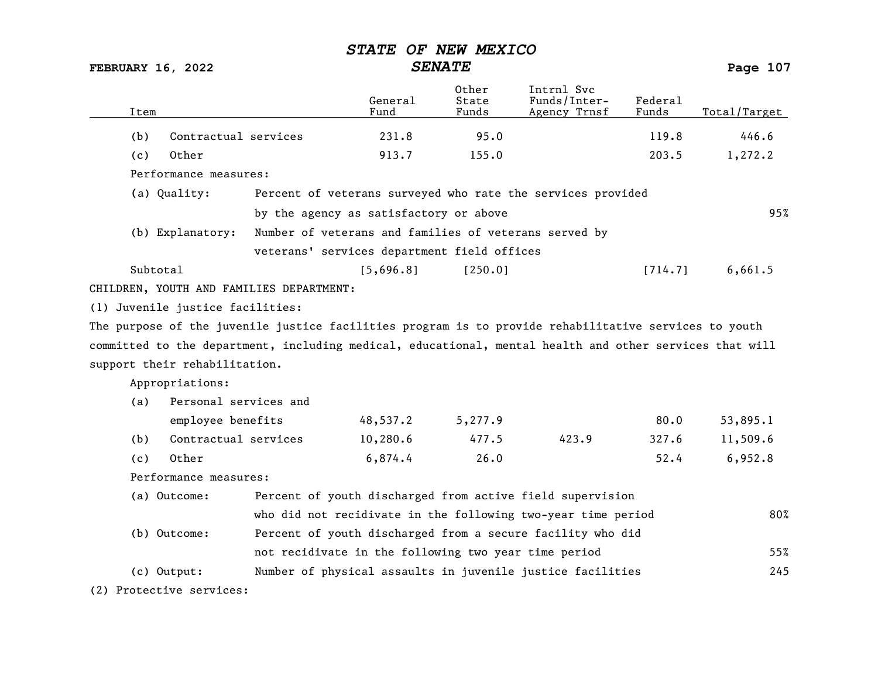| Item | General Fund | Other State Funds | Intrnl Svc Funds/Inter-Agency Trnsf | Federal Funds | Total/Target |
|---|---|---|---|---|---|
| (b) Contractual services | 231.8 | 95.0 | | 119.8 | 446.6 |
| (c) Other | 913.7 | 155.0 | | 203.5 | 1,272.2 |
| Performance measures: | | | | | |
| (a) Quality: Percent of veterans surveyed who rate the services provided by the agency as satisfactory or above | | | | | 95% |
| (b) Explanatory: Number of veterans and families of veterans served by veterans' services department field offices | | | | | |
| Subtotal | [5,696.8] | [250.0] | | [714.7] | 6,661.5 |

CHILDREN, YOUTH AND FAMILIES DEPARTMENT:

(1) Juvenile justice facilities:

The purpose of the juvenile justice facilities program is to provide rehabilitative services to youth committed to the department, including medical, educational, mental health and other services that will support their rehabilitation.

| Item | General Fund | Other State Funds | Intrnl Svc Funds/Inter-Agency Trnsf | Federal Funds | Total/Target |
|---|---|---|---|---|---|
| Appropriations: | | | | | |
| (a) Personal services and employee benefits | 48,537.2 | 5,277.9 | | 80.0 | 53,895.1 |
| (b) Contractual services | 10,280.6 | 477.5 | 423.9 | 327.6 | 11,509.6 |
| (c) Other | 6,874.4 | 26.0 | | 52.4 | 6,952.8 |
| Performance measures: | | | | | |
| (a) Outcome: Percent of youth discharged from active field supervision who did not recidivate in the following two-year time period | | | | | 80% |
| (b) Outcome: Percent of youth discharged from a secure facility who did not recidivate in the following two year time period | | | | | 55% |
| (c) Output: Number of physical assaults in juvenile justice facilities | | | | | 245 |

(2) Protective services: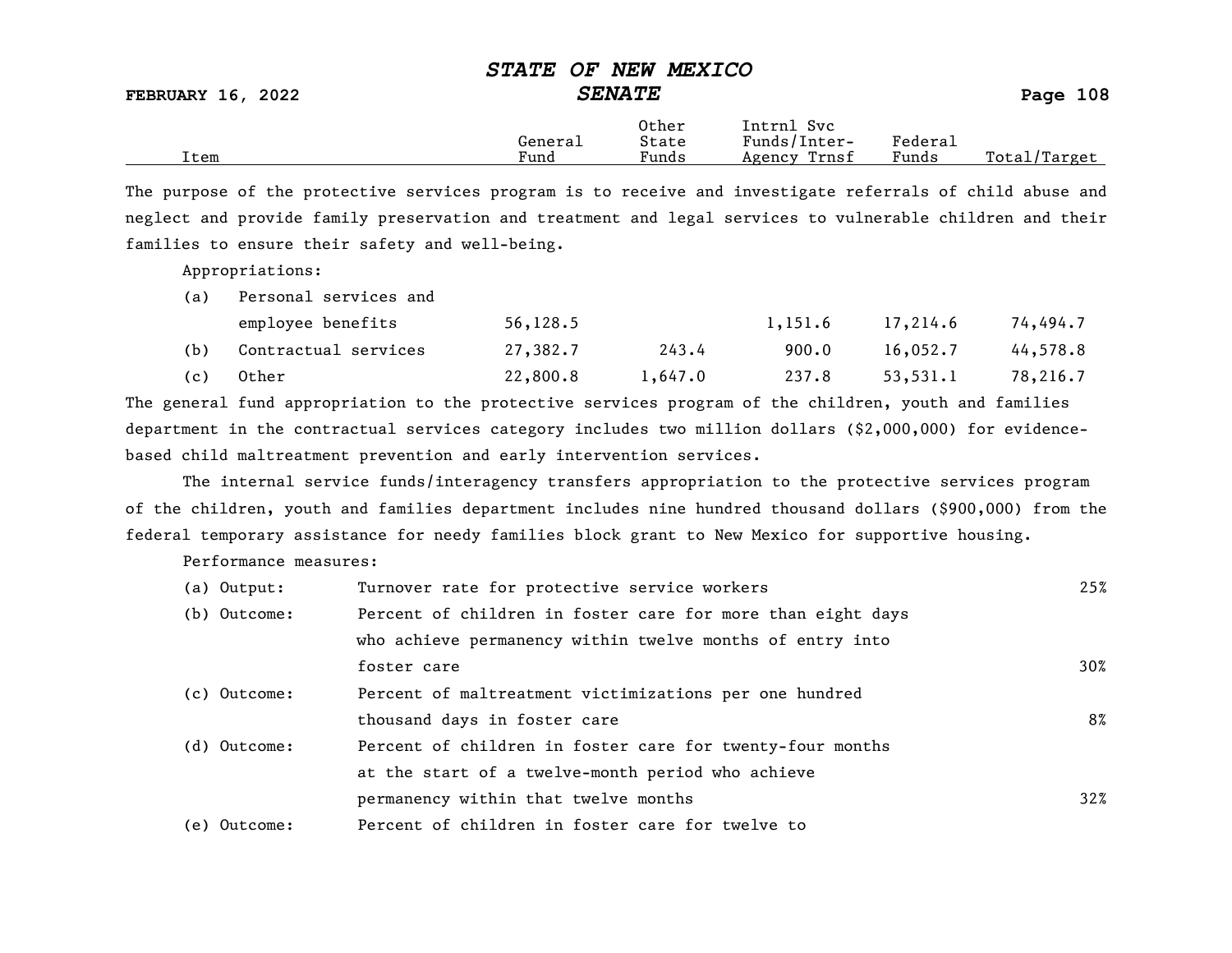| Item | General Fund | Other State Funds | Intrnl Svc Funds/Inter-Agency Trnsf | Federal Funds | Total/Target |
|---|---|---|---|---|---|

The purpose of the protective services program is to receive and investigate referrals of child abuse and neglect and provide family preservation and treatment and legal services to vulnerable children and their families to ensure their safety and well-being.

Appropriations:

| Item | General Fund | Other State Funds | Intrnl Svc Funds/Inter-Agency Trnsf | Federal Funds | Total/Target |
|---|---|---|---|---|---|
| (a) Personal services and employee benefits | 56,128.5 | | 1,151.6 | 17,214.6 | 74,494.7 |
| (b) Contractual services | 27,382.7 | 243.4 | 900.0 | 16,052.7 | 44,578.8 |
| (c) Other | 22,800.8 | 1,647.0 | 237.8 | 53,531.1 | 78,216.7 |

The general fund appropriation to the protective services program of the children, youth and families department in the contractual services category includes two million dollars ($2,000,000) for evidence-based child maltreatment prevention and early intervention services.

The internal service funds/interagency transfers appropriation to the protective services program of the children, youth and families department includes nine hundred thousand dollars ($900,000) from the federal temporary assistance for needy families block grant to New Mexico for supportive housing.

Performance measures:

| Measure | Description | Target |
|---|---|---|
| (a) Output: | Turnover rate for protective service workers | 25% |
| (b) Outcome: | Percent of children in foster care for more than eight days who achieve permanency within twelve months of entry into foster care | 30% |
| (c) Outcome: | Percent of maltreatment victimizations per one hundred thousand days in foster care | 8% |
| (d) Outcome: | Percent of children in foster care for twenty-four months at the start of a twelve-month period who achieve permanency within that twelve months | 32% |
| (e) Outcome: | Percent of children in foster care for twelve to | |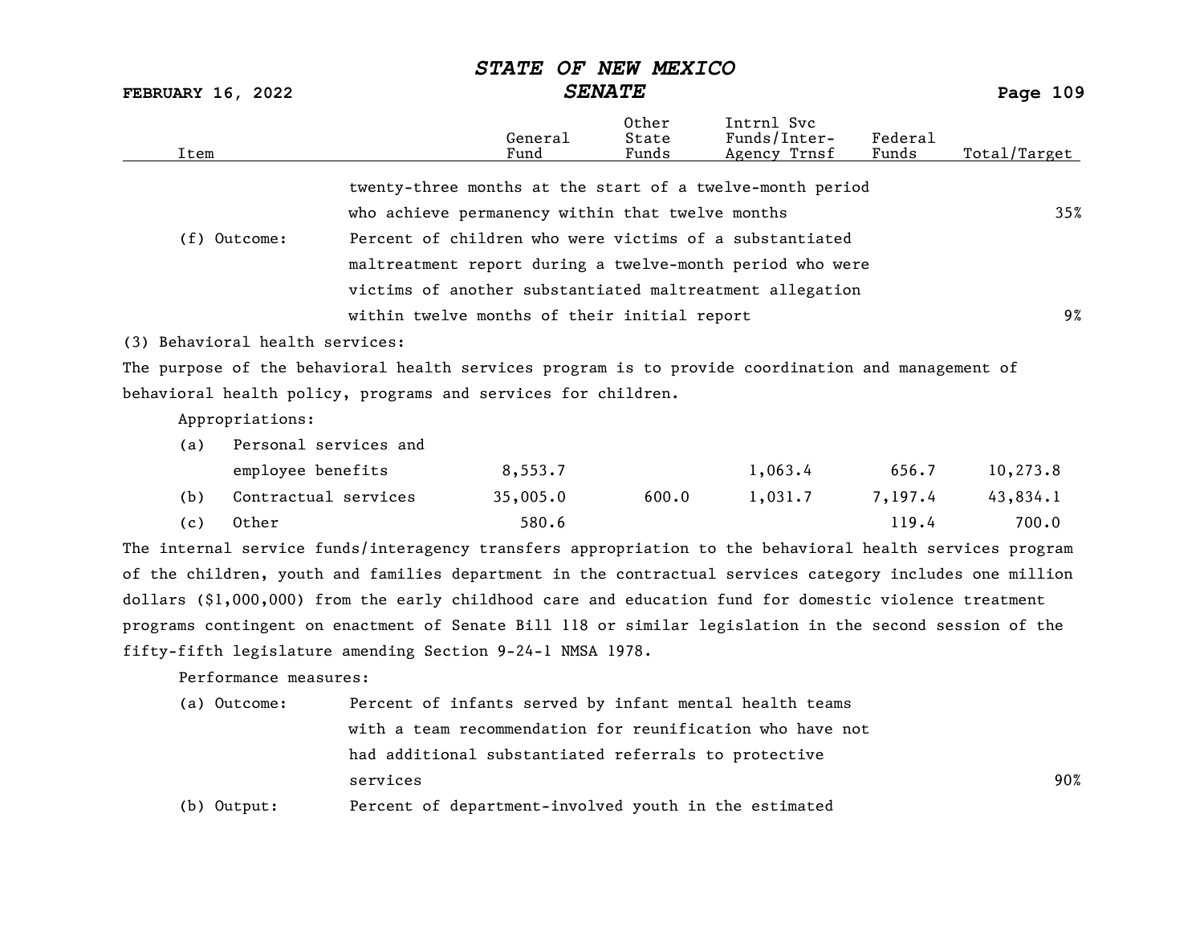| Item | | General Fund | Other State Funds | Intrnl Svc Funds/Inter-Agency Trnsf | Federal Funds | Total/Target |
|---|---|---|---|---|---|---|
| | twenty-three months at the start of a twelve-month period who achieve permanency within that twelve months | | | | | 35% |
| (f) Outcome: | Percent of children who were victims of a substantiated maltreatment report during a twelve-month period who were victims of another substantiated maltreatment allegation within twelve months of their initial report | | | | | 9% |

(3) Behavioral health services:

The purpose of the behavioral health services program is to provide coordination and management of behavioral health policy, programs and services for children.

Appropriations:

| Item | General Fund | Other State Funds | Intrnl Svc Funds/Inter-Agency Trnsf | Federal Funds | Total/Target |
|---|---|---|---|---|---|
| (a) Personal services and employee benefits | 8,553.7 | | 1,063.4 | 656.7 | 10,273.8 |
| (b) Contractual services | 35,005.0 | 600.0 | 1,031.7 | 7,197.4 | 43,834.1 |
| (c) Other | 580.6 | | | 119.4 | 700.0 |

The internal service funds/interagency transfers appropriation to the behavioral health services program of the children, youth and families department in the contractual services category includes one million dollars ($1,000,000) from the early childhood care and education fund for domestic violence treatment programs contingent on enactment of Senate Bill 118 or similar legislation in the second session of the fifty-fifth legislature amending Section 9-24-1 NMSA 1978.

Performance measures:

| | | Total/Target |
|---|---|---|
| (a) Outcome: | Percent of infants served by infant mental health teams with a team recommendation for reunification who have not had additional substantiated referrals to protective services | 90% |
| (b) Output: | Percent of department-involved youth in the estimated | |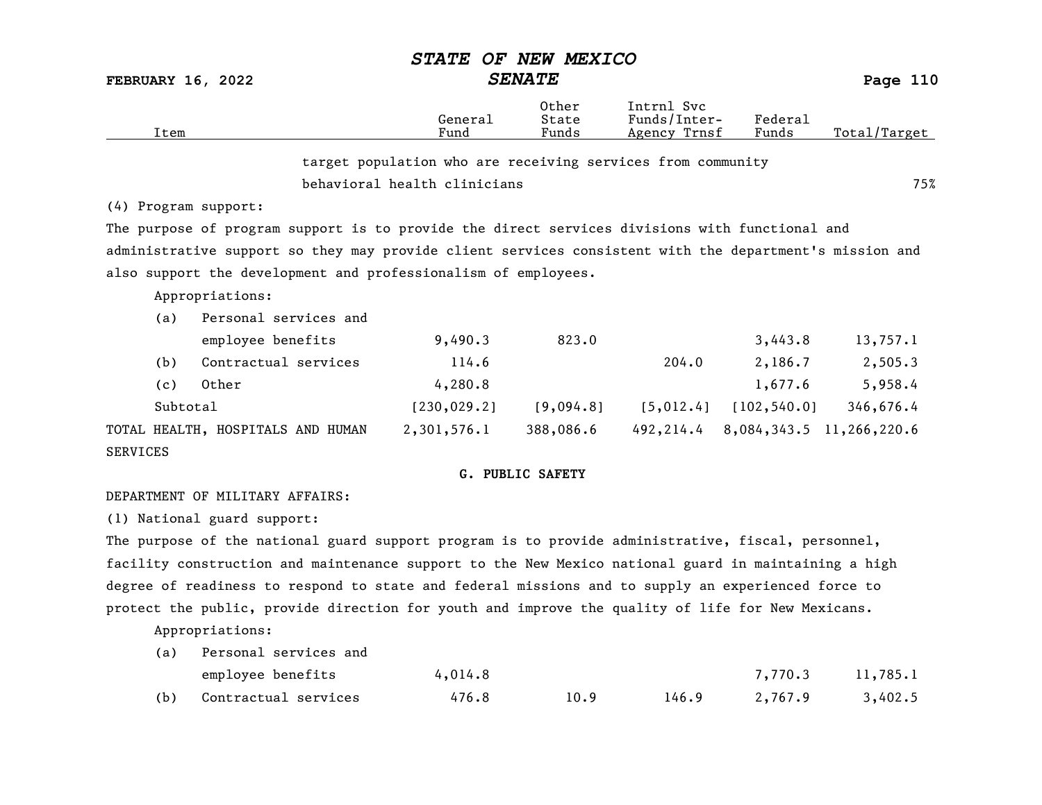| Item | General Fund | Other State Funds | Intrnl Svc Funds/Inter-Agency Trnsf | Federal Funds | Total/Target |
|---|---|---|---|---|---|
| target population who are receiving services from community behavioral health clinicians | | | | | 75% |

(4) Program support:

The purpose of program support is to provide the direct services divisions with functional and administrative support so they may provide client services consistent with the department's mission and also support the development and professionalism of employees.

Appropriations:

| Item | General Fund | Other State Funds | Intrnl Svc Funds/Inter-Agency Trnsf | Federal Funds | Total/Target |
|---|---|---|---|---|---|
| (a) Personal services and employee benefits | 9,490.3 | 823.0 | | 3,443.8 | 13,757.1 |
| (b) Contractual services | 114.6 | | 204.0 | 2,186.7 | 2,505.3 |
| (c) Other | 4,280.8 | | | 1,677.6 | 5,958.4 |
| Subtotal | [230,029.2] | [9,094.8] | [5,012.4] | [102,540.0] | 346,676.4 |
| TOTAL HEALTH, HOSPITALS AND HUMAN SERVICES | 2,301,576.1 | 388,086.6 | 492,214.4 | 8,084,343.5 | 11,266,220.6 |

## G. PUBLIC SAFETY

DEPARTMENT OF MILITARY AFFAIRS:

(1) National guard support:

The purpose of the national guard support program is to provide administrative, fiscal, personnel, facility construction and maintenance support to the New Mexico national guard in maintaining a high degree of readiness to respond to state and federal missions and to supply an experienced force to protect the public, provide direction for youth and improve the quality of life for New Mexicans.

Appropriations:

| Item | General Fund | Other State Funds | Intrnl Svc Funds/Inter-Agency Trnsf | Federal Funds | Total/Target |
|---|---|---|---|---|---|
| (a) Personal services and employee benefits | 4,014.8 | | | 7,770.3 | 11,785.1 |
| (b) Contractual services | 476.8 | 10.9 | 146.9 | 2,767.9 | 3,402.5 |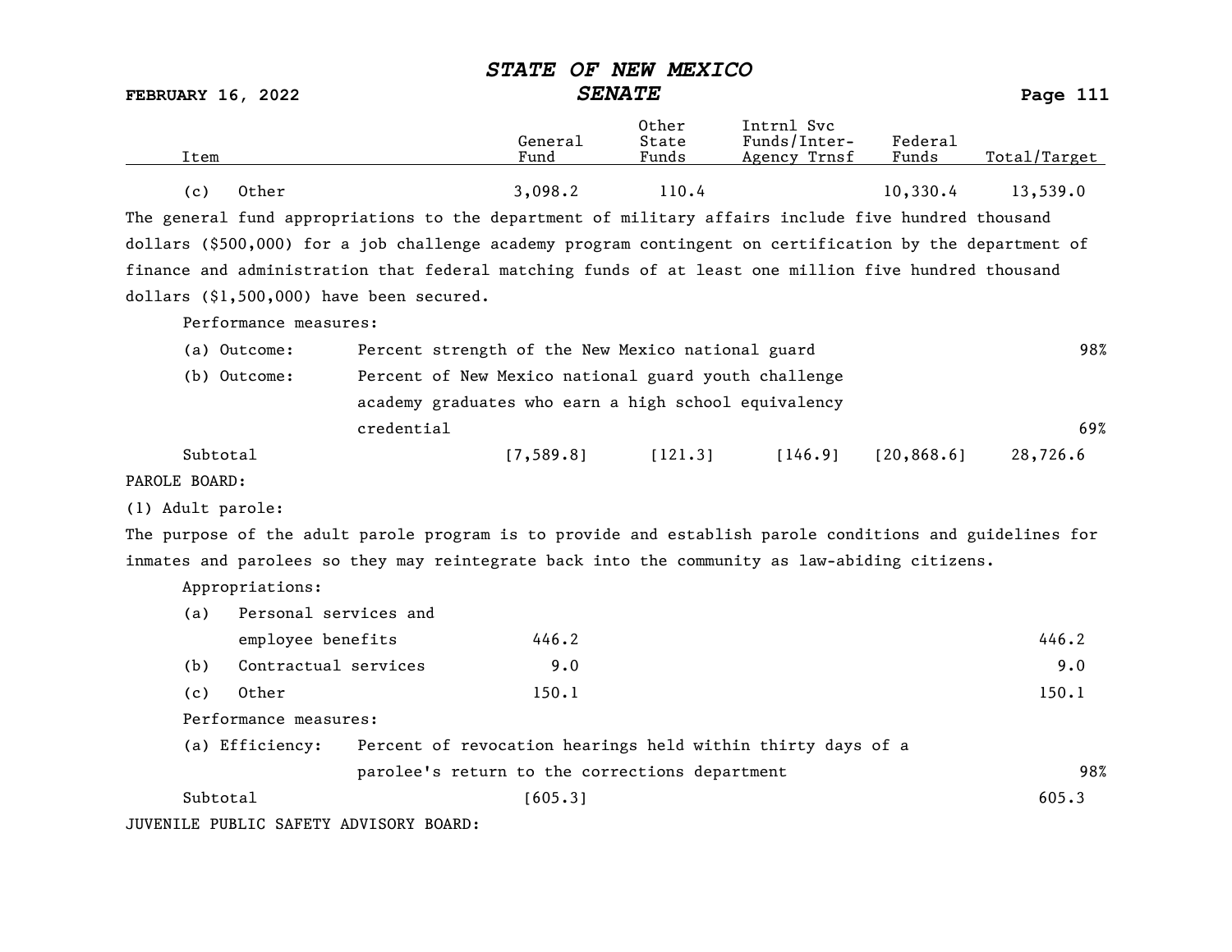| Item | General Fund | Other State Funds | Intrnl Svc Funds/Inter-Agency Trnsf | Federal Funds | Total/Target |
|---|---|---|---|---|---|
| (c) Other | 3,098.2 | 110.4 | | 10,330.4 | 13,539.0 |

The general fund appropriations to the department of military affairs include five hundred thousand dollars ($500,000) for a job challenge academy program contingent on certification by the department of finance and administration that federal matching funds of at least one million five hundred thousand dollars ($1,500,000) have been secured.

Performance measures:

| | | |
|---|---|---|
| (a) Outcome: | Percent strength of the New Mexico national guard | 98% |
| (b) Outcome: | Percent of New Mexico national guard youth challenge academy graduates who earn a high school equivalency credential | 69% |

| Item | General Fund | Other State Funds | Intrnl Svc Funds/Inter-Agency Trnsf | Federal Funds | Total/Target |
|---|---|---|---|---|---|
| Subtotal | [7,589.8] | [121.3] | [146.9] | [20,868.6] | 28,726.6 |

PAROLE BOARD:

(1) Adult parole:

The purpose of the adult parole program is to provide and establish parole conditions and guidelines for inmates and parolees so they may reintegrate back into the community as law-abiding citizens.

Appropriations:

| Item | General Fund | Other State Funds | Intrnl Svc Funds/Inter-Agency Trnsf | Federal Funds | Total/Target |
|---|---|---|---|---|---|
| (a) Personal services and employee benefits | 446.2 | | | | 446.2 |
| (b) Contractual services | 9.0 | | | | 9.0 |
| (c) Other | 150.1 | | | | 150.1 |

Performance measures:

| | | |
|---|---|---|
| (a) Efficiency: | Percent of revocation hearings held within thirty days of a parolee's return to the corrections department | 98% |

| Item | General Fund | Other State Funds | Intrnl Svc Funds/Inter-Agency Trnsf | Federal Funds | Total/Target |
|---|---|---|---|---|---|
| Subtotal | [605.3] | | | | 605.3 |

JUVENILE PUBLIC SAFETY ADVISORY BOARD: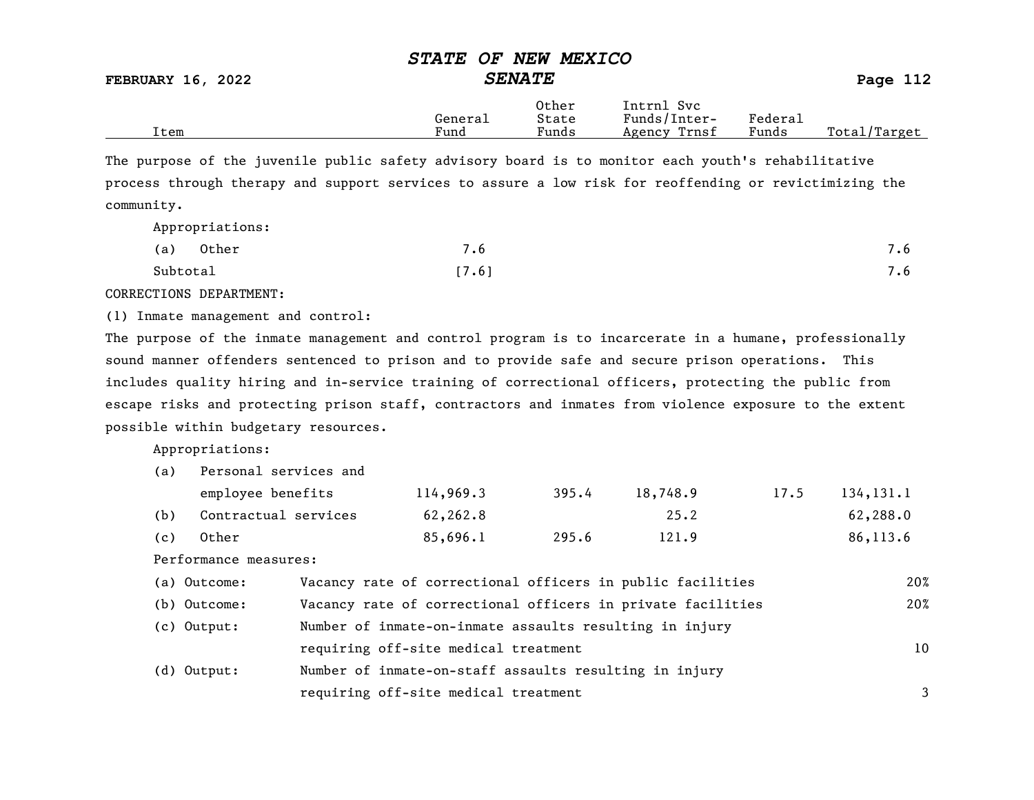The purpose of the juvenile public safety advisory board is to monitor each youth's rehabilitative process through therapy and support services to assure a low risk for reoffending or revictimizing the community.

| Item | General Fund | Other State Funds | Intrnl Svc Funds/Inter-Agency Trnsf | Federal Funds | Total/Target |
|---|---|---|---|---|---|
| Appropriations: | | | | | |
| (a) Other | 7.6 | | | | 7.6 |
| Subtotal | [7.6] | | | | 7.6 |

CORRECTIONS DEPARTMENT:

(1) Inmate management and control:

The purpose of the inmate management and control program is to incarcerate in a humane, professionally sound manner offenders sentenced to prison and to provide safe and secure prison operations. This includes quality hiring and in-service training of correctional officers, protecting the public from escape risks and protecting prison staff, contractors and inmates from violence exposure to the extent possible within budgetary resources.

| Item | General Fund | Other State Funds | Intrnl Svc Funds/Inter-Agency Trnsf | Federal Funds | Total/Target |
|---|---|---|---|---|---|
| Appropriations: | | | | | |
| (a) Personal services and employee benefits | 114,969.3 | 395.4 | 18,748.9 | 17.5 | 134,131.1 |
| (b) Contractual services | 62,262.8 | | 25.2 | | 62,288.0 |
| (c) Other | 85,696.1 | 295.6 | 121.9 | | 86,113.6 |

Performance measures:

| Measure | Description | Target |
|---|---|---|
| (a) Outcome: | Vacancy rate of correctional officers in public facilities | 20% |
| (b) Outcome: | Vacancy rate of correctional officers in private facilities | 20% |
| (c) Output: | Number of inmate-on-inmate assaults resulting in injury requiring off-site medical treatment | 10 |
| (d) Output: | Number of inmate-on-staff assaults resulting in injury requiring off-site medical treatment | 3 |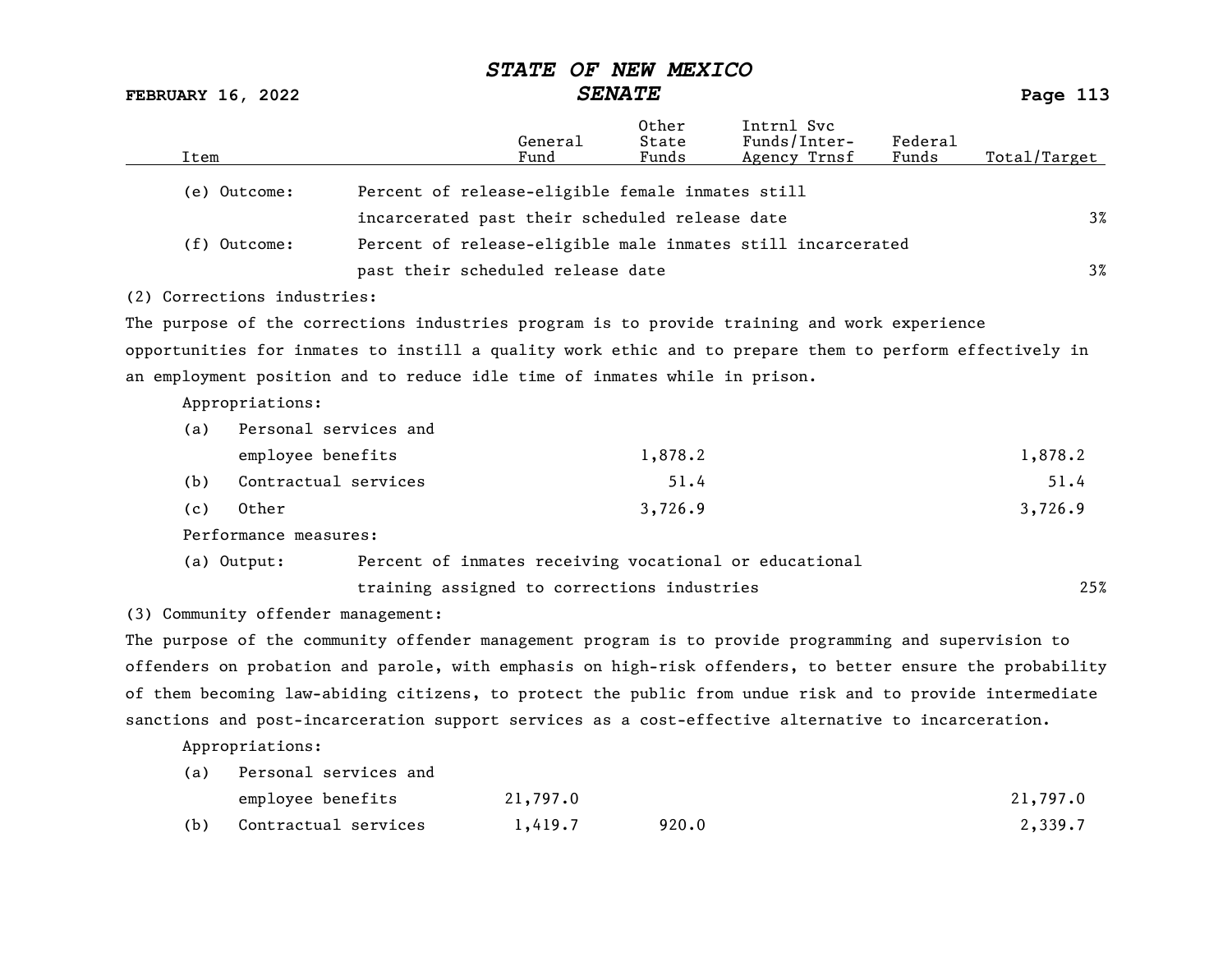| Item | | General Fund | Other State Funds | Intrnl Svc Funds/Inter-Agency Trnsf | Federal Funds | Total/Target |
|---|---|---|---|---|---|---|
| (e) Outcome: | Percent of release-eligible female inmates still incarcerated past their scheduled release date | | | | | 3% |
| (f) Outcome: | Percent of release-eligible male inmates still incarcerated past their scheduled release date | | | | | 3% |

(2) Corrections industries:

The purpose of the corrections industries program is to provide training and work experience opportunities for inmates to instill a quality work ethic and to prepare them to perform effectively in an employment position and to reduce idle time of inmates while in prison.

Appropriations:

| Item | General Fund | Other State Funds | Intrnl Svc Funds/Inter-Agency Trnsf | Federal Funds | Total/Target |
|---|---|---|---|---|---|
| (a) Personal services and employee benefits | | 1,878.2 | | | 1,878.2 |
| (b) Contractual services | | 51.4 | | | 51.4 |
| (c) Other | | 3,726.9 | | | 3,726.9 |

Performance measures:

| Item | | Total/Target |
|---|---|---|
| (a) Output: | Percent of inmates receiving vocational or educational training assigned to corrections industries | 25% |

(3) Community offender management:

The purpose of the community offender management program is to provide programming and supervision to offenders on probation and parole, with emphasis on high-risk offenders, to better ensure the probability of them becoming law-abiding citizens, to protect the public from undue risk and to provide intermediate sanctions and post-incarceration support services as a cost-effective alternative to incarceration.

Appropriations:

| Item | General Fund | Other State Funds | Intrnl Svc Funds/Inter-Agency Trnsf | Federal Funds | Total/Target |
|---|---|---|---|---|---|
| (a) Personal services and employee benefits | 21,797.0 | | | | 21,797.0 |
| (b) Contractual services | 1,419.7 | 920.0 | | | 2,339.7 |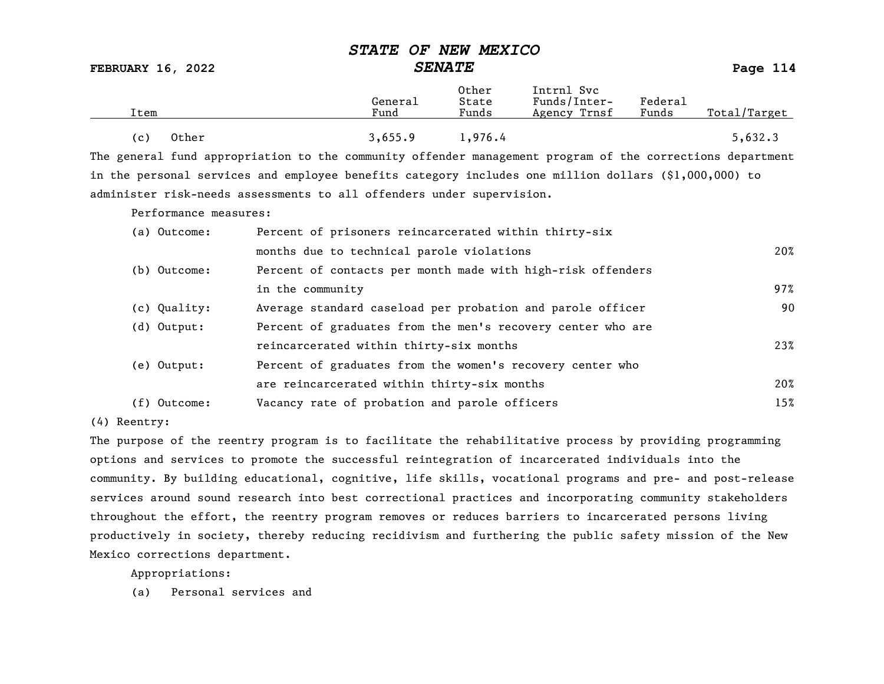| Item | General Fund | Other State Funds | Intrnl Svc Funds/Inter-Agency Trnsf | Federal Funds | Total/Target |
|---|---|---|---|---|---|
| (c) Other | 3,655.9 | 1,976.4 | | | 5,632.3 |

The general fund appropriation to the community offender management program of the corrections department in the personal services and employee benefits category includes one million dollars ($1,000,000) to administer risk-needs assessments to all offenders under supervision.

Performance measures:

| | | |
|---|---|---|
| (a) Outcome: | Percent of prisoners reincarcerated within thirty-six months due to technical parole violations | 20% |
| (b) Outcome: | Percent of contacts per month made with high-risk offenders in the community | 97% |
| (c) Quality: | Average standard caseload per probation and parole officer | 90 |
| (d) Output: | Percent of graduates from the men's recovery center who are reincarcerated within thirty-six months | 23% |
| (e) Output: | Percent of graduates from the women's recovery center who are reincarcerated within thirty-six months | 20% |
| (f) Outcome: | Vacancy rate of probation and parole officers | 15% |

(4) Reentry:

The purpose of the reentry program is to facilitate the rehabilitative process by providing programming options and services to promote the successful reintegration of incarcerated individuals into the community. By building educational, cognitive, life skills, vocational programs and pre- and post-release services around sound research into best correctional practices and incorporating community stakeholders throughout the effort, the reentry program removes or reduces barriers to incarcerated persons living productively in society, thereby reducing recidivism and furthering the public safety mission of the New Mexico corrections department.

Appropriations:

(a) Personal services and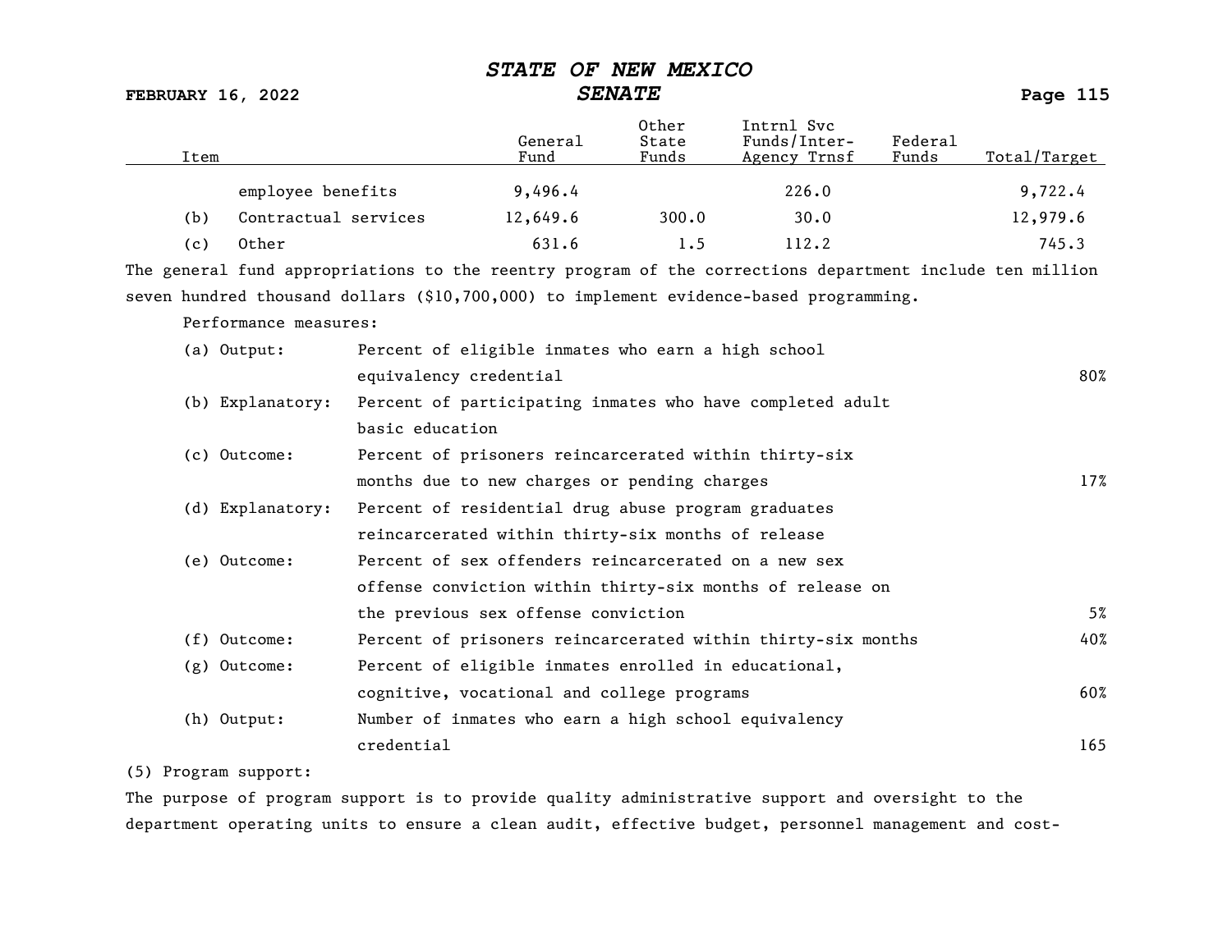| Item | General Fund | Other State Funds | Intrnl Svc Funds/Inter-Agency Trnsf | Federal Funds | Total/Target |
|---|---|---|---|---|---|
| employee benefits | 9,496.4 | | 226.0 | | 9,722.4 |
| (b) Contractual services | 12,649.6 | 300.0 | 30.0 | | 12,979.6 |
| (c) Other | 631.6 | 1.5 | 112.2 | | 745.3 |

The general fund appropriations to the reentry program of the corrections department include ten million seven hundred thousand dollars ($10,700,000) to implement evidence-based programming.

Performance measures:

| Measure | Description | Target |
|---|---|---|
| (a) Output: | Percent of eligible inmates who earn a high school equivalency credential | 80% |
| (b) Explanatory: | Percent of participating inmates who have completed adult basic education | |
| (c) Outcome: | Percent of prisoners reincarcerated within thirty-six months due to new charges or pending charges | 17% |
| (d) Explanatory: | Percent of residential drug abuse program graduates reincarcerated within thirty-six months of release | |
| (e) Outcome: | Percent of sex offenders reincarcerated on a new sex offense conviction within thirty-six months of release on the previous sex offense conviction | 5% |
| (f) Outcome: | Percent of prisoners reincarcerated within thirty-six months | 40% |
| (g) Outcome: | Percent of eligible inmates enrolled in educational, cognitive, vocational and college programs | 60% |
| (h) Output: | Number of inmates who earn a high school equivalency credential | 165 |

(5) Program support:

The purpose of program support is to provide quality administrative support and oversight to the department operating units to ensure a clean audit, effective budget, personnel management and cost-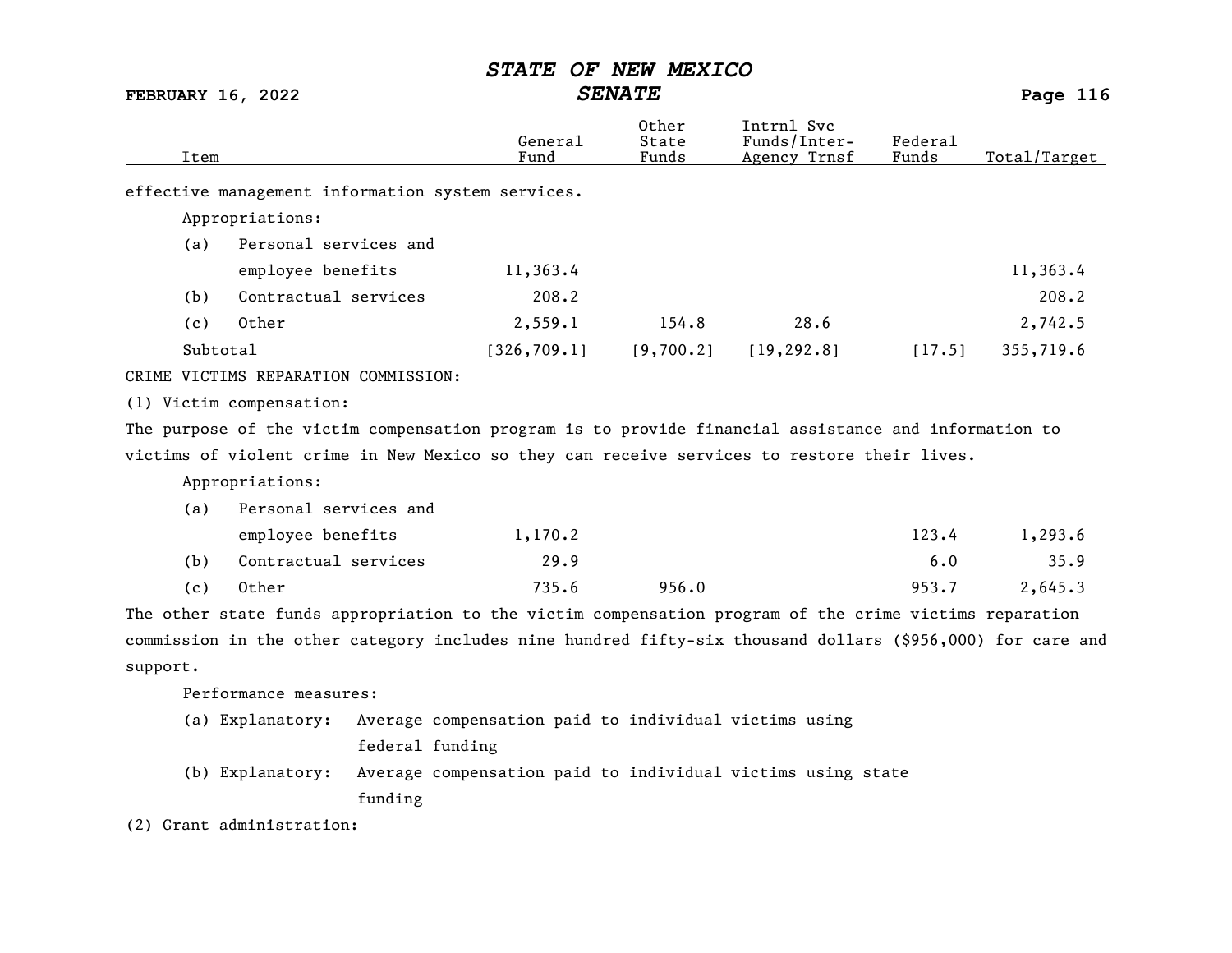| Item | General Fund | Other State Funds | Intrnl Svc Funds/Inter-Agency Trnsf | Federal Funds | Total/Target |
|---|---|---|---|---|---|
| effective management information system services. | | | | | |
| Appropriations: | | | | | |
| (a) Personal services and employee benefits | 11,363.4 | | | | 11,363.4 |
| (b) Contractual services | 208.2 | | | | 208.2 |
| (c) Other | 2,559.1 | 154.8 | 28.6 | | 2,742.5 |
| Subtotal | [326,709.1] | [9,700.2] | [19,292.8] | [17.5] | 355,719.6 |

CRIME VICTIMS REPARATION COMMISSION:

(1) Victim compensation:

The purpose of the victim compensation program is to provide financial assistance and information to victims of violent crime in New Mexico so they can receive services to restore their lives.

| Item | General Fund | Other State Funds | Intrnl Svc Funds/Inter-Agency Trnsf | Federal Funds | Total/Target |
|---|---|---|---|---|---|
| Appropriations: | | | | | |
| (a) Personal services and employee benefits | 1,170.2 | | | 123.4 | 1,293.6 |
| (b) Contractual services | 29.9 | | | 6.0 | 35.9 |
| (c) Other | 735.6 | 956.0 | | 953.7 | 2,645.3 |

The other state funds appropriation to the victim compensation program of the crime victims reparation commission in the other category includes nine hundred fifty-six thousand dollars ($956,000) for care and support.

Performance measures:

(a) Explanatory: Average compensation paid to individual victims using federal funding

(b) Explanatory: Average compensation paid to individual victims using state funding

(2) Grant administration: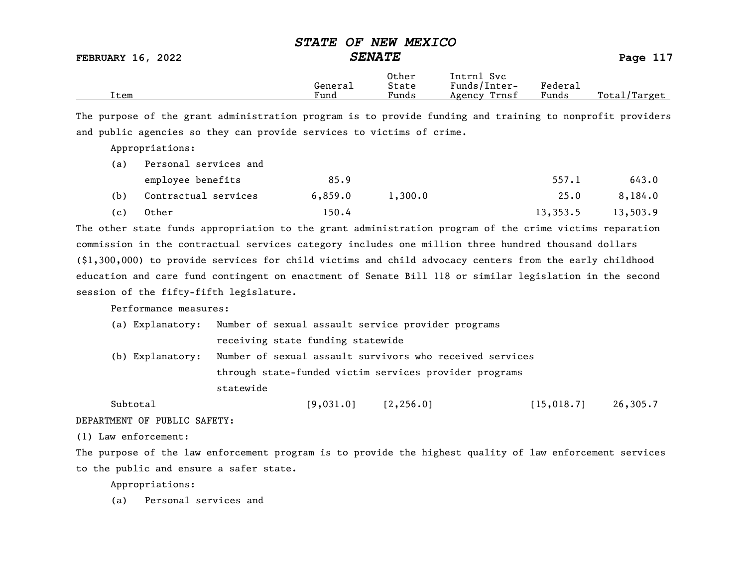| Item | General Fund | Other State Funds | Intrnl Svc Funds/Inter-Agency Trnsf | Federal Funds | Total/Target |
|---|---|---|---|---|---|

The purpose of the grant administration program is to provide funding and training to nonprofit providers and public agencies so they can provide services to victims of crime.

Appropriations:

| Item | General Fund | Other State Funds | Intrnl Svc Funds/Inter-Agency Trnsf | Federal Funds | Total/Target |
|---|---|---|---|---|---|
| (a) Personal services and employee benefits | 85.9 | | | 557.1 | 643.0 |
| (b) Contractual services | 6,859.0 | 1,300.0 | | 25.0 | 8,184.0 |
| (c) Other | 150.4 | | | 13,353.5 | 13,503.9 |

The other state funds appropriation to the grant administration program of the crime victims reparation commission in the contractual services category includes one million three hundred thousand dollars ($1,300,000) to provide services for child victims and child advocacy centers from the early childhood education and care fund contingent on enactment of Senate Bill 118 or similar legislation in the second session of the fifty-fifth legislature.

Performance measures:

(a) Explanatory: Number of sexual assault service provider programs receiving state funding statewide

(b) Explanatory: Number of sexual assault survivors who received services through state-funded victim services provider programs statewide

| Item | General Fund | Other State Funds | Intrnl Svc Funds/Inter-Agency Trnsf | Federal Funds | Total/Target |
|---|---|---|---|---|---|
| Subtotal | [9,031.0] | [2,256.0] | | [15,018.7] | 26,305.7 |

DEPARTMENT OF PUBLIC SAFETY:

(1) Law enforcement:

The purpose of the law enforcement program is to provide the highest quality of law enforcement services to the public and ensure a safer state.

Appropriations:

(a) Personal services and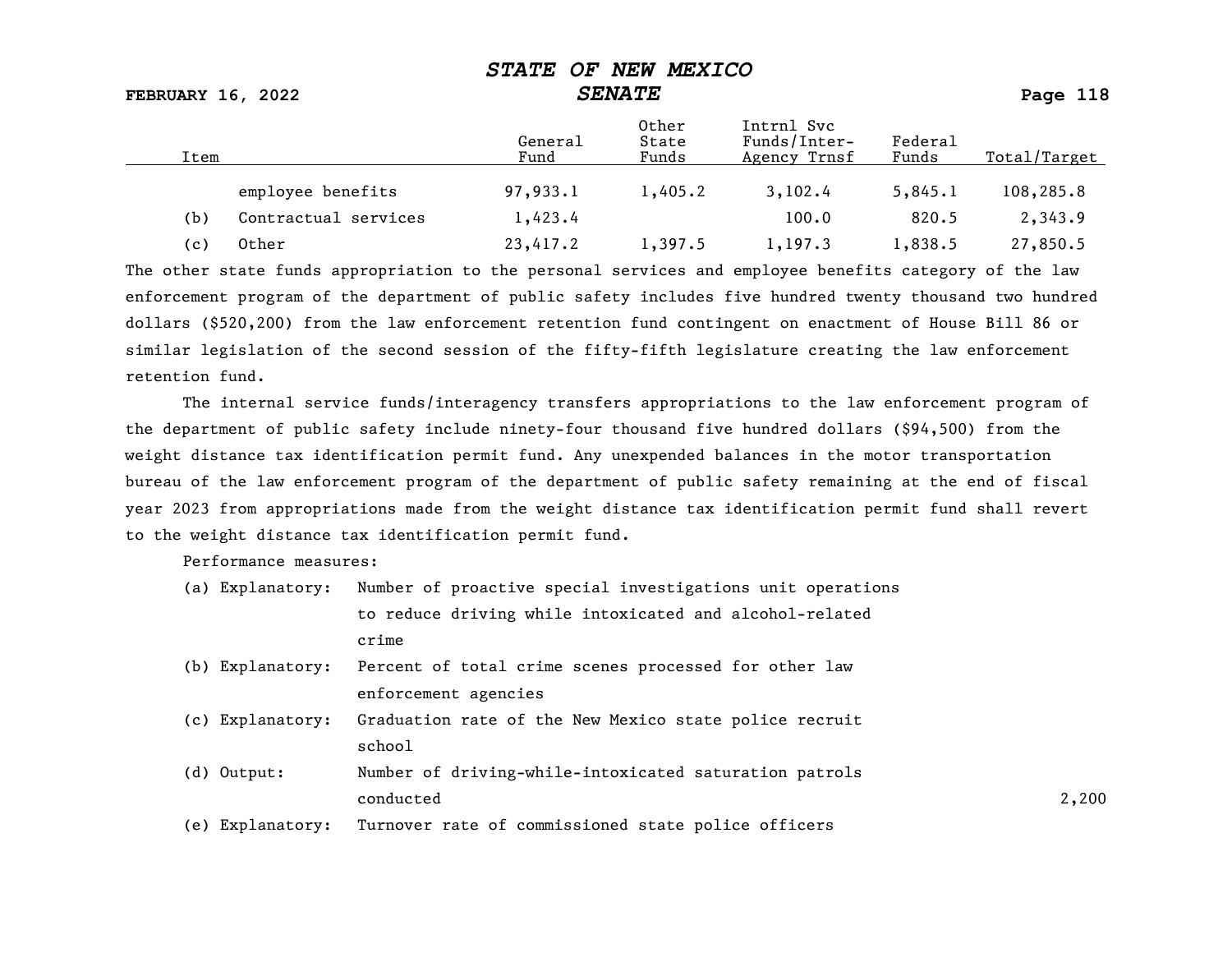| Item | | General Fund | Other State Funds | Intrnl Svc Funds/Inter-Agency Trnsf | Federal Funds | Total/Target |
|---|---|---|---|---|---|---|
| | employee benefits | 97,933.1 | 1,405.2 | 3,102.4 | 5,845.1 | 108,285.8 |
| (b) | Contractual services | 1,423.4 | | 100.0 | 820.5 | 2,343.9 |
| (c) | Other | 23,417.2 | 1,397.5 | 1,197.3 | 1,838.5 | 27,850.5 |

The other state funds appropriation to the personal services and employee benefits category of the law enforcement program of the department of public safety includes five hundred twenty thousand two hundred dollars ($520,200) from the law enforcement retention fund contingent on enactment of House Bill 86 or similar legislation of the second session of the fifty-fifth legislature creating the law enforcement retention fund.

The internal service funds/interagency transfers appropriations to the law enforcement program of the department of public safety include ninety-four thousand five hundred dollars ($94,500) from the weight distance tax identification permit fund. Any unexpended balances in the motor transportation bureau of the law enforcement program of the department of public safety remaining at the end of fiscal year 2023 from appropriations made from the weight distance tax identification permit fund shall revert to the weight distance tax identification permit fund.

Performance measures:

| Measure | Description | Target |
|---|---|---|
| (a) Explanatory: | Number of proactive special investigations unit operations to reduce driving while intoxicated and alcohol-related crime | |
| (b) Explanatory: | Percent of total crime scenes processed for other law enforcement agencies | |
| (c) Explanatory: | Graduation rate of the New Mexico state police recruit school | |
| (d) Output: | Number of driving-while-intoxicated saturation patrols conducted | 2,200 |
| (e) Explanatory: | Turnover rate of commissioned state police officers | |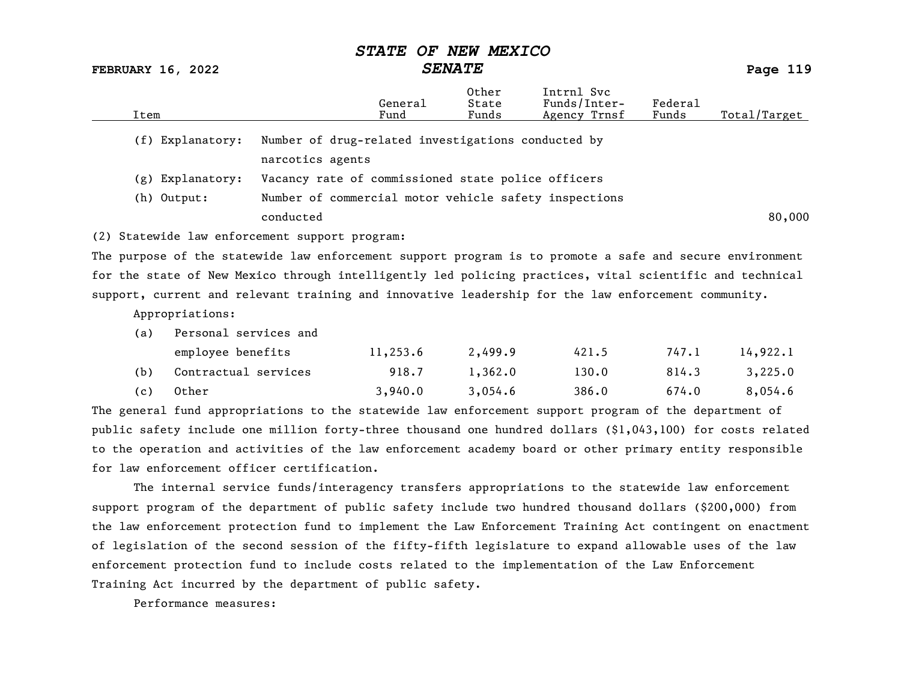| Item | | General Fund | Other State Funds | Intrnl Svc Funds/Inter-Agency Trnsf | Federal Funds | Total/Target |
|---|---|---|---|---|---|---|
| (f) Explanatory: | Number of drug-related investigations conducted by narcotics agents | | | | | |
| (g) Explanatory: | Vacancy rate of commissioned state police officers | | | | | |
| (h) Output: | Number of commercial motor vehicle safety inspections conducted | | | | | 80,000 |

(2) Statewide law enforcement support program:

The purpose of the statewide law enforcement support program is to promote a safe and secure environment for the state of New Mexico through intelligently led policing practices, vital scientific and technical support, current and relevant training and innovative leadership for the law enforcement community.

Appropriations:

| Item | General Fund | Other State Funds | Intrnl Svc Funds/Inter-Agency Trnsf | Federal Funds | Total/Target |
|---|---|---|---|---|---|
| (a) Personal services and employee benefits | 11,253.6 | 2,499.9 | 421.5 | 747.1 | 14,922.1 |
| (b) Contractual services | 918.7 | 1,362.0 | 130.0 | 814.3 | 3,225.0 |
| (c) Other | 3,940.0 | 3,054.6 | 386.0 | 674.0 | 8,054.6 |

The general fund appropriations to the statewide law enforcement support program of the department of public safety include one million forty-three thousand one hundred dollars ($1,043,100) for costs related to the operation and activities of the law enforcement academy board or other primary entity responsible for law enforcement officer certification.

The internal service funds/interagency transfers appropriations to the statewide law enforcement support program of the department of public safety include two hundred thousand dollars ($200,000) from the law enforcement protection fund to implement the Law Enforcement Training Act contingent on enactment of legislation of the second session of the fifty-fifth legislature to expand allowable uses of the law enforcement protection fund to include costs related to the implementation of the Law Enforcement Training Act incurred by the department of public safety.

Performance measures: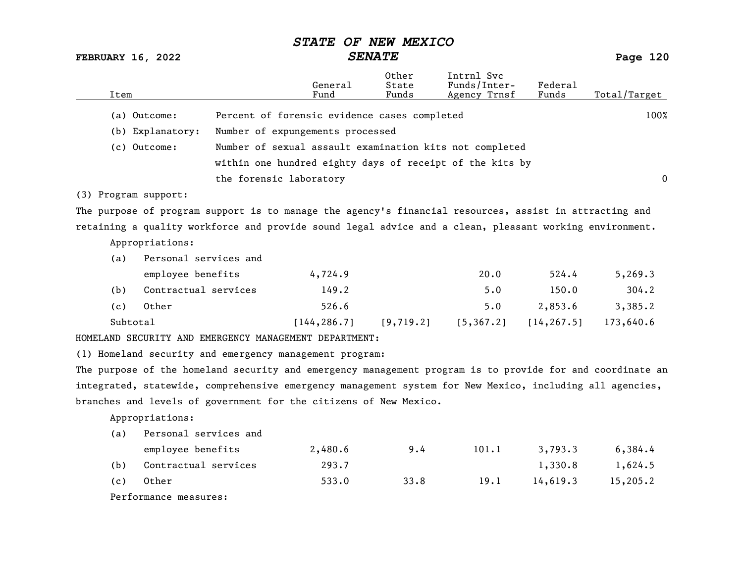| Item | | General Fund | Other State Funds | Intrnl Svc Funds/Inter-Agency Trnsf | Federal Funds | Total/Target |
|---|---|---|---|---|---|---|
| (a) Outcome: | Percent of forensic evidence cases completed | | | | | 100% |
| (b) Explanatory: | Number of expungements processed | | | | | |
| (c) Outcome: | Number of sexual assault examination kits not completed within one hundred eighty days of receipt of the kits by the forensic laboratory | | | | | 0 |

(3) Program support:

The purpose of program support is to manage the agency's financial resources, assist in attracting and retaining a quality workforce and provide sound legal advice and a clean, pleasant working environment.

Appropriations:

| Item | General Fund | Other State Funds | Intrnl Svc Funds/Inter-Agency Trnsf | Federal Funds | Total/Target |
|---|---|---|---|---|---|
| (a) Personal services and employee benefits | 4,724.9 | | 20.0 | 524.4 | 5,269.3 |
| (b) Contractual services | 149.2 | | 5.0 | 150.0 | 304.2 |
| (c) Other | 526.6 | | 5.0 | 2,853.6 | 3,385.2 |
| Subtotal | [144,286.7] | [9,719.2] | [5,367.2] | [14,267.5] | 173,640.6 |

HOMELAND SECURITY AND EMERGENCY MANAGEMENT DEPARTMENT:

(1) Homeland security and emergency management program:

The purpose of the homeland security and emergency management program is to provide for and coordinate an integrated, statewide, comprehensive emergency management system for New Mexico, including all agencies, branches and levels of government for the citizens of New Mexico.

Appropriations:

| Item | General Fund | Other State Funds | Intrnl Svc Funds/Inter-Agency Trnsf | Federal Funds | Total/Target |
|---|---|---|---|---|---|
| (a) Personal services and employee benefits | 2,480.6 | 9.4 | 101.1 | 3,793.3 | 6,384.4 |
| (b) Contractual services | 293.7 | | | 1,330.8 | 1,624.5 |
| (c) Other | 533.0 | 33.8 | 19.1 | 14,619.3 | 15,205.2 |

Performance measures: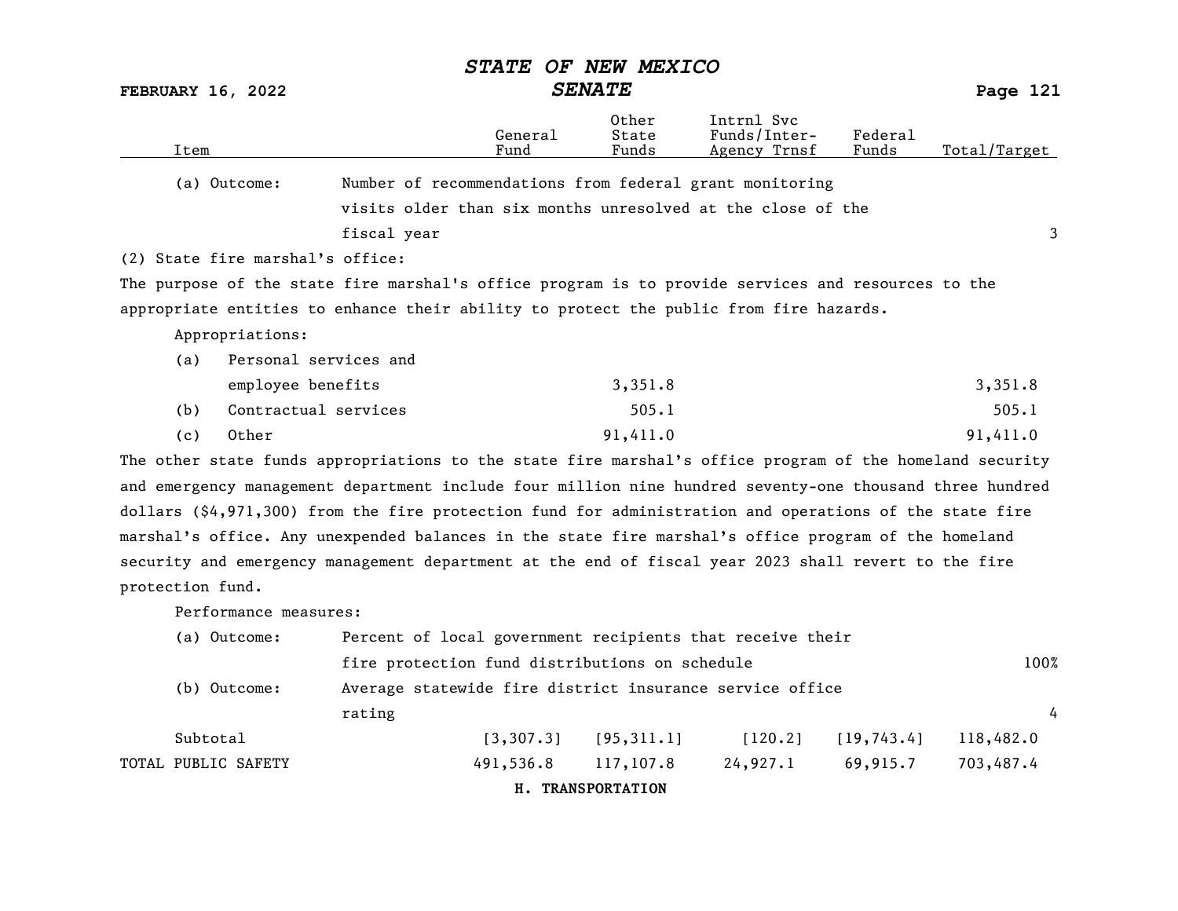| Item | | General Fund | Other State Funds | Intrnl Svc Funds/Inter-Agency Trnsf | Federal Funds | Total/Target |
|---|---|---|---|---|---|---|
| (a) Outcome: | Number of recommendations from federal grant monitoring visits older than six months unresolved at the close of the fiscal year | | | | | 3 |

(2) State fire marshal's office:

The purpose of the state fire marshal's office program is to provide services and resources to the appropriate entities to enhance their ability to protect the public from fire hazards.

Appropriations:

| Item | General Fund | Other State Funds | Intrnl Svc Funds/Inter-Agency Trnsf | Federal Funds | Total/Target |
|---|---|---|---|---|---|
| (a) Personal services and employee benefits | | 3,351.8 | | | 3,351.8 |
| (b) Contractual services | | 505.1 | | | 505.1 |
| (c) Other | | 91,411.0 | | | 91,411.0 |

The other state funds appropriations to the state fire marshal's office program of the homeland security and emergency management department include four million nine hundred seventy-one thousand three hundred dollars ($4,971,300) from the fire protection fund for administration and operations of the state fire marshal's office. Any unexpended balances in the state fire marshal's office program of the homeland security and emergency management department at the end of fiscal year 2023 shall revert to the fire protection fund.

Performance measures:

| Item | | General Fund | Other State Funds | Intrnl Svc Funds/Inter-Agency Trnsf | Federal Funds | Total/Target |
|---|---|---|---|---|---|---|
| (a) Outcome: | Percent of local government recipients that receive their fire protection fund distributions on schedule | | | | | 100% |
| (b) Outcome: | Average statewide fire district insurance service office rating | | | | | 4 |
| Subtotal | | [3,307.3] | [95,311.1] | [120.2] | [19,743.4] | 118,482.0 |
| TOTAL PUBLIC SAFETY | | 491,536.8 | 117,107.8 | 24,927.1 | 69,915.7 | 703,487.4 |

## H. TRANSPORTATION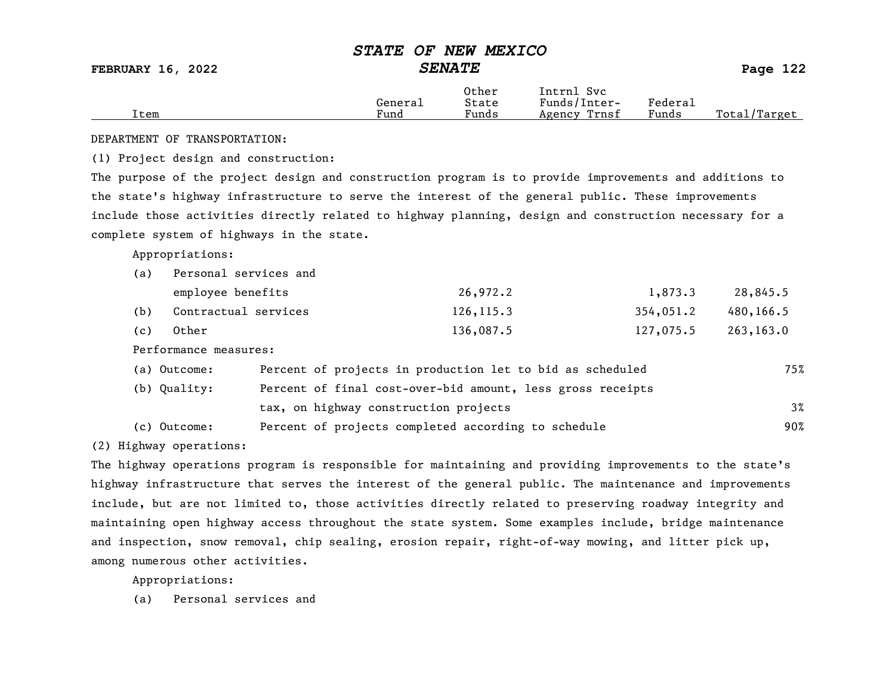DEPARTMENT OF TRANSPORTATION:

(1) Project design and construction:

The purpose of the project design and construction program is to provide improvements and additions to the state's highway infrastructure to serve the interest of the general public. These improvements include those activities directly related to highway planning, design and construction necessary for a complete system of highways in the state.

| Item | General Fund | Other State Funds | Intrnl Svc Funds/Inter-Agency Trnsf | Federal Funds | Total/Target |
|---|---|---|---|---|---|
| Appropriations: | | | | | |
| (a) Personal services and employee benefits | | 26,972.2 | | 1,873.3 | 28,845.5 |
| (b) Contractual services | | 126,115.3 | | 354,051.2 | 480,166.5 |
| (c) Other | | 136,087.5 | | 127,075.5 | 263,163.0 |

Performance measures:

| Measure | Description | Target |
|---|---|---|
| (a) Outcome: | Percent of projects in production let to bid as scheduled | 75% |
| (b) Quality: | Percent of final cost-over-bid amount, less gross receipts tax, on highway construction projects | 3% |
| (c) Outcome: | Percent of projects completed according to schedule | 90% |

(2) Highway operations:

The highway operations program is responsible for maintaining and providing improvements to the state's highway infrastructure that serves the interest of the general public. The maintenance and improvements include, but are not limited to, those activities directly related to preserving roadway integrity and maintaining open highway access throughout the state system. Some examples include, bridge maintenance and inspection, snow removal, chip sealing, erosion repair, right-of-way mowing, and litter pick up, among numerous other activities.

Appropriations:

(a) Personal services and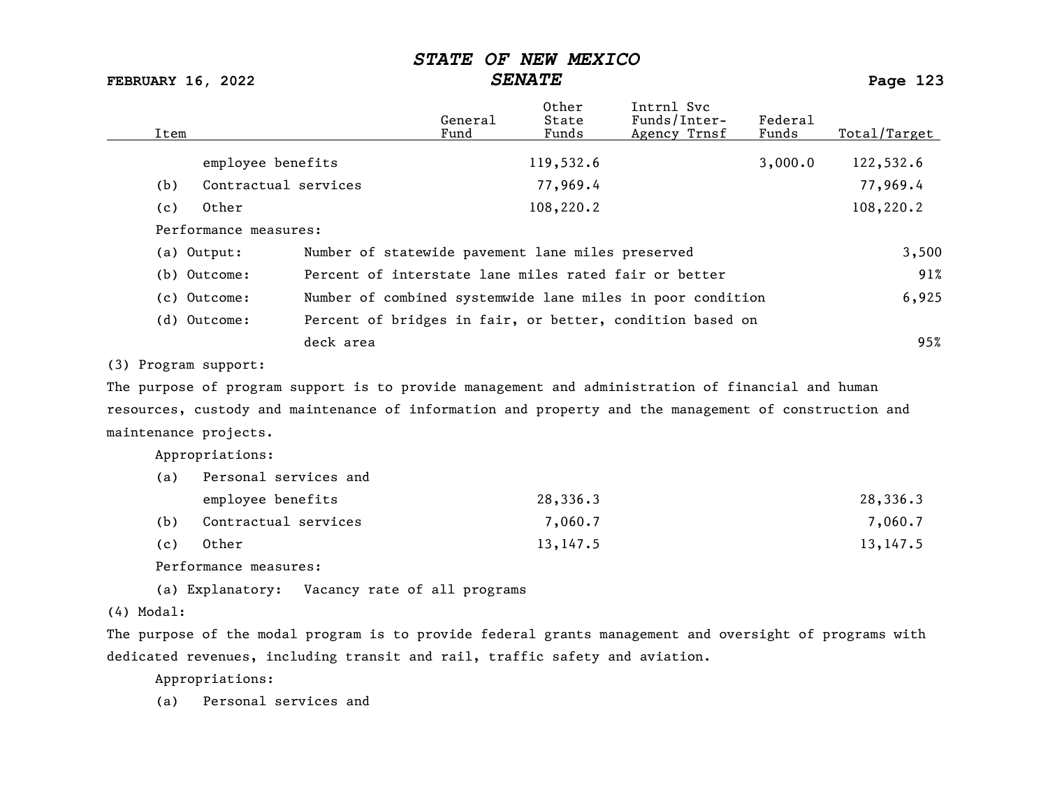| Item | General Fund | Other State Funds | Intrnl Svc Funds/Inter-Agency Trnsf | Federal Funds | Total/Target |
|---|---|---|---|---|---|
| employee benefits | | 119,532.6 | | 3,000.0 | 122,532.6 |
| (b) Contractual services | | 77,969.4 | | | 77,969.4 |
| (c) Other | | 108,220.2 | | | 108,220.2 |

Performance measures:

| | | |
|---|---|---|
| (a) Output: | Number of statewide pavement lane miles preserved | 3,500 |
| (b) Outcome: | Percent of interstate lane miles rated fair or better | 91% |
| (c) Outcome: | Number of combined systemwide lane miles in poor condition | 6,925 |
| (d) Outcome: | Percent of bridges in fair, or better, condition based on deck area | 95% |

(3) Program support:

The purpose of program support is to provide management and administration of financial and human resources, custody and maintenance of information and property and the management of construction and maintenance projects.

Appropriations:

| Item | General Fund | Other State Funds | Intrnl Svc Funds/Inter-Agency Trnsf | Federal Funds | Total/Target |
|---|---|---|---|---|---|
| (a) Personal services and employee benefits | | 28,336.3 | | | 28,336.3 |
| (b) Contractual services | | 7,060.7 | | | 7,060.7 |
| (c) Other | | 13,147.5 | | | 13,147.5 |

Performance measures:

(a) Explanatory: Vacancy rate of all programs

(4) Modal:

The purpose of the modal program is to provide federal grants management and oversight of programs with dedicated revenues, including transit and rail, traffic safety and aviation.

Appropriations:

(a) Personal services and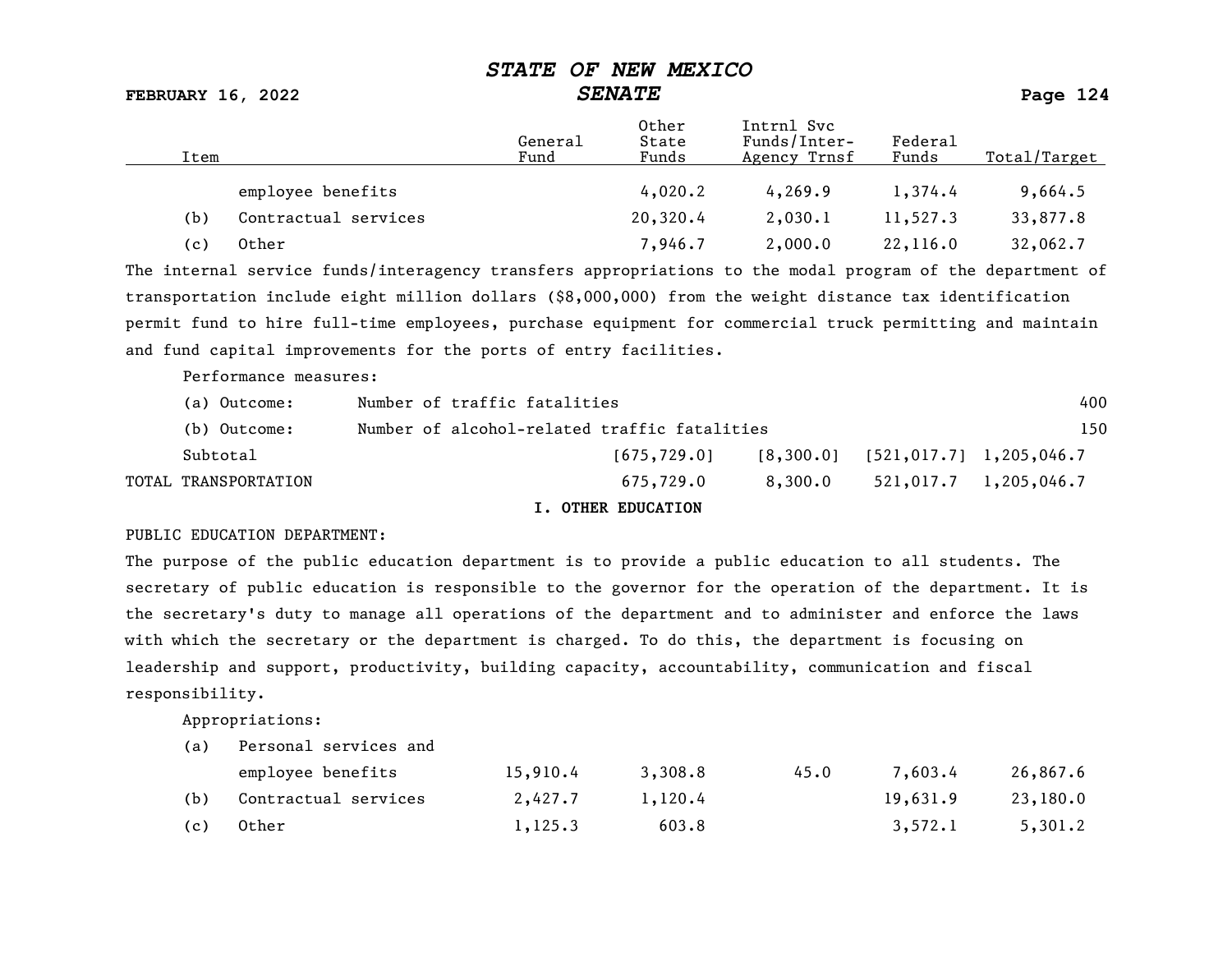| Item | | General Fund | Other State Funds | Intrnl Svc Funds/Inter-Agency Trnsf | Federal Funds | Total/Target |
|---|---|---|---|---|---|---|
| | employee benefits | | 4,020.2 | 4,269.9 | 1,374.4 | 9,664.5 |
| (b) | Contractual services | | 20,320.4 | 2,030.1 | 11,527.3 | 33,877.8 |
| (c) | Other | | 7,946.7 | 2,000.0 | 22,116.0 | 32,062.7 |

The internal service funds/interagency transfers appropriations to the modal program of the department of transportation include eight million dollars ($8,000,000) from the weight distance tax identification permit fund to hire full-time employees, purchase equipment for commercial truck permitting and maintain and fund capital improvements for the ports of entry facilities.

Performance measures:

| | | |
|---|---|---|
| (a) Outcome: | Number of traffic fatalities | 400 |
| (b) Outcome: | Number of alcohol-related traffic fatalities | 150 |

| | General Fund | Other State Funds | Intrnl Svc Funds/Inter-Agency Trnsf | Federal Funds | Total/Target |
|---|---|---|---|---|---|
| Subtotal | | [675,729.0] | [8,300.0] | [521,017.7] | 1,205,046.7 |
| TOTAL TRANSPORTATION | | 675,729.0 | 8,300.0 | 521,017.7 | 1,205,046.7 |

## I. OTHER EDUCATION

PUBLIC EDUCATION DEPARTMENT:

The purpose of the public education department is to provide a public education to all students. The secretary of public education is responsible to the governor for the operation of the department. It is the secretary's duty to manage all operations of the department and to administer and enforce the laws with which the secretary or the department is charged. To do this, the department is focusing on leadership and support, productivity, building capacity, accountability, communication and fiscal responsibility.

Appropriations:

| Item | | General Fund | Other State Funds | Intrnl Svc Funds/Inter-Agency Trnsf | Federal Funds | Total/Target |
|---|---|---|---|---|---|---|
| (a) | Personal services and employee benefits | 15,910.4 | 3,308.8 | 45.0 | 7,603.4 | 26,867.6 |
| (b) | Contractual services | 2,427.7 | 1,120.4 | | 19,631.9 | 23,180.0 |
| (c) | Other | 1,125.3 | 603.8 | | 3,572.1 | 5,301.2 |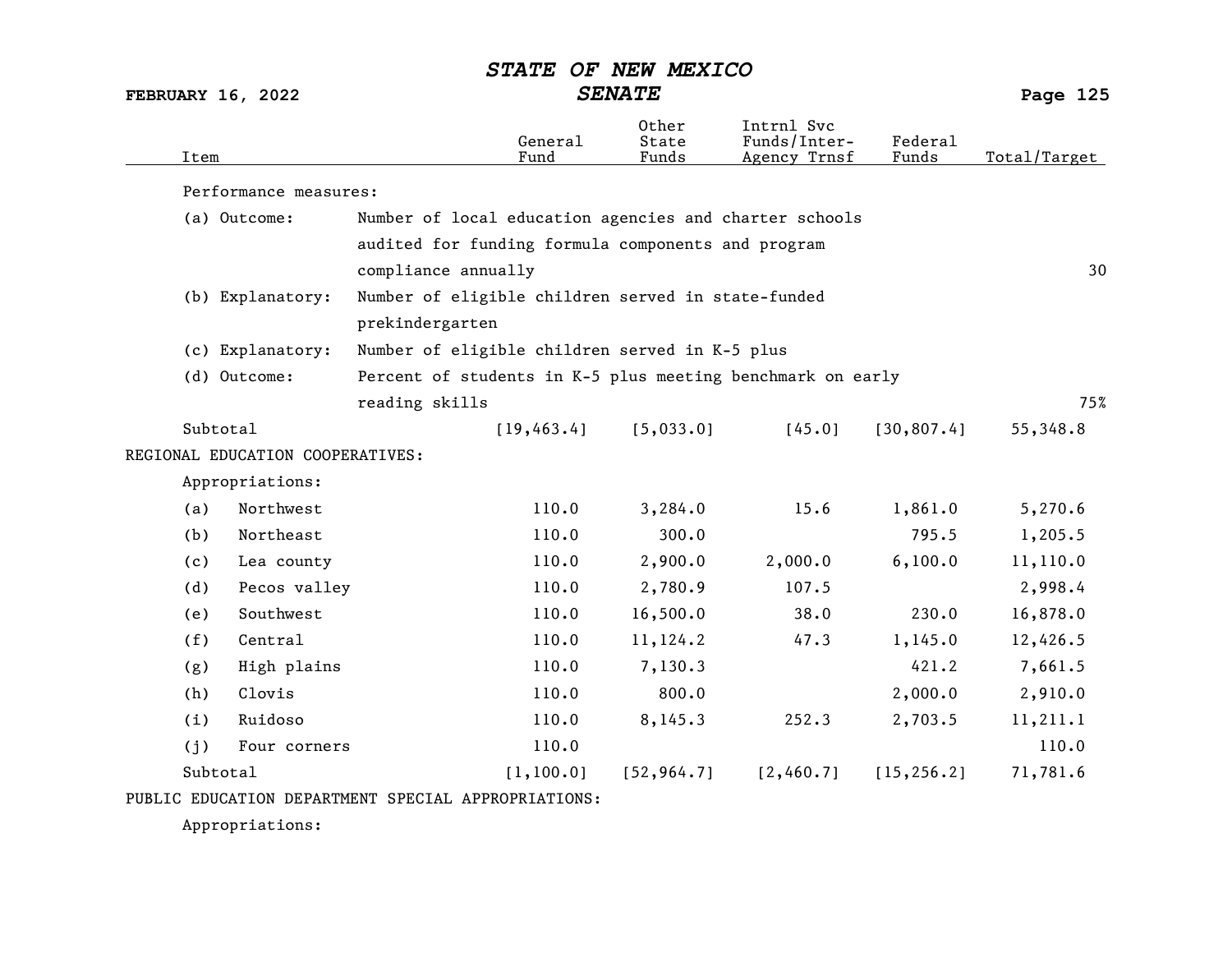| Item | General Fund | Other State Funds | Intrnl Svc Funds/Inter-Agency Trnsf | Federal Funds | Total/Target |
|---|---|---|---|---|---|
| Performance measures: | | | | | |
| (a) Outcome: Number of local education agencies and charter schools audited for funding formula components and program compliance annually | | | | | 30 |
| (b) Explanatory: Number of eligible children served in state-funded prekindergarten | | | | | |
| (c) Explanatory: Number of eligible children served in K-5 plus | | | | | |
| (d) Outcome: Percent of students in K-5 plus meeting benchmark on early reading skills | | | | | 75% |
| Subtotal | [19,463.4] | [5,033.0] | [45.0] | [30,807.4] | 55,348.8 |
| REGIONAL EDUCATION COOPERATIVES: | | | | | |
| Appropriations: | | | | | |
| (a) Northwest | 110.0 | 3,284.0 | 15.6 | 1,861.0 | 5,270.6 |
| (b) Northeast | 110.0 | 300.0 | | 795.5 | 1,205.5 |
| (c) Lea county | 110.0 | 2,900.0 | 2,000.0 | 6,100.0 | 11,110.0 |
| (d) Pecos valley | 110.0 | 2,780.9 | 107.5 | | 2,998.4 |
| (e) Southwest | 110.0 | 16,500.0 | 38.0 | 230.0 | 16,878.0 |
| (f) Central | 110.0 | 11,124.2 | 47.3 | 1,145.0 | 12,426.5 |
| (g) High plains | 110.0 | 7,130.3 | | 421.2 | 7,661.5 |
| (h) Clovis | 110.0 | 800.0 | | 2,000.0 | 2,910.0 |
| (i) Ruidoso | 110.0 | 8,145.3 | 252.3 | 2,703.5 | 11,211.1 |
| (j) Four corners | 110.0 | | | | 110.0 |
| Subtotal | [1,100.0] | [52,964.7] | [2,460.7] | [15,256.2] | 71,781.6 |
| PUBLIC EDUCATION DEPARTMENT SPECIAL APPROPRIATIONS: | | | | | |
| Appropriations: | | | | | |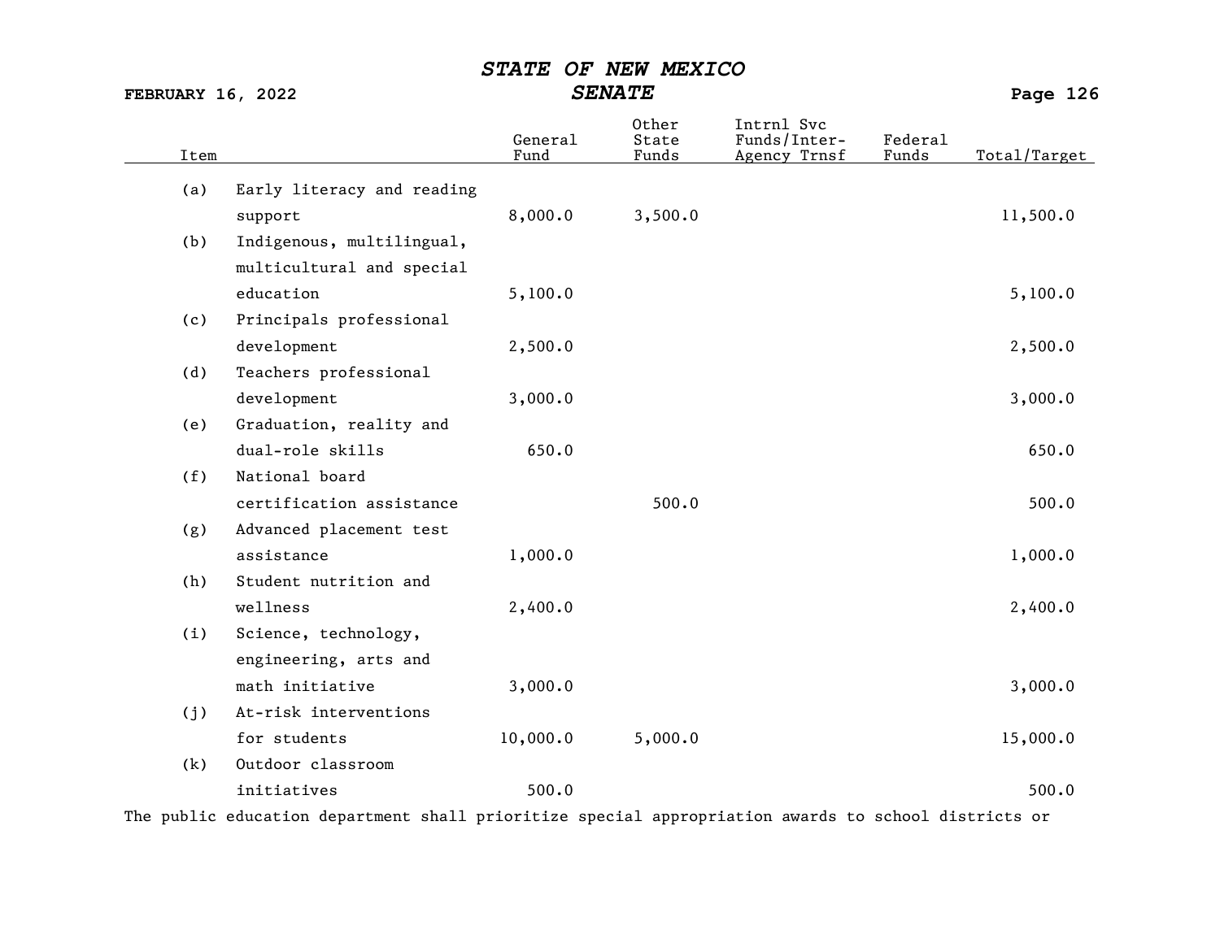| Item | | General Fund | Other State Funds | Intrnl Svc Funds/Inter-Agency Trnsf | Federal Funds | Total/Target |
|---|---|---|---|---|---|---|
| (a) | Early literacy and reading support | 8,000.0 | 3,500.0 | | | 11,500.0 |
| (b) | Indigenous, multilingual, multicultural and special education | 5,100.0 | | | | 5,100.0 |
| (c) | Principals professional development | 2,500.0 | | | | 2,500.0 |
| (d) | Teachers professional development | 3,000.0 | | | | 3,000.0 |
| (e) | Graduation, reality and dual-role skills | 650.0 | | | | 650.0 |
| (f) | National board certification assistance | | 500.0 | | | 500.0 |
| (g) | Advanced placement test assistance | 1,000.0 | | | | 1,000.0 |
| (h) | Student nutrition and wellness | 2,400.0 | | | | 2,400.0 |
| (i) | Science, technology, engineering, arts and math initiative | 3,000.0 | | | | 3,000.0 |
| (j) | At-risk interventions for students | 10,000.0 | 5,000.0 | | | 15,000.0 |
| (k) | Outdoor classroom initiatives | 500.0 | | | | 500.0 |

The public education department shall prioritize special appropriation awards to school districts or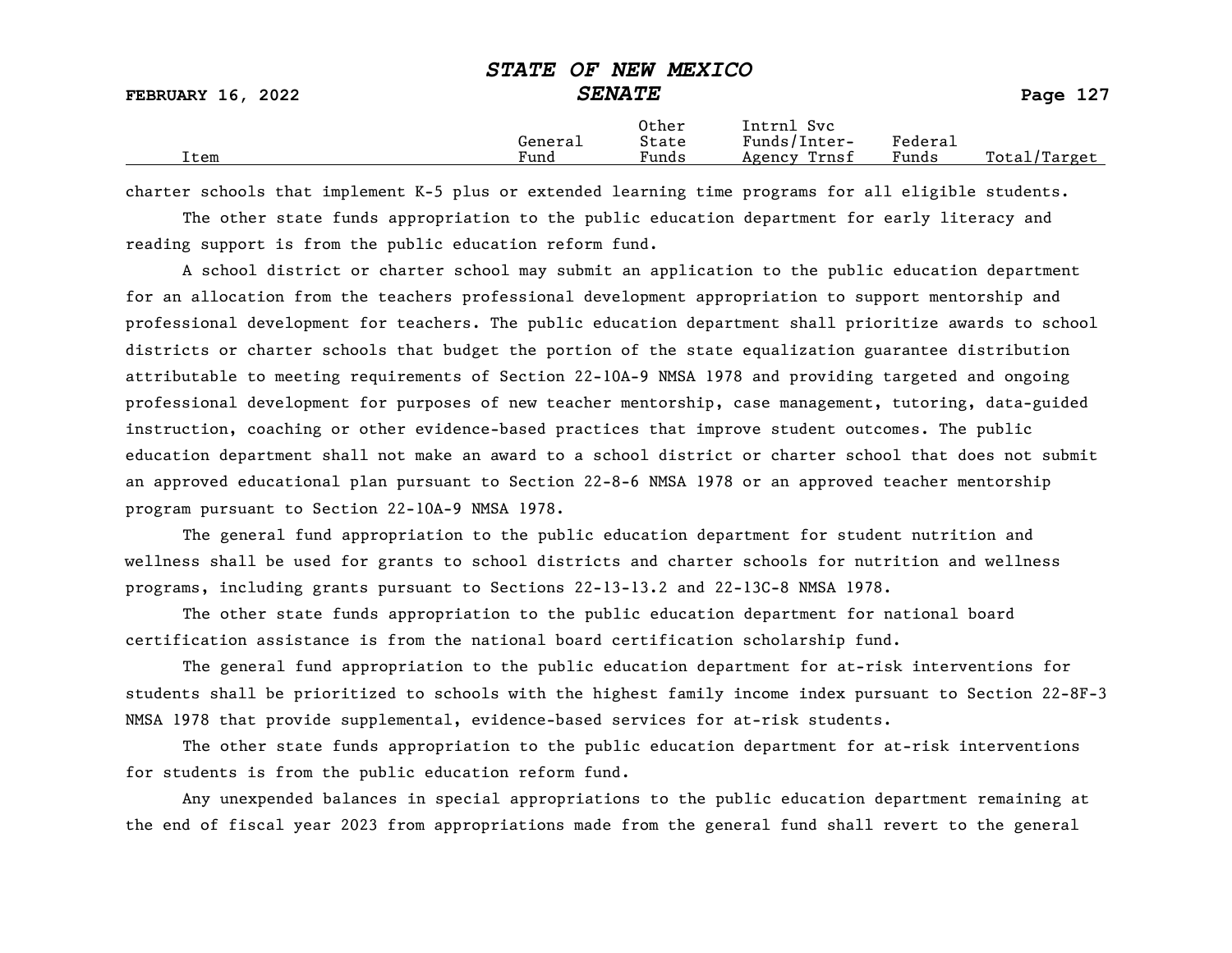| Item | General Fund | Other State Funds | Intrnl Svc Funds/Inter-Agency Trnsf | Federal Funds | Total/Target |
| --- | --- | --- | --- | --- | --- |

charter schools that implement K-5 plus or extended learning time programs for all eligible students.

The other state funds appropriation to the public education department for early literacy and reading support is from the public education reform fund.

A school district or charter school may submit an application to the public education department for an allocation from the teachers professional development appropriation to support mentorship and professional development for teachers. The public education department shall prioritize awards to school districts or charter schools that budget the portion of the state equalization guarantee distribution attributable to meeting requirements of Section 22-10A-9 NMSA 1978 and providing targeted and ongoing professional development for purposes of new teacher mentorship, case management, tutoring, data-guided instruction, coaching or other evidence-based practices that improve student outcomes. The public education department shall not make an award to a school district or charter school that does not submit an approved educational plan pursuant to Section 22-8-6 NMSA 1978 or an approved teacher mentorship program pursuant to Section 22-10A-9 NMSA 1978.

The general fund appropriation to the public education department for student nutrition and wellness shall be used for grants to school districts and charter schools for nutrition and wellness programs, including grants pursuant to Sections 22-13-13.2 and 22-13C-8 NMSA 1978.

The other state funds appropriation to the public education department for national board certification assistance is from the national board certification scholarship fund.

The general fund appropriation to the public education department for at-risk interventions for students shall be prioritized to schools with the highest family income index pursuant to Section 22-8F-3 NMSA 1978 that provide supplemental, evidence-based services for at-risk students.

The other state funds appropriation to the public education department for at-risk interventions for students is from the public education reform fund.

Any unexpended balances in special appropriations to the public education department remaining at the end of fiscal year 2023 from appropriations made from the general fund shall revert to the general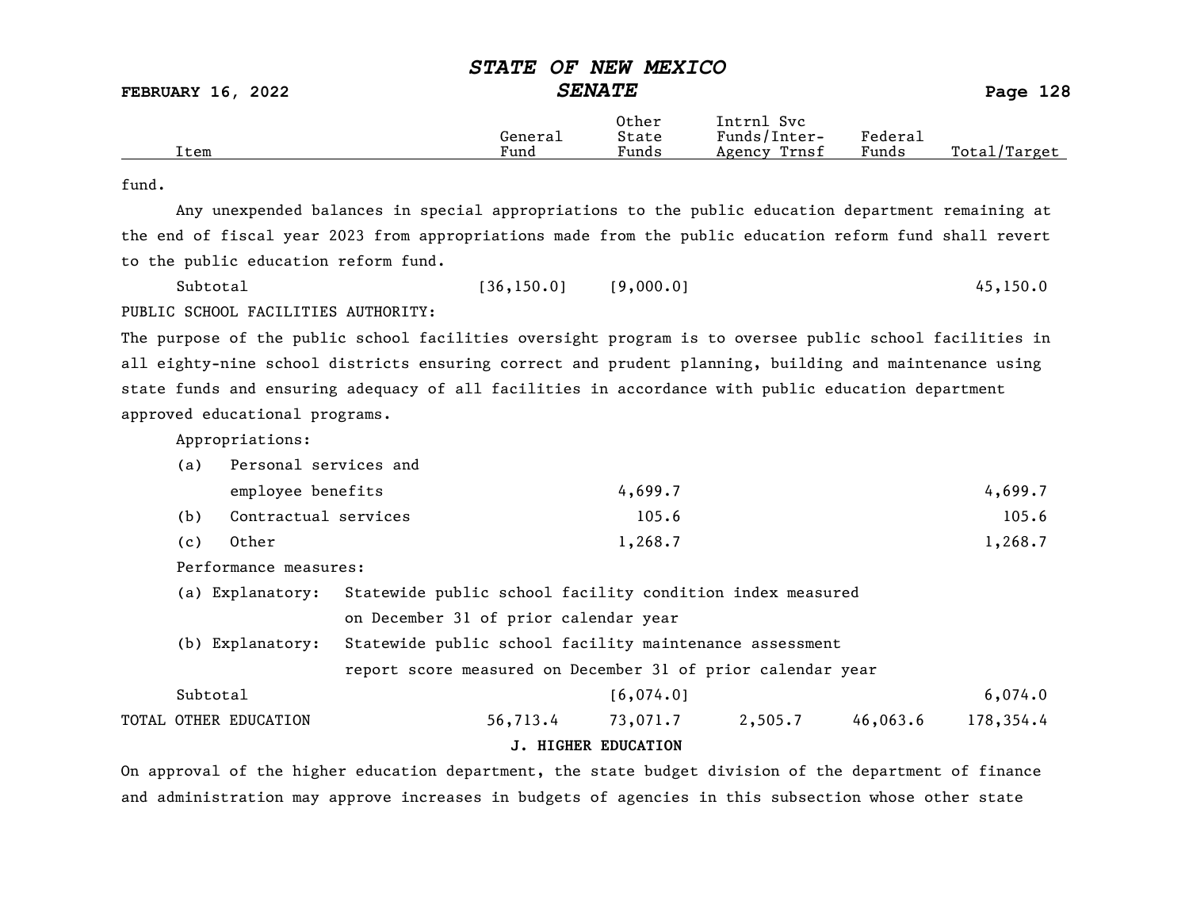| Item | General Fund | Other State Funds | Intrnl Svc Funds/Inter-Agency Trnsf | Federal Funds | Total/Target |
|---|---|---|---|---|---|

fund.

Any unexpended balances in special appropriations to the public education department remaining at the end of fiscal year 2023 from appropriations made from the public education reform fund shall revert to the public education reform fund.

| Item | General Fund | Other State Funds | Intrnl Svc Funds/Inter-Agency Trnsf | Federal Funds | Total/Target |
|---|---|---|---|---|---|
| Subtotal | [36,150.0] | [9,000.0] | | | 45,150.0 |

PUBLIC SCHOOL FACILITIES AUTHORITY:

The purpose of the public school facilities oversight program is to oversee public school facilities in all eighty-nine school districts ensuring correct and prudent planning, building and maintenance using state funds and ensuring adequacy of all facilities in accordance with public education department approved educational programs.

Appropriations:

| Item | General Fund | Other State Funds | Intrnl Svc Funds/Inter-Agency Trnsf | Federal Funds | Total/Target |
|---|---|---|---|---|---|
| (a) Personal services and employee benefits | | 4,699.7 | | | 4,699.7 |
| (b) Contractual services | | 105.6 | | | 105.6 |
| (c) Other | | 1,268.7 | | | 1,268.7 |

Performance measures:

(a) Explanatory: Statewide public school facility condition index measured on December 31 of prior calendar year

(b) Explanatory: Statewide public school facility maintenance assessment report score measured on December 31 of prior calendar year

| Item | General Fund | Other State Funds | Intrnl Svc Funds/Inter-Agency Trnsf | Federal Funds | Total/Target |
|---|---|---|---|---|---|
| Subtotal | | [6,074.0] | | | 6,074.0 |
| TOTAL OTHER EDUCATION | 56,713.4 | 73,071.7 | 2,505.7 | 46,063.6 | 178,354.4 |

## J. HIGHER EDUCATION

On approval of the higher education department, the state budget division of the department of finance and administration may approve increases in budgets of agencies in this subsection whose other state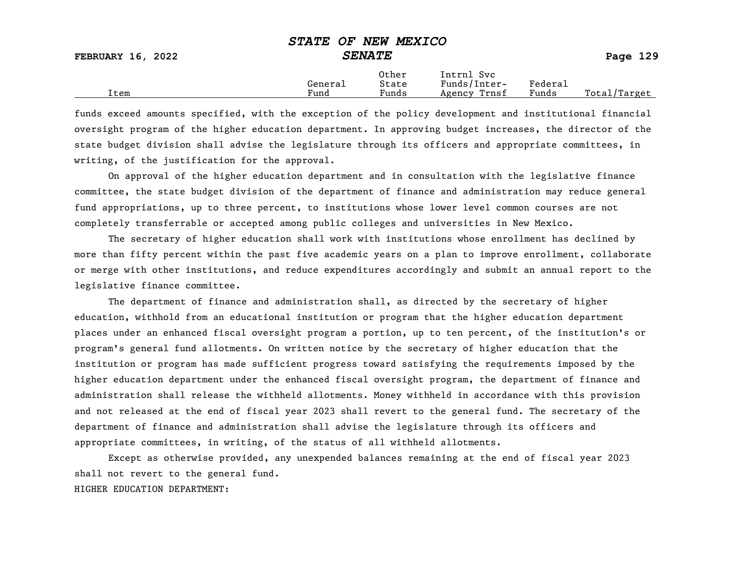| Item | General Fund | Other State Funds | Intrnl Svc Funds/Inter-Agency Trnsf | Federal Funds | Total/Target |
|---|---|---|---|---|---|

funds exceed amounts specified, with the exception of the policy development and institutional financial oversight program of the higher education department. In approving budget increases, the director of the state budget division shall advise the legislature through its officers and appropriate committees, in writing, of the justification for the approval.

On approval of the higher education department and in consultation with the legislative finance committee, the state budget division of the department of finance and administration may reduce general fund appropriations, up to three percent, to institutions whose lower level common courses are not completely transferrable or accepted among public colleges and universities in New Mexico.

The secretary of higher education shall work with institutions whose enrollment has declined by more than fifty percent within the past five academic years on a plan to improve enrollment, collaborate or merge with other institutions, and reduce expenditures accordingly and submit an annual report to the legislative finance committee.

The department of finance and administration shall, as directed by the secretary of higher education, withhold from an educational institution or program that the higher education department places under an enhanced fiscal oversight program a portion, up to ten percent, of the institution's or program's general fund allotments. On written notice by the secretary of higher education that the institution or program has made sufficient progress toward satisfying the requirements imposed by the higher education department under the enhanced fiscal oversight program, the department of finance and administration shall release the withheld allotments. Money withheld in accordance with this provision and not released at the end of fiscal year 2023 shall revert to the general fund. The secretary of the department of finance and administration shall advise the legislature through its officers and appropriate committees, in writing, of the status of all withheld allotments.

Except as otherwise provided, any unexpended balances remaining at the end of fiscal year 2023 shall not revert to the general fund.

HIGHER EDUCATION DEPARTMENT: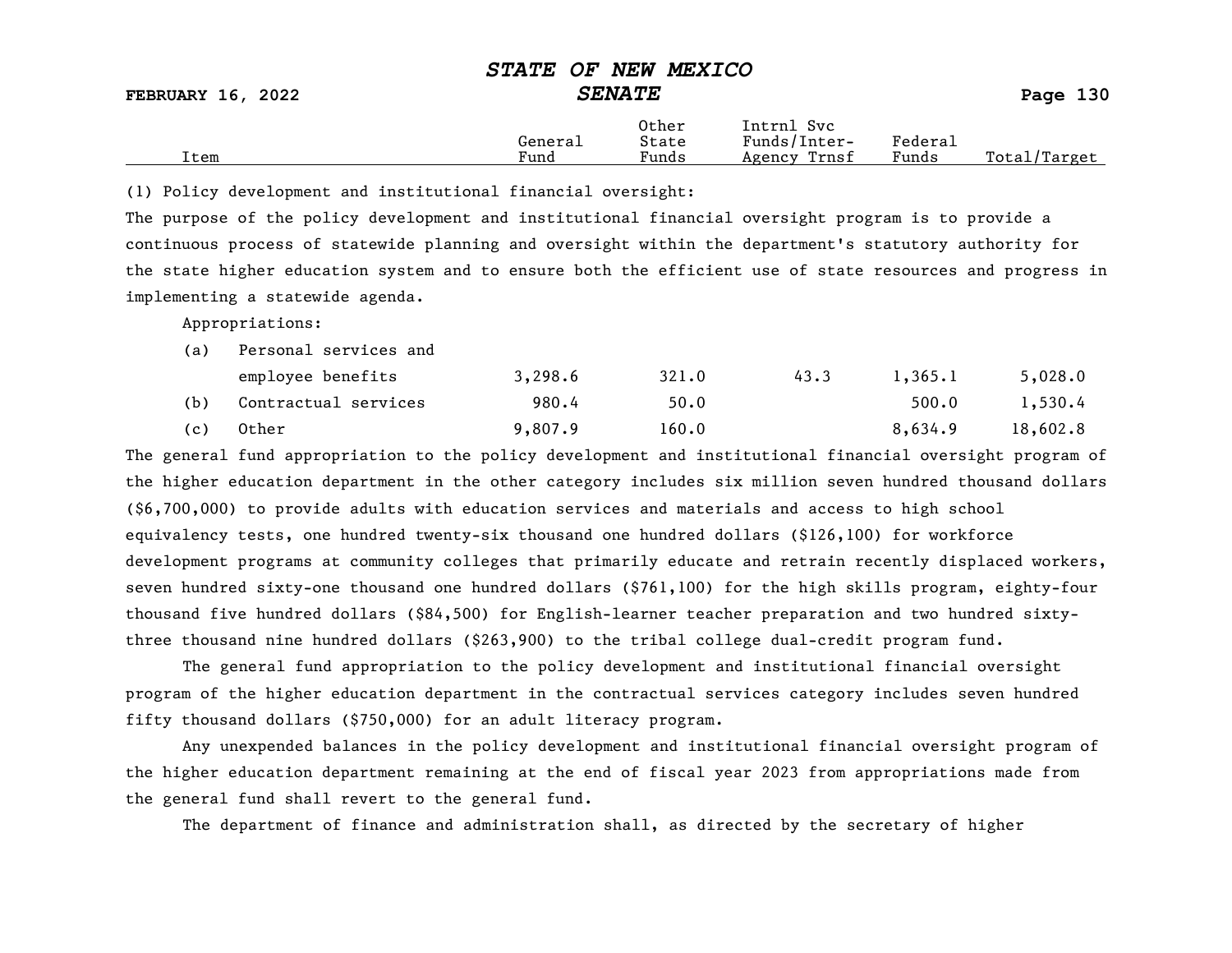| Item | General Fund | Other State Funds | Intrnl Svc Funds/Inter-Agency Trnsf | Federal Funds | Total/Target |
|---|---|---|---|---|---|

(1) Policy development and institutional financial oversight:

The purpose of the policy development and institutional financial oversight program is to provide a continuous process of statewide planning and oversight within the department's statutory authority for the state higher education system and to ensure both the efficient use of state resources and progress in implementing a statewide agenda.

Appropriations:

| Item | General Fund | Other State Funds | Intrnl Svc Funds/Inter-Agency Trnsf | Federal Funds | Total/Target |
|---|---|---|---|---|---|
| (a) Personal services and employee benefits | 3,298.6 | 321.0 | 43.3 | 1,365.1 | 5,028.0 |
| (b) Contractual services | 980.4 | 50.0 | | 500.0 | 1,530.4 |
| (c) Other | 9,807.9 | 160.0 | | 8,634.9 | 18,602.8 |

The general fund appropriation to the policy development and institutional financial oversight program of the higher education department in the other category includes six million seven hundred thousand dollars ($6,700,000) to provide adults with education services and materials and access to high school equivalency tests, one hundred twenty-six thousand one hundred dollars ($126,100) for workforce development programs at community colleges that primarily educate and retrain recently displaced workers, seven hundred sixty-one thousand one hundred dollars ($761,100) for the high skills program, eighty-four thousand five hundred dollars ($84,500) for English-learner teacher preparation and two hundred sixty-three thousand nine hundred dollars ($263,900) to the tribal college dual-credit program fund.

The general fund appropriation to the policy development and institutional financial oversight program of the higher education department in the contractual services category includes seven hundred fifty thousand dollars ($750,000) for an adult literacy program.

Any unexpended balances in the policy development and institutional financial oversight program of the higher education department remaining at the end of fiscal year 2023 from appropriations made from the general fund shall revert to the general fund.

The department of finance and administration shall, as directed by the secretary of higher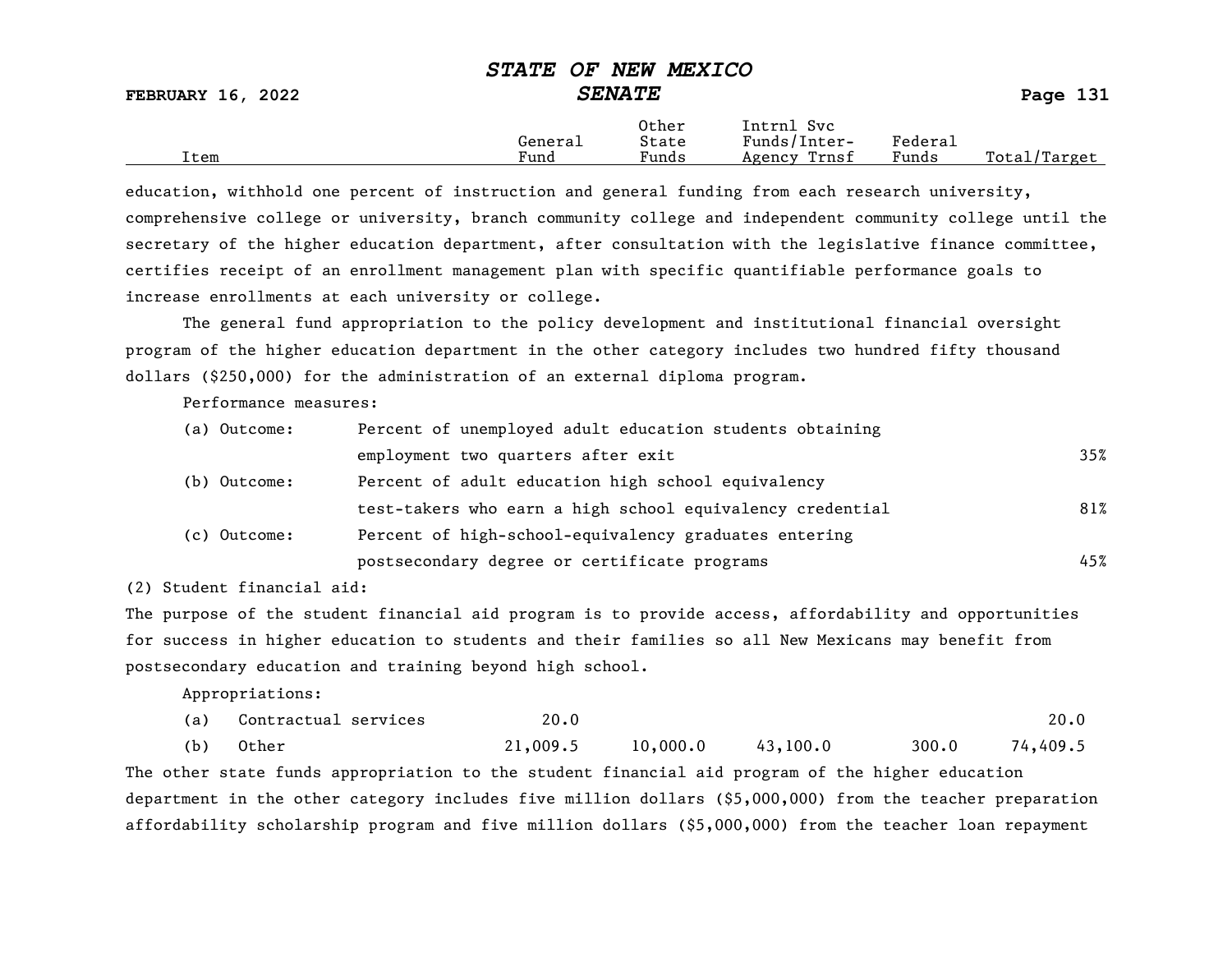| Item | General Fund | Other State Funds | Intrnl Svc Funds/Inter-Agency Trnsf | Federal Funds | Total/Target |
|---|---|---|---|---|---|

education, withhold one percent of instruction and general funding from each research university, comprehensive college or university, branch community college and independent community college until the secretary of the higher education department, after consultation with the legislative finance committee, certifies receipt of an enrollment management plan with specific quantifiable performance goals to increase enrollments at each university or college.

The general fund appropriation to the policy development and institutional financial oversight program of the higher education department in the other category includes two hundred fifty thousand dollars ($250,000) for the administration of an external diploma program.

Performance measures:

| | | |
|---|---|---|
| (a) Outcome: | Percent of unemployed adult education students obtaining employment two quarters after exit | 35% |
| (b) Outcome: | Percent of adult education high school equivalency test-takers who earn a high school equivalency credential | 81% |
| (c) Outcome: | Percent of high-school-equivalency graduates entering postsecondary degree or certificate programs | 45% |

(2) Student financial aid:

The purpose of the student financial aid program is to provide access, affordability and opportunities for success in higher education to students and their families so all New Mexicans may benefit from postsecondary education and training beyond high school.

Appropriations:

| Item | General Fund | Other State Funds | Intrnl Svc Funds/Inter-Agency Trnsf | Federal Funds | Total/Target |
|---|---|---|---|---|---|
| (a) Contractual services | 20.0 | | | | 20.0 |
| (b) Other | 21,009.5 | 10,000.0 | 43,100.0 | 300.0 | 74,409.5 |

The other state funds appropriation to the student financial aid program of the higher education department in the other category includes five million dollars ($5,000,000) from the teacher preparation affordability scholarship program and five million dollars ($5,000,000) from the teacher loan repayment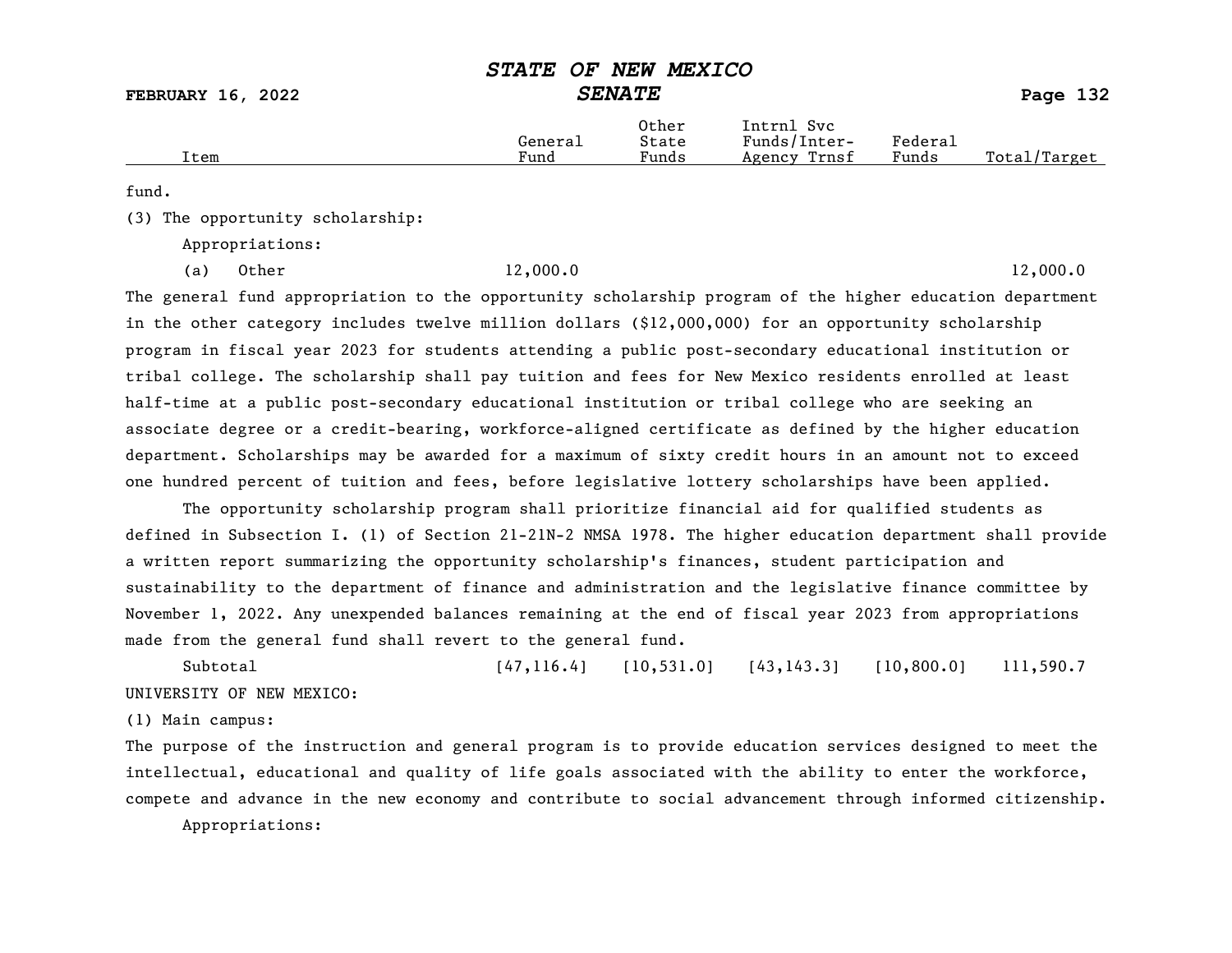| Item | General Fund | Other State Funds | Intrnl Svc Funds/Inter-Agency Trnsf | Federal Funds | Total/Target |
|---|---|---|---|---|---|

fund.

(3) The opportunity scholarship:

Appropriations:

| Item | General Fund | Other State Funds | Intrnl Svc Funds/Inter-Agency Trnsf | Federal Funds | Total/Target |
|---|---|---|---|---|---|
| (a) Other | 12,000.0 | | | | 12,000.0 |

The general fund appropriation to the opportunity scholarship program of the higher education department in the other category includes twelve million dollars ($12,000,000) for an opportunity scholarship program in fiscal year 2023 for students attending a public post-secondary educational institution or tribal college. The scholarship shall pay tuition and fees for New Mexico residents enrolled at least half-time at a public post-secondary educational institution or tribal college who are seeking an associate degree or a credit-bearing, workforce-aligned certificate as defined by the higher education department. Scholarships may be awarded for a maximum of sixty credit hours in an amount not to exceed one hundred percent of tuition and fees, before legislative lottery scholarships have been applied.

The opportunity scholarship program shall prioritize financial aid for qualified students as defined in Subsection I. (1) of Section 21-21N-2 NMSA 1978. The higher education department shall provide a written report summarizing the opportunity scholarship's finances, student participation and sustainability to the department of finance and administration and the legislative finance committee by November 1, 2022. Any unexpended balances remaining at the end of fiscal year 2023 from appropriations made from the general fund shall revert to the general fund.

| Item | General Fund | Other State Funds | Intrnl Svc Funds/Inter-Agency Trnsf | Federal Funds | Total/Target |
|---|---|---|---|---|---|
| Subtotal | [47,116.4] | [10,531.0] | [43,143.3] | [10,800.0] | 111,590.7 |

UNIVERSITY OF NEW MEXICO:

(1) Main campus:

The purpose of the instruction and general program is to provide education services designed to meet the intellectual, educational and quality of life goals associated with the ability to enter the workforce, compete and advance in the new economy and contribute to social advancement through informed citizenship.

Appropriations: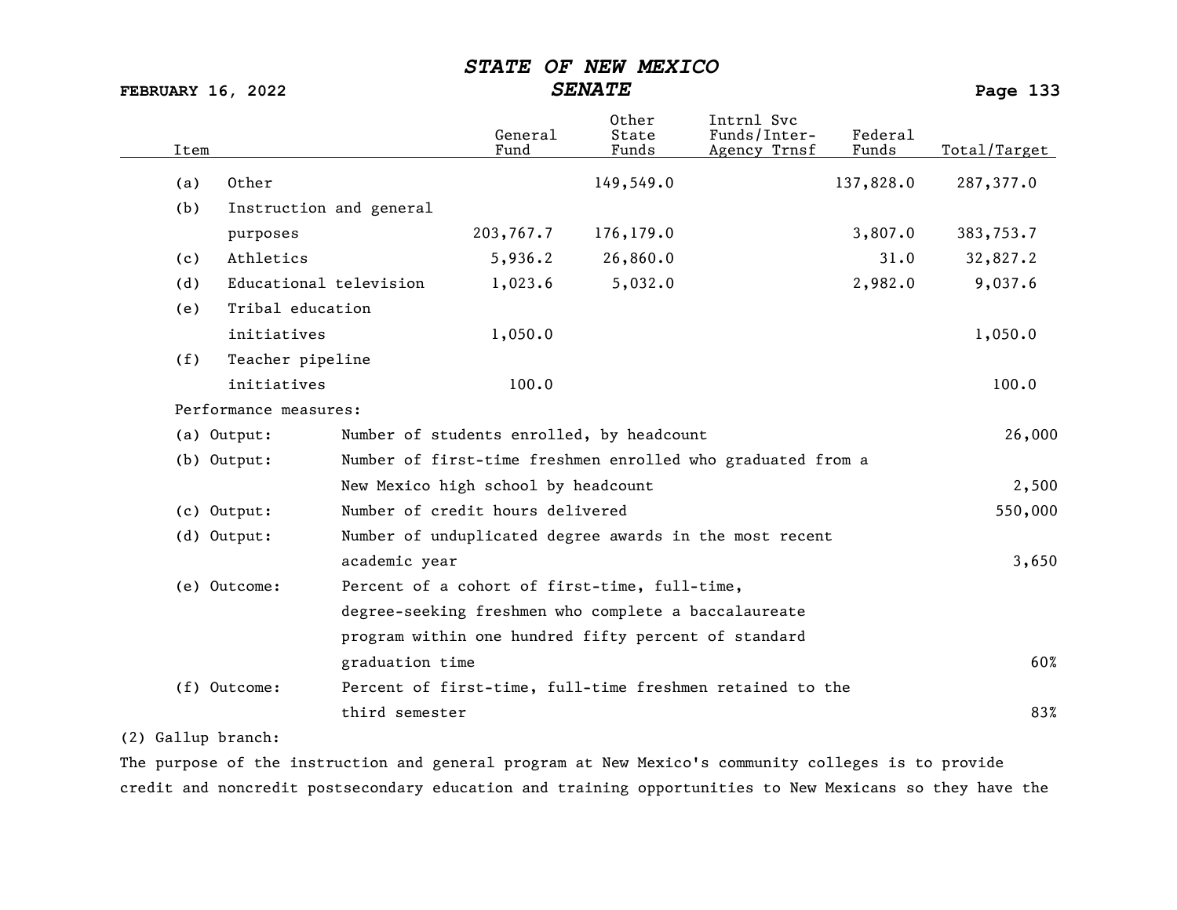| Item | General Fund | Other State Funds | Intrnl Svc Funds/Inter-Agency Trnsf | Federal Funds | Total/Target |
|---|---|---|---|---|---|
| (a) Other | | 149,549.0 | | 137,828.0 | 287,377.0 |
| (b) Instruction and general purposes | 203,767.7 | 176,179.0 | | 3,807.0 | 383,753.7 |
| (c) Athletics | 5,936.2 | 26,860.0 | | 31.0 | 32,827.2 |
| (d) Educational television | 1,023.6 | 5,032.0 | | 2,982.0 | 9,037.6 |
| (e) Tribal education initiatives | 1,050.0 | | | | 1,050.0 |
| (f) Teacher pipeline initiatives | 100.0 | | | | 100.0 |

Performance measures:

| Measure | Description | Target |
|---|---|---|
| (a) Output: | Number of students enrolled, by headcount | 26,000 |
| (b) Output: | Number of first-time freshmen enrolled who graduated from a New Mexico high school by headcount | 2,500 |
| (c) Output: | Number of credit hours delivered | 550,000 |
| (d) Output: | Number of unduplicated degree awards in the most recent academic year | 3,650 |
| (e) Outcome: | Percent of a cohort of first-time, full-time, degree-seeking freshmen who complete a baccalaureate program within one hundred fifty percent of standard graduation time | 60% |
| (f) Outcome: | Percent of first-time, full-time freshmen retained to the third semester | 83% |

(2) Gallup branch:

The purpose of the instruction and general program at New Mexico's community colleges is to provide credit and noncredit postsecondary education and training opportunities to New Mexicans so they have the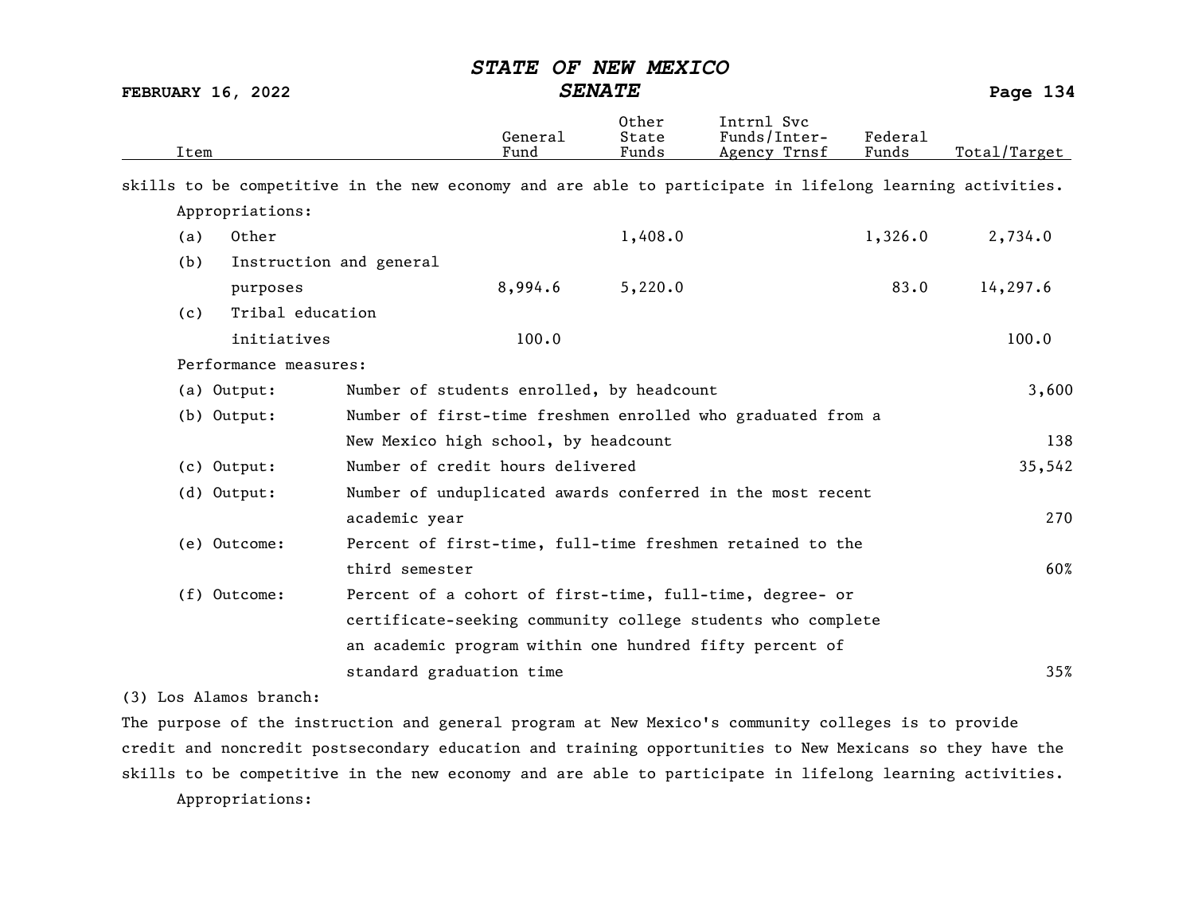| Item | General Fund | Other State Funds | Intrnl Svc Funds/Inter-Agency Trnsf | Federal Funds | Total/Target |
|---|---|---|---|---|---|

skills to be competitive in the new economy and are able to participate in lifelong learning activities.

Appropriations:

| Item | General Fund | Other State Funds | Intrnl Svc Funds/Inter-Agency Trnsf | Federal Funds | Total/Target |
|---|---|---|---|---|---|
| (a) Other | | 1,408.0 | | 1,326.0 | 2,734.0 |
| (b) Instruction and general purposes | 8,994.6 | 5,220.0 | | 83.0 | 14,297.6 |
| (c) Tribal education initiatives | 100.0 | | | | 100.0 |

Performance measures:

| Measure | Description | Target |
|---|---|---|
| (a) Output: | Number of students enrolled, by headcount | 3,600 |
| (b) Output: | Number of first-time freshmen enrolled who graduated from a New Mexico high school, by headcount | 138 |
| (c) Output: | Number of credit hours delivered | 35,542 |
| (d) Output: | Number of unduplicated awards conferred in the most recent academic year | 270 |
| (e) Outcome: | Percent of first-time, full-time freshmen retained to the third semester | 60% |
| (f) Outcome: | Percent of a cohort of first-time, full-time, degree- or certificate-seeking community college students who complete an academic program within one hundred fifty percent of standard graduation time | 35% |

(3) Los Alamos branch:

The purpose of the instruction and general program at New Mexico's community colleges is to provide credit and noncredit postsecondary education and training opportunities to New Mexicans so they have the skills to be competitive in the new economy and are able to participate in lifelong learning activities.

Appropriations: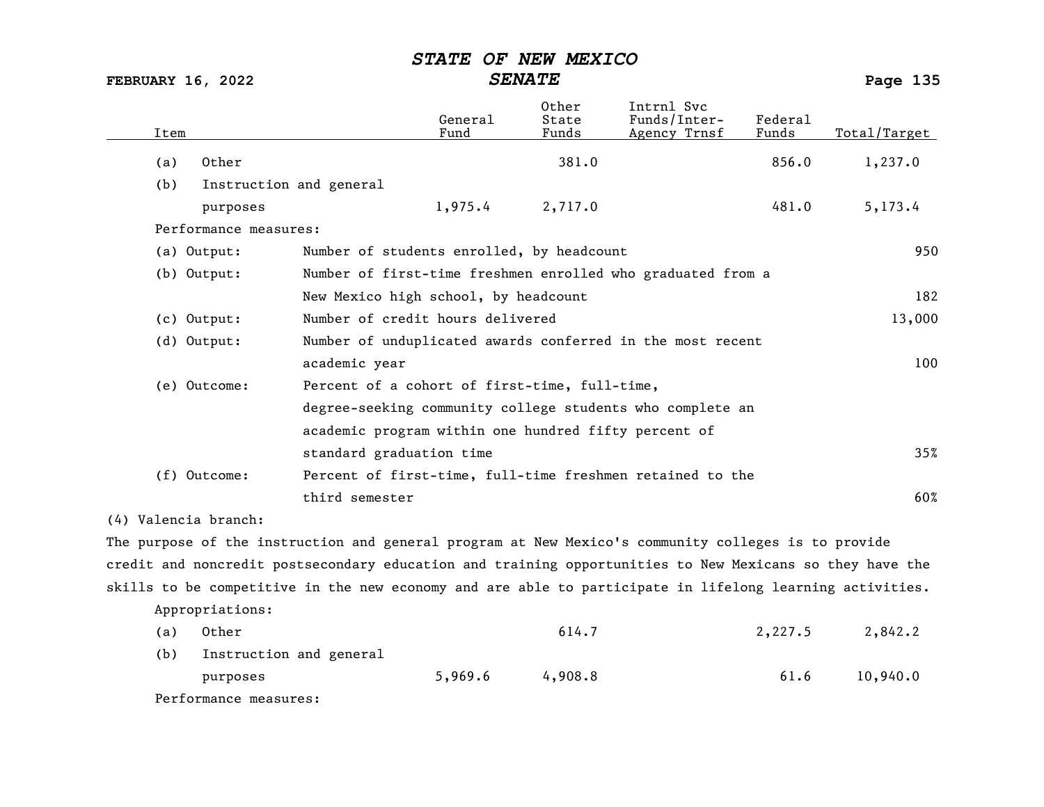| Item | General Fund | Other State Funds | Intrnl Svc Funds/Inter-Agency Trnsf | Federal Funds | Total/Target |
|---|---|---|---|---|---|
| (a) Other | | 381.0 | | 856.0 | 1,237.0 |
| (b) Instruction and general purposes | 1,975.4 | 2,717.0 | | 481.0 | 5,173.4 |

Performance measures:

| | | |
|---|---|---|
| (a) Output: | Number of students enrolled, by headcount | 950 |
| (b) Output: | Number of first-time freshmen enrolled who graduated from a New Mexico high school, by headcount | 182 |
| (c) Output: | Number of credit hours delivered | 13,000 |
| (d) Output: | Number of unduplicated awards conferred in the most recent academic year | 100 |
| (e) Outcome: | Percent of a cohort of first-time, full-time, degree-seeking community college students who complete an academic program within one hundred fifty percent of standard graduation time | 35% |
| (f) Outcome: | Percent of first-time, full-time freshmen retained to the third semester | 60% |

(4) Valencia branch:

The purpose of the instruction and general program at New Mexico's community colleges is to provide credit and noncredit postsecondary education and training opportunities to New Mexicans so they have the skills to be competitive in the new economy and are able to participate in lifelong learning activities.

Appropriations:

| Item | General Fund | Other State Funds | Intrnl Svc Funds/Inter-Agency Trnsf | Federal Funds | Total/Target |
|---|---|---|---|---|---|
| (a) Other | | 614.7 | | 2,227.5 | 2,842.2 |
| (b) Instruction and general purposes | 5,969.6 | 4,908.8 | | 61.6 | 10,940.0 |

Performance measures: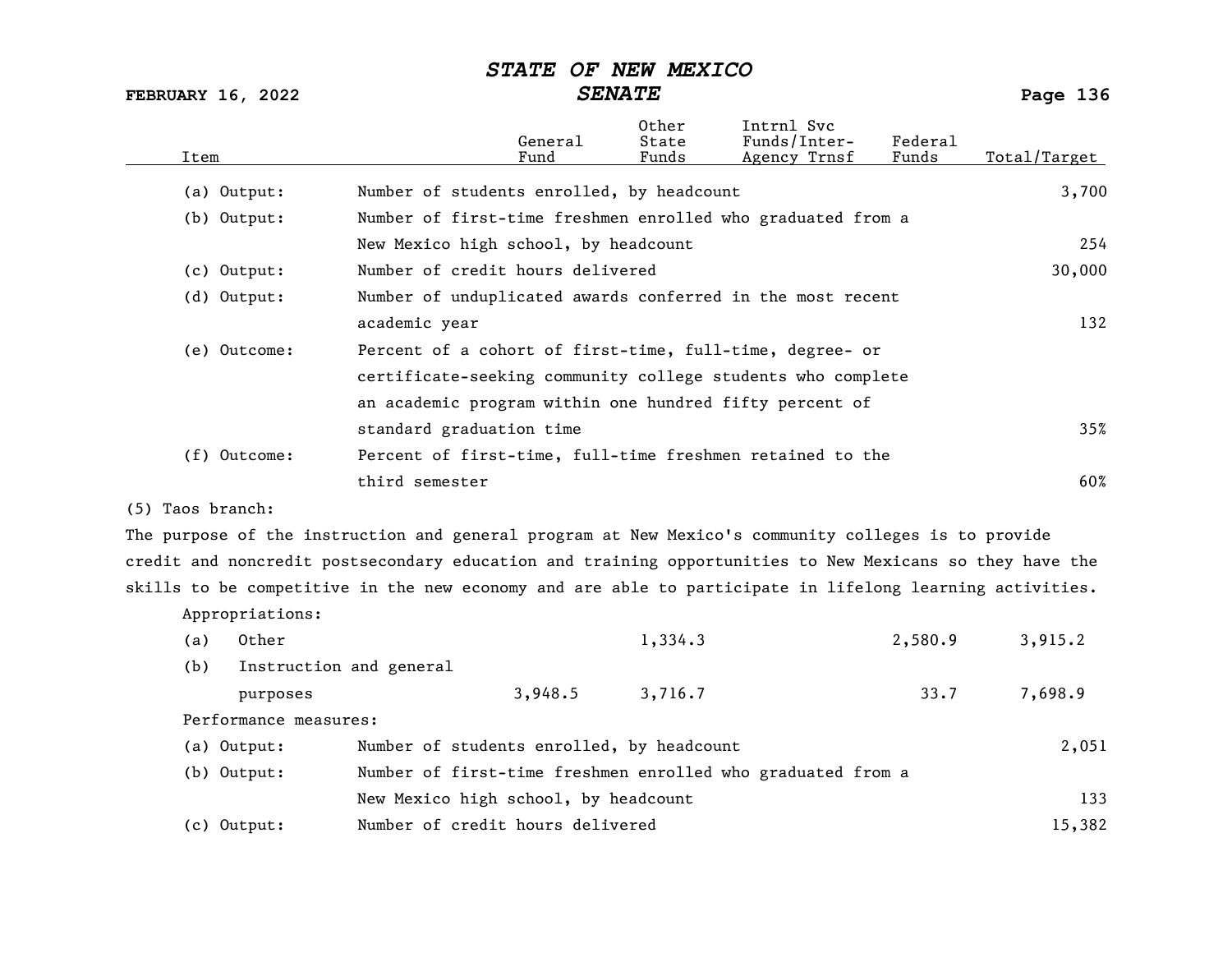| Item | | General Fund | Other State Funds | Intrnl Svc Funds/Inter-Agency Trnsf | Federal Funds | Total/Target |
|---|---|---|---|---|---|---|
| (a) Output: | Number of students enrolled, by headcount | | | | | 3,700 |
| (b) Output: | Number of first-time freshmen enrolled who graduated from a New Mexico high school, by headcount | | | | | 254 |
| (c) Output: | Number of credit hours delivered | | | | | 30,000 |
| (d) Output: | Number of unduplicated awards conferred in the most recent academic year | | | | | 132 |
| (e) Outcome: | Percent of a cohort of first-time, full-time, degree- or certificate-seeking community college students who complete an academic program within one hundred fifty percent of standard graduation time | | | | | 35% |
| (f) Outcome: | Percent of first-time, full-time freshmen retained to the third semester | | | | | 60% |

(5) Taos branch:

The purpose of the instruction and general program at New Mexico's community colleges is to provide credit and noncredit postsecondary education and training opportunities to New Mexicans so they have the skills to be competitive in the new economy and are able to participate in lifelong learning activities.

Appropriations:

| Item | General Fund | Other State Funds | Intrnl Svc Funds/Inter-Agency Trnsf | Federal Funds | Total/Target |
|---|---|---|---|---|---|
| (a) Other | | 1,334.3 | | 2,580.9 | 3,915.2 |
| (b) Instruction and general purposes | 3,948.5 | 3,716.7 | | 33.7 | 7,698.9 |

Performance measures:

| Item | | Total/Target |
|---|---|---|
| (a) Output: | Number of students enrolled, by headcount | 2,051 |
| (b) Output: | Number of first-time freshmen enrolled who graduated from a New Mexico high school, by headcount | 133 |
| (c) Output: | Number of credit hours delivered | 15,382 |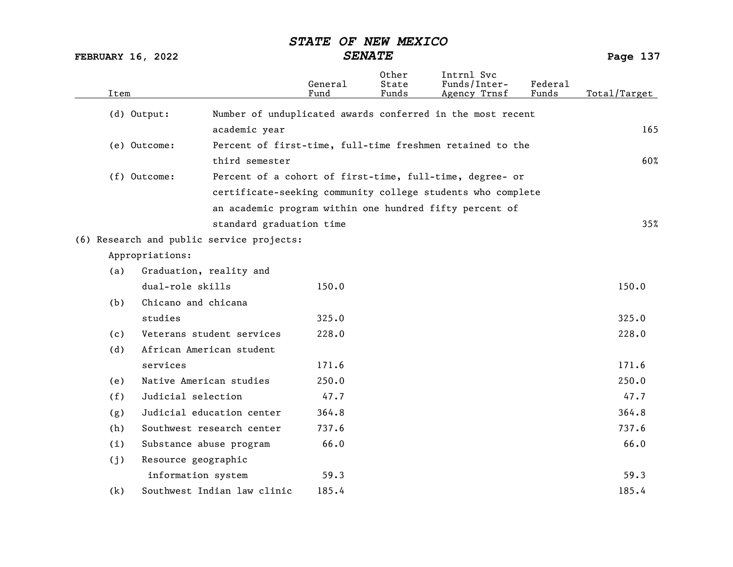| Item | | General Fund | Other State Funds | Intrnl Svc Funds/Inter-Agency Trnsf | Federal Funds | Total/Target |
|---|---|---|---|---|---|---|
| (d) Output: | Number of unduplicated awards conferred in the most recent academic year | | | | | 165 |
| (e) Outcome: | Percent of first-time, full-time freshmen retained to the third semester | | | | | 60% |
| (f) Outcome: | Percent of a cohort of first-time, full-time, degree- or certificate-seeking community college students who complete an academic program within one hundred fifty percent of standard graduation time | | | | | 35% |
| (6) Research and public service projects: | | | | | | |
| Appropriations: | | | | | | |
| (a) | Graduation, reality and dual-role skills | 150.0 | | | | 150.0 |
| (b) | Chicano and chicana studies | 325.0 | | | | 325.0 |
| (c) | Veterans student services | 228.0 | | | | 228.0 |
| (d) | African American student services | 171.6 | | | | 171.6 |
| (e) | Native American studies | 250.0 | | | | 250.0 |
| (f) | Judicial selection | 47.7 | | | | 47.7 |
| (g) | Judicial education center | 364.8 | | | | 364.8 |
| (h) | Southwest research center | 737.6 | | | | 737.6 |
| (i) | Substance abuse program | 66.0 | | | | 66.0 |
| (j) | Resource geographic information system | 59.3 | | | | 59.3 |
| (k) | Southwest Indian law clinic | 185.4 | | | | 185.4 |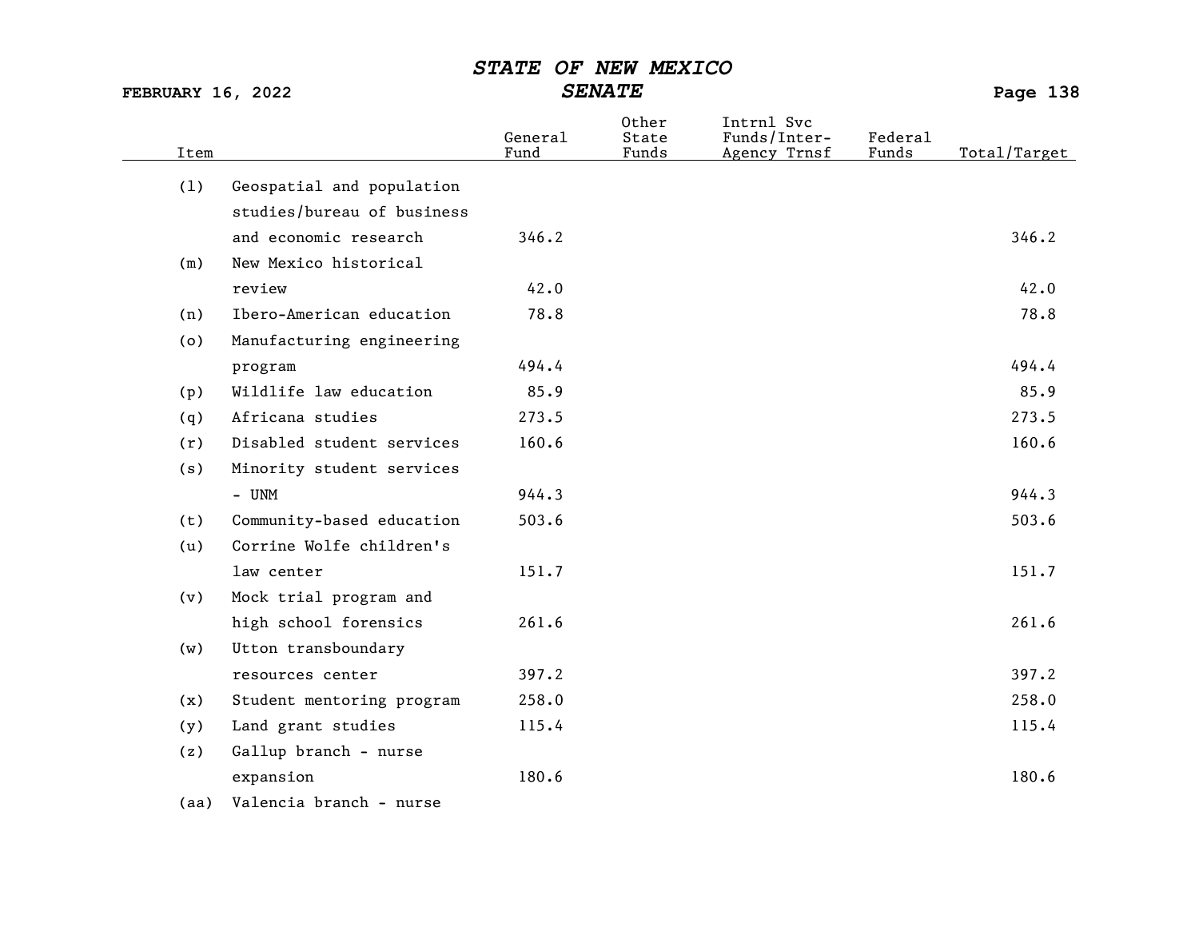| Item | | General Fund | Other State Funds | Intrnl Svc Funds/Inter-Agency Trnsf | Federal Funds | Total/Target |
|---|---|---|---|---|---|---|
| (l) | Geospatial and population studies/bureau of business and economic research | 346.2 | | | | 346.2 |
| (m) | New Mexico historical review | 42.0 | | | | 42.0 |
| (n) | Ibero-American education | 78.8 | | | | 78.8 |
| (o) | Manufacturing engineering program | 494.4 | | | | 494.4 |
| (p) | Wildlife law education | 85.9 | | | | 85.9 |
| (q) | Africana studies | 273.5 | | | | 273.5 |
| (r) | Disabled student services | 160.6 | | | | 160.6 |
| (s) | Minority student services - UNM | 944.3 | | | | 944.3 |
| (t) | Community-based education | 503.6 | | | | 503.6 |
| (u) | Corrine Wolfe children's law center | 151.7 | | | | 151.7 |
| (v) | Mock trial program and high school forensics | 261.6 | | | | 261.6 |
| (w) | Utton transboundary resources center | 397.2 | | | | 397.2 |
| (x) | Student mentoring program | 258.0 | | | | 258.0 |
| (y) | Land grant studies | 115.4 | | | | 115.4 |
| (z) | Gallup branch - nurse expansion | 180.6 | | | | 180.6 |
| (aa) | Valencia branch - nurse | | | | | |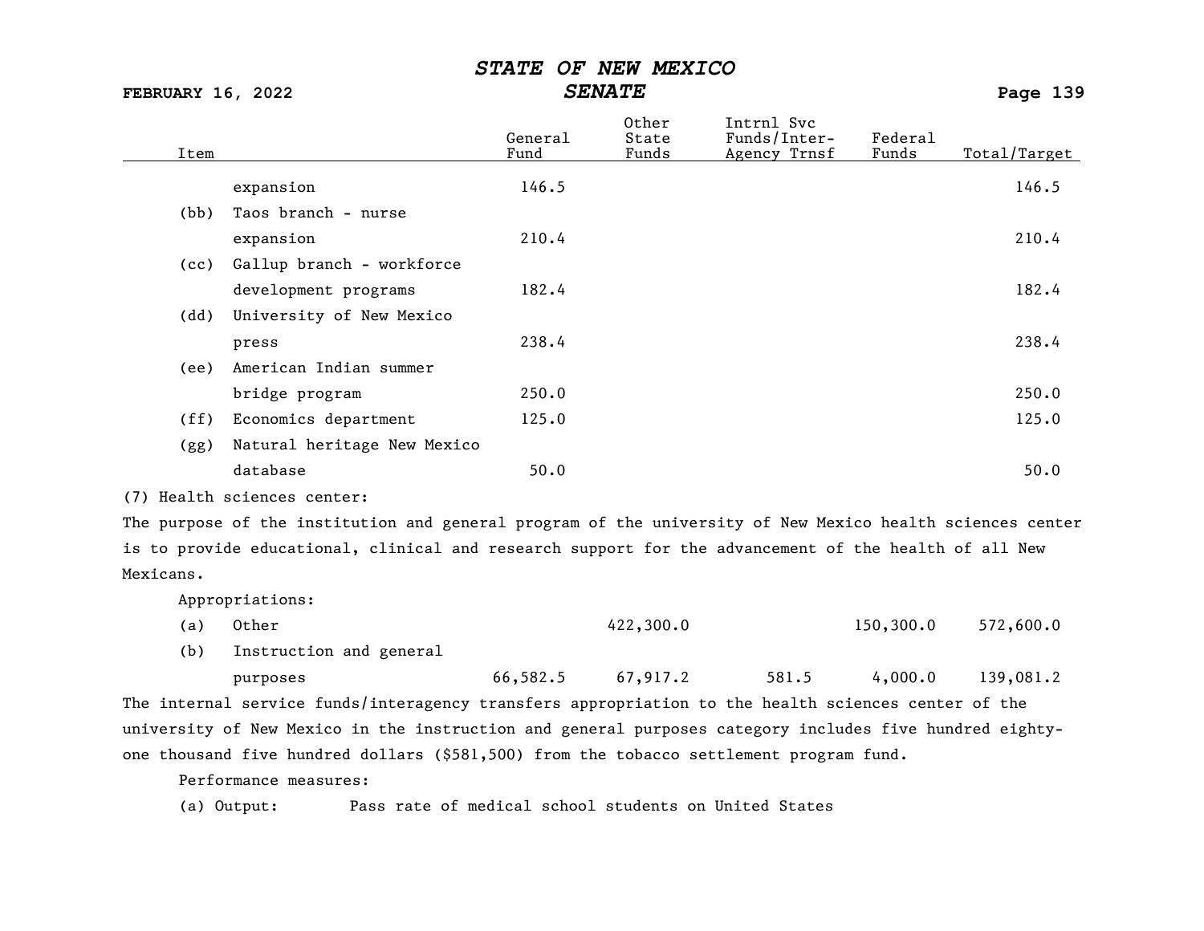| Item | General Fund | Other State Funds | Intrnl Svc Funds/Inter-Agency Trnsf | Federal Funds | Total/Target |
|---|---|---|---|---|---|
| expansion | 146.5 | | | | 146.5 |
| (bb) Taos branch - nurse expansion | 210.4 | | | | 210.4 |
| (cc) Gallup branch - workforce development programs | 182.4 | | | | 182.4 |
| (dd) University of New Mexico press | 238.4 | | | | 238.4 |
| (ee) American Indian summer bridge program | 250.0 | | | | 250.0 |
| (ff) Economics department | 125.0 | | | | 125.0 |
| (gg) Natural heritage New Mexico database | 50.0 | | | | 50.0 |

(7) Health sciences center:

The purpose of the institution and general program of the university of New Mexico health sciences center is to provide educational, clinical and research support for the advancement of the health of all New Mexicans.

Appropriations:

| Item | General Fund | Other State Funds | Intrnl Svc Funds/Inter-Agency Trnsf | Federal Funds | Total/Target |
|---|---|---|---|---|---|
| (a) Other | | 422,300.0 | | 150,300.0 | 572,600.0 |
| (b) Instruction and general purposes | 66,582.5 | 67,917.2 | 581.5 | 4,000.0 | 139,081.2 |

The internal service funds/interagency transfers appropriation to the health sciences center of the university of New Mexico in the instruction and general purposes category includes five hundred eighty-one thousand five hundred dollars ($581,500) from the tobacco settlement program fund.

Performance measures:

(a) Output: Pass rate of medical school students on United States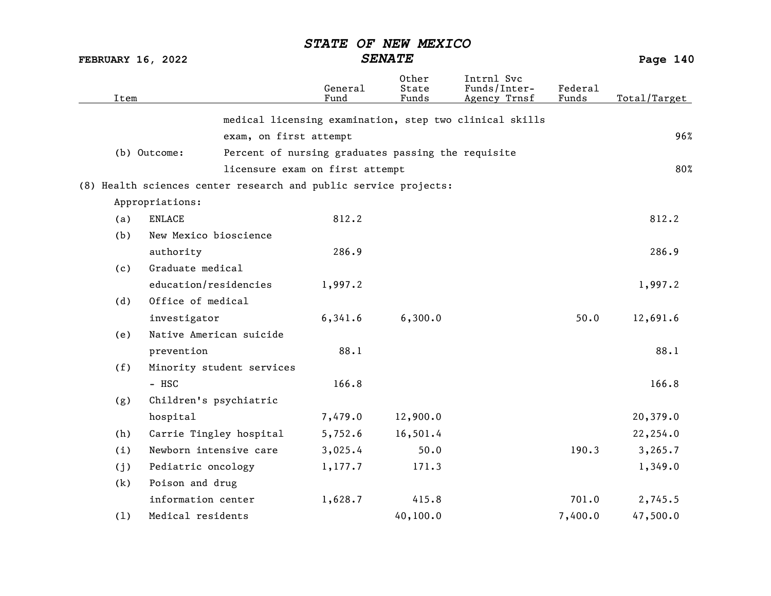| Item | | General Fund | Other State Funds | Intrnl Svc Funds/Inter-Agency Trnsf | Federal Funds | Total/Target |
|---|---|---|---|---|---|---|
| | medical licensing examination, step two clinical skills exam, on first attempt | | | | | 96% |
| (b) Outcome: | Percent of nursing graduates passing the requisite licensure exam on first attempt | | | | | 80% |
| (8) Health sciences center research and public service projects: | | | | | | |
| Appropriations: | | | | | | |
| (a) | ENLACE | 812.2 | | | | 812.2 |
| (b) | New Mexico bioscience authority | 286.9 | | | | 286.9 |
| (c) | Graduate medical education/residencies | 1,997.2 | | | | 1,997.2 |
| (d) | Office of medical investigator | 6,341.6 | 6,300.0 | | 50.0 | 12,691.6 |
| (e) | Native American suicide prevention | 88.1 | | | | 88.1 |
| (f) | Minority student services - HSC | 166.8 | | | | 166.8 |
| (g) | Children's psychiatric hospital | 7,479.0 | 12,900.0 | | | 20,379.0 |
| (h) | Carrie Tingley hospital | 5,752.6 | 16,501.4 | | | 22,254.0 |
| (i) | Newborn intensive care | 3,025.4 | 50.0 | | 190.3 | 3,265.7 |
| (j) | Pediatric oncology | 1,177.7 | 171.3 | | | 1,349.0 |
| (k) | Poison and drug information center | 1,628.7 | 415.8 | | 701.0 | 2,745.5 |
| (l) | Medical residents | | 40,100.0 | | 7,400.0 | 47,500.0 |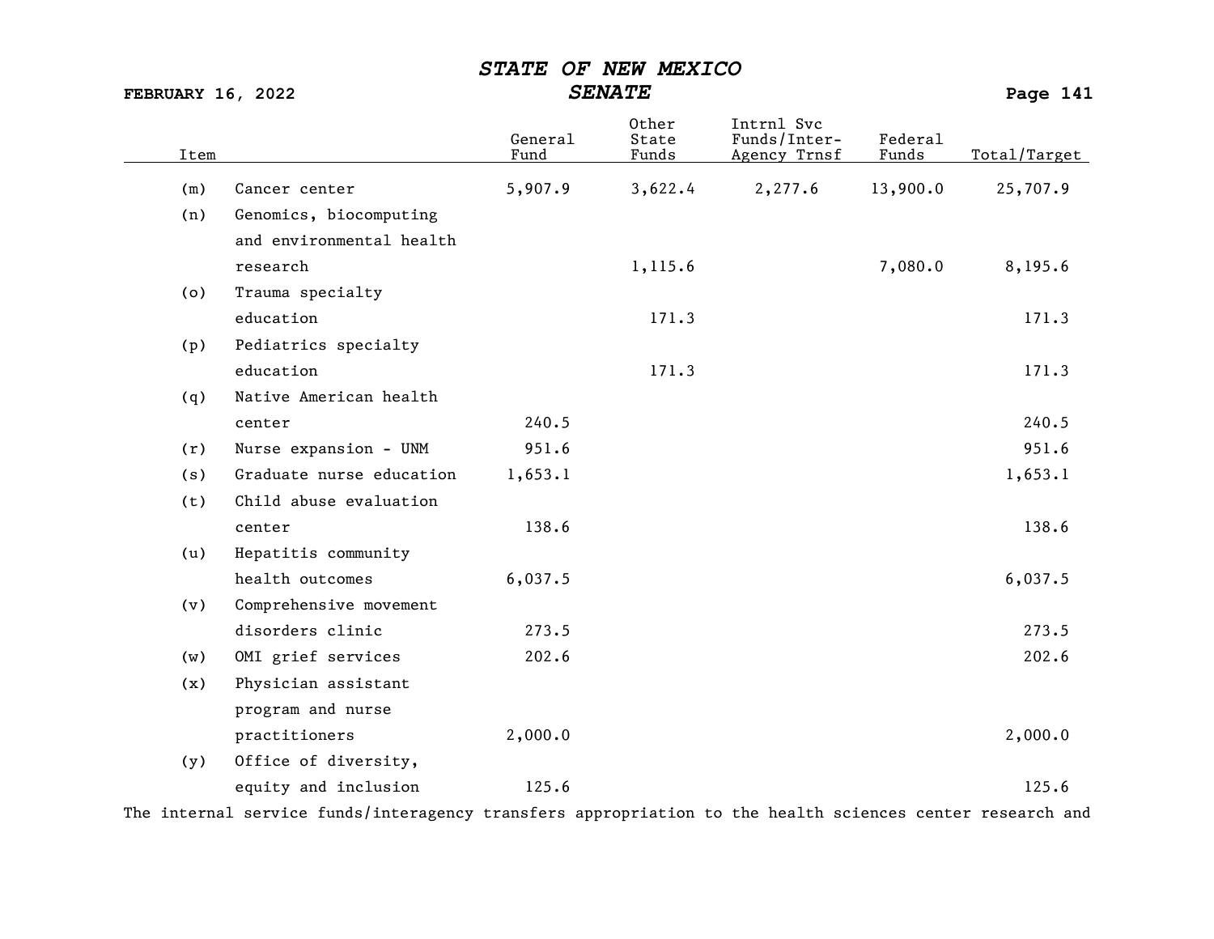| Item | | General Fund | Other State Funds | Intrnl Svc Funds/Inter-Agency Trnsf | Federal Funds | Total/Target |
|---|---|---|---|---|---|---|
| (m) | Cancer center | 5,907.9 | 3,622.4 | 2,277.6 | 13,900.0 | 25,707.9 |
| (n) | Genomics, biocomputing and environmental health research | | 1,115.6 | | 7,080.0 | 8,195.6 |
| (o) | Trauma specialty education | | 171.3 | | | 171.3 |
| (p) | Pediatrics specialty education | | 171.3 | | | 171.3 |
| (q) | Native American health center | 240.5 | | | | 240.5 |
| (r) | Nurse expansion - UNM | 951.6 | | | | 951.6 |
| (s) | Graduate nurse education | 1,653.1 | | | | 1,653.1 |
| (t) | Child abuse evaluation center | 138.6 | | | | 138.6 |
| (u) | Hepatitis community health outcomes | 6,037.5 | | | | 6,037.5 |
| (v) | Comprehensive movement disorders clinic | 273.5 | | | | 273.5 |
| (w) | OMI grief services | 202.6 | | | | 202.6 |
| (x) | Physician assistant program and nurse practitioners | 2,000.0 | | | | 2,000.0 |
| (y) | Office of diversity, equity and inclusion | 125.6 | | | | 125.6 |

The internal service funds/interagency transfers appropriation to the health sciences center research and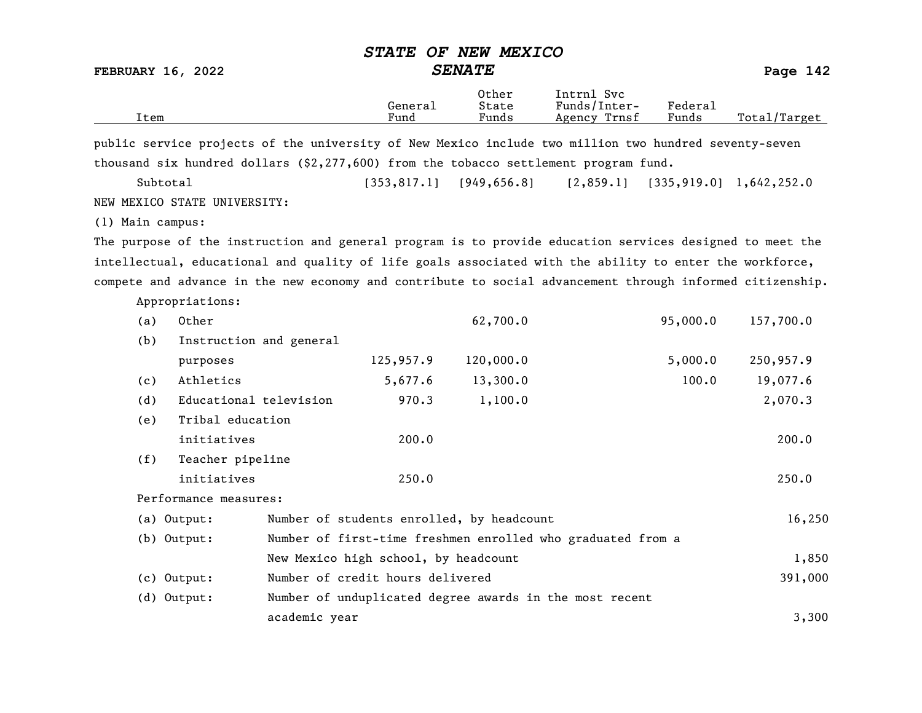public service projects of the university of New Mexico include two million two hundred seventy-seven thousand six hundred dollars ($2,277,600) from the tobacco settlement program fund.

| Item | General Fund | Other State Funds | Intrnl Svc Funds/Inter-Agency Trnsf | Federal Funds | Total/Target |
|---|---|---|---|---|---|
| Subtotal | [353,817.1] | [949,656.8] | [2,859.1] | [335,919.0] | 1,642,252.0 |

NEW MEXICO STATE UNIVERSITY:

(1) Main campus:

The purpose of the instruction and general program is to provide education services designed to meet the intellectual, educational and quality of life goals associated with the ability to enter the workforce, compete and advance in the new economy and contribute to social advancement through informed citizenship.

Appropriations:

| Item | General Fund | Other State Funds | Intrnl Svc Funds/Inter-Agency Trnsf | Federal Funds | Total/Target |
|---|---|---|---|---|---|
| (a) Other | | 62,700.0 | | 95,000.0 | 157,700.0 |
| (b) Instruction and general purposes | 125,957.9 | 120,000.0 | | 5,000.0 | 250,957.9 |
| (c) Athletics | 5,677.6 | 13,300.0 | | 100.0 | 19,077.6 |
| (d) Educational television | 970.3 | 1,100.0 | | | 2,070.3 |
| (e) Tribal education initiatives | 200.0 | | | | 200.0 |
| (f) Teacher pipeline initiatives | 250.0 | | | | 250.0 |

Performance measures:

| Measure | Description | Target |
|---|---|---|
| (a) Output: | Number of students enrolled, by headcount | 16,250 |
| (b) Output: | Number of first-time freshmen enrolled who graduated from a New Mexico high school, by headcount | 1,850 |
| (c) Output: | Number of credit hours delivered | 391,000 |
| (d) Output: | Number of unduplicated degree awards in the most recent academic year | 3,300 |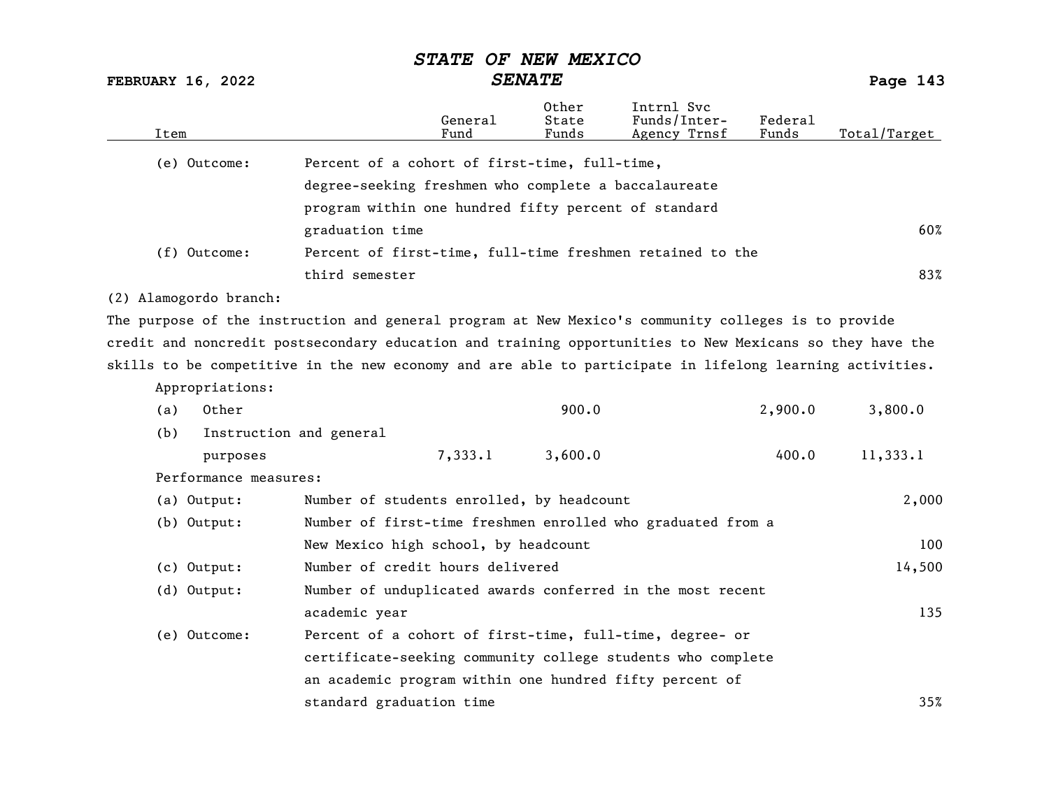| Item | | General Fund | Other State Funds | Intrnl Svc Funds/Inter-Agency Trnsf | Federal Funds | Total/Target |
|---|---|---|---|---|---|---|
| (e) Outcome: | Percent of a cohort of first-time, full-time, degree-seeking freshmen who complete a baccalaureate program within one hundred fifty percent of standard graduation time | | | | | 60% |
| (f) Outcome: | Percent of first-time, full-time freshmen retained to the third semester | | | | | 83% |

(2) Alamogordo branch:

The purpose of the instruction and general program at New Mexico's community colleges is to provide credit and noncredit postsecondary education and training opportunities to New Mexicans so they have the skills to be competitive in the new economy and are able to participate in lifelong learning activities.

Appropriations:

| Item | General Fund | Other State Funds | Intrnl Svc Funds/Inter-Agency Trnsf | Federal Funds | Total/Target |
|---|---|---|---|---|---|
| (a) Other | | 900.0 | | 2,900.0 | 3,800.0 |
| (b) Instruction and general purposes | 7,333.1 | 3,600.0 | | 400.0 | 11,333.1 |

Performance measures:

| Item | | Total/Target |
|---|---|---|
| (a) Output: | Number of students enrolled, by headcount | 2,000 |
| (b) Output: | Number of first-time freshmen enrolled who graduated from a New Mexico high school, by headcount | 100 |
| (c) Output: | Number of credit hours delivered | 14,500 |
| (d) Output: | Number of unduplicated awards conferred in the most recent academic year | 135 |
| (e) Outcome: | Percent of a cohort of first-time, full-time, degree- or certificate-seeking community college students who complete an academic program within one hundred fifty percent of standard graduation time | 35% |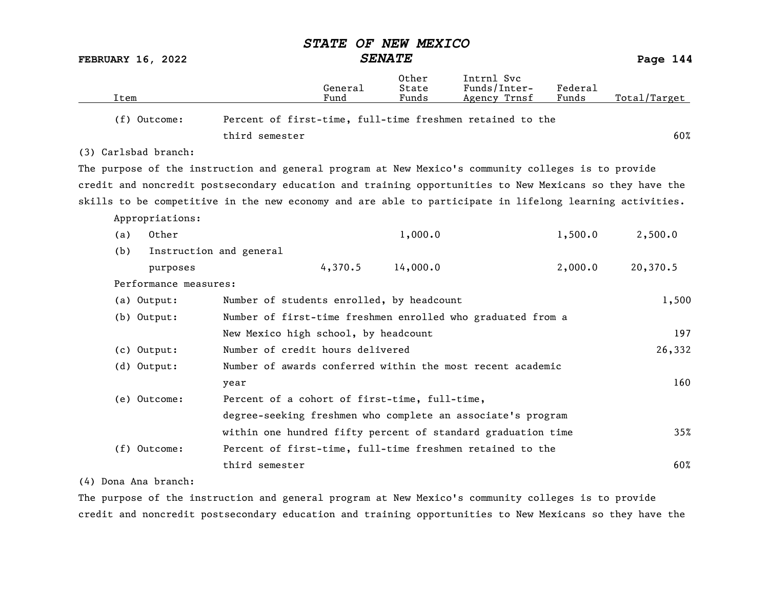| Item | | General Fund | Other State Funds | Intrnl Svc Funds/Inter-Agency Trnsf | Federal Funds | Total/Target |
|---|---|---|---|---|---|---|
| (f) Outcome: | Percent of first-time, full-time freshmen retained to the third semester | | | | | 60% |

(3) Carlsbad branch:

The purpose of the instruction and general program at New Mexico's community colleges is to provide credit and noncredit postsecondary education and training opportunities to New Mexicans so they have the skills to be competitive in the new economy and are able to participate in lifelong learning activities.

| Item | | General Fund | Other State Funds | Intrnl Svc Funds/Inter-Agency Trnsf | Federal Funds | Total/Target |
|---|---|---|---|---|---|---|
| Appropriations: | | | | | | |
| (a) Other | | | 1,000.0 | | 1,500.0 | 2,500.0 |
| (b) Instruction and general purposes | | 4,370.5 | 14,000.0 | | 2,000.0 | 20,370.5 |
| Performance measures: | | | | | | |
| (a) Output: | Number of students enrolled, by headcount | | | | | 1,500 |
| (b) Output: | Number of first-time freshmen enrolled who graduated from a New Mexico high school, by headcount | | | | | 197 |
| (c) Output: | Number of credit hours delivered | | | | | 26,332 |
| (d) Output: | Number of awards conferred within the most recent academic year | | | | | 160 |
| (e) Outcome: | Percent of a cohort of first-time, full-time, degree-seeking freshmen who complete an associate's program within one hundred fifty percent of standard graduation time | | | | | 35% |
| (f) Outcome: | Percent of first-time, full-time freshmen retained to the third semester | | | | | 60% |

(4) Dona Ana branch:

The purpose of the instruction and general program at New Mexico's community colleges is to provide credit and noncredit postsecondary education and training opportunities to New Mexicans so they have the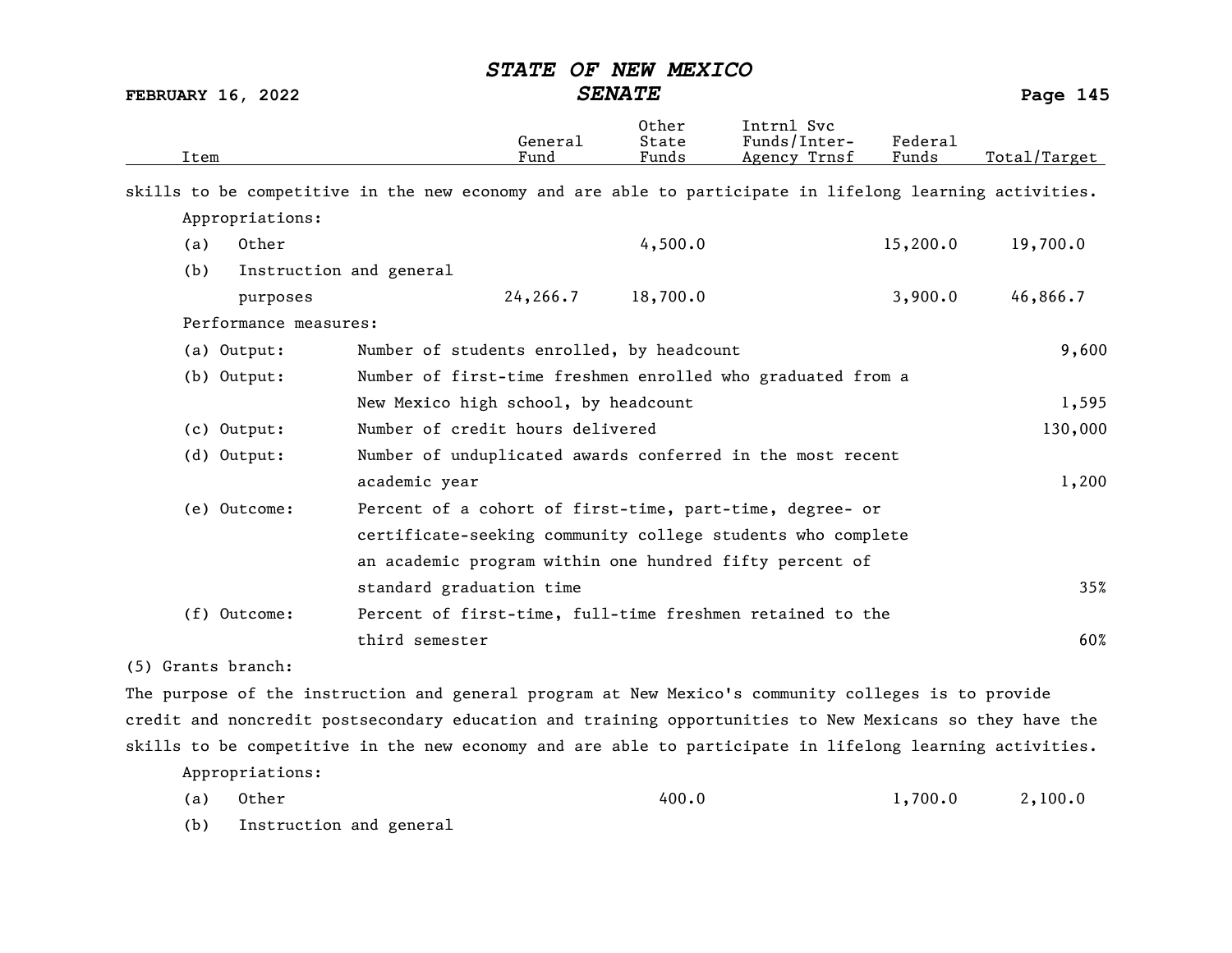| Item | General Fund | Other State Funds | Intrnl Svc Funds/Inter-Agency Trnsf | Federal Funds | Total/Target |
|---|---|---|---|---|---|

skills to be competitive in the new economy and are able to participate in lifelong learning activities.

Appropriations:

| Item | General Fund | Other State Funds | Intrnl Svc Funds/Inter-Agency Trnsf | Federal Funds | Total/Target |
|---|---|---|---|---|---|
| (a) Other | | 4,500.0 | | 15,200.0 | 19,700.0 |
| (b) Instruction and general purposes | 24,266.7 | 18,700.0 | | 3,900.0 | 46,866.7 |

Performance measures:

| Measure | Description | Target |
|---|---|---|
| (a) Output: | Number of students enrolled, by headcount | 9,600 |
| (b) Output: | Number of first-time freshmen enrolled who graduated from a New Mexico high school, by headcount | 1,595 |
| (c) Output: | Number of credit hours delivered | 130,000 |
| (d) Output: | Number of unduplicated awards conferred in the most recent academic year | 1,200 |
| (e) Outcome: | Percent of a cohort of first-time, part-time, degree- or certificate-seeking community college students who complete an academic program within one hundred fifty percent of standard graduation time | 35% |
| (f) Outcome: | Percent of first-time, full-time freshmen retained to the third semester | 60% |

(5) Grants branch:

The purpose of the instruction and general program at New Mexico's community colleges is to provide credit and noncredit postsecondary education and training opportunities to New Mexicans so they have the skills to be competitive in the new economy and are able to participate in lifelong learning activities.

Appropriations:

| Item | General Fund | Other State Funds | Intrnl Svc Funds/Inter-Agency Trnsf | Federal Funds | Total/Target |
|---|---|---|---|---|---|
| (a) Other | | 400.0 | | 1,700.0 | 2,100.0 |
| (b) Instruction and general | | | | | |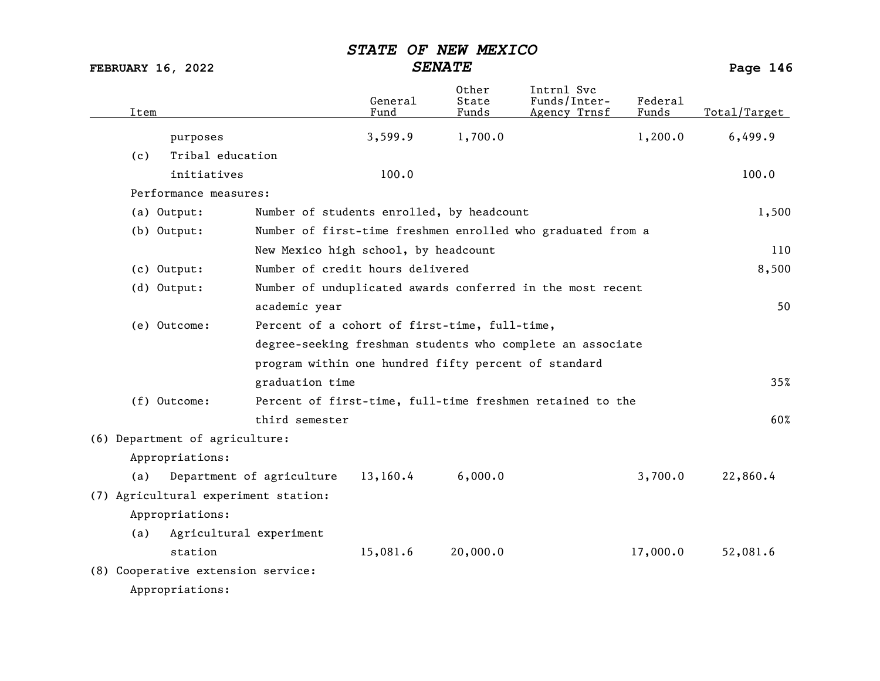| Item | General Fund | Other State Funds | Intrnl Svc Funds/Inter-Agency Trnsf | Federal Funds | Total/Target |
|---|---|---|---|---|---|
| purposes | 3,599.9 | 1,700.0 | | 1,200.0 | 6,499.9 |
| (c) Tribal education initiatives | 100.0 | | | | 100.0 |
| Performance measures: | | | | | |
| (a) Output: Number of students enrolled, by headcount | | | | | 1,500 |
| (b) Output: Number of first-time freshmen enrolled who graduated from a New Mexico high school, by headcount | | | | | 110 |
| (c) Output: Number of credit hours delivered | | | | | 8,500 |
| (d) Output: Number of unduplicated awards conferred in the most recent academic year | | | | | 50 |
| (e) Outcome: Percent of a cohort of first-time, full-time, degree-seeking freshman students who complete an associate program within one hundred fifty percent of standard graduation time | | | | | 35% |
| (f) Outcome: Percent of first-time, full-time freshmen retained to the third semester | | | | | 60% |
| (6) Department of agriculture: | | | | | |
| Appropriations: | | | | | |
| (a) Department of agriculture | 13,160.4 | 6,000.0 | | 3,700.0 | 22,860.4 |
| (7) Agricultural experiment station: | | | | | |
| Appropriations: | | | | | |
| (a) Agricultural experiment station | 15,081.6 | 20,000.0 | | 17,000.0 | 52,081.6 |
| (8) Cooperative extension service: | | | | | |
| Appropriations: | | | | | |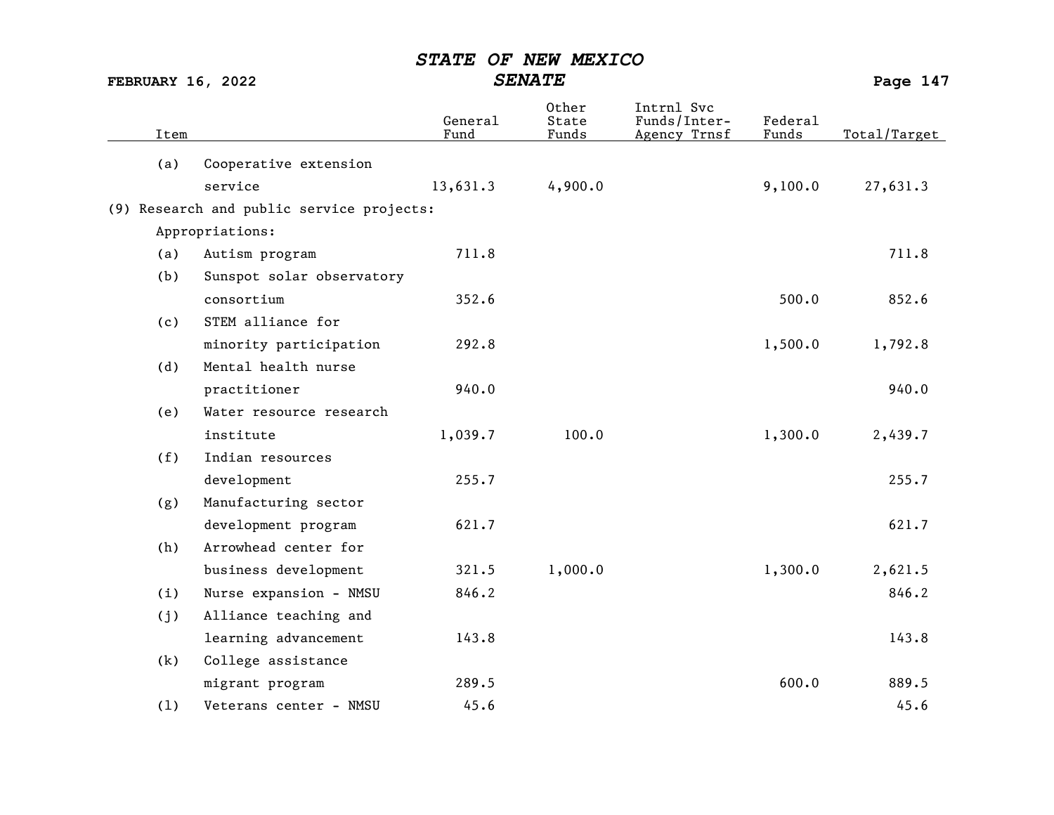| Item | General Fund | Other State Funds | Intrnl Svc Funds/Inter-Agency Trnsf | Federal Funds | Total/Target |
|---|---|---|---|---|---|
| (a) Cooperative extension service | 13,631.3 | 4,900.0 | | 9,100.0 | 27,631.3 |
| (9) Research and public service projects: | | | | | |
| Appropriations: | | | | | |
| (a) Autism program | 711.8 | | | | 711.8 |
| (b) Sunspot solar observatory consortium | 352.6 | | | 500.0 | 852.6 |
| (c) STEM alliance for minority participation | 292.8 | | | 1,500.0 | 1,792.8 |
| (d) Mental health nurse practitioner | 940.0 | | | | 940.0 |
| (e) Water resource research institute | 1,039.7 | 100.0 | | 1,300.0 | 2,439.7 |
| (f) Indian resources development | 255.7 | | | | 255.7 |
| (g) Manufacturing sector development program | 621.7 | | | | 621.7 |
| (h) Arrowhead center for business development | 321.5 | 1,000.0 | | 1,300.0 | 2,621.5 |
| (i) Nurse expansion - NMSU | 846.2 | | | | 846.2 |
| (j) Alliance teaching and learning advancement | 143.8 | | | | 143.8 |
| (k) College assistance migrant program | 289.5 | | | 600.0 | 889.5 |
| (l) Veterans center - NMSU | 45.6 | | | | 45.6 |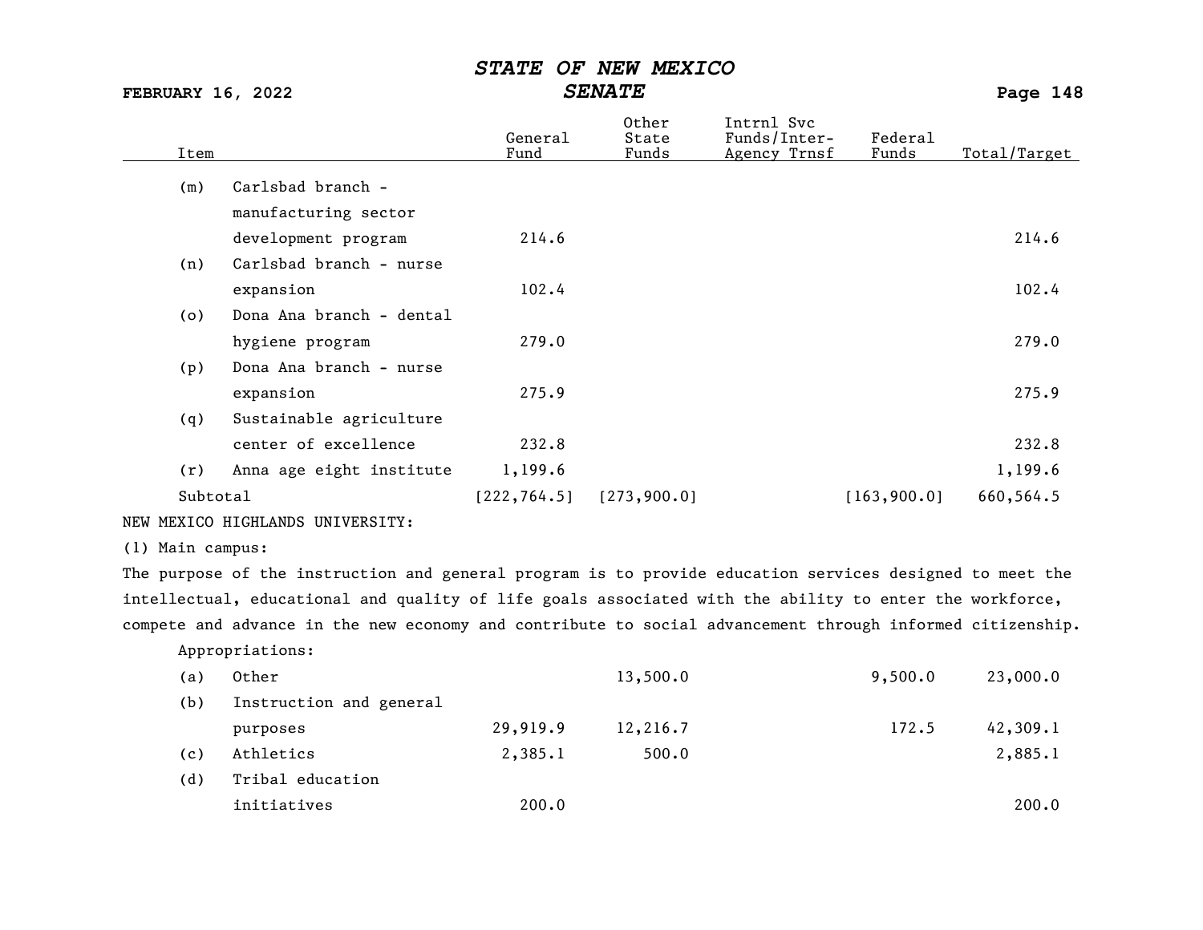| Item | | General Fund | Other State Funds | Intrnl Svc Funds/Inter-Agency Trnsf | Federal Funds | Total/Target |
|---|---|---|---|---|---|---|
| (m) | Carlsbad branch - manufacturing sector development program | 214.6 | | | | 214.6 |
| (n) | Carlsbad branch - nurse expansion | 102.4 | | | | 102.4 |
| (o) | Dona Ana branch - dental hygiene program | 279.0 | | | | 279.0 |
| (p) | Dona Ana branch - nurse expansion | 275.9 | | | | 275.9 |
| (q) | Sustainable agriculture center of excellence | 232.8 | | | | 232.8 |
| (r) | Anna age eight institute | 1,199.6 | | | | 1,199.6 |
| Subtotal | | [222,764.5] | [273,900.0] | | [163,900.0] | 660,564.5 |

NEW MEXICO HIGHLANDS UNIVERSITY:

(1) Main campus:

The purpose of the instruction and general program is to provide education services designed to meet the intellectual, educational and quality of life goals associated with the ability to enter the workforce, compete and advance in the new economy and contribute to social advancement through informed citizenship.

Appropriations:

| Item | | General Fund | Other State Funds | Intrnl Svc Funds/Inter-Agency Trnsf | Federal Funds | Total/Target |
|---|---|---|---|---|---|---|
| (a) | Other | | 13,500.0 | | 9,500.0 | 23,000.0 |
| (b) | Instruction and general purposes | 29,919.9 | 12,216.7 | | 172.5 | 42,309.1 |
| (c) | Athletics | 2,385.1 | 500.0 | | | 2,885.1 |
| (d) | Tribal education initiatives | 200.0 | | | | 200.0 |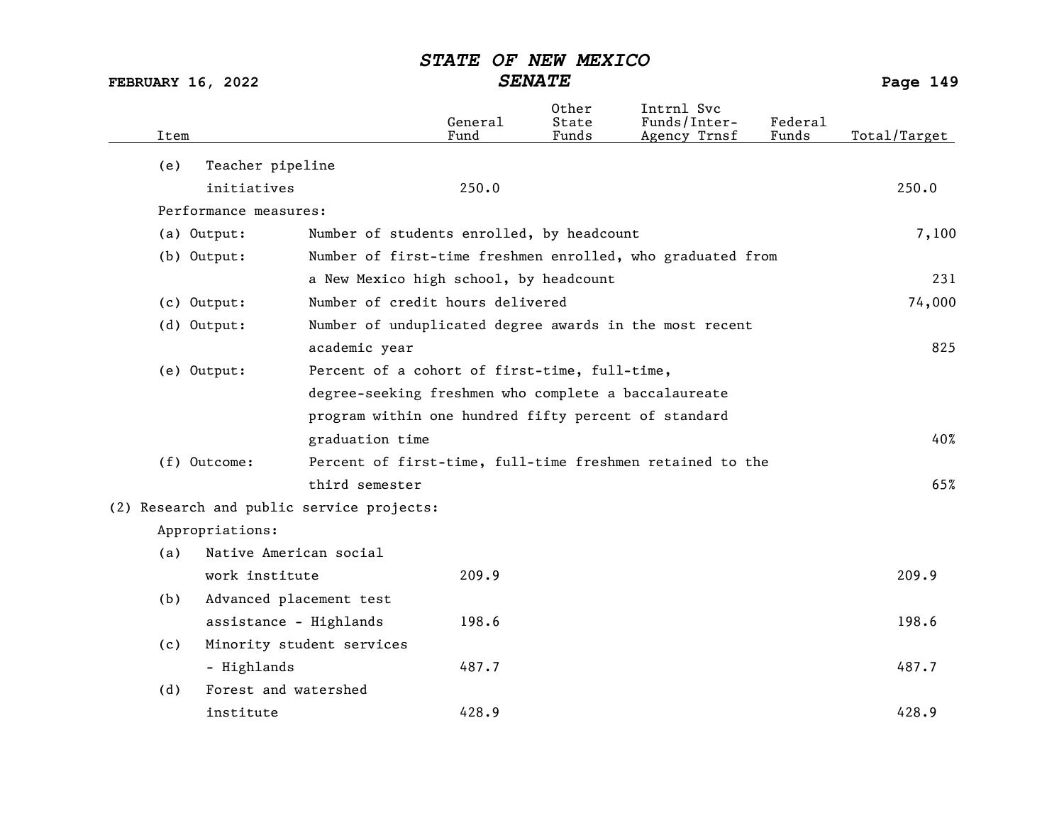| Item | General Fund | Other State Funds | Intrnl Svc Funds/Inter-Agency Trnsf | Federal Funds | Total/Target |
|---|---|---|---|---|---|
| (e) Teacher pipeline initiatives | 250.0 | | | | 250.0 |

Performance measures:

| | | |
|---|---|---|
| (a) Output: | Number of students enrolled, by headcount | 7,100 |
| (b) Output: | Number of first-time freshmen enrolled, who graduated from a New Mexico high school, by headcount | 231 |
| (c) Output: | Number of credit hours delivered | 74,000 |
| (d) Output: | Number of unduplicated degree awards in the most recent academic year | 825 |
| (e) Output: | Percent of a cohort of first-time, full-time, degree-seeking freshmen who complete a baccalaureate program within one hundred fifty percent of standard graduation time | 40% |
| (f) Outcome: | Percent of first-time, full-time freshmen retained to the third semester | 65% |

(2) Research and public service projects:

Appropriations:

| Item | General Fund | Other State Funds | Intrnl Svc Funds/Inter-Agency Trnsf | Federal Funds | Total/Target |
|---|---|---|---|---|---|
| (a) Native American social work institute | 209.9 | | | | 209.9 |
| (b) Advanced placement test assistance - Highlands | 198.6 | | | | 198.6 |
| (c) Minority student services - Highlands | 487.7 | | | | 487.7 |
| (d) Forest and watershed institute | 428.9 | | | | 428.9 |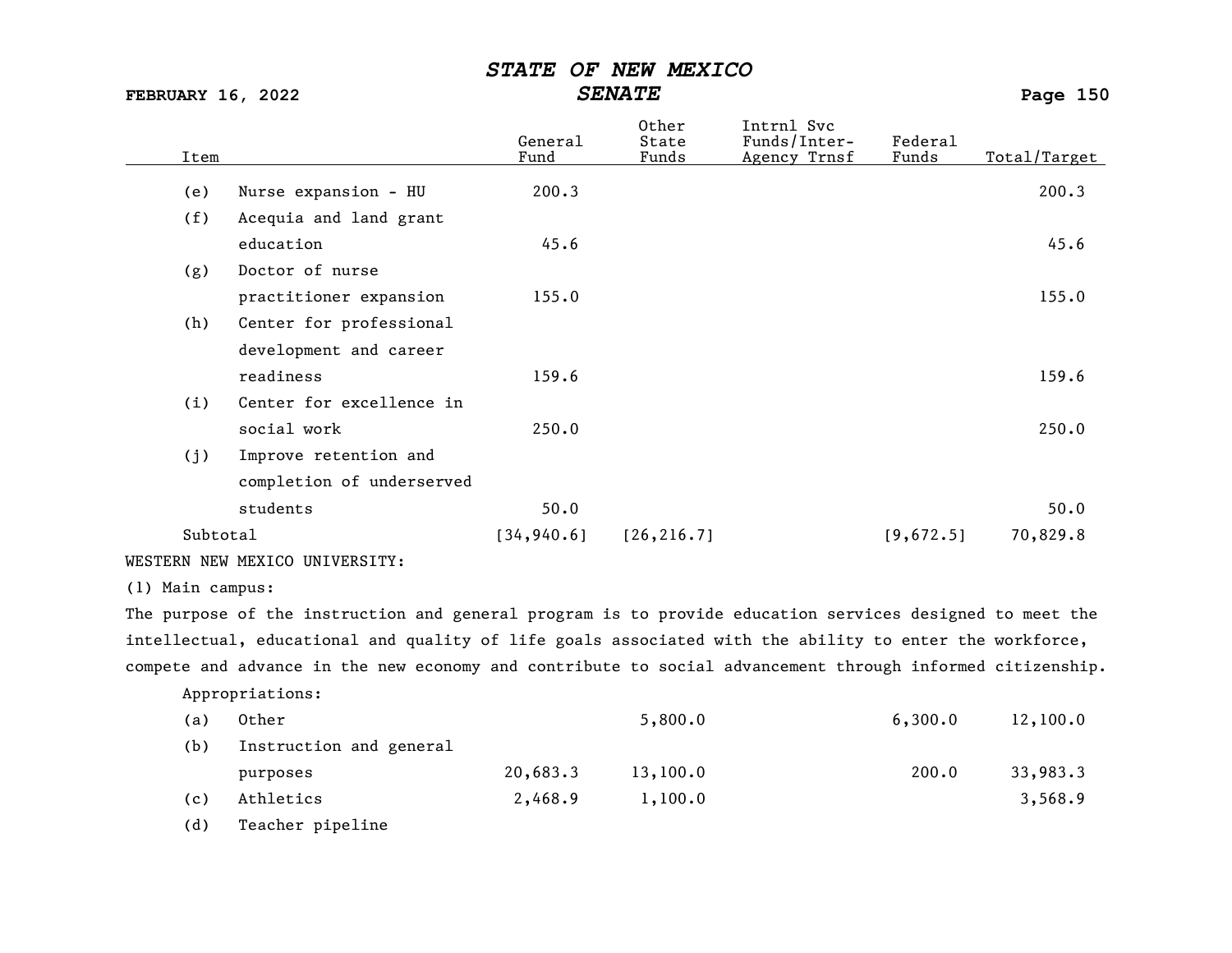| Item | | General Fund | Other State Funds | Intrnl Svc Funds/Inter-Agency Trnsf | Federal Funds | Total/Target |
|---|---|---|---|---|---|---|
| (e) | Nurse expansion - HU | 200.3 | | | | 200.3 |
| (f) | Acequia and land grant education | 45.6 | | | | 45.6 |
| (g) | Doctor of nurse practitioner expansion | 155.0 | | | | 155.0 |
| (h) | Center for professional development and career readiness | 159.6 | | | | 159.6 |
| (i) | Center for excellence in social work | 250.0 | | | | 250.0 |
| (j) | Improve retention and completion of underserved students | 50.0 | | | | 50.0 |
| Subtotal | | [34,940.6] | [26,216.7] | | [9,672.5] | 70,829.8 |

WESTERN NEW MEXICO UNIVERSITY:

(1) Main campus:

The purpose of the instruction and general program is to provide education services designed to meet the intellectual, educational and quality of life goals associated with the ability to enter the workforce, compete and advance in the new economy and contribute to social advancement through informed citizenship.

Appropriations:

| Item | | General Fund | Other State Funds | Intrnl Svc Funds/Inter-Agency Trnsf | Federal Funds | Total/Target |
|---|---|---|---|---|---|---|
| (a) | Other | | 5,800.0 | | 6,300.0 | 12,100.0 |
| (b) | Instruction and general purposes | 20,683.3 | 13,100.0 | | 200.0 | 33,983.3 |
| (c) | Athletics | 2,468.9 | 1,100.0 | | | 3,568.9 |
| (d) | Teacher pipeline | | | | | |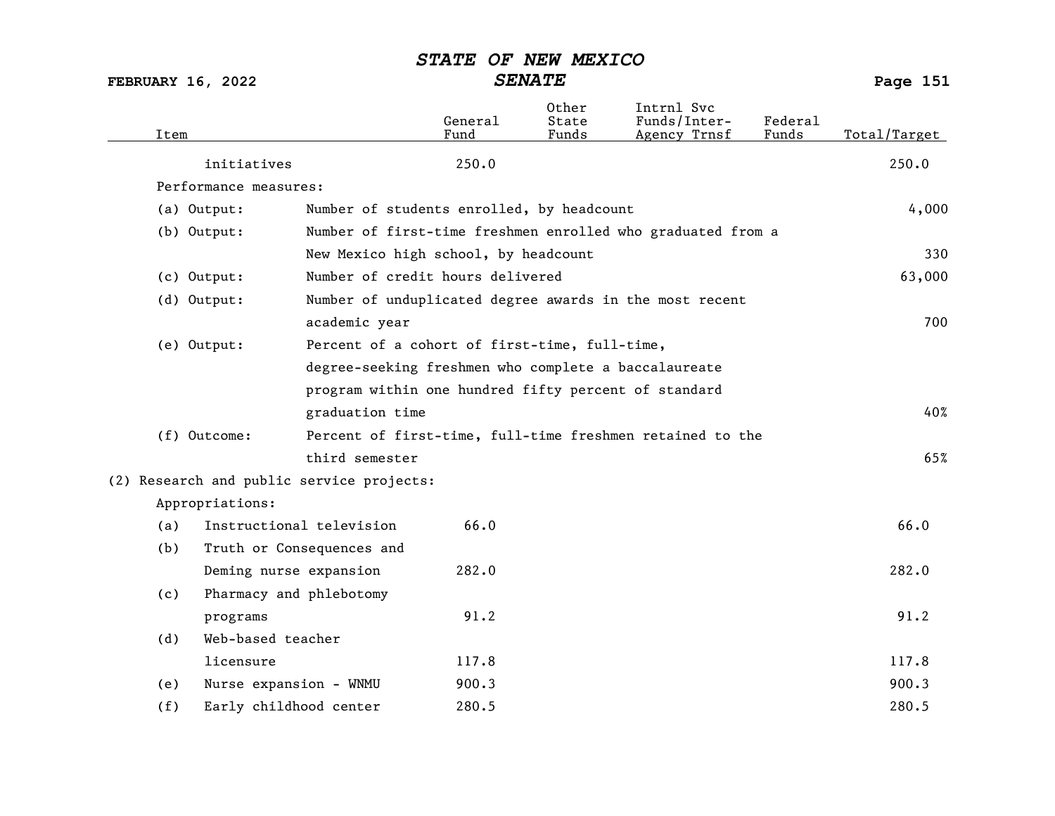| Item | General Fund | Other State Funds | Intrnl Svc Funds/Inter-Agency Trnsf | Federal Funds | Total/Target |
|---|---|---|---|---|---|
| initiatives | 250.0 | | | | 250.0 |
| Performance measures: | | | | | |
| (a) Output: Number of students enrolled, by headcount | | | | | 4,000 |
| (b) Output: Number of first-time freshmen enrolled who graduated from a New Mexico high school, by headcount | | | | | 330 |
| (c) Output: Number of credit hours delivered | | | | | 63,000 |
| (d) Output: Number of unduplicated degree awards in the most recent academic year | | | | | 700 |
| (e) Output: Percent of a cohort of first-time, full-time, degree-seeking freshmen who complete a baccalaureate program within one hundred fifty percent of standard graduation time | | | | | 40% |
| (f) Outcome: Percent of first-time, full-time freshmen retained to the third semester | | | | | 65% |
| (2) Research and public service projects: | | | | | |
| Appropriations: | | | | | |
| (a) Instructional television | 66.0 | | | | 66.0 |
| (b) Truth or Consequences and Deming nurse expansion | 282.0 | | | | 282.0 |
| (c) Pharmacy and phlebotomy programs | 91.2 | | | | 91.2 |
| (d) Web-based teacher licensure | 117.8 | | | | 117.8 |
| (e) Nurse expansion - WNMU | 900.3 | | | | 900.3 |
| (f) Early childhood center | 280.5 | | | | 280.5 |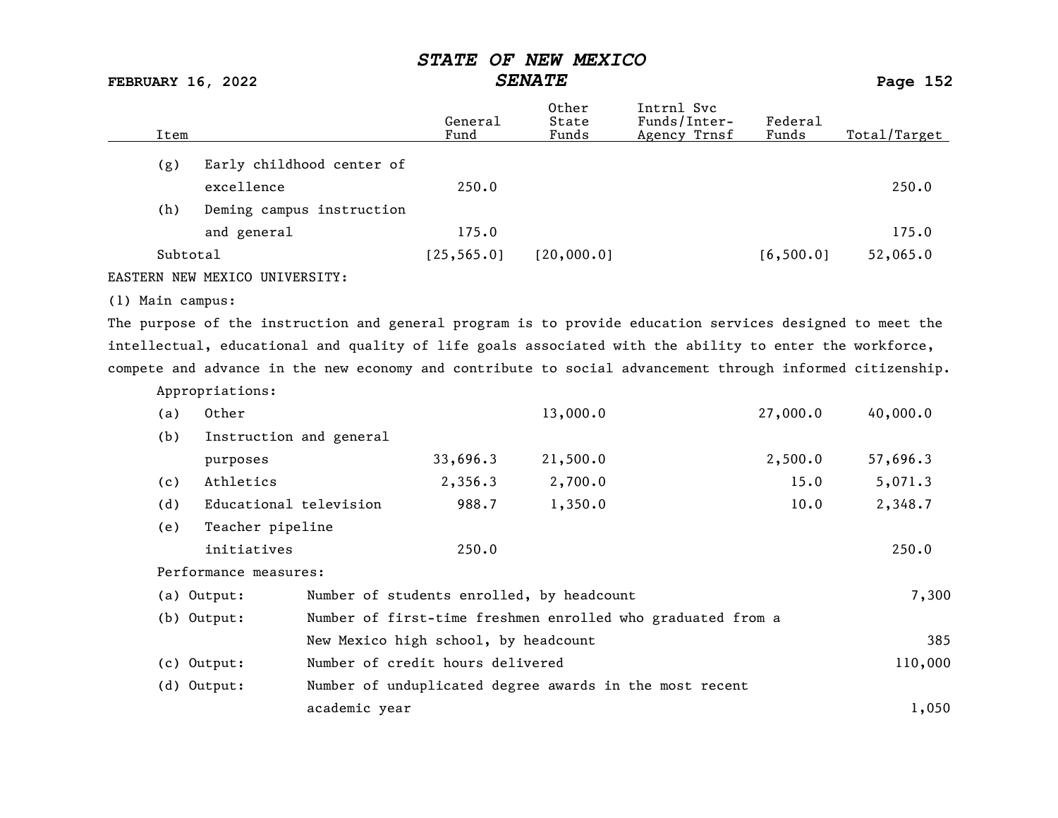| Item | General Fund | Other State Funds | Intrnl Svc Funds/Inter-Agency Trnsf | Federal Funds | Total/Target |
|---|---|---|---|---|---|
| (g) Early childhood center of excellence | 250.0 | | | | 250.0 |
| (h) Deming campus instruction and general | 175.0 | | | | 175.0 |
| Subtotal | [25,565.0] | [20,000.0] | | [6,500.0] | 52,065.0 |

EASTERN NEW MEXICO UNIVERSITY:

(1) Main campus:

The purpose of the instruction and general program is to provide education services designed to meet the intellectual, educational and quality of life goals associated with the ability to enter the workforce, compete and advance in the new economy and contribute to social advancement through informed citizenship.

Appropriations:

| Item | General Fund | Other State Funds | Intrnl Svc Funds/Inter-Agency Trnsf | Federal Funds | Total/Target |
|---|---|---|---|---|---|
| (a) Other | | 13,000.0 | | 27,000.0 | 40,000.0 |
| (b) Instruction and general purposes | 33,696.3 | 21,500.0 | | 2,500.0 | 57,696.3 |
| (c) Athletics | 2,356.3 | 2,700.0 | | 15.0 | 5,071.3 |
| (d) Educational television | 988.7 | 1,350.0 | | 10.0 | 2,348.7 |
| (e) Teacher pipeline initiatives | 250.0 | | | | 250.0 |

Performance measures:

| Measure | Description | Target |
|---|---|---|
| (a) Output: | Number of students enrolled, by headcount | 7,300 |
| (b) Output: | Number of first-time freshmen enrolled who graduated from a New Mexico high school, by headcount | 385 |
| (c) Output: | Number of credit hours delivered | 110,000 |
| (d) Output: | Number of unduplicated degree awards in the most recent academic year | 1,050 |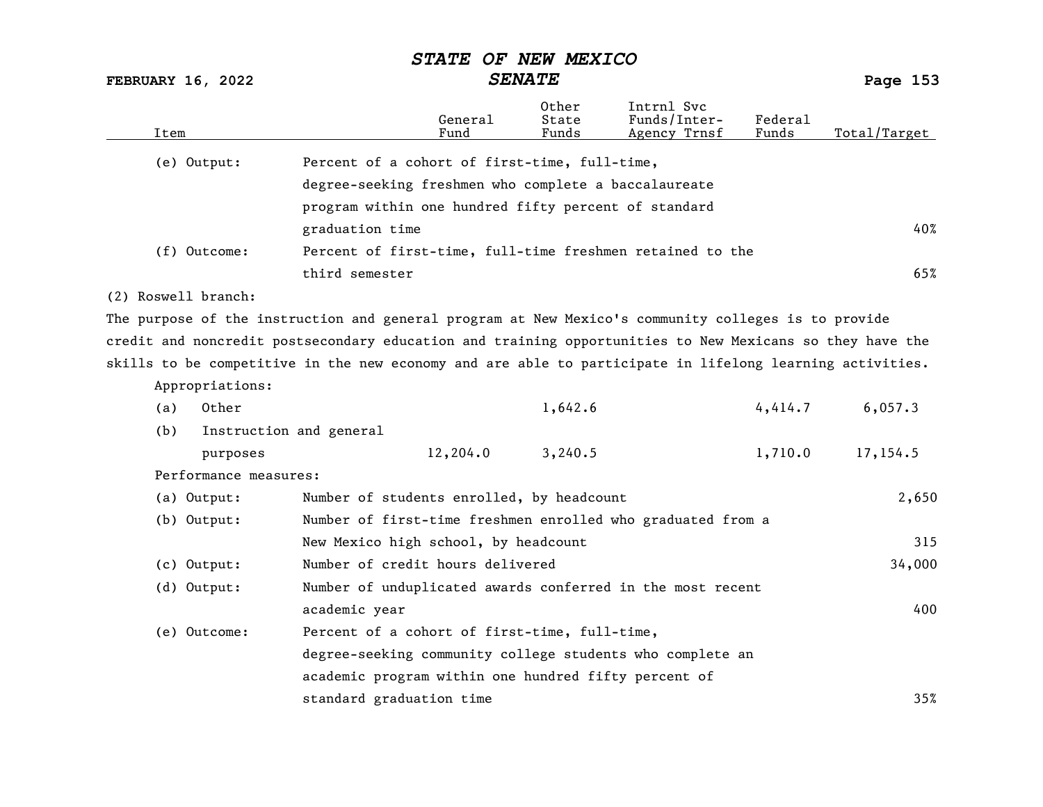| Item | | General Fund | Other State Funds | Intrnl Svc Funds/Inter-Agency Trnsf | Federal Funds | Total/Target |
|---|---|---|---|---|---|---|
| (e) Output: | Percent of a cohort of first-time, full-time, degree-seeking freshmen who complete a baccalaureate program within one hundred fifty percent of standard graduation time | | | | | 40% |
| (f) Outcome: | Percent of first-time, full-time freshmen retained to the third semester | | | | | 65% |

(2) Roswell branch:

The purpose of the instruction and general program at New Mexico's community colleges is to provide credit and noncredit postsecondary education and training opportunities to New Mexicans so they have the skills to be competitive in the new economy and are able to participate in lifelong learning activities.

Appropriations:

| Item | General Fund | Other State Funds | Intrnl Svc Funds/Inter-Agency Trnsf | Federal Funds | Total/Target |
|---|---|---|---|---|---|
| (a) Other | | 1,642.6 | | 4,414.7 | 6,057.3 |
| (b) Instruction and general purposes | 12,204.0 | 3,240.5 | | 1,710.0 | 17,154.5 |

Performance measures:

| Item | Measure | Total/Target |
|---|---|---|
| (a) Output: | Number of students enrolled, by headcount | 2,650 |
| (b) Output: | Number of first-time freshmen enrolled who graduated from a New Mexico high school, by headcount | 315 |
| (c) Output: | Number of credit hours delivered | 34,000 |
| (d) Output: | Number of unduplicated awards conferred in the most recent academic year | 400 |
| (e) Outcome: | Percent of a cohort of first-time, full-time, degree-seeking community college students who complete an academic program within one hundred fifty percent of standard graduation time | 35% |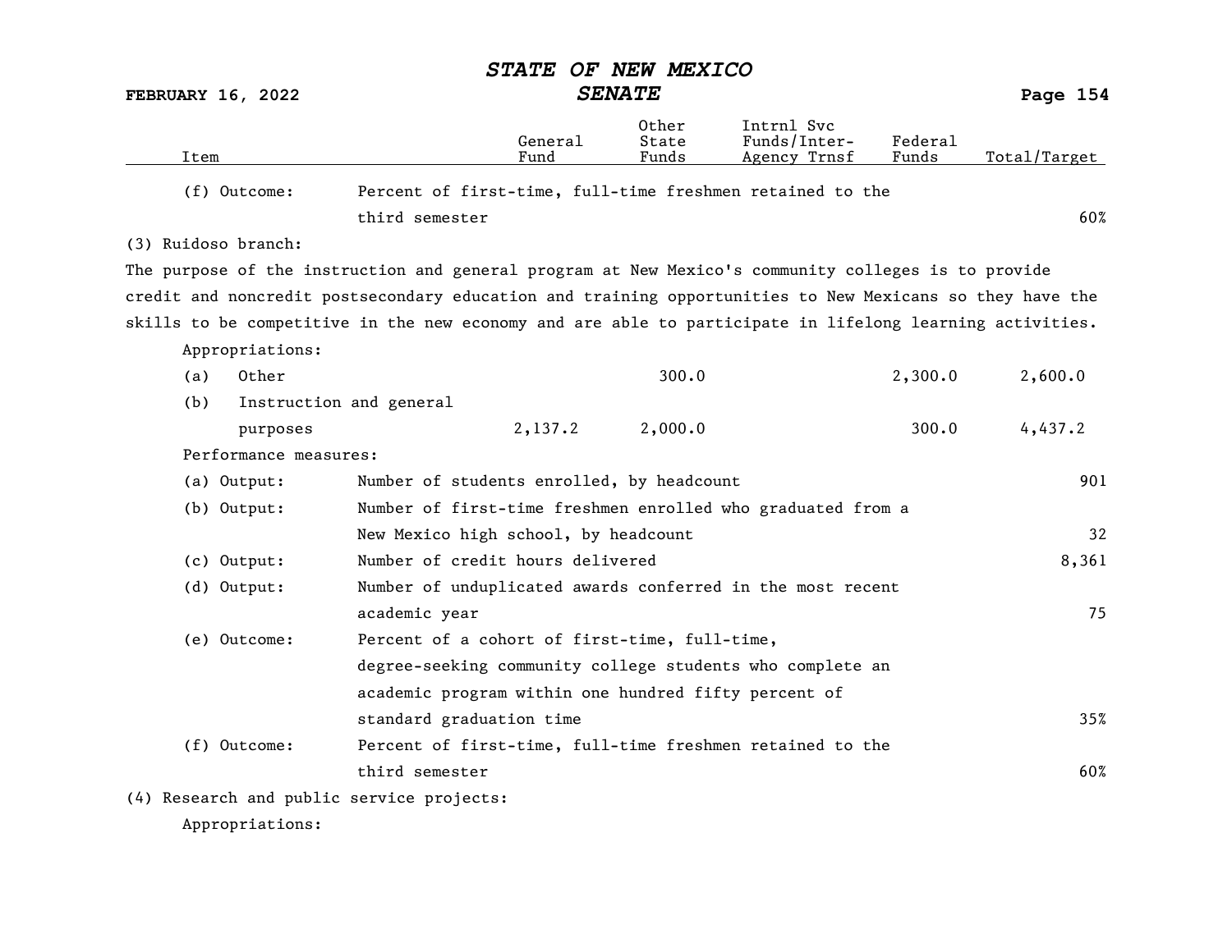| Item | | General Fund | Other State Funds | Intrnl Svc Funds/Inter-Agency Trnsf | Federal Funds | Total/Target |
|---|---|---|---|---|---|---|
| (f) Outcome: | Percent of first-time, full-time freshmen retained to the third semester | | | | | 60% |

(3) Ruidoso branch:

The purpose of the instruction and general program at New Mexico's community colleges is to provide credit and noncredit postsecondary education and training opportunities to New Mexicans so they have the skills to be competitive in the new economy and are able to participate in lifelong learning activities.

Appropriations:

| Item | General Fund | Other State Funds | Intrnl Svc Funds/Inter-Agency Trnsf | Federal Funds | Total/Target |
|---|---|---|---|---|---|
| (a) Other | | 300.0 | | 2,300.0 | 2,600.0 |
| (b) Instruction and general purposes | 2,137.2 | 2,000.0 | | 300.0 | 4,437.2 |

Performance measures:

| Measure | Description | Total/Target |
|---|---|---|
| (a) Output: | Number of students enrolled, by headcount | 901 |
| (b) Output: | Number of first-time freshmen enrolled who graduated from a New Mexico high school, by headcount | 32 |
| (c) Output: | Number of credit hours delivered | 8,361 |
| (d) Output: | Number of unduplicated awards conferred in the most recent academic year | 75 |
| (e) Outcome: | Percent of a cohort of first-time, full-time, degree-seeking community college students who complete an academic program within one hundred fifty percent of standard graduation time | 35% |
| (f) Outcome: | Percent of first-time, full-time freshmen retained to the third semester | 60% |

(4) Research and public service projects:

Appropriations: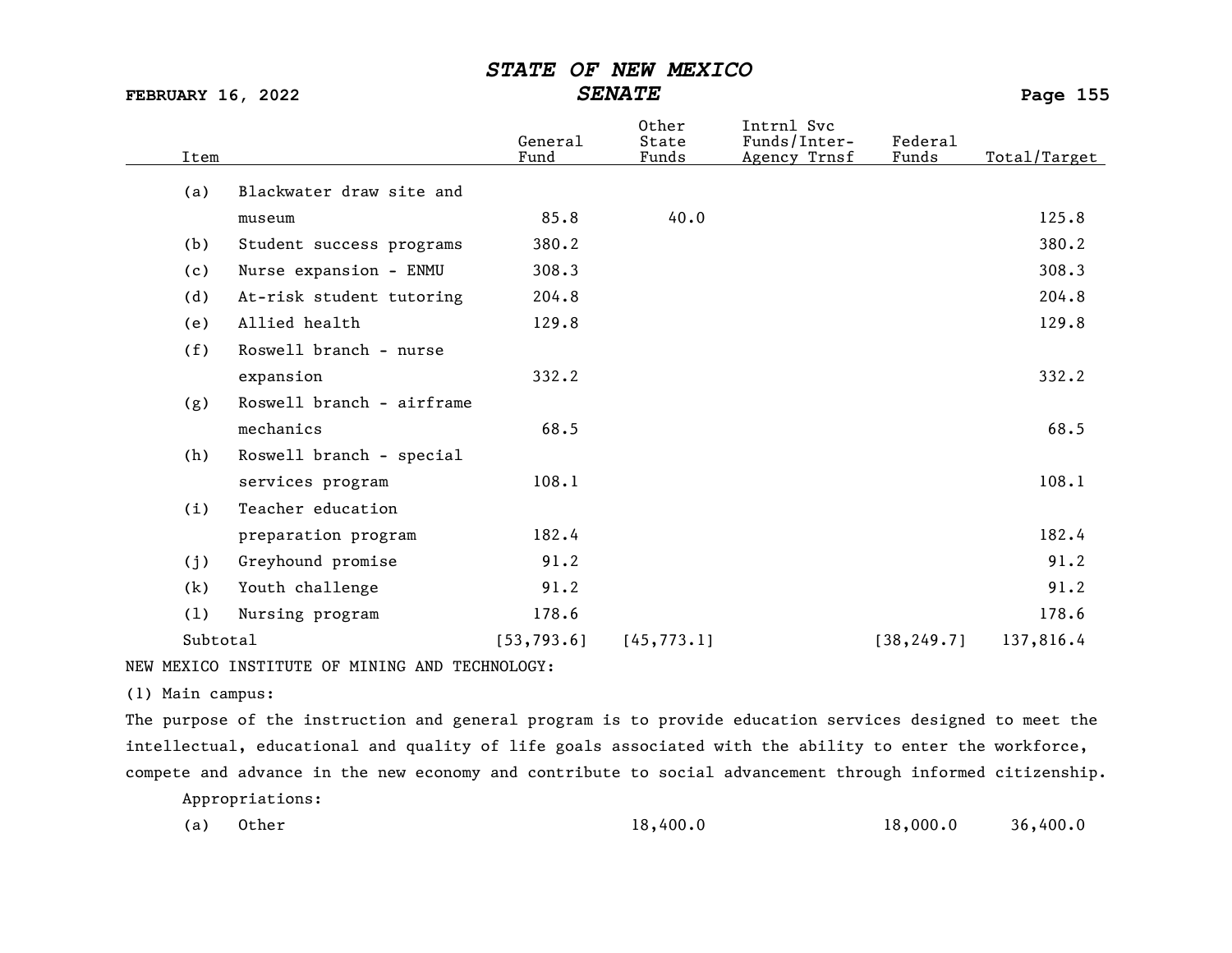| Item | | General Fund | Other State Funds | Intrnl Svc Funds/Inter-Agency Trnsf | Federal Funds | Total/Target |
|---|---|---|---|---|---|---|
| (a) | Blackwater draw site and museum | 85.8 | 40.0 | | | 125.8 |
| (b) | Student success programs | 380.2 | | | | 380.2 |
| (c) | Nurse expansion - ENMU | 308.3 | | | | 308.3 |
| (d) | At-risk student tutoring | 204.8 | | | | 204.8 |
| (e) | Allied health | 129.8 | | | | 129.8 |
| (f) | Roswell branch - nurse expansion | 332.2 | | | | 332.2 |
| (g) | Roswell branch - airframe mechanics | 68.5 | | | | 68.5 |
| (h) | Roswell branch - special services program | 108.1 | | | | 108.1 |
| (i) | Teacher education preparation program | 182.4 | | | | 182.4 |
| (j) | Greyhound promise | 91.2 | | | | 91.2 |
| (k) | Youth challenge | 91.2 | | | | 91.2 |
| (l) | Nursing program | 178.6 | | | | 178.6 |
| Subtotal | | [53,793.6] | [45,773.1] | | [38,249.7] | 137,816.4 |

NEW MEXICO INSTITUTE OF MINING AND TECHNOLOGY:

(1) Main campus:

The purpose of the instruction and general program is to provide education services designed to meet the intellectual, educational and quality of life goals associated with the ability to enter the workforce, compete and advance in the new economy and contribute to social advancement through informed citizenship.

Appropriations:

| Item | | General Fund | Other State Funds | Intrnl Svc Funds/Inter-Agency Trnsf | Federal Funds | Total/Target |
|---|---|---|---|---|---|---|
| (a) | Other | | 18,400.0 | | 18,000.0 | 36,400.0 |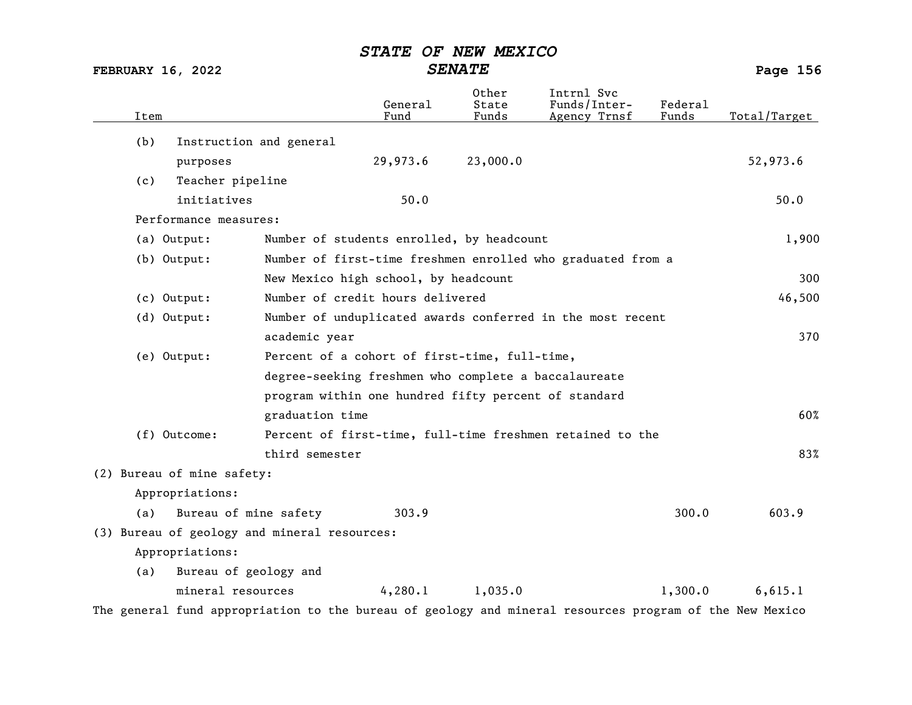| Item | General Fund | Other State Funds | Intrnl Svc Funds/Inter-Agency Trnsf | Federal Funds | Total/Target |
|---|---|---|---|---|---|
| (b) Instruction and general purposes | 29,973.6 | 23,000.0 | | | 52,973.6 |
| (c) Teacher pipeline initiatives | 50.0 | | | | 50.0 |

Performance measures:

| | | |
|---|---|---|
| (a) Output: | Number of students enrolled, by headcount | 1,900 |
| (b) Output: | Number of first-time freshmen enrolled who graduated from a New Mexico high school, by headcount | 300 |
| (c) Output: | Number of credit hours delivered | 46,500 |
| (d) Output: | Number of unduplicated awards conferred in the most recent academic year | 370 |
| (e) Output: | Percent of a cohort of first-time, full-time, degree-seeking freshmen who complete a baccalaureate program within one hundred fifty percent of standard graduation time | 60% |
| (f) Outcome: | Percent of first-time, full-time freshmen retained to the third semester | 83% |

(2) Bureau of mine safety:

Appropriations:

| Item | General Fund | Other State Funds | Intrnl Svc Funds/Inter-Agency Trnsf | Federal Funds | Total/Target |
|---|---|---|---|---|---|
| (a) Bureau of mine safety | 303.9 | | | 300.0 | 603.9 |

(3) Bureau of geology and mineral resources:

Appropriations:

| Item | General Fund | Other State Funds | Intrnl Svc Funds/Inter-Agency Trnsf | Federal Funds | Total/Target |
|---|---|---|---|---|---|
| (a) Bureau of geology and mineral resources | 4,280.1 | 1,035.0 | | 1,300.0 | 6,615.1 |

The general fund appropriation to the bureau of geology and mineral resources program of the New Mexico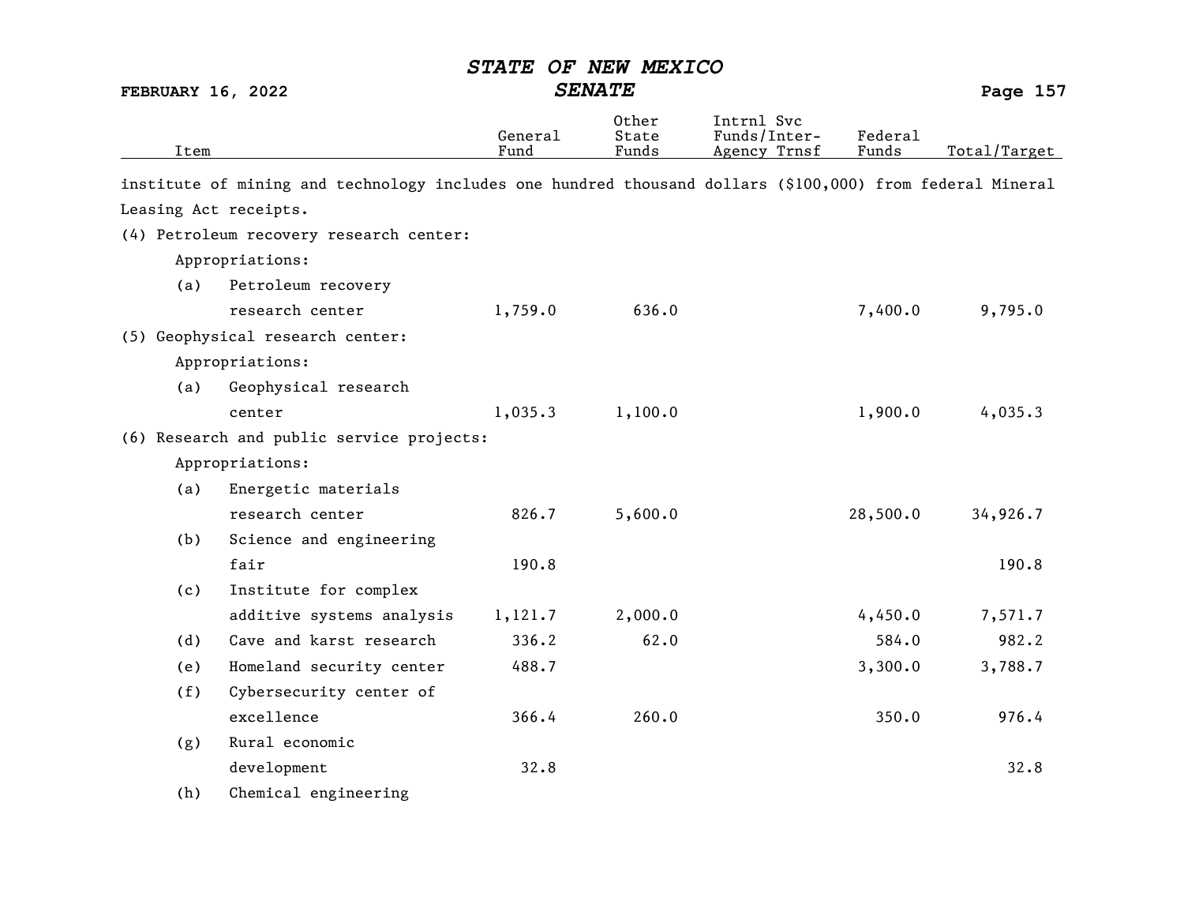institute of mining and technology includes one hundred thousand dollars ($100,000) from federal Mineral Leasing Act receipts.

| Item | General Fund | Other State Funds | Intrnl Svc Funds/Inter-Agency Trnsf | Federal Funds | Total/Target |
|---|---|---|---|---|---|
| (4) Petroleum recovery research center: | | | | | |
| Appropriations: | | | | | |
| (a) Petroleum recovery research center | 1,759.0 | 636.0 | | 7,400.0 | 9,795.0 |
| (5) Geophysical research center: | | | | | |
| Appropriations: | | | | | |
| (a) Geophysical research center | 1,035.3 | 1,100.0 | | 1,900.0 | 4,035.3 |
| (6) Research and public service projects: | | | | | |
| Appropriations: | | | | | |
| (a) Energetic materials research center | 826.7 | 5,600.0 | | 28,500.0 | 34,926.7 |
| (b) Science and engineering fair | 190.8 | | | | 190.8 |
| (c) Institute for complex additive systems analysis | 1,121.7 | 2,000.0 | | 4,450.0 | 7,571.7 |
| (d) Cave and karst research | 336.2 | 62.0 | | 584.0 | 982.2 |
| (e) Homeland security center | 488.7 | | | 3,300.0 | 3,788.7 |
| (f) Cybersecurity center of excellence | 366.4 | 260.0 | | 350.0 | 976.4 |
| (g) Rural economic development | 32.8 | | | | 32.8 |
| (h) Chemical engineering | | | | | |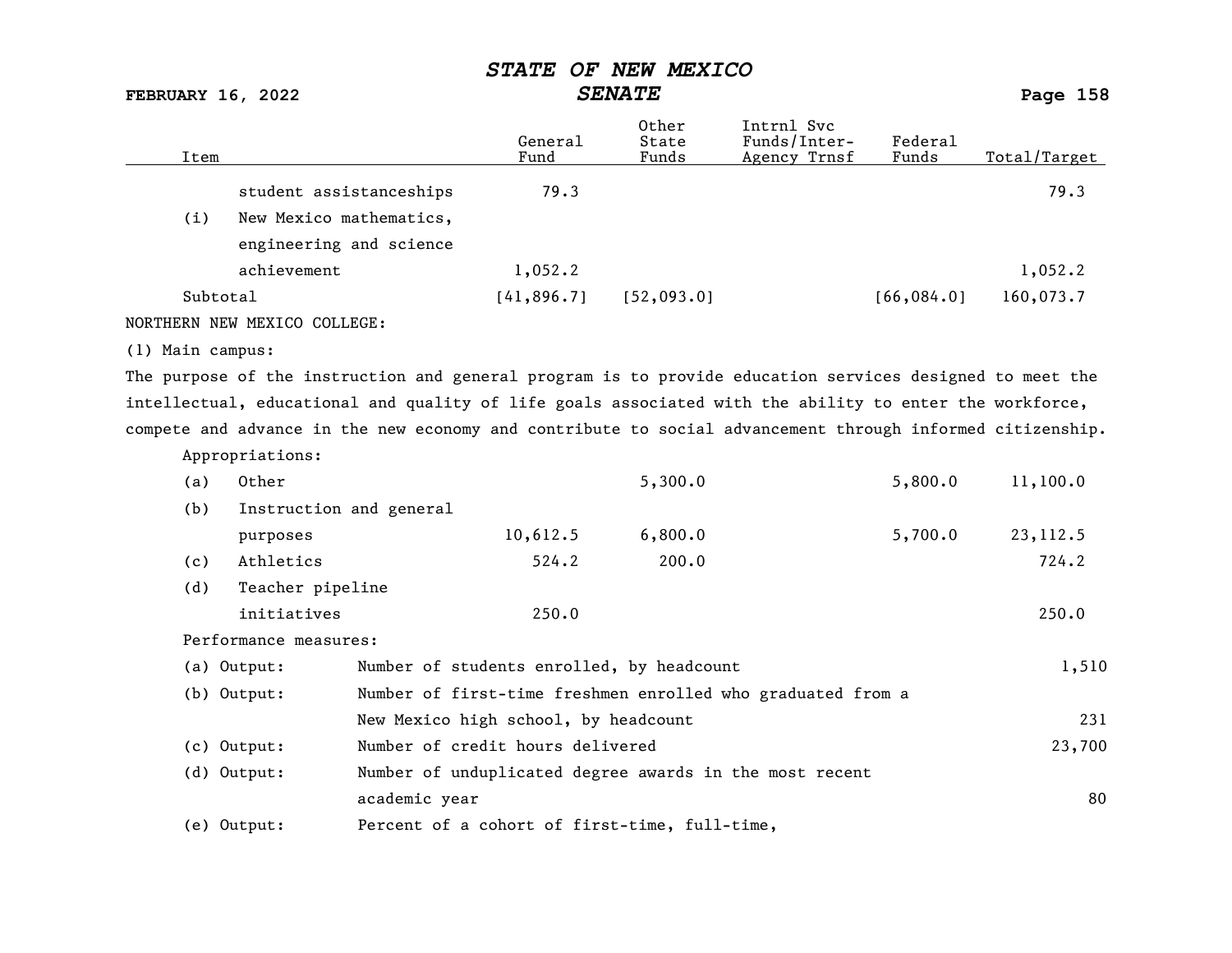| Item | General Fund | Other State Funds | Intrnl Svc Funds/Inter-Agency Trnsf | Federal Funds | Total/Target |
|---|---|---|---|---|---|
| student assistanceships | 79.3 | | | | 79.3 |
| (i) New Mexico mathematics, engineering and science achievement | 1,052.2 | | | | 1,052.2 |
| Subtotal | [41,896.7] | [52,093.0] | | [66,084.0] | 160,073.7 |

NORTHERN NEW MEXICO COLLEGE:

(1) Main campus:

The purpose of the instruction and general program is to provide education services designed to meet the intellectual, educational and quality of life goals associated with the ability to enter the workforce, compete and advance in the new economy and contribute to social advancement through informed citizenship.

Appropriations:

| Item | General Fund | Other State Funds | Intrnl Svc Funds/Inter-Agency Trnsf | Federal Funds | Total/Target |
|---|---|---|---|---|---|
| (a) Other | | 5,300.0 | | 5,800.0 | 11,100.0 |
| (b) Instruction and general purposes | 10,612.5 | 6,800.0 | | 5,700.0 | 23,112.5 |
| (c) Athletics | 524.2 | 200.0 | | | 724.2 |
| (d) Teacher pipeline initiatives | 250.0 | | | | 250.0 |

Performance measures:

| | | |
|---|---|---|
| (a) Output: | Number of students enrolled, by headcount | 1,510 |
| (b) Output: | Number of first-time freshmen enrolled who graduated from a New Mexico high school, by headcount | 231 |
| (c) Output: | Number of credit hours delivered | 23,700 |
| (d) Output: | Number of unduplicated degree awards in the most recent academic year | 80 |
| (e) Output: | Percent of a cohort of first-time, full-time, | |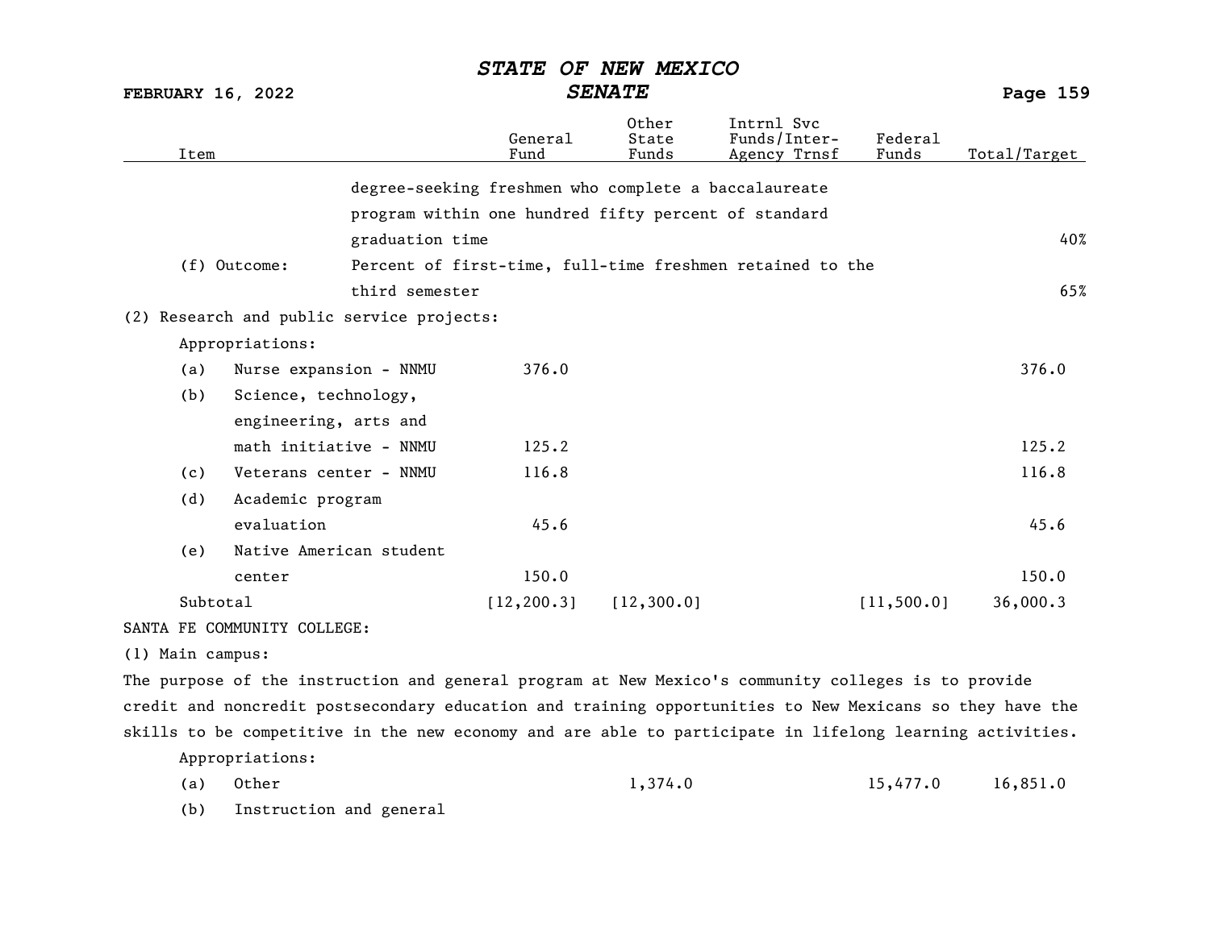| Item | | General Fund | Other State Funds | Intrnl Svc Funds/Inter-Agency Trnsf | Federal Funds | Total/Target |
|---|---|---|---|---|---|---|
| | degree-seeking freshmen who complete a baccalaureate program within one hundred fifty percent of standard graduation time | | | | | 40% |
| (f) Outcome: | Percent of first-time, full-time freshmen retained to the third semester | | | | | 65% |
| (2) Research and public service projects: | | | | | | |
| Appropriations: | | | | | | |
| (a) | Nurse expansion - NNMU | 376.0 | | | | 376.0 |
| (b) | Science, technology, engineering, arts and math initiative - NNMU | 125.2 | | | | 125.2 |
| (c) | Veterans center - NNMU | 116.8 | | | | 116.8 |
| (d) | Academic program evaluation | 45.6 | | | | 45.6 |
| (e) | Native American student center | 150.0 | | | | 150.0 |
| Subtotal | | [12,200.3] | [12,300.0] | | [11,500.0] | 36,000.3 |

SANTA FE COMMUNITY COLLEGE:

(1) Main campus:

The purpose of the instruction and general program at New Mexico's community colleges is to provide credit and noncredit postsecondary education and training opportunities to New Mexicans so they have the skills to be competitive in the new economy and are able to participate in lifelong learning activities.

Appropriations:

| Item | | General Fund | Other State Funds | Intrnl Svc Funds/Inter-Agency Trnsf | Federal Funds | Total/Target |
|---|---|---|---|---|---|---|
| (a) | Other | | 1,374.0 | | 15,477.0 | 16,851.0 |
| (b) | Instruction and general | | | | | |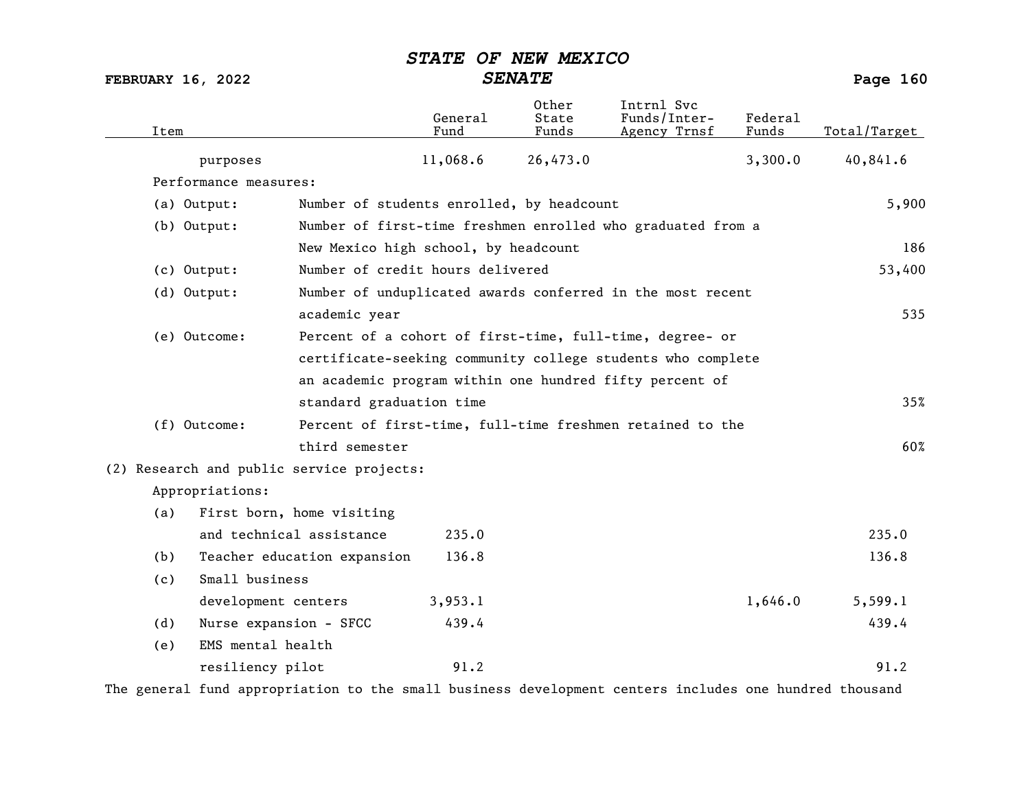| Item | General Fund | Other State Funds | Intrnl Svc Funds/Inter-Agency Trnsf | Federal Funds | Total/Target |
|---|---|---|---|---|---|
| purposes | 11,068.6 | 26,473.0 | | 3,300.0 | 40,841.6 |

Performance measures:

| | | |
|---|---|---|
| (a) Output: | Number of students enrolled, by headcount | 5,900 |
| (b) Output: | Number of first-time freshmen enrolled who graduated from a New Mexico high school, by headcount | 186 |
| (c) Output: | Number of credit hours delivered | 53,400 |
| (d) Output: | Number of unduplicated awards conferred in the most recent academic year | 535 |
| (e) Outcome: | Percent of a cohort of first-time, full-time, degree- or certificate-seeking community college students who complete an academic program within one hundred fifty percent of standard graduation time | 35% |
| (f) Outcome: | Percent of first-time, full-time freshmen retained to the third semester | 60% |

(2) Research and public service projects:

Appropriations:

| Item | General Fund | Other State Funds | Intrnl Svc Funds/Inter-Agency Trnsf | Federal Funds | Total/Target |
|---|---|---|---|---|---|
| (a) First born, home visiting and technical assistance | 235.0 | | | | 235.0 |
| (b) Teacher education expansion | 136.8 | | | | 136.8 |
| (c) Small business development centers | 3,953.1 | | | 1,646.0 | 5,599.1 |
| (d) Nurse expansion - SFCC | 439.4 | | | | 439.4 |
| (e) EMS mental health resiliency pilot | 91.2 | | | | 91.2 |

The general fund appropriation to the small business development centers includes one hundred thousand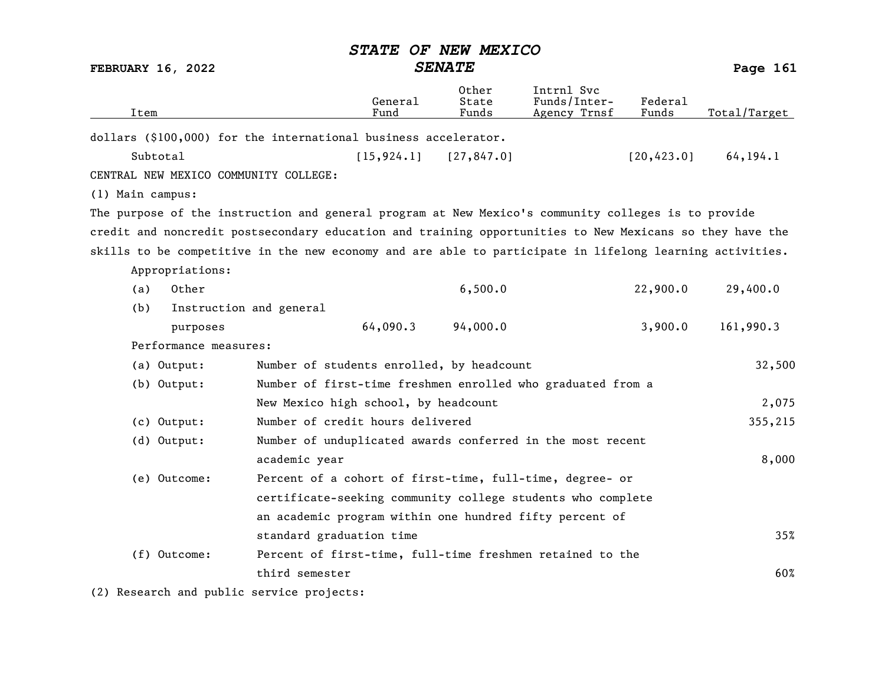| Item | General Fund | Other State Funds | Intrnl Svc Funds/Inter-Agency Trnsf | Federal Funds | Total/Target |
|---|---|---|---|---|---|
| dollars ($100,000) for the international business accelerator. | | | | | |
| Subtotal | [15,924.1] | [27,847.0] | | [20,423.0] | 64,194.1 |

CENTRAL NEW MEXICO COMMUNITY COLLEGE:

(1) Main campus:

The purpose of the instruction and general program at New Mexico's community colleges is to provide credit and noncredit postsecondary education and training opportunities to New Mexicans so they have the skills to be competitive in the new economy and are able to participate in lifelong learning activities.

| Item | General Fund | Other State Funds | Intrnl Svc Funds/Inter-Agency Trnsf | Federal Funds | Total/Target |
|---|---|---|---|---|---|
| Appropriations: | | | | | |
| (a) Other | | 6,500.0 | | 22,900.0 | 29,400.0 |
| (b) Instruction and general purposes | 64,090.3 | 94,000.0 | | 3,900.0 | 161,990.3 |

Performance measures:

| Measure | Description | Target |
|---|---|---|
| (a) Output: | Number of students enrolled, by headcount | 32,500 |
| (b) Output: | Number of first-time freshmen enrolled who graduated from a New Mexico high school, by headcount | 2,075 |
| (c) Output: | Number of credit hours delivered | 355,215 |
| (d) Output: | Number of unduplicated awards conferred in the most recent academic year | 8,000 |
| (e) Outcome: | Percent of a cohort of first-time, full-time, degree- or certificate-seeking community college students who complete an academic program within one hundred fifty percent of standard graduation time | 35% |
| (f) Outcome: | Percent of first-time, full-time freshmen retained to the third semester | 60% |

(2) Research and public service projects: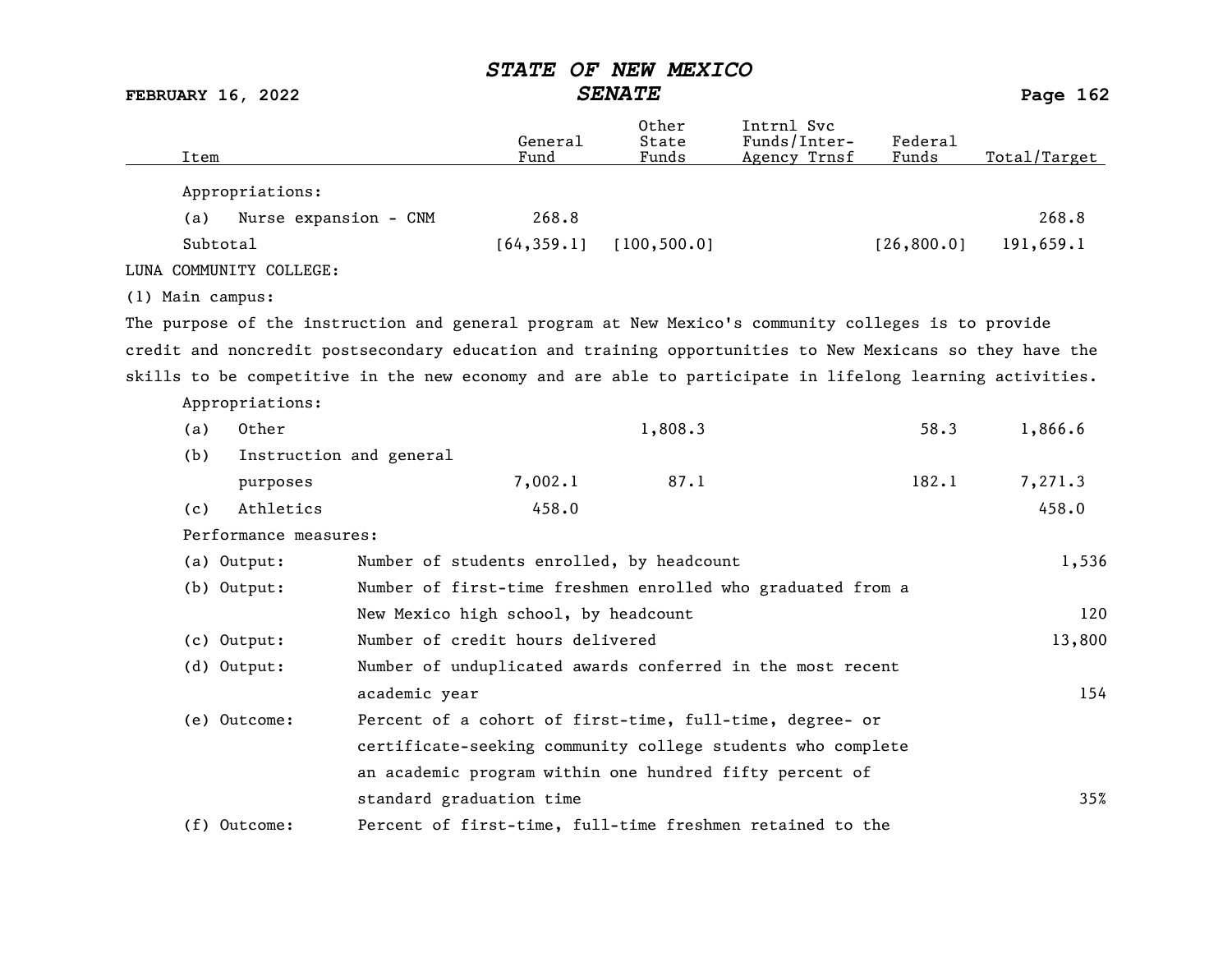| Item | General Fund | Other State Funds | Intrnl Svc Funds/Inter-Agency Trnsf | Federal Funds | Total/Target |
|---|---|---|---|---|---|
| Appropriations: | | | | | |
| (a) Nurse expansion - CNM | 268.8 | | | | 268.8 |
| Subtotal | [64,359.1] | [100,500.0] | | [26,800.0] | 191,659.1 |

LUNA COMMUNITY COLLEGE:

(1) Main campus:

The purpose of the instruction and general program at New Mexico's community colleges is to provide credit and noncredit postsecondary education and training opportunities to New Mexicans so they have the skills to be competitive in the new economy and are able to participate in lifelong learning activities.

| Item | General Fund | Other State Funds | Intrnl Svc Funds/Inter-Agency Trnsf | Federal Funds | Total/Target |
|---|---|---|---|---|---|
| Appropriations: | | | | | |
| (a) Other | | 1,808.3 | | 58.3 | 1,866.6 |
| (b) Instruction and general purposes | 7,002.1 | 87.1 | | 182.1 | 7,271.3 |
| (c) Athletics | 458.0 | | | | 458.0 |

Performance measures:

| Measure | Description | Target |
|---|---|---|
| (a) Output: | Number of students enrolled, by headcount | 1,536 |
| (b) Output: | Number of first-time freshmen enrolled who graduated from a New Mexico high school, by headcount | 120 |
| (c) Output: | Number of credit hours delivered | 13,800 |
| (d) Output: | Number of unduplicated awards conferred in the most recent academic year | 154 |
| (e) Outcome: | Percent of a cohort of first-time, full-time, degree- or certificate-seeking community college students who complete an academic program within one hundred fifty percent of standard graduation time | 35% |
| (f) Outcome: | Percent of first-time, full-time freshmen retained to the | |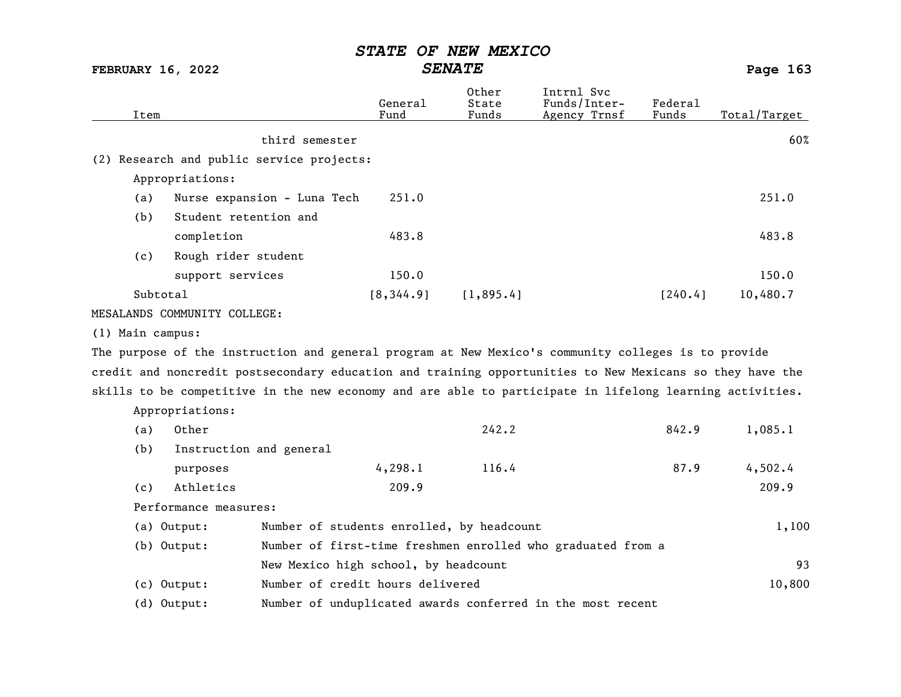| Item | General Fund | Other State Funds | Intrnl Svc Funds/Inter-Agency Trnsf | Federal Funds | Total/Target |
|---|---|---|---|---|---|
| third semester | | | | | 60% |
| (2) Research and public service projects: | | | | | |
| Appropriations: | | | | | |
| (a) Nurse expansion - Luna Tech | 251.0 | | | | 251.0 |
| (b) Student retention and completion | 483.8 | | | | 483.8 |
| (c) Rough rider student support services | 150.0 | | | | 150.0 |
| Subtotal | [8,344.9] | [1,895.4] | | [240.4] | 10,480.7 |
| MESALANDS COMMUNITY COLLEGE: | | | | | |
| (1) Main campus: | | | | | |

The purpose of the instruction and general program at New Mexico's community colleges is to provide credit and noncredit postsecondary education and training opportunities to New Mexicans so they have the skills to be competitive in the new economy and are able to participate in lifelong learning activities.

| Item | General Fund | Other State Funds | Intrnl Svc Funds/Inter-Agency Trnsf | Federal Funds | Total/Target |
|---|---|---|---|---|---|
| Appropriations: | | | | | |
| (a) Other | | 242.2 | | 842.9 | 1,085.1 |
| (b) Instruction and general purposes | 4,298.1 | 116.4 | | 87.9 | 4,502.4 |
| (c) Athletics | 209.9 | | | | 209.9 |

Performance measures:

| Measure | Description | Target |
|---|---|---|
| (a) Output: | Number of students enrolled, by headcount | 1,100 |
| (b) Output: | Number of first-time freshmen enrolled who graduated from a New Mexico high school, by headcount | 93 |
| (c) Output: | Number of credit hours delivered | 10,800 |
| (d) Output: | Number of unduplicated awards conferred in the most recent | |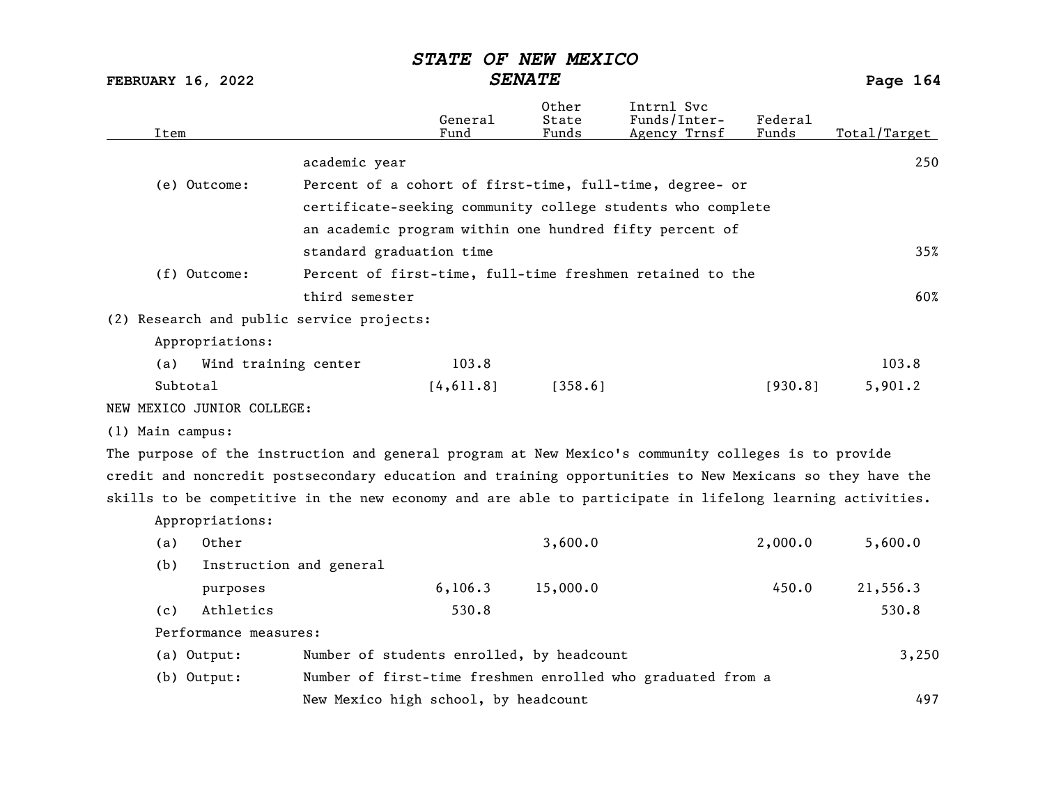| Item | | General Fund | Other State Funds | Intrnl Svc Funds/Inter-Agency Trnsf | Federal Funds | Total/Target |
|---|---|---|---|---|---|---|
| | academic year | | | | | 250 |
| (e) Outcome: | Percent of a cohort of first-time, full-time, degree- or certificate-seeking community college students who complete an academic program within one hundred fifty percent of standard graduation time | | | | | 35% |
| (f) Outcome: | Percent of first-time, full-time freshmen retained to the third semester | | | | | 60% |
| (2) Research and public service projects: | | | | | | |
| Appropriations: | | | | | | |
| (a) Wind training center | | 103.8 | | | | 103.8 |
| Subtotal | | [4,611.8] | [358.6] | | [930.8] | 5,901.2 |

NEW MEXICO JUNIOR COLLEGE:

(1) Main campus:

The purpose of the instruction and general program at New Mexico's community colleges is to provide credit and noncredit postsecondary education and training opportunities to New Mexicans so they have the skills to be competitive in the new economy and are able to participate in lifelong learning activities.

| Item | | General Fund | Other State Funds | Intrnl Svc Funds/Inter-Agency Trnsf | Federal Funds | Total/Target |
|---|---|---|---|---|---|---|
| Appropriations: | | | | | | |
| (a) Other | | | 3,600.0 | | 2,000.0 | 5,600.0 |
| (b) Instruction and general purposes | | 6,106.3 | 15,000.0 | | 450.0 | 21,556.3 |
| (c) Athletics | | 530.8 | | | | 530.8 |
| Performance measures: | | | | | | |
| (a) Output: | Number of students enrolled, by headcount | | | | | 3,250 |
| (b) Output: | Number of first-time freshmen enrolled who graduated from a New Mexico high school, by headcount | | | | | 497 |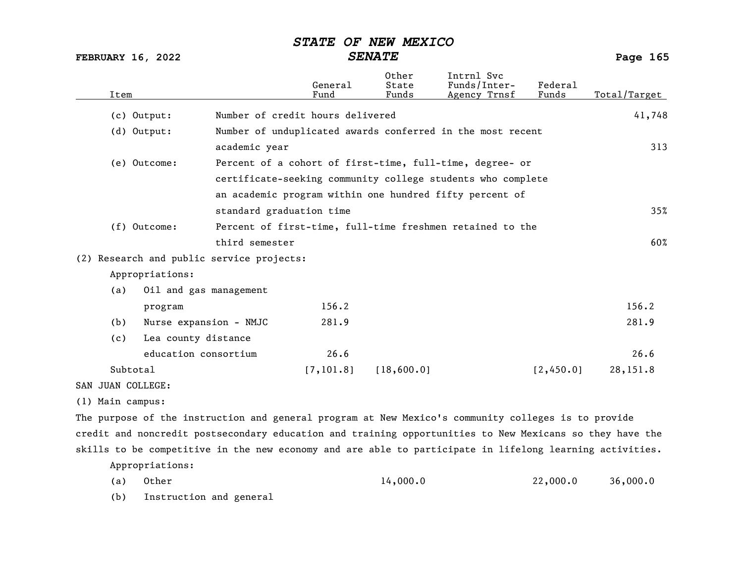| Item | | General Fund | Other State Funds | Intrnl Svc Funds/Inter-Agency Trnsf | Federal Funds | Total/Target |
|---|---|---|---|---|---|---|
| (c) Output: | Number of credit hours delivered | | | | | 41,748 |
| (d) Output: | Number of unduplicated awards conferred in the most recent academic year | | | | | 313 |
| (e) Outcome: | Percent of a cohort of first-time, full-time, degree- or certificate-seeking community college students who complete an academic program within one hundred fifty percent of standard graduation time | | | | | 35% |
| (f) Outcome: | Percent of first-time, full-time freshmen retained to the third semester | | | | | 60% |
| (2) Research and public service projects: | | | | | | |
| Appropriations: | | | | | | |
| (a) | Oil and gas management program | 156.2 | | | | 156.2 |
| (b) | Nurse expansion - NMJC | 281.9 | | | | 281.9 |
| (c) | Lea county distance education consortium | 26.6 | | | | 26.6 |
| Subtotal | | [7,101.8] | [18,600.0] | | [2,450.0] | 28,151.8 |

SAN JUAN COLLEGE:

(1) Main campus:

The purpose of the instruction and general program at New Mexico's community colleges is to provide credit and noncredit postsecondary education and training opportunities to New Mexicans so they have the skills to be competitive in the new economy and are able to participate in lifelong learning activities.

| Item | | General Fund | Other State Funds | Intrnl Svc Funds/Inter-Agency Trnsf | Federal Funds | Total/Target |
|---|---|---|---|---|---|---|
| Appropriations: | | | | | | |
| (a) | Other | | 14,000.0 | | 22,000.0 | 36,000.0 |
| (b) | Instruction and general | | | | | |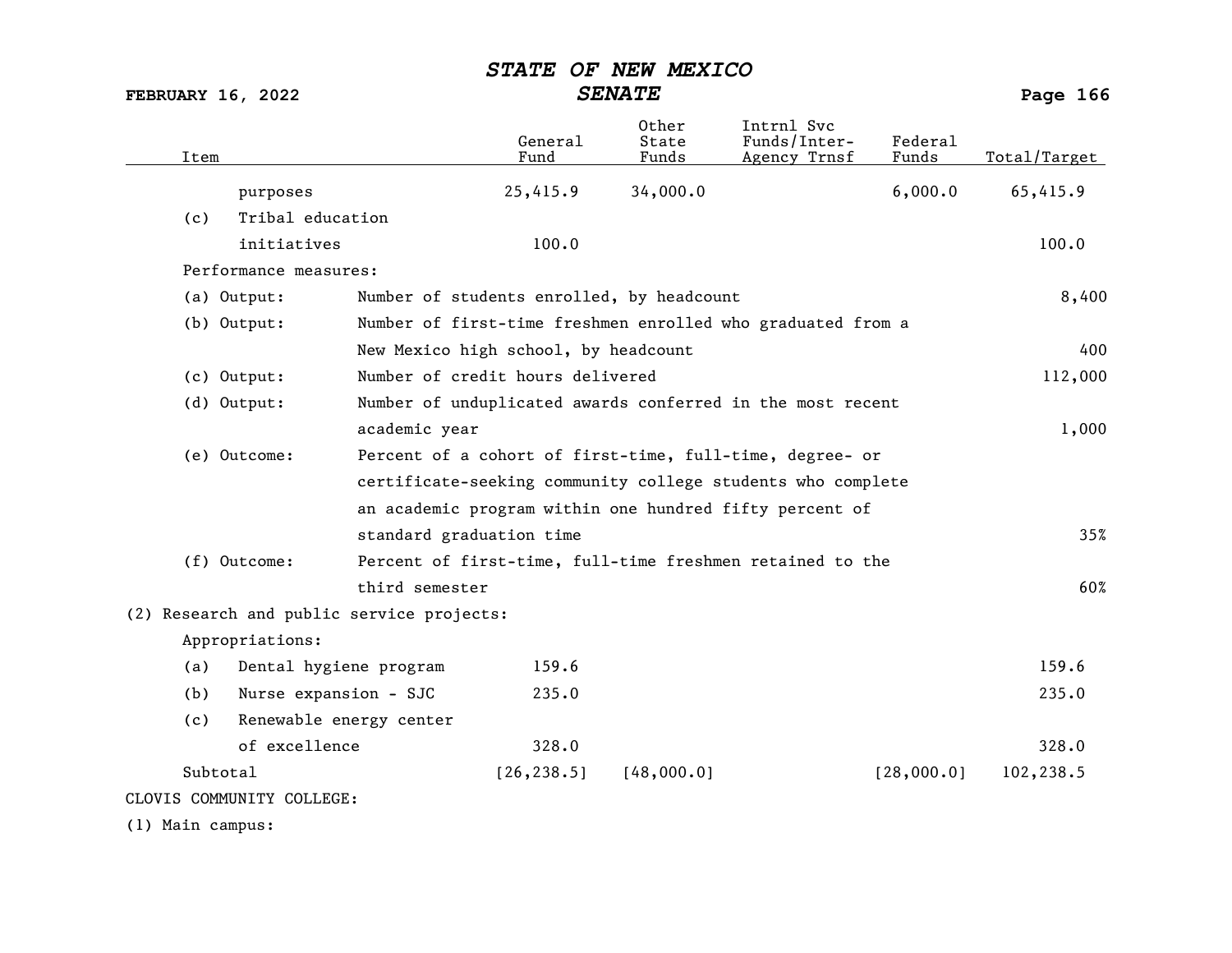| Item | General Fund | Other State Funds | Intrnl Svc Funds/Inter-Agency Trnsf | Federal Funds | Total/Target |
|---|---|---|---|---|---|
| purposes | 25,415.9 | 34,000.0 | | 6,000.0 | 65,415.9 |
| (c) Tribal education initiatives | 100.0 | | | | 100.0 |
| Performance measures: | | | | | |
| (a) Output: Number of students enrolled, by headcount | | | | | 8,400 |
| (b) Output: Number of first-time freshmen enrolled who graduated from a New Mexico high school, by headcount | | | | | 400 |
| (c) Output: Number of credit hours delivered | | | | | 112,000 |
| (d) Output: Number of unduplicated awards conferred in the most recent academic year | | | | | 1,000 |
| (e) Outcome: Percent of a cohort of first-time, full-time, degree- or certificate-seeking community college students who complete an academic program within one hundred fifty percent of standard graduation time | | | | | 35% |
| (f) Outcome: Percent of first-time, full-time freshmen retained to the third semester | | | | | 60% |
| (2) Research and public service projects: | | | | | |
| Appropriations: | | | | | |
| (a) Dental hygiene program | 159.6 | | | | 159.6 |
| (b) Nurse expansion - SJC | 235.0 | | | | 235.0 |
| (c) Renewable energy center of excellence | 328.0 | | | | 328.0 |
| Subtotal | [26,238.5] | [48,000.0] | | [28,000.0] | 102,238.5 |
| CLOVIS COMMUNITY COLLEGE: | | | | | |
| (1) Main campus: | | | | | |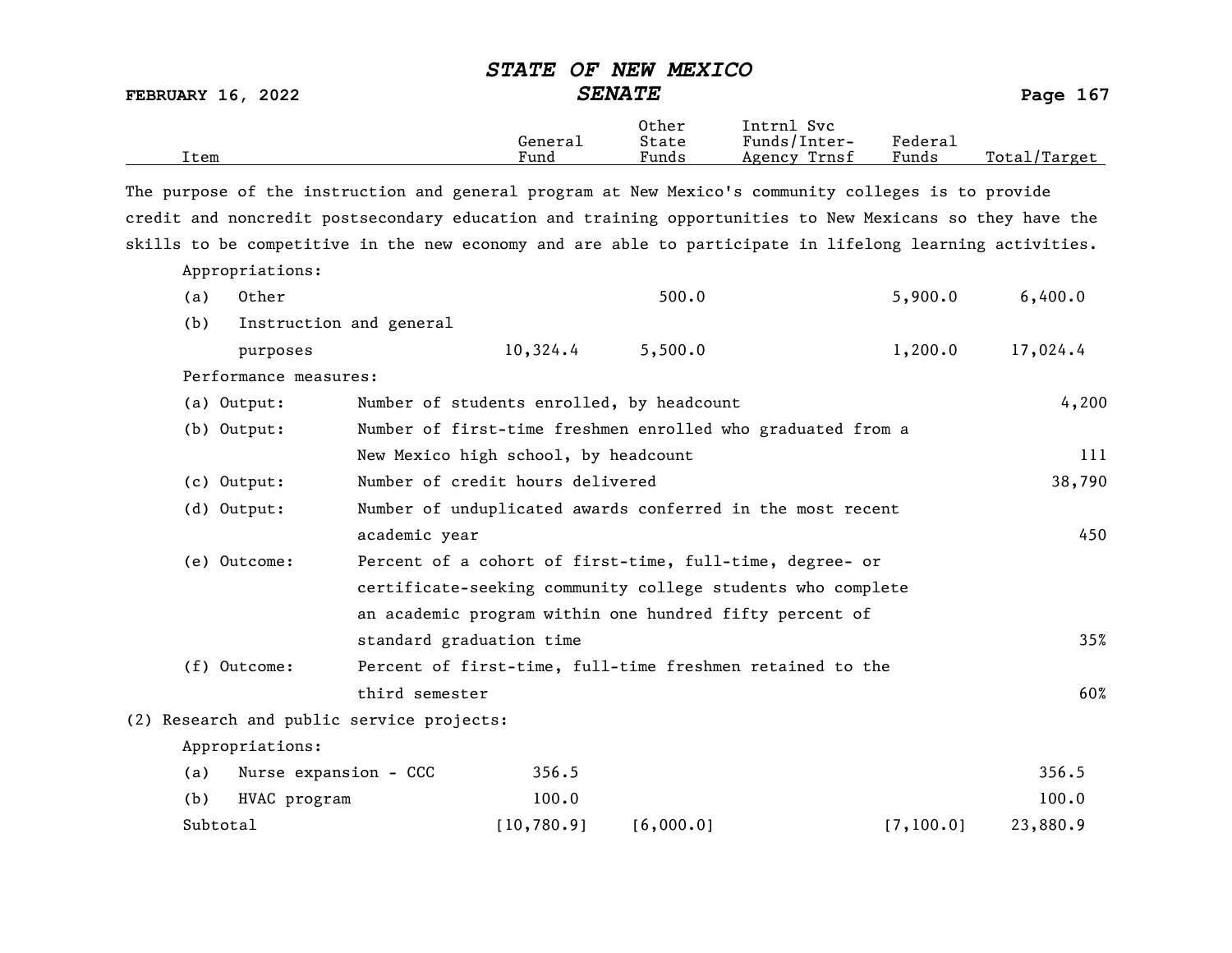| Item | General Fund | Other State Funds | Intrnl Svc Funds/Inter-Agency Trnsf | Federal Funds | Total/Target |
|---|---|---|---|---|---|

The purpose of the instruction and general program at New Mexico's community colleges is to provide credit and noncredit postsecondary education and training opportunities to New Mexicans so they have the skills to be competitive in the new economy and are able to participate in lifelong learning activities.

Appropriations:

| Item | General Fund | Other State Funds | Intrnl Svc Funds/Inter-Agency Trnsf | Federal Funds | Total/Target |
|---|---|---|---|---|---|
| (a) Other | | 500.0 | | 5,900.0 | 6,400.0 |
| (b) Instruction and general purposes | 10,324.4 | 5,500.0 | | 1,200.0 | 17,024.4 |

Performance measures:

| Measure | Description | Target |
|---|---|---|
| (a) Output: | Number of students enrolled, by headcount | 4,200 |
| (b) Output: | Number of first-time freshmen enrolled who graduated from a New Mexico high school, by headcount | 111 |
| (c) Output: | Number of credit hours delivered | 38,790 |
| (d) Output: | Number of unduplicated awards conferred in the most recent academic year | 450 |
| (e) Outcome: | Percent of a cohort of first-time, full-time, degree- or certificate-seeking community college students who complete an academic program within one hundred fifty percent of standard graduation time | 35% |
| (f) Outcome: | Percent of first-time, full-time freshmen retained to the third semester | 60% |

(2) Research and public service projects:

Appropriations:

| Item | General Fund | Other State Funds | Intrnl Svc Funds/Inter-Agency Trnsf | Federal Funds | Total/Target |
|---|---|---|---|---|---|
| (a) Nurse expansion - CCC | 356.5 | | | | 356.5 |
| (b) HVAC program | 100.0 | | | | 100.0 |
| Subtotal | [10,780.9] | [6,000.0] | | [7,100.0] | 23,880.9 |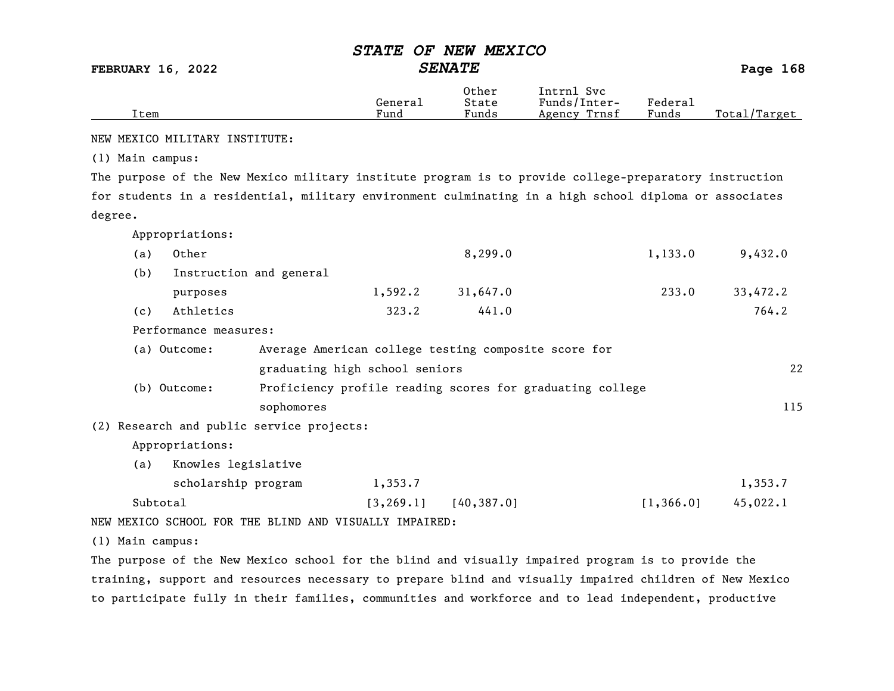| Item | General Fund | Other State Funds | Intrnl Svc Funds/Inter-Agency Trnsf | Federal Funds | Total/Target |
|---|---|---|---|---|---|
| NEW MEXICO MILITARY INSTITUTE: | | | | | |
| (1) Main campus: | | | | | |
| The purpose of the New Mexico military institute program is to provide college-preparatory instruction for students in a residential, military environment culminating in a high school diploma or associates degree. | | | | | |
| Appropriations: | | | | | |
| (a) Other | | 8,299.0 | | 1,133.0 | 9,432.0 |
| (b) Instruction and general purposes | 1,592.2 | 31,647.0 | | 233.0 | 33,472.2 |
| (c) Athletics | 323.2 | 441.0 | | | 764.2 |
| Performance measures: | | | | | |
| (a) Outcome: Average American college testing composite score for graduating high school seniors | | | | | 22 |
| (b) Outcome: Proficiency profile reading scores for graduating college sophomores | | | | | 115 |
| (2) Research and public service projects: | | | | | |
| Appropriations: | | | | | |
| (a) Knowles legislative scholarship program | 1,353.7 | | | | 1,353.7 |
| Subtotal | [3,269.1] | [40,387.0] | | [1,366.0] | 45,022.1 |
| NEW MEXICO SCHOOL FOR THE BLIND AND VISUALLY IMPAIRED: | | | | | |
| (1) Main campus: | | | | | |

The purpose of the New Mexico school for the blind and visually impaired program is to provide the training, support and resources necessary to prepare blind and visually impaired children of New Mexico to participate fully in their families, communities and workforce and to lead independent, productive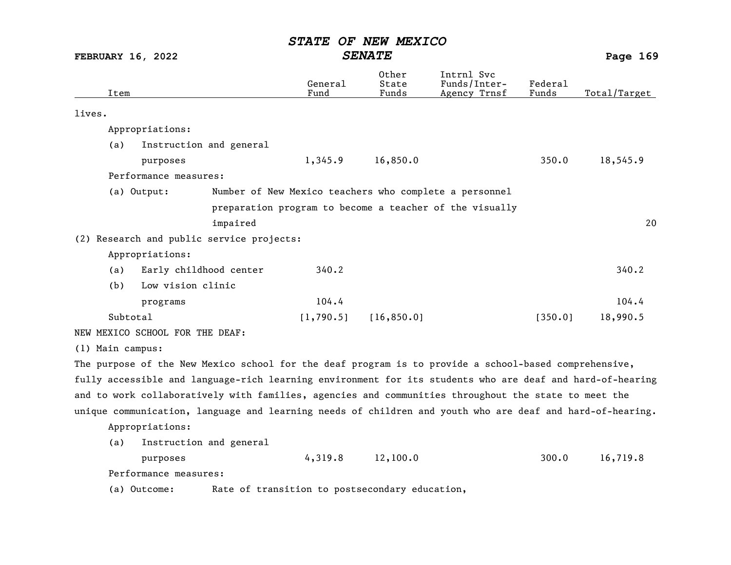| Item | General Fund | Other State Funds | Intrnl Svc Funds/Inter-Agency Trnsf | Federal Funds | Total/Target |
|---|---|---|---|---|---|
| lives. | | | | | |
| Appropriations: | | | | | |
| (a) Instruction and general purposes | 1,345.9 | 16,850.0 | | 350.0 | 18,545.9 |
| Performance measures: | | | | | |
| (a) Output: Number of New Mexico teachers who complete a personnel preparation program to become a teacher of the visually impaired | | | | | 20 |
| (2) Research and public service projects: | | | | | |
| Appropriations: | | | | | |
| (a) Early childhood center | 340.2 | | | | 340.2 |
| (b) Low vision clinic programs | 104.4 | | | | 104.4 |
| Subtotal | [1,790.5] | [16,850.0] | | [350.0] | 18,990.5 |

NEW MEXICO SCHOOL FOR THE DEAF:

(1) Main campus:

The purpose of the New Mexico school for the deaf program is to provide a school-based comprehensive, fully accessible and language-rich learning environment for its students who are deaf and hard-of-hearing and to work collaboratively with families, agencies and communities throughout the state to meet the unique communication, language and learning needs of children and youth who are deaf and hard-of-hearing.

| Item | General Fund | Other State Funds | Intrnl Svc Funds/Inter-Agency Trnsf | Federal Funds | Total/Target |
|---|---|---|---|---|---|
| Appropriations: | | | | | |
| (a) Instruction and general purposes | 4,319.8 | 12,100.0 | | 300.0 | 16,719.8 |
| Performance measures: | | | | | |
| (a) Outcome: Rate of transition to postsecondary education, | | | | | |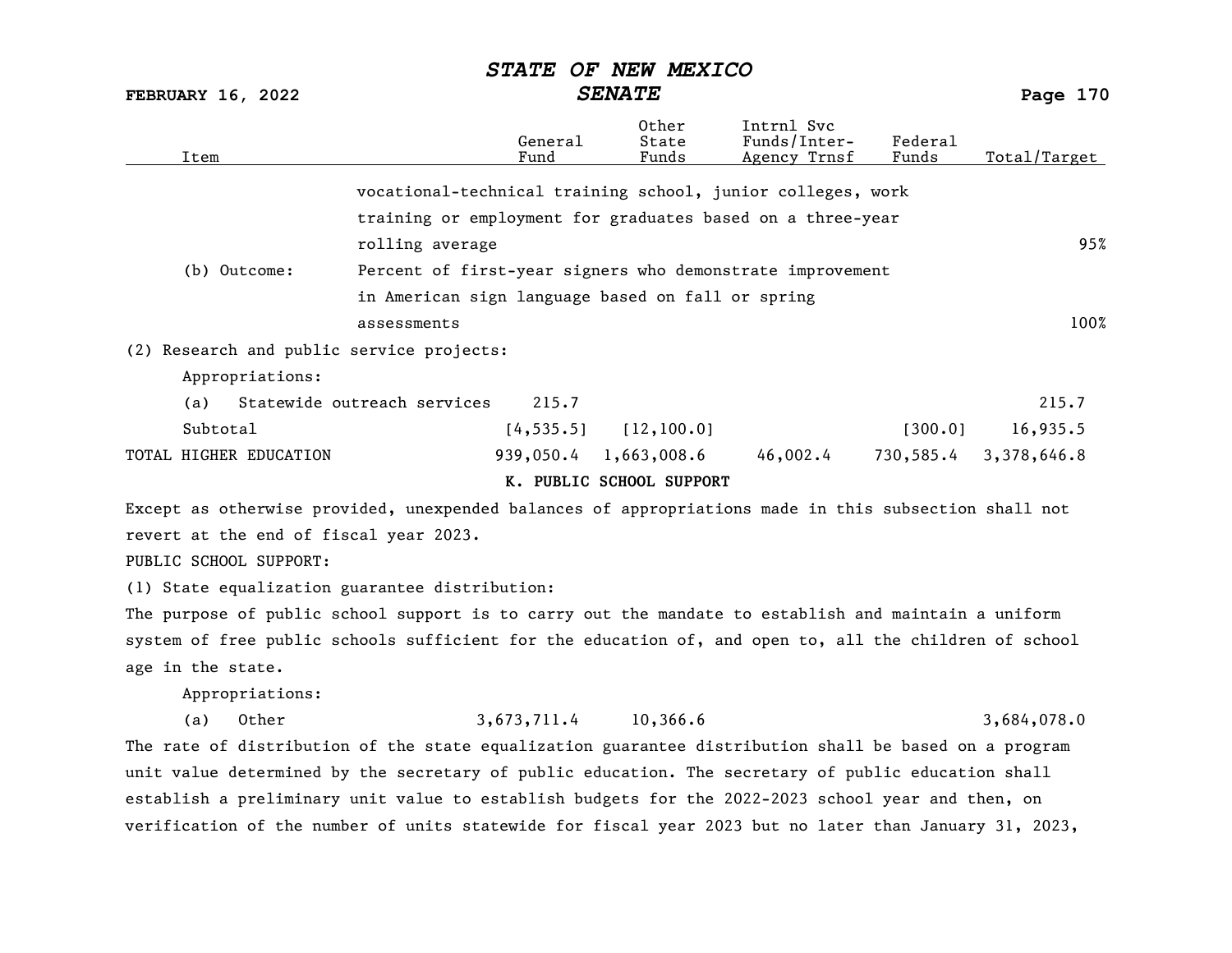| Item | | General Fund | Other State Funds | Intrnl Svc Funds/Inter-Agency Trnsf | Federal Funds | Total/Target |
|---|---|---|---|---|---|---|
| | vocational-technical training school, junior colleges, work training or employment for graduates based on a three-year rolling average | | | | | 95% |
| (b) Outcome: | Percent of first-year signers who demonstrate improvement in American sign language based on fall or spring assessments | | | | | 100% |
| (2) Research and public service projects: | | | | | | |
| Appropriations: | | | | | | |
| (a) Statewide outreach services | | 215.7 | | | | 215.7 |
| Subtotal | | [4,535.5] | [12,100.0] | | [300.0] | 16,935.5 |
| TOTAL HIGHER EDUCATION | | 939,050.4 | 1,663,008.6 | 46,002.4 | 730,585.4 | 3,378,646.8 |

**K. PUBLIC SCHOOL SUPPORT**

Except as otherwise provided, unexpended balances of appropriations made in this subsection shall not revert at the end of fiscal year 2023.

PUBLIC SCHOOL SUPPORT:

(1) State equalization guarantee distribution:

The purpose of public school support is to carry out the mandate to establish and maintain a uniform system of free public schools sufficient for the education of, and open to, all the children of school age in the state.

| Item | General Fund | Other State Funds | Intrnl Svc Funds/Inter-Agency Trnsf | Federal Funds | Total/Target |
|---|---|---|---|---|---|
| Appropriations: | | | | | |
| (a) Other | 3,673,711.4 | 10,366.6 | | | 3,684,078.0 |

The rate of distribution of the state equalization guarantee distribution shall be based on a program unit value determined by the secretary of public education. The secretary of public education shall establish a preliminary unit value to establish budgets for the 2022-2023 school year and then, on verification of the number of units statewide for fiscal year 2023 but no later than January 31, 2023,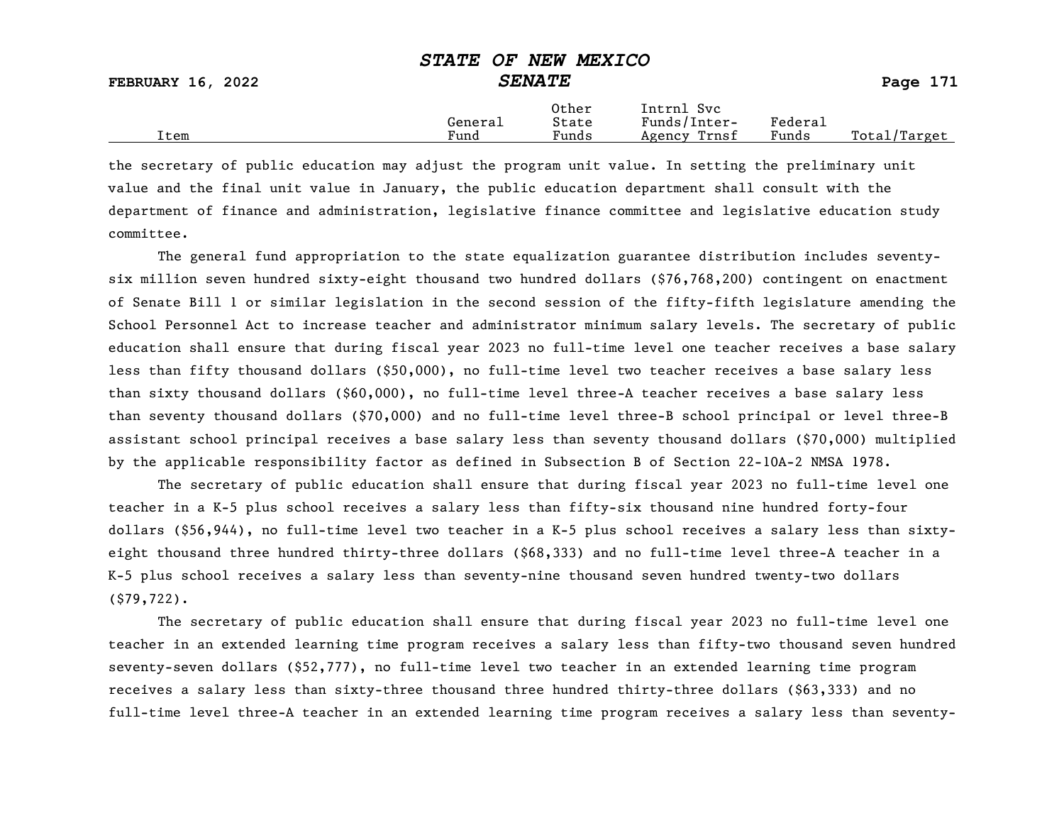| Item | General Fund | Other State Funds | Intrnl Svc Funds/Inter-Agency Trnsf | Federal Funds | Total/Target |
|---|---|---|---|---|---|

the secretary of public education may adjust the program unit value. In setting the preliminary unit value and the final unit value in January, the public education department shall consult with the department of finance and administration, legislative finance committee and legislative education study committee.

The general fund appropriation to the state equalization guarantee distribution includes seventy-six million seven hundred sixty-eight thousand two hundred dollars ($76,768,200) contingent on enactment of Senate Bill 1 or similar legislation in the second session of the fifty-fifth legislature amending the School Personnel Act to increase teacher and administrator minimum salary levels. The secretary of public education shall ensure that during fiscal year 2023 no full-time level one teacher receives a base salary less than fifty thousand dollars ($50,000), no full-time level two teacher receives a base salary less than sixty thousand dollars ($60,000), no full-time level three-A teacher receives a base salary less than seventy thousand dollars ($70,000) and no full-time level three-B school principal or level three-B assistant school principal receives a base salary less than seventy thousand dollars ($70,000) multiplied by the applicable responsibility factor as defined in Subsection B of Section 22-10A-2 NMSA 1978.

The secretary of public education shall ensure that during fiscal year 2023 no full-time level one teacher in a K-5 plus school receives a salary less than fifty-six thousand nine hundred forty-four dollars ($56,944), no full-time level two teacher in a K-5 plus school receives a salary less than sixty-eight thousand three hundred thirty-three dollars ($68,333) and no full-time level three-A teacher in a K-5 plus school receives a salary less than seventy-nine thousand seven hundred twenty-two dollars ($79,722).

The secretary of public education shall ensure that during fiscal year 2023 no full-time level one teacher in an extended learning time program receives a salary less than fifty-two thousand seven hundred seventy-seven dollars ($52,777), no full-time level two teacher in an extended learning time program receives a salary less than sixty-three thousand three hundred thirty-three dollars ($63,333) and no full-time level three-A teacher in an extended learning time program receives a salary less than seventy-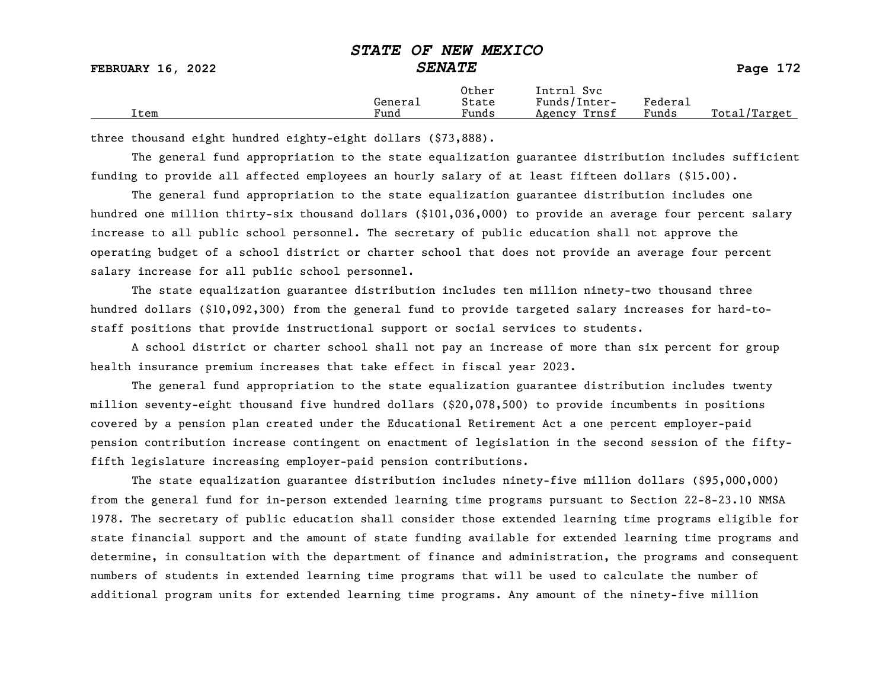| Item | General Fund | Other State Funds | Intrnl Svc Funds/Inter-Agency Trnsf | Federal Funds | Total/Target |
|---|---|---|---|---|---|

three thousand eight hundred eighty-eight dollars ($73,888).

The general fund appropriation to the state equalization guarantee distribution includes sufficient funding to provide all affected employees an hourly salary of at least fifteen dollars ($15.00).

The general fund appropriation to the state equalization guarantee distribution includes one hundred one million thirty-six thousand dollars ($101,036,000) to provide an average four percent salary increase to all public school personnel. The secretary of public education shall not approve the operating budget of a school district or charter school that does not provide an average four percent salary increase for all public school personnel.

The state equalization guarantee distribution includes ten million ninety-two thousand three hundred dollars ($10,092,300) from the general fund to provide targeted salary increases for hard-to-staff positions that provide instructional support or social services to students.

A school district or charter school shall not pay an increase of more than six percent for group health insurance premium increases that take effect in fiscal year 2023.

The general fund appropriation to the state equalization guarantee distribution includes twenty million seventy-eight thousand five hundred dollars ($20,078,500) to provide incumbents in positions covered by a pension plan created under the Educational Retirement Act a one percent employer-paid pension contribution increase contingent on enactment of legislation in the second session of the fifty-fifth legislature increasing employer-paid pension contributions.

The state equalization guarantee distribution includes ninety-five million dollars ($95,000,000) from the general fund for in-person extended learning time programs pursuant to Section 22-8-23.10 NMSA 1978. The secretary of public education shall consider those extended learning time programs eligible for state financial support and the amount of state funding available for extended learning time programs and determine, in consultation with the department of finance and administration, the programs and consequent numbers of students in extended learning time programs that will be used to calculate the number of additional program units for extended learning time programs. Any amount of the ninety-five million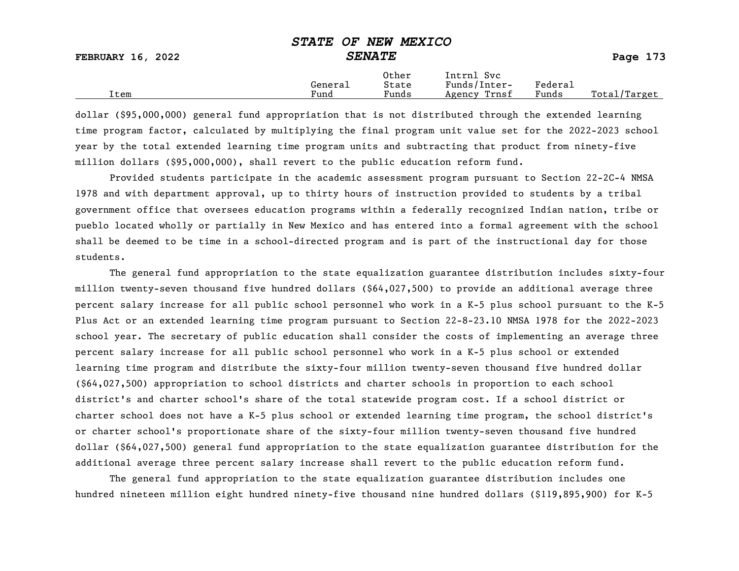| Item | General Fund | Other State Funds | Intrnl Svc Funds/Inter-Agency Trnsf | Federal Funds | Total/Target |
|---|---|---|---|---|---|

dollar ($95,000,000) general fund appropriation that is not distributed through the extended learning time program factor, calculated by multiplying the final program unit value set for the 2022-2023 school year by the total extended learning time program units and subtracting that product from ninety-five million dollars ($95,000,000), shall revert to the public education reform fund.

Provided students participate in the academic assessment program pursuant to Section 22-2C-4 NMSA 1978 and with department approval, up to thirty hours of instruction provided to students by a tribal government office that oversees education programs within a federally recognized Indian nation, tribe or pueblo located wholly or partially in New Mexico and has entered into a formal agreement with the school shall be deemed to be time in a school-directed program and is part of the instructional day for those students.

The general fund appropriation to the state equalization guarantee distribution includes sixty-four million twenty-seven thousand five hundred dollars ($64,027,500) to provide an additional average three percent salary increase for all public school personnel who work in a K-5 plus school pursuant to the K-5 Plus Act or an extended learning time program pursuant to Section 22-8-23.10 NMSA 1978 for the 2022-2023 school year. The secretary of public education shall consider the costs of implementing an average three percent salary increase for all public school personnel who work in a K-5 plus school or extended learning time program and distribute the sixty-four million twenty-seven thousand five hundred dollar ($64,027,500) appropriation to school districts and charter schools in proportion to each school district's and charter school's share of the total statewide program cost. If a school district or charter school does not have a K-5 plus school or extended learning time program, the school district's or charter school's proportionate share of the sixty-four million twenty-seven thousand five hundred dollar ($64,027,500) general fund appropriation to the state equalization guarantee distribution for the additional average three percent salary increase shall revert to the public education reform fund.

The general fund appropriation to the state equalization guarantee distribution includes one hundred nineteen million eight hundred ninety-five thousand nine hundred dollars ($119,895,900) for K-5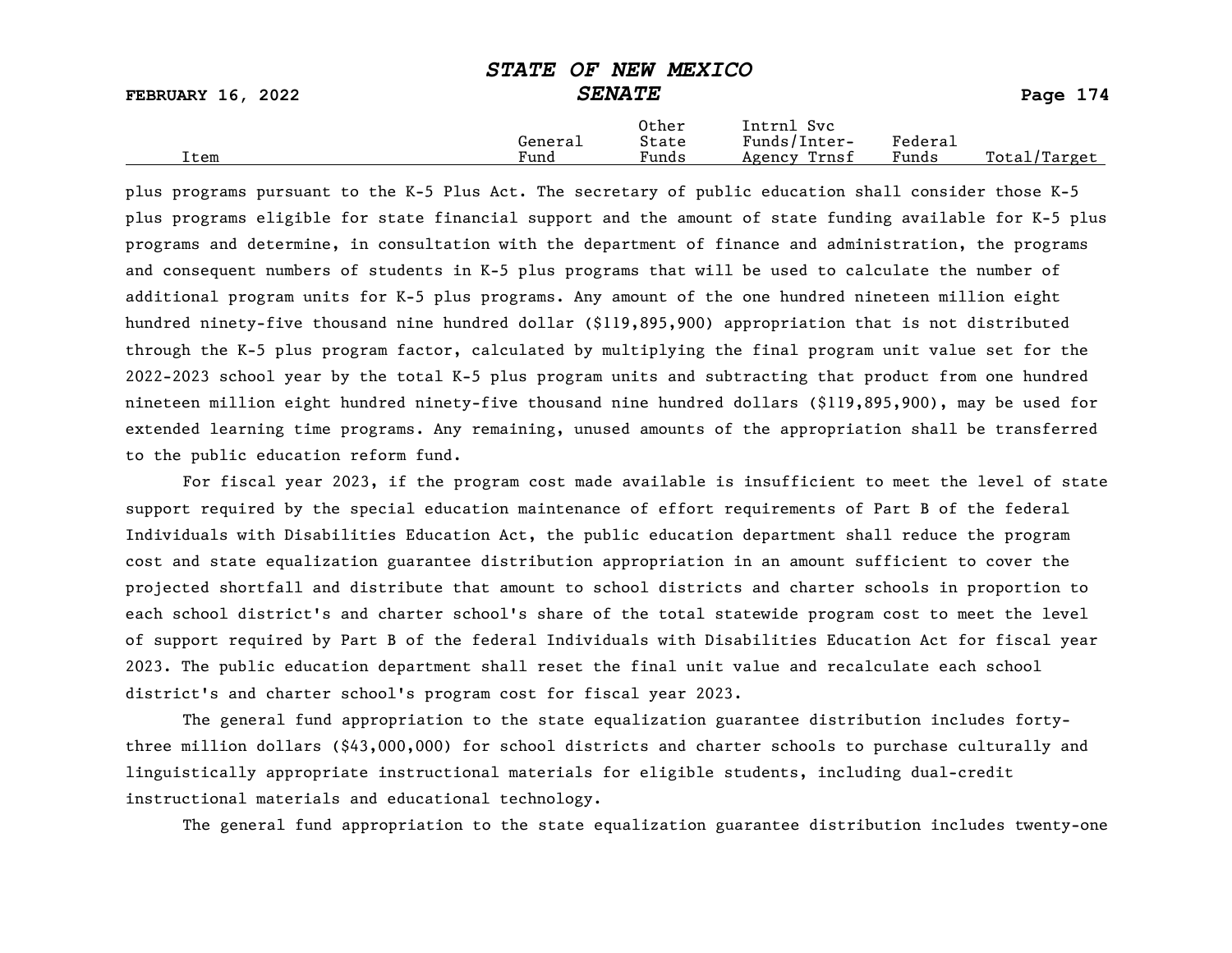plus programs pursuant to the K-5 Plus Act. The secretary of public education shall consider those K-5 plus programs eligible for state financial support and the amount of state funding available for K-5 plus programs and determine, in consultation with the department of finance and administration, the programs and consequent numbers of students in K-5 plus programs that will be used to calculate the number of additional program units for K-5 plus programs. Any amount of the one hundred nineteen million eight hundred ninety-five thousand nine hundred dollar ($119,895,900) appropriation that is not distributed through the K-5 plus program factor, calculated by multiplying the final program unit value set for the 2022-2023 school year by the total K-5 plus program units and subtracting that product from one hundred nineteen million eight hundred ninety-five thousand nine hundred dollars ($119,895,900), may be used for extended learning time programs. Any remaining, unused amounts of the appropriation shall be transferred to the public education reform fund.

For fiscal year 2023, if the program cost made available is insufficient to meet the level of state support required by the special education maintenance of effort requirements of Part B of the federal Individuals with Disabilities Education Act, the public education department shall reduce the program cost and state equalization guarantee distribution appropriation in an amount sufficient to cover the projected shortfall and distribute that amount to school districts and charter schools in proportion to each school district's and charter school's share of the total statewide program cost to meet the level of support required by Part B of the federal Individuals with Disabilities Education Act for fiscal year 2023. The public education department shall reset the final unit value and recalculate each school district's and charter school's program cost for fiscal year 2023.

The general fund appropriation to the state equalization guarantee distribution includes forty-three million dollars ($43,000,000) for school districts and charter schools to purchase culturally and linguistically appropriate instructional materials for eligible students, including dual-credit instructional materials and educational technology.

The general fund appropriation to the state equalization guarantee distribution includes twenty-one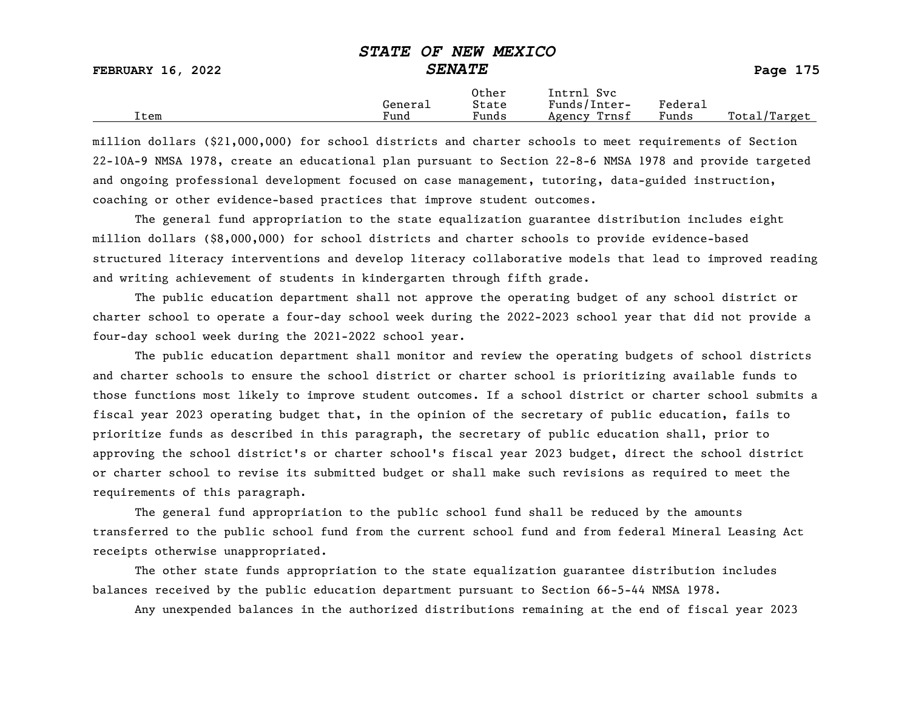| Item | General Fund | Other State Funds | Intrnl Svc Funds/Inter-Agency Trnsf | Federal Funds | Total/Target |
| --- | --- | --- | --- | --- | --- |

million dollars ($21,000,000) for school districts and charter schools to meet requirements of Section 22-10A-9 NMSA 1978, create an educational plan pursuant to Section 22-8-6 NMSA 1978 and provide targeted and ongoing professional development focused on case management, tutoring, data-guided instruction, coaching or other evidence-based practices that improve student outcomes.

The general fund appropriation to the state equalization guarantee distribution includes eight million dollars ($8,000,000) for school districts and charter schools to provide evidence-based structured literacy interventions and develop literacy collaborative models that lead to improved reading and writing achievement of students in kindergarten through fifth grade.

The public education department shall not approve the operating budget of any school district or charter school to operate a four-day school week during the 2022-2023 school year that did not provide a four-day school week during the 2021-2022 school year.

The public education department shall monitor and review the operating budgets of school districts and charter schools to ensure the school district or charter school is prioritizing available funds to those functions most likely to improve student outcomes. If a school district or charter school submits a fiscal year 2023 operating budget that, in the opinion of the secretary of public education, fails to prioritize funds as described in this paragraph, the secretary of public education shall, prior to approving the school district's or charter school's fiscal year 2023 budget, direct the school district or charter school to revise its submitted budget or shall make such revisions as required to meet the requirements of this paragraph.

The general fund appropriation to the public school fund shall be reduced by the amounts transferred to the public school fund from the current school fund and from federal Mineral Leasing Act receipts otherwise unappropriated.

The other state funds appropriation to the state equalization guarantee distribution includes balances received by the public education department pursuant to Section 66-5-44 NMSA 1978.

Any unexpended balances in the authorized distributions remaining at the end of fiscal year 2023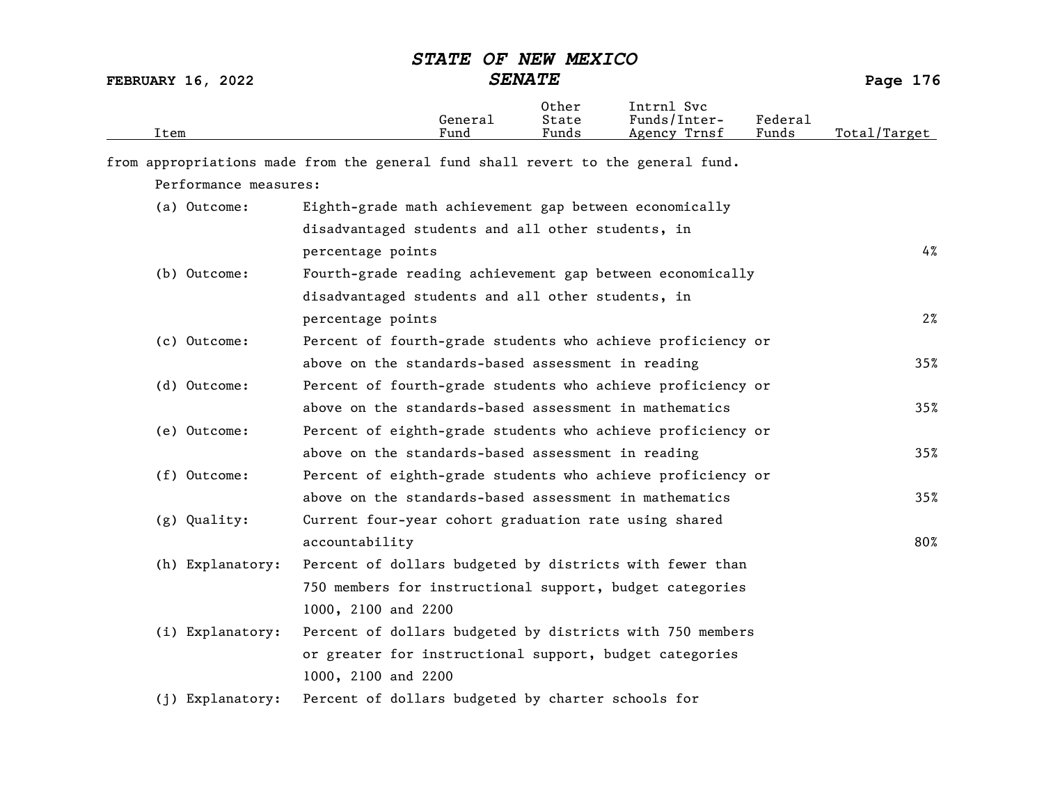| Item | General Fund | Other State Funds | Intrnl Svc Funds/Inter-Agency Trnsf | Federal Funds | Total/Target |
|---|---|---|---|---|---|

from appropriations made from the general fund shall revert to the general fund.

Performance measures:

| | | |
|---|---|---|
| (a) Outcome: | Eighth-grade math achievement gap between economically disadvantaged students and all other students, in percentage points | 4% |
| (b) Outcome: | Fourth-grade reading achievement gap between economically disadvantaged students and all other students, in percentage points | 2% |
| (c) Outcome: | Percent of fourth-grade students who achieve proficiency or above on the standards-based assessment in reading | 35% |
| (d) Outcome: | Percent of fourth-grade students who achieve proficiency or above on the standards-based assessment in mathematics | 35% |
| (e) Outcome: | Percent of eighth-grade students who achieve proficiency or above on the standards-based assessment in reading | 35% |
| (f) Outcome: | Percent of eighth-grade students who achieve proficiency or above on the standards-based assessment in mathematics | 35% |
| (g) Quality: | Current four-year cohort graduation rate using shared accountability | 80% |
| (h) Explanatory: | Percent of dollars budgeted by districts with fewer than 750 members for instructional support, budget categories 1000, 2100 and 2200 | |
| (i) Explanatory: | Percent of dollars budgeted by districts with 750 members or greater for instructional support, budget categories 1000, 2100 and 2200 | |
| (j) Explanatory: | Percent of dollars budgeted by charter schools for | |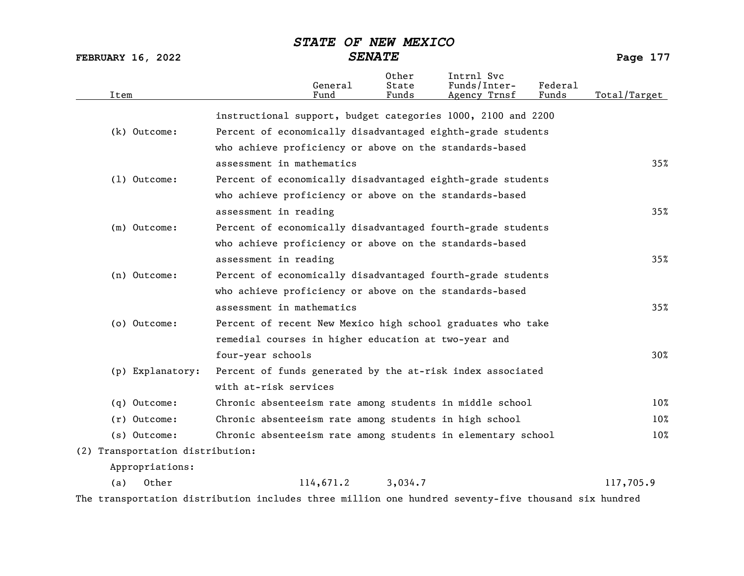| Item | | General Fund | Other State Funds | Intrnl Svc Funds/Inter-Agency Trnsf | Federal Funds | Total/Target |
|---|---|---|---|---|---|---|
| | instructional support, budget categories 1000, 2100 and 2200 | | | | | |
| (k) Outcome: | Percent of economically disadvantaged eighth-grade students who achieve proficiency or above on the standards-based assessment in mathematics | | | | | 35% |
| (l) Outcome: | Percent of economically disadvantaged eighth-grade students who achieve proficiency or above on the standards-based assessment in reading | | | | | 35% |
| (m) Outcome: | Percent of economically disadvantaged fourth-grade students who achieve proficiency or above on the standards-based assessment in reading | | | | | 35% |
| (n) Outcome: | Percent of economically disadvantaged fourth-grade students who achieve proficiency or above on the standards-based assessment in mathematics | | | | | 35% |
| (o) Outcome: | Percent of recent New Mexico high school graduates who take remedial courses in higher education at two-year and four-year schools | | | | | 30% |
| (p) Explanatory: | Percent of funds generated by the at-risk index associated with at-risk services | | | | | |
| (q) Outcome: | Chronic absenteeism rate among students in middle school | | | | | 10% |
| (r) Outcome: | Chronic absenteeism rate among students in high school | | | | | 10% |
| (s) Outcome: | Chronic absenteeism rate among students in elementary school | | | | | 10% |
| (2) Transportation distribution: | | | | | | |
| Appropriations: | | | | | | |
| (a) Other | | 114,671.2 | 3,034.7 | | | 117,705.9 |

The transportation distribution includes three million one hundred seventy-five thousand six hundred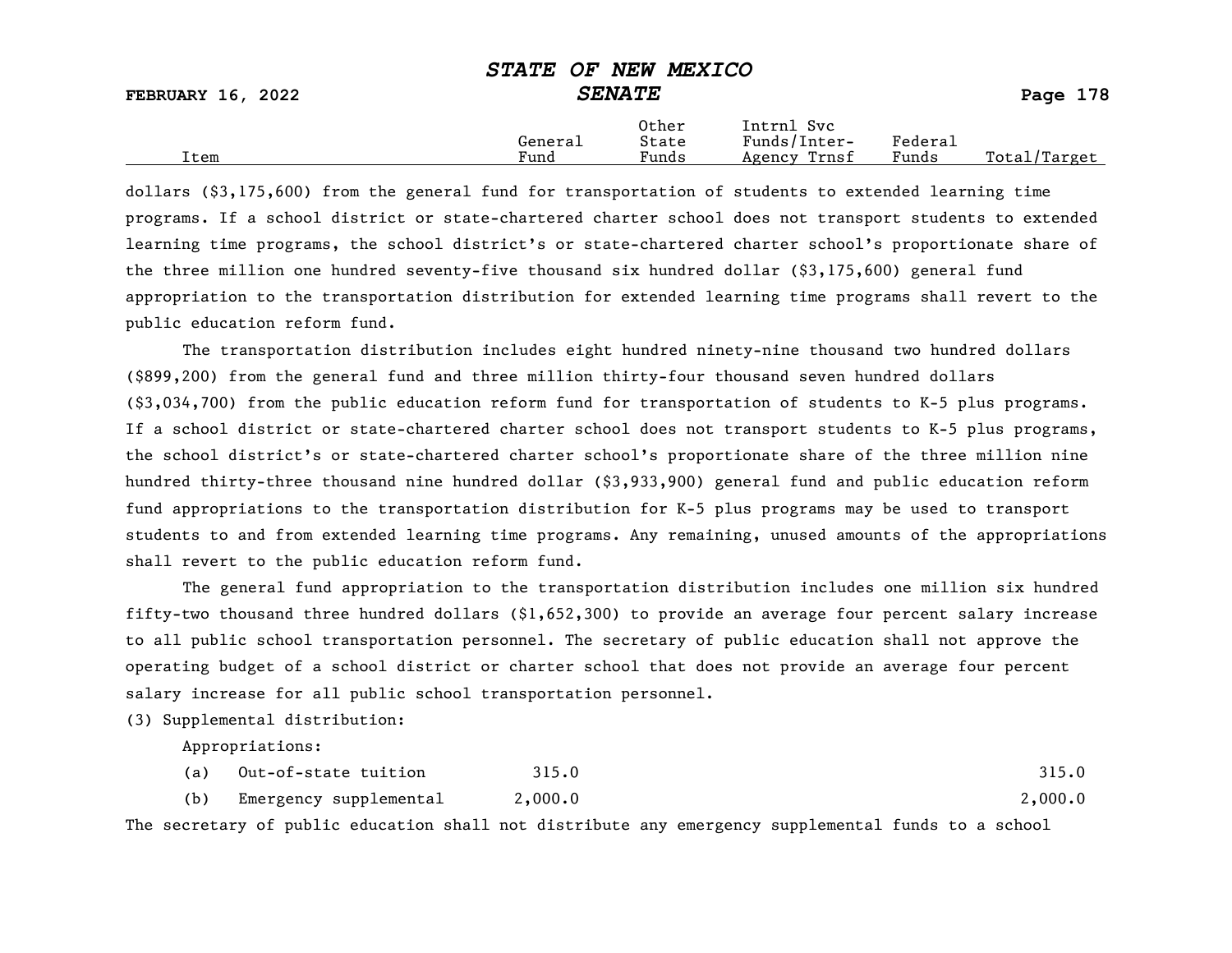dollars ($3,175,600) from the general fund for transportation of students to extended learning time programs. If a school district or state-chartered charter school does not transport students to extended learning time programs, the school district's or state-chartered charter school's proportionate share of the three million one hundred seventy-five thousand six hundred dollar ($3,175,600) general fund appropriation to the transportation distribution for extended learning time programs shall revert to the public education reform fund.

The transportation distribution includes eight hundred ninety-nine thousand two hundred dollars ($899,200) from the general fund and three million thirty-four thousand seven hundred dollars ($3,034,700) from the public education reform fund for transportation of students to K-5 plus programs. If a school district or state-chartered charter school does not transport students to K-5 plus programs, the school district's or state-chartered charter school's proportionate share of the three million nine hundred thirty-three thousand nine hundred dollar ($3,933,900) general fund and public education reform fund appropriations to the transportation distribution for K-5 plus programs may be used to transport students to and from extended learning time programs. Any remaining, unused amounts of the appropriations shall revert to the public education reform fund.

The general fund appropriation to the transportation distribution includes one million six hundred fifty-two thousand three hundred dollars ($1,652,300) to provide an average four percent salary increase to all public school transportation personnel. The secretary of public education shall not approve the operating budget of a school district or charter school that does not provide an average four percent salary increase for all public school transportation personnel.

(3) Supplemental distribution:

Appropriations:

| Item | General Fund | Other State Funds | Intrnl Svc Funds/Inter-Agency Trnsf | Federal Funds | Total/Target |
|---|---|---|---|---|---|
| (a) Out-of-state tuition | 315.0 | | | | 315.0 |
| (b) Emergency supplemental | 2,000.0 | | | | 2,000.0 |

The secretary of public education shall not distribute any emergency supplemental funds to a school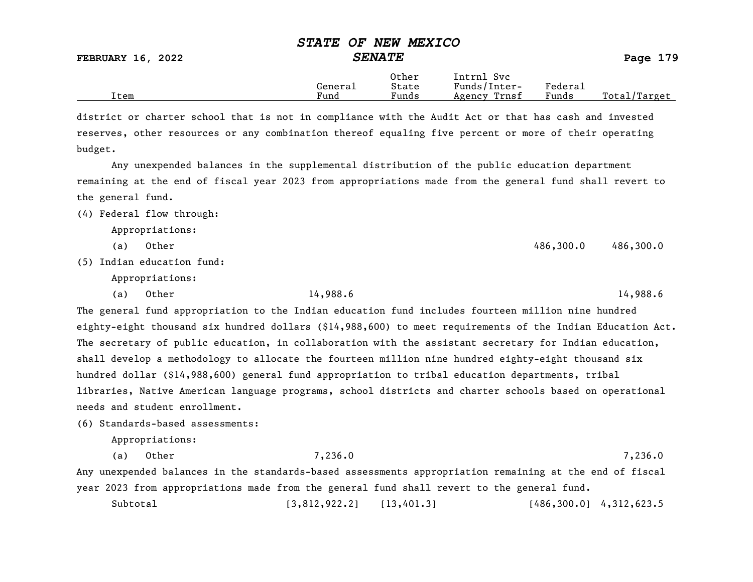| Item | General Fund | Other State Funds | Intrnl Svc Funds/Inter-Agency Trnsf | Federal Funds | Total/Target |
|---|---|---|---|---|---|

district or charter school that is not in compliance with the Audit Act or that has cash and invested reserves, other resources or any combination thereof equaling five percent or more of their operating budget.

Any unexpended balances in the supplemental distribution of the public education department remaining at the end of fiscal year 2023 from appropriations made from the general fund shall revert to the general fund.

(4) Federal flow through:

Appropriations:

| Item | General Fund | Other State Funds | Intrnl Svc Funds/Inter-Agency Trnsf | Federal Funds | Total/Target |
|---|---|---|---|---|---|
| (a) Other | | | | 486,300.0 | 486,300.0 |

(5) Indian education fund:

Appropriations:

| Item | General Fund | Other State Funds | Intrnl Svc Funds/Inter-Agency Trnsf | Federal Funds | Total/Target |
|---|---|---|---|---|---|
| (a) Other | 14,988.6 | | | | 14,988.6 |

The general fund appropriation to the Indian education fund includes fourteen million nine hundred eighty-eight thousand six hundred dollars ($14,988,600) to meet requirements of the Indian Education Act. The secretary of public education, in collaboration with the assistant secretary for Indian education, shall develop a methodology to allocate the fourteen million nine hundred eighty-eight thousand six hundred dollar ($14,988,600) general fund appropriation to tribal education departments, tribal libraries, Native American language programs, school districts and charter schools based on operational needs and student enrollment.

(6) Standards-based assessments:

Appropriations:

| Item | General Fund | Other State Funds | Intrnl Svc Funds/Inter-Agency Trnsf | Federal Funds | Total/Target |
|---|---|---|---|---|---|
| (a) Other | 7,236.0 | | | | 7,236.0 |

Any unexpended balances in the standards-based assessments appropriation remaining at the end of fiscal year 2023 from appropriations made from the general fund shall revert to the general fund.

| Item | General Fund | Other State Funds | Intrnl Svc Funds/Inter-Agency Trnsf | Federal Funds | Total/Target |
|---|---|---|---|---|---|
| Subtotal | [3,812,922.2] | [13,401.3] | | [486,300.0] | 4,312,623.5 |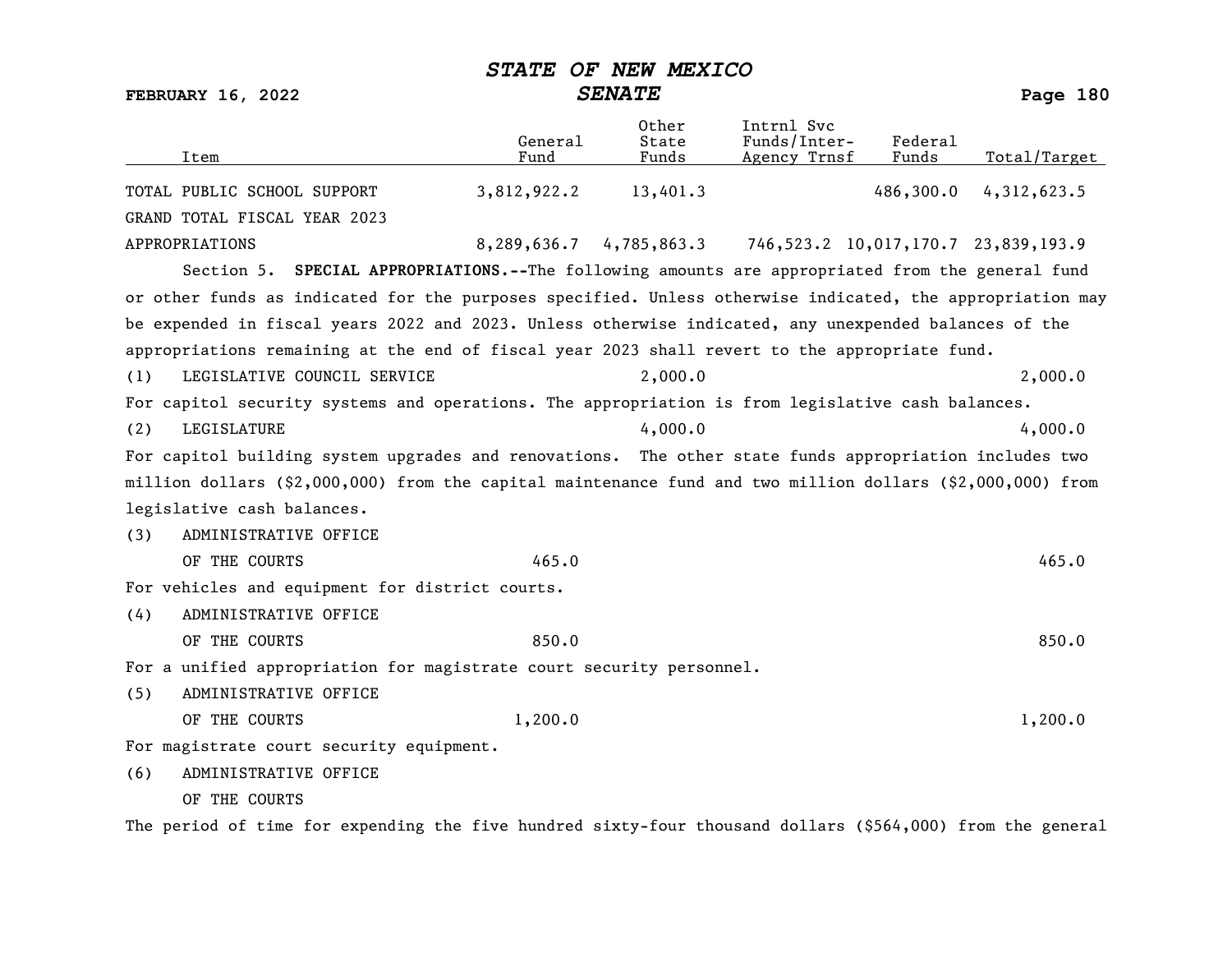| Item | General Fund | Other State Funds | Intrnl Svc Funds/Inter-Agency Trnsf | Federal Funds | Total/Target |
|---|---|---|---|---|---|
| TOTAL PUBLIC SCHOOL SUPPORT | 3,812,922.2 | 13,401.3 | | 486,300.0 | 4,312,623.5 |
| GRAND TOTAL FISCAL YEAR 2023 APPROPRIATIONS | 8,289,636.7 | 4,785,863.3 | 746,523.2 | 10,017,170.7 | 23,839,193.9 |

Section 5. **SPECIAL APPROPRIATIONS.--**The following amounts are appropriated from the general fund or other funds as indicated for the purposes specified. Unless otherwise indicated, the appropriation may be expended in fiscal years 2022 and 2023. Unless otherwise indicated, any unexpended balances of the appropriations remaining at the end of fiscal year 2023 shall revert to the appropriate fund.

| Item | General Fund | Other State Funds | Intrnl Svc Funds/Inter-Agency Trnsf | Federal Funds | Total/Target |
|---|---|---|---|---|---|
| (1) LEGISLATIVE COUNCIL SERVICE | | 2,000.0 | | | 2,000.0 |

For capitol security systems and operations. The appropriation is from legislative cash balances.

| Item | General Fund | Other State Funds | Intrnl Svc Funds/Inter-Agency Trnsf | Federal Funds | Total/Target |
|---|---|---|---|---|---|
| (2) LEGISLATURE | | 4,000.0 | | | 4,000.0 |

For capitol building system upgrades and renovations. The other state funds appropriation includes two million dollars ($2,000,000) from the capital maintenance fund and two million dollars ($2,000,000) from legislative cash balances.

| Item | General Fund | Other State Funds | Intrnl Svc Funds/Inter-Agency Trnsf | Federal Funds | Total/Target |
|---|---|---|---|---|---|
| (3) ADMINISTRATIVE OFFICE OF THE COURTS | 465.0 | | | | 465.0 |

For vehicles and equipment for district courts.

| Item | General Fund | Other State Funds | Intrnl Svc Funds/Inter-Agency Trnsf | Federal Funds | Total/Target |
|---|---|---|---|---|---|
| (4) ADMINISTRATIVE OFFICE OF THE COURTS | 850.0 | | | | 850.0 |

For a unified appropriation for magistrate court security personnel.

| Item | General Fund | Other State Funds | Intrnl Svc Funds/Inter-Agency Trnsf | Federal Funds | Total/Target |
|---|---|---|---|---|---|
| (5) ADMINISTRATIVE OFFICE OF THE COURTS | 1,200.0 | | | | 1,200.0 |

For magistrate court security equipment.

(6) ADMINISTRATIVE OFFICE OF THE COURTS

The period of time for expending the five hundred sixty-four thousand dollars ($564,000) from the general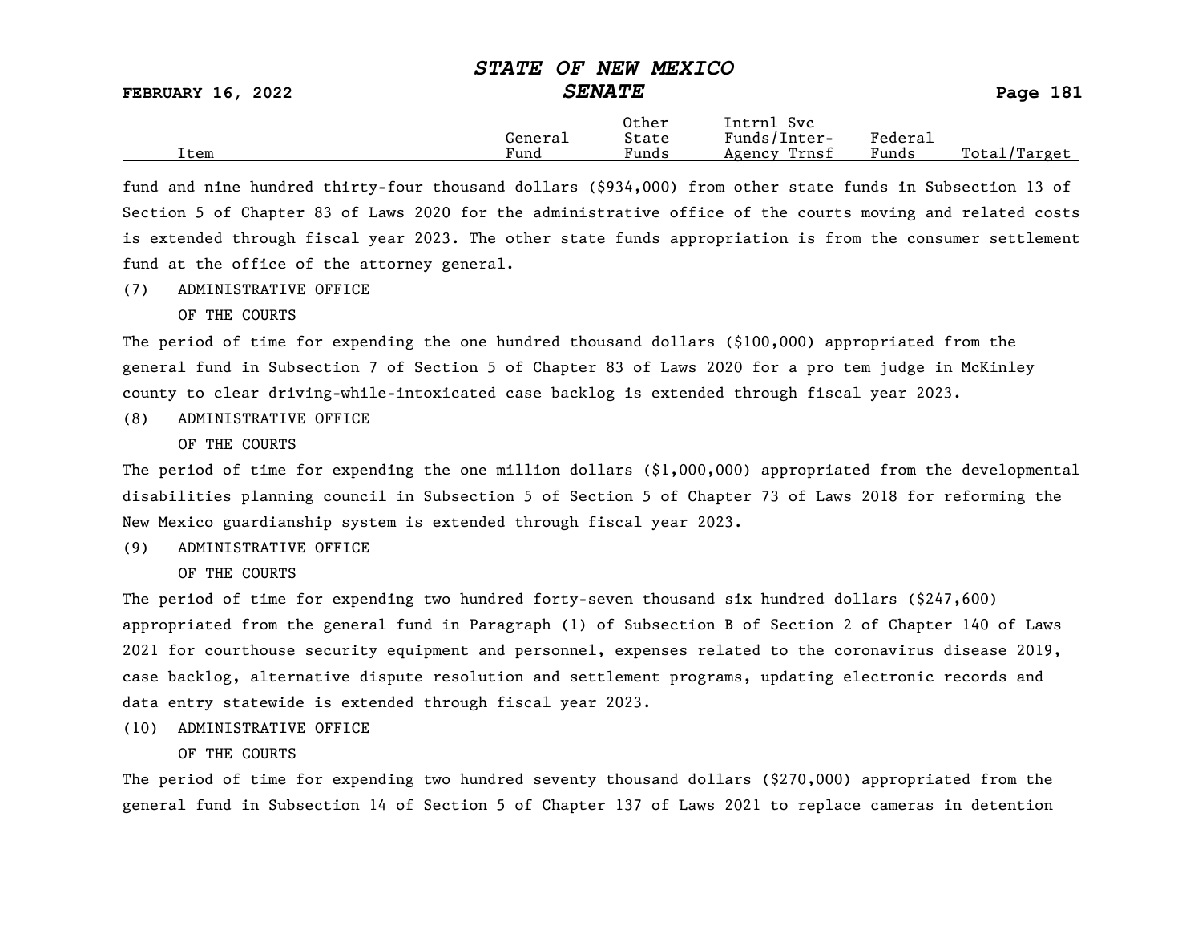| Item | General Fund | Other State Funds | Intrnl Svc Funds/Inter-Agency Trnsf | Federal Funds | Total/Target |
|---|---|---|---|---|---|

fund and nine hundred thirty-four thousand dollars ($934,000) from other state funds in Subsection 13 of Section 5 of Chapter 83 of Laws 2020 for the administrative office of the courts moving and related costs is extended through fiscal year 2023. The other state funds appropriation is from the consumer settlement fund at the office of the attorney general.

(7) ADMINISTRATIVE OFFICE
OF THE COURTS

The period of time for expending the one hundred thousand dollars ($100,000) appropriated from the general fund in Subsection 7 of Section 5 of Chapter 83 of Laws 2020 for a pro tem judge in McKinley county to clear driving-while-intoxicated case backlog is extended through fiscal year 2023.

(8) ADMINISTRATIVE OFFICE
OF THE COURTS

The period of time for expending the one million dollars ($1,000,000) appropriated from the developmental disabilities planning council in Subsection 5 of Section 5 of Chapter 73 of Laws 2018 for reforming the New Mexico guardianship system is extended through fiscal year 2023.

(9) ADMINISTRATIVE OFFICE
OF THE COURTS

The period of time for expending two hundred forty-seven thousand six hundred dollars ($247,600) appropriated from the general fund in Paragraph (1) of Subsection B of Section 2 of Chapter 140 of Laws 2021 for courthouse security equipment and personnel, expenses related to the coronavirus disease 2019, case backlog, alternative dispute resolution and settlement programs, updating electronic records and data entry statewide is extended through fiscal year 2023.

(10) ADMINISTRATIVE OFFICE
OF THE COURTS

The period of time for expending two hundred seventy thousand dollars ($270,000) appropriated from the general fund in Subsection 14 of Section 5 of Chapter 137 of Laws 2021 to replace cameras in detention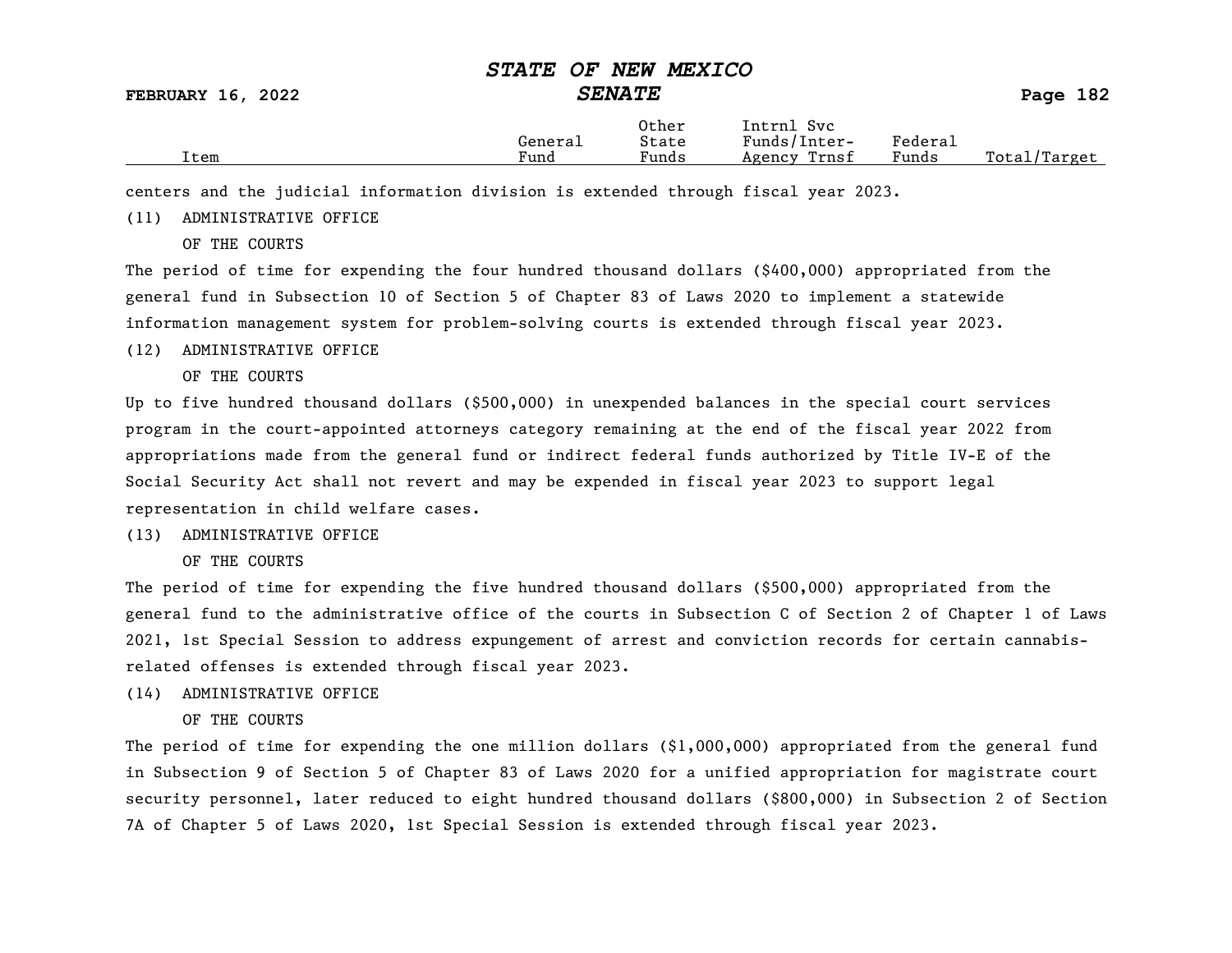| Item | General Fund | Other State Funds | Intrnl Svc Funds/Inter-Agency Trnsf | Federal Funds | Total/Target |
|---|---|---|---|---|---|

centers and the judicial information division is extended through fiscal year 2023.

(11) ADMINISTRATIVE OFFICE
OF THE COURTS

The period of time for expending the four hundred thousand dollars ($400,000) appropriated from the general fund in Subsection 10 of Section 5 of Chapter 83 of Laws 2020 to implement a statewide information management system for problem-solving courts is extended through fiscal year 2023.

(12) ADMINISTRATIVE OFFICE
OF THE COURTS

Up to five hundred thousand dollars ($500,000) in unexpended balances in the special court services program in the court-appointed attorneys category remaining at the end of the fiscal year 2022 from appropriations made from the general fund or indirect federal funds authorized by Title IV-E of the Social Security Act shall not revert and may be expended in fiscal year 2023 to support legal representation in child welfare cases.

(13) ADMINISTRATIVE OFFICE
OF THE COURTS

The period of time for expending the five hundred thousand dollars ($500,000) appropriated from the general fund to the administrative office of the courts in Subsection C of Section 2 of Chapter 1 of Laws 2021, 1st Special Session to address expungement of arrest and conviction records for certain cannabis-related offenses is extended through fiscal year 2023.

(14) ADMINISTRATIVE OFFICE
OF THE COURTS

The period of time for expending the one million dollars ($1,000,000) appropriated from the general fund in Subsection 9 of Section 5 of Chapter 83 of Laws 2020 for a unified appropriation for magistrate court security personnel, later reduced to eight hundred thousand dollars ($800,000) in Subsection 2 of Section 7A of Chapter 5 of Laws 2020, 1st Special Session is extended through fiscal year 2023.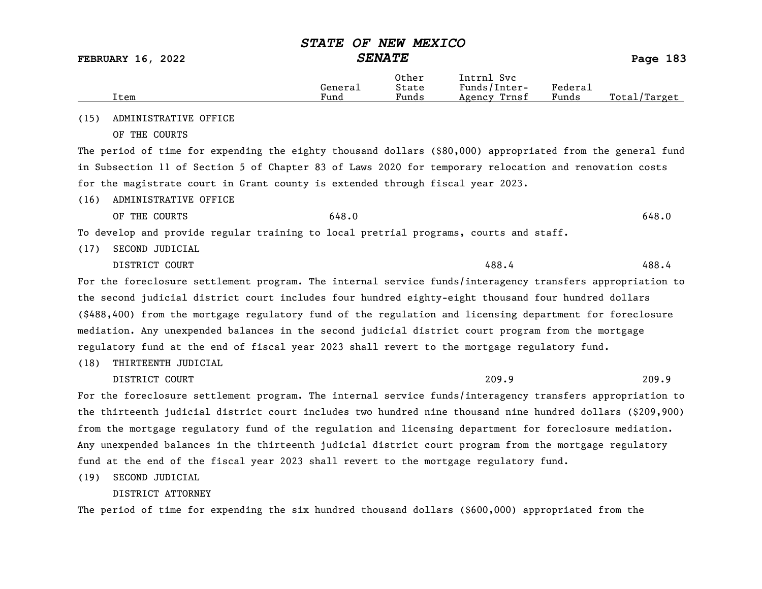| Item | General Fund | Other State Funds | Intrnl Svc Funds/Inter-Agency Trnsf | Federal Funds | Total/Target |
|---|---|---|---|---|---|
| (15) ADMINISTRATIVE OFFICE OF THE COURTS | | | | | |

The period of time for expending the eighty thousand dollars ($80,000) appropriated from the general fund in Subsection 11 of Section 5 of Chapter 83 of Laws 2020 for temporary relocation and renovation costs for the magistrate court in Grant county is extended through fiscal year 2023.

| Item | General Fund | Other State Funds | Intrnl Svc Funds/Inter-Agency Trnsf | Federal Funds | Total/Target |
|---|---|---|---|---|---|
| (16) ADMINISTRATIVE OFFICE OF THE COURTS | 648.0 | | | | 648.0 |

To develop and provide regular training to local pretrial programs, courts and staff.

| Item | General Fund | Other State Funds | Intrnl Svc Funds/Inter-Agency Trnsf | Federal Funds | Total/Target |
|---|---|---|---|---|---|
| (17) SECOND JUDICIAL DISTRICT COURT | | | 488.4 | | 488.4 |

For the foreclosure settlement program. The internal service funds/interagency transfers appropriation to the second judicial district court includes four hundred eighty-eight thousand four hundred dollars ($488,400) from the mortgage regulatory fund of the regulation and licensing department for foreclosure mediation. Any unexpended balances in the second judicial district court program from the mortgage regulatory fund at the end of fiscal year 2023 shall revert to the mortgage regulatory fund.

| Item | General Fund | Other State Funds | Intrnl Svc Funds/Inter-Agency Trnsf | Federal Funds | Total/Target |
|---|---|---|---|---|---|
| (18) THIRTEENTH JUDICIAL DISTRICT COURT | | | 209.9 | | 209.9 |

For the foreclosure settlement program. The internal service funds/interagency transfers appropriation to the thirteenth judicial district court includes two hundred nine thousand nine hundred dollars ($209,900) from the mortgage regulatory fund of the regulation and licensing department for foreclosure mediation. Any unexpended balances in the thirteenth judicial district court program from the mortgage regulatory fund at the end of the fiscal year 2023 shall revert to the mortgage regulatory fund.

| Item | General Fund | Other State Funds | Intrnl Svc Funds/Inter-Agency Trnsf | Federal Funds | Total/Target |
|---|---|---|---|---|---|
| (19) SECOND JUDICIAL DISTRICT ATTORNEY | | | | | |

The period of time for expending the six hundred thousand dollars ($600,000) appropriated from the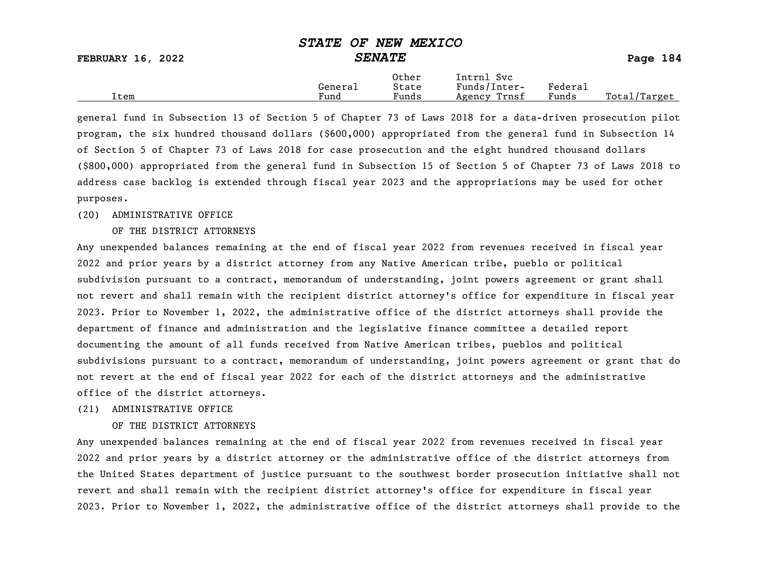| Item | General Fund | Other State Funds | Intrnl Svc Funds/Inter-Agency Trnsf | Federal Funds | Total/Target |
|---|---|---|---|---|---|

general fund in Subsection 13 of Section 5 of Chapter 73 of Laws 2018 for a data-driven prosecution pilot program, the six hundred thousand dollars ($600,000) appropriated from the general fund in Subsection 14 of Section 5 of Chapter 73 of Laws 2018 for case prosecution and the eight hundred thousand dollars ($800,000) appropriated from the general fund in Subsection 15 of Section 5 of Chapter 73 of Laws 2018 to address case backlog is extended through fiscal year 2023 and the appropriations may be used for other purposes.

(20) ADMINISTRATIVE OFFICE
OF THE DISTRICT ATTORNEYS

Any unexpended balances remaining at the end of fiscal year 2022 from revenues received in fiscal year 2022 and prior years by a district attorney from any Native American tribe, pueblo or political subdivision pursuant to a contract, memorandum of understanding, joint powers agreement or grant shall not revert and shall remain with the recipient district attorney's office for expenditure in fiscal year 2023. Prior to November 1, 2022, the administrative office of the district attorneys shall provide the department of finance and administration and the legislative finance committee a detailed report documenting the amount of all funds received from Native American tribes, pueblos and political subdivisions pursuant to a contract, memorandum of understanding, joint powers agreement or grant that do not revert at the end of fiscal year 2022 for each of the district attorneys and the administrative office of the district attorneys.

(21) ADMINISTRATIVE OFFICE
OF THE DISTRICT ATTORNEYS

Any unexpended balances remaining at the end of fiscal year 2022 from revenues received in fiscal year 2022 and prior years by a district attorney or the administrative office of the district attorneys from the United States department of justice pursuant to the southwest border prosecution initiative shall not revert and shall remain with the recipient district attorney's office for expenditure in fiscal year 2023. Prior to November 1, 2022, the administrative office of the district attorneys shall provide to the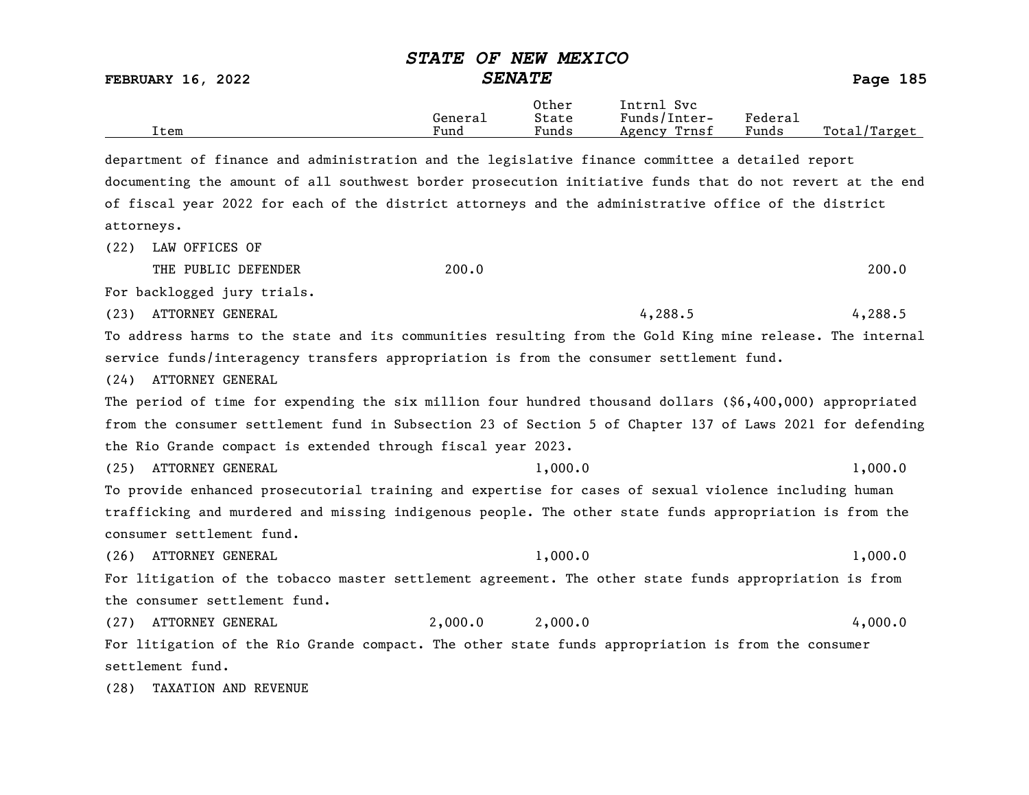| Item | General Fund | Other State Funds | Intrnl Svc Funds/Inter-Agency Trnsf | Federal Funds | Total/Target |
|---|---|---|---|---|---|

department of finance and administration and the legislative finance committee a detailed report documenting the amount of all southwest border prosecution initiative funds that do not revert at the end of fiscal year 2022 for each of the district attorneys and the administrative office of the district attorneys.

| Item | General Fund | Other State Funds | Intrnl Svc Funds/Inter-Agency Trnsf | Federal Funds | Total/Target |
|---|---|---|---|---|---|
| (22) LAW OFFICES OF THE PUBLIC DEFENDER | 200.0 | | | | 200.0 |

For backlogged jury trials.

| Item | General Fund | Other State Funds | Intrnl Svc Funds/Inter-Agency Trnsf | Federal Funds | Total/Target |
|---|---|---|---|---|---|
| (23) ATTORNEY GENERAL | | | 4,288.5 | | 4,288.5 |

To address harms to the state and its communities resulting from the Gold King mine release. The internal service funds/interagency transfers appropriation is from the consumer settlement fund.

(24) ATTORNEY GENERAL

The period of time for expending the six million four hundred thousand dollars ($6,400,000) appropriated from the consumer settlement fund in Subsection 23 of Section 5 of Chapter 137 of Laws 2021 for defending the Rio Grande compact is extended through fiscal year 2023.

| Item | General Fund | Other State Funds | Intrnl Svc Funds/Inter-Agency Trnsf | Federal Funds | Total/Target |
|---|---|---|---|---|---|
| (25) ATTORNEY GENERAL | | 1,000.0 | | | 1,000.0 |

To provide enhanced prosecutorial training and expertise for cases of sexual violence including human trafficking and murdered and missing indigenous people. The other state funds appropriation is from the consumer settlement fund.

| Item | General Fund | Other State Funds | Intrnl Svc Funds/Inter-Agency Trnsf | Federal Funds | Total/Target |
|---|---|---|---|---|---|
| (26) ATTORNEY GENERAL | | 1,000.0 | | | 1,000.0 |

For litigation of the tobacco master settlement agreement. The other state funds appropriation is from the consumer settlement fund.

| Item | General Fund | Other State Funds | Intrnl Svc Funds/Inter-Agency Trnsf | Federal Funds | Total/Target |
|---|---|---|---|---|---|
| (27) ATTORNEY GENERAL | 2,000.0 | 2,000.0 | | | 4,000.0 |

For litigation of the Rio Grande compact. The other state funds appropriation is from the consumer settlement fund.

(28) TAXATION AND REVENUE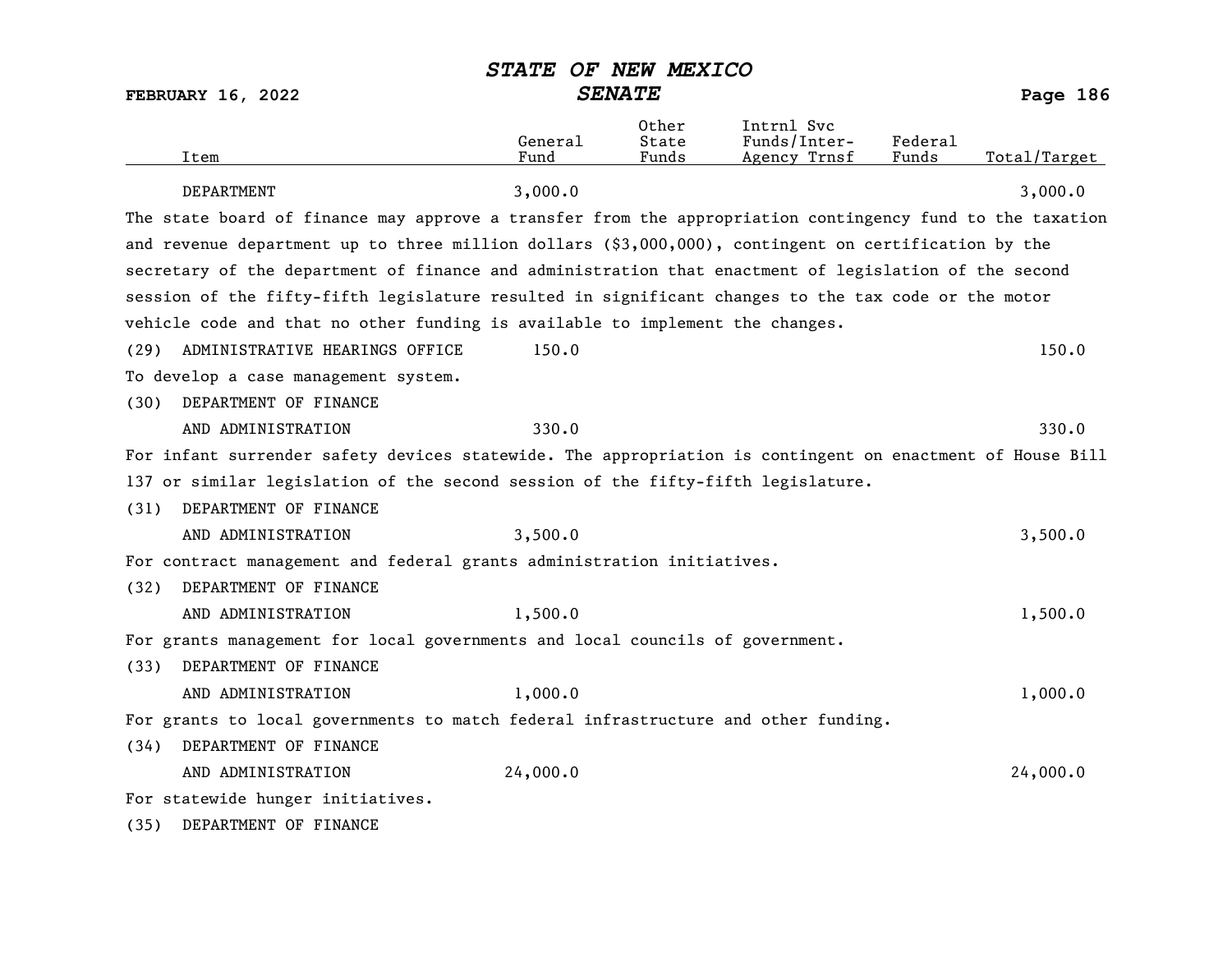| Item | General Fund | Other State Funds | Intrnl Svc Funds/Inter-Agency Trnsf | Federal Funds | Total/Target |
|---|---|---|---|---|---|
| DEPARTMENT | 3,000.0 | | | | 3,000.0 |

The state board of finance may approve a transfer from the appropriation contingency fund to the taxation and revenue department up to three million dollars ($3,000,000), contingent on certification by the secretary of the department of finance and administration that enactment of legislation of the second session of the fifty-fifth legislature resulted in significant changes to the tax code or the motor vehicle code and that no other funding is available to implement the changes.

| Item | General Fund | Other State Funds | Intrnl Svc Funds/Inter-Agency Trnsf | Federal Funds | Total/Target |
|---|---|---|---|---|---|
| (29) ADMINISTRATIVE HEARINGS OFFICE | 150.0 | | | | 150.0 |

To develop a case management system.

| Item | General Fund | Other State Funds | Intrnl Svc Funds/Inter-Agency Trnsf | Federal Funds | Total/Target |
|---|---|---|---|---|---|
| (30) DEPARTMENT OF FINANCE AND ADMINISTRATION | 330.0 | | | | 330.0 |

For infant surrender safety devices statewide. The appropriation is contingent on enactment of House Bill 137 or similar legislation of the second session of the fifty-fifth legislature.

| Item | General Fund | Other State Funds | Intrnl Svc Funds/Inter-Agency Trnsf | Federal Funds | Total/Target |
|---|---|---|---|---|---|
| (31) DEPARTMENT OF FINANCE AND ADMINISTRATION | 3,500.0 | | | | 3,500.0 |

For contract management and federal grants administration initiatives.

| Item | General Fund | Other State Funds | Intrnl Svc Funds/Inter-Agency Trnsf | Federal Funds | Total/Target |
|---|---|---|---|---|---|
| (32) DEPARTMENT OF FINANCE AND ADMINISTRATION | 1,500.0 | | | | 1,500.0 |

For grants management for local governments and local councils of government.

| Item | General Fund | Other State Funds | Intrnl Svc Funds/Inter-Agency Trnsf | Federal Funds | Total/Target |
|---|---|---|---|---|---|
| (33) DEPARTMENT OF FINANCE AND ADMINISTRATION | 1,000.0 | | | | 1,000.0 |

For grants to local governments to match federal infrastructure and other funding.

| Item | General Fund | Other State Funds | Intrnl Svc Funds/Inter-Agency Trnsf | Federal Funds | Total/Target |
|---|---|---|---|---|---|
| (34) DEPARTMENT OF FINANCE AND ADMINISTRATION | 24,000.0 | | | | 24,000.0 |

For statewide hunger initiatives.

(35) DEPARTMENT OF FINANCE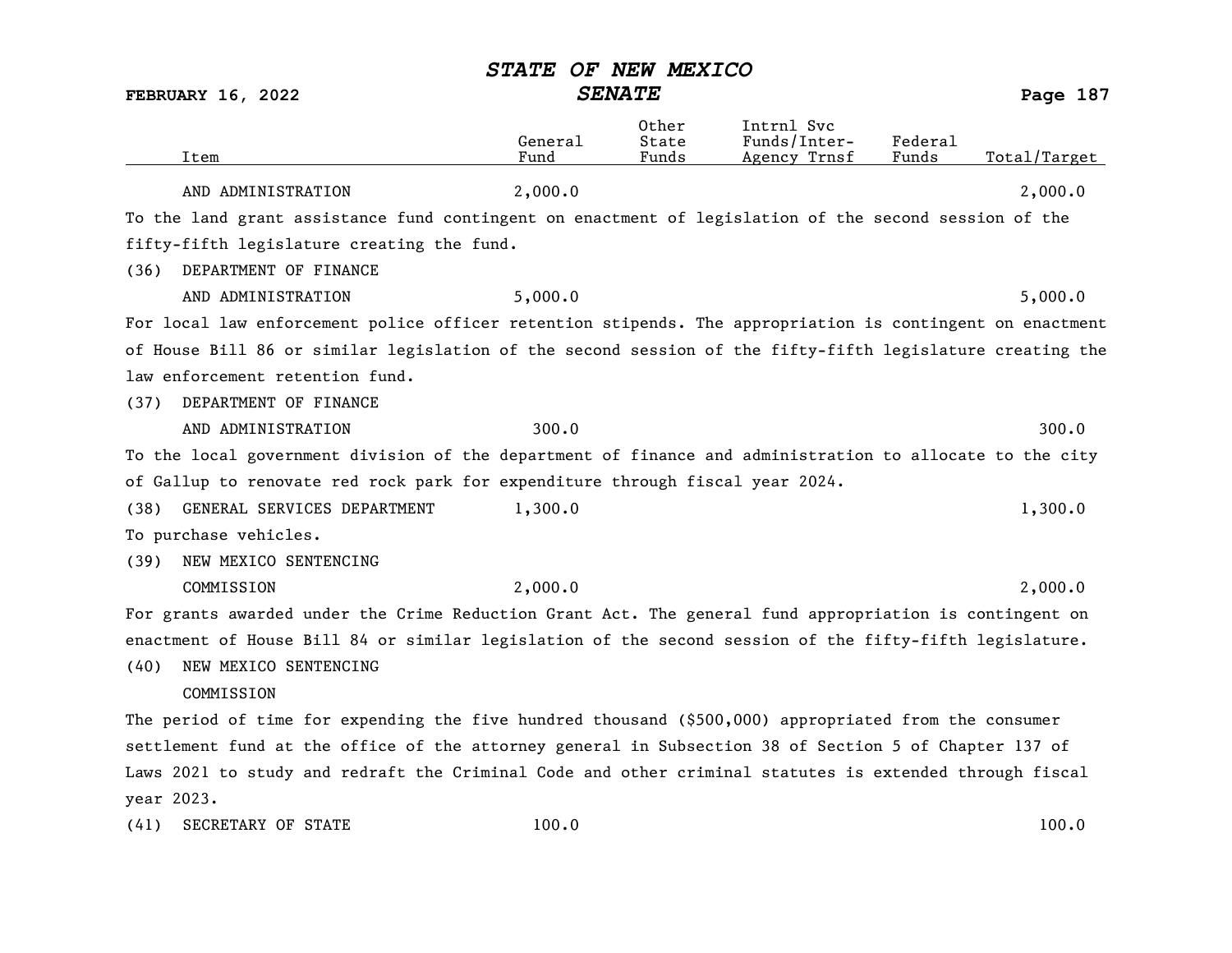| Item | General Fund | Other State Funds | Intrnl Svc Funds/Inter-Agency Trnsf | Federal Funds | Total/Target |
|---|---|---|---|---|---|
| AND ADMINISTRATION | 2,000.0 | | | | 2,000.0 |

To the land grant assistance fund contingent on enactment of legislation of the second session of the fifty-fifth legislature creating the fund.

| Item | General Fund | Other State Funds | Intrnl Svc Funds/Inter-Agency Trnsf | Federal Funds | Total/Target |
|---|---|---|---|---|---|
| (36) DEPARTMENT OF FINANCE AND ADMINISTRATION | 5,000.0 | | | | 5,000.0 |

For local law enforcement police officer retention stipends. The appropriation is contingent on enactment of House Bill 86 or similar legislation of the second session of the fifty-fifth legislature creating the law enforcement retention fund.

| Item | General Fund | Other State Funds | Intrnl Svc Funds/Inter-Agency Trnsf | Federal Funds | Total/Target |
|---|---|---|---|---|---|
| (37) DEPARTMENT OF FINANCE AND ADMINISTRATION | 300.0 | | | | 300.0 |

To the local government division of the department of finance and administration to allocate to the city of Gallup to renovate red rock park for expenditure through fiscal year 2024.

| Item | General Fund | Other State Funds | Intrnl Svc Funds/Inter-Agency Trnsf | Federal Funds | Total/Target |
|---|---|---|---|---|---|
| (38) GENERAL SERVICES DEPARTMENT | 1,300.0 | | | | 1,300.0 |

To purchase vehicles.

| Item | General Fund | Other State Funds | Intrnl Svc Funds/Inter-Agency Trnsf | Federal Funds | Total/Target |
|---|---|---|---|---|---|
| (39) NEW MEXICO SENTENCING COMMISSION | 2,000.0 | | | | 2,000.0 |

For grants awarded under the Crime Reduction Grant Act. The general fund appropriation is contingent on enactment of House Bill 84 or similar legislation of the second session of the fifty-fifth legislature.

(40) NEW MEXICO SENTENCING COMMISSION

The period of time for expending the five hundred thousand ($500,000) appropriated from the consumer settlement fund at the office of the attorney general in Subsection 38 of Section 5 of Chapter 137 of Laws 2021 to study and redraft the Criminal Code and other criminal statutes is extended through fiscal year 2023.

| Item | General Fund | Other State Funds | Intrnl Svc Funds/Inter-Agency Trnsf | Federal Funds | Total/Target |
|---|---|---|---|---|---|
| (41) SECRETARY OF STATE | 100.0 | | | | 100.0 |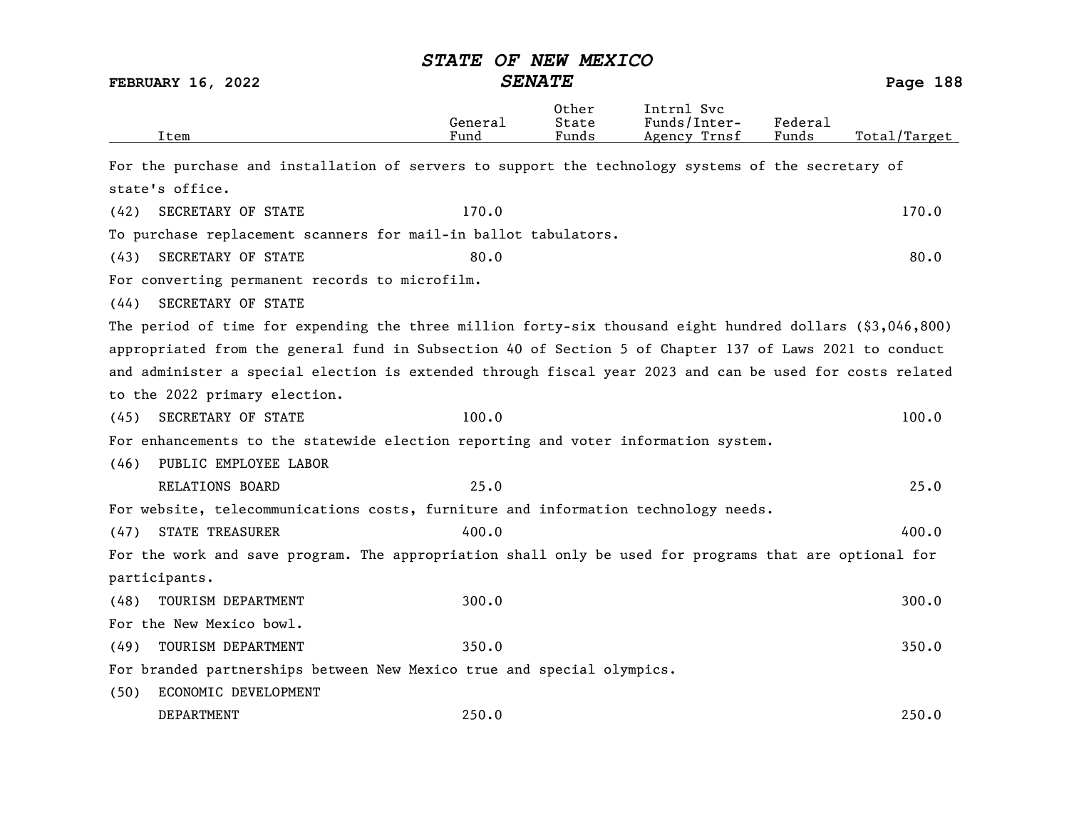| Item | General Fund | Other State Funds | Intrnl Svc Funds/Inter-Agency Trnsf | Federal Funds | Total/Target |
|---|---|---|---|---|---|

For the purchase and installation of servers to support the technology systems of the secretary of state's office.

| Item | General Fund | Other State Funds | Intrnl Svc Funds/Inter-Agency Trnsf | Federal Funds | Total/Target |
|---|---|---|---|---|---|
| (42) SECRETARY OF STATE | 170.0 | | | | 170.0 |

To purchase replacement scanners for mail-in ballot tabulators.

| Item | General Fund | Other State Funds | Intrnl Svc Funds/Inter-Agency Trnsf | Federal Funds | Total/Target |
|---|---|---|---|---|---|
| (43) SECRETARY OF STATE | 80.0 | | | | 80.0 |

For converting permanent records to microfilm.

(44) SECRETARY OF STATE

The period of time for expending the three million forty-six thousand eight hundred dollars ($3,046,800) appropriated from the general fund in Subsection 40 of Section 5 of Chapter 137 of Laws 2021 to conduct and administer a special election is extended through fiscal year 2023 and can be used for costs related to the 2022 primary election.

| Item | General Fund | Other State Funds | Intrnl Svc Funds/Inter-Agency Trnsf | Federal Funds | Total/Target |
|---|---|---|---|---|---|
| (45) SECRETARY OF STATE | 100.0 | | | | 100.0 |

For enhancements to the statewide election reporting and voter information system.

| Item | General Fund | Other State Funds | Intrnl Svc Funds/Inter-Agency Trnsf | Federal Funds | Total/Target |
|---|---|---|---|---|---|
| (46) PUBLIC EMPLOYEE LABOR RELATIONS BOARD | 25.0 | | | | 25.0 |

For website, telecommunications costs, furniture and information technology needs.

| Item | General Fund | Other State Funds | Intrnl Svc Funds/Inter-Agency Trnsf | Federal Funds | Total/Target |
|---|---|---|---|---|---|
| (47) STATE TREASURER | 400.0 | | | | 400.0 |

For the work and save program. The appropriation shall only be used for programs that are optional for participants.

| Item | General Fund | Other State Funds | Intrnl Svc Funds/Inter-Agency Trnsf | Federal Funds | Total/Target |
|---|---|---|---|---|---|
| (48) TOURISM DEPARTMENT | 300.0 | | | | 300.0 |

For the New Mexico bowl.

| Item | General Fund | Other State Funds | Intrnl Svc Funds/Inter-Agency Trnsf | Federal Funds | Total/Target |
|---|---|---|---|---|---|
| (49) TOURISM DEPARTMENT | 350.0 | | | | 350.0 |

For branded partnerships between New Mexico true and special olympics.

| Item | General Fund | Other State Funds | Intrnl Svc Funds/Inter-Agency Trnsf | Federal Funds | Total/Target |
|---|---|---|---|---|---|
| (50) ECONOMIC DEVELOPMENT DEPARTMENT | 250.0 | | | | 250.0 |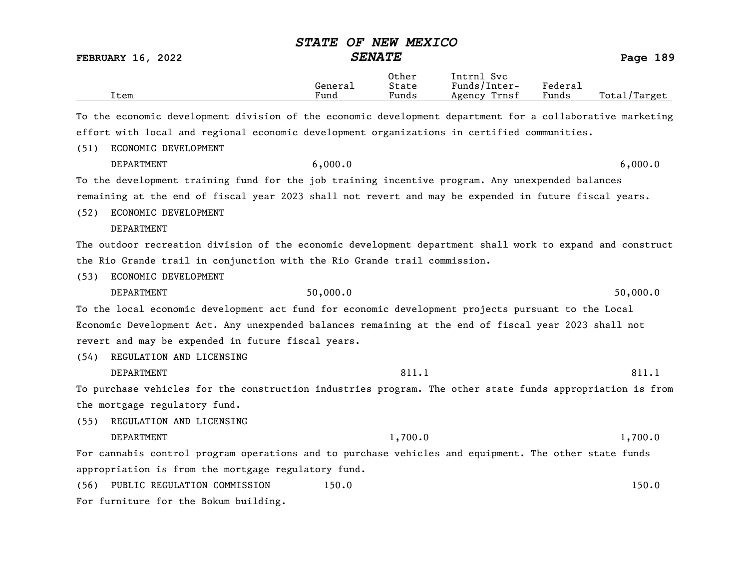| Item | General Fund | Other State Funds | Intrnl Svc Funds/Inter-Agency Trnsf | Federal Funds | Total/Target |
|---|---|---|---|---|---|

To the economic development division of the economic development department for a collaborative marketing effort with local and regional economic development organizations in certified communities.

| Item | General Fund | Other State Funds | Intrnl Svc Funds/Inter-Agency Trnsf | Federal Funds | Total/Target |
|---|---|---|---|---|---|
| (51) ECONOMIC DEVELOPMENT DEPARTMENT | 6,000.0 | | | | 6,000.0 |

To the development training fund for the job training incentive program. Any unexpended balances remaining at the end of fiscal year 2023 shall not revert and may be expended in future fiscal years.

(52) ECONOMIC DEVELOPMENT DEPARTMENT

The outdoor recreation division of the economic development department shall work to expand and construct the Rio Grande trail in conjunction with the Rio Grande trail commission.

| Item | General Fund | Other State Funds | Intrnl Svc Funds/Inter-Agency Trnsf | Federal Funds | Total/Target |
|---|---|---|---|---|---|
| (53) ECONOMIC DEVELOPMENT DEPARTMENT | 50,000.0 | | | | 50,000.0 |

To the local economic development act fund for economic development projects pursuant to the Local Economic Development Act. Any unexpended balances remaining at the end of fiscal year 2023 shall not revert and may be expended in future fiscal years.

| Item | General Fund | Other State Funds | Intrnl Svc Funds/Inter-Agency Trnsf | Federal Funds | Total/Target |
|---|---|---|---|---|---|
| (54) REGULATION AND LICENSING DEPARTMENT | | 811.1 | | | 811.1 |

To purchase vehicles for the construction industries program. The other state funds appropriation is from the mortgage regulatory fund.

| Item | General Fund | Other State Funds | Intrnl Svc Funds/Inter-Agency Trnsf | Federal Funds | Total/Target |
|---|---|---|---|---|---|
| (55) REGULATION AND LICENSING DEPARTMENT | | 1,700.0 | | | 1,700.0 |

For cannabis control program operations and to purchase vehicles and equipment. The other state funds appropriation is from the mortgage regulatory fund.

| Item | General Fund | Other State Funds | Intrnl Svc Funds/Inter-Agency Trnsf | Federal Funds | Total/Target |
|---|---|---|---|---|---|
| (56) PUBLIC REGULATION COMMISSION | 150.0 | | | | 150.0 |

For furniture for the Bokum building.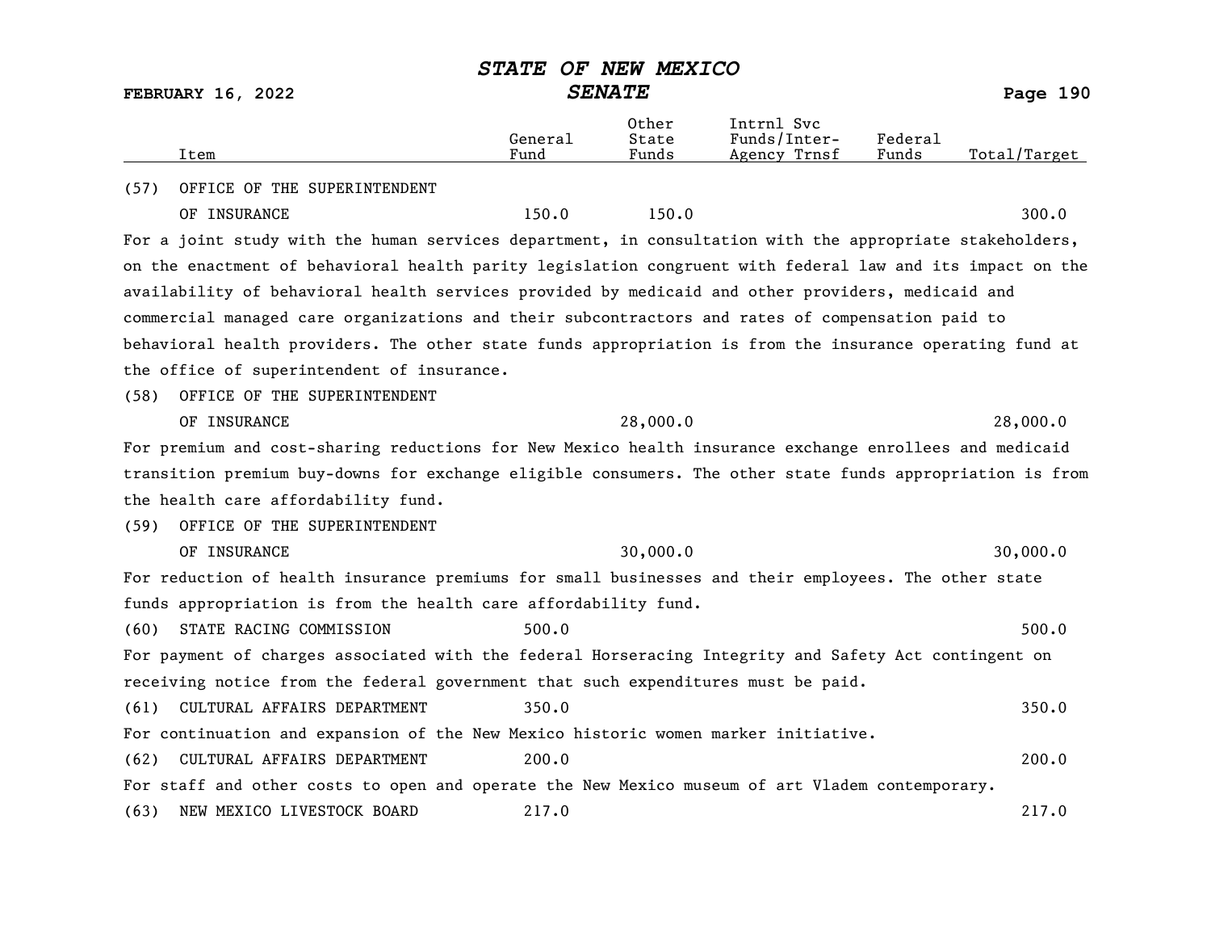| Item | General Fund | Other State Funds | Intrnl Svc Funds/Inter-Agency Trnsf | Federal Funds | Total/Target |
|---|---|---|---|---|---|
| (57) OFFICE OF THE SUPERINTENDENT OF INSURANCE | 150.0 | 150.0 | | | 300.0 |

For a joint study with the human services department, in consultation with the appropriate stakeholders, on the enactment of behavioral health parity legislation congruent with federal law and its impact on the availability of behavioral health services provided by medicaid and other providers, medicaid and commercial managed care organizations and their subcontractors and rates of compensation paid to behavioral health providers. The other state funds appropriation is from the insurance operating fund at the office of superintendent of insurance.

| Item | General Fund | Other State Funds | Intrnl Svc Funds/Inter-Agency Trnsf | Federal Funds | Total/Target |
|---|---|---|---|---|---|
| (58) OFFICE OF THE SUPERINTENDENT OF INSURANCE | | 28,000.0 | | | 28,000.0 |

For premium and cost-sharing reductions for New Mexico health insurance exchange enrollees and medicaid transition premium buy-downs for exchange eligible consumers. The other state funds appropriation is from the health care affordability fund.

| Item | General Fund | Other State Funds | Intrnl Svc Funds/Inter-Agency Trnsf | Federal Funds | Total/Target |
|---|---|---|---|---|---|
| (59) OFFICE OF THE SUPERINTENDENT OF INSURANCE | | 30,000.0 | | | 30,000.0 |

For reduction of health insurance premiums for small businesses and their employees. The other state funds appropriation is from the health care affordability fund.

| Item | General Fund | Other State Funds | Intrnl Svc Funds/Inter-Agency Trnsf | Federal Funds | Total/Target |
|---|---|---|---|---|---|
| (60) STATE RACING COMMISSION | 500.0 | | | | 500.0 |

For payment of charges associated with the federal Horseracing Integrity and Safety Act contingent on receiving notice from the federal government that such expenditures must be paid.

| Item | General Fund | Other State Funds | Intrnl Svc Funds/Inter-Agency Trnsf | Federal Funds | Total/Target |
|---|---|---|---|---|---|
| (61) CULTURAL AFFAIRS DEPARTMENT | 350.0 | | | | 350.0 |

For continuation and expansion of the New Mexico historic women marker initiative.

| Item | General Fund | Other State Funds | Intrnl Svc Funds/Inter-Agency Trnsf | Federal Funds | Total/Target |
|---|---|---|---|---|---|
| (62) CULTURAL AFFAIRS DEPARTMENT | 200.0 | | | | 200.0 |

For staff and other costs to open and operate the New Mexico museum of art Vladem contemporary.

| Item | General Fund | Other State Funds | Intrnl Svc Funds/Inter-Agency Trnsf | Federal Funds | Total/Target |
|---|---|---|---|---|---|
| (63) NEW MEXICO LIVESTOCK BOARD | 217.0 | | | | 217.0 |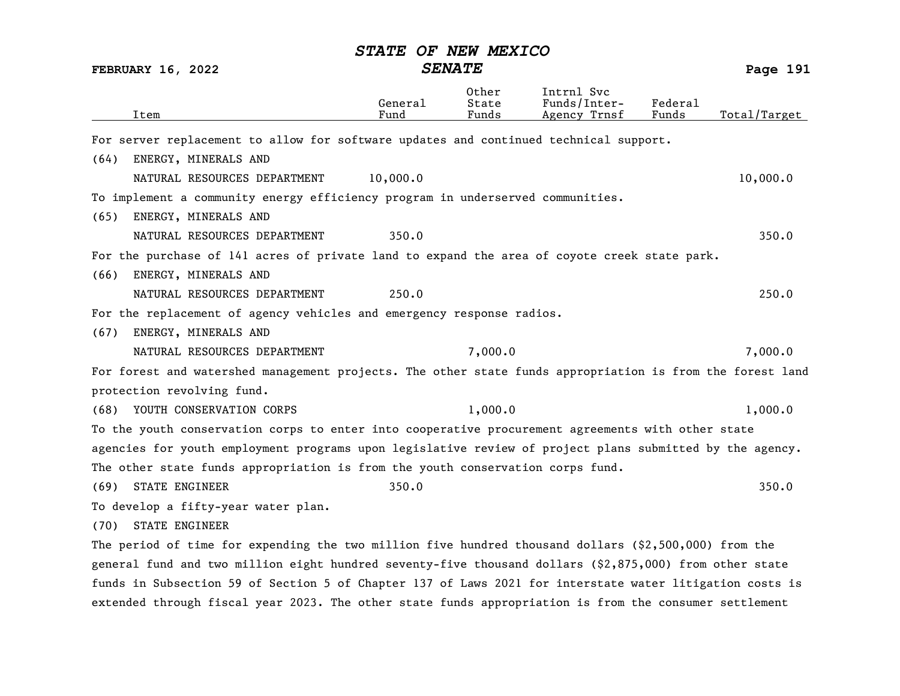| Item | General Fund | Other State Funds | Intrnl Svc Funds/Inter-Agency Trnsf | Federal Funds | Total/Target |
|---|---|---|---|---|---|
| For server replacement to allow for software updates and continued technical support. | | | | | |
| (64) ENERGY, MINERALS AND NATURAL RESOURCES DEPARTMENT | 10,000.0 | | | | 10,000.0 |
| To implement a community energy efficiency program in underserved communities. | | | | | |
| (65) ENERGY, MINERALS AND NATURAL RESOURCES DEPARTMENT | 350.0 | | | | 350.0 |
| For the purchase of 141 acres of private land to expand the area of coyote creek state park. | | | | | |
| (66) ENERGY, MINERALS AND NATURAL RESOURCES DEPARTMENT | 250.0 | | | | 250.0 |
| For the replacement of agency vehicles and emergency response radios. | | | | | |
| (67) ENERGY, MINERALS AND NATURAL RESOURCES DEPARTMENT | | 7,000.0 | | | 7,000.0 |
| For forest and watershed management projects. The other state funds appropriation is from the forest land protection revolving fund. | | | | | |
| (68) YOUTH CONSERVATION CORPS | | 1,000.0 | | | 1,000.0 |
| To the youth conservation corps to enter into cooperative procurement agreements with other state agencies for youth employment programs upon legislative review of project plans submitted by the agency. The other state funds appropriation is from the youth conservation corps fund. | | | | | |
| (69) STATE ENGINEER | 350.0 | | | | 350.0 |
| To develop a fifty-year water plan. | | | | | |
| (70) STATE ENGINEER | | | | | |

The period of time for expending the two million five hundred thousand dollars ($2,500,000) from the general fund and two million eight hundred seventy-five thousand dollars ($2,875,000) from other state funds in Subsection 59 of Section 5 of Chapter 137 of Laws 2021 for interstate water litigation costs is extended through fiscal year 2023. The other state funds appropriation is from the consumer settlement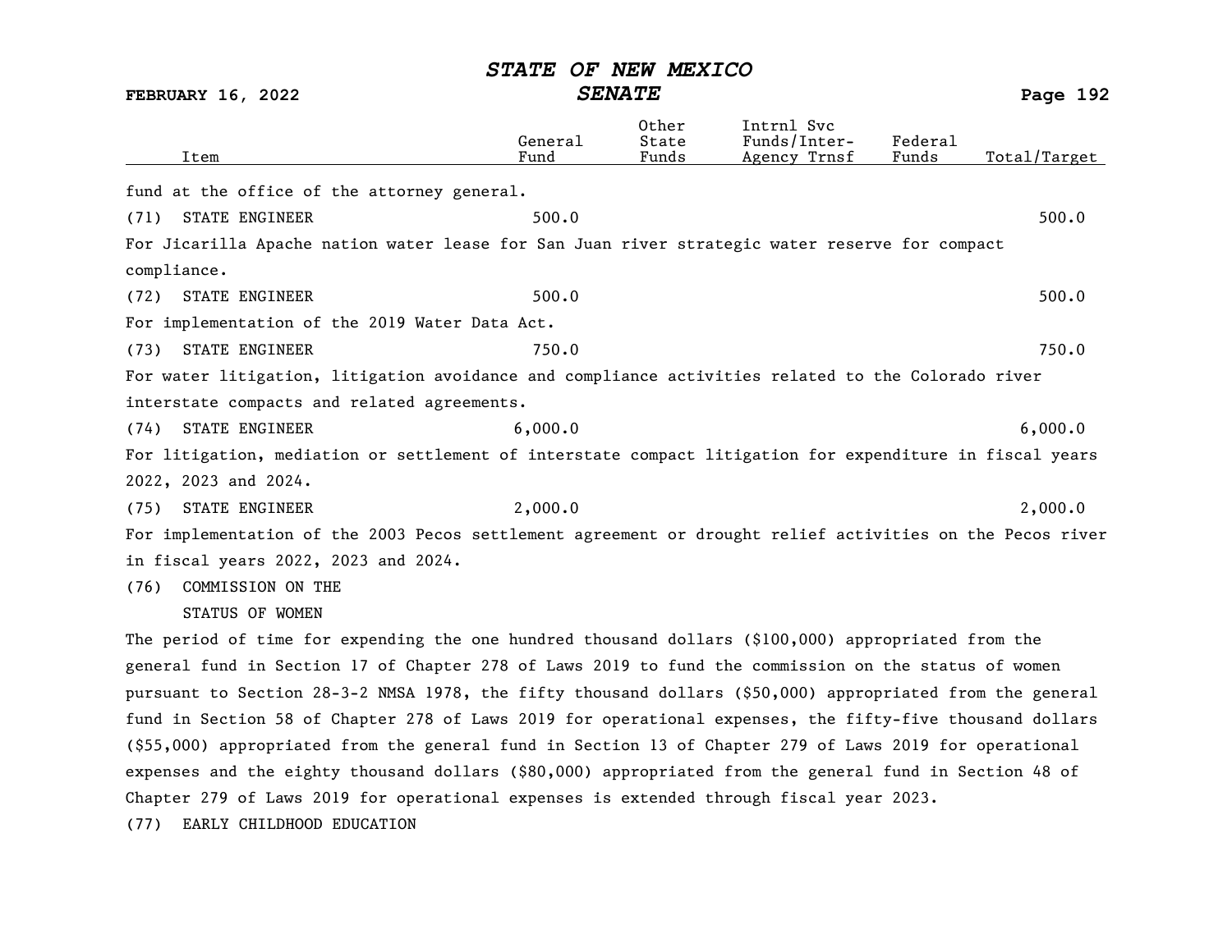| Item | General Fund | Other State Funds | Intrnl Svc Funds/Inter-Agency Trnsf | Federal Funds | Total/Target |
|---|---|---|---|---|---|

fund at the office of the attorney general.

| Item | General Fund | Other State Funds | Intrnl Svc Funds/Inter-Agency Trnsf | Federal Funds | Total/Target |
|---|---|---|---|---|---|
| (71) STATE ENGINEER | 500.0 | | | | 500.0 |

For Jicarilla Apache nation water lease for San Juan river strategic water reserve for compact compliance.

| Item | General Fund | Other State Funds | Intrnl Svc Funds/Inter-Agency Trnsf | Federal Funds | Total/Target |
|---|---|---|---|---|---|
| (72) STATE ENGINEER | 500.0 | | | | 500.0 |

For implementation of the 2019 Water Data Act.

| Item | General Fund | Other State Funds | Intrnl Svc Funds/Inter-Agency Trnsf | Federal Funds | Total/Target |
|---|---|---|---|---|---|
| (73) STATE ENGINEER | 750.0 | | | | 750.0 |

For water litigation, litigation avoidance and compliance activities related to the Colorado river interstate compacts and related agreements.

| Item | General Fund | Other State Funds | Intrnl Svc Funds/Inter-Agency Trnsf | Federal Funds | Total/Target |
|---|---|---|---|---|---|
| (74) STATE ENGINEER | 6,000.0 | | | | 6,000.0 |

For litigation, mediation or settlement of interstate compact litigation for expenditure in fiscal years 2022, 2023 and 2024.

| Item | General Fund | Other State Funds | Intrnl Svc Funds/Inter-Agency Trnsf | Federal Funds | Total/Target |
|---|---|---|---|---|---|
| (75) STATE ENGINEER | 2,000.0 | | | | 2,000.0 |

For implementation of the 2003 Pecos settlement agreement or drought relief activities on the Pecos river in fiscal years 2022, 2023 and 2024.

(76) COMMISSION ON THE STATUS OF WOMEN

The period of time for expending the one hundred thousand dollars ($100,000) appropriated from the general fund in Section 17 of Chapter 278 of Laws 2019 to fund the commission on the status of women pursuant to Section 28-3-2 NMSA 1978, the fifty thousand dollars ($50,000) appropriated from the general fund in Section 58 of Chapter 278 of Laws 2019 for operational expenses, the fifty-five thousand dollars ($55,000) appropriated from the general fund in Section 13 of Chapter 279 of Laws 2019 for operational expenses and the eighty thousand dollars ($80,000) appropriated from the general fund in Section 48 of Chapter 279 of Laws 2019 for operational expenses is extended through fiscal year 2023.

(77) EARLY CHILDHOOD EDUCATION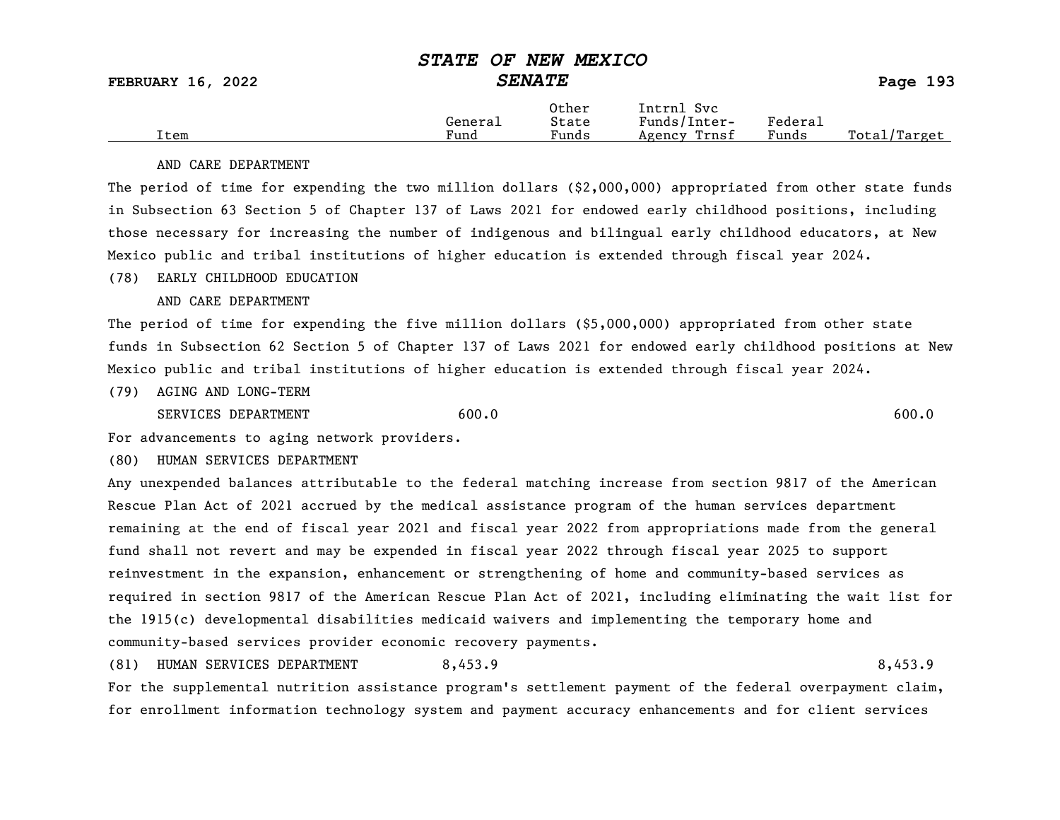| Item | General Fund | Other State Funds | Intrnl Svc Funds/Inter-Agency Trnsf | Federal Funds | Total/Target |
|---|---|---|---|---|---|

AND CARE DEPARTMENT

The period of time for expending the two million dollars ($2,000,000) appropriated from other state funds in Subsection 63 Section 5 of Chapter 137 of Laws 2021 for endowed early childhood positions, including those necessary for increasing the number of indigenous and bilingual early childhood educators, at New Mexico public and tribal institutions of higher education is extended through fiscal year 2024.

(78) EARLY CHILDHOOD EDUCATION

AND CARE DEPARTMENT

The period of time for expending the five million dollars ($5,000,000) appropriated from other state funds in Subsection 62 Section 5 of Chapter 137 of Laws 2021 for endowed early childhood positions at New Mexico public and tribal institutions of higher education is extended through fiscal year 2024.

| Item | General Fund | Other State Funds | Intrnl Svc Funds/Inter-Agency Trnsf | Federal Funds | Total/Target |
|---|---|---|---|---|---|
| (79) AGING AND LONG-TERM SERVICES DEPARTMENT | 600.0 | | | | 600.0 |

For advancements to aging network providers.

(80) HUMAN SERVICES DEPARTMENT

Any unexpended balances attributable to the federal matching increase from section 9817 of the American Rescue Plan Act of 2021 accrued by the medical assistance program of the human services department remaining at the end of fiscal year 2021 and fiscal year 2022 from appropriations made from the general fund shall not revert and may be expended in fiscal year 2022 through fiscal year 2025 to support reinvestment in the expansion, enhancement or strengthening of home and community-based services as required in section 9817 of the American Rescue Plan Act of 2021, including eliminating the wait list for the 1915(c) developmental disabilities medicaid waivers and implementing the temporary home and community-based services provider economic recovery payments.

| Item | General Fund | Other State Funds | Intrnl Svc Funds/Inter-Agency Trnsf | Federal Funds | Total/Target |
|---|---|---|---|---|---|
| (81) HUMAN SERVICES DEPARTMENT | 8,453.9 | | | | 8,453.9 |

For the supplemental nutrition assistance program's settlement payment of the federal overpayment claim, for enrollment information technology system and payment accuracy enhancements and for client services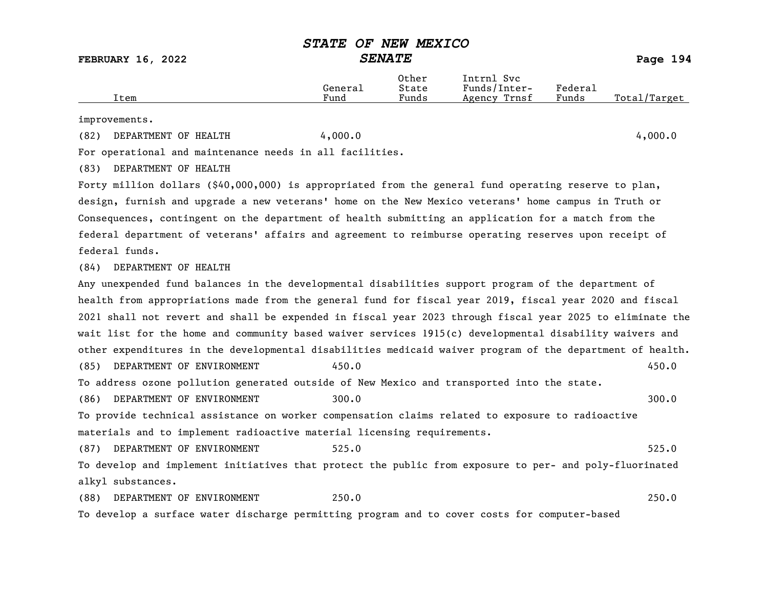| Item | General Fund | Other State Funds | Intrnl Svc Funds/Inter-Agency Trnsf | Federal Funds | Total/Target |
|---|---|---|---|---|---|

improvements.

| Item | General Fund | Other State Funds | Intrnl Svc Funds/Inter-Agency Trnsf | Federal Funds | Total/Target |
|---|---|---|---|---|---|
| (82) DEPARTMENT OF HEALTH | 4,000.0 | | | | 4,000.0 |

For operational and maintenance needs in all facilities.

(83) DEPARTMENT OF HEALTH

Forty million dollars ($40,000,000) is appropriated from the general fund operating reserve to plan, design, furnish and upgrade a new veterans' home on the New Mexico veterans' home campus in Truth or Consequences, contingent on the department of health submitting an application for a match from the federal department of veterans' affairs and agreement to reimburse operating reserves upon receipt of federal funds.

(84) DEPARTMENT OF HEALTH

Any unexpended fund balances in the developmental disabilities support program of the department of health from appropriations made from the general fund for fiscal year 2019, fiscal year 2020 and fiscal 2021 shall not revert and shall be expended in fiscal year 2023 through fiscal year 2025 to eliminate the wait list for the home and community based waiver services 1915(c) developmental disability waivers and other expenditures in the developmental disabilities medicaid waiver program of the department of health.

| Item | General Fund | Other State Funds | Intrnl Svc Funds/Inter-Agency Trnsf | Federal Funds | Total/Target |
|---|---|---|---|---|---|
| (85) DEPARTMENT OF ENVIRONMENT | 450.0 | | | | 450.0 |

To address ozone pollution generated outside of New Mexico and transported into the state.

| Item | General Fund | Other State Funds | Intrnl Svc Funds/Inter-Agency Trnsf | Federal Funds | Total/Target |
|---|---|---|---|---|---|
| (86) DEPARTMENT OF ENVIRONMENT | 300.0 | | | | 300.0 |

To provide technical assistance on worker compensation claims related to exposure to radioactive materials and to implement radioactive material licensing requirements.

| Item | General Fund | Other State Funds | Intrnl Svc Funds/Inter-Agency Trnsf | Federal Funds | Total/Target |
|---|---|---|---|---|---|
| (87) DEPARTMENT OF ENVIRONMENT | 525.0 | | | | 525.0 |

To develop and implement initiatives that protect the public from exposure to per- and poly-fluorinated alkyl substances.

| Item | General Fund | Other State Funds | Intrnl Svc Funds/Inter-Agency Trnsf | Federal Funds | Total/Target |
|---|---|---|---|---|---|
| (88) DEPARTMENT OF ENVIRONMENT | 250.0 | | | | 250.0 |

To develop a surface water discharge permitting program and to cover costs for computer-based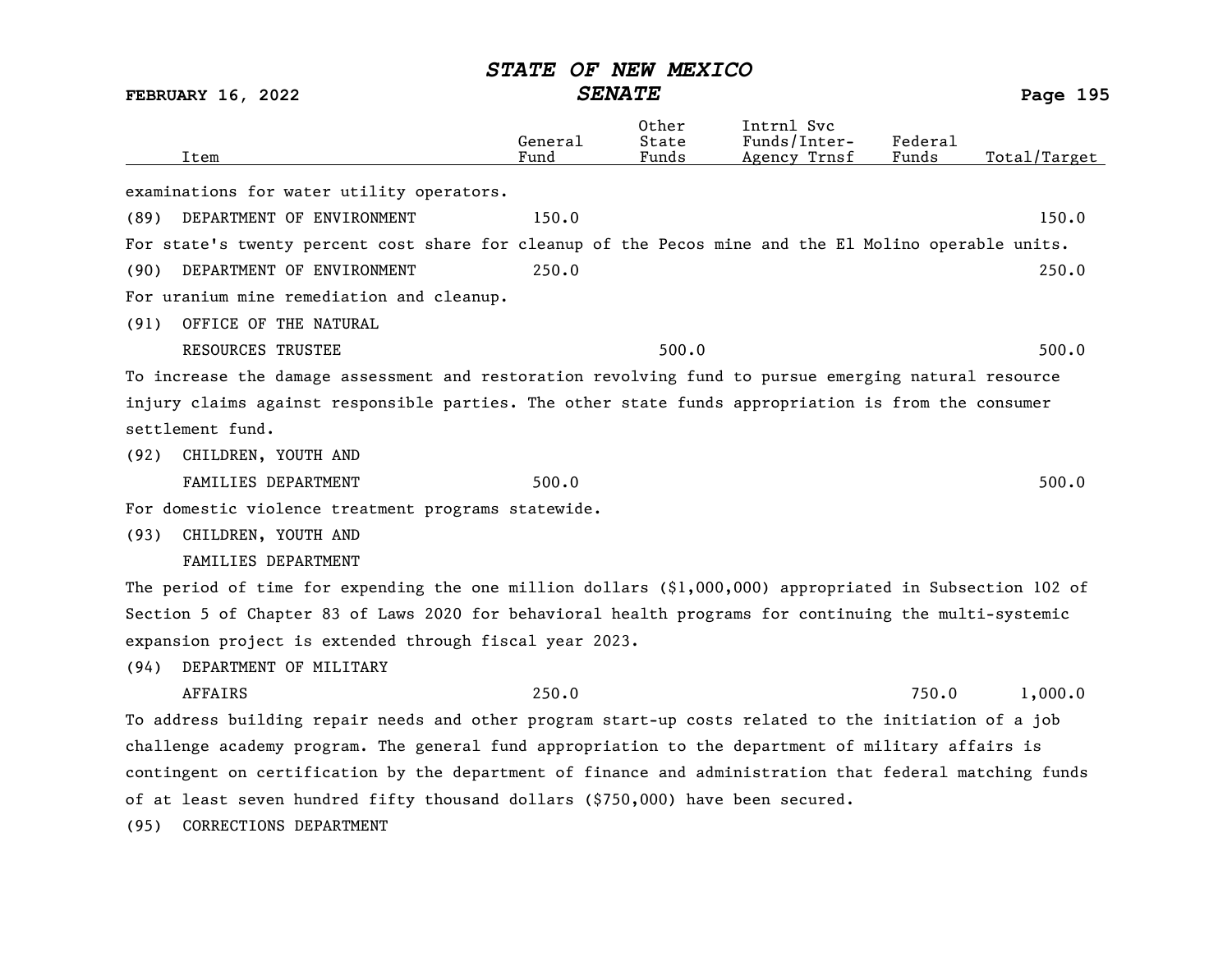| Item | General Fund | Other State Funds | Intrnl Svc Funds/Inter-Agency Trnsf | Federal Funds | Total/Target |
|---|---|---|---|---|---|

examinations for water utility operators.

| Item | General Fund | Other State Funds | Intrnl Svc Funds/Inter-Agency Trnsf | Federal Funds | Total/Target |
|---|---|---|---|---|---|
| (89) DEPARTMENT OF ENVIRONMENT | 150.0 | | | | 150.0 |

For state's twenty percent cost share for cleanup of the Pecos mine and the El Molino operable units.

| Item | General Fund | Other State Funds | Intrnl Svc Funds/Inter-Agency Trnsf | Federal Funds | Total/Target |
|---|---|---|---|---|---|
| (90) DEPARTMENT OF ENVIRONMENT | 250.0 | | | | 250.0 |

For uranium mine remediation and cleanup.

| Item | General Fund | Other State Funds | Intrnl Svc Funds/Inter-Agency Trnsf | Federal Funds | Total/Target |
|---|---|---|---|---|---|
| (91) OFFICE OF THE NATURAL RESOURCES TRUSTEE | | 500.0 | | | 500.0 |

To increase the damage assessment and restoration revolving fund to pursue emerging natural resource injury claims against responsible parties. The other state funds appropriation is from the consumer settlement fund.

| Item | General Fund | Other State Funds | Intrnl Svc Funds/Inter-Agency Trnsf | Federal Funds | Total/Target |
|---|---|---|---|---|---|
| (92) CHILDREN, YOUTH AND FAMILIES DEPARTMENT | 500.0 | | | | 500.0 |

For domestic violence treatment programs statewide.

(93) CHILDREN, YOUTH AND FAMILIES DEPARTMENT

The period of time for expending the one million dollars ($1,000,000) appropriated in Subsection 102 of Section 5 of Chapter 83 of Laws 2020 for behavioral health programs for continuing the multi-systemic expansion project is extended through fiscal year 2023.

| Item | General Fund | Other State Funds | Intrnl Svc Funds/Inter-Agency Trnsf | Federal Funds | Total/Target |
|---|---|---|---|---|---|
| (94) DEPARTMENT OF MILITARY AFFAIRS | 250.0 | | | 750.0 | 1,000.0 |

To address building repair needs and other program start-up costs related to the initiation of a job challenge academy program. The general fund appropriation to the department of military affairs is contingent on certification by the department of finance and administration that federal matching funds of at least seven hundred fifty thousand dollars ($750,000) have been secured.

(95) CORRECTIONS DEPARTMENT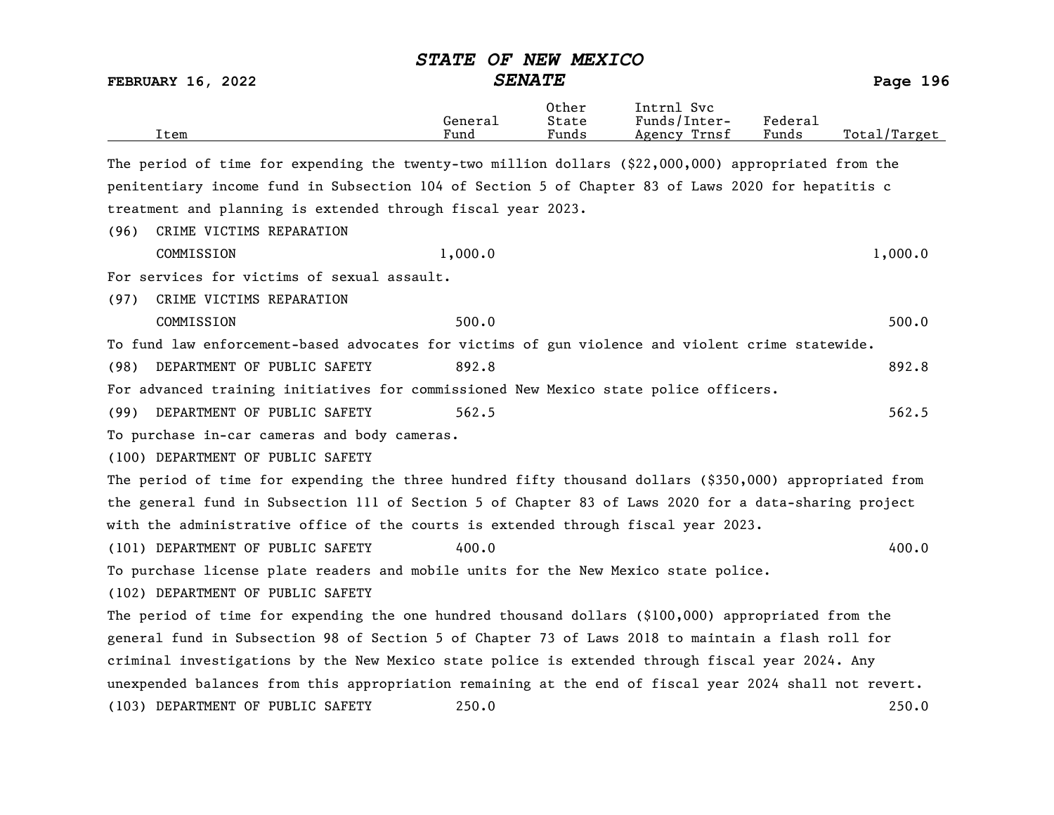| Item | General Fund | Other State Funds | Intrnl Svc Funds/Inter-Agency Trnsf | Federal Funds | Total/Target |
|---|---|---|---|---|---|

The period of time for expending the twenty-two million dollars ($22,000,000) appropriated from the penitentiary income fund in Subsection 104 of Section 5 of Chapter 83 of Laws 2020 for hepatitis c treatment and planning is extended through fiscal year 2023.

| Item | General Fund | Other State Funds | Intrnl Svc Funds/Inter-Agency Trnsf | Federal Funds | Total/Target |
|---|---|---|---|---|---|
| (96) CRIME VICTIMS REPARATION COMMISSION | 1,000.0 | | | | 1,000.0 |

For services for victims of sexual assault.

| Item | General Fund | Other State Funds | Intrnl Svc Funds/Inter-Agency Trnsf | Federal Funds | Total/Target |
|---|---|---|---|---|---|
| (97) CRIME VICTIMS REPARATION COMMISSION | 500.0 | | | | 500.0 |

To fund law enforcement-based advocates for victims of gun violence and violent crime statewide.

| Item | General Fund | Other State Funds | Intrnl Svc Funds/Inter-Agency Trnsf | Federal Funds | Total/Target |
|---|---|---|---|---|---|
| (98) DEPARTMENT OF PUBLIC SAFETY | 892.8 | | | | 892.8 |

For advanced training initiatives for commissioned New Mexico state police officers.

| Item | General Fund | Other State Funds | Intrnl Svc Funds/Inter-Agency Trnsf | Federal Funds | Total/Target |
|---|---|---|---|---|---|
| (99) DEPARTMENT OF PUBLIC SAFETY | 562.5 | | | | 562.5 |

To purchase in-car cameras and body cameras.

(100) DEPARTMENT OF PUBLIC SAFETY

The period of time for expending the three hundred fifty thousand dollars ($350,000) appropriated from the general fund in Subsection 111 of Section 5 of Chapter 83 of Laws 2020 for a data-sharing project with the administrative office of the courts is extended through fiscal year 2023.

| Item | General Fund | Other State Funds | Intrnl Svc Funds/Inter-Agency Trnsf | Federal Funds | Total/Target |
|---|---|---|---|---|---|
| (101) DEPARTMENT OF PUBLIC SAFETY | 400.0 | | | | 400.0 |

To purchase license plate readers and mobile units for the New Mexico state police.

(102) DEPARTMENT OF PUBLIC SAFETY

The period of time for expending the one hundred thousand dollars ($100,000) appropriated from the general fund in Subsection 98 of Section 5 of Chapter 73 of Laws 2018 to maintain a flash roll for criminal investigations by the New Mexico state police is extended through fiscal year 2024. Any unexpended balances from this appropriation remaining at the end of fiscal year 2024 shall not revert.

| Item | General Fund | Other State Funds | Intrnl Svc Funds/Inter-Agency Trnsf | Federal Funds | Total/Target |
|---|---|---|---|---|---|
| (103) DEPARTMENT OF PUBLIC SAFETY | 250.0 | | | | 250.0 |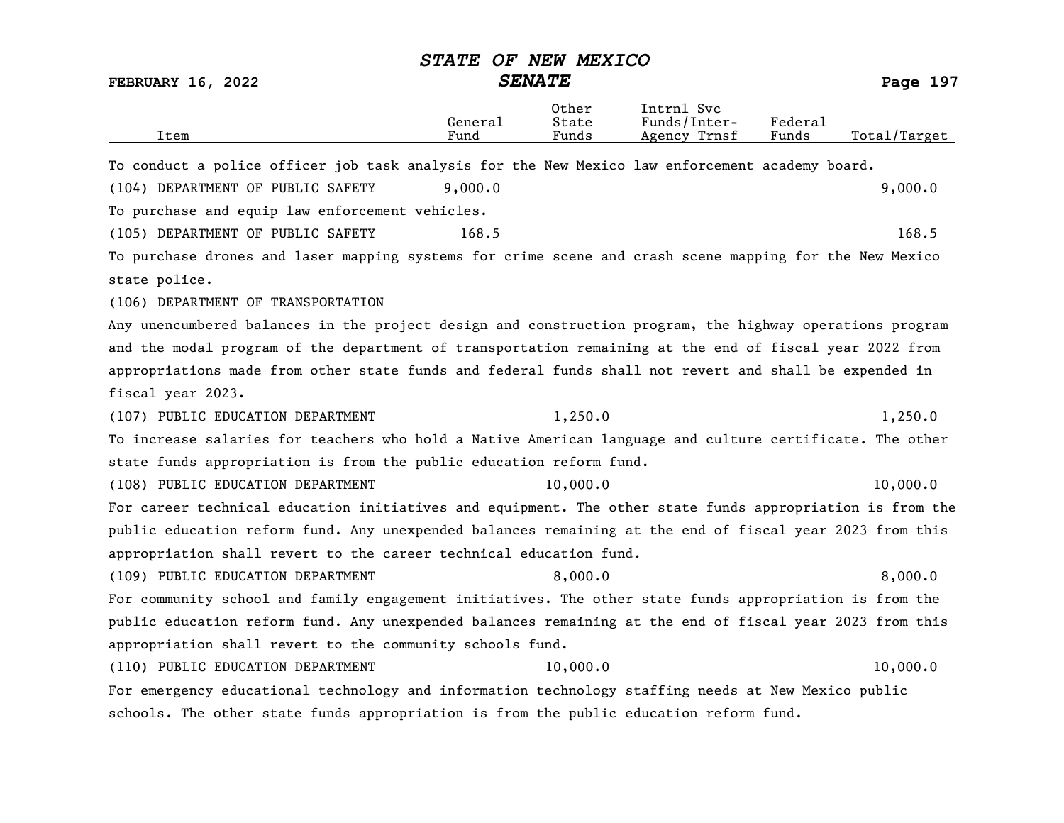| Item | General Fund | Other State Funds | Intrnl Svc Funds/Inter-Agency Trnsf | Federal Funds | Total/Target |
|---|---|---|---|---|---|
| To conduct a police officer job task analysis for the New Mexico law enforcement academy board. | | | | | |
| (104) DEPARTMENT OF PUBLIC SAFETY | 9,000.0 | | | | 9,000.0 |
| To purchase and equip law enforcement vehicles. | | | | | |
| (105) DEPARTMENT OF PUBLIC SAFETY | 168.5 | | | | 168.5 |
| To purchase drones and laser mapping systems for crime scene and crash scene mapping for the New Mexico state police. | | | | | |
| (106) DEPARTMENT OF TRANSPORTATION | | | | | |
| Any unencumbered balances in the project design and construction program, the highway operations program and the modal program of the department of transportation remaining at the end of fiscal year 2022 from appropriations made from other state funds and federal funds shall not revert and shall be expended in fiscal year 2023. | | | | | |
| (107) PUBLIC EDUCATION DEPARTMENT | | 1,250.0 | | | 1,250.0 |
| To increase salaries for teachers who hold a Native American language and culture certificate. The other state funds appropriation is from the public education reform fund. | | | | | |
| (108) PUBLIC EDUCATION DEPARTMENT | | 10,000.0 | | | 10,000.0 |
| For career technical education initiatives and equipment. The other state funds appropriation is from the public education reform fund. Any unexpended balances remaining at the end of fiscal year 2023 from this appropriation shall revert to the career technical education fund. | | | | | |
| (109) PUBLIC EDUCATION DEPARTMENT | | 8,000.0 | | | 8,000.0 |
| For community school and family engagement initiatives. The other state funds appropriation is from the public education reform fund. Any unexpended balances remaining at the end of fiscal year 2023 from this appropriation shall revert to the community schools fund. | | | | | |
| (110) PUBLIC EDUCATION DEPARTMENT | | 10,000.0 | | | 10,000.0 |
| For emergency educational technology and information technology staffing needs at New Mexico public schools. The other state funds appropriation is from the public education reform fund. | | | | | |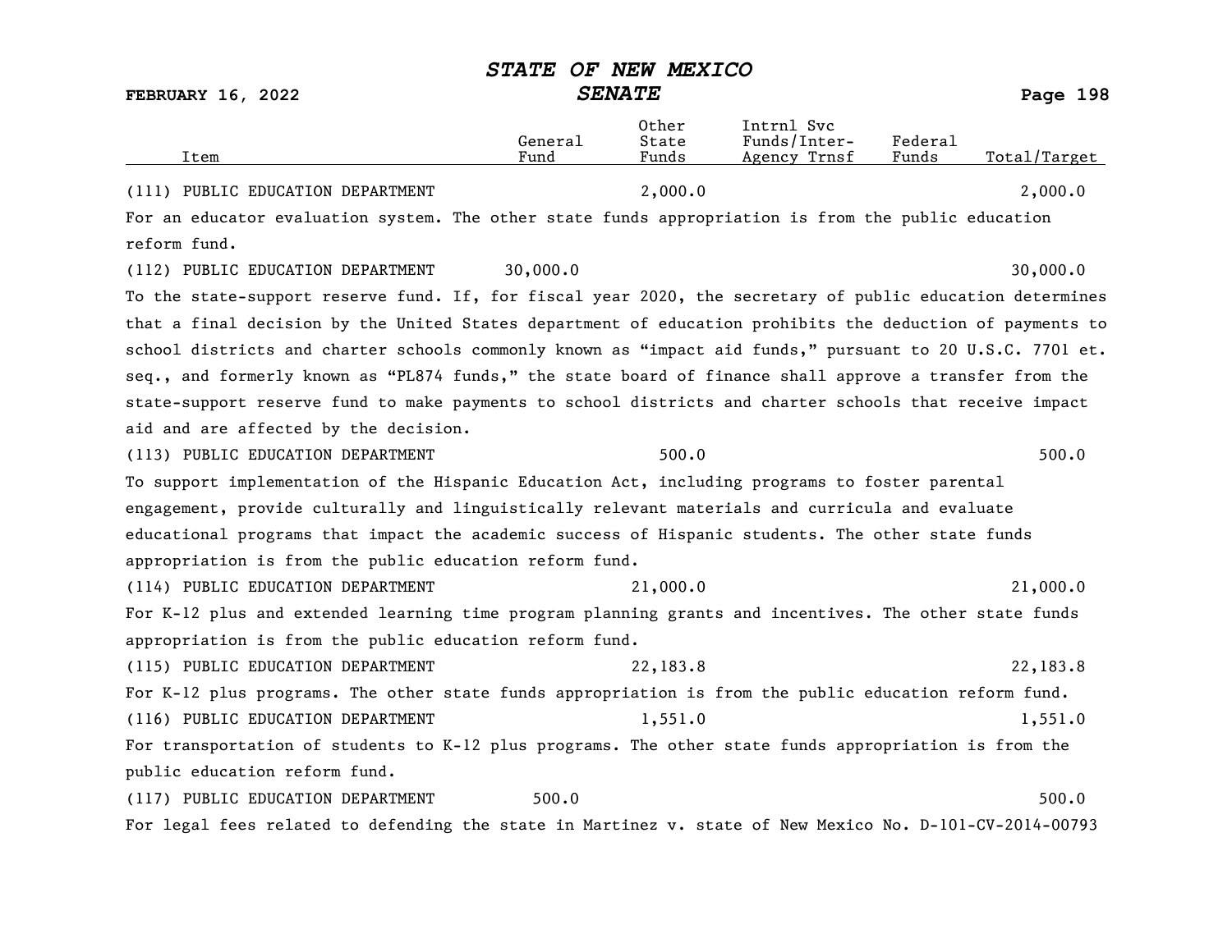| Item | General Fund | Other State Funds | Intrnl Svc Funds/Inter-Agency Trnsf | Federal Funds | Total/Target |
|---|---|---|---|---|---|
| (111) PUBLIC EDUCATION DEPARTMENT | | 2,000.0 | | | 2,000.0 |

For an educator evaluation system. The other state funds appropriation is from the public education reform fund.

| Item | General Fund | Other State Funds | Intrnl Svc Funds/Inter-Agency Trnsf | Federal Funds | Total/Target |
|---|---|---|---|---|---|
| (112) PUBLIC EDUCATION DEPARTMENT | 30,000.0 | | | | 30,000.0 |

To the state-support reserve fund. If, for fiscal year 2020, the secretary of public education determines that a final decision by the United States department of education prohibits the deduction of payments to school districts and charter schools commonly known as "impact aid funds," pursuant to 20 U.S.C. 7701 et. seq., and formerly known as "PL874 funds," the state board of finance shall approve a transfer from the state-support reserve fund to make payments to school districts and charter schools that receive impact aid and are affected by the decision.

| Item | General Fund | Other State Funds | Intrnl Svc Funds/Inter-Agency Trnsf | Federal Funds | Total/Target |
|---|---|---|---|---|---|
| (113) PUBLIC EDUCATION DEPARTMENT | | 500.0 | | | 500.0 |

To support implementation of the Hispanic Education Act, including programs to foster parental engagement, provide culturally and linguistically relevant materials and curricula and evaluate educational programs that impact the academic success of Hispanic students. The other state funds appropriation is from the public education reform fund.

| Item | General Fund | Other State Funds | Intrnl Svc Funds/Inter-Agency Trnsf | Federal Funds | Total/Target |
|---|---|---|---|---|---|
| (114) PUBLIC EDUCATION DEPARTMENT | | 21,000.0 | | | 21,000.0 |

For K-12 plus and extended learning time program planning grants and incentives. The other state funds appropriation is from the public education reform fund.

| Item | General Fund | Other State Funds | Intrnl Svc Funds/Inter-Agency Trnsf | Federal Funds | Total/Target |
|---|---|---|---|---|---|
| (115) PUBLIC EDUCATION DEPARTMENT | | 22,183.8 | | | 22,183.8 |

For K-12 plus programs. The other state funds appropriation is from the public education reform fund.

| Item | General Fund | Other State Funds | Intrnl Svc Funds/Inter-Agency Trnsf | Federal Funds | Total/Target |
|---|---|---|---|---|---|
| (116) PUBLIC EDUCATION DEPARTMENT | | 1,551.0 | | | 1,551.0 |

For transportation of students to K-12 plus programs. The other state funds appropriation is from the public education reform fund.

| Item | General Fund | Other State Funds | Intrnl Svc Funds/Inter-Agency Trnsf | Federal Funds | Total/Target |
|---|---|---|---|---|---|
| (117) PUBLIC EDUCATION DEPARTMENT | 500.0 | | | | 500.0 |

For legal fees related to defending the state in Martinez v. state of New Mexico No. D-101-CV-2014-00793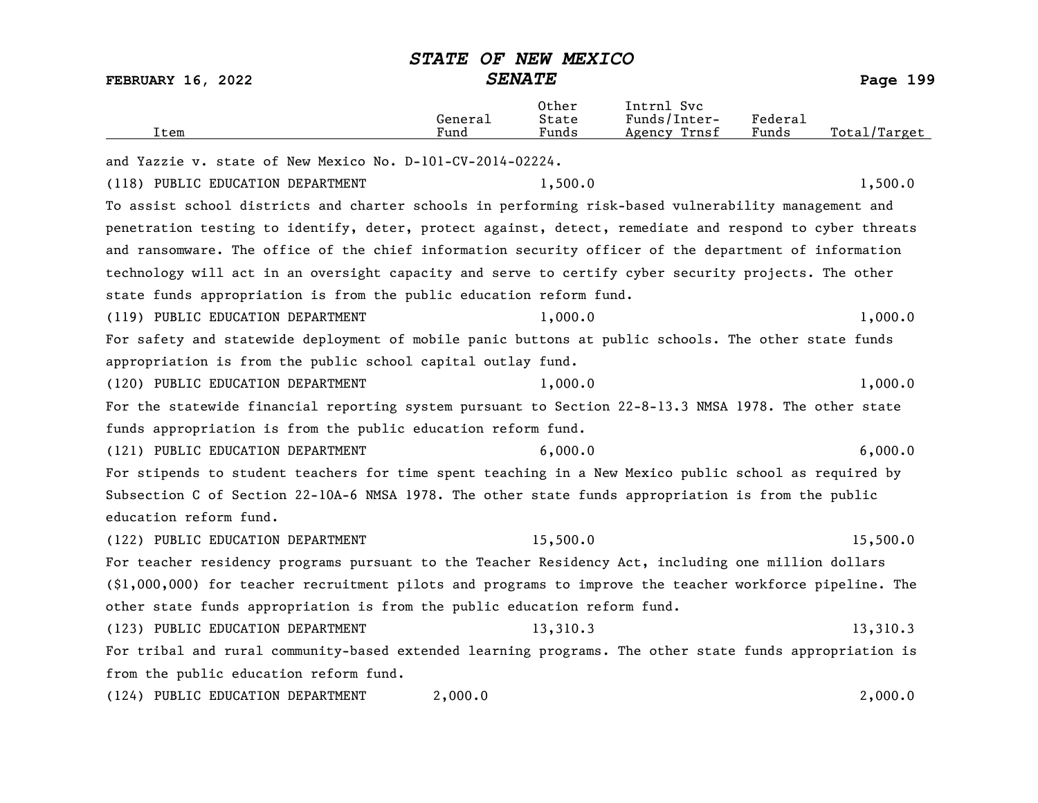| Item | General Fund | Other State Funds | Intrnl Svc Funds/Inter-Agency Trnsf | Federal Funds | Total/Target |
|---|---|---|---|---|---|

and Yazzie v. state of New Mexico No. D-101-CV-2014-02224.

| Item | General Fund | Other State Funds | Intrnl Svc Funds/Inter-Agency Trnsf | Federal Funds | Total/Target |
|---|---|---|---|---|---|
| (118) PUBLIC EDUCATION DEPARTMENT | | 1,500.0 | | | 1,500.0 |

To assist school districts and charter schools in performing risk-based vulnerability management and penetration testing to identify, deter, protect against, detect, remediate and respond to cyber threats and ransomware. The office of the chief information security officer of the department of information technology will act in an oversight capacity and serve to certify cyber security projects. The other state funds appropriation is from the public education reform fund.

| Item | General Fund | Other State Funds | Intrnl Svc Funds/Inter-Agency Trnsf | Federal Funds | Total/Target |
|---|---|---|---|---|---|
| (119) PUBLIC EDUCATION DEPARTMENT | | 1,000.0 | | | 1,000.0 |

For safety and statewide deployment of mobile panic buttons at public schools. The other state funds appropriation is from the public school capital outlay fund.

| Item | General Fund | Other State Funds | Intrnl Svc Funds/Inter-Agency Trnsf | Federal Funds | Total/Target |
|---|---|---|---|---|---|
| (120) PUBLIC EDUCATION DEPARTMENT | | 1,000.0 | | | 1,000.0 |

For the statewide financial reporting system pursuant to Section 22-8-13.3 NMSA 1978. The other state funds appropriation is from the public education reform fund.

| Item | General Fund | Other State Funds | Intrnl Svc Funds/Inter-Agency Trnsf | Federal Funds | Total/Target |
|---|---|---|---|---|---|
| (121) PUBLIC EDUCATION DEPARTMENT | | 6,000.0 | | | 6,000.0 |

For stipends to student teachers for time spent teaching in a New Mexico public school as required by Subsection C of Section 22-10A-6 NMSA 1978. The other state funds appropriation is from the public education reform fund.

| Item | General Fund | Other State Funds | Intrnl Svc Funds/Inter-Agency Trnsf | Federal Funds | Total/Target |
|---|---|---|---|---|---|
| (122) PUBLIC EDUCATION DEPARTMENT | | 15,500.0 | | | 15,500.0 |

For teacher residency programs pursuant to the Teacher Residency Act, including one million dollars ($1,000,000) for teacher recruitment pilots and programs to improve the teacher workforce pipeline. The other state funds appropriation is from the public education reform fund.

| Item | General Fund | Other State Funds | Intrnl Svc Funds/Inter-Agency Trnsf | Federal Funds | Total/Target |
|---|---|---|---|---|---|
| (123) PUBLIC EDUCATION DEPARTMENT | | 13,310.3 | | | 13,310.3 |

For tribal and rural community-based extended learning programs. The other state funds appropriation is from the public education reform fund.

| Item | General Fund | Other State Funds | Intrnl Svc Funds/Inter-Agency Trnsf | Federal Funds | Total/Target |
|---|---|---|---|---|---|
| (124) PUBLIC EDUCATION DEPARTMENT | 2,000.0 | | | | 2,000.0 |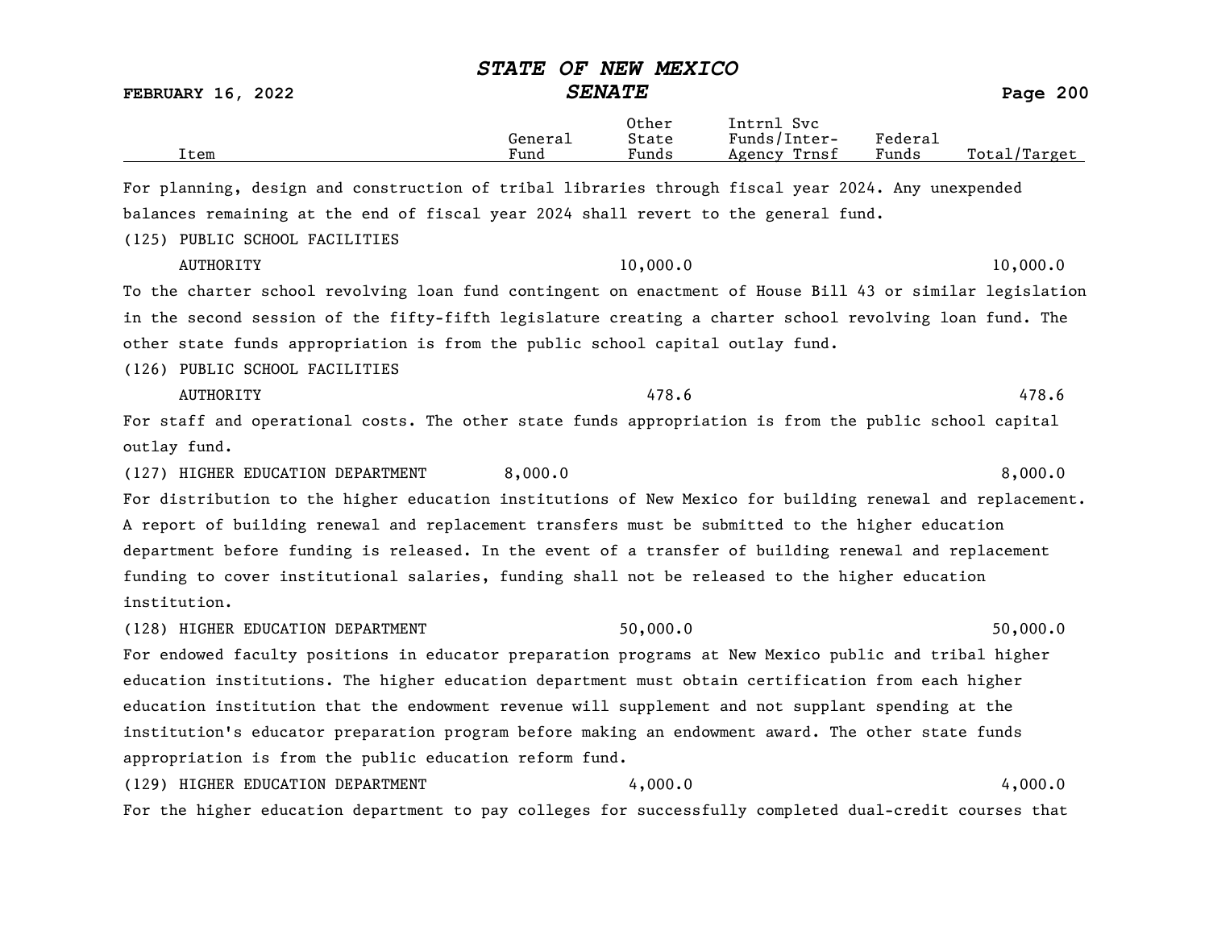| Item | General Fund | Other State Funds | Intrnl Svc Funds/Inter-Agency Trnsf | Federal Funds | Total/Target |
|---|---|---|---|---|---|

For planning, design and construction of tribal libraries through fiscal year 2024. Any unexpended balances remaining at the end of fiscal year 2024 shall revert to the general fund.

| Item | General Fund | Other State Funds | Intrnl Svc Funds/Inter-Agency Trnsf | Federal Funds | Total/Target |
|---|---|---|---|---|---|
| (125) PUBLIC SCHOOL FACILITIES AUTHORITY | | 10,000.0 | | | 10,000.0 |

To the charter school revolving loan fund contingent on enactment of House Bill 43 or similar legislation in the second session of the fifty-fifth legislature creating a charter school revolving loan fund. The other state funds appropriation is from the public school capital outlay fund.

| Item | General Fund | Other State Funds | Intrnl Svc Funds/Inter-Agency Trnsf | Federal Funds | Total/Target |
|---|---|---|---|---|---|
| (126) PUBLIC SCHOOL FACILITIES AUTHORITY | | 478.6 | | | 478.6 |

For staff and operational costs. The other state funds appropriation is from the public school capital outlay fund.

| Item | General Fund | Other State Funds | Intrnl Svc Funds/Inter-Agency Trnsf | Federal Funds | Total/Target |
|---|---|---|---|---|---|
| (127) HIGHER EDUCATION DEPARTMENT | 8,000.0 | | | | 8,000.0 |

For distribution to the higher education institutions of New Mexico for building renewal and replacement. A report of building renewal and replacement transfers must be submitted to the higher education department before funding is released. In the event of a transfer of building renewal and replacement funding to cover institutional salaries, funding shall not be released to the higher education institution.

| Item | General Fund | Other State Funds | Intrnl Svc Funds/Inter-Agency Trnsf | Federal Funds | Total/Target |
|---|---|---|---|---|---|
| (128) HIGHER EDUCATION DEPARTMENT | | 50,000.0 | | | 50,000.0 |

For endowed faculty positions in educator preparation programs at New Mexico public and tribal higher education institutions. The higher education department must obtain certification from each higher education institution that the endowment revenue will supplement and not supplant spending at the institution's educator preparation program before making an endowment award. The other state funds appropriation is from the public education reform fund.

| Item | General Fund | Other State Funds | Intrnl Svc Funds/Inter-Agency Trnsf | Federal Funds | Total/Target |
|---|---|---|---|---|---|
| (129) HIGHER EDUCATION DEPARTMENT | | 4,000.0 | | | 4,000.0 |

For the higher education department to pay colleges for successfully completed dual-credit courses that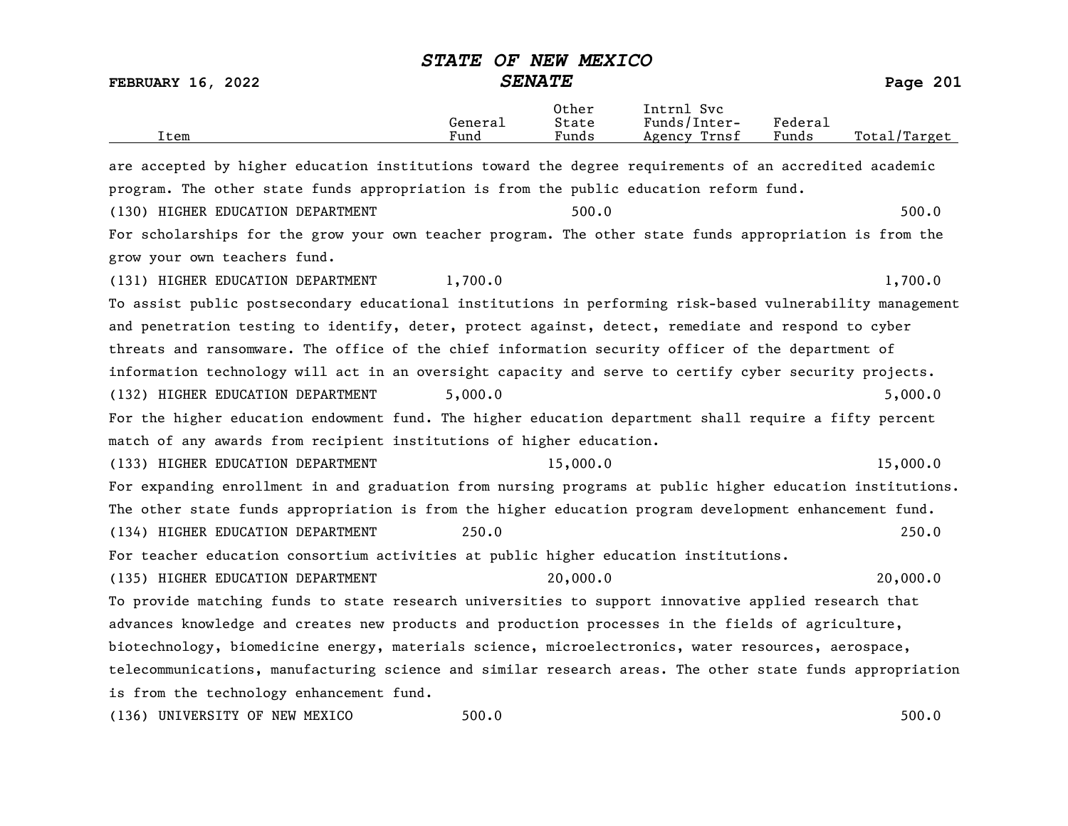| Item | General Fund | Other State Funds | Intrnl Svc Funds/Inter-Agency Trnsf | Federal Funds | Total/Target |
|---|---|---|---|---|---|

are accepted by higher education institutions toward the degree requirements of an accredited academic program. The other state funds appropriation is from the public education reform fund.

| Item | General Fund | Other State Funds | Intrnl Svc Funds/Inter-Agency Trnsf | Federal Funds | Total/Target |
|---|---|---|---|---|---|
| (130) HIGHER EDUCATION DEPARTMENT | | 500.0 | | | 500.0 |

For scholarships for the grow your own teacher program. The other state funds appropriation is from the grow your own teachers fund.

| Item | General Fund | Other State Funds | Intrnl Svc Funds/Inter-Agency Trnsf | Federal Funds | Total/Target |
|---|---|---|---|---|---|
| (131) HIGHER EDUCATION DEPARTMENT | 1,700.0 | | | | 1,700.0 |

To assist public postsecondary educational institutions in performing risk-based vulnerability management and penetration testing to identify, deter, protect against, detect, remediate and respond to cyber threats and ransomware. The office of the chief information security officer of the department of information technology will act in an oversight capacity and serve to certify cyber security projects.

| Item | General Fund | Other State Funds | Intrnl Svc Funds/Inter-Agency Trnsf | Federal Funds | Total/Target |
|---|---|---|---|---|---|
| (132) HIGHER EDUCATION DEPARTMENT | 5,000.0 | | | | 5,000.0 |

For the higher education endowment fund. The higher education department shall require a fifty percent match of any awards from recipient institutions of higher education.

| Item | General Fund | Other State Funds | Intrnl Svc Funds/Inter-Agency Trnsf | Federal Funds | Total/Target |
|---|---|---|---|---|---|
| (133) HIGHER EDUCATION DEPARTMENT | | 15,000.0 | | | 15,000.0 |

For expanding enrollment in and graduation from nursing programs at public higher education institutions. The other state funds appropriation is from the higher education program development enhancement fund.

| Item | General Fund | Other State Funds | Intrnl Svc Funds/Inter-Agency Trnsf | Federal Funds | Total/Target |
|---|---|---|---|---|---|
| (134) HIGHER EDUCATION DEPARTMENT | 250.0 | | | | 250.0 |

For teacher education consortium activities at public higher education institutions.

| Item | General Fund | Other State Funds | Intrnl Svc Funds/Inter-Agency Trnsf | Federal Funds | Total/Target |
|---|---|---|---|---|---|
| (135) HIGHER EDUCATION DEPARTMENT | | 20,000.0 | | | 20,000.0 |

To provide matching funds to state research universities to support innovative applied research that advances knowledge and creates new products and production processes in the fields of agriculture, biotechnology, biomedicine energy, materials science, microelectronics, water resources, aerospace, telecommunications, manufacturing science and similar research areas. The other state funds appropriation is from the technology enhancement fund.

| Item | General Fund | Other State Funds | Intrnl Svc Funds/Inter-Agency Trnsf | Federal Funds | Total/Target |
|---|---|---|---|---|---|
| (136) UNIVERSITY OF NEW MEXICO | 500.0 | | | | 500.0 |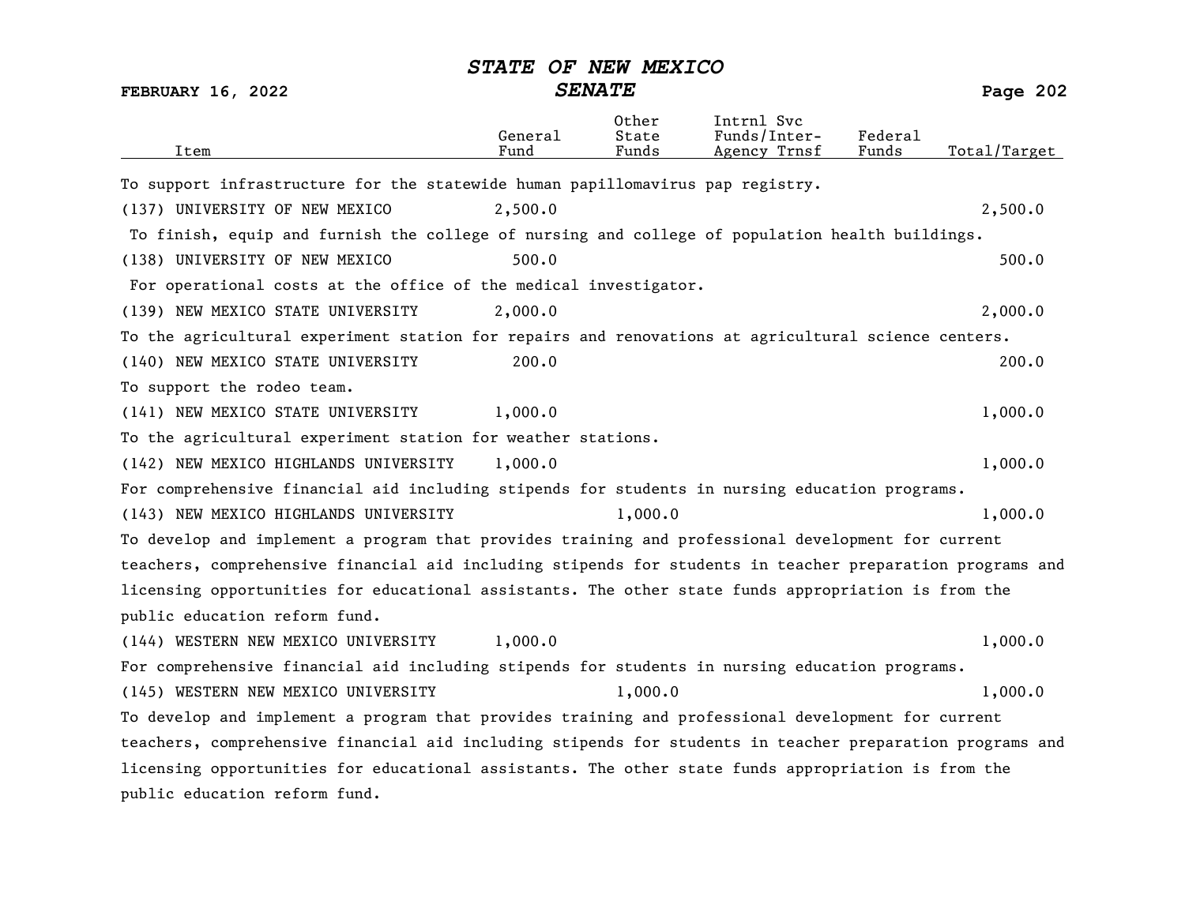| Item | General Fund | Other State Funds | Intrnl Svc Funds/Inter-Agency Trnsf | Federal Funds | Total/Target |
|---|---|---|---|---|---|
| To support infrastructure for the statewide human papillomavirus pap registry. | | | | | |
| (137) UNIVERSITY OF NEW MEXICO | 2,500.0 | | | | 2,500.0 |
| To finish, equip and furnish the college of nursing and college of population health buildings. | | | | | |
| (138) UNIVERSITY OF NEW MEXICO | 500.0 | | | | 500.0 |
| For operational costs at the office of the medical investigator. | | | | | |
| (139) NEW MEXICO STATE UNIVERSITY | 2,000.0 | | | | 2,000.0 |
| To the agricultural experiment station for repairs and renovations at agricultural science centers. | | | | | |
| (140) NEW MEXICO STATE UNIVERSITY | 200.0 | | | | 200.0 |
| To support the rodeo team. | | | | | |
| (141) NEW MEXICO STATE UNIVERSITY | 1,000.0 | | | | 1,000.0 |
| To the agricultural experiment station for weather stations. | | | | | |
| (142) NEW MEXICO HIGHLANDS UNIVERSITY | 1,000.0 | | | | 1,000.0 |
| For comprehensive financial aid including stipends for students in nursing education programs. | | | | | |
| (143) NEW MEXICO HIGHLANDS UNIVERSITY | | 1,000.0 | | | 1,000.0 |
| To develop and implement a program that provides training and professional development for current teachers, comprehensive financial aid including stipends for students in teacher preparation programs and licensing opportunities for educational assistants. The other state funds appropriation is from the public education reform fund. | | | | | |
| (144) WESTERN NEW MEXICO UNIVERSITY | 1,000.0 | | | | 1,000.0 |
| For comprehensive financial aid including stipends for students in nursing education programs. | | | | | |
| (145) WESTERN NEW MEXICO UNIVERSITY | | 1,000.0 | | | 1,000.0 |
| To develop and implement a program that provides training and professional development for current teachers, comprehensive financial aid including stipends for students in teacher preparation programs and licensing opportunities for educational assistants. The other state funds appropriation is from the public education reform fund. | | | | | |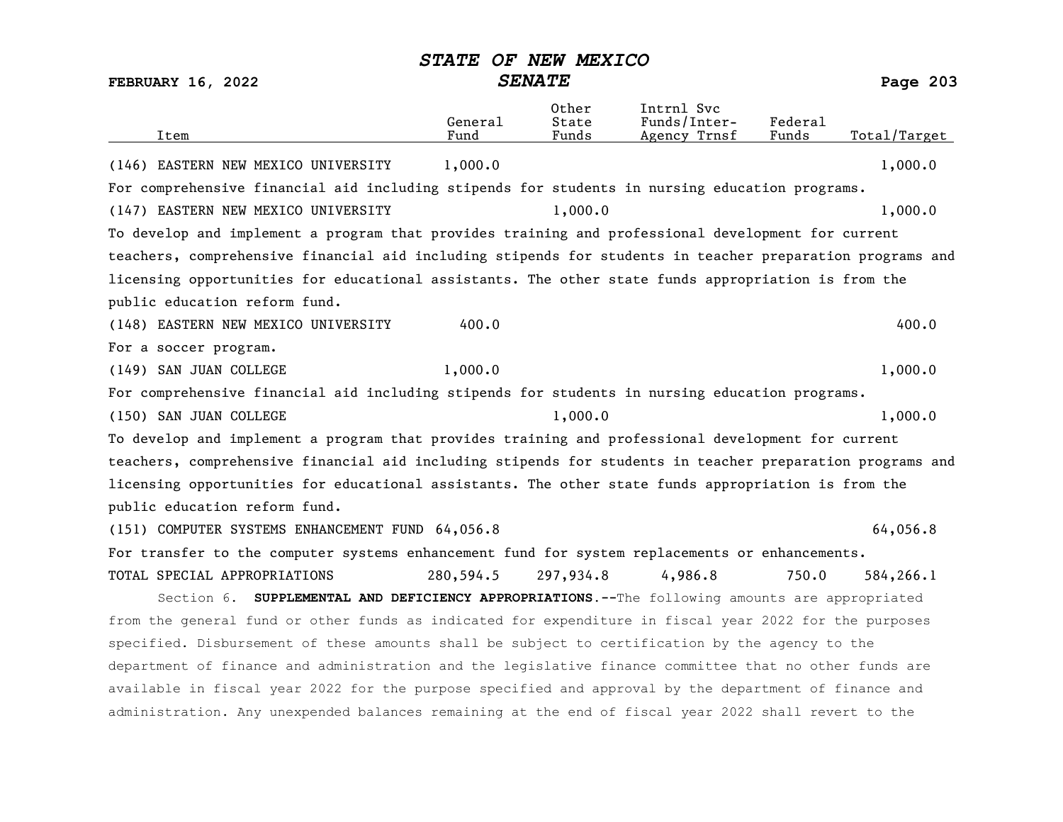| Item | General Fund | Other State Funds | Intrnl Svc Funds/Inter-Agency Trnsf | Federal Funds | Total/Target |
|---|---|---|---|---|---|
| (146) EASTERN NEW MEXICO UNIVERSITY | 1,000.0 | | | | 1,000.0 |

For comprehensive financial aid including stipends for students in nursing education programs.

| Item | General Fund | Other State Funds | Intrnl Svc Funds/Inter-Agency Trnsf | Federal Funds | Total/Target |
|---|---|---|---|---|---|
| (147) EASTERN NEW MEXICO UNIVERSITY | | 1,000.0 | | | 1,000.0 |

To develop and implement a program that provides training and professional development for current teachers, comprehensive financial aid including stipends for students in teacher preparation programs and licensing opportunities for educational assistants. The other state funds appropriation is from the public education reform fund.

| Item | General Fund | Other State Funds | Intrnl Svc Funds/Inter-Agency Trnsf | Federal Funds | Total/Target |
|---|---|---|---|---|---|
| (148) EASTERN NEW MEXICO UNIVERSITY | 400.0 | | | | 400.0 |

For a soccer program.

| Item | General Fund | Other State Funds | Intrnl Svc Funds/Inter-Agency Trnsf | Federal Funds | Total/Target |
|---|---|---|---|---|---|
| (149) SAN JUAN COLLEGE | 1,000.0 | | | | 1,000.0 |

For comprehensive financial aid including stipends for students in nursing education programs.

| Item | General Fund | Other State Funds | Intrnl Svc Funds/Inter-Agency Trnsf | Federal Funds | Total/Target |
|---|---|---|---|---|---|
| (150) SAN JUAN COLLEGE | | 1,000.0 | | | 1,000.0 |

To develop and implement a program that provides training and professional development for current teachers, comprehensive financial aid including stipends for students in teacher preparation programs and licensing opportunities for educational assistants. The other state funds appropriation is from the public education reform fund.

| Item | General Fund | Other State Funds | Intrnl Svc Funds/Inter-Agency Trnsf | Federal Funds | Total/Target |
|---|---|---|---|---|---|
| (151) COMPUTER SYSTEMS ENHANCEMENT FUND | 64,056.8 | | | | 64,056.8 |

For transfer to the computer systems enhancement fund for system replacements or enhancements.

| Item | General Fund | Other State Funds | Intrnl Svc Funds/Inter-Agency Trnsf | Federal Funds | Total/Target |
|---|---|---|---|---|---|
| TOTAL SPECIAL APPROPRIATIONS | 280,594.5 | 297,934.8 | 4,986.8 | 750.0 | 584,266.1 |

Section 6. **SUPPLEMENTAL AND DEFICIENCY APPROPRIATIONS.**--The following amounts are appropriated from the general fund or other funds as indicated for expenditure in fiscal year 2022 for the purposes specified. Disbursement of these amounts shall be subject to certification by the agency to the department of finance and administration and the legislative finance committee that no other funds are available in fiscal year 2022 for the purpose specified and approval by the department of finance and administration. Any unexpended balances remaining at the end of fiscal year 2022 shall revert to the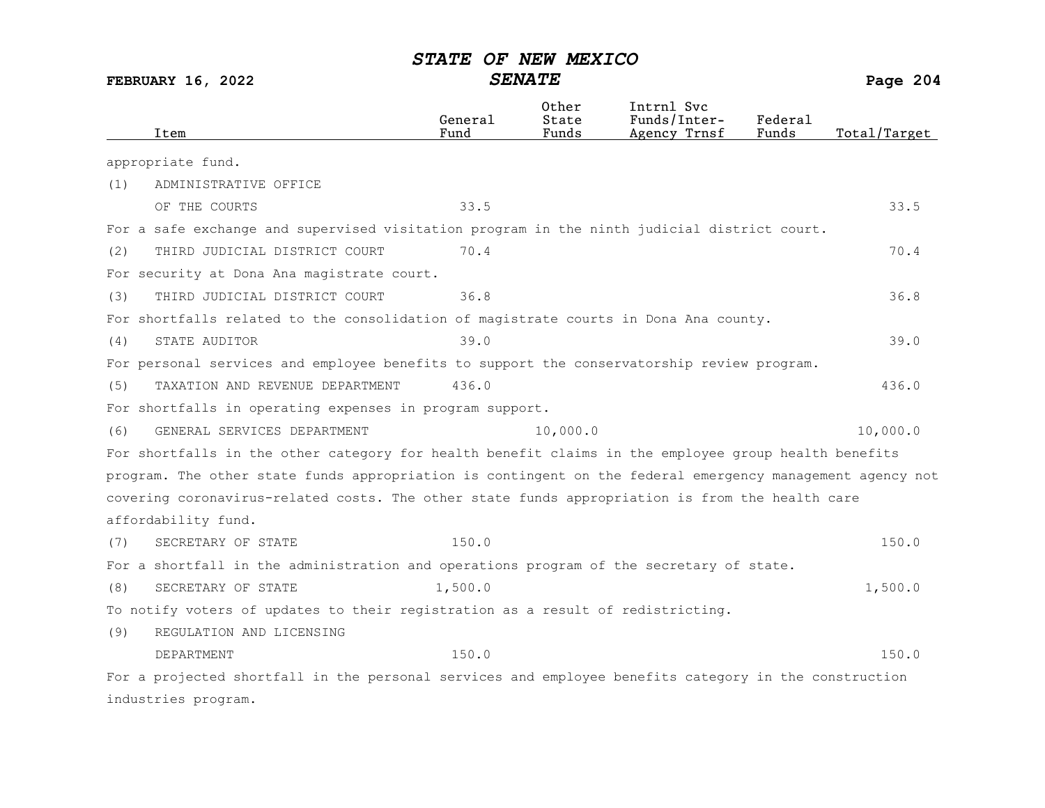| Item | General Fund | Other State Funds | Intrnl Svc Funds/Inter-Agency Trnsf | Federal Funds | Total/Target |
|---|---|---|---|---|---|
| appropriate fund. | | | | | |
| (1) ADMINISTRATIVE OFFICE OF THE COURTS | 33.5 | | | | 33.5 |
| For a safe exchange and supervised visitation program in the ninth judicial district court. | | | | | |
| (2) THIRD JUDICIAL DISTRICT COURT | 70.4 | | | | 70.4 |
| For security at Dona Ana magistrate court. | | | | | |
| (3) THIRD JUDICIAL DISTRICT COURT | 36.8 | | | | 36.8 |
| For shortfalls related to the consolidation of magistrate courts in Dona Ana county. | | | | | |
| (4) STATE AUDITOR | 39.0 | | | | 39.0 |
| For personal services and employee benefits to support the conservatorship review program. | | | | | |
| (5) TAXATION AND REVENUE DEPARTMENT | 436.0 | | | | 436.0 |
| For shortfalls in operating expenses in program support. | | | | | |
| (6) GENERAL SERVICES DEPARTMENT | | 10,000.0 | | | 10,000.0 |
| For shortfalls in the other category for health benefit claims in the employee group health benefits program. The other state funds appropriation is contingent on the federal emergency management agency not covering coronavirus-related costs. The other state funds appropriation is from the health care affordability fund. | | | | | |
| (7) SECRETARY OF STATE | 150.0 | | | | 150.0 |
| For a shortfall in the administration and operations program of the secretary of state. | | | | | |
| (8) SECRETARY OF STATE | 1,500.0 | | | | 1,500.0 |
| To notify voters of updates to their registration as a result of redistricting. | | | | | |
| (9) REGULATION AND LICENSING DEPARTMENT | 150.0 | | | | 150.0 |
| For a projected shortfall in the personal services and employee benefits category in the construction industries program. | | | | | |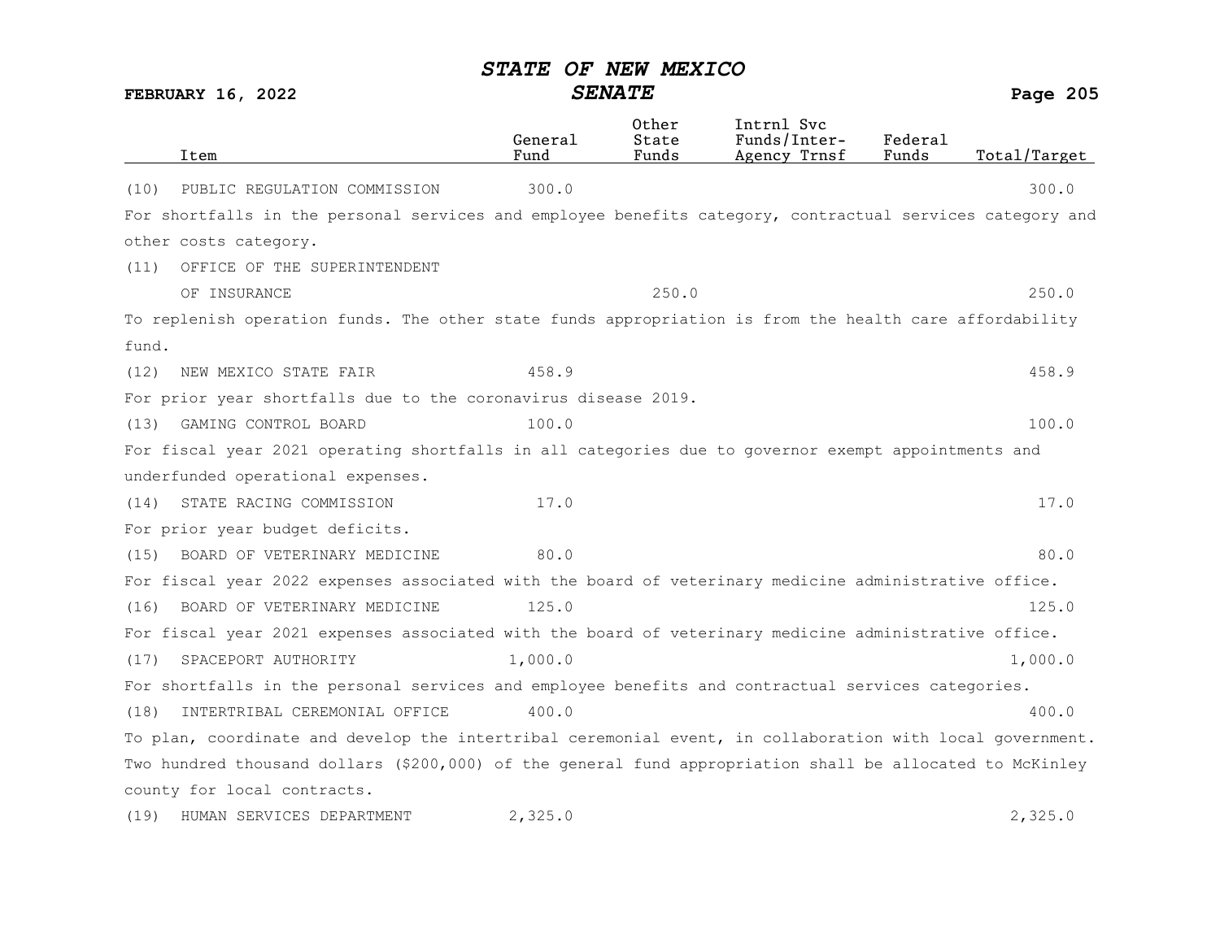| Item | General Fund | Other State Funds | Intrnl Svc Funds/Inter-Agency Trnsf | Federal Funds | Total/Target |
|---|---|---|---|---|---|
| (10) PUBLIC REGULATION COMMISSION | 300.0 | | | | 300.0 |

For shortfalls in the personal services and employee benefits category, contractual services category and other costs category.

| Item | General Fund | Other State Funds | Intrnl Svc Funds/Inter-Agency Trnsf | Federal Funds | Total/Target |
|---|---|---|---|---|---|
| (11) OFFICE OF THE SUPERINTENDENT OF INSURANCE | | 250.0 | | | 250.0 |

To replenish operation funds. The other state funds appropriation is from the health care affordability fund.

| Item | General Fund | Other State Funds | Intrnl Svc Funds/Inter-Agency Trnsf | Federal Funds | Total/Target |
|---|---|---|---|---|---|
| (12) NEW MEXICO STATE FAIR | 458.9 | | | | 458.9 |

For prior year shortfalls due to the coronavirus disease 2019.

| Item | General Fund | Other State Funds | Intrnl Svc Funds/Inter-Agency Trnsf | Federal Funds | Total/Target |
|---|---|---|---|---|---|
| (13) GAMING CONTROL BOARD | 100.0 | | | | 100.0 |

For fiscal year 2021 operating shortfalls in all categories due to governor exempt appointments and underfunded operational expenses.

| Item | General Fund | Other State Funds | Intrnl Svc Funds/Inter-Agency Trnsf | Federal Funds | Total/Target |
|---|---|---|---|---|---|
| (14) STATE RACING COMMISSION | 17.0 | | | | 17.0 |

For prior year budget deficits.

| Item | General Fund | Other State Funds | Intrnl Svc Funds/Inter-Agency Trnsf | Federal Funds | Total/Target |
|---|---|---|---|---|---|
| (15) BOARD OF VETERINARY MEDICINE | 80.0 | | | | 80.0 |

For fiscal year 2022 expenses associated with the board of veterinary medicine administrative office.

| Item | General Fund | Other State Funds | Intrnl Svc Funds/Inter-Agency Trnsf | Federal Funds | Total/Target |
|---|---|---|---|---|---|
| (16) BOARD OF VETERINARY MEDICINE | 125.0 | | | | 125.0 |

For fiscal year 2021 expenses associated with the board of veterinary medicine administrative office.

| Item | General Fund | Other State Funds | Intrnl Svc Funds/Inter-Agency Trnsf | Federal Funds | Total/Target |
|---|---|---|---|---|---|
| (17) SPACEPORT AUTHORITY | 1,000.0 | | | | 1,000.0 |

For shortfalls in the personal services and employee benefits and contractual services categories.

| Item | General Fund | Other State Funds | Intrnl Svc Funds/Inter-Agency Trnsf | Federal Funds | Total/Target |
|---|---|---|---|---|---|
| (18) INTERTRIBAL CEREMONIAL OFFICE | 400.0 | | | | 400.0 |

To plan, coordinate and develop the intertribal ceremonial event, in collaboration with local government. Two hundred thousand dollars ($200,000) of the general fund appropriation shall be allocated to McKinley county for local contracts.

| Item | General Fund | Other State Funds | Intrnl Svc Funds/Inter-Agency Trnsf | Federal Funds | Total/Target |
|---|---|---|---|---|---|
| (19) HUMAN SERVICES DEPARTMENT | 2,325.0 | | | | 2,325.0 |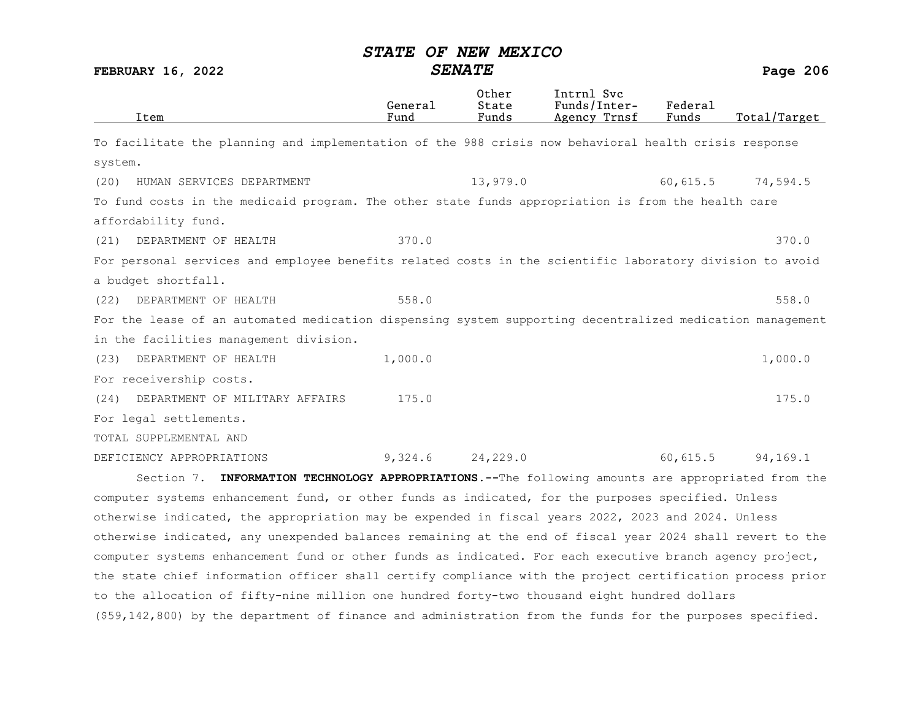| Item | General Fund | Other State Funds | Intrnl Svc Funds/Inter-Agency Trnsf | Federal Funds | Total/Target |
|---|---|---|---|---|---|

To facilitate the planning and implementation of the 988 crisis now behavioral health crisis response system.

| Item | General Fund | Other State Funds | Intrnl Svc Funds/Inter-Agency Trnsf | Federal Funds | Total/Target |
|---|---|---|---|---|---|
| (20) HUMAN SERVICES DEPARTMENT | | 13,979.0 | | 60,615.5 | 74,594.5 |

To fund costs in the medicaid program. The other state funds appropriation is from the health care affordability fund.

| Item | General Fund | Other State Funds | Intrnl Svc Funds/Inter-Agency Trnsf | Federal Funds | Total/Target |
|---|---|---|---|---|---|
| (21) DEPARTMENT OF HEALTH | 370.0 | | | | 370.0 |

For personal services and employee benefits related costs in the scientific laboratory division to avoid a budget shortfall.

| Item | General Fund | Other State Funds | Intrnl Svc Funds/Inter-Agency Trnsf | Federal Funds | Total/Target |
|---|---|---|---|---|---|
| (22) DEPARTMENT OF HEALTH | 558.0 | | | | 558.0 |

For the lease of an automated medication dispensing system supporting decentralized medication management in the facilities management division.

| Item | General Fund | Other State Funds | Intrnl Svc Funds/Inter-Agency Trnsf | Federal Funds | Total/Target |
|---|---|---|---|---|---|
| (23) DEPARTMENT OF HEALTH | 1,000.0 | | | | 1,000.0 |

For receivership costs.

| Item | General Fund | Other State Funds | Intrnl Svc Funds/Inter-Agency Trnsf | Federal Funds | Total/Target |
|---|---|---|---|---|---|
| (24) DEPARTMENT OF MILITARY AFFAIRS | 175.0 | | | | 175.0 |

For legal settlements.

| Item | General Fund | Other State Funds | Intrnl Svc Funds/Inter-Agency Trnsf | Federal Funds | Total/Target |
|---|---|---|---|---|---|
| TOTAL SUPPLEMENTAL AND DEFICIENCY APPROPRIATIONS | 9,324.6 | 24,229.0 | | 60,615.5 | 94,169.1 |

Section 7. **INFORMATION TECHNOLOGY APPROPRIATIONS.--**The following amounts are appropriated from the computer systems enhancement fund, or other funds as indicated, for the purposes specified. Unless otherwise indicated, the appropriation may be expended in fiscal years 2022, 2023 and 2024. Unless otherwise indicated, any unexpended balances remaining at the end of fiscal year 2024 shall revert to the computer systems enhancement fund or other funds as indicated. For each executive branch agency project, the state chief information officer shall certify compliance with the project certification process prior to the allocation of fifty-nine million one hundred forty-two thousand eight hundred dollars ($59,142,800) by the department of finance and administration from the funds for the purposes specified.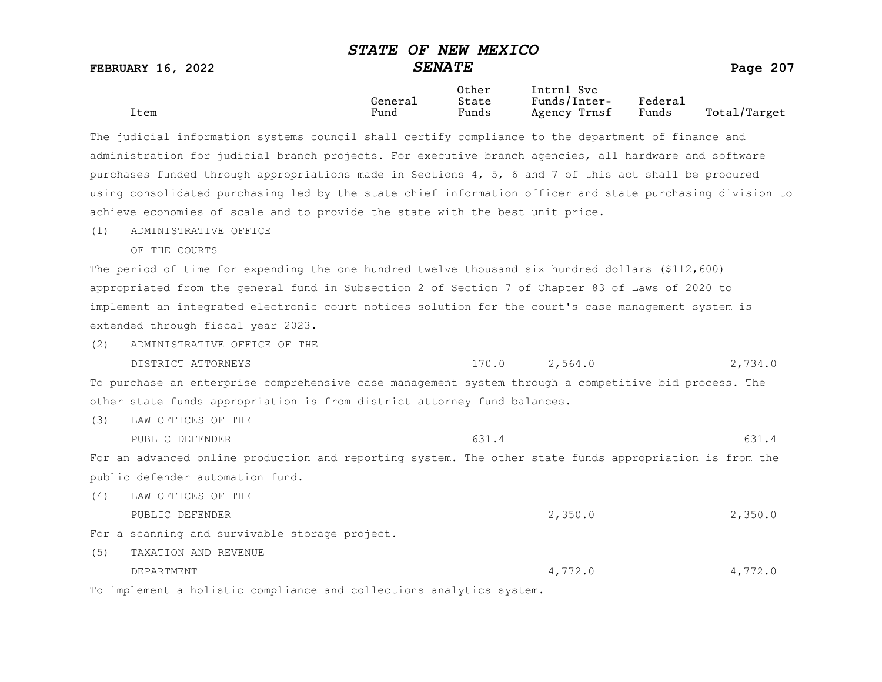| Item | General Fund | Other State Funds | Intrnl Svc Funds/Inter-Agency Trnsf | Federal Funds | Total/Target |
|---|---|---|---|---|---|

The judicial information systems council shall certify compliance to the department of finance and administration for judicial branch projects. For executive branch agencies, all hardware and software purchases funded through appropriations made in Sections 4, 5, 6 and 7 of this act shall be procured using consolidated purchasing led by the state chief information officer and state purchasing division to achieve economies of scale and to provide the state with the best unit price.

(1) ADMINISTRATIVE OFFICE OF THE COURTS

The period of time for expending the one hundred twelve thousand six hundred dollars ($112,600) appropriated from the general fund in Subsection 2 of Section 7 of Chapter 83 of Laws of 2020 to implement an integrated electronic court notices solution for the court's case management system is extended through fiscal year 2023.

| Item | General Fund | Other State Funds | Intrnl Svc Funds/Inter-Agency Trnsf | Federal Funds | Total/Target |
|---|---|---|---|---|---|
| (2) ADMINISTRATIVE OFFICE OF THE DISTRICT ATTORNEYS | | 170.0 | 2,564.0 | | 2,734.0 |

To purchase an enterprise comprehensive case management system through a competitive bid process. The other state funds appropriation is from district attorney fund balances.

| Item | General Fund | Other State Funds | Intrnl Svc Funds/Inter-Agency Trnsf | Federal Funds | Total/Target |
|---|---|---|---|---|---|
| (3) LAW OFFICES OF THE PUBLIC DEFENDER | | 631.4 | | | 631.4 |

For an advanced online production and reporting system. The other state funds appropriation is from the public defender automation fund.

| Item | General Fund | Other State Funds | Intrnl Svc Funds/Inter-Agency Trnsf | Federal Funds | Total/Target |
|---|---|---|---|---|---|
| (4) LAW OFFICES OF THE PUBLIC DEFENDER | | | 2,350.0 | | 2,350.0 |

For a scanning and survivable storage project.

| Item | General Fund | Other State Funds | Intrnl Svc Funds/Inter-Agency Trnsf | Federal Funds | Total/Target |
|---|---|---|---|---|---|
| (5) TAXATION AND REVENUE DEPARTMENT | | | 4,772.0 | | 4,772.0 |

To implement a holistic compliance and collections analytics system.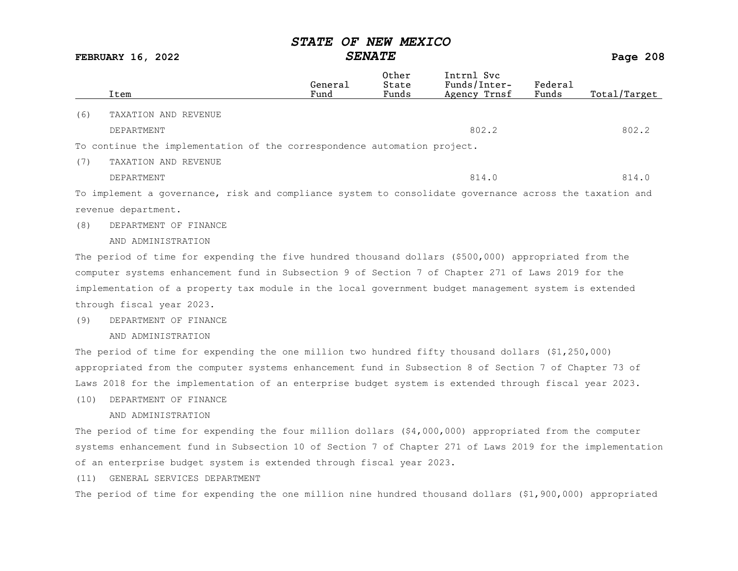| Item | General Fund | Other State Funds | Intrnl Svc Funds/Inter-Agency Trnsf | Federal Funds | Total/Target |
|---|---|---|---|---|---|
| (6) TAXATION AND REVENUE DEPARTMENT | | | 802.2 | | 802.2 |

To continue the implementation of the correspondence automation project.

| Item | General Fund | Other State Funds | Intrnl Svc Funds/Inter-Agency Trnsf | Federal Funds | Total/Target |
|---|---|---|---|---|---|
| (7) TAXATION AND REVENUE DEPARTMENT | | | 814.0 | | 814.0 |

To implement a governance, risk and compliance system to consolidate governance across the taxation and revenue department.

(8) DEPARTMENT OF FINANCE AND ADMINISTRATION

The period of time for expending the five hundred thousand dollars ($500,000) appropriated from the computer systems enhancement fund in Subsection 9 of Section 7 of Chapter 271 of Laws 2019 for the implementation of a property tax module in the local government budget management system is extended through fiscal year 2023.

(9) DEPARTMENT OF FINANCE AND ADMINISTRATION

The period of time for expending the one million two hundred fifty thousand dollars ($1,250,000) appropriated from the computer systems enhancement fund in Subsection 8 of Section 7 of Chapter 73 of Laws 2018 for the implementation of an enterprise budget system is extended through fiscal year 2023.

(10) DEPARTMENT OF FINANCE AND ADMINISTRATION

The period of time for expending the four million dollars ($4,000,000) appropriated from the computer systems enhancement fund in Subsection 10 of Section 7 of Chapter 271 of Laws 2019 for the implementation of an enterprise budget system is extended through fiscal year 2023.

(11) GENERAL SERVICES DEPARTMENT

The period of time for expending the one million nine hundred thousand dollars ($1,900,000) appropriated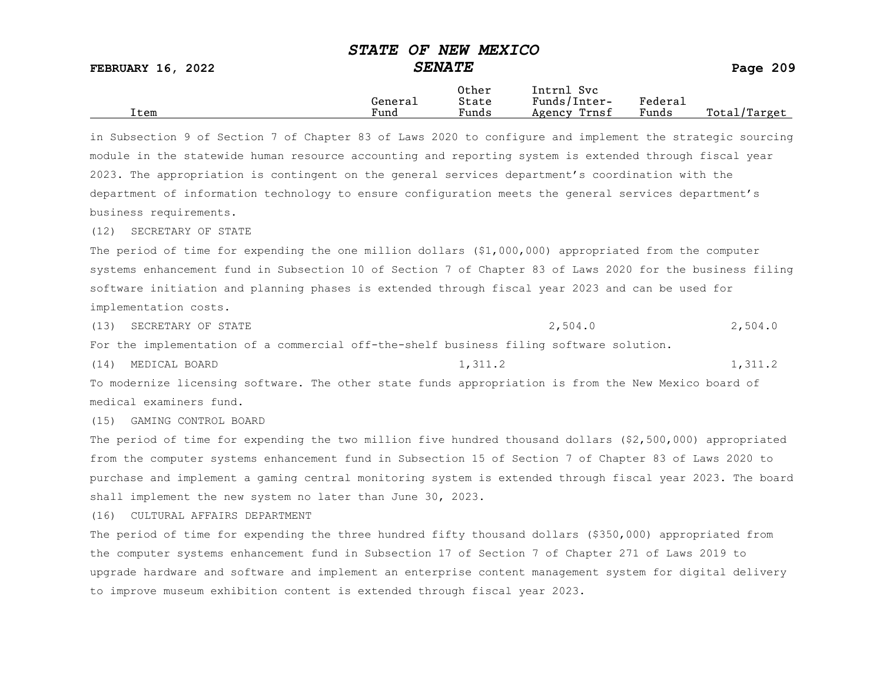| Item | General Fund | Other State Funds | Intrnl Svc Funds/Inter-Agency Trnsf | Federal Funds | Total/Target |
|---|---|---|---|---|---|

in Subsection 9 of Section 7 of Chapter 83 of Laws 2020 to configure and implement the strategic sourcing module in the statewide human resource accounting and reporting system is extended through fiscal year 2023. The appropriation is contingent on the general services department's coordination with the department of information technology to ensure configuration meets the general services department's business requirements.

(12) SECRETARY OF STATE

The period of time for expending the one million dollars ($1,000,000) appropriated from the computer systems enhancement fund in Subsection 10 of Section 7 of Chapter 83 of Laws 2020 for the business filing software initiation and planning phases is extended through fiscal year 2023 and can be used for implementation costs.

| Item | General Fund | Other State Funds | Intrnl Svc Funds/Inter-Agency Trnsf | Federal Funds | Total/Target |
|---|---|---|---|---|---|
| (13) SECRETARY OF STATE | | | 2,504.0 | | 2,504.0 |

For the implementation of a commercial off-the-shelf business filing software solution.

| Item | General Fund | Other State Funds | Intrnl Svc Funds/Inter-Agency Trnsf | Federal Funds | Total/Target |
|---|---|---|---|---|---|
| (14) MEDICAL BOARD | | 1,311.2 | | | 1,311.2 |

To modernize licensing software. The other state funds appropriation is from the New Mexico board of medical examiners fund.

(15) GAMING CONTROL BOARD

The period of time for expending the two million five hundred thousand dollars ($2,500,000) appropriated from the computer systems enhancement fund in Subsection 15 of Section 7 of Chapter 83 of Laws 2020 to purchase and implement a gaming central monitoring system is extended through fiscal year 2023. The board shall implement the new system no later than June 30, 2023.

(16) CULTURAL AFFAIRS DEPARTMENT

The period of time for expending the three hundred fifty thousand dollars ($350,000) appropriated from the computer systems enhancement fund in Subsection 17 of Section 7 of Chapter 271 of Laws 2019 to upgrade hardware and software and implement an enterprise content management system for digital delivery to improve museum exhibition content is extended through fiscal year 2023.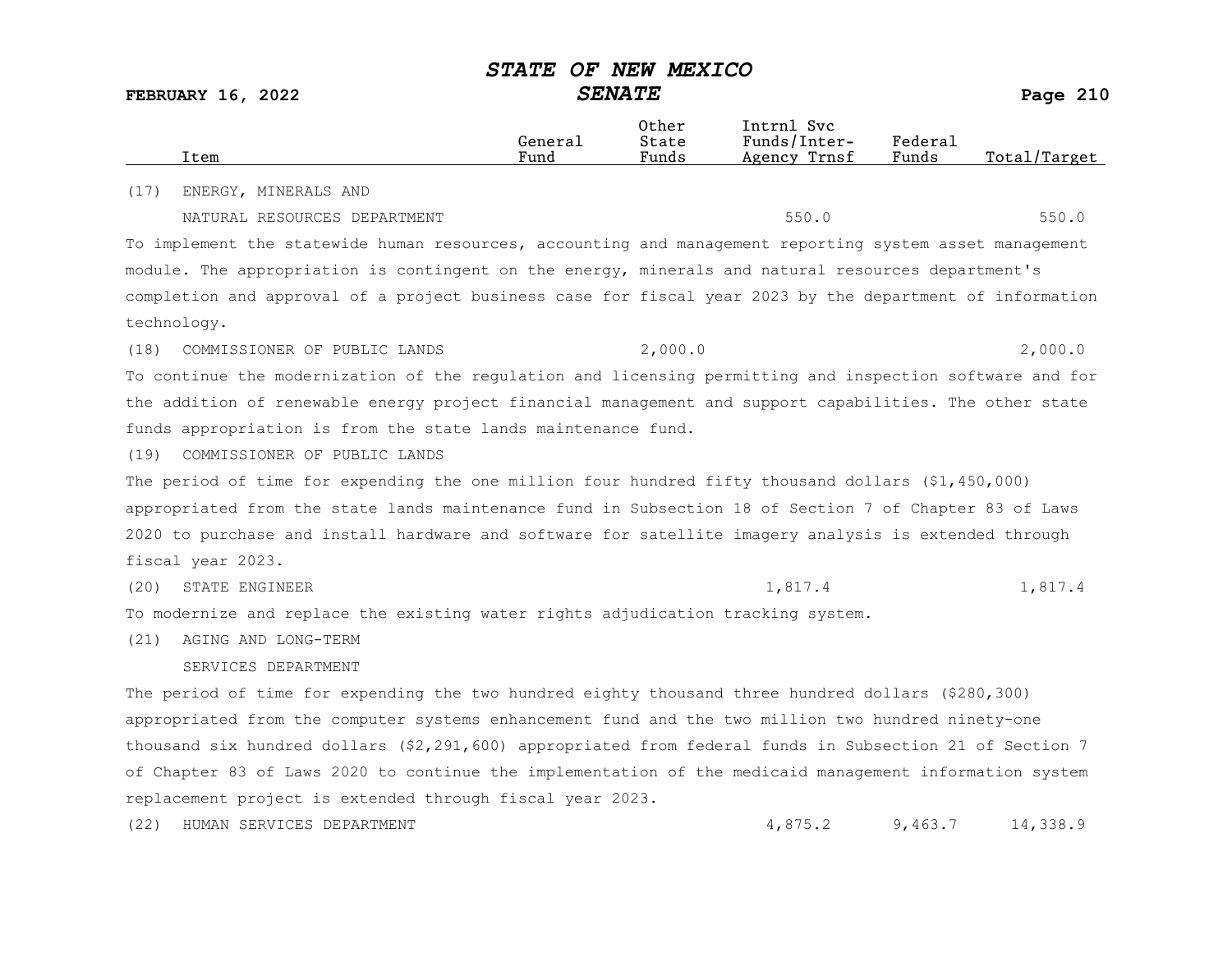| Item | General Fund | Other State Funds | Intrnl Svc Funds/Inter-Agency Trnsf | Federal Funds | Total/Target |
|---|---|---|---|---|---|
| (17) ENERGY, MINERALS AND NATURAL RESOURCES DEPARTMENT | | | 550.0 | | 550.0 |

To implement the statewide human resources, accounting and management reporting system asset management module. The appropriation is contingent on the energy, minerals and natural resources department's completion and approval of a project business case for fiscal year 2023 by the department of information technology.

| Item | General Fund | Other State Funds | Intrnl Svc Funds/Inter-Agency Trnsf | Federal Funds | Total/Target |
|---|---|---|---|---|---|
| (18) COMMISSIONER OF PUBLIC LANDS | | 2,000.0 | | | 2,000.0 |

To continue the modernization of the regulation and licensing permitting and inspection software and for the addition of renewable energy project financial management and support capabilities. The other state funds appropriation is from the state lands maintenance fund.

(19) COMMISSIONER OF PUBLIC LANDS

The period of time for expending the one million four hundred fifty thousand dollars ($1,450,000) appropriated from the state lands maintenance fund in Subsection 18 of Section 7 of Chapter 83 of Laws 2020 to purchase and install hardware and software for satellite imagery analysis is extended through fiscal year 2023.

| Item | General Fund | Other State Funds | Intrnl Svc Funds/Inter-Agency Trnsf | Federal Funds | Total/Target |
|---|---|---|---|---|---|
| (20) STATE ENGINEER | | | 1,817.4 | | 1,817.4 |

To modernize and replace the existing water rights adjudication tracking system.

(21) AGING AND LONG-TERM SERVICES DEPARTMENT

The period of time for expending the two hundred eighty thousand three hundred dollars ($280,300) appropriated from the computer systems enhancement fund and the two million two hundred ninety-one thousand six hundred dollars ($2,291,600) appropriated from federal funds in Subsection 21 of Section 7 of Chapter 83 of Laws 2020 to continue the implementation of the medicaid management information system replacement project is extended through fiscal year 2023.

| Item | General Fund | Other State Funds | Intrnl Svc Funds/Inter-Agency Trnsf | Federal Funds | Total/Target |
|---|---|---|---|---|---|
| (22) HUMAN SERVICES DEPARTMENT | | | 4,875.2 | 9,463.7 | 14,338.9 |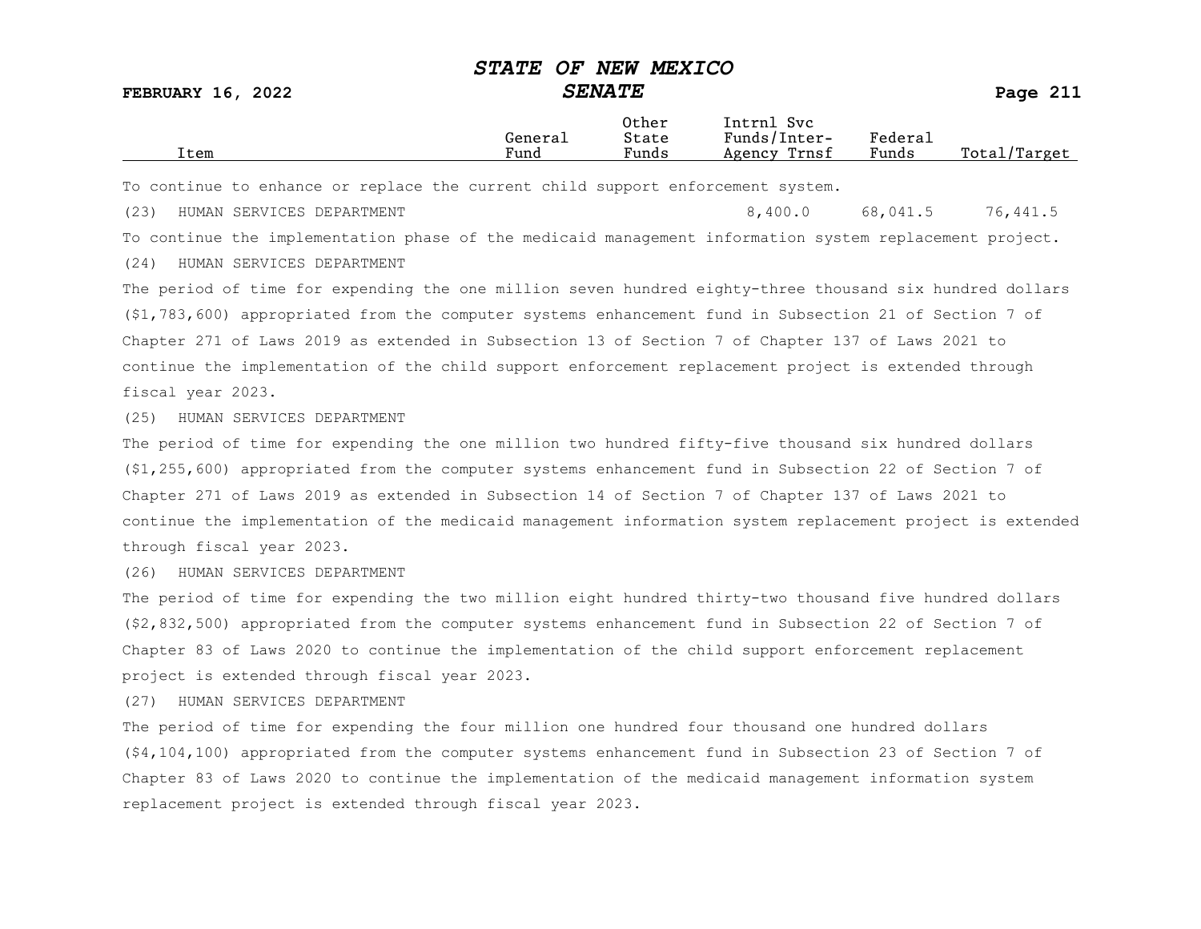| Item | General Fund | Other State Funds | Intrnl Svc Funds/Inter-Agency Trnsf | Federal Funds | Total/Target |
|---|---|---|---|---|---|

To continue to enhance or replace the current child support enforcement system.

| Item | General Fund | Other State Funds | Intrnl Svc Funds/Inter-Agency Trnsf | Federal Funds | Total/Target |
|---|---|---|---|---|---|
| (23) HUMAN SERVICES DEPARTMENT | | | 8,400.0 | 68,041.5 | 76,441.5 |

To continue the implementation phase of the medicaid management information system replacement project.

(24) HUMAN SERVICES DEPARTMENT

The period of time for expending the one million seven hundred eighty-three thousand six hundred dollars ($1,783,600) appropriated from the computer systems enhancement fund in Subsection 21 of Section 7 of Chapter 271 of Laws 2019 as extended in Subsection 13 of Section 7 of Chapter 137 of Laws 2021 to continue the implementation of the child support enforcement replacement project is extended through fiscal year 2023.

(25) HUMAN SERVICES DEPARTMENT

The period of time for expending the one million two hundred fifty-five thousand six hundred dollars ($1,255,600) appropriated from the computer systems enhancement fund in Subsection 22 of Section 7 of Chapter 271 of Laws 2019 as extended in Subsection 14 of Section 7 of Chapter 137 of Laws 2021 to continue the implementation of the medicaid management information system replacement project is extended through fiscal year 2023.

(26) HUMAN SERVICES DEPARTMENT

The period of time for expending the two million eight hundred thirty-two thousand five hundred dollars ($2,832,500) appropriated from the computer systems enhancement fund in Subsection 22 of Section 7 of Chapter 83 of Laws 2020 to continue the implementation of the child support enforcement replacement project is extended through fiscal year 2023.

(27) HUMAN SERVICES DEPARTMENT

The period of time for expending the four million one hundred four thousand one hundred dollars ($4,104,100) appropriated from the computer systems enhancement fund in Subsection 23 of Section 7 of Chapter 83 of Laws 2020 to continue the implementation of the medicaid management information system replacement project is extended through fiscal year 2023.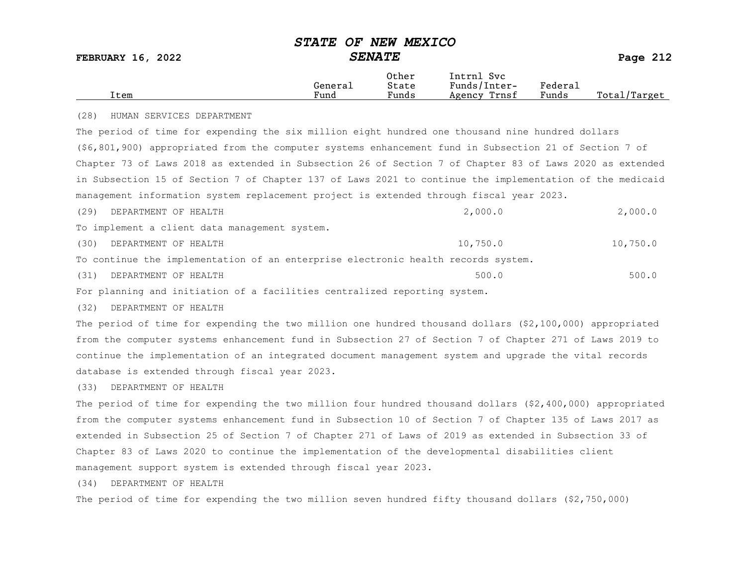| Item | General Fund | Other State Funds | Intrnl Svc Funds/Inter-Agency Trnsf | Federal Funds | Total/Target |
|---|---|---|---|---|---|

(28) HUMAN SERVICES DEPARTMENT

The period of time for expending the six million eight hundred one thousand nine hundred dollars ($6,801,900) appropriated from the computer systems enhancement fund in Subsection 21 of Section 7 of Chapter 73 of Laws 2018 as extended in Subsection 26 of Section 7 of Chapter 83 of Laws 2020 as extended in Subsection 15 of Section 7 of Chapter 137 of Laws 2021 to continue the implementation of the medicaid management information system replacement project is extended through fiscal year 2023.

| Item | General Fund | Other State Funds | Intrnl Svc Funds/Inter-Agency Trnsf | Federal Funds | Total/Target |
|---|---|---|---|---|---|
| (29) DEPARTMENT OF HEALTH | | | 2,000.0 | | 2,000.0 |

To implement a client data management system.

| Item | General Fund | Other State Funds | Intrnl Svc Funds/Inter-Agency Trnsf | Federal Funds | Total/Target |
|---|---|---|---|---|---|
| (30) DEPARTMENT OF HEALTH | | | 10,750.0 | | 10,750.0 |

To continue the implementation of an enterprise electronic health records system.

| Item | General Fund | Other State Funds | Intrnl Svc Funds/Inter-Agency Trnsf | Federal Funds | Total/Target |
|---|---|---|---|---|---|
| (31) DEPARTMENT OF HEALTH | | | 500.0 | | 500.0 |

For planning and initiation of a facilities centralized reporting system.

(32) DEPARTMENT OF HEALTH

The period of time for expending the two million one hundred thousand dollars ($2,100,000) appropriated from the computer systems enhancement fund in Subsection 27 of Section 7 of Chapter 271 of Laws 2019 to continue the implementation of an integrated document management system and upgrade the vital records database is extended through fiscal year 2023.

(33) DEPARTMENT OF HEALTH

The period of time for expending the two million four hundred thousand dollars ($2,400,000) appropriated from the computer systems enhancement fund in Subsection 10 of Section 7 of Chapter 135 of Laws 2017 as extended in Subsection 25 of Section 7 of Chapter 271 of Laws of 2019 as extended in Subsection 33 of Chapter 83 of Laws 2020 to continue the implementation of the developmental disabilities client management support system is extended through fiscal year 2023.

(34) DEPARTMENT OF HEALTH

The period of time for expending the two million seven hundred fifty thousand dollars ($2,750,000)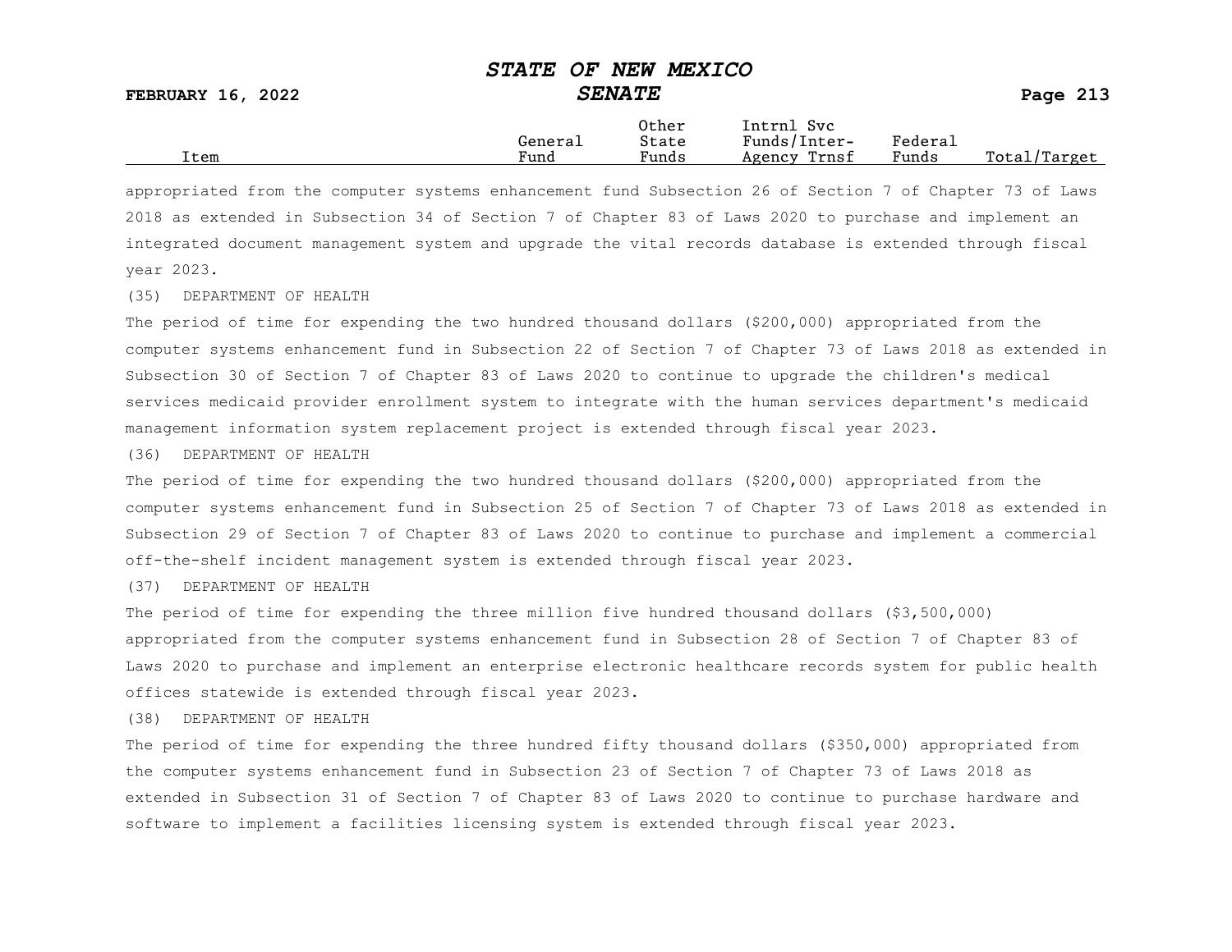| Item | General Fund | Other State Funds | Intrnl Svc Funds/Inter-Agency Trnsf | Federal Funds | Total/Target |
|---|---|---|---|---|---|

appropriated from the computer systems enhancement fund Subsection 26 of Section 7 of Chapter 73 of Laws 2018 as extended in Subsection 34 of Section 7 of Chapter 83 of Laws 2020 to purchase and implement an integrated document management system and upgrade the vital records database is extended through fiscal year 2023.

(35) DEPARTMENT OF HEALTH

The period of time for expending the two hundred thousand dollars ($200,000) appropriated from the computer systems enhancement fund in Subsection 22 of Section 7 of Chapter 73 of Laws 2018 as extended in Subsection 30 of Section 7 of Chapter 83 of Laws 2020 to continue to upgrade the children's medical services medicaid provider enrollment system to integrate with the human services department's medicaid management information system replacement project is extended through fiscal year 2023.

(36) DEPARTMENT OF HEALTH

The period of time for expending the two hundred thousand dollars ($200,000) appropriated from the computer systems enhancement fund in Subsection 25 of Section 7 of Chapter 73 of Laws 2018 as extended in Subsection 29 of Section 7 of Chapter 83 of Laws 2020 to continue to purchase and implement a commercial off-the-shelf incident management system is extended through fiscal year 2023.

(37) DEPARTMENT OF HEALTH

The period of time for expending the three million five hundred thousand dollars ($3,500,000) appropriated from the computer systems enhancement fund in Subsection 28 of Section 7 of Chapter 83 of Laws 2020 to purchase and implement an enterprise electronic healthcare records system for public health offices statewide is extended through fiscal year 2023.

(38) DEPARTMENT OF HEALTH

The period of time for expending the three hundred fifty thousand dollars ($350,000) appropriated from the computer systems enhancement fund in Subsection 23 of Section 7 of Chapter 73 of Laws 2018 as extended in Subsection 31 of Section 7 of Chapter 83 of Laws 2020 to continue to purchase hardware and software to implement a facilities licensing system is extended through fiscal year 2023.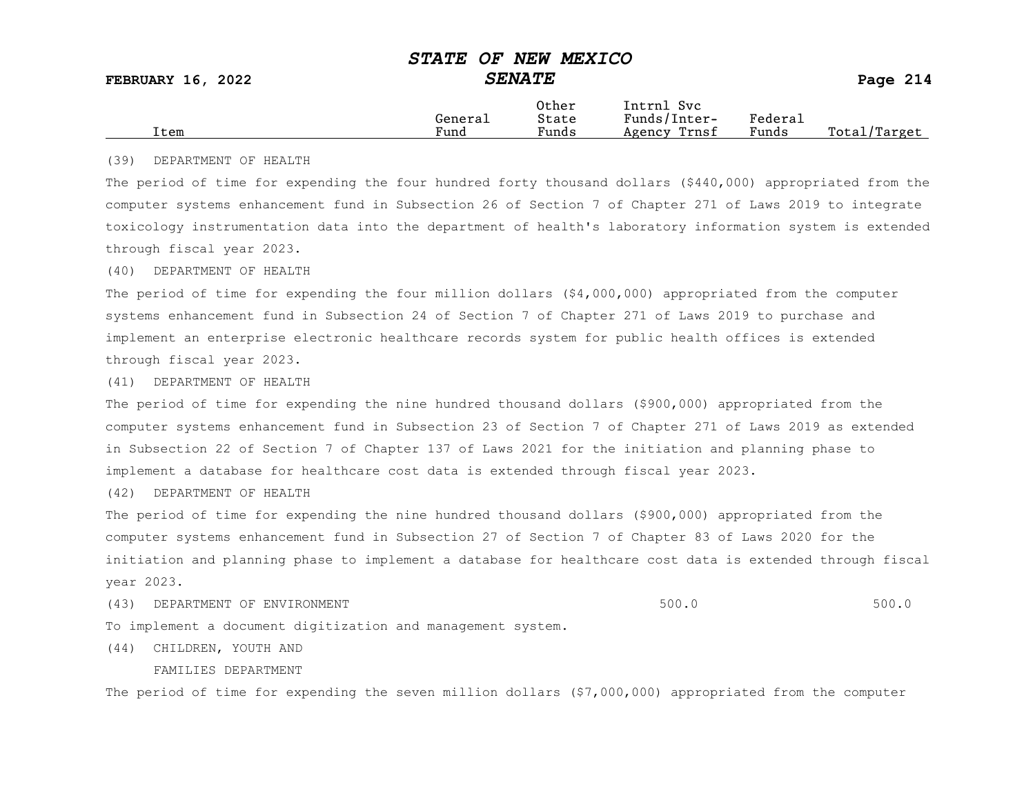| Item | General Fund | Other State Funds | Intrnl Svc Funds/Inter-Agency Trnsf | Federal Funds | Total/Target |
|---|---|---|---|---|---|

(39) DEPARTMENT OF HEALTH

The period of time for expending the four hundred forty thousand dollars ($440,000) appropriated from the computer systems enhancement fund in Subsection 26 of Section 7 of Chapter 271 of Laws 2019 to integrate toxicology instrumentation data into the department of health's laboratory information system is extended through fiscal year 2023.

(40) DEPARTMENT OF HEALTH

The period of time for expending the four million dollars ($4,000,000) appropriated from the computer systems enhancement fund in Subsection 24 of Section 7 of Chapter 271 of Laws 2019 to purchase and implement an enterprise electronic healthcare records system for public health offices is extended through fiscal year 2023.

(41) DEPARTMENT OF HEALTH

The period of time for expending the nine hundred thousand dollars ($900,000) appropriated from the computer systems enhancement fund in Subsection 23 of Section 7 of Chapter 271 of Laws 2019 as extended in Subsection 22 of Section 7 of Chapter 137 of Laws 2021 for the initiation and planning phase to implement a database for healthcare cost data is extended through fiscal year 2023.

(42) DEPARTMENT OF HEALTH

The period of time for expending the nine hundred thousand dollars ($900,000) appropriated from the computer systems enhancement fund in Subsection 27 of Section 7 of Chapter 83 of Laws 2020 for the initiation and planning phase to implement a database for healthcare cost data is extended through fiscal year 2023.

| Item | General Fund | Other State Funds | Intrnl Svc Funds/Inter-Agency Trnsf | Federal Funds | Total/Target |
|---|---|---|---|---|---|
| (43) DEPARTMENT OF ENVIRONMENT | | | 500.0 | | 500.0 |

To implement a document digitization and management system.

(44) CHILDREN, YOUTH AND FAMILIES DEPARTMENT

The period of time for expending the seven million dollars ($7,000,000) appropriated from the computer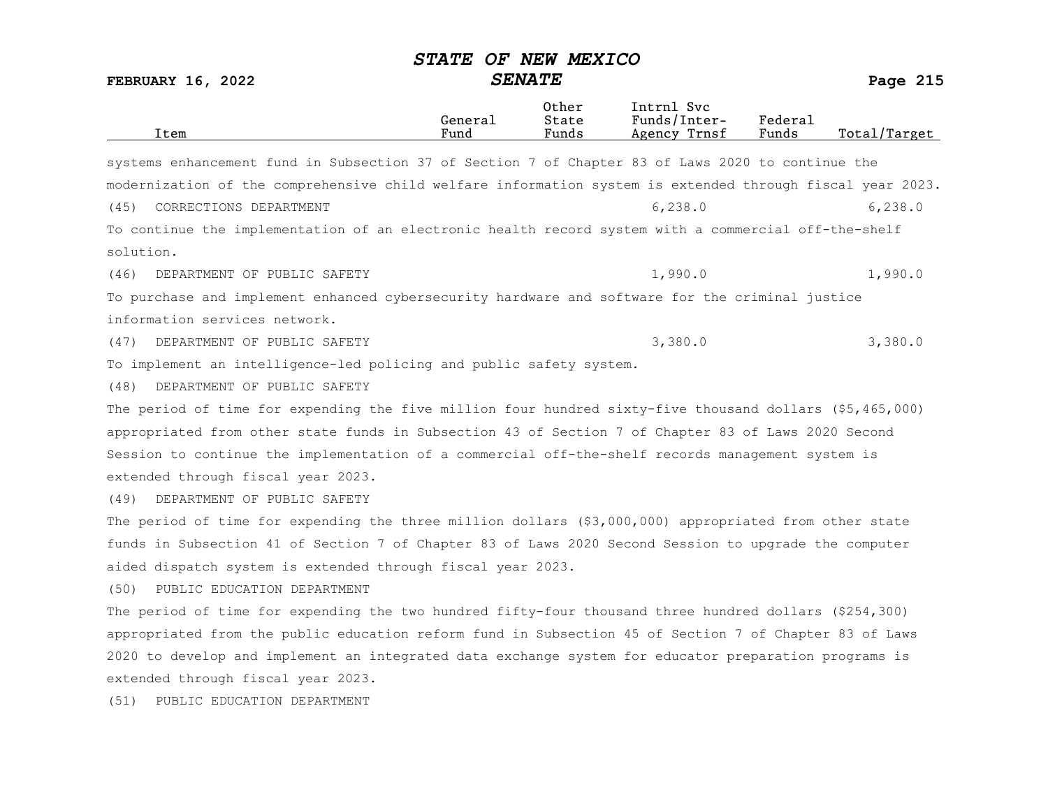| Item | General Fund | Other State Funds | Intrnl Svc Funds/Inter-Agency Trnsf | Federal Funds | Total/Target |
|---|---|---|---|---|---|

systems enhancement fund in Subsection 37 of Section 7 of Chapter 83 of Laws 2020 to continue the modernization of the comprehensive child welfare information system is extended through fiscal year 2023.

| Item | General Fund | Other State Funds | Intrnl Svc Funds/Inter-Agency Trnsf | Federal Funds | Total/Target |
|---|---|---|---|---|---|
| (45) CORRECTIONS DEPARTMENT | | | 6,238.0 | | 6,238.0 |

To continue the implementation of an electronic health record system with a commercial off-the-shelf solution.

| Item | General Fund | Other State Funds | Intrnl Svc Funds/Inter-Agency Trnsf | Federal Funds | Total/Target |
|---|---|---|---|---|---|
| (46) DEPARTMENT OF PUBLIC SAFETY | | | 1,990.0 | | 1,990.0 |

To purchase and implement enhanced cybersecurity hardware and software for the criminal justice information services network.

| Item | General Fund | Other State Funds | Intrnl Svc Funds/Inter-Agency Trnsf | Federal Funds | Total/Target |
|---|---|---|---|---|---|
| (47) DEPARTMENT OF PUBLIC SAFETY | | | 3,380.0 | | 3,380.0 |

To implement an intelligence-led policing and public safety system.

(48) DEPARTMENT OF PUBLIC SAFETY

The period of time for expending the five million four hundred sixty-five thousand dollars ($5,465,000) appropriated from other state funds in Subsection 43 of Section 7 of Chapter 83 of Laws 2020 Second Session to continue the implementation of a commercial off-the-shelf records management system is extended through fiscal year 2023.

(49) DEPARTMENT OF PUBLIC SAFETY

The period of time for expending the three million dollars ($3,000,000) appropriated from other state funds in Subsection 41 of Section 7 of Chapter 83 of Laws 2020 Second Session to upgrade the computer aided dispatch system is extended through fiscal year 2023.

(50) PUBLIC EDUCATION DEPARTMENT

The period of time for expending the two hundred fifty-four thousand three hundred dollars ($254,300) appropriated from the public education reform fund in Subsection 45 of Section 7 of Chapter 83 of Laws 2020 to develop and implement an integrated data exchange system for educator preparation programs is extended through fiscal year 2023.

(51) PUBLIC EDUCATION DEPARTMENT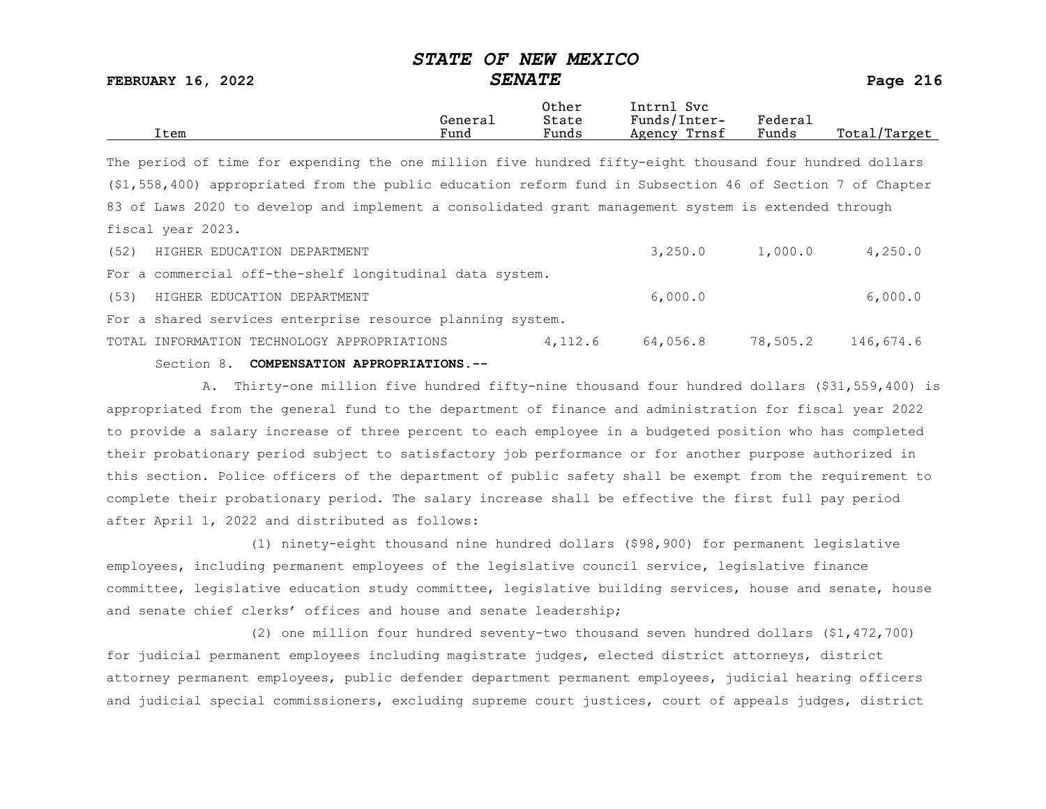| Item | General Fund | Other State Funds | Intrnl Svc Funds/Inter-Agency Trnsf | Federal Funds | Total/Target |
|---|---|---|---|---|---|

The period of time for expending the one million five hundred fifty-eight thousand four hundred dollars ($1,558,400) appropriated from the public education reform fund in Subsection 46 of Section 7 of Chapter 83 of Laws 2020 to develop and implement a consolidated grant management system is extended through fiscal year 2023.

| Item | General Fund | Other State Funds | Intrnl Svc Funds/Inter-Agency Trnsf | Federal Funds | Total/Target |
|---|---|---|---|---|---|
| (52) HIGHER EDUCATION DEPARTMENT | | | 3,250.0 | 1,000.0 | 4,250.0 |
| For a commercial off-the-shelf longitudinal data system. | | | | | |
| (53) HIGHER EDUCATION DEPARTMENT | | | 6,000.0 | | 6,000.0 |
| For a shared services enterprise resource planning system. | | | | | |
| TOTAL INFORMATION TECHNOLOGY APPROPRIATIONS | | 4,112.6 | 64,056.8 | 78,505.2 | 146,674.6 |

Section 8. **COMPENSATION APPROPRIATIONS.--**

A. Thirty-one million five hundred fifty-nine thousand four hundred dollars ($31,559,400) is appropriated from the general fund to the department of finance and administration for fiscal year 2022 to provide a salary increase of three percent to each employee in a budgeted position who has completed their probationary period subject to satisfactory job performance or for another purpose authorized in this section. Police officers of the department of public safety shall be exempt from the requirement to complete their probationary period. The salary increase shall be effective the first full pay period after April 1, 2022 and distributed as follows:

(1) ninety-eight thousand nine hundred dollars ($98,900) for permanent legislative employees, including permanent employees of the legislative council service, legislative finance committee, legislative education study committee, legislative building services, house and senate, house and senate chief clerks' offices and house and senate leadership;

(2) one million four hundred seventy-two thousand seven hundred dollars ($1,472,700) for judicial permanent employees including magistrate judges, elected district attorneys, district attorney permanent employees, public defender department permanent employees, judicial hearing officers and judicial special commissioners, excluding supreme court justices, court of appeals judges, district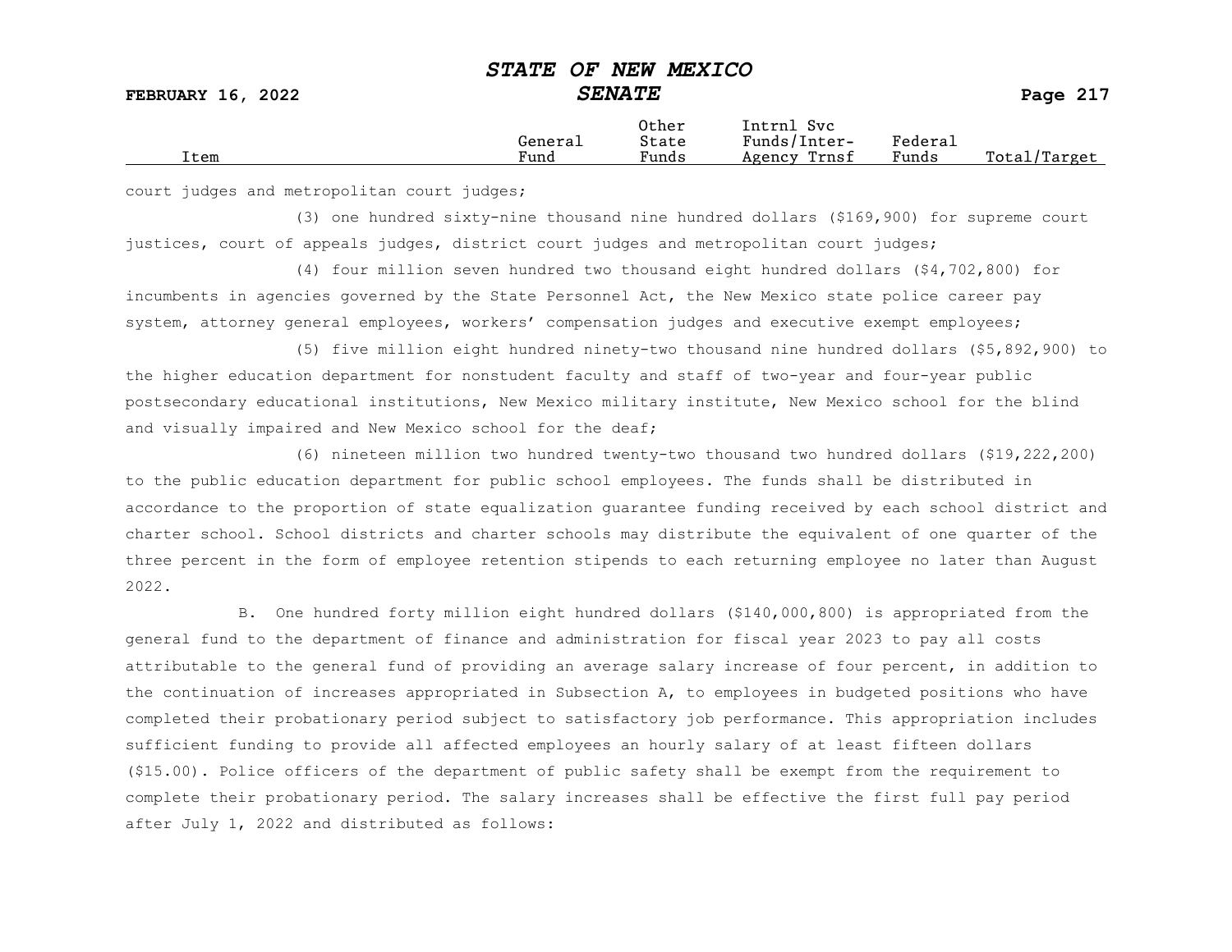| Item | General Fund | Other State Funds | Intrnl Svc Funds/Inter-Agency Trnsf | Federal Funds | Total/Target |
|---|---|---|---|---|---|

court judges and metropolitan court judges;

(3) one hundred sixty-nine thousand nine hundred dollars ($169,900) for supreme court justices, court of appeals judges, district court judges and metropolitan court judges;

(4) four million seven hundred two thousand eight hundred dollars ($4,702,800) for incumbents in agencies governed by the State Personnel Act, the New Mexico state police career pay system, attorney general employees, workers' compensation judges and executive exempt employees;

(5) five million eight hundred ninety-two thousand nine hundred dollars ($5,892,900) to the higher education department for nonstudent faculty and staff of two-year and four-year public postsecondary educational institutions, New Mexico military institute, New Mexico school for the blind and visually impaired and New Mexico school for the deaf;

(6) nineteen million two hundred twenty-two thousand two hundred dollars ($19,222,200) to the public education department for public school employees. The funds shall be distributed in accordance to the proportion of state equalization guarantee funding received by each school district and charter school. School districts and charter schools may distribute the equivalent of one quarter of the three percent in the form of employee retention stipends to each returning employee no later than August 2022.

B. One hundred forty million eight hundred dollars ($140,000,800) is appropriated from the general fund to the department of finance and administration for fiscal year 2023 to pay all costs attributable to the general fund of providing an average salary increase of four percent, in addition to the continuation of increases appropriated in Subsection A, to employees in budgeted positions who have completed their probationary period subject to satisfactory job performance. This appropriation includes sufficient funding to provide all affected employees an hourly salary of at least fifteen dollars ($15.00). Police officers of the department of public safety shall be exempt from the requirement to complete their probationary period. The salary increases shall be effective the first full pay period after July 1, 2022 and distributed as follows: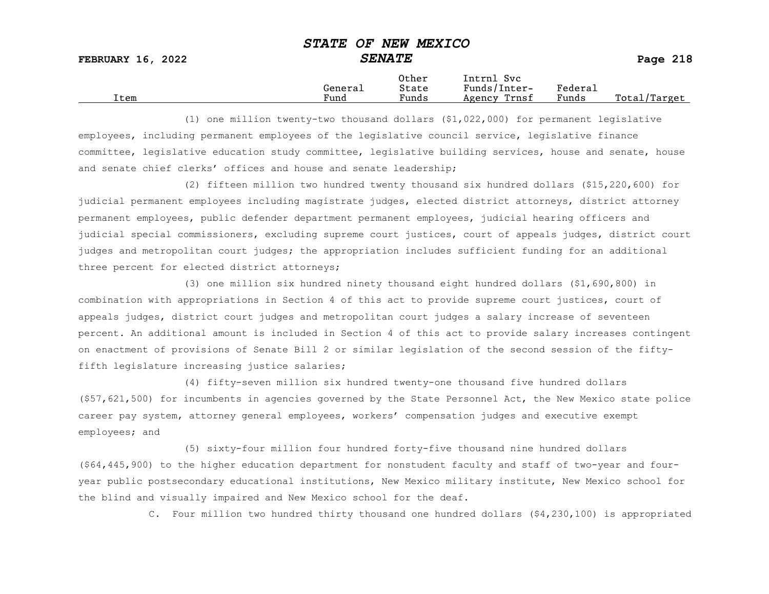| Item | General Fund | Other State Funds | Intrnl Svc Funds/Inter-Agency Trnsf | Federal Funds | Total/Target |
|---|---|---|---|---|---|

(1) one million twenty-two thousand dollars ($1,022,000) for permanent legislative employees, including permanent employees of the legislative council service, legislative finance committee, legislative education study committee, legislative building services, house and senate, house and senate chief clerks' offices and house and senate leadership;

(2) fifteen million two hundred twenty thousand six hundred dollars ($15,220,600) for judicial permanent employees including magistrate judges, elected district attorneys, district attorney permanent employees, public defender department permanent employees, judicial hearing officers and judicial special commissioners, excluding supreme court justices, court of appeals judges, district court judges and metropolitan court judges; the appropriation includes sufficient funding for an additional three percent for elected district attorneys;

(3) one million six hundred ninety thousand eight hundred dollars ($1,690,800) in combination with appropriations in Section 4 of this act to provide supreme court justices, court of appeals judges, district court judges and metropolitan court judges a salary increase of seventeen percent. An additional amount is included in Section 4 of this act to provide salary increases contingent on enactment of provisions of Senate Bill 2 or similar legislation of the second session of the fifty-fifth legislature increasing justice salaries;

(4) fifty-seven million six hundred twenty-one thousand five hundred dollars ($57,621,500) for incumbents in agencies governed by the State Personnel Act, the New Mexico state police career pay system, attorney general employees, workers' compensation judges and executive exempt employees; and

(5) sixty-four million four hundred forty-five thousand nine hundred dollars ($64,445,900) to the higher education department for nonstudent faculty and staff of two-year and four-year public postsecondary educational institutions, New Mexico military institute, New Mexico school for the blind and visually impaired and New Mexico school for the deaf.

C. Four million two hundred thirty thousand one hundred dollars ($4,230,100) is appropriated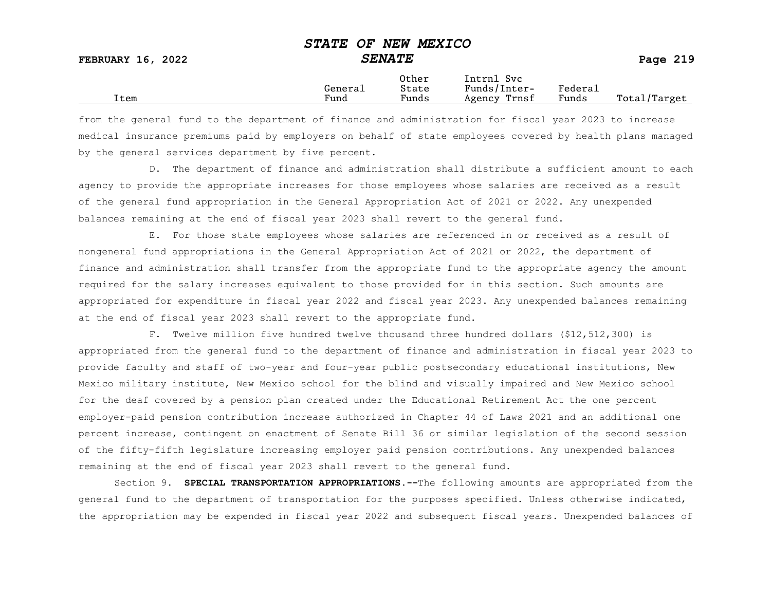| Item | General Fund | Other State Funds | Intrnl Svc Funds/Inter-Agency Trnsf | Federal Funds | Total/Target |
| --- | --- | --- | --- | --- | --- |

from the general fund to the department of finance and administration for fiscal year 2023 to increase medical insurance premiums paid by employers on behalf of state employees covered by health plans managed by the general services department by five percent.

D. The department of finance and administration shall distribute a sufficient amount to each agency to provide the appropriate increases for those employees whose salaries are received as a result of the general fund appropriation in the General Appropriation Act of 2021 or 2022. Any unexpended balances remaining at the end of fiscal year 2023 shall revert to the general fund.

E. For those state employees whose salaries are referenced in or received as a result of nongeneral fund appropriations in the General Appropriation Act of 2021 or 2022, the department of finance and administration shall transfer from the appropriate fund to the appropriate agency the amount required for the salary increases equivalent to those provided for in this section. Such amounts are appropriated for expenditure in fiscal year 2022 and fiscal year 2023. Any unexpended balances remaining at the end of fiscal year 2023 shall revert to the appropriate fund.

F. Twelve million five hundred twelve thousand three hundred dollars ($12,512,300) is appropriated from the general fund to the department of finance and administration in fiscal year 2023 to provide faculty and staff of two-year and four-year public postsecondary educational institutions, New Mexico military institute, New Mexico school for the blind and visually impaired and New Mexico school for the deaf covered by a pension plan created under the Educational Retirement Act the one percent employer-paid pension contribution increase authorized in Chapter 44 of Laws 2021 and an additional one percent increase, contingent on enactment of Senate Bill 36 or similar legislation of the second session of the fifty-fifth legislature increasing employer paid pension contributions. Any unexpended balances remaining at the end of fiscal year 2023 shall revert to the general fund.

Section 9. **SPECIAL TRANSPORTATION APPROPRIATIONS.--**The following amounts are appropriated from the general fund to the department of transportation for the purposes specified. Unless otherwise indicated, the appropriation may be expended in fiscal year 2022 and subsequent fiscal years. Unexpended balances of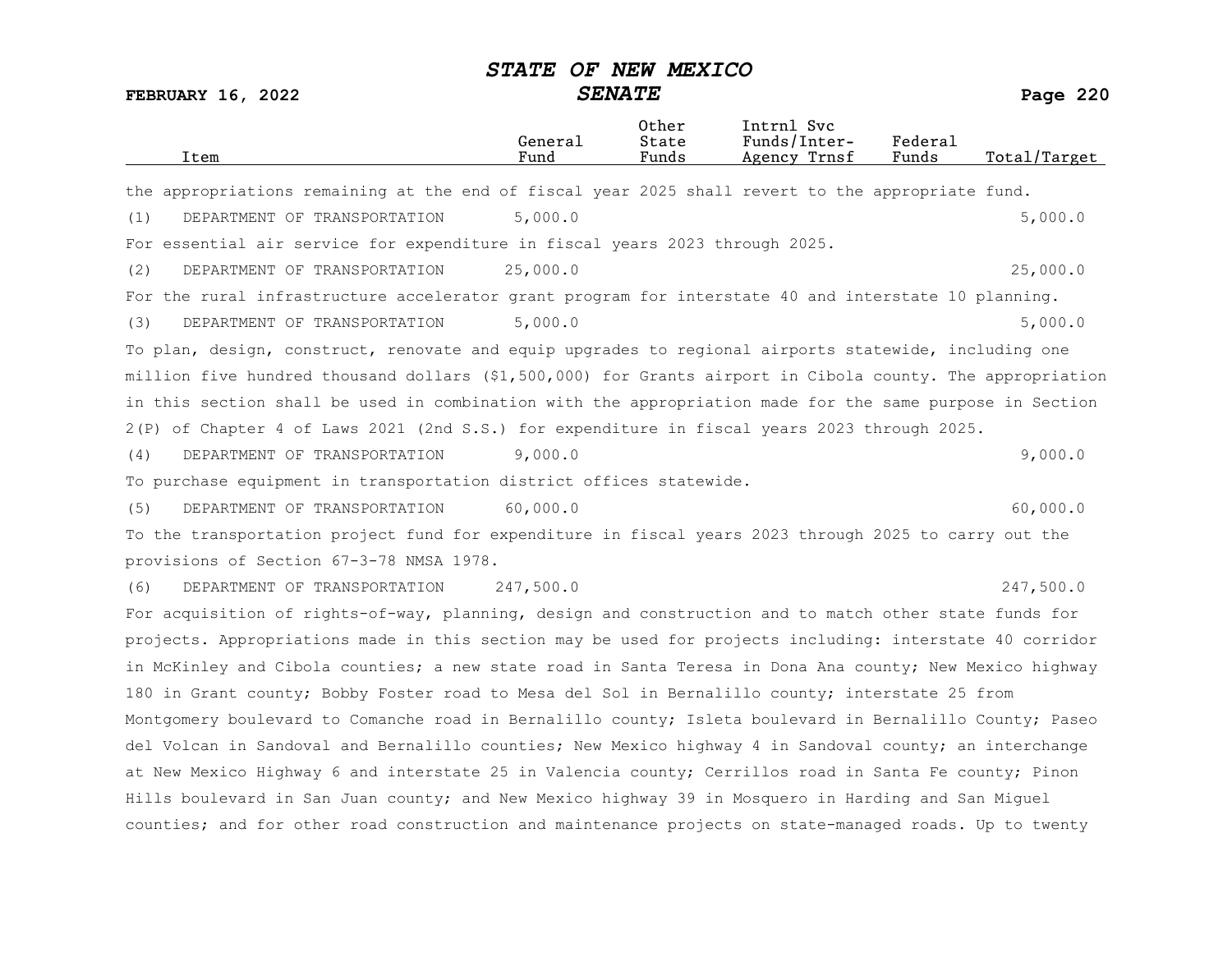| Item | General Fund | Other State Funds | Intrnl Svc Funds/Inter-Agency Trnsf | Federal Funds | Total/Target |
|---|---|---|---|---|---|

the appropriations remaining at the end of fiscal year 2025 shall revert to the appropriate fund.

| Item | General Fund | Other State Funds | Intrnl Svc Funds/Inter-Agency Trnsf | Federal Funds | Total/Target |
|---|---|---|---|---|---|
| (1) DEPARTMENT OF TRANSPORTATION | 5,000.0 | | | | 5,000.0 |

For essential air service for expenditure in fiscal years 2023 through 2025.

| Item | General Fund | Other State Funds | Intrnl Svc Funds/Inter-Agency Trnsf | Federal Funds | Total/Target |
|---|---|---|---|---|---|
| (2) DEPARTMENT OF TRANSPORTATION | 25,000.0 | | | | 25,000.0 |

For the rural infrastructure accelerator grant program for interstate 40 and interstate 10 planning.

| Item | General Fund | Other State Funds | Intrnl Svc Funds/Inter-Agency Trnsf | Federal Funds | Total/Target |
|---|---|---|---|---|---|
| (3) DEPARTMENT OF TRANSPORTATION | 5,000.0 | | | | 5,000.0 |

To plan, design, construct, renovate and equip upgrades to regional airports statewide, including one million five hundred thousand dollars ($1,500,000) for Grants airport in Cibola county. The appropriation in this section shall be used in combination with the appropriation made for the same purpose in Section 2(P) of Chapter 4 of Laws 2021 (2nd S.S.) for expenditure in fiscal years 2023 through 2025.

| Item | General Fund | Other State Funds | Intrnl Svc Funds/Inter-Agency Trnsf | Federal Funds | Total/Target |
|---|---|---|---|---|---|
| (4) DEPARTMENT OF TRANSPORTATION | 9,000.0 | | | | 9,000.0 |

To purchase equipment in transportation district offices statewide.

| Item | General Fund | Other State Funds | Intrnl Svc Funds/Inter-Agency Trnsf | Federal Funds | Total/Target |
|---|---|---|---|---|---|
| (5) DEPARTMENT OF TRANSPORTATION | 60,000.0 | | | | 60,000.0 |

To the transportation project fund for expenditure in fiscal years 2023 through 2025 to carry out the provisions of Section 67-3-78 NMSA 1978.

| Item | General Fund | Other State Funds | Intrnl Svc Funds/Inter-Agency Trnsf | Federal Funds | Total/Target |
|---|---|---|---|---|---|
| (6) DEPARTMENT OF TRANSPORTATION | 247,500.0 | | | | 247,500.0 |

For acquisition of rights-of-way, planning, design and construction and to match other state funds for projects. Appropriations made in this section may be used for projects including: interstate 40 corridor in McKinley and Cibola counties; a new state road in Santa Teresa in Dona Ana county; New Mexico highway 180 in Grant county; Bobby Foster road to Mesa del Sol in Bernalillo county; interstate 25 from Montgomery boulevard to Comanche road in Bernalillo county; Isleta boulevard in Bernalillo County; Paseo del Volcan in Sandoval and Bernalillo counties; New Mexico highway 4 in Sandoval county; an interchange at New Mexico Highway 6 and interstate 25 in Valencia county; Cerrillos road in Santa Fe county; Pinon Hills boulevard in San Juan county; and New Mexico highway 39 in Mosquero in Harding and San Miguel counties; and for other road construction and maintenance projects on state-managed roads. Up to twenty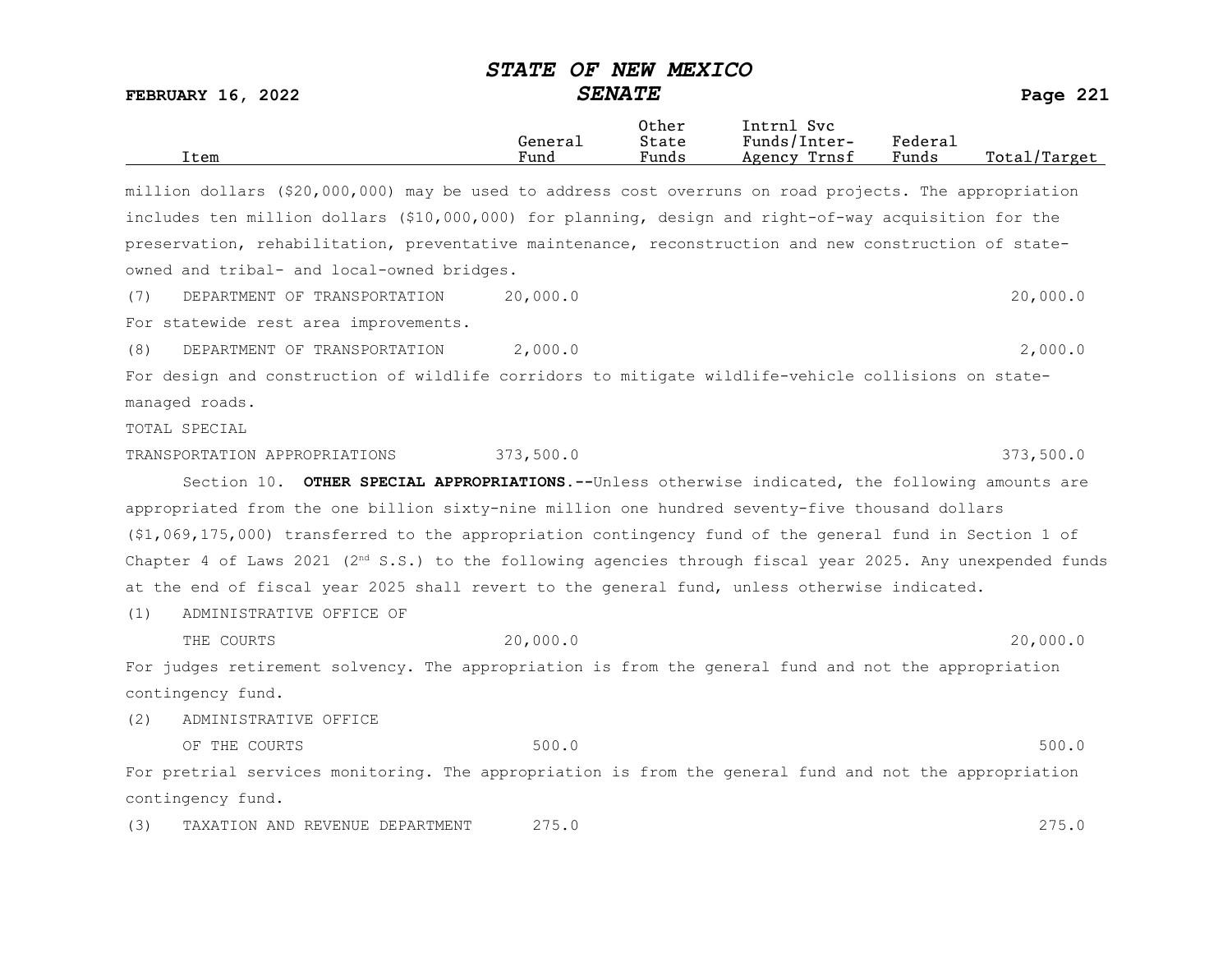| Item | General Fund | Other State Funds | Intrnl Svc Funds/Inter-Agency Trnsf | Federal Funds | Total/Target |
|---|---|---|---|---|---|

million dollars ($20,000,000) may be used to address cost overruns on road projects. The appropriation includes ten million dollars ($10,000,000) for planning, design and right-of-way acquisition for the preservation, rehabilitation, preventative maintenance, reconstruction and new construction of state-owned and tribal- and local-owned bridges.

| Item | General Fund | Other State Funds | Intrnl Svc Funds/Inter-Agency Trnsf | Federal Funds | Total/Target |
|---|---|---|---|---|---|
| (7) DEPARTMENT OF TRANSPORTATION | 20,000.0 | | | | 20,000.0 |

For statewide rest area improvements.

| Item | General Fund | Other State Funds | Intrnl Svc Funds/Inter-Agency Trnsf | Federal Funds | Total/Target |
|---|---|---|---|---|---|
| (8) DEPARTMENT OF TRANSPORTATION | 2,000.0 | | | | 2,000.0 |

For design and construction of wildlife corridors to mitigate wildlife-vehicle collisions on state-managed roads.

| Item | General Fund | Other State Funds | Intrnl Svc Funds/Inter-Agency Trnsf | Federal Funds | Total/Target |
|---|---|---|---|---|---|
| TOTAL SPECIAL TRANSPORTATION APPROPRIATIONS | 373,500.0 | | | | 373,500.0 |

Section 10. **OTHER SPECIAL APPROPRIATIONS.--**Unless otherwise indicated, the following amounts are appropriated from the one billion sixty-nine million one hundred seventy-five thousand dollars ($1,069,175,000) transferred to the appropriation contingency fund of the general fund in Section 1 of Chapter 4 of Laws 2021 (2nd S.S.) to the following agencies through fiscal year 2025. Any unexpended funds at the end of fiscal year 2025 shall revert to the general fund, unless otherwise indicated.

| Item | General Fund | Other State Funds | Intrnl Svc Funds/Inter-Agency Trnsf | Federal Funds | Total/Target |
|---|---|---|---|---|---|
| (1) ADMINISTRATIVE OFFICE OF THE COURTS | 20,000.0 | | | | 20,000.0 |

For judges retirement solvency. The appropriation is from the general fund and not the appropriation contingency fund.

| Item | General Fund | Other State Funds | Intrnl Svc Funds/Inter-Agency Trnsf | Federal Funds | Total/Target |
|---|---|---|---|---|---|
| (2) ADMINISTRATIVE OFFICE OF THE COURTS | 500.0 | | | | 500.0 |

For pretrial services monitoring. The appropriation is from the general fund and not the appropriation contingency fund.

| Item | General Fund | Other State Funds | Intrnl Svc Funds/Inter-Agency Trnsf | Federal Funds | Total/Target |
|---|---|---|---|---|---|
| (3) TAXATION AND REVENUE DEPARTMENT | 275.0 | | | | 275.0 |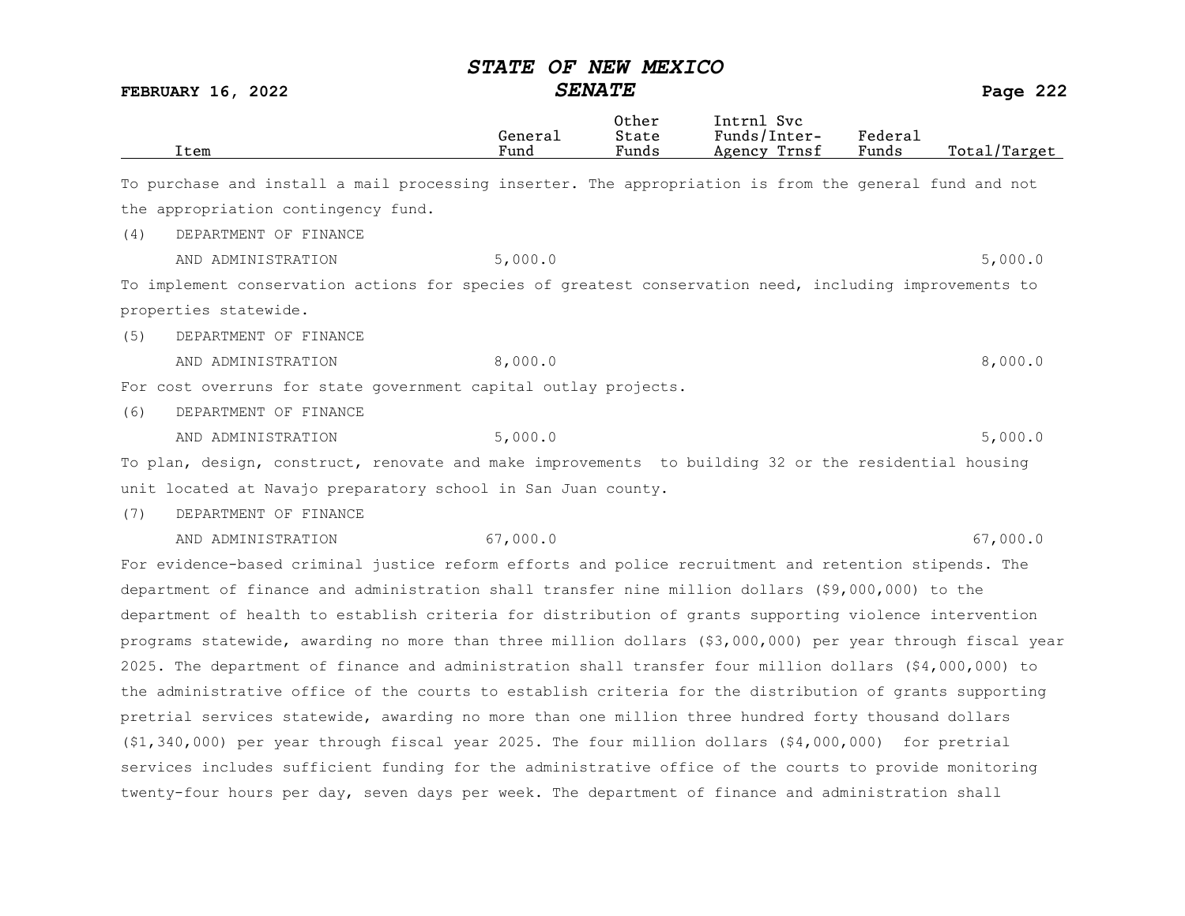| Item | General Fund | Other State Funds | Intrnl Svc Funds/Inter-Agency Trnsf | Federal Funds | Total/Target |
|---|---|---|---|---|---|

To purchase and install a mail processing inserter. The appropriation is from the general fund and not the appropriation contingency fund.

| Item | General Fund | Other State Funds | Intrnl Svc Funds/Inter-Agency Trnsf | Federal Funds | Total/Target |
|---|---|---|---|---|---|
| (4) DEPARTMENT OF FINANCE AND ADMINISTRATION | 5,000.0 | | | | 5,000.0 |

To implement conservation actions for species of greatest conservation need, including improvements to properties statewide.

| Item | General Fund | Other State Funds | Intrnl Svc Funds/Inter-Agency Trnsf | Federal Funds | Total/Target |
|---|---|---|---|---|---|
| (5) DEPARTMENT OF FINANCE AND ADMINISTRATION | 8,000.0 | | | | 8,000.0 |

For cost overruns for state government capital outlay projects.

| Item | General Fund | Other State Funds | Intrnl Svc Funds/Inter-Agency Trnsf | Federal Funds | Total/Target |
|---|---|---|---|---|---|
| (6) DEPARTMENT OF FINANCE AND ADMINISTRATION | 5,000.0 | | | | 5,000.0 |

To plan, design, construct, renovate and make improvements to building 32 or the residential housing unit located at Navajo preparatory school in San Juan county.

| Item | General Fund | Other State Funds | Intrnl Svc Funds/Inter-Agency Trnsf | Federal Funds | Total/Target |
|---|---|---|---|---|---|
| (7) DEPARTMENT OF FINANCE AND ADMINISTRATION | 67,000.0 | | | | 67,000.0 |

For evidence-based criminal justice reform efforts and police recruitment and retention stipends. The department of finance and administration shall transfer nine million dollars ($9,000,000) to the department of health to establish criteria for distribution of grants supporting violence intervention programs statewide, awarding no more than three million dollars ($3,000,000) per year through fiscal year 2025. The department of finance and administration shall transfer four million dollars ($4,000,000) to the administrative office of the courts to establish criteria for the distribution of grants supporting pretrial services statewide, awarding no more than one million three hundred forty thousand dollars ($1,340,000) per year through fiscal year 2025. The four million dollars ($4,000,000) for pretrial services includes sufficient funding for the administrative office of the courts to provide monitoring twenty-four hours per day, seven days per week. The department of finance and administration shall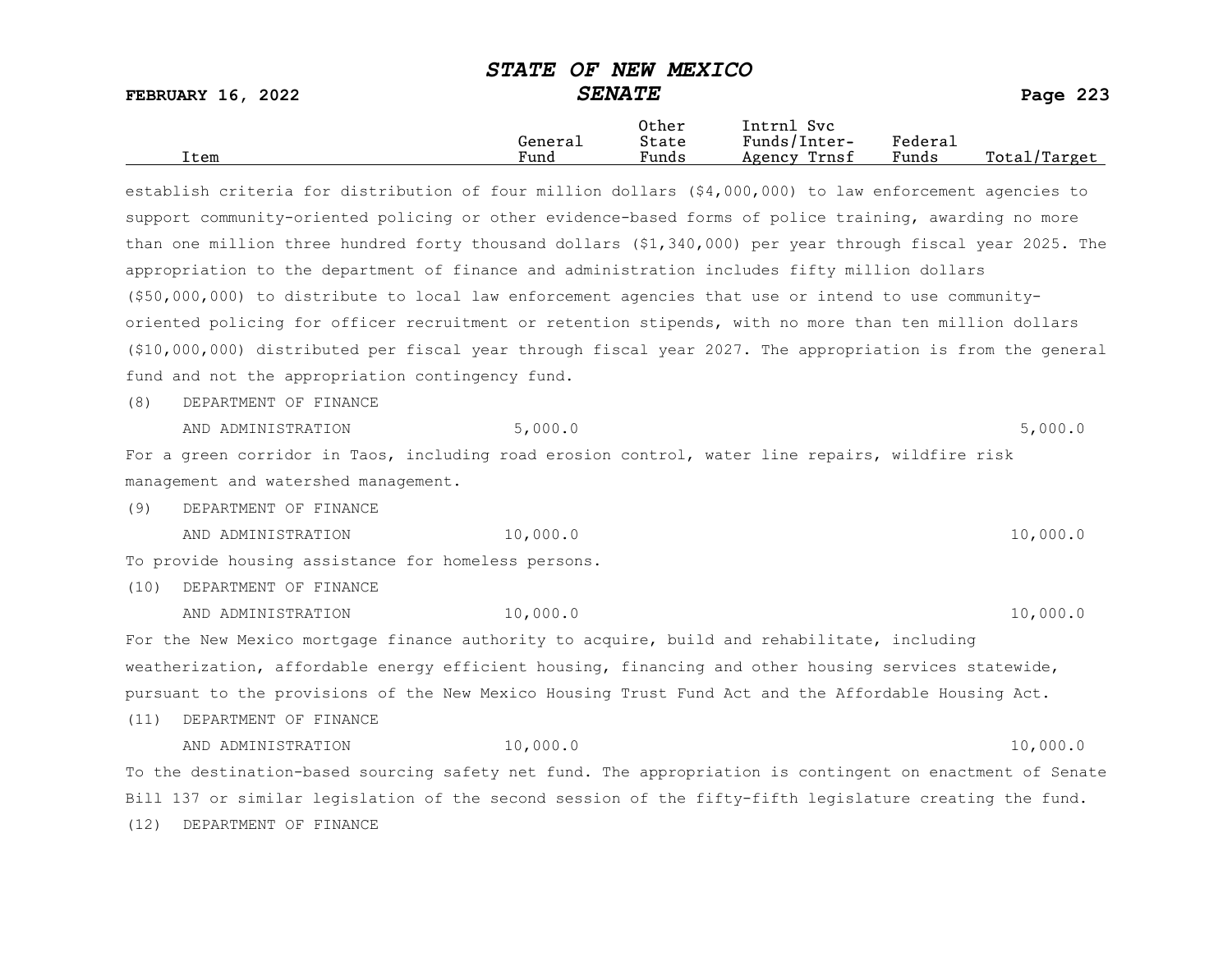| Item | General Fund | Other State Funds | Intrnl Svc Funds/Inter-Agency Trnsf | Federal Funds | Total/Target |
|---|---|---|---|---|---|

establish criteria for distribution of four million dollars ($4,000,000) to law enforcement agencies to support community-oriented policing or other evidence-based forms of police training, awarding no more than one million three hundred forty thousand dollars ($1,340,000) per year through fiscal year 2025. The appropriation to the department of finance and administration includes fifty million dollars ($50,000,000) to distribute to local law enforcement agencies that use or intend to use community-oriented policing for officer recruitment or retention stipends, with no more than ten million dollars ($10,000,000) distributed per fiscal year through fiscal year 2027. The appropriation is from the general fund and not the appropriation contingency fund.

| Item | General Fund | Other State Funds | Intrnl Svc Funds/Inter-Agency Trnsf | Federal Funds | Total/Target |
|---|---|---|---|---|---|
| (8) DEPARTMENT OF FINANCE AND ADMINISTRATION | 5,000.0 | | | | 5,000.0 |

For a green corridor in Taos, including road erosion control, water line repairs, wildfire risk management and watershed management.

| Item | General Fund | Other State Funds | Intrnl Svc Funds/Inter-Agency Trnsf | Federal Funds | Total/Target |
|---|---|---|---|---|---|
| (9) DEPARTMENT OF FINANCE AND ADMINISTRATION | 10,000.0 | | | | 10,000.0 |

To provide housing assistance for homeless persons.

| Item | General Fund | Other State Funds | Intrnl Svc Funds/Inter-Agency Trnsf | Federal Funds | Total/Target |
|---|---|---|---|---|---|
| (10) DEPARTMENT OF FINANCE AND ADMINISTRATION | 10,000.0 | | | | 10,000.0 |

For the New Mexico mortgage finance authority to acquire, build and rehabilitate, including weatherization, affordable energy efficient housing, financing and other housing services statewide, pursuant to the provisions of the New Mexico Housing Trust Fund Act and the Affordable Housing Act.

| Item | General Fund | Other State Funds | Intrnl Svc Funds/Inter-Agency Trnsf | Federal Funds | Total/Target |
|---|---|---|---|---|---|
| (11) DEPARTMENT OF FINANCE AND ADMINISTRATION | 10,000.0 | | | | 10,000.0 |

To the destination-based sourcing safety net fund. The appropriation is contingent on enactment of Senate Bill 137 or similar legislation of the second session of the fifty-fifth legislature creating the fund.

(12) DEPARTMENT OF FINANCE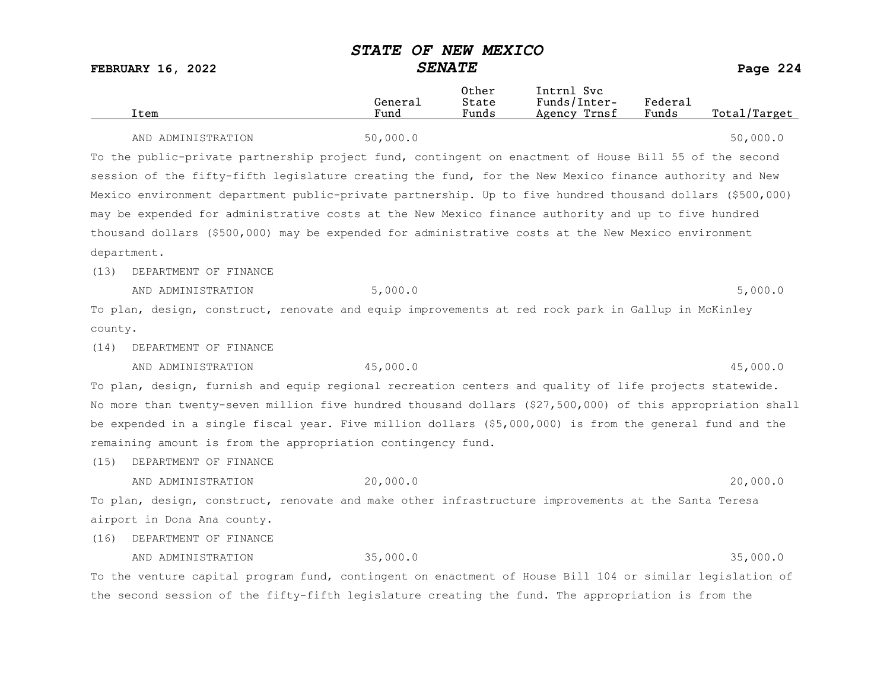| Item | General Fund | Other State Funds | Intrnl Svc Funds/Inter-Agency Trnsf | Federal Funds | Total/Target |
|---|---|---|---|---|---|
| AND ADMINISTRATION | 50,000.0 | | | | 50,000.0 |

To the public-private partnership project fund, contingent on enactment of House Bill 55 of the second session of the fifty-fifth legislature creating the fund, for the New Mexico finance authority and New Mexico environment department public-private partnership. Up to five hundred thousand dollars ($500,000) may be expended for administrative costs at the New Mexico finance authority and up to five hundred thousand dollars ($500,000) may be expended for administrative costs at the New Mexico environment department.

| Item | General Fund | Other State Funds | Intrnl Svc Funds/Inter-Agency Trnsf | Federal Funds | Total/Target |
|---|---|---|---|---|---|
| (13) DEPARTMENT OF FINANCE AND ADMINISTRATION | 5,000.0 | | | | 5,000.0 |

To plan, design, construct, renovate and equip improvements at red rock park in Gallup in McKinley county.

| Item | General Fund | Other State Funds | Intrnl Svc Funds/Inter-Agency Trnsf | Federal Funds | Total/Target |
|---|---|---|---|---|---|
| (14) DEPARTMENT OF FINANCE AND ADMINISTRATION | 45,000.0 | | | | 45,000.0 |

To plan, design, furnish and equip regional recreation centers and quality of life projects statewide. No more than twenty-seven million five hundred thousand dollars ($27,500,000) of this appropriation shall be expended in a single fiscal year. Five million dollars ($5,000,000) is from the general fund and the remaining amount is from the appropriation contingency fund.

| Item | General Fund | Other State Funds | Intrnl Svc Funds/Inter-Agency Trnsf | Federal Funds | Total/Target |
|---|---|---|---|---|---|
| (15) DEPARTMENT OF FINANCE AND ADMINISTRATION | 20,000.0 | | | | 20,000.0 |

To plan, design, construct, renovate and make other infrastructure improvements at the Santa Teresa airport in Dona Ana county.

| Item | General Fund | Other State Funds | Intrnl Svc Funds/Inter-Agency Trnsf | Federal Funds | Total/Target |
|---|---|---|---|---|---|
| (16) DEPARTMENT OF FINANCE AND ADMINISTRATION | 35,000.0 | | | | 35,000.0 |

To the venture capital program fund, contingent on enactment of House Bill 104 or similar legislation of the second session of the fifty-fifth legislature creating the fund. The appropriation is from the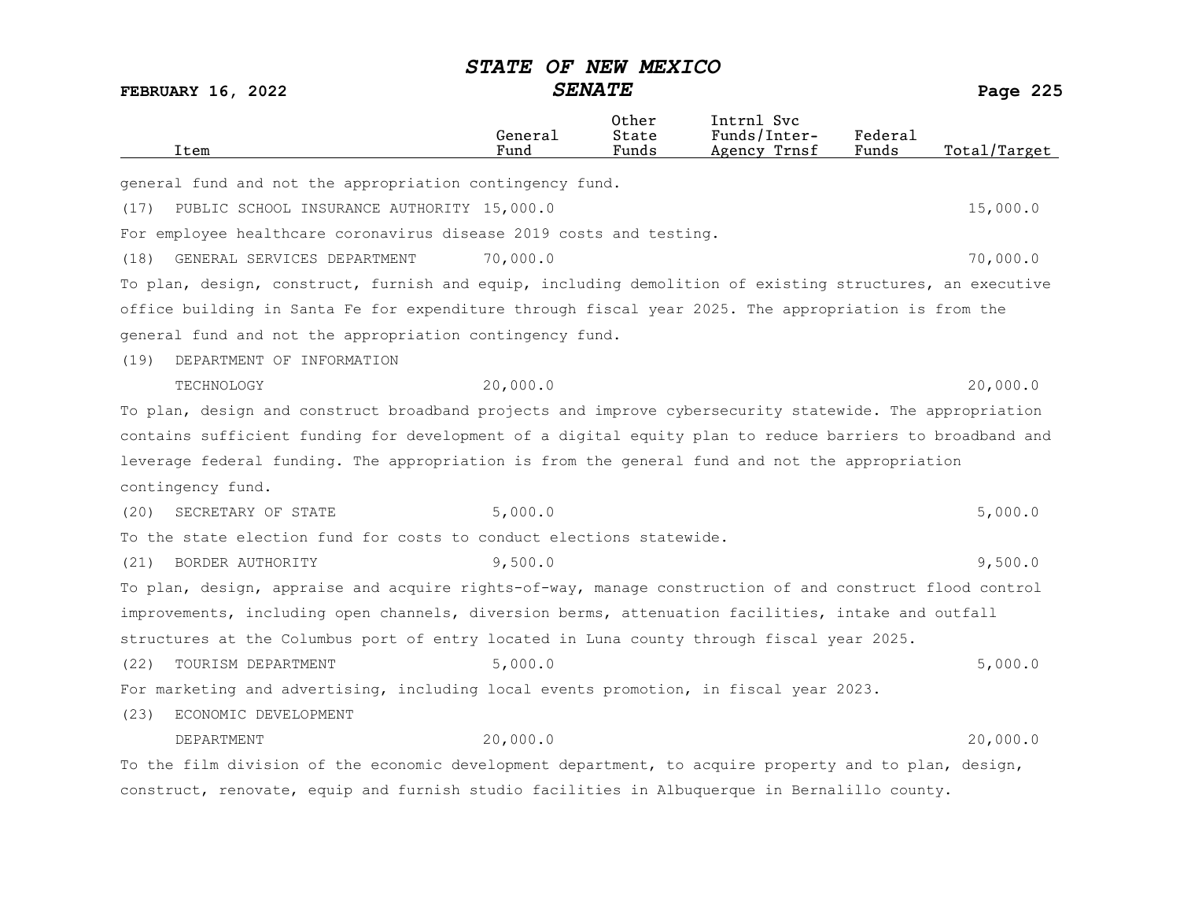| Item | General Fund | Other State Funds | Intrnl Svc Funds/Inter-Agency Trnsf | Federal Funds | Total/Target |
|---|---|---|---|---|---|
| general fund and not the appropriation contingency fund. | | | | | |
| (17) PUBLIC SCHOOL INSURANCE AUTHORITY | 15,000.0 | | | | 15,000.0 |
| For employee healthcare coronavirus disease 2019 costs and testing. | | | | | |
| (18) GENERAL SERVICES DEPARTMENT | 70,000.0 | | | | 70,000.0 |
| To plan, design, construct, furnish and equip, including demolition of existing structures, an executive office building in Santa Fe for expenditure through fiscal year 2025. The appropriation is from the general fund and not the appropriation contingency fund. | | | | | |
| (19) DEPARTMENT OF INFORMATION TECHNOLOGY | 20,000.0 | | | | 20,000.0 |
| To plan, design and construct broadband projects and improve cybersecurity statewide. The appropriation contains sufficient funding for development of a digital equity plan to reduce barriers to broadband and leverage federal funding. The appropriation is from the general fund and not the appropriation contingency fund. | | | | | |
| (20) SECRETARY OF STATE | 5,000.0 | | | | 5,000.0 |
| To the state election fund for costs to conduct elections statewide. | | | | | |
| (21) BORDER AUTHORITY | 9,500.0 | | | | 9,500.0 |
| To plan, design, appraise and acquire rights-of-way, manage construction of and construct flood control improvements, including open channels, diversion berms, attenuation facilities, intake and outfall structures at the Columbus port of entry located in Luna county through fiscal year 2025. | | | | | |
| (22) TOURISM DEPARTMENT | 5,000.0 | | | | 5,000.0 |
| For marketing and advertising, including local events promotion, in fiscal year 2023. | | | | | |
| (23) ECONOMIC DEVELOPMENT DEPARTMENT | 20,000.0 | | | | 20,000.0 |
| To the film division of the economic development department, to acquire property and to plan, design, construct, renovate, equip and furnish studio facilities in Albuquerque in Bernalillo county. | | | | | |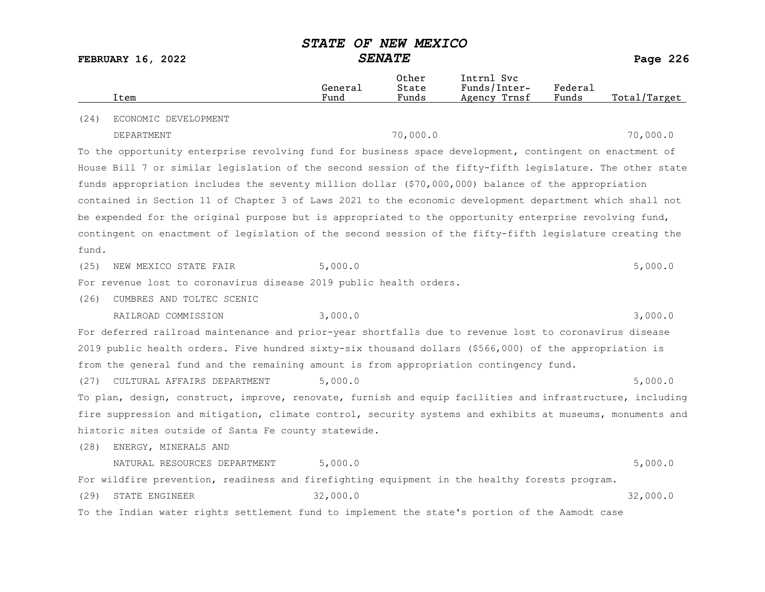| Item | General Fund | Other State Funds | Intrnl Svc Funds/Inter-Agency Trnsf | Federal Funds | Total/Target |
|---|---|---|---|---|---|
| (24) ECONOMIC DEVELOPMENT DEPARTMENT | | 70,000.0 | | | 70,000.0 |

To the opportunity enterprise revolving fund for business space development, contingent on enactment of House Bill 7 or similar legislation of the second session of the fifty-fifth legislature. The other state funds appropriation includes the seventy million dollar ($70,000,000) balance of the appropriation contained in Section 11 of Chapter 3 of Laws 2021 to the economic development department which shall not be expended for the original purpose but is appropriated to the opportunity enterprise revolving fund, contingent on enactment of legislation of the second session of the fifty-fifth legislature creating the fund.

| Item | General Fund | Other State Funds | Intrnl Svc Funds/Inter-Agency Trnsf | Federal Funds | Total/Target |
|---|---|---|---|---|---|
| (25) NEW MEXICO STATE FAIR | 5,000.0 | | | | 5,000.0 |

For revenue lost to coronavirus disease 2019 public health orders.

| Item | General Fund | Other State Funds | Intrnl Svc Funds/Inter-Agency Trnsf | Federal Funds | Total/Target |
|---|---|---|---|---|---|
| (26) CUMBRES AND TOLTEC SCENIC RAILROAD COMMISSION | 3,000.0 | | | | 3,000.0 |

For deferred railroad maintenance and prior-year shortfalls due to revenue lost to coronavirus disease 2019 public health orders. Five hundred sixty-six thousand dollars ($566,000) of the appropriation is from the general fund and the remaining amount is from appropriation contingency fund.

| Item | General Fund | Other State Funds | Intrnl Svc Funds/Inter-Agency Trnsf | Federal Funds | Total/Target |
|---|---|---|---|---|---|
| (27) CULTURAL AFFAIRS DEPARTMENT | 5,000.0 | | | | 5,000.0 |

To plan, design, construct, improve, renovate, furnish and equip facilities and infrastructure, including fire suppression and mitigation, climate control, security systems and exhibits at museums, monuments and historic sites outside of Santa Fe county statewide.

| Item | General Fund | Other State Funds | Intrnl Svc Funds/Inter-Agency Trnsf | Federal Funds | Total/Target |
|---|---|---|---|---|---|
| (28) ENERGY, MINERALS AND NATURAL RESOURCES DEPARTMENT | 5,000.0 | | | | 5,000.0 |

For wildfire prevention, readiness and firefighting equipment in the healthy forests program.

| Item | General Fund | Other State Funds | Intrnl Svc Funds/Inter-Agency Trnsf | Federal Funds | Total/Target |
|---|---|---|---|---|---|
| (29) STATE ENGINEER | 32,000.0 | | | | 32,000.0 |

To the Indian water rights settlement fund to implement the state's portion of the Aamodt case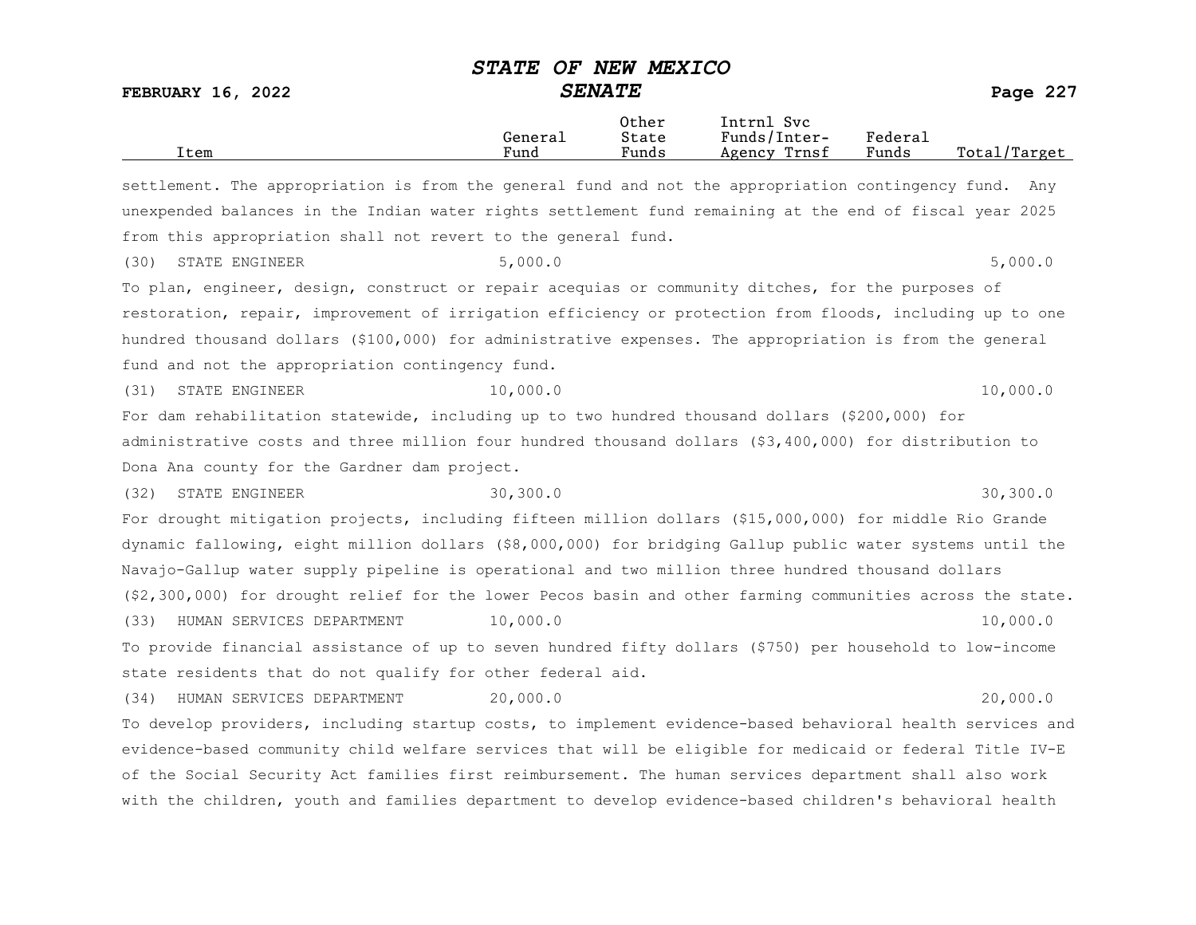| Item | General Fund | Other State Funds | Intrnl Svc Funds/Inter-Agency Trnsf | Federal Funds | Total/Target |
|---|---|---|---|---|---|

settlement. The appropriation is from the general fund and not the appropriation contingency fund. Any unexpended balances in the Indian water rights settlement fund remaining at the end of fiscal year 2025 from this appropriation shall not revert to the general fund.

| Item | General Fund | Other State Funds | Intrnl Svc Funds/Inter-Agency Trnsf | Federal Funds | Total/Target |
|---|---|---|---|---|---|
| (30) STATE ENGINEER | 5,000.0 | | | | 5,000.0 |

To plan, engineer, design, construct or repair acequias or community ditches, for the purposes of restoration, repair, improvement of irrigation efficiency or protection from floods, including up to one hundred thousand dollars ($100,000) for administrative expenses. The appropriation is from the general fund and not the appropriation contingency fund.

| Item | General Fund | Other State Funds | Intrnl Svc Funds/Inter-Agency Trnsf | Federal Funds | Total/Target |
|---|---|---|---|---|---|
| (31) STATE ENGINEER | 10,000.0 | | | | 10,000.0 |

For dam rehabilitation statewide, including up to two hundred thousand dollars ($200,000) for administrative costs and three million four hundred thousand dollars ($3,400,000) for distribution to Dona Ana county for the Gardner dam project.

| Item | General Fund | Other State Funds | Intrnl Svc Funds/Inter-Agency Trnsf | Federal Funds | Total/Target |
|---|---|---|---|---|---|
| (32) STATE ENGINEER | 30,300.0 | | | | 30,300.0 |

For drought mitigation projects, including fifteen million dollars ($15,000,000) for middle Rio Grande dynamic fallowing, eight million dollars ($8,000,000) for bridging Gallup public water systems until the Navajo-Gallup water supply pipeline is operational and two million three hundred thousand dollars ($2,300,000) for drought relief for the lower Pecos basin and other farming communities across the state.

| Item | General Fund | Other State Funds | Intrnl Svc Funds/Inter-Agency Trnsf | Federal Funds | Total/Target |
|---|---|---|---|---|---|
| (33) HUMAN SERVICES DEPARTMENT | 10,000.0 | | | | 10,000.0 |

To provide financial assistance of up to seven hundred fifty dollars ($750) per household to low-income state residents that do not qualify for other federal aid.

| Item | General Fund | Other State Funds | Intrnl Svc Funds/Inter-Agency Trnsf | Federal Funds | Total/Target |
|---|---|---|---|---|---|
| (34) HUMAN SERVICES DEPARTMENT | 20,000.0 | | | | 20,000.0 |

To develop providers, including startup costs, to implement evidence-based behavioral health services and evidence-based community child welfare services that will be eligible for medicaid or federal Title IV-E of the Social Security Act families first reimbursement. The human services department shall also work with the children, youth and families department to develop evidence-based children's behavioral health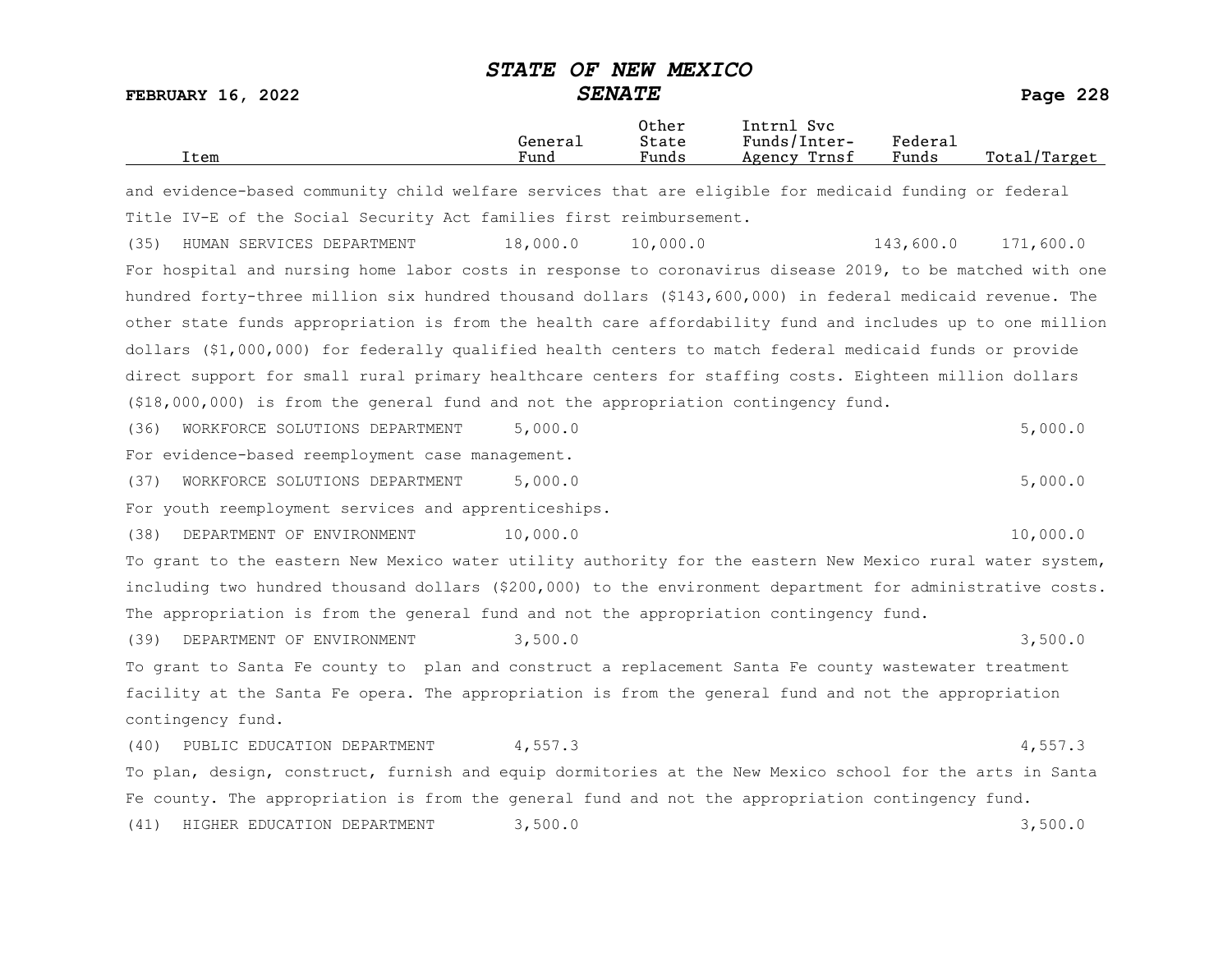| Item | General Fund | Other State Funds | Intrnl Svc Funds/Inter-Agency Trnsf | Federal Funds | Total/Target |
|---|---|---|---|---|---|

and evidence-based community child welfare services that are eligible for medicaid funding or federal Title IV-E of the Social Security Act families first reimbursement.

| Item | General Fund | Other State Funds | Intrnl Svc Funds/Inter-Agency Trnsf | Federal Funds | Total/Target |
|---|---|---|---|---|---|
| (35) HUMAN SERVICES DEPARTMENT | 18,000.0 | 10,000.0 | | 143,600.0 | 171,600.0 |

For hospital and nursing home labor costs in response to coronavirus disease 2019, to be matched with one hundred forty-three million six hundred thousand dollars ($143,600,000) in federal medicaid revenue. The other state funds appropriation is from the health care affordability fund and includes up to one million dollars ($1,000,000) for federally qualified health centers to match federal medicaid funds or provide direct support for small rural primary healthcare centers for staffing costs. Eighteen million dollars ($18,000,000) is from the general fund and not the appropriation contingency fund.

| Item | General Fund | Other State Funds | Intrnl Svc Funds/Inter-Agency Trnsf | Federal Funds | Total/Target |
|---|---|---|---|---|---|
| (36) WORKFORCE SOLUTIONS DEPARTMENT | 5,000.0 | | | | 5,000.0 |

For evidence-based reemployment case management.

| Item | General Fund | Other State Funds | Intrnl Svc Funds/Inter-Agency Trnsf | Federal Funds | Total/Target |
|---|---|---|---|---|---|
| (37) WORKFORCE SOLUTIONS DEPARTMENT | 5,000.0 | | | | 5,000.0 |

For youth reemployment services and apprenticeships.

| Item | General Fund | Other State Funds | Intrnl Svc Funds/Inter-Agency Trnsf | Federal Funds | Total/Target |
|---|---|---|---|---|---|
| (38) DEPARTMENT OF ENVIRONMENT | 10,000.0 | | | | 10,000.0 |

To grant to the eastern New Mexico water utility authority for the eastern New Mexico rural water system, including two hundred thousand dollars ($200,000) to the environment department for administrative costs. The appropriation is from the general fund and not the appropriation contingency fund.

| Item | General Fund | Other State Funds | Intrnl Svc Funds/Inter-Agency Trnsf | Federal Funds | Total/Target |
|---|---|---|---|---|---|
| (39) DEPARTMENT OF ENVIRONMENT | 3,500.0 | | | | 3,500.0 |

To grant to Santa Fe county to plan and construct a replacement Santa Fe county wastewater treatment facility at the Santa Fe opera. The appropriation is from the general fund and not the appropriation contingency fund.

| Item | General Fund | Other State Funds | Intrnl Svc Funds/Inter-Agency Trnsf | Federal Funds | Total/Target |
|---|---|---|---|---|---|
| (40) PUBLIC EDUCATION DEPARTMENT | 4,557.3 | | | | 4,557.3 |

To plan, design, construct, furnish and equip dormitories at the New Mexico school for the arts in Santa Fe county. The appropriation is from the general fund and not the appropriation contingency fund.

| Item | General Fund | Other State Funds | Intrnl Svc Funds/Inter-Agency Trnsf | Federal Funds | Total/Target |
|---|---|---|---|---|---|
| (41) HIGHER EDUCATION DEPARTMENT | 3,500.0 | | | | 3,500.0 |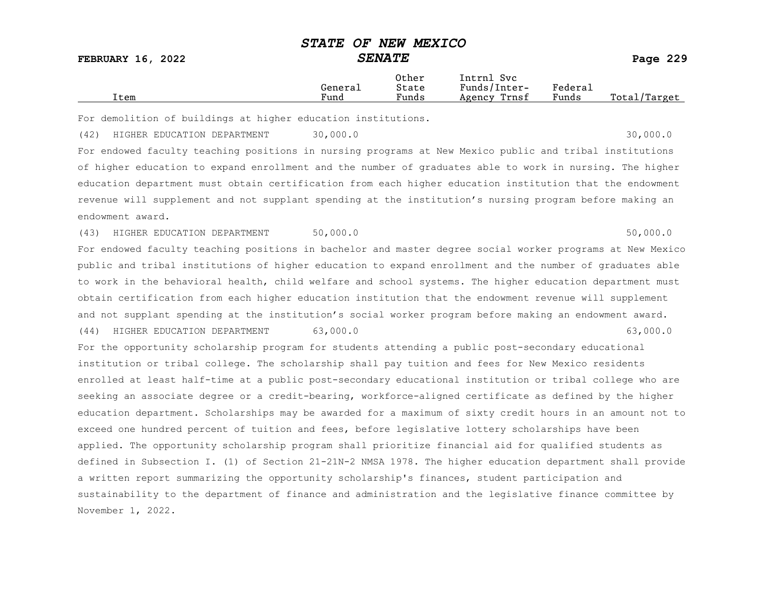| Item | General Fund | Other State Funds | Intrnl Svc Funds/Inter-Agency Trnsf | Federal Funds | Total/Target |
|---|---|---|---|---|---|

For demolition of buildings at higher education institutions.

| Item | General Fund | Other State Funds | Intrnl Svc Funds/Inter-Agency Trnsf | Federal Funds | Total/Target |
|---|---|---|---|---|---|
| (42) HIGHER EDUCATION DEPARTMENT | 30,000.0 | | | | 30,000.0 |

For endowed faculty teaching positions in nursing programs at New Mexico public and tribal institutions of higher education to expand enrollment and the number of graduates able to work in nursing. The higher education department must obtain certification from each higher education institution that the endowment revenue will supplement and not supplant spending at the institution's nursing program before making an endowment award.

| Item | General Fund | Other State Funds | Intrnl Svc Funds/Inter-Agency Trnsf | Federal Funds | Total/Target |
|---|---|---|---|---|---|
| (43) HIGHER EDUCATION DEPARTMENT | 50,000.0 | | | | 50,000.0 |

For endowed faculty teaching positions in bachelor and master degree social worker programs at New Mexico public and tribal institutions of higher education to expand enrollment and the number of graduates able to work in the behavioral health, child welfare and school systems. The higher education department must obtain certification from each higher education institution that the endowment revenue will supplement and not supplant spending at the institution's social worker program before making an endowment award.

| Item | General Fund | Other State Funds | Intrnl Svc Funds/Inter-Agency Trnsf | Federal Funds | Total/Target |
|---|---|---|---|---|---|
| (44) HIGHER EDUCATION DEPARTMENT | 63,000.0 | | | | 63,000.0 |

For the opportunity scholarship program for students attending a public post-secondary educational institution or tribal college. The scholarship shall pay tuition and fees for New Mexico residents enrolled at least half-time at a public post-secondary educational institution or tribal college who are seeking an associate degree or a credit-bearing, workforce-aligned certificate as defined by the higher education department. Scholarships may be awarded for a maximum of sixty credit hours in an amount not to exceed one hundred percent of tuition and fees, before legislative lottery scholarships have been applied. The opportunity scholarship program shall prioritize financial aid for qualified students as defined in Subsection I. (1) of Section 21-21N-2 NMSA 1978. The higher education department shall provide a written report summarizing the opportunity scholarship's finances, student participation and sustainability to the department of finance and administration and the legislative finance committee by November 1, 2022.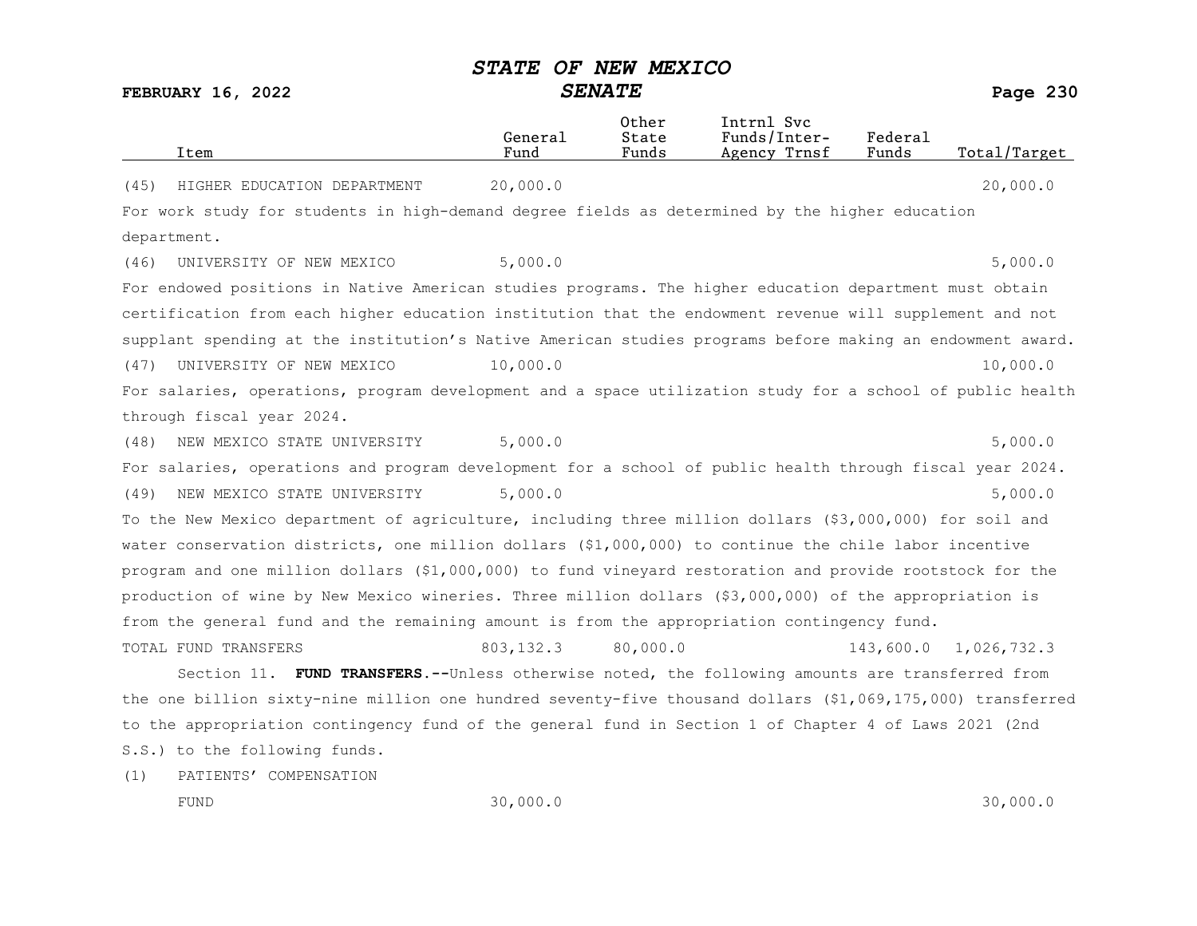| Item | General Fund | Other State Funds | Intrnl Svc Funds/Inter-Agency Trnsf | Federal Funds | Total/Target |
|---|---|---|---|---|---|
| (45) HIGHER EDUCATION DEPARTMENT | 20,000.0 | | | | 20,000.0 |

For work study for students in high-demand degree fields as determined by the higher education department.

| Item | General Fund | Other State Funds | Intrnl Svc Funds/Inter-Agency Trnsf | Federal Funds | Total/Target |
|---|---|---|---|---|---|
| (46) UNIVERSITY OF NEW MEXICO | 5,000.0 | | | | 5,000.0 |

For endowed positions in Native American studies programs. The higher education department must obtain certification from each higher education institution that the endowment revenue will supplement and not supplant spending at the institution's Native American studies programs before making an endowment award.

| Item | General Fund | Other State Funds | Intrnl Svc Funds/Inter-Agency Trnsf | Federal Funds | Total/Target |
|---|---|---|---|---|---|
| (47) UNIVERSITY OF NEW MEXICO | 10,000.0 | | | | 10,000.0 |

For salaries, operations, program development and a space utilization study for a school of public health through fiscal year 2024.

| Item | General Fund | Other State Funds | Intrnl Svc Funds/Inter-Agency Trnsf | Federal Funds | Total/Target |
|---|---|---|---|---|---|
| (48) NEW MEXICO STATE UNIVERSITY | 5,000.0 | | | | 5,000.0 |

For salaries, operations and program development for a school of public health through fiscal year 2024.

| Item | General Fund | Other State Funds | Intrnl Svc Funds/Inter-Agency Trnsf | Federal Funds | Total/Target |
|---|---|---|---|---|---|
| (49) NEW MEXICO STATE UNIVERSITY | 5,000.0 | | | | 5,000.0 |

To the New Mexico department of agriculture, including three million dollars ($3,000,000) for soil and water conservation districts, one million dollars ($1,000,000) to continue the chile labor incentive program and one million dollars ($1,000,000) to fund vineyard restoration and provide rootstock for the production of wine by New Mexico wineries. Three million dollars ($3,000,000) of the appropriation is from the general fund and the remaining amount is from the appropriation contingency fund.

| Item | General Fund | Other State Funds | Intrnl Svc Funds/Inter-Agency Trnsf | Federal Funds | Total/Target |
|---|---|---|---|---|---|
| TOTAL FUND TRANSFERS | 803,132.3 | 80,000.0 | | 143,600.0 | 1,026,732.3 |

Section 11. **FUND TRANSFERS.--**Unless otherwise noted, the following amounts are transferred from the one billion sixty-nine million one hundred seventy-five thousand dollars ($1,069,175,000) transferred to the appropriation contingency fund of the general fund in Section 1 of Chapter 4 of Laws 2021 (2nd S.S.) to the following funds.

| Item | General Fund | Other State Funds | Intrnl Svc Funds/Inter-Agency Trnsf | Federal Funds | Total/Target |
|---|---|---|---|---|---|
| (1) PATIENTS' COMPENSATION FUND | 30,000.0 | | | | 30,000.0 |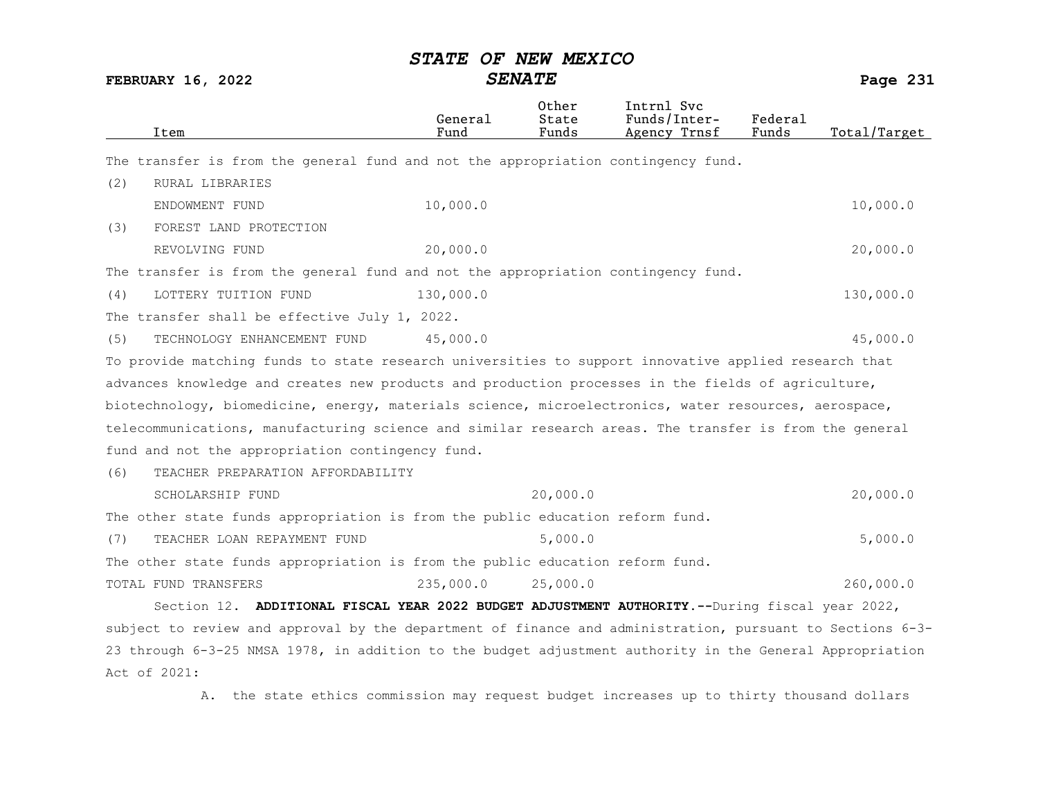| Item | General Fund | Other State Funds | Intrnl Svc Funds/Inter-Agency Trnsf | Federal Funds | Total/Target |
|---|---|---|---|---|---|
| The transfer is from the general fund and not the appropriation contingency fund. | | | | | |
| (2) RURAL LIBRARIES ENDOWMENT FUND | 10,000.0 | | | | 10,000.0 |
| (3) FOREST LAND PROTECTION REVOLVING FUND | 20,000.0 | | | | 20,000.0 |
| The transfer is from the general fund and not the appropriation contingency fund. | | | | | |
| (4) LOTTERY TUITION FUND | 130,000.0 | | | | 130,000.0 |
| The transfer shall be effective July 1, 2022. | | | | | |
| (5) TECHNOLOGY ENHANCEMENT FUND | 45,000.0 | | | | 45,000.0 |
| To provide matching funds to state research universities to support innovative applied research that advances knowledge and creates new products and production processes in the fields of agriculture, biotechnology, biomedicine, energy, materials science, microelectronics, water resources, aerospace, telecommunications, manufacturing science and similar research areas. The transfer is from the general fund and not the appropriation contingency fund. | | | | | |
| (6) TEACHER PREPARATION AFFORDABILITY SCHOLARSHIP FUND | | 20,000.0 | | | 20,000.0 |
| The other state funds appropriation is from the public education reform fund. | | | | | |
| (7) TEACHER LOAN REPAYMENT FUND | | 5,000.0 | | | 5,000.0 |
| The other state funds appropriation is from the public education reform fund. | | | | | |
| TOTAL FUND TRANSFERS | 235,000.0 | 25,000.0 | | | 260,000.0 |

Section 12. **ADDITIONAL FISCAL YEAR 2022 BUDGET ADJUSTMENT AUTHORITY.--**During fiscal year 2022, subject to review and approval by the department of finance and administration, pursuant to Sections 6-3-23 through 6-3-25 NMSA 1978, in addition to the budget adjustment authority in the General Appropriation Act of 2021:

A. the state ethics commission may request budget increases up to thirty thousand dollars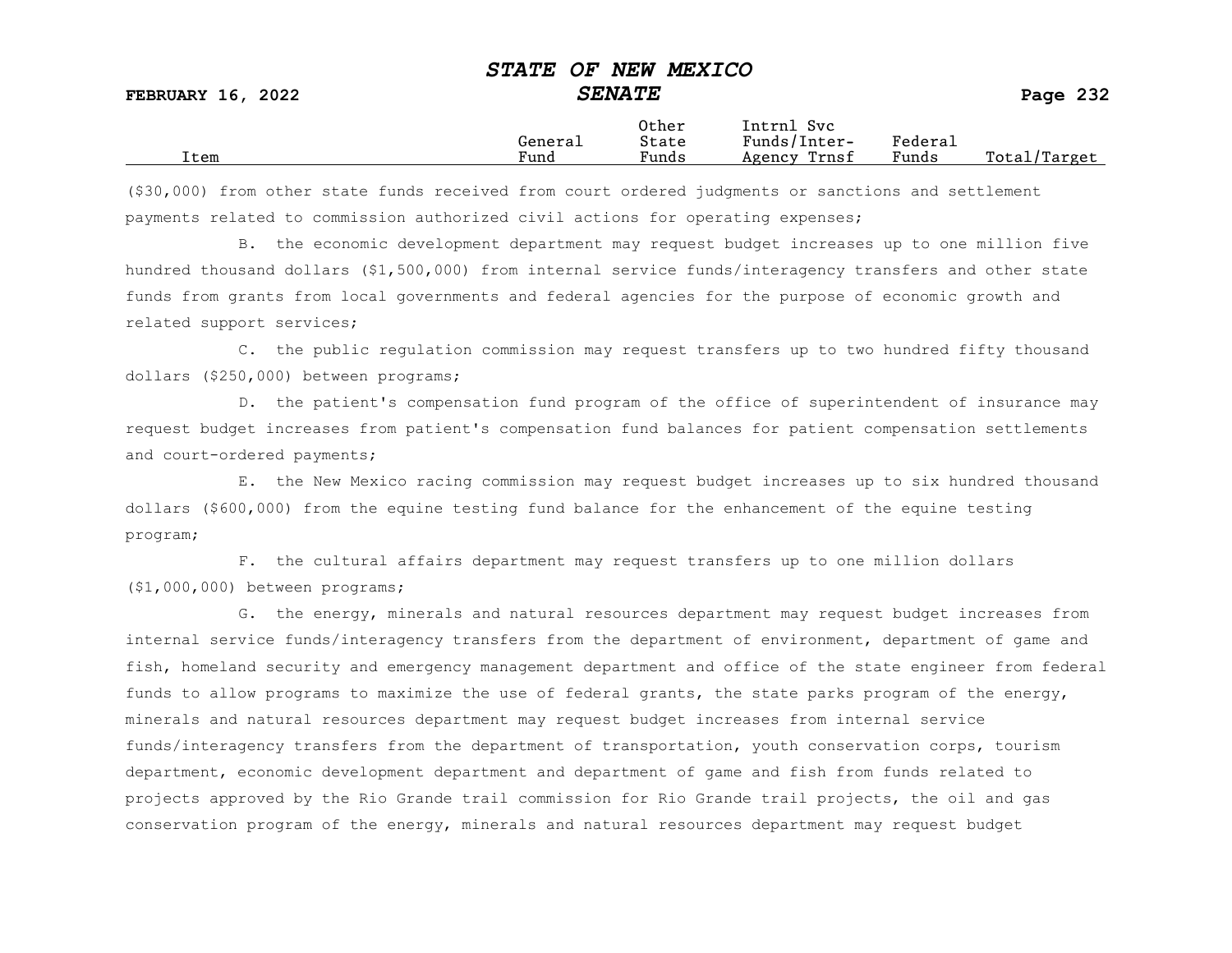| Item | General Fund | Other State Funds | Intrnl Svc Funds/Inter-Agency Trnsf | Federal Funds | Total/Target |
| --- | --- | --- | --- | --- | --- |

($30,000) from other state funds received from court ordered judgments or sanctions and settlement payments related to commission authorized civil actions for operating expenses;

B. the economic development department may request budget increases up to one million five hundred thousand dollars ($1,500,000) from internal service funds/interagency transfers and other state funds from grants from local governments and federal agencies for the purpose of economic growth and related support services;

C. the public regulation commission may request transfers up to two hundred fifty thousand dollars ($250,000) between programs;

D. the patient's compensation fund program of the office of superintendent of insurance may request budget increases from patient's compensation fund balances for patient compensation settlements and court-ordered payments;

E. the New Mexico racing commission may request budget increases up to six hundred thousand dollars ($600,000) from the equine testing fund balance for the enhancement of the equine testing program;

F. the cultural affairs department may request transfers up to one million dollars ($1,000,000) between programs;

G. the energy, minerals and natural resources department may request budget increases from internal service funds/interagency transfers from the department of environment, department of game and fish, homeland security and emergency management department and office of the state engineer from federal funds to allow programs to maximize the use of federal grants, the state parks program of the energy, minerals and natural resources department may request budget increases from internal service funds/interagency transfers from the department of transportation, youth conservation corps, tourism department, economic development department and department of game and fish from funds related to projects approved by the Rio Grande trail commission for Rio Grande trail projects, the oil and gas conservation program of the energy, minerals and natural resources department may request budget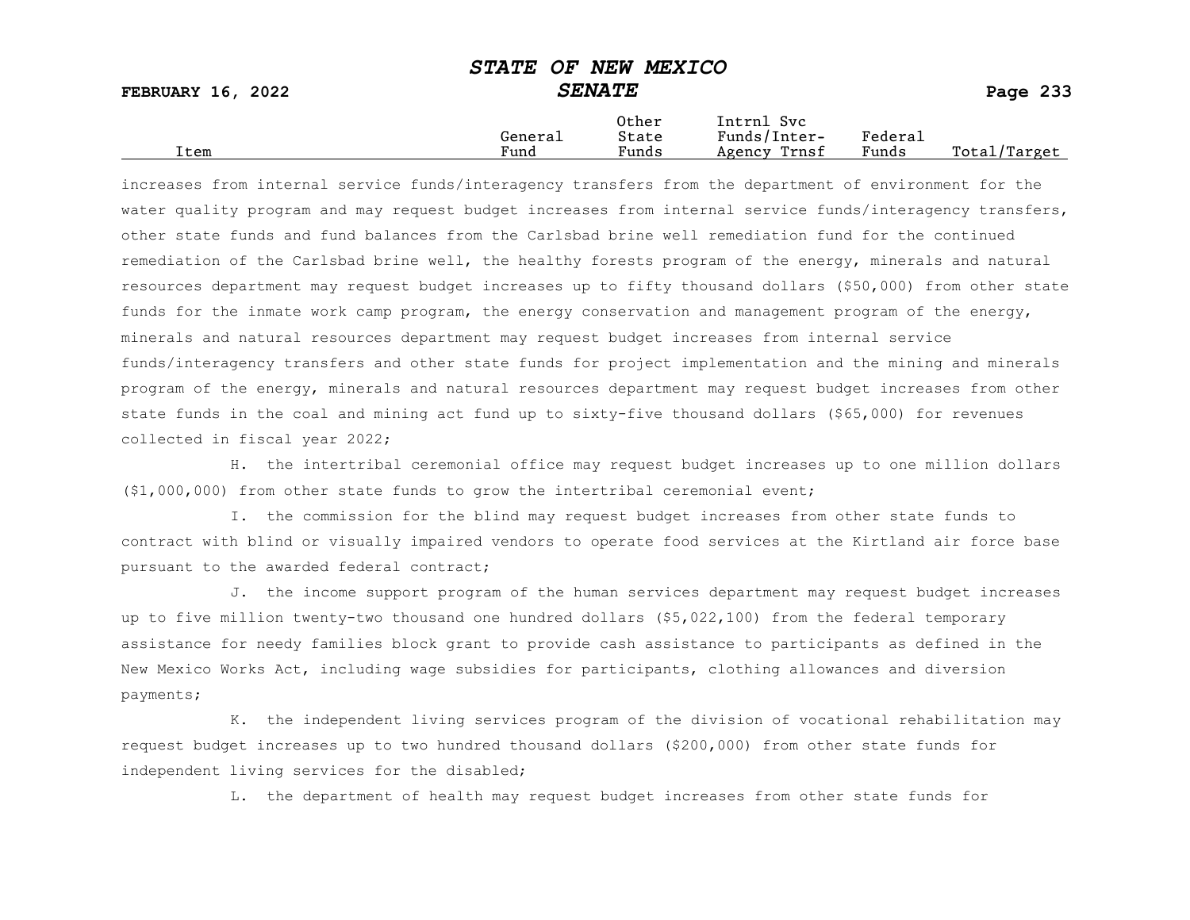increases from internal service funds/interagency transfers from the department of environment for the water quality program and may request budget increases from internal service funds/interagency transfers, other state funds and fund balances from the Carlsbad brine well remediation fund for the continued remediation of the Carlsbad brine well, the healthy forests program of the energy, minerals and natural resources department may request budget increases up to fifty thousand dollars ($50,000) from other state funds for the inmate work camp program, the energy conservation and management program of the energy, minerals and natural resources department may request budget increases from internal service funds/interagency transfers and other state funds for project implementation and the mining and minerals program of the energy, minerals and natural resources department may request budget increases from other state funds in the coal and mining act fund up to sixty-five thousand dollars ($65,000) for revenues collected in fiscal year 2022;

H. the intertribal ceremonial office may request budget increases up to one million dollars ($1,000,000) from other state funds to grow the intertribal ceremonial event;

I. the commission for the blind may request budget increases from other state funds to contract with blind or visually impaired vendors to operate food services at the Kirtland air force base pursuant to the awarded federal contract;

J. the income support program of the human services department may request budget increases up to five million twenty-two thousand one hundred dollars ($5,022,100) from the federal temporary assistance for needy families block grant to provide cash assistance to participants as defined in the New Mexico Works Act, including wage subsidies for participants, clothing allowances and diversion payments;

K. the independent living services program of the division of vocational rehabilitation may request budget increases up to two hundred thousand dollars ($200,000) from other state funds for independent living services for the disabled;

L. the department of health may request budget increases from other state funds for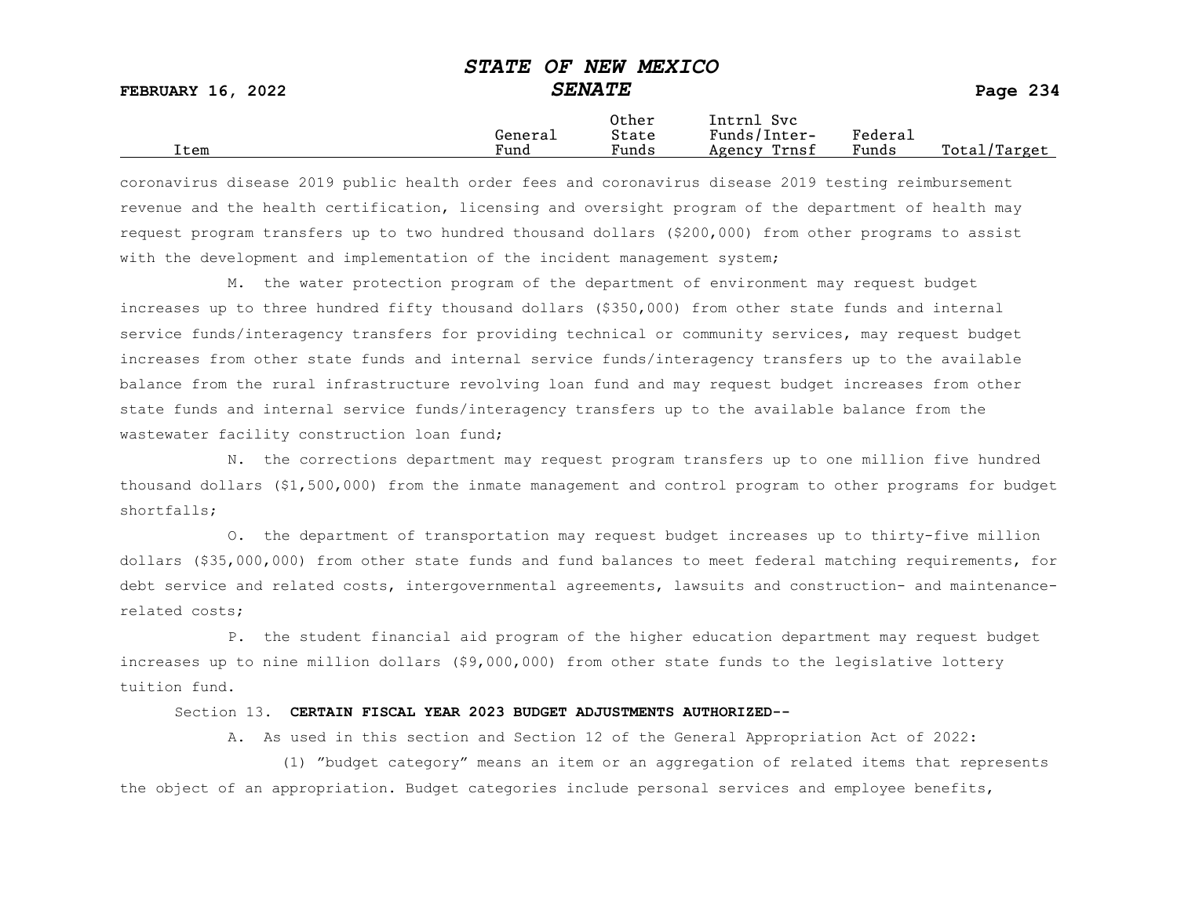coronavirus disease 2019 public health order fees and coronavirus disease 2019 testing reimbursement revenue and the health certification, licensing and oversight program of the department of health may request program transfers up to two hundred thousand dollars ($200,000) from other programs to assist with the development and implementation of the incident management system;

M. the water protection program of the department of environment may request budget increases up to three hundred fifty thousand dollars ($350,000) from other state funds and internal service funds/interagency transfers for providing technical or community services, may request budget increases from other state funds and internal service funds/interagency transfers up to the available balance from the rural infrastructure revolving loan fund and may request budget increases from other state funds and internal service funds/interagency transfers up to the available balance from the wastewater facility construction loan fund;

N. the corrections department may request program transfers up to one million five hundred thousand dollars ($1,500,000) from the inmate management and control program to other programs for budget shortfalls;

O. the department of transportation may request budget increases up to thirty-five million dollars ($35,000,000) from other state funds and fund balances to meet federal matching requirements, for debt service and related costs, intergovernmental agreements, lawsuits and construction- and maintenance-related costs;

P. the student financial aid program of the higher education department may request budget increases up to nine million dollars ($9,000,000) from other state funds to the legislative lottery tuition fund.

Section 13. **CERTAIN FISCAL YEAR 2023 BUDGET ADJUSTMENTS AUTHORIZED--**

A. As used in this section and Section 12 of the General Appropriation Act of 2022:

(1) "budget category" means an item or an aggregation of related items that represents the object of an appropriation. Budget categories include personal services and employee benefits,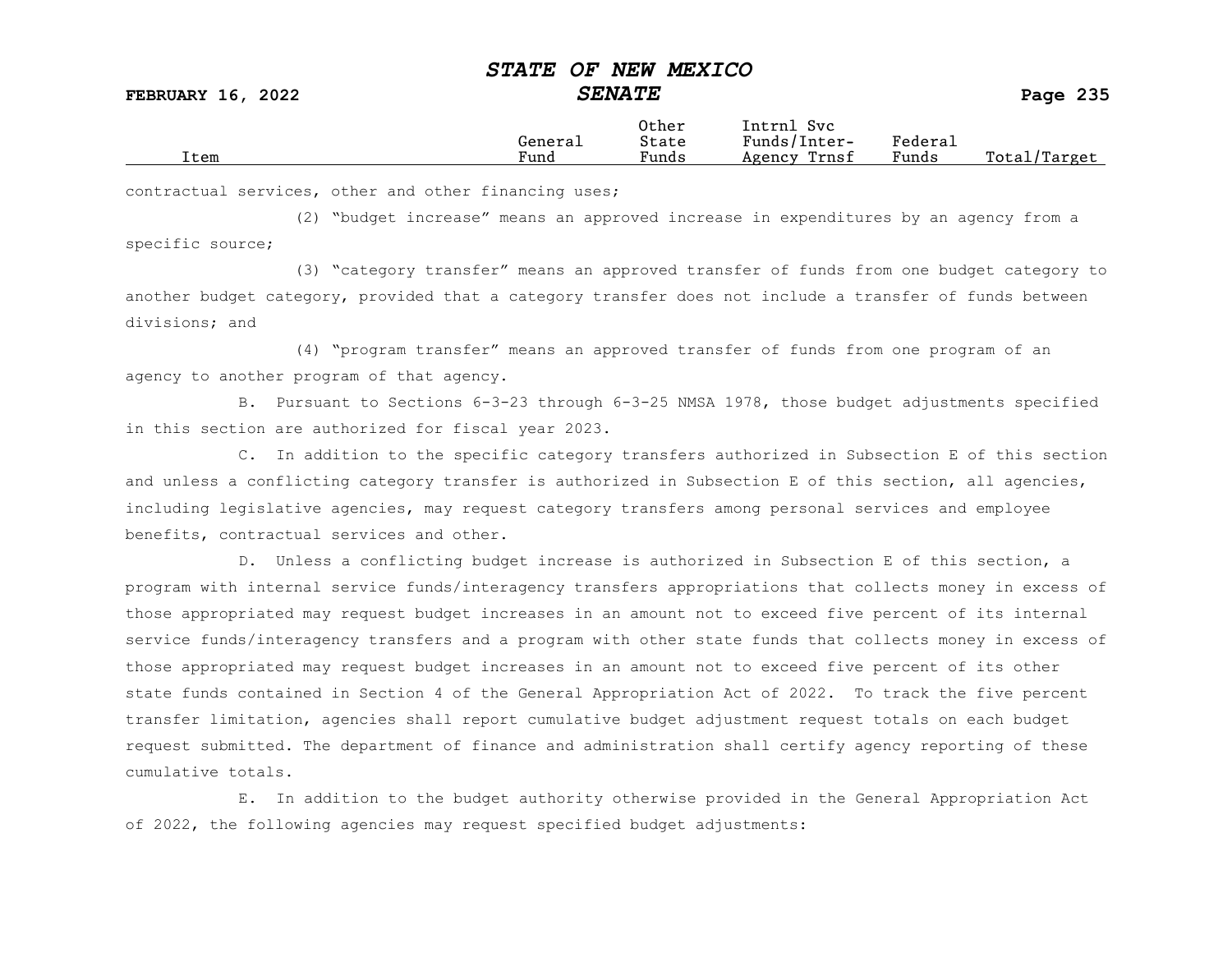contractual services, other and other financing uses;

(2) "budget increase" means an approved increase in expenditures by an agency from a specific source;

(3) "category transfer" means an approved transfer of funds from one budget category to another budget category, provided that a category transfer does not include a transfer of funds between divisions; and

(4) "program transfer" means an approved transfer of funds from one program of an agency to another program of that agency.

B. Pursuant to Sections 6-3-23 through 6-3-25 NMSA 1978, those budget adjustments specified in this section are authorized for fiscal year 2023.

C. In addition to the specific category transfers authorized in Subsection E of this section and unless a conflicting category transfer is authorized in Subsection E of this section, all agencies, including legislative agencies, may request category transfers among personal services and employee benefits, contractual services and other.

D. Unless a conflicting budget increase is authorized in Subsection E of this section, a program with internal service funds/interagency transfers appropriations that collects money in excess of those appropriated may request budget increases in an amount not to exceed five percent of its internal service funds/interagency transfers and a program with other state funds that collects money in excess of those appropriated may request budget increases in an amount not to exceed five percent of its other state funds contained in Section 4 of the General Appropriation Act of 2022. To track the five percent transfer limitation, agencies shall report cumulative budget adjustment request totals on each budget request submitted. The department of finance and administration shall certify agency reporting of these cumulative totals.

E. In addition to the budget authority otherwise provided in the General Appropriation Act of 2022, the following agencies may request specified budget adjustments: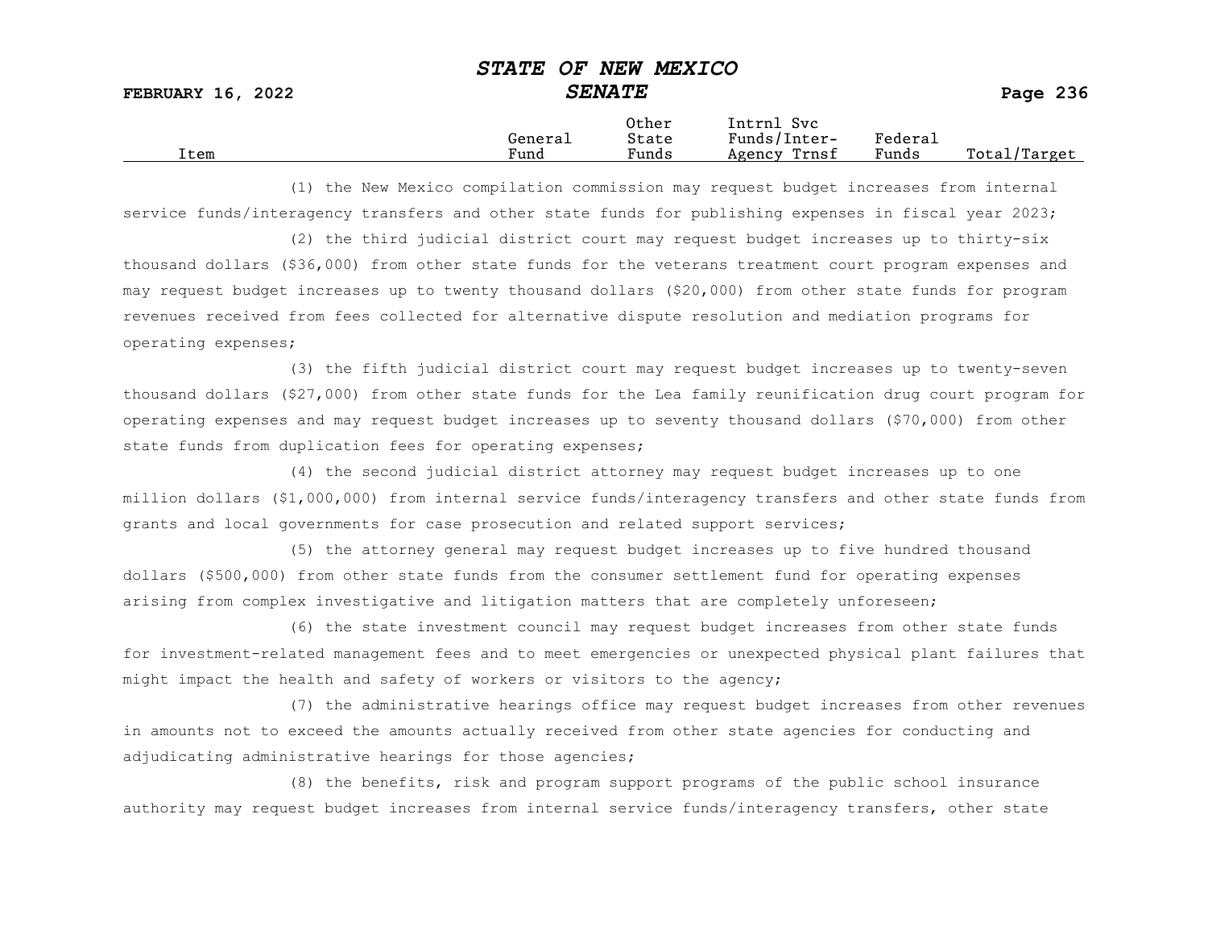(1) the New Mexico compilation commission may request budget increases from internal service funds/interagency transfers and other state funds for publishing expenses in fiscal year 2023;

(2) the third judicial district court may request budget increases up to thirty-six thousand dollars ($36,000) from other state funds for the veterans treatment court program expenses and may request budget increases up to twenty thousand dollars ($20,000) from other state funds for program revenues received from fees collected for alternative dispute resolution and mediation programs for operating expenses;

(3) the fifth judicial district court may request budget increases up to twenty-seven thousand dollars ($27,000) from other state funds for the Lea family reunification drug court program for operating expenses and may request budget increases up to seventy thousand dollars ($70,000) from other state funds from duplication fees for operating expenses;

(4) the second judicial district attorney may request budget increases up to one million dollars ($1,000,000) from internal service funds/interagency transfers and other state funds from grants and local governments for case prosecution and related support services;

(5) the attorney general may request budget increases up to five hundred thousand dollars ($500,000) from other state funds from the consumer settlement fund for operating expenses arising from complex investigative and litigation matters that are completely unforeseen;

(6) the state investment council may request budget increases from other state funds for investment-related management fees and to meet emergencies or unexpected physical plant failures that might impact the health and safety of workers or visitors to the agency;

(7) the administrative hearings office may request budget increases from other revenues in amounts not to exceed the amounts actually received from other state agencies for conducting and adjudicating administrative hearings for those agencies;

(8) the benefits, risk and program support programs of the public school insurance authority may request budget increases from internal service funds/interagency transfers, other state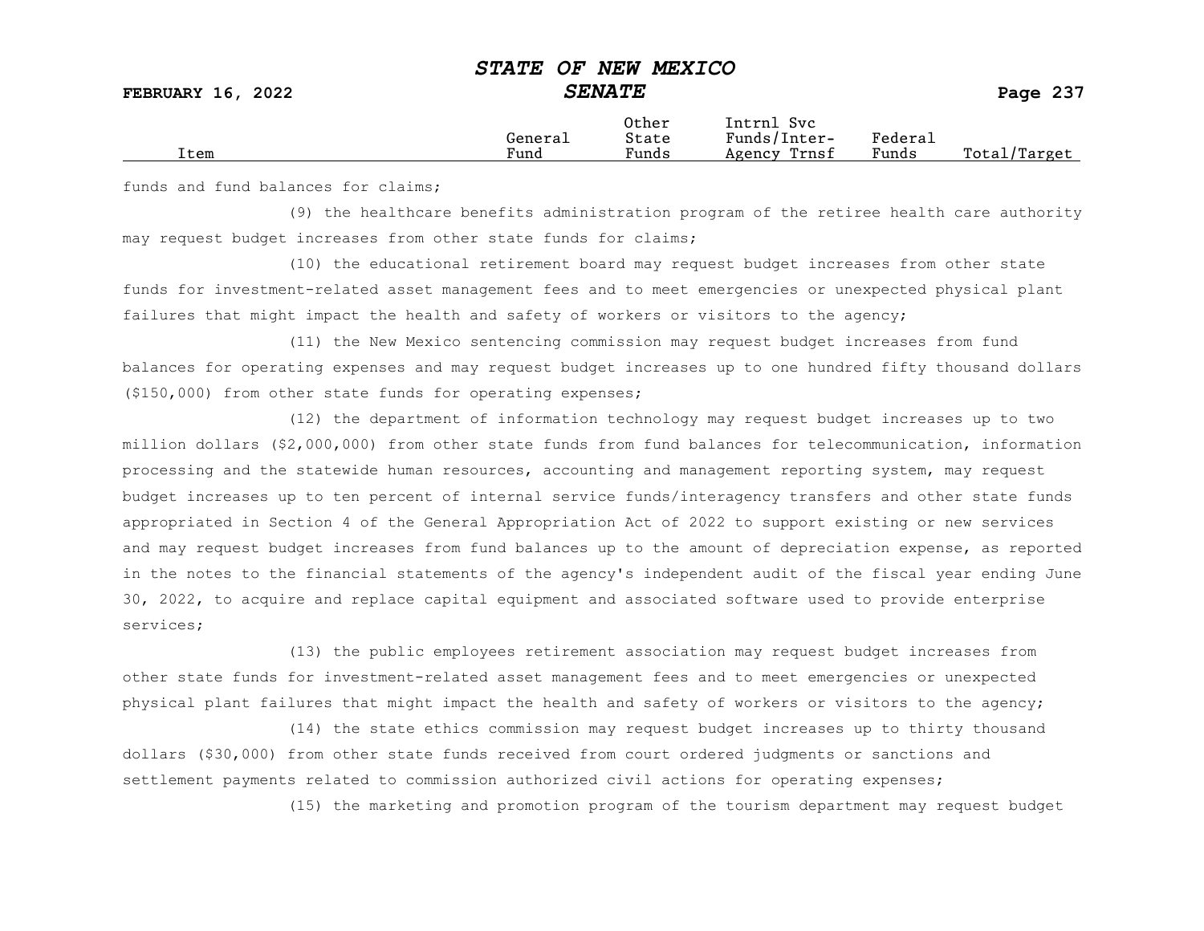funds and fund balances for claims;

(9) the healthcare benefits administration program of the retiree health care authority may request budget increases from other state funds for claims;

(10) the educational retirement board may request budget increases from other state funds for investment-related asset management fees and to meet emergencies or unexpected physical plant failures that might impact the health and safety of workers or visitors to the agency;

(11) the New Mexico sentencing commission may request budget increases from fund balances for operating expenses and may request budget increases up to one hundred fifty thousand dollars ($150,000) from other state funds for operating expenses;

(12) the department of information technology may request budget increases up to two million dollars ($2,000,000) from other state funds from fund balances for telecommunication, information processing and the statewide human resources, accounting and management reporting system, may request budget increases up to ten percent of internal service funds/interagency transfers and other state funds appropriated in Section 4 of the General Appropriation Act of 2022 to support existing or new services and may request budget increases from fund balances up to the amount of depreciation expense, as reported in the notes to the financial statements of the agency's independent audit of the fiscal year ending June 30, 2022, to acquire and replace capital equipment and associated software used to provide enterprise services;

(13) the public employees retirement association may request budget increases from other state funds for investment-related asset management fees and to meet emergencies or unexpected physical plant failures that might impact the health and safety of workers or visitors to the agency;

(14) the state ethics commission may request budget increases up to thirty thousand dollars ($30,000) from other state funds received from court ordered judgments or sanctions and settlement payments related to commission authorized civil actions for operating expenses;

(15) the marketing and promotion program of the tourism department may request budget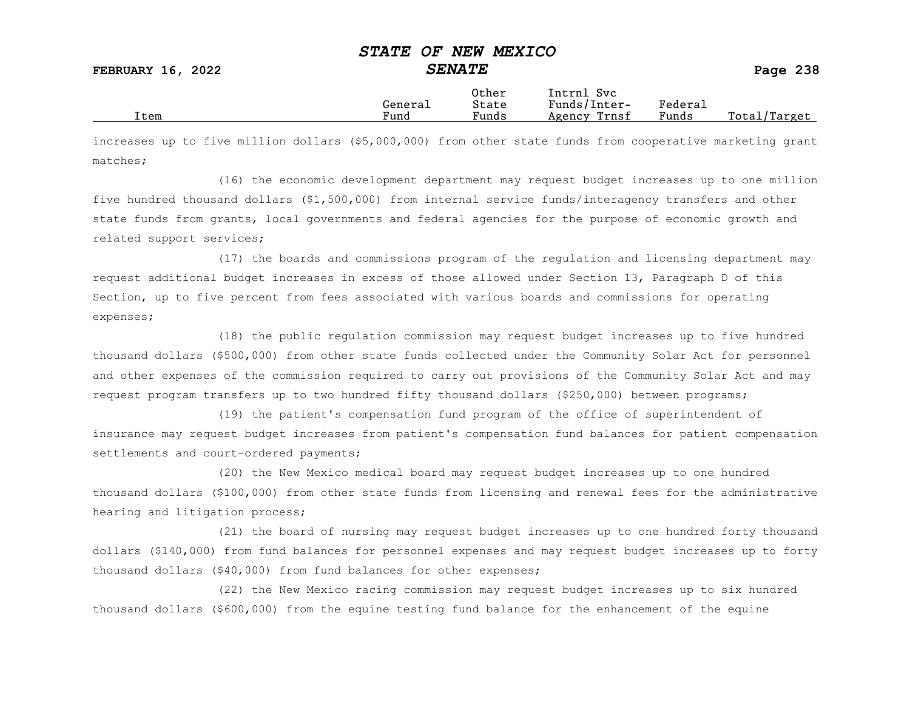| Item | General Fund | Other State Funds | Intrnl Svc Funds/Inter-Agency Trnsf | Federal Funds | Total/Target |
|---|---|---|---|---|---|

increases up to five million dollars ($5,000,000) from other state funds from cooperative marketing grant matches;

(16) the economic development department may request budget increases up to one million five hundred thousand dollars ($1,500,000) from internal service funds/interagency transfers and other state funds from grants, local governments and federal agencies for the purpose of economic growth and related support services;

(17) the boards and commissions program of the regulation and licensing department may request additional budget increases in excess of those allowed under Section 13, Paragraph D of this Section, up to five percent from fees associated with various boards and commissions for operating expenses;

(18) the public regulation commission may request budget increases up to five hundred thousand dollars ($500,000) from other state funds collected under the Community Solar Act for personnel and other expenses of the commission required to carry out provisions of the Community Solar Act and may request program transfers up to two hundred fifty thousand dollars ($250,000) between programs;

(19) the patient's compensation fund program of the office of superintendent of insurance may request budget increases from patient's compensation fund balances for patient compensation settlements and court-ordered payments;

(20) the New Mexico medical board may request budget increases up to one hundred thousand dollars ($100,000) from other state funds from licensing and renewal fees for the administrative hearing and litigation process;

(21) the board of nursing may request budget increases up to one hundred forty thousand dollars ($140,000) from fund balances for personnel expenses and may request budget increases up to forty thousand dollars ($40,000) from fund balances for other expenses;

(22) the New Mexico racing commission may request budget increases up to six hundred thousand dollars ($600,000) from the equine testing fund balance for the enhancement of the equine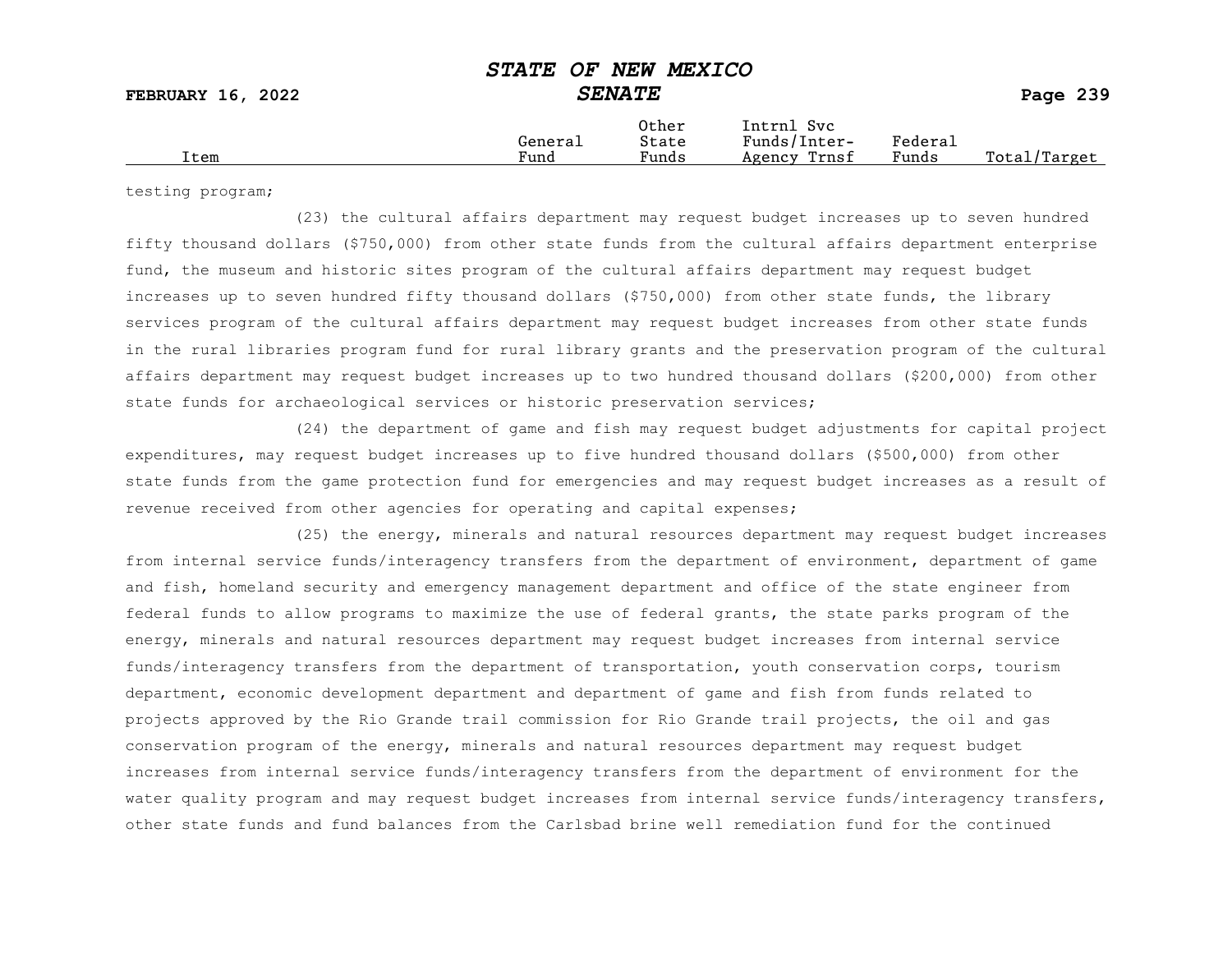| Item | General Fund | Other State Funds | Intrnl Svc Funds/Inter-Agency Trnsf | Federal Funds | Total/Target |
|---|---|---|---|---|---|

testing program;

(23) the cultural affairs department may request budget increases up to seven hundred fifty thousand dollars ($750,000) from other state funds from the cultural affairs department enterprise fund, the museum and historic sites program of the cultural affairs department may request budget increases up to seven hundred fifty thousand dollars ($750,000) from other state funds, the library services program of the cultural affairs department may request budget increases from other state funds in the rural libraries program fund for rural library grants and the preservation program of the cultural affairs department may request budget increases up to two hundred thousand dollars ($200,000) from other state funds for archaeological services or historic preservation services;

(24) the department of game and fish may request budget adjustments for capital project expenditures, may request budget increases up to five hundred thousand dollars ($500,000) from other state funds from the game protection fund for emergencies and may request budget increases as a result of revenue received from other agencies for operating and capital expenses;

(25) the energy, minerals and natural resources department may request budget increases from internal service funds/interagency transfers from the department of environment, department of game and fish, homeland security and emergency management department and office of the state engineer from federal funds to allow programs to maximize the use of federal grants, the state parks program of the energy, minerals and natural resources department may request budget increases from internal service funds/interagency transfers from the department of transportation, youth conservation corps, tourism department, economic development department and department of game and fish from funds related to projects approved by the Rio Grande trail commission for Rio Grande trail projects, the oil and gas conservation program of the energy, minerals and natural resources department may request budget increases from internal service funds/interagency transfers from the department of environment for the water quality program and may request budget increases from internal service funds/interagency transfers, other state funds and fund balances from the Carlsbad brine well remediation fund for the continued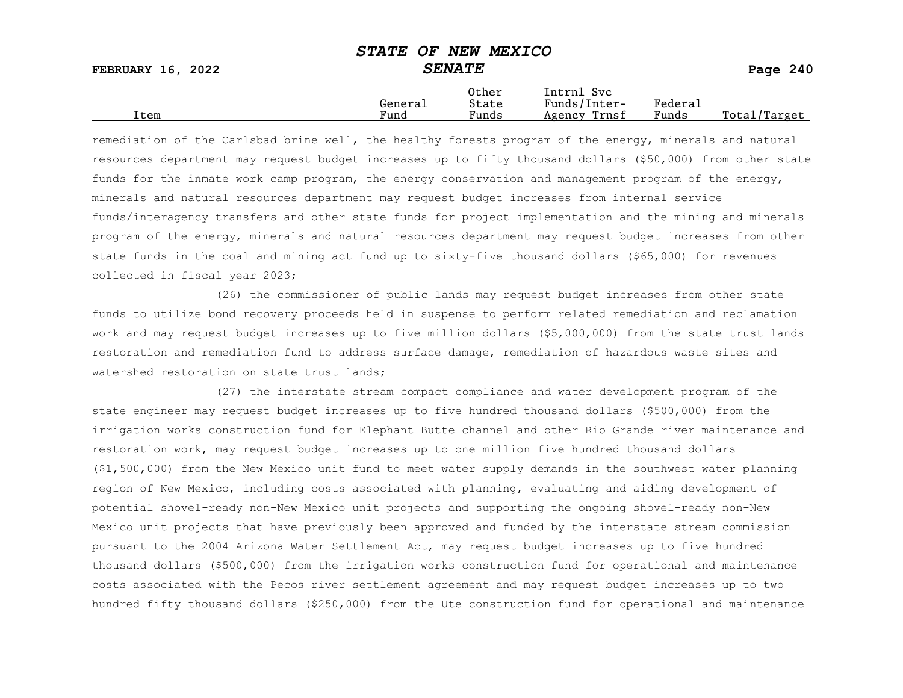remediation of the Carlsbad brine well, the healthy forests program of the energy, minerals and natural resources department may request budget increases up to fifty thousand dollars ($50,000) from other state funds for the inmate work camp program, the energy conservation and management program of the energy, minerals and natural resources department may request budget increases from internal service funds/interagency transfers and other state funds for project implementation and the mining and minerals program of the energy, minerals and natural resources department may request budget increases from other state funds in the coal and mining act fund up to sixty-five thousand dollars ($65,000) for revenues collected in fiscal year 2023;

(26) the commissioner of public lands may request budget increases from other state funds to utilize bond recovery proceeds held in suspense to perform related remediation and reclamation work and may request budget increases up to five million dollars ($5,000,000) from the state trust lands restoration and remediation fund to address surface damage, remediation of hazardous waste sites and watershed restoration on state trust lands;

(27) the interstate stream compact compliance and water development program of the state engineer may request budget increases up to five hundred thousand dollars ($500,000) from the irrigation works construction fund for Elephant Butte channel and other Rio Grande river maintenance and restoration work, may request budget increases up to one million five hundred thousand dollars ($1,500,000) from the New Mexico unit fund to meet water supply demands in the southwest water planning region of New Mexico, including costs associated with planning, evaluating and aiding development of potential shovel-ready non-New Mexico unit projects and supporting the ongoing shovel-ready non-New Mexico unit projects that have previously been approved and funded by the interstate stream commission pursuant to the 2004 Arizona Water Settlement Act, may request budget increases up to five hundred thousand dollars ($500,000) from the irrigation works construction fund for operational and maintenance costs associated with the Pecos river settlement agreement and may request budget increases up to two hundred fifty thousand dollars ($250,000) from the Ute construction fund for operational and maintenance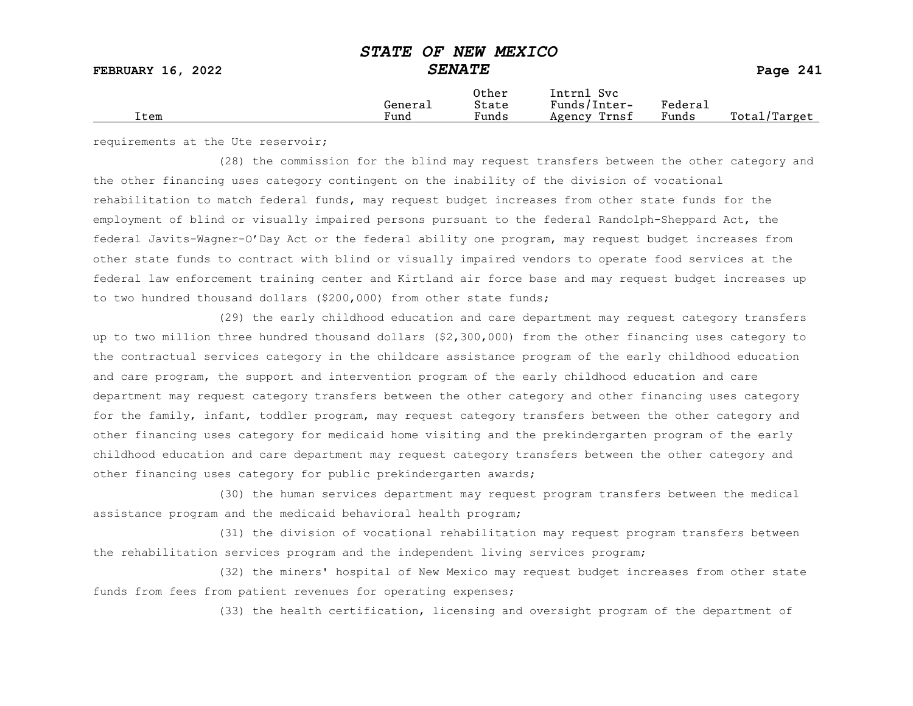requirements at the Ute reservoir;

(28) the commission for the blind may request transfers between the other category and the other financing uses category contingent on the inability of the division of vocational rehabilitation to match federal funds, may request budget increases from other state funds for the employment of blind or visually impaired persons pursuant to the federal Randolph-Sheppard Act, the federal Javits-Wagner-O'Day Act or the federal ability one program, may request budget increases from other state funds to contract with blind or visually impaired vendors to operate food services at the federal law enforcement training center and Kirtland air force base and may request budget increases up to two hundred thousand dollars ($200,000) from other state funds;

(29) the early childhood education and care department may request category transfers up to two million three hundred thousand dollars ($2,300,000) from the other financing uses category to the contractual services category in the childcare assistance program of the early childhood education and care program, the support and intervention program of the early childhood education and care department may request category transfers between the other category and other financing uses category for the family, infant, toddler program, may request category transfers between the other category and other financing uses category for medicaid home visiting and the prekindergarten program of the early childhood education and care department may request category transfers between the other category and other financing uses category for public prekindergarten awards;

(30) the human services department may request program transfers between the medical assistance program and the medicaid behavioral health program;

(31) the division of vocational rehabilitation may request program transfers between the rehabilitation services program and the independent living services program;

(32) the miners' hospital of New Mexico may request budget increases from other state funds from fees from patient revenues for operating expenses;

(33) the health certification, licensing and oversight program of the department of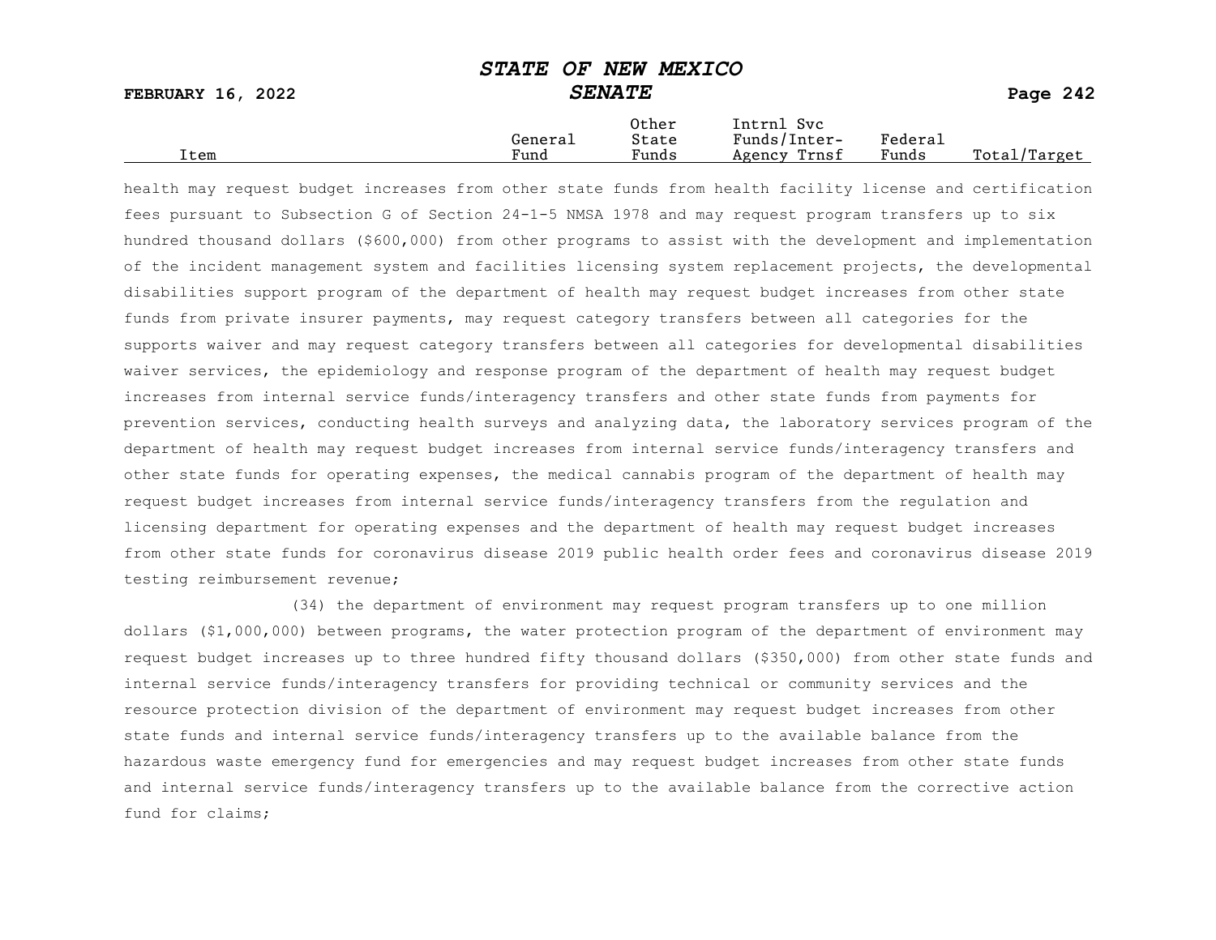health may request budget increases from other state funds from health facility license and certification fees pursuant to Subsection G of Section 24-1-5 NMSA 1978 and may request program transfers up to six hundred thousand dollars ($600,000) from other programs to assist with the development and implementation of the incident management system and facilities licensing system replacement projects, the developmental disabilities support program of the department of health may request budget increases from other state funds from private insurer payments, may request category transfers between all categories for the supports waiver and may request category transfers between all categories for developmental disabilities waiver services, the epidemiology and response program of the department of health may request budget increases from internal service funds/interagency transfers and other state funds from payments for prevention services, conducting health surveys and analyzing data, the laboratory services program of the department of health may request budget increases from internal service funds/interagency transfers and other state funds for operating expenses, the medical cannabis program of the department of health may request budget increases from internal service funds/interagency transfers from the regulation and licensing department for operating expenses and the department of health may request budget increases from other state funds for coronavirus disease 2019 public health order fees and coronavirus disease 2019 testing reimbursement revenue;

(34) the department of environment may request program transfers up to one million dollars ($1,000,000) between programs, the water protection program of the department of environment may request budget increases up to three hundred fifty thousand dollars ($350,000) from other state funds and internal service funds/interagency transfers for providing technical or community services and the resource protection division of the department of environment may request budget increases from other state funds and internal service funds/interagency transfers up to the available balance from the hazardous waste emergency fund for emergencies and may request budget increases from other state funds and internal service funds/interagency transfers up to the available balance from the corrective action fund for claims;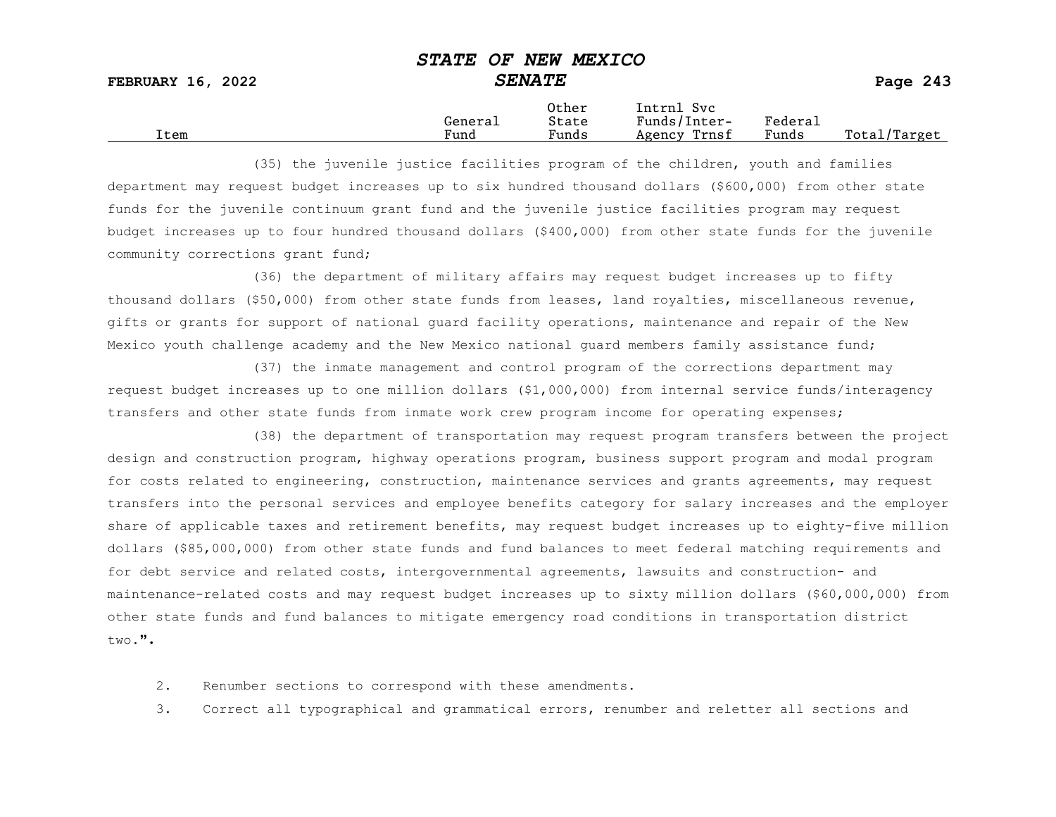| Item | General Fund | Other State Funds | Intrnl Svc Funds/Inter-Agency Trnsf | Federal Funds | Total/Target |
|---|---|---|---|---|---|

(35) the juvenile justice facilities program of the children, youth and families department may request budget increases up to six hundred thousand dollars ($600,000) from other state funds for the juvenile continuum grant fund and the juvenile justice facilities program may request budget increases up to four hundred thousand dollars ($400,000) from other state funds for the juvenile community corrections grant fund;

(36) the department of military affairs may request budget increases up to fifty thousand dollars ($50,000) from other state funds from leases, land royalties, miscellaneous revenue, gifts or grants for support of national guard facility operations, maintenance and repair of the New Mexico youth challenge academy and the New Mexico national guard members family assistance fund;

(37) the inmate management and control program of the corrections department may request budget increases up to one million dollars ($1,000,000) from internal service funds/interagency transfers and other state funds from inmate work crew program income for operating expenses;

(38) the department of transportation may request program transfers between the project design and construction program, highway operations program, business support program and modal program for costs related to engineering, construction, maintenance services and grants agreements, may request transfers into the personal services and employee benefits category for salary increases and the employer share of applicable taxes and retirement benefits, may request budget increases up to eighty-five million dollars ($85,000,000) from other state funds and fund balances to meet federal matching requirements and for debt service and related costs, intergovernmental agreements, lawsuits and construction- and maintenance-related costs and may request budget increases up to sixty million dollars ($60,000,000) from other state funds and fund balances to mitigate emergency road conditions in transportation district two.".

2. Renumber sections to correspond with these amendments.

3. Correct all typographical and grammatical errors, renumber and reletter all sections and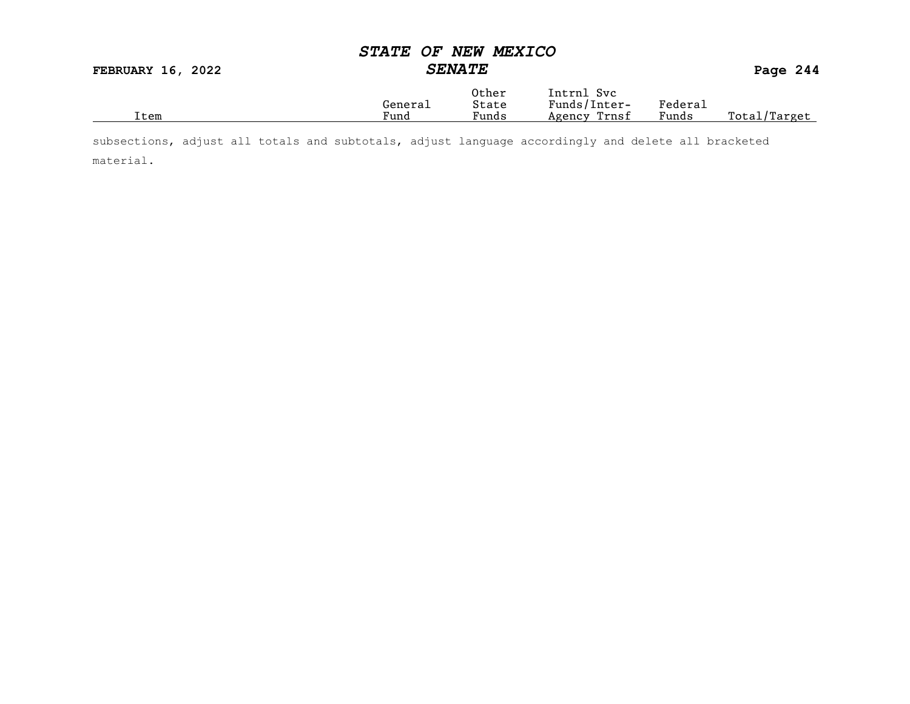subsections, adjust all totals and subtotals, adjust language accordingly and delete all bracketed material.